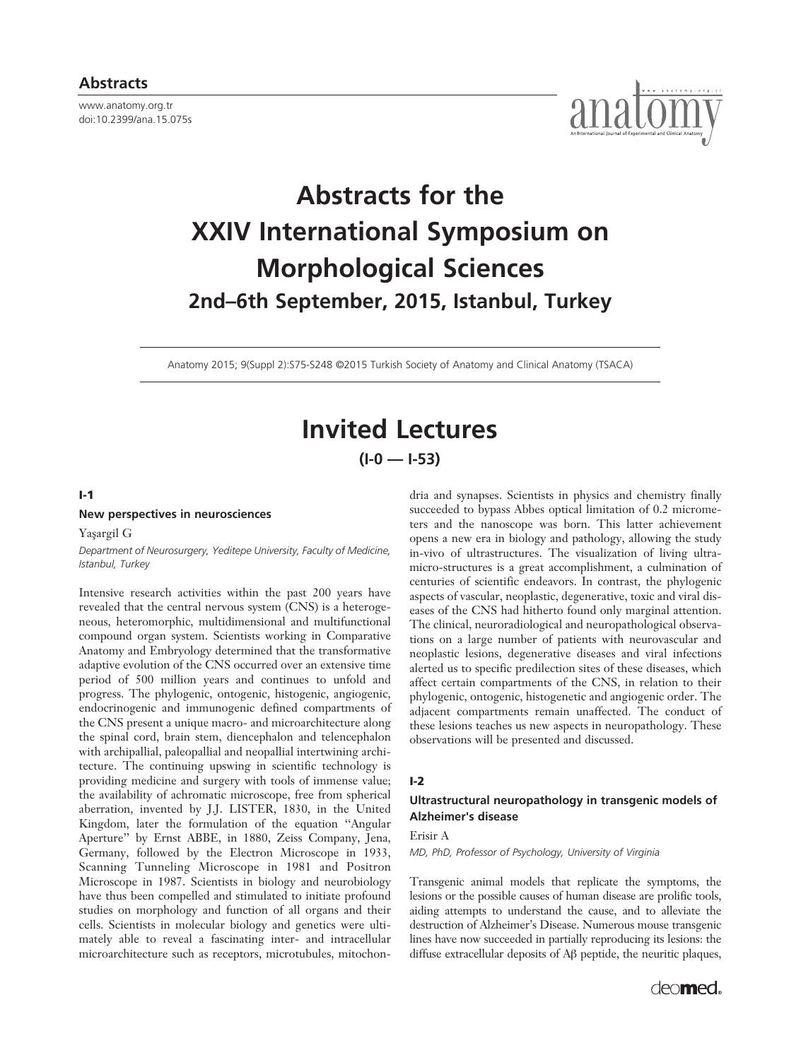**Abstracts**

www.anatomy.org.tr
doi:10.2399/ana.15.075s

# Abstracts for the XXIV International Symposium on Morphological Sciences

## 2nd–6th September, 2015, Istanbul, Turkey

Anatomy 2015; 9(Suppl 2):S75-S248 ©2015 Turkish Society of Anatomy and Clinical Anatomy (TSACA)

# Invited Lectures

**(I-0 — I-53)**

### I-1

**New perspectives in neurosciences**

Yaşargil G

*Department of Neurosurgery, Yeditepe University, Faculty of Medicine, Istanbul, Turkey*

Intensive research activities within the past 200 years have revealed that the central nervous system (CNS) is a heterogeneous, heteromorphic, multidimensional and multifunctional compound organ system. Scientists working in Comparative Anatomy and Embryology determined that the transformative adaptive evolution of the CNS occurred over an extensive time period of 500 million years and continues to unfold and progress. The phylogenic, ontogenic, histogenic, angiogenic, endocrinogenic and immunogenic defined compartments of the CNS present a unique macro- and microarchitecture along the spinal cord, brain stem, diencephalon and telencephalon with archipallial, paleopallial and neopallial intertwining architecture. The continuing upswing in scientific technology is providing medicine and surgery with tools of immense value; the availability of achromatic microscope, free from spherical aberration, invented by J.J. LISTER, 1830, in the United Kingdom, later the formulation of the equation "Angular Aperture" by Ernst ABBE, in 1880, Zeiss Company, Jena, Germany, followed by the Electron Microscope in 1933, Scanning Tunneling Microscope in 1981 and Positron Microscope in 1987. Scientists in biology and neurobiology have thus been compelled and stimulated to initiate profound studies on morphology and function of all organs and their cells. Scientists in molecular biology and genetics were ultimately able to reveal a fascinating inter- and intracellular microarchitecture such as receptors, microtubules, mitochondria and synapses. Scientists in physics and chemistry finally succeeded to bypass Abbes optical limitation of 0.2 micrometers and the nanoscope was born. This latter achievement opens a new era in biology and pathology, allowing the study in-vivo of ultrastructures. The visualization of living ultramicro-structures is a great accomplishment, a culmination of centuries of scientific endeavors. In contrast, the phylogenic aspects of vascular, neoplastic, degenerative, toxic and viral diseases of the CNS had hitherto found only marginal attention. The clinical, neuroradiological and neuropathological observations on a large number of patients with neurovascular and neoplastic lesions, degenerative diseases and viral infections alerted us to specific predilection sites of these diseases, which affect certain compartments of the CNS, in relation to their phylogenic, ontogenic, histogenetic and angiogenic order. The adjacent compartments remain unaffected. The conduct of these lesions teaches us new aspects in neuropathology. These observations will be presented and discussed.

### I-2

**Ultrastructural neuropathology in transgenic models of Alzheimer's disease**

Erisir A

*MD, PhD, Professor of Psychology, University of Virginia*

Transgenic animal models that replicate the symptoms, the lesions or the possible causes of human disease are prolific tools, aiding attempts to understand the cause, and to alleviate the destruction of Alzheimer's Disease. Numerous mouse transgenic lines have now succeeded in partially reproducing its lesions: the diffuse extracellular deposits of Aβ peptide, the neuritic plaques,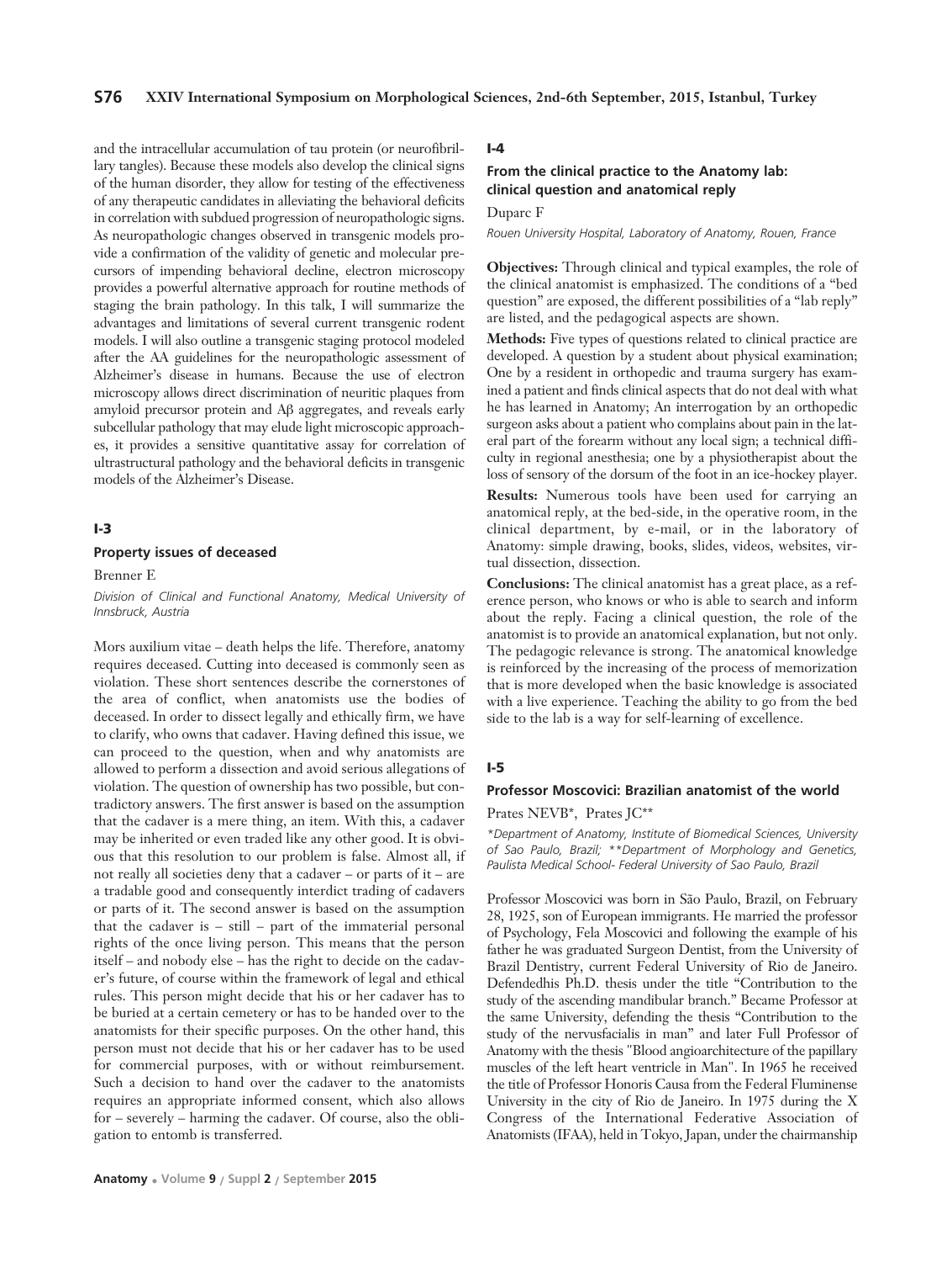and the intracellular accumulation of tau protein (or neurofibrillary tangles). Because these models also develop the clinical signs of the human disorder, they allow for testing of the effectiveness of any therapeutic candidates in alleviating the behavioral deficits in correlation with subdued progression of neuropathologic signs. As neuropathologic changes observed in transgenic models provide a confirmation of the validity of genetic and molecular precursors of impending behavioral decline, electron microscopy provides a powerful alternative approach for routine methods of staging the brain pathology. In this talk, I will summarize the advantages and limitations of several current transgenic rodent models. I will also outline a transgenic staging protocol modeled after the AA guidelines for the neuropathologic assessment of Alzheimer's disease in humans. Because the use of electron microscopy allows direct discrimination of neuritic plaques from amyloid precursor protein and Aβ aggregates, and reveals early subcellular pathology that may elude light microscopic approaches, it provides a sensitive quantitative assay for correlation of ultrastructural pathology and the behavioral deficits in transgenic models of the Alzheimer's Disease.

## I-3

### Property issues of deceased

Brenner E

*Division of Clinical and Functional Anatomy, Medical University of Innsbruck, Austria*

Mors auxilium vitae – death helps the life. Therefore, anatomy requires deceased. Cutting into deceased is commonly seen as violation. These short sentences describe the cornerstones of the area of conflict, when anatomists use the bodies of deceased. In order to dissect legally and ethically firm, we have to clarify, who owns that cadaver. Having defined this issue, we can proceed to the question, when and why anatomists are allowed to perform a dissection and avoid serious allegations of violation. The question of ownership has two possible, but contradictory answers. The first answer is based on the assumption that the cadaver is a mere thing, an item. With this, a cadaver may be inherited or even traded like any other good. It is obvious that this resolution to our problem is false. Almost all, if not really all societies deny that a cadaver – or parts of it – are a tradable good and consequently interdict trading of cadavers or parts of it. The second answer is based on the assumption that the cadaver is – still – part of the immaterial personal rights of the once living person. This means that the person itself – and nobody else – has the right to decide on the cadaver's future, of course within the framework of legal and ethical rules. This person might decide that his or her cadaver has to be buried at a certain cemetery or has to be handed over to the anatomists for their specific purposes. On the other hand, this person must not decide that his or her cadaver has to be used for commercial purposes, with or without reimbursement. Such a decision to hand over the cadaver to the anatomists requires an appropriate informed consent, which also allows for – severely – harming the cadaver. Of course, also the obligation to entomb is transferred.

## I-4

### From the clinical practice to the Anatomy lab: clinical question and anatomical reply

Duparc F

*Rouen University Hospital, Laboratory of Anatomy, Rouen, France*

**Objectives:** Through clinical and typical examples, the role of the clinical anatomist is emphasized. The conditions of a "bed question" are exposed, the different possibilities of a "lab reply" are listed, and the pedagogical aspects are shown.

**Methods:** Five types of questions related to clinical practice are developed. A question by a student about physical examination; One by a resident in orthopedic and trauma surgery has examined a patient and finds clinical aspects that do not deal with what he has learned in Anatomy; An interrogation by an orthopedic surgeon asks about a patient who complains about pain in the lateral part of the forearm without any local sign; a technical difficulty in regional anesthesia; one by a physiotherapist about the loss of sensory of the dorsum of the foot in an ice-hockey player.

**Results:** Numerous tools have been used for carrying an anatomical reply, at the bed-side, in the operative room, in the clinical department, by e-mail, or in the laboratory of Anatomy: simple drawing, books, slides, videos, websites, virtual dissection, dissection.

**Conclusions:** The clinical anatomist has a great place, as a reference person, who knows or who is able to search and inform about the reply. Facing a clinical question, the role of the anatomist is to provide an anatomical explanation, but not only. The pedagogic relevance is strong. The anatomical knowledge is reinforced by the increasing of the process of memorization that is more developed when the basic knowledge is associated with a live experience. Teaching the ability to go from the bed side to the lab is a way for self-learning of excellence.

## I-5

### Professor Moscovici: Brazilian anatomist of the world

Prates NEVB*, Prates JC**

*\*Department of Anatomy, Institute of Biomedical Sciences, University of Sao Paulo, Brazil; \*\*Department of Morphology and Genetics, Paulista Medical School- Federal University of Sao Paulo, Brazil*

Professor Moscovici was born in São Paulo, Brazil, on February 28, 1925, son of European immigrants. He married the professor of Psychology, Fela Moscovici and following the example of his father he was graduated Surgeon Dentist, from the University of Brazil Dentistry, current Federal University of Rio de Janeiro. Defendedhis Ph.D. thesis under the title "Contribution to the study of the ascending mandibular branch." Became Professor at the same University, defending the thesis "Contribution to the study of the nervusfacialis in man" and later Full Professor of Anatomy with the thesis "Blood angioarchitecture of the papillary muscles of the left heart ventricle in Man". In 1965 he received the title of Professor Honoris Causa from the Federal Fluminense University in the city of Rio de Janeiro. In 1975 during the X Congress of the International Federative Association of Anatomists (IFAA), held in Tokyo, Japan, under the chairmanship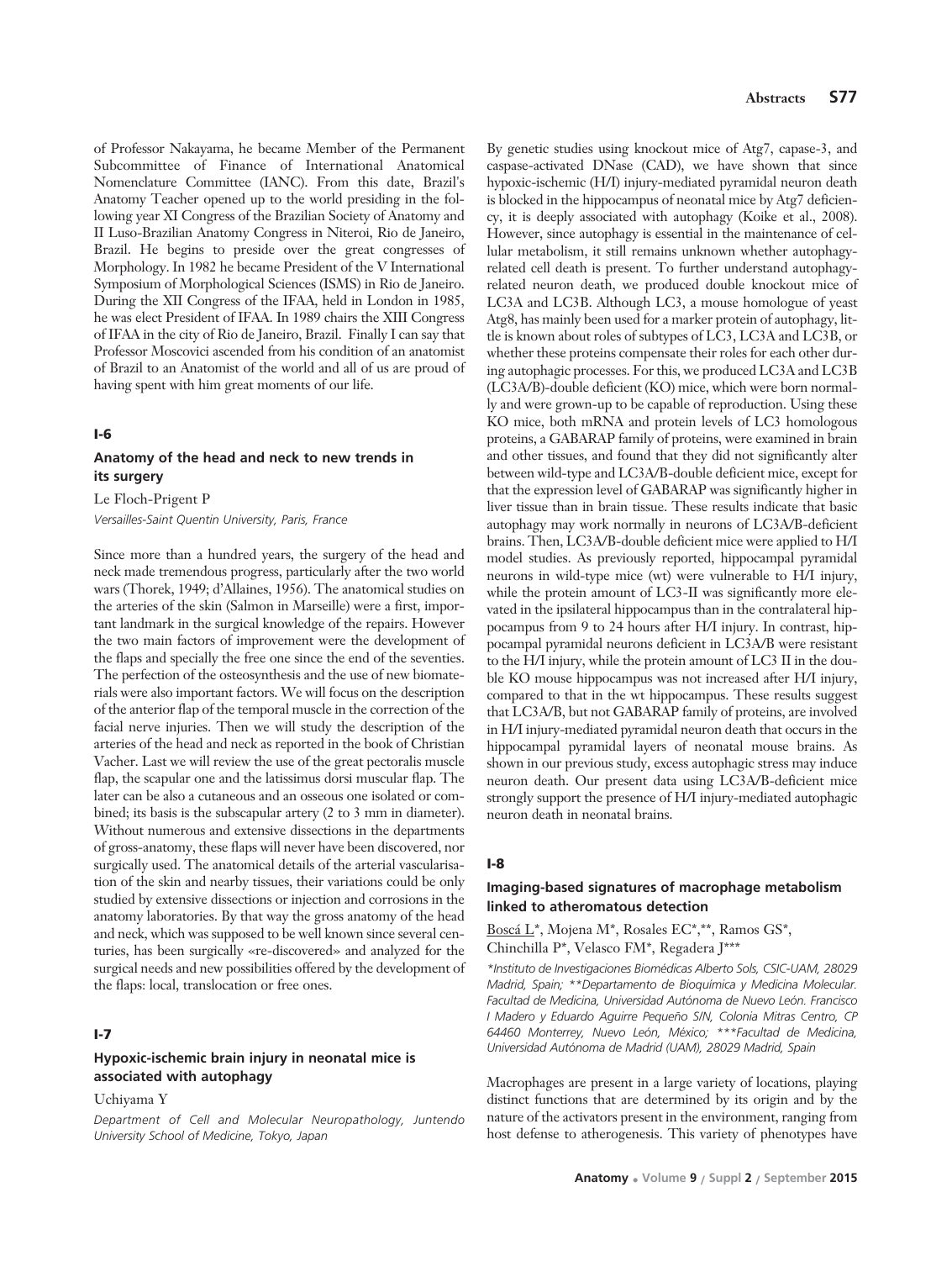of Professor Nakayama, he became Member of the Permanent Subcommittee of Finance of International Anatomical Nomenclature Committee (IANC). From this date, Brazil's Anatomy Teacher opened up to the world presiding in the following year XI Congress of the Brazilian Society of Anatomy and II Luso-Brazilian Anatomy Congress in Niteroi, Rio de Janeiro, Brazil. He begins to preside over the great congresses of Morphology. In 1982 he became President of the V International Symposium of Morphological Sciences (ISMS) in Rio de Janeiro. During the XII Congress of the IFAA, held in London in 1985, he was elect President of IFAA. In 1989 chairs the XIII Congress of IFAA in the city of Rio de Janeiro, Brazil. Finally I can say that Professor Moscovici ascended from his condition of an anatomist of Brazil to an Anatomist of the world and all of us are proud of having spent with him great moments of our life.

## I-6

### Anatomy of the head and neck to new trends in its surgery

Le Floch-Prigent P

*Versailles-Saint Quentin University, Paris, France*

Since more than a hundred years, the surgery of the head and neck made tremendous progress, particularly after the two world wars (Thorek, 1949; d'Allaines, 1956). The anatomical studies on the arteries of the skin (Salmon in Marseille) were a first, important landmark in the surgical knowledge of the repairs. However the two main factors of improvement were the development of the flaps and specially the free one since the end of the seventies. The perfection of the osteosynthesis and the use of new biomaterials were also important factors. We will focus on the description of the anterior flap of the temporal muscle in the correction of the facial nerve injuries. Then we will study the description of the arteries of the head and neck as reported in the book of Christian Vacher. Last we will review the use of the great pectoralis muscle flap, the scapular one and the latissimus dorsi muscular flap. The later can be also a cutaneous and an osseous one isolated or combined; its basis is the subscapular artery (2 to 3 mm in diameter). Without numerous and extensive dissections in the departments of gross-anatomy, these flaps will never have been discovered, nor surgically used. The anatomical details of the arterial vascularisation of the skin and nearby tissues, their variations could be only studied by extensive dissections or injection and corrosions in the anatomy laboratories. By that way the gross anatomy of the head and neck, which was supposed to be well known since several centuries, has been surgically «re-discovered» and analyzed for the surgical needs and new possibilities offered by the development of the flaps: local, translocation or free ones.

## I-7

### Hypoxic-ischemic brain injury in neonatal mice is associated with autophagy

Uchiyama Y

*Department of Cell and Molecular Neuropathology, Juntendo University School of Medicine, Tokyo, Japan*

By genetic studies using knockout mice of Atg7, capase-3, and caspase-activated DNase (CAD), we have shown that since hypoxic-ischemic (H/I) injury-mediated pyramidal neuron death is blocked in the hippocampus of neonatal mice by Atg7 deficiency, it is deeply associated with autophagy (Koike et al., 2008). However, since autophagy is essential in the maintenance of cellular metabolism, it still remains unknown whether autophagy-related cell death is present. To further understand autophagy-related neuron death, we produced double knockout mice of LC3A and LC3B. Although LC3, a mouse homologue of yeast Atg8, has mainly been used for a marker protein of autophagy, little is known about roles of subtypes of LC3, LC3A and LC3B, or whether these proteins compensate their roles for each other during autophagic processes. For this, we produced LC3A and LC3B (LC3A/B)-double deficient (KO) mice, which were born normally and were grown-up to be capable of reproduction. Using these KO mice, both mRNA and protein levels of LC3 homologous proteins, a GABARAP family of proteins, were examined in brain and other tissues, and found that they did not significantly alter between wild-type and LC3A/B-double deficient mice, except for that the expression level of GABARAP was significantly higher in liver tissue than in brain tissue. These results indicate that basic autophagy may work normally in neurons of LC3A/B-deficient brains. Then, LC3A/B-double deficient mice were applied to H/I model studies. As previously reported, hippocampal pyramidal neurons in wild-type mice (wt) were vulnerable to H/I injury, while the protein amount of LC3-II was significantly more elevated in the ipsilateral hippocampus than in the contralateral hippocampus from 9 to 24 hours after H/I injury. In contrast, hippocampal pyramidal neurons deficient in LC3A/B were resistant to the H/I injury, while the protein amount of LC3 II in the double KO mouse hippocampus was not increased after H/I injury, compared to that in the wt hippocampus. These results suggest that LC3A/B, but not GABARAP family of proteins, are involved in H/I injury-mediated pyramidal neuron death that occurs in the hippocampal pyramidal layers of neonatal mouse brains. As shown in our previous study, excess autophagic stress may induce neuron death. Our present data using LC3A/B-deficient mice strongly support the presence of H/I injury-mediated autophagic neuron death in neonatal brains.

## I-8

### Imaging-based signatures of macrophage metabolism linked to atheromatous detection

<u>Boscá L</u>\*, Mojena M\*, Rosales EC\*,\*\*, Ramos GS\*, Chinchilla P\*, Velasco FM\*, Regadera J\*\*\*

*\*Instituto de Investigaciones Biomédicas Alberto Sols, CSIC-UAM, 28029 Madrid, Spain; \*\*Departamento de Bioquímica y Medicina Molecular. Facultad de Medicina, Universidad Autónoma de Nuevo León. Francisco I Madero y Eduardo Aguirre Pequeño S/N, Colonia Mitras Centro, CP 64460 Monterrey, Nuevo León, México; \*\*\*Facultad de Medicina, Universidad Autónoma de Madrid (UAM), 28029 Madrid, Spain*

Macrophages are present in a large variety of locations, playing distinct functions that are determined by its origin and by the nature of the activators present in the environment, ranging from host defense to atherogenesis. This variety of phenotypes have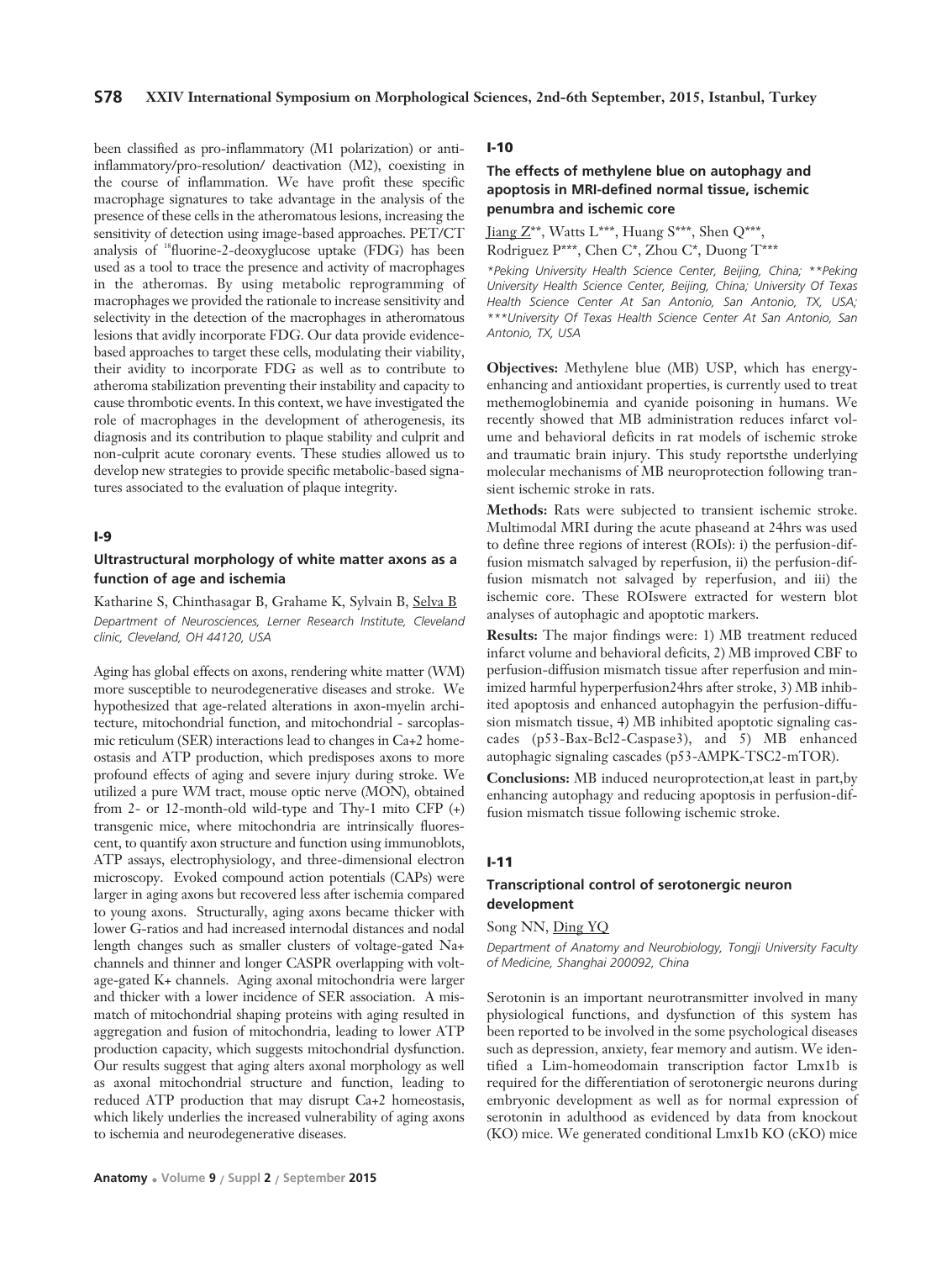been classified as pro-inflammatory (M1 polarization) or anti-inflammatory/pro-resolution/ deactivation (M2), coexisting in the course of inflammation. We have profit these specific macrophage signatures to take advantage in the analysis of the presence of these cells in the atheromatous lesions, increasing the sensitivity of detection using image-based approaches. PET/CT analysis of $^{18}$fluorine-2-deoxyglucose uptake (FDG) has been used as a tool to trace the presence and activity of macrophages in the atheromas. By using metabolic reprogramming of macrophages we provided the rationale to increase sensitivity and selectivity in the detection of the macrophages in atheromatous lesions that avidly incorporate FDG. Our data provide evidence-based approaches to target these cells, modulating their viability, their avidity to incorporate FDG as well as to contribute to atheroma stabilization preventing their instability and capacity to cause thrombotic events. In this context, we have investigated the role of macrophages in the development of atherogenesis, its diagnosis and its contribution to plaque stability and culprit and non-culprit acute coronary events. These studies allowed us to develop new strategies to provide specific metabolic-based signatures associated to the evaluation of plaque integrity.

## I-9

### Ultrastructural morphology of white matter axons as a function of age and ischemia

Katharine S, Chinthasagar B, Grahame K, Sylvain B, Selva B

*Department of Neurosciences, Lerner Research Institute, Cleveland clinic, Cleveland, OH 44120, USA*

Aging has global effects on axons, rendering white matter (WM) more susceptible to neurodegenerative diseases and stroke. We hypothesized that age-related alterations in axon-myelin architecture, mitochondrial function, and mitochondrial - sarcoplasmic reticulum (SER) interactions lead to changes in Ca+2 homeostasis and ATP production, which predisposes axons to more profound effects of aging and severe injury during stroke. We utilized a pure WM tract, mouse optic nerve (MON), obtained from 2- or 12-month-old wild-type and Thy-1 mito CFP (+) transgenic mice, where mitochondria are intrinsically fluorescent, to quantify axon structure and function using immunoblots, ATP assays, electrophysiology, and three-dimensional electron microscopy. Evoked compound action potentials (CAPs) were larger in aging axons but recovered less after ischemia compared to young axons. Structurally, aging axons became thicker with lower G-ratios and had increased internodal distances and nodal length changes such as smaller clusters of voltage-gated Na+ channels and thinner and longer CASPR overlapping with voltage-gated K+ channels. Aging axonal mitochondria were larger and thicker with a lower incidence of SER association. A mismatch of mitochondrial shaping proteins with aging resulted in aggregation and fusion of mitochondria, leading to lower ATP production capacity, which suggests mitochondrial dysfunction. Our results suggest that aging alters axonal morphology as well as axonal mitochondrial structure and function, leading to reduced ATP production that may disrupt Ca+2 homeostasis, which likely underlies the increased vulnerability of aging axons to ischemia and neurodegenerative diseases.

## I-10

### The effects of methylene blue on autophagy and apoptosis in MRI-defined normal tissue, ischemic penumbra and ischemic core

Jiang Z**, Watts L***, Huang S***, Shen Q***, Rodriguez P***, Chen C*, Zhou C*, Duong T***

*\*Peking University Health Science Center, Beijing, China; \*\*Peking University Health Science Center, Beijing, China; University Of Texas Health Science Center At San Antonio, San Antonio, TX, USA; \*\*\*University Of Texas Health Science Center At San Antonio, San Antonio, TX, USA*

**Objectives:** Methylene blue (MB) USP, which has energy-enhancing and antioxidant properties, is currently used to treat methemoglobinemia and cyanide poisoning in humans. We recently showed that MB administration reduces infarct volume and behavioral deficits in rat models of ischemic stroke and traumatic brain injury. This study reportsthe underlying molecular mechanisms of MB neuroprotection following transient ischemic stroke in rats.

**Methods:** Rats were subjected to transient ischemic stroke. Multimodal MRI during the acute phaseand at 24hrs was used to define three regions of interest (ROIs): i) the perfusion-diffusion mismatch salvaged by reperfusion, ii) the perfusion-diffusion mismatch not salvaged by reperfusion, and iii) the ischemic core. These ROIswere extracted for western blot analyses of autophagic and apoptotic markers.

**Results:** The major findings were: 1) MB treatment reduced infarct volume and behavioral deficits, 2) MB improved CBF to perfusion-diffusion mismatch tissue after reperfusion and minimized harmful hyperperfusion24hrs after stroke, 3) MB inhibited apoptosis and enhanced autophagyin the perfusion-diffusion mismatch tissue, 4) MB inhibited apoptotic signaling cascades (p53-Bax-Bcl2-Caspase3), and 5) MB enhanced autophagic signaling cascades (p53-AMPK-TSC2-mTOR).

**Conclusions:** MB induced neuroprotection,at least in part,by enhancing autophagy and reducing apoptosis in perfusion-diffusion mismatch tissue following ischemic stroke.

## I-11

### Transcriptional control of serotonergic neuron development

Song NN, Ding YQ

*Department of Anatomy and Neurobiology, Tongji University Faculty of Medicine, Shanghai 200092, China*

Serotonin is an important neurotransmitter involved in many physiological functions, and dysfunction of this system has been reported to be involved in the some psychological diseases such as depression, anxiety, fear memory and autism. We identified a Lim-homeodomain transcription factor Lmx1b is required for the differentiation of serotonergic neurons during embryonic development as well as for normal expression of serotonin in adulthood as evidenced by data from knockout (KO) mice. We generated conditional Lmx1b KO (cKO) mice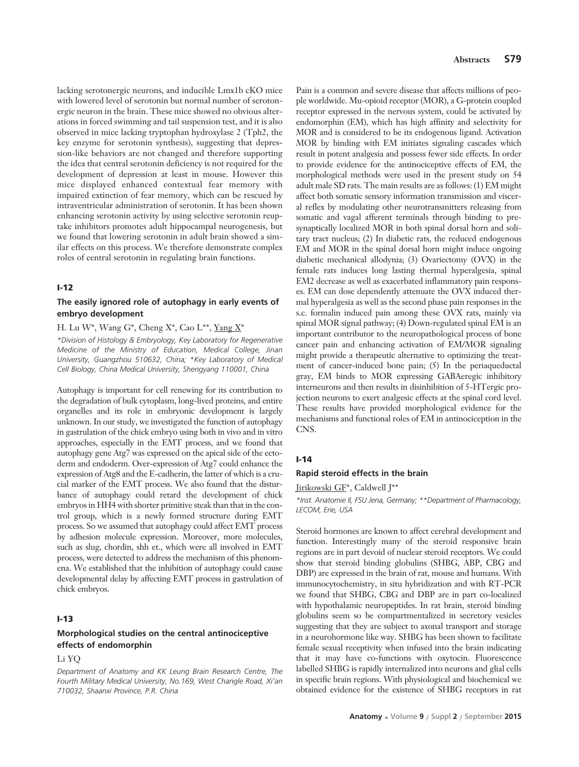lacking serotonergic neurons, and inducible Lmx1b cKO mice with lowered level of serotonin but normal number of serotonergic neuron in the brain. These mice showed no obvious alterations in forced swimming and tail suspension test, and it is also observed in mice lacking tryptophan hydroxylase 2 (Tph2, the key enzyme for serotonin synthesis), suggesting that depression-like behaviors are not changed and therefore supporting the idea that central serotonin deficiency is not required for the development of depression at least in mouse. However this mice displayed enhanced contextual fear memory with impaired extinction of fear memory, which can be rescued by intraventricular administration of serotonin. It has been shown enhancing serotonin activity by using selective serotonin reuptake inhibitors promotes adult hippocampal neurogenesis, but we found that lowering serotonin in adult brain showed a similar effects on this process. We therefore demonstrate complex roles of central serotonin in regulating brain functions.

## I-12

### The easily ignored role of autophagy in early events of embryo development

H. Lu W*, Wang G*, Cheng X*, Cao L**, Yang X*

*\*Division of Histology & Embryology, Key Laboratory for Regenerative Medicine of the Ministry of Education, Medical College, Jinan University, Guangzhou 510632, China; \*Key Laboratory of Medical Cell Biology, China Medical University, Shengyang 110001, China*

Autophagy is important for cell renewing for its contribution to the degradation of bulk cytoplasm, long-lived proteins, and entire organelles and its role in embryonic development is largely unknown. In our study, we investigated the function of autophagy in gastrulation of the chick embryo using both in vivo and in vitro approaches, especially in the EMT process, and we found that autophagy gene Atg7 was expressed on the apical side of the ectoderm and endoderm. Over-expression of Atg7 could enhance the expression of Atg8 and the E-cadherin, the latter of which is a crucial marker of the EMT process. We also found that the disturbance of autophagy could retard the development of chick embryos in HH4 with shorter primitive steak than that in the control group, which is a newly formed structure during EMT process. So we assumed that autophagy could affect EMT process by adhesion molecule expression. Moreover, more molecules, such as slug, chordin, shh et., which were all involved in EMT process, were detected to address the mechanism of this phenomena. We established that the inhibition of autophagy could cause developmental delay by affecting EMT process in gastrulation of chick embryos.

## I-13

### Morphological studies on the central antinociceptive effects of endomorphin

Li YQ

*Department of Anatomy and KK Leung Brain Research Centre, The Fourth Military Medical University, No.169, West Changle Road, Xi'an 710032, Shaanxi Province, P.R. China*

Pain is a common and severe disease that affects millions of people worldwide. Mu-opioid receptor (MOR), a G-protein coupled receptor expressed in the nervous system, could be activated by endomorphin (EM), which has high affinity and selectivity for MOR and is considered to be its endogenous ligand. Activation MOR by binding with EM initiates signaling cascades which result in potent analgesia and possess fewer side effects. In order to provide evidence for the antinociceptive effects of EM, the morphological methods were used in the present study on 54 adult male SD rats. The main results are as follows: (1) EM might affect both somatic sensory information transmission and visceral reflex by modulating other neurotransmitters releasing from somatic and vagal afferent terminals through binding to presynaptically localized MOR in both spinal dorsal horn and solitary tract nucleus; (2) In diabetic rats, the reduced endogenous EM and MOR in the spinal dorsal horn might induce ongoing diabetic mechanical allodynia; (3) Ovariectomy (OVX) in the female rats induces long lasting thermal hyperalgesia, spinal EM2 decrease as well as exacerbated inflammatory pain responses. EM can dose dependently attenuate the OVX induced thermal hyperalgesia as well as the second phase pain responses in the s.c. formalin induced pain among these OVX rats, mainly via spinal MOR signal pathway; (4) Down-regulated spinal EM is an important contributor to the neuropathological process of bone cancer pain and enhancing activation of EM/MOR signaling might provide a therapeutic alternative to optimizing the treatment of cancer-induced bone pain; (5) In the periaqueductal gray, EM binds to MOR expressing GABAeregic inhibitory interneurons and then results in disinhibition of 5-HTergic projection neurons to exert analgesic effects at the spinal cord level. These results have provided morphological evidence for the mechanisms and functional roles of EM in antinociception in the CNS.

## I-14

### Rapid steroid effects in the brain

Jirikowski GF*, Caldwell J**

*\*Inst. Anatomie II, FSU Jena, Germany; \*\*Department of Pharmacology, LECOM, Erie, USA*

Steroid hormones are known to affect cerebral development and function. Interestingly many of the steroid responsive brain regions are in part devoid of nuclear steroid receptors. We could show that steroid binding globulins (SHBG, ABP, CBG and DBP) are expressed in the brain of rat, mouse and humans. With immunocytochemistry, in situ hybridization and with RT-PCR we found that SHBG, CBG and DBP are in part co-localized with hypothalamic neuropeptides. In rat brain, steroid binding globulins seem so be compartmentalized in secretory vesicles suggesting that they are subject to axonal transport and storage in a neurohormone like way. SHBG has been shown to facilitate female sexual receptivity when infused into the brain indicating that it may have co-functions with oxytocin. Fluorescence labelled SHBG is rapidly internalized into neurons and glial cells in specific brain regions. With physiological and biochemical we obtained evidence for the existence of SHBG receptors in rat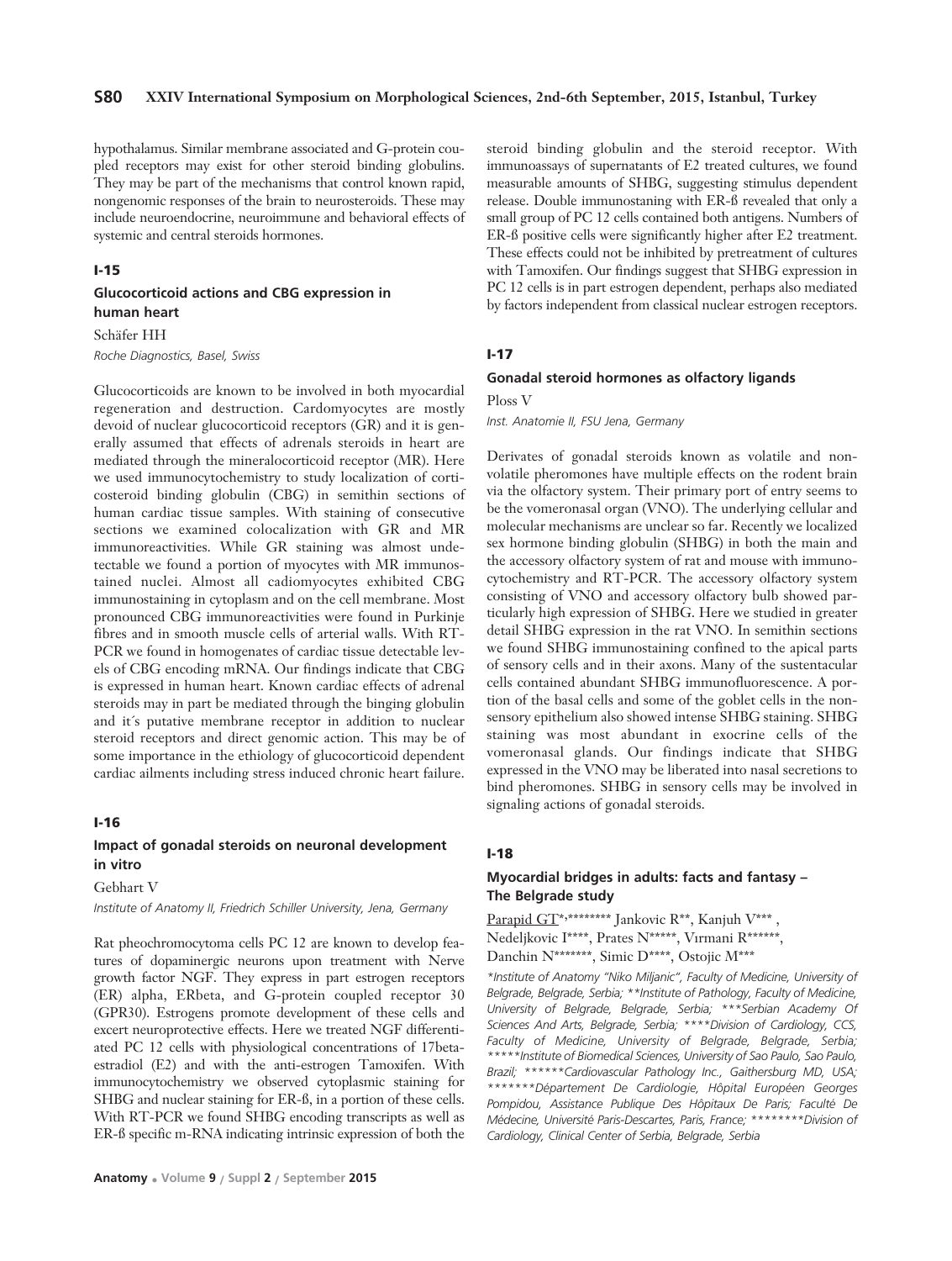hypothalamus. Similar membrane associated and G-protein coupled receptors may exist for other steroid binding globulins. They may be part of the mechanisms that control known rapid, nongenomic responses of the brain to neurosteroids. These may include neuroendocrine, neuroimmune and behavioral effects of systemic and central steroids hormones.

### I-15

### Glucocorticoid actions and CBG expression in human heart

Schäfer HH

*Roche Diagnostics, Basel, Swiss*

Glucocorticoids are known to be involved in both myocardial regeneration and destruction. Cardomyocytes are mostly devoid of nuclear glucocorticoid receptors (GR) and it is generally assumed that effects of adrenals steroids in heart are mediated through the mineralocorticoid receptor (MR). Here we used immunocytochemistry to study localization of corticosteroid binding globulin (CBG) in semithin sections of human cardiac tissue samples. With staining of consecutive sections we examined colocalization with GR and MR immunoreactivities. While GR staining was almost undetectable we found a portion of myocytes with MR immunostained nuclei. Almost all cadiomyocytes exhibited CBG immunostaining in cytoplasm and on the cell membrane. Most pronounced CBG immunoreactivities were found in Purkinje fibres and in smooth muscle cells of arterial walls. With RT-PCR we found in homogenates of cardiac tissue detectable levels of CBG encoding mRNA. Our findings indicate that CBG is expressed in human heart. Known cardiac effects of adrenal steroids may in part be mediated through the binging globulin and it´s putative membrane receptor in addition to nuclear steroid receptors and direct genomic action. This may be of some importance in the ethiology of glucocorticoid dependent cardiac ailments including stress induced chronic heart failure.

### I-16

### Impact of gonadal steroids on neuronal development in vitro

Gebhart V

*Institute of Anatomy II, Friedrich Schiller University, Jena, Germany*

Rat pheochromocytoma cells PC 12 are known to develop features of dopaminergic neurons upon treatment with Nerve growth factor NGF. They express in part estrogen receptors (ER) alpha, ERbeta, and G-protein coupled receptor 30 (GPR30). Estrogens promote development of these cells and excert neuroprotective effects. Here we treated NGF differentiated PC 12 cells with physiological concentrations of 17beta-estradiol (E2) and with the anti-estrogen Tamoxifen. With immunocytochemistry we observed cytoplasmic staining for SHBG and nuclear staining for ER-ß, in a portion of these cells. With RT-PCR we found SHBG encoding transcripts as well as ER-ß specific m-RNA indicating intrinsic expression of both the steroid binding globulin and the steroid receptor. With immunoassays of supernatants of E2 treated cultures, we found measurable amounts of SHBG, suggesting stimulus dependent release. Double immunostaning with ER-ß revealed that only a small group of PC 12 cells contained both antigens. Numbers of ER-ß positive cells were significantly higher after E2 treatment. These effects could not be inhibited by pretreatment of cultures with Tamoxifen. Our findings suggest that SHBG expression in PC 12 cells is in part estrogen dependent, perhaps also mediated by factors independent from classical nuclear estrogen receptors.

### I-17

### Gonadal steroid hormones as olfactory ligands

Ploss V

*Inst. Anatomie II, FSU Jena, Germany*

Derivates of gonadal steroids known as volatile and nonvolatile pheromones have multiple effects on the rodent brain via the olfactory system. Their primary port of entry seems to be the vomeronasal organ (VNO). The underlying cellular and molecular mechanisms are unclear so far. Recently we localized sex hormone binding globulin (SHBG) in both the main and the accessory olfactory system of rat and mouse with immunocytochemistry and RT-PCR. The accessory olfactory system consisting of VNO and accessory olfactory bulb showed particularly high expression of SHBG. Here we studied in greater detail SHBG expression in the rat VNO. In semithin sections we found SHBG immunostaining confined to the apical parts of sensory cells and in their axons. Many of the sustentacular cells contained abundant SHBG immunofluorescence. A portion of the basal cells and some of the goblet cells in the nonsensory epithelium also showed intense SHBG staining. SHBG staining was most abundant in exocrine cells of the vomeronasal glands. Our findings indicate that SHBG expressed in the VNO may be liberated into nasal secretions to bind pheromones. SHBG in sensory cells may be involved in signaling actions of gonadal steroids.

### I-18

### Myocardial bridges in adults: facts and fantasy – The Belgrade study

<u>Parapid GT</u>*,******** Jankovic R**, Kanjuh V***, Nedeljkovic I****, Prates N*****, Vırmani R******, Danchin N*******, Simic D****, Ostojic M***

*\*Institute of Anatomy "Niko Miljanic", Faculty of Medicine, University of Belgrade, Belgrade, Serbia; \*\*Institute of Pathology, Faculty of Medicine, University of Belgrade, Belgrade, Serbia; \*\*\*Serbian Academy Of Sciences And Arts, Belgrade, Serbia; \*\*\*\*Division of Cardiology, CCS, Faculty of Medicine, University of Belgrade, Belgrade, Serbia; \*\*\*\*\*Institute of Biomedical Sciences, University of Sao Paulo, Sao Paulo, Brazil; \*\*\*\*\*\*Cardiovascular Pathology Inc., Gaithersburg MD, USA; \*\*\*\*\*\*\*Département De Cardiologie, Hôpital Européen Georges Pompidou, Assistance Publique Des Hôpitaux De Paris; Faculté De Médecine, Université Paris-Descartes, Paris, France; \*\*\*\*\*\*\*\*Division of Cardiology, Clinical Center of Serbia, Belgrade, Serbia*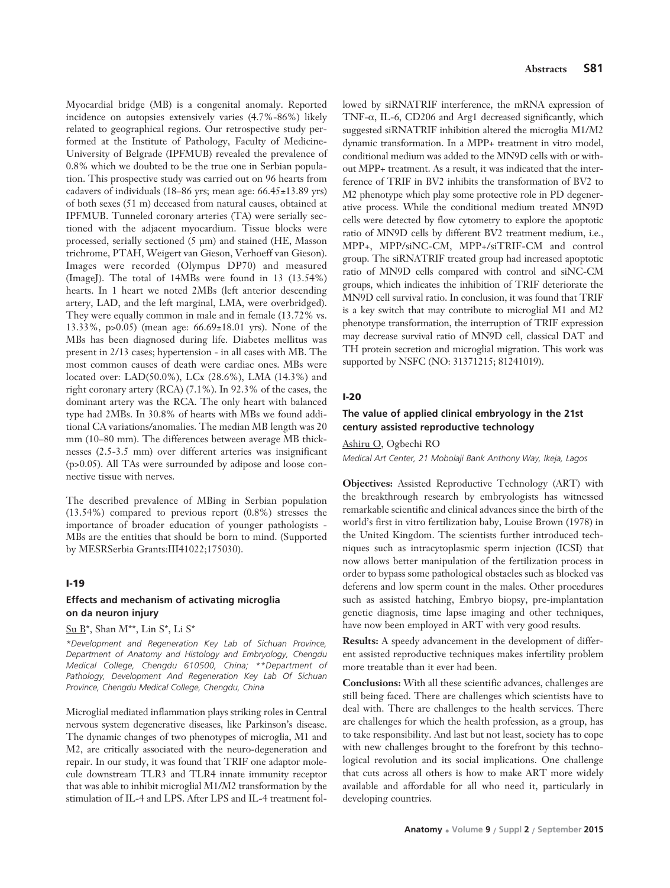Myocardial bridge (MB) is a congenital anomaly. Reported incidence on autopsies extensively varies (4.7%-86%) likely related to geographical regions. Our retrospective study performed at the Institute of Pathology, Faculty of Medicine-University of Belgrade (IPFMUB) revealed the prevalence of 0.8% which we doubted to be the true one in Serbian population. This prospective study was carried out on 96 hearts from cadavers of individuals (18–86 yrs; mean age: 66.45±13.89 yrs) of both sexes (51 m) deceased from natural causes, obtained at IPFMUB. Tunneled coronary arteries (TA) were serially sectioned with the adjacent myocardium. Tissue blocks were processed, serially sectioned (5 µm) and stained (HE, Masson trichrome, PTAH, Weigert van Gieson, Verhoeff van Gieson). Images were recorded (Olympus DP70) and measured (ImageJ). The total of 14MBs were found in 13 (13.54%) hearts. In 1 heart we noted 2MBs (left anterior descending artery, LAD, and the left marginal, LMA, were overbridged). They were equally common in male and in female (13.72% vs. 13.33%, $p>0.05$) (mean age: 66.69±18.01 yrs). None of the MBs has been diagnosed during life. Diabetes mellitus was present in 2/13 cases; hypertension - in all cases with MB. The most common causes of death were cardiac ones. MBs were located over: LAD(50.0%), LCx (28.6%), LMA (14.3%) and right coronary artery (RCA) (7.1%). In 92.3% of the cases, the dominant artery was the RCA. The only heart with balanced type had 2MBs. In 30.8% of hearts with MBs we found additional CA variations/anomalies. The median MB length was 20 mm (10–80 mm). The differences between average MB thicknesses (2.5-3.5 mm) over different arteries was insignificant ($p>0.05$). All TAs were surrounded by adipose and loose connective tissue with nerves.

The described prevalence of MBing in Serbian population (13.54%) compared to previous report (0.8%) stresses the importance of broader education of younger pathologists - MBs are the entities that should be born to mind. (Supported by MESRSerbia Grants:III41022;175030).

## I-19

### Effects and mechanism of activating microglia on da neuron injury

Su B*, Shan M**, Lin S*, Li S*

*\*Development and Regeneration Key Lab of Sichuan Province, Department of Anatomy and Histology and Embryology, Chengdu Medical College, Chengdu 610500, China; \*\*Department of Pathology, Development And Regeneration Key Lab Of Sichuan Province, Chengdu Medical College, Chengdu, China*

Microglial mediated inflammation plays striking roles in Central nervous system degenerative diseases, like Parkinson's disease. The dynamic changes of two phenotypes of microglia, M1 and M2, are critically associated with the neuro-degeneration and repair. In our study, it was found that TRIF one adaptor molecule downstream TLR3 and TLR4 innate immunity receptor that was able to inhibit microglial M1/M2 transformation by the stimulation of IL-4 and LPS. After LPS and IL-4 treatment followed by siRNATRIF interference, the mRNA expression of TNF-α, IL-6, CD206 and Arg1 decreased significantly, which suggested siRNATRIF inhibition altered the microglia M1/M2 dynamic transformation. In a MPP+ treatment in vitro model, conditional medium was added to the MN9D cells with or without MPP+ treatment. As a result, it was indicated that the interference of TRIF in BV2 inhibits the transformation of BV2 to M2 phenotype which play some protective role in PD degenerative process. While the conditional medium treated MN9D cells were detected by flow cytometry to explore the apoptotic ratio of MN9D cells by different BV2 treatment medium, i.e., MPP+, MPP/siNC-CM, MPP+/siTRIF-CM and control group. The siRNATRIF treated group had increased apoptotic ratio of MN9D cells compared with control and siNC-CM groups, which indicates the inhibition of TRIF deteriorate the MN9D cell survival ratio. In conclusion, it was found that TRIF is a key switch that may contribute to microglial M1 and M2 phenotype transformation, the interruption of TRIF expression may decrease survival ratio of MN9D cell, classical DAT and TH protein secretion and microglial migration. This work was supported by NSFC (NO: 31371215; 81241019).

## I-20

### The value of applied clinical embryology in the 21st century assisted reproductive technology

Ashiru O, Ogbechi RO

*Medical Art Center, 21 Mobolaji Bank Anthony Way, Ikeja, Lagos*

**Objectives:** Assisted Reproductive Technology (ART) with the breakthrough research by embryologists has witnessed remarkable scientific and clinical advances since the birth of the world's first in vitro fertilization baby, Louise Brown (1978) in the United Kingdom. The scientists further introduced techniques such as intracytoplasmic sperm injection (ICSI) that now allows better manipulation of the fertilization process in order to bypass some pathological obstacles such as blocked vas deferens and low sperm count in the males. Other procedures such as assisted hatching, Embryo biopsy, pre-implantation genetic diagnosis, time lapse imaging and other techniques, have now been employed in ART with very good results.

**Results:** A speedy advancement in the development of different assisted reproductive techniques makes infertility problem more treatable than it ever had been.

**Conclusions:** With all these scientific advances, challenges are still being faced. There are challenges which scientists have to deal with. There are challenges to the health services. There are challenges for which the health profession, as a group, has to take responsibility. And last but not least, society has to cope with new challenges brought to the forefront by this technological revolution and its social implications. One challenge that cuts across all others is how to make ART more widely available and affordable for all who need it, particularly in developing countries.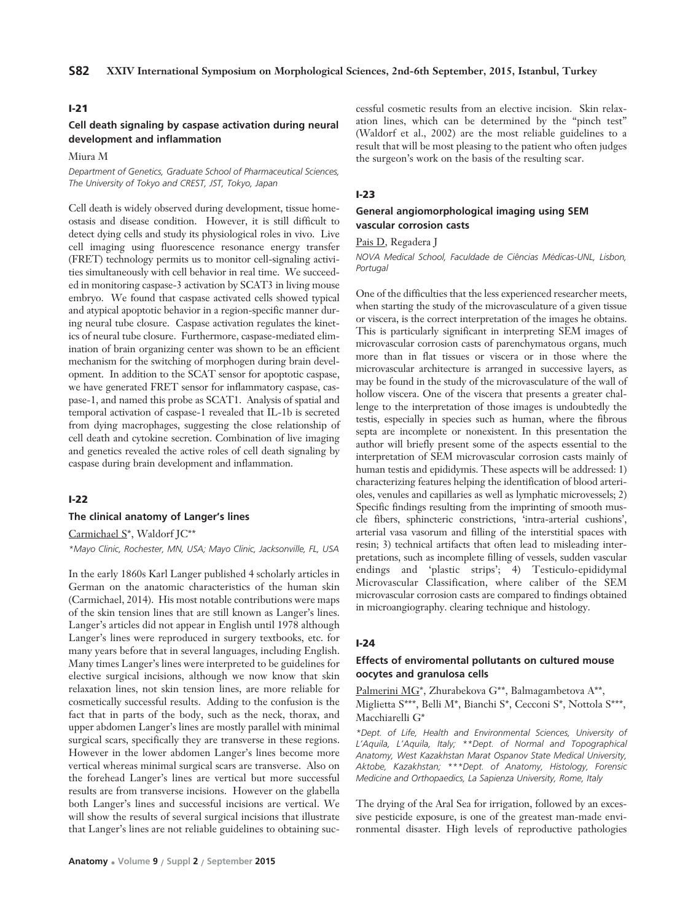## I-21

### Cell death signaling by caspase activation during neural development and inflammation

Miura M

*Department of Genetics, Graduate School of Pharmaceutical Sciences, The University of Tokyo and CREST, JST, Tokyo, Japan*

Cell death is widely observed during development, tissue homeostasis and disease condition. However, it is still difficult to detect dying cells and study its physiological roles in vivo. Live cell imaging using fluorescence resonance energy transfer (FRET) technology permits us to monitor cell-signaling activities simultaneously with cell behavior in real time. We succeeded in monitoring caspase-3 activation by SCAT3 in living mouse embryo. We found that caspase activated cells showed typical and atypical apoptotic behavior in a region-specific manner during neural tube closure. Caspase activation regulates the kinetics of neural tube closure. Furthermore, caspase-mediated elimination of brain organizing center was shown to be an efficient mechanism for the switching of morphogen during brain development. In addition to the SCAT sensor for apoptotic caspase, we have generated FRET sensor for inflammatory caspase, caspase-1, and named this probe as SCAT1. Analysis of spatial and temporal activation of caspase-1 revealed that IL-1b is secreted from dying macrophages, suggesting the close relationship of cell death and cytokine secretion. Combination of live imaging and genetics revealed the active roles of cell death signaling by caspase during brain development and inflammation.

## I-22

### The clinical anatomy of Langer's lines

Carmichael S*, Waldorf JC**

*\*Mayo Clinic, Rochester, MN, USA; Mayo Clinic, Jacksonville, FL, USA*

In the early 1860s Karl Langer published 4 scholarly articles in German on the anatomic characteristics of the human skin (Carmichael, 2014). His most notable contributions were maps of the skin tension lines that are still known as Langer's lines. Langer's articles did not appear in English until 1978 although Langer's lines were reproduced in surgery textbooks, etc. for many years before that in several languages, including English. Many times Langer's lines were interpreted to be guidelines for elective surgical incisions, although we now know that skin relaxation lines, not skin tension lines, are more reliable for cosmetically successful results. Adding to the confusion is the fact that in parts of the body, such as the neck, thorax, and upper abdomen Langer's lines are mostly parallel with minimal surgical scars, specifically they are transverse in these regions. However in the lower abdomen Langer's lines become more vertical whereas minimal surgical scars are transverse. Also on the forehead Langer's lines are vertical but more successful results are from transverse incisions. However on the glabella both Langer's lines and successful incisions are vertical. We will show the results of several surgical incisions that illustrate that Langer's lines are not reliable guidelines to obtaining successful cosmetic results from an elective incision. Skin relaxation lines, which can be determined by the "pinch test" (Waldorf et al., 2002) are the most reliable guidelines to a result that will be most pleasing to the patient who often judges the surgeon's work on the basis of the resulting scar.

## I-23

### General angiomorphological imaging using SEM vascular corrosion casts

Pais D, Regadera J

*NOVA Medical School, Faculdade de Ciências Médicas-UNL, Lisbon, Portugal*

One of the difficulties that the less experienced researcher meets, when starting the study of the microvasculature of a given tissue or viscera, is the correct interpretation of the images he obtains. This is particularly significant in interpreting SEM images of microvascular corrosion casts of parenchymatous organs, much more than in flat tissues or viscera or in those where the microvascular architecture is arranged in successive layers, as may be found in the study of the microvasculature of the wall of hollow viscera. One of the viscera that presents a greater challenge to the interpretation of those images is undoubtedly the testis, especially in species such as human, where the fibrous septa are incomplete or nonexistent. In this presentation the author will briefly present some of the aspects essential to the interpretation of SEM microvascular corrosion casts mainly of human testis and epididymis. These aspects will be addressed: 1) characterizing features helping the identification of blood arterioles, venules and capillaries as well as lymphatic microvessels; 2) Specific findings resulting from the imprinting of smooth muscle fibers, sphincteric constrictions, 'intra-arterial cushions', arterial vasa vasorum and filling of the interstitial spaces with resin; 3) technical artifacts that often lead to misleading interpretations, such as incomplete filling of vessels, sudden vascular endings and 'plastic strips'; 4) Testiculo-epididymal Microvascular Classification, where caliber of the SEM microvascular corrosion casts are compared to findings obtained in microangiography. clearing technique and histology.

## I-24

### Effects of enviromental pollutants on cultured mouse oocytes and granulosa cells

Palmerini MG*, Zhurabekova G**, Balmagambetova A**, Miglietta S***, Belli M*, Bianchi S*, Cecconi S*, Nottola S***, Macchiarelli G*

*\*Dept. of Life, Health and Environmental Sciences, University of L'Aquila, L'Aquila, Italy; \*\*Dept. of Normal and Topographical Anatomy, West Kazakhstan Marat Ospanov State Medical University, Aktobe, Kazakhstan; \*\*\*Dept. of Anatomy, Histology, Forensic Medicine and Orthopaedics, La Sapienza University, Rome, Italy*

The drying of the Aral Sea for irrigation, followed by an excessive pesticide exposure, is one of the greatest man-made environmental disaster. High levels of reproductive pathologies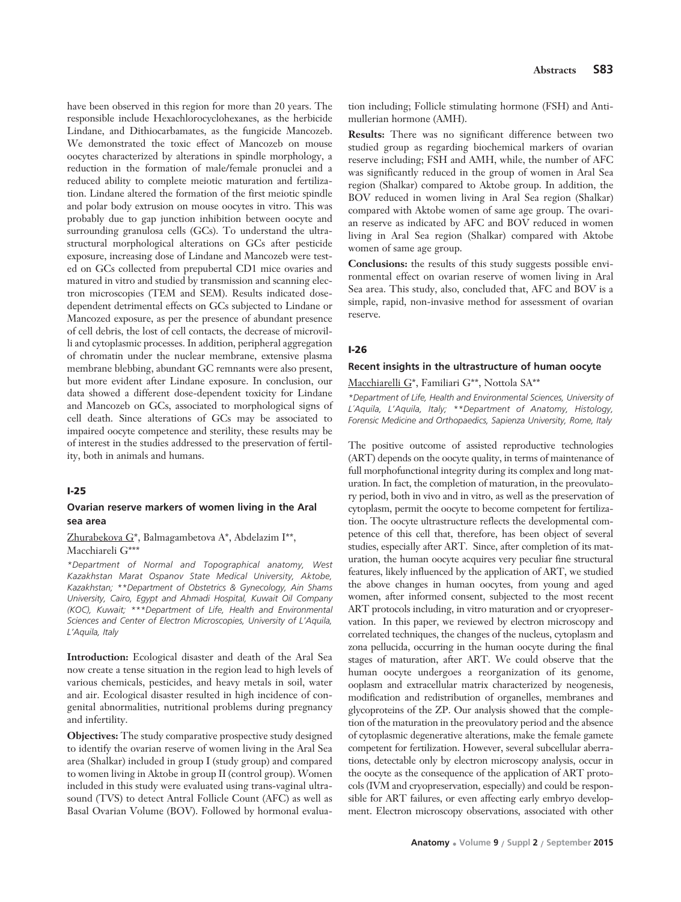have been observed in this region for more than 20 years. The responsible include Hexachlorocyclohexanes, as the herbicide Lindane, and Dithiocarbamates, as the fungicide Mancozeb. We demonstrated the toxic effect of Mancozeb on mouse oocytes characterized by alterations in spindle morphology, a reduction in the formation of male/female pronuclei and a reduced ability to complete meiotic maturation and fertilization. Lindane altered the formation of the first meiotic spindle and polar body extrusion on mouse oocytes in vitro. This was probably due to gap junction inhibition between oocyte and surrounding granulosa cells (GCs). To understand the ultrastructural morphological alterations on GCs after pesticide exposure, increasing dose of Lindane and Mancozeb were tested on GCs collected from prepubertal CD1 mice ovaries and matured in vitro and studied by transmission and scanning electron microscopies (TEM and SEM). Results indicated dose-dependent detrimental effects on GCs subjected to Lindane or Mancozed exposure, as per the presence of abundant presence of cell debris, the lost of cell contacts, the decrease of microvilli and cytoplasmic processes. In addition, peripheral aggregation of chromatin under the nuclear membrane, extensive plasma membrane blebbing, abundant GC remnants were also present, but more evident after Lindane exposure. In conclusion, our data showed a different dose-dependent toxicity for Lindane and Mancozeb on GCs, associated to morphological signs of cell death. Since alterations of GCs may be associated to impaired oocyte competence and sterility, these results may be of interest in the studies addressed to the preservation of fertility, both in animals and humans.

## I-25

### Ovarian reserve markers of women living in the Aral sea area

Zhurabekova G*, Balmagambetova A*, Abdelazim I**, Macchiareli G***

*\*Department of Normal and Topographical anatomy, West Kazakhstan Marat Ospanov State Medical University, Aktobe, Kazakhstan; \*\*Department of Obstetrics & Gynecology, Ain Shams University, Cairo, Egypt and Ahmadi Hospital, Kuwait Oil Company (KOC), Kuwait; \*\*\*Department of Life, Health and Environmental Sciences and Center of Electron Microscopies, University of L'Aquila, L'Aquila, Italy*

**Introduction:** Ecological disaster and death of the Aral Sea now create a tense situation in the region lead to high levels of various chemicals, pesticides, and heavy metals in soil, water and air. Ecological disaster resulted in high incidence of congenital abnormalities, nutritional problems during pregnancy and infertility.

**Objectives:** The study comparative prospective study designed to identify the ovarian reserve of women living in the Aral Sea area (Shalkar) included in group I (study group) and compared to women living in Aktobe in group II (control group). Women included in this study were evaluated using trans-vaginal ultrasound (TVS) to detect Antral Follicle Count (AFC) as well as Basal Ovarian Volume (BOV). Followed by hormonal evaluation including; Follicle stimulating hormone (FSH) and Antimullerian hormone (AMH).

**Results:** There was no significant difference between two studied group as regarding biochemical markers of ovarian reserve including; FSH and AMH, while, the number of AFC was significantly reduced in the group of women in Aral Sea region (Shalkar) compared to Aktobe group. In addition, the BOV reduced in women living in Aral Sea region (Shalkar) compared with Aktobe women of same age group. The ovarian reserve as indicated by AFC and BOV reduced in women living in Aral Sea region (Shalkar) compared with Aktobe women of same age group.

**Conclusions:** the results of this study suggests possible environmental effect on ovarian reserve of women living in Aral Sea area. This study, also, concluded that, AFC and BOV is a simple, rapid, non-invasive method for assessment of ovarian reserve.

## I-26

### Recent insights in the ultrastructure of human oocyte

Macchiarelli G*, Familiari G**, Nottola SA**

*\*Department of Life, Health and Environmental Sciences, University of L'Aquila, L'Aquila, Italy; \*\*Department of Anatomy, Histology, Forensic Medicine and Orthopaedics, Sapienza University, Rome, Italy*

The positive outcome of assisted reproductive technologies (ART) depends on the oocyte quality, in terms of maintenance of full morphofunctional integrity during its complex and long maturation. In fact, the completion of maturation, in the preovulatory period, both in vivo and in vitro, as well as the preservation of cytoplasm, permit the oocyte to become competent for fertilization. The oocyte ultrastructure reflects the developmental competence of this cell that, therefore, has been object of several studies, especially after ART. Since, after completion of its maturation, the human oocyte acquires very peculiar fine structural features, likely influenced by the application of ART, we studied the above changes in human oocytes, from young and aged women, after informed consent, subjected to the most recent ART protocols including, in vitro maturation and or cryopreservation. In this paper, we reviewed by electron microscopy and correlated techniques, the changes of the nucleus, cytoplasm and zona pellucida, occurring in the human oocyte during the final stages of maturation, after ART. We could observe that the human oocyte undergoes a reorganization of its genome, ooplasm and extracellular matrix characterized by neogenesis, modification and redistribution of organelles, membranes and glycoproteins of the ZP. Our analysis showed that the completion of the maturation in the preovulatory period and the absence of cytoplasmic degenerative alterations, make the female gamete competent for fertilization. However, several subcellular aberrations, detectable only by electron microscopy analysis, occur in the oocyte as the consequence of the application of ART protocols (IVM and cryopreservation, especially) and could be responsible for ART failures, or even affecting early embryo development. Electron microscopy observations, associated with other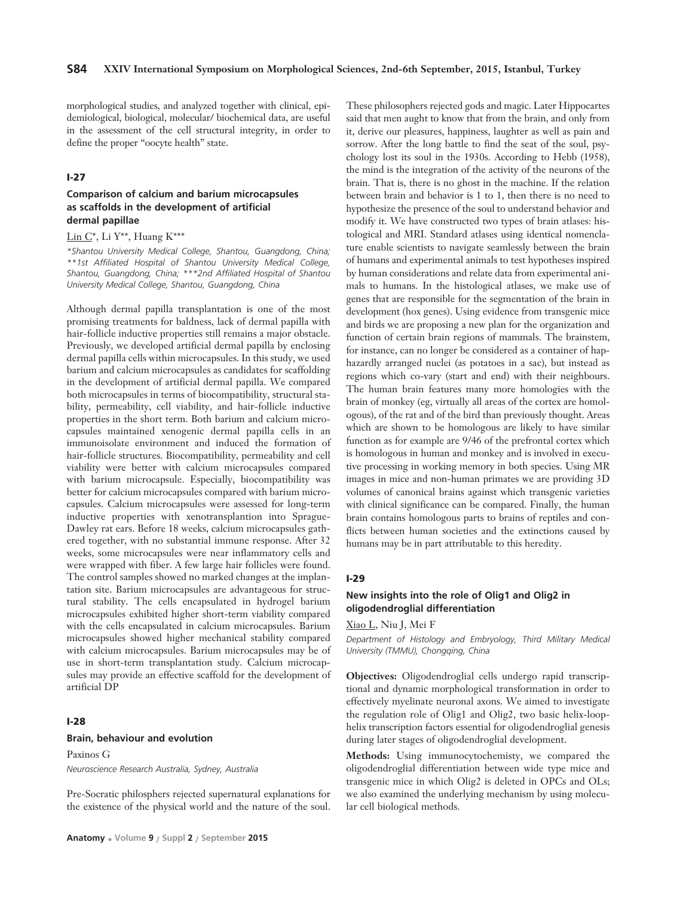morphological studies, and analyzed together with clinical, epidemiological, biological, molecular/ biochemical data, are useful in the assessment of the cell structural integrity, in order to define the proper "oocyte health" state.

### I-27

### Comparison of calcium and barium microcapsules as scaffolds in the development of artificial dermal papillae

Lin C*, Li Y**, Huang K***

*\*Shantou University Medical College, Shantou, Guangdong, China; \*\*1st Affiliated Hospital of Shantou University Medical College, Shantou, Guangdong, China; \*\*\*2nd Affiliated Hospital of Shantou University Medical College, Shantou, Guangdong, China*

Although dermal papilla transplantation is one of the most promising treatments for baldness, lack of dermal papilla with hair-follicle inductive properties still remains a major obstacle. Previously, we developed artificial dermal papilla by enclosing dermal papilla cells within microcapsules. In this study, we used barium and calcium microcapsules as candidates for scaffolding in the development of artificial dermal papilla. We compared both microcapsules in terms of biocompatibility, structural stability, permeability, cell viability, and hair-follicle inductive properties in the short term. Both barium and calcium microcapsules maintained xenogenic dermal papilla cells in an immunoisolate environment and induced the formation of hair-follicle structures. Biocompatibility, permeability and cell viability were better with calcium microcapsules compared with barium microcapsule. Especially, biocompatibility was better for calcium microcapsules compared with barium microcapsules. Calcium microcapsules were assessed for long-term inductive properties with xenotransplantion into Sprague-Dawley rat ears. Before 18 weeks, calcium microcapsules gathered together, with no substantial immune response. After 32 weeks, some microcapsules were near inflammatory cells and were wrapped with fiber. A few large hair follicles were found. The control samples showed no marked changes at the implantation site. Barium microcapsules are advantageous for structural stability. The cells encapsulated in hydrogel barium microcapsules exhibited higher short-term viability compared with the cells encapsulated in calcium microcapsules. Barium microcapsules showed higher mechanical stability compared with calcium microcapsules. Barium microcapsules may be of use in short-term transplantation study. Calcium microcapsules may provide an effective scaffold for the development of artificial DP

### I-28

### Brain, behaviour and evolution

Paxinos G

*Neuroscience Research Australia, Sydney, Australia*

Pre-Socratic philosphers rejected supernatural explanations for the existence of the physical world and the nature of the soul. These philosophers rejected gods and magic. Later Hippocartes said that men aught to know that from the brain, and only from it, derive our pleasures, happiness, laughter as well as pain and sorrow. After the long battle to find the seat of the soul, psychology lost its soul in the 1930s. According to Hebb (1958), the mind is the integration of the activity of the neurons of the brain. That is, there is no ghost in the machine. If the relation between brain and behavior is 1 to 1, then there is no need to hypothesize the presence of the soul to understand behavior and modify it. We have constructed two types of brain atlases: histological and MRI. Standard atlases using identical nomenclature enable scientists to navigate seamlessly between the brain of humans and experimental animals to test hypotheses inspired by human considerations and relate data from experimental animals to humans. In the histological atlases, we make use of genes that are responsible for the segmentation of the brain in development (hox genes). Using evidence from transgenic mice and birds we are proposing a new plan for the organization and function of certain brain regions of mammals. The brainstem, for instance, can no longer be considered as a container of haphazardly arranged nuclei (as potatoes in a sac), but instead as regions which co-vary (start and end) with their neighbours. The human brain features many more homologies with the brain of monkey (eg, virtually all areas of the cortex are homologous), of the rat and of the bird than previously thought. Areas which are shown to be homologous are likely to have similar function as for example are 9/46 of the prefrontal cortex which is homologous in human and monkey and is involved in executive processing in working memory in both species. Using MR images in mice and non-human primates we are providing 3D volumes of canonical brains against which transgenic varieties with clinical significance can be compared. Finally, the human brain contains homologous parts to brains of reptiles and conflicts between human societies and the extinctions caused by humans may be in part attributable to this heredity.

### I-29

### New insights into the role of Olig1 and Olig2 in oligodendroglial differentiation

Xiao L, Niu J, Mei F

*Department of Histology and Embryology, Third Military Medical University (TMMU), Chongqing, China*

**Objectives:** Oligodendroglial cells undergo rapid transcriptional and dynamic morphological transformation in order to effectively myelinate neuronal axons. We aimed to investigate the regulation role of Olig1 and Olig2, two basic helix-loop-helix transcription factors essential for oligodendroglial genesis during later stages of oligodendroglial development.

**Methods:** Using immunocytochemisty, we compared the oligodendroglial differentiation between wide type mice and transgenic mice in which Olig2 is deleted in OPCs and OLs; we also examined the underlying mechanism by using molecular cell biological methods.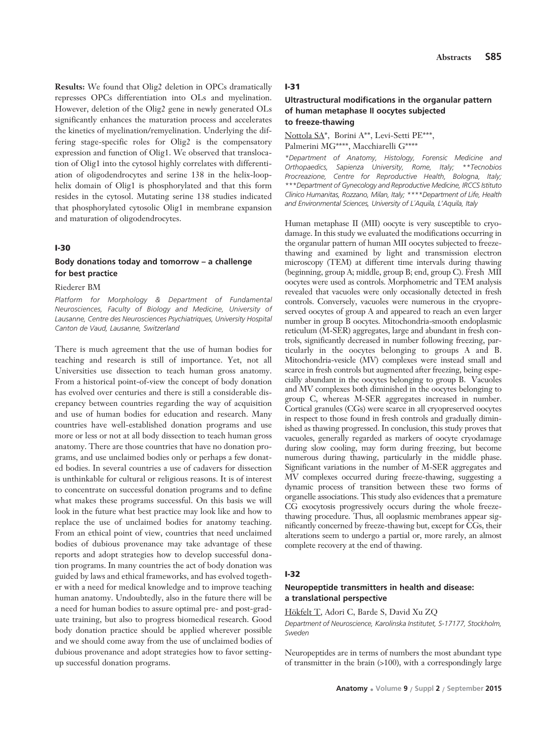**Results:** We found that Olig2 deletion in OPCs dramatically represses OPCs differentiation into OLs and myelination. However, deletion of the Olig2 gene in newly generated OLs significantly enhances the maturation process and accelerates the kinetics of myelination/remyelination. Underlying the differing stage-specific roles for Olig2 is the compensatory expression and function of Olig1. We observed that translocation of Olig1 into the cytosol highly correlates with differentiation of oligodendrocytes and serine 138 in the helix-loop-helix domain of Olig1 is phosphorylated and that this form resides in the cytosol. Mutating serine 138 studies indicated that phosphorylated cytosolic Olig1 in membrane expansion and maturation of oligodendrocytes.

## I-30

### Body donations today and tomorrow – a challenge for best practice

Riederer BM

*Platform for Morphology & Department of Fundamental Neurosciences, Faculty of Biology and Medicine, University of Lausanne, Centre des Neurosciences Psychiatriques, University Hospital Canton de Vaud, Lausanne, Switzerland*

There is much agreement that the use of human bodies for teaching and research is still of importance. Yet, not all Universities use dissection to teach human gross anatomy. From a historical point-of-view the concept of body donation has evolved over centuries and there is still a considerable discrepancy between countries regarding the way of acquisition and use of human bodies for education and research. Many countries have well-established donation programs and use more or less or not at all body dissection to teach human gross anatomy. There are those countries that have no donation programs, and use unclaimed bodies only or perhaps a few donated bodies. In several countries a use of cadavers for dissection is unthinkable for cultural or religious reasons. It is of interest to concentrate on successful donation programs and to define what makes these programs successful. On this basis we will look in the future what best practice may look like and how to replace the use of unclaimed bodies for anatomy teaching. From an ethical point of view, countries that need unclaimed bodies of dubious provenance may take advantage of these reports and adopt strategies how to develop successful donation programs. In many countries the act of body donation was guided by laws and ethical frameworks, and has evolved together with a need for medical knowledge and to improve teaching human anatomy. Undoubtedly, also in the future there will be a need for human bodies to assure optimal pre- and post-graduate training, but also to progress biomedical research. Good body donation practice should be applied wherever possible and we should come away from the use of unclaimed bodies of dubious provenance and adopt strategies how to favor setting-up successful donation programs.

## I-31

### Ultrastructural modifications in the organular pattern of human metaphase II oocytes subjected to freeze-thawing

Nottola SA*, Borini A**, Levi-Setti PE***, Palmerini MG****, Macchiarelli G****

*\*Department of Anatomy, Histology, Forensic Medicine and Orthopaedics, Sapienza University, Rome, Italy; \*\*Tecnobios Procreazione, Centre for Reproductive Health, Bologna, Italy; \*\*\*Department of Gynecology and Reproductive Medicine, IRCCS Istituto Clinico Humanitas, Rozzano, Milan, Italy; \*\*\*\*Department of Life, Health and Environmental Sciences, University of L'Aquila, L'Aquila, Italy*

Human metaphase II (MII) oocyte is very susceptible to cryodamage. In this study we evaluated the modifications occurring in the organular pattern of human MII oocytes subjected to freeze-thawing and examined by light and transmission electron microscopy (TEM) at different time intervals during thawing (beginning, group A; middle, group B; end, group C). Fresh MII oocytes were used as controls. Morphometric and TEM analysis revealed that vacuoles were only occasionally detected in fresh controls. Conversely, vacuoles were numerous in the cryopreserved oocytes of group A and appeared to reach an even larger number in group B oocytes. Mitochondria-smooth endoplasmic reticulum (M-SER) aggregates, large and abundant in fresh controls, significantly decreased in number following freezing, particularly in the oocytes belonging to groups A and B. Mitochondria-vesicle (MV) complexes were instead small and scarce in fresh controls but augmented after freezing, being especially abundant in the oocytes belonging to group B. Vacuoles and MV complexes both diminished in the oocytes belonging to group C, whereas M-SER aggregates increased in number. Cortical granules (CGs) were scarce in all cryopreserved oocytes in respect to those found in fresh controls and gradually diminished as thawing progressed. In conclusion, this study proves that vacuoles, generally regarded as markers of oocyte cryodamage during slow cooling, may form during freezing, but become numerous during thawing, particularly in the middle phase. Significant variations in the number of M-SER aggregates and MV complexes occurred during freeze-thawing, suggesting a dynamic process of transition between these two forms of organelle associations. This study also evidences that a premature CG exocytosis progressively occurs during the whole freeze-thawing procedure. Thus, all ooplasmic membranes appear significantly concerned by freeze-thawing but, except for CGs, their alterations seem to undergo a partial or, more rarely, an almost complete recovery at the end of thawing.

## I-32

### Neuropeptide transmitters in health and disease: a translational perspective

Hökfelt T, Adori C, Barde S, David Xu ZQ

*Department of Neuroscience, Karolinska Institutet, S-17177, Stockholm, Sweden*

Neuropeptides are in terms of numbers the most abundant type of transmitter in the brain (>100), with a correspondingly large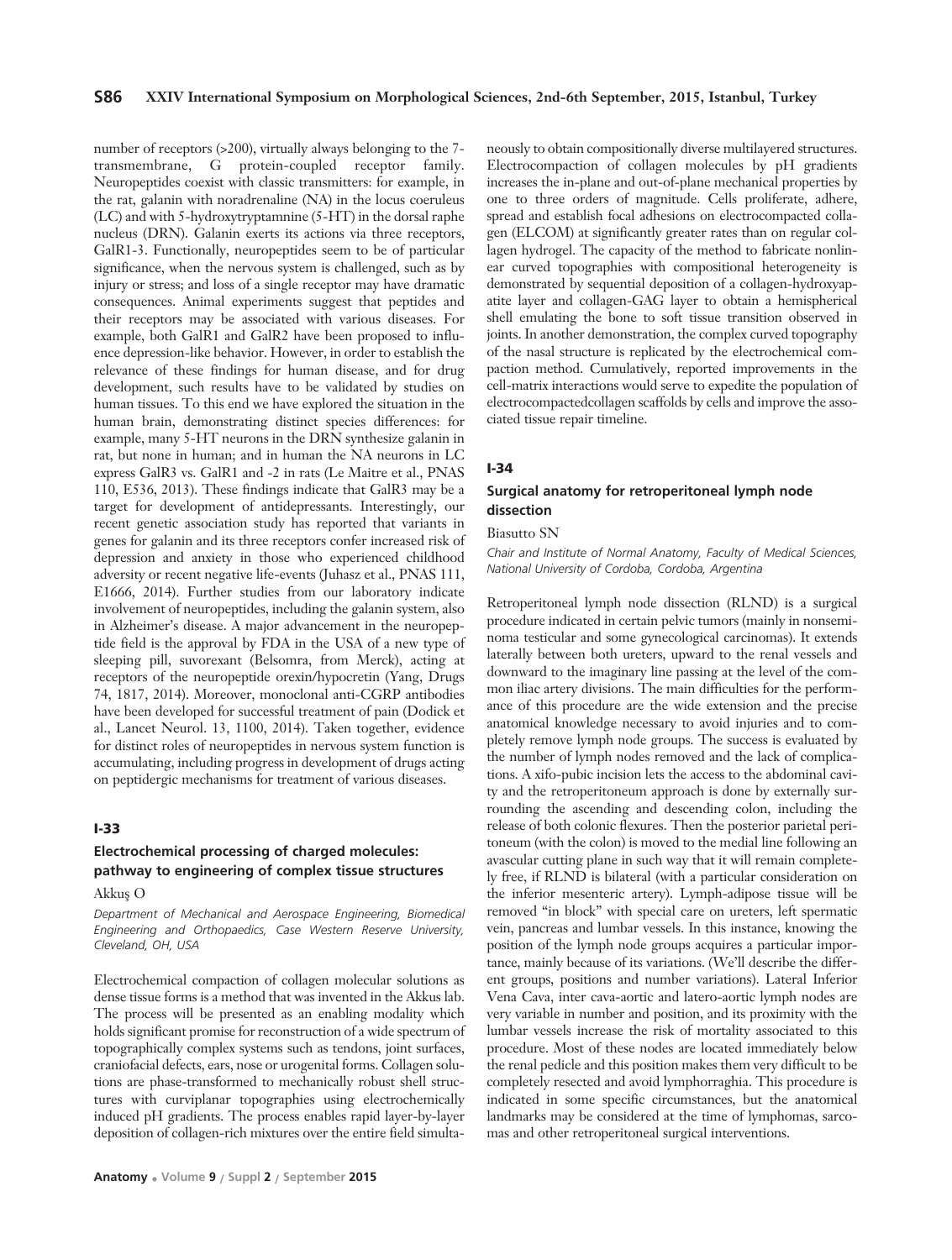number of receptors (>200), virtually always belonging to the 7-transmembrane, G protein-coupled receptor family. Neuropeptides coexist with classic transmitters: for example, in the rat, galanin with noradrenaline (NA) in the locus coeruleus (LC) and with 5-hydroxytryptamnine (5-HT) in the dorsal raphe nucleus (DRN). Galanin exerts its actions via three receptors, GalR1-3. Functionally, neuropeptides seem to be of particular significance, when the nervous system is challenged, such as by injury or stress; and loss of a single receptor may have dramatic consequences. Animal experiments suggest that peptides and their receptors may be associated with various diseases. For example, both GalR1 and GalR2 have been proposed to influence depression-like behavior. However, in order to establish the relevance of these findings for human disease, and for drug development, such results have to be validated by studies on human tissues. To this end we have explored the situation in the human brain, demonstrating distinct species differences: for example, many 5-HT neurons in the DRN synthesize galanin in rat, but none in human; and in human the NA neurons in LC express GalR3 vs. GalR1 and -2 in rats (Le Maitre et al., PNAS 110, E536, 2013). These findings indicate that GalR3 may be a target for development of antidepressants. Interestingly, our recent genetic association study has reported that variants in genes for galanin and its three receptors confer increased risk of depression and anxiety in those who experienced childhood adversity or recent negative life-events (Juhasz et al., PNAS 111, E1666, 2014). Further studies from our laboratory indicate involvement of neuropeptides, including the galanin system, also in Alzheimer's disease. A major advancement in the neuropeptide field is the approval by FDA in the USA of a new type of sleeping pill, suvorexant (Belsomra, from Merck), acting at receptors of the neuropeptide orexin/hypocretin (Yang, Drugs 74, 1817, 2014). Moreover, monoclonal anti-CGRP antibodies have been developed for successful treatment of pain (Dodick et al., Lancet Neurol. 13, 1100, 2014). Taken together, evidence for distinct roles of neuropeptides in nervous system function is accumulating, including progress in development of drugs acting on peptidergic mechanisms for treatment of various diseases.

### I-33

## Electrochemical processing of charged molecules: pathway to engineering of complex tissue structures

Akkuş O

*Department of Mechanical and Aerospace Engineering, Biomedical Engineering and Orthopaedics, Case Western Reserve University, Cleveland, OH, USA*

Electrochemical compaction of collagen molecular solutions as dense tissue forms is a method that was invented in the Akkus lab. The process will be presented as an enabling modality which holds significant promise for reconstruction of a wide spectrum of topographically complex systems such as tendons, joint surfaces, craniofacial defects, ears, nose or urogenital forms. Collagen solutions are phase-transformed to mechanically robust shell structures with curviplanar topographies using electrochemically induced pH gradients. The process enables rapid layer-by-layer deposition of collagen-rich mixtures over the entire field simultaneously to obtain compositionally diverse multilayered structures. Electrocompaction of collagen molecules by pH gradients increases the in-plane and out-of-plane mechanical properties by one to three orders of magnitude. Cells proliferate, adhere, spread and establish focal adhesions on electrocompacted collagen (ELCOM) at significantly greater rates than on regular collagen hydrogel. The capacity of the method to fabricate nonlinear curved topographies with compositional heterogeneity is demonstrated by sequential deposition of a collagen-hydroxyapatite layer and collagen-GAG layer to obtain a hemispherical shell emulating the bone to soft tissue transition observed in joints. In another demonstration, the complex curved topography of the nasal structure is replicated by the electrochemical compaction method. Cumulatively, reported improvements in the cell-matrix interactions would serve to expedite the population of electrocompactedcollagen scaffolds by cells and improve the associated tissue repair timeline.

### I-34

## Surgical anatomy for retroperitoneal lymph node dissection

Biasutto SN

*Chair and Institute of Normal Anatomy, Faculty of Medical Sciences, National University of Cordoba, Cordoba, Argentina*

Retroperitoneal lymph node dissection (RLND) is a surgical procedure indicated in certain pelvic tumors (mainly in nonseminoma testicular and some gynecological carcinomas). It extends laterally between both ureters, upward to the renal vessels and downward to the imaginary line passing at the level of the common iliac artery divisions. The main difficulties for the performance of this procedure are the wide extension and the precise anatomical knowledge necessary to avoid injuries and to completely remove lymph node groups. The success is evaluated by the number of lymph nodes removed and the lack of complications. A xifo-pubic incision lets the access to the abdominal cavity and the retroperitoneum approach is done by externally surrounding the ascending and descending colon, including the release of both colonic flexures. Then the posterior parietal peritoneum (with the colon) is moved to the medial line following an avascular cutting plane in such way that it will remain completely free, if RLND is bilateral (with a particular consideration on the inferior mesenteric artery). Lymph-adipose tissue will be removed "in block" with special care on ureters, left spermatic vein, pancreas and lumbar vessels. In this instance, knowing the position of the lymph node groups acquires a particular importance, mainly because of its variations. (We'll describe the different groups, positions and number variations). Lateral Inferior Vena Cava, inter cava-aortic and latero-aortic lymph nodes are very variable in number and position, and its proximity with the lumbar vessels increase the risk of mortality associated to this procedure. Most of these nodes are located immediately below the renal pedicle and this position makes them very difficult to be completely resected and avoid lymphorraghia. This procedure is indicated in some specific circumstances, but the anatomical landmarks may be considered at the time of lymphomas, sarcomas and other retroperitoneal surgical interventions.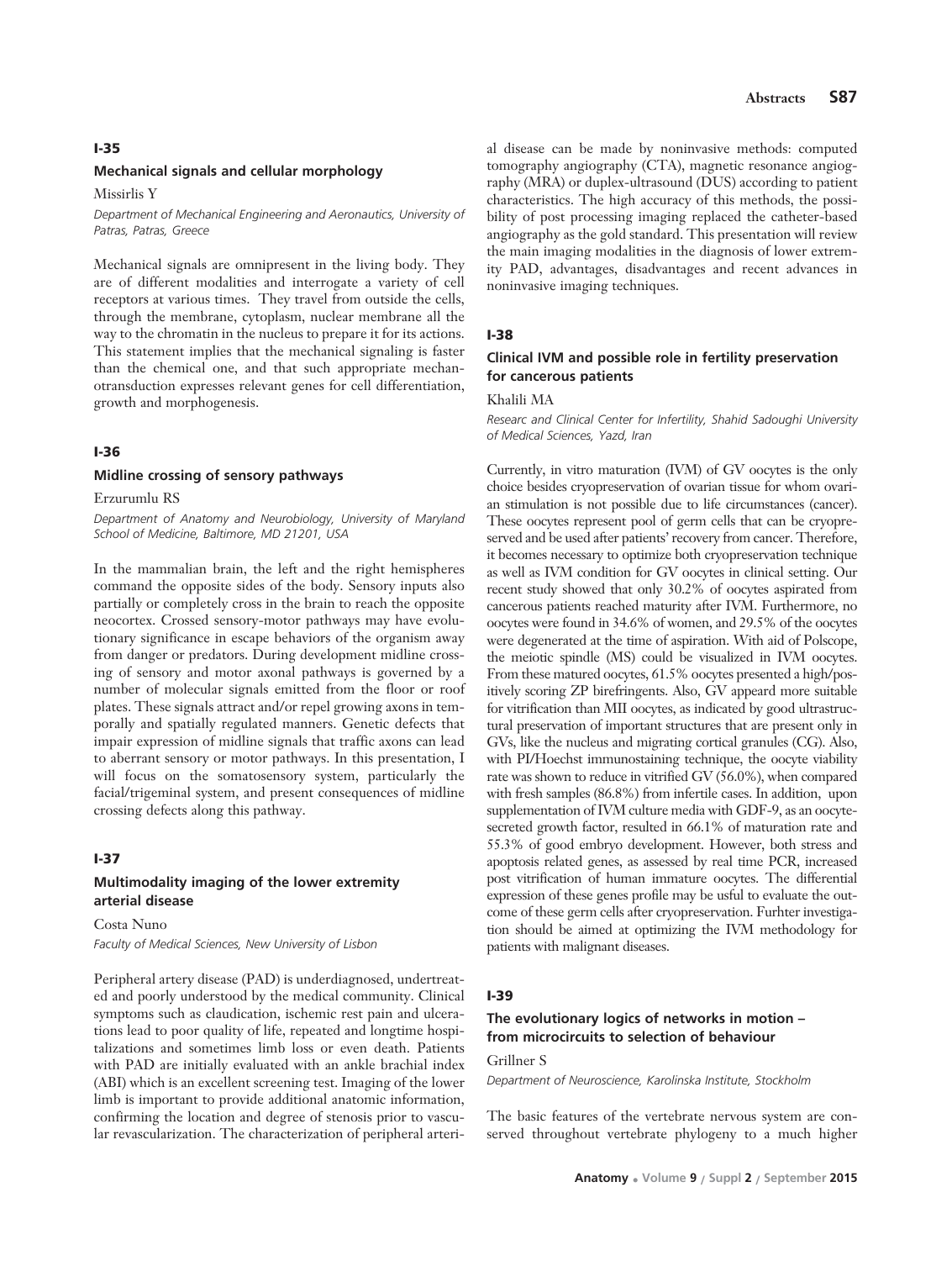## I-35

### Mechanical signals and cellular morphology

Missirlis Y

*Department of Mechanical Engineering and Aeronautics, University of Patras, Patras, Greece*

Mechanical signals are omnipresent in the living body. They are of different modalities and interrogate a variety of cell receptors at various times. They travel from outside the cells, through the membrane, cytoplasm, nuclear membrane all the way to the chromatin in the nucleus to prepare it for its actions. This statement implies that the mechanical signaling is faster than the chemical one, and that such appropriate mechanotransduction expresses relevant genes for cell differentiation, growth and morphogenesis.

## I-36

### Midline crossing of sensory pathways

Erzurumlu RS

*Department of Anatomy and Neurobiology, University of Maryland School of Medicine, Baltimore, MD 21201, USA*

In the mammalian brain, the left and the right hemispheres command the opposite sides of the body. Sensory inputs also partially or completely cross in the brain to reach the opposite neocortex. Crossed sensory-motor pathways may have evolutionary significance in escape behaviors of the organism away from danger or predators. During development midline crossing of sensory and motor axonal pathways is governed by a number of molecular signals emitted from the floor or roof plates. These signals attract and/or repel growing axons in temporally and spatially regulated manners. Genetic defects that impair expression of midline signals that traffic axons can lead to aberrant sensory or motor pathways. In this presentation, I will focus on the somatosensory system, particularly the facial/trigeminal system, and present consequences of midline crossing defects along this pathway.

## I-37

### Multimodality imaging of the lower extremity arterial disease

Costa Nuno

*Faculty of Medical Sciences, New University of Lisbon*

Peripheral artery disease (PAD) is underdiagnosed, undertreated and poorly understood by the medical community. Clinical symptoms such as claudication, ischemic rest pain and ulcerations lead to poor quality of life, repeated and longtime hospitalizations and sometimes limb loss or even death. Patients with PAD are initially evaluated with an ankle brachial index (ABI) which is an excellent screening test. Imaging of the lower limb is important to provide additional anatomic information, confirming the location and degree of stenosis prior to vascular revascularization. The characterization of peripheral arterial disease can be made by noninvasive methods: computed tomography angiography (CTA), magnetic resonance angiography (MRA) or duplex-ultrasound (DUS) according to patient characteristics. The high accuracy of this methods, the possibility of post processing imaging replaced the catheter-based angiography as the gold standard. This presentation will review the main imaging modalities in the diagnosis of lower extremity PAD, advantages, disadvantages and recent advances in noninvasive imaging techniques.

## I-38

### Clinical IVM and possible role in fertility preservation for cancerous patients

Khalili MA

*Researc and Clinical Center for Infertility, Shahid Sadoughi University of Medical Sciences, Yazd, Iran*

Currently, in vitro maturation (IVM) of GV oocytes is the only choice besides cryopreservation of ovarian tissue for whom ovarian stimulation is not possible due to life circumstances (cancer). These oocytes represent pool of germ cells that can be cryopreserved and be used after patients' recovery from cancer. Therefore, it becomes necessary to optimize both cryopreservation technique as well as IVM condition for GV oocytes in clinical setting. Our recent study showed that only 30.2% of oocytes aspirated from cancerous patients reached maturity after IVM. Furthermore, no oocytes were found in 34.6% of women, and 29.5% of the oocytes were degenerated at the time of aspiration. With aid of Polscope, the meiotic spindle (MS) could be visualized in IVM oocytes. From these matured oocytes, 61.5% oocytes presented a high/positively scoring ZP birefringents. Also, GV appeard more suitable for vitrification than MII oocytes, as indicated by good ultrastructural preservation of important structures that are present only in GVs, like the nucleus and migrating cortical granules (CG). Also, with PI/Hoechst immunostaining technique, the oocyte viability rate was shown to reduce in vitrified GV (56.0%), when compared with fresh samples (86.8%) from infertile cases. In addition, upon supplementation of IVM culture media with GDF-9, as an oocyte-secreted growth factor, resulted in 66.1% of maturation rate and 55.3% of good embryo development. However, both stress and apoptosis related genes, as assessed by real time PCR, increased post vitrification of human immature oocytes. The differential expression of these genes profile may be usful to evaluate the outcome of these germ cells after cryopreservation. Furhter investigation should be aimed at optimizing the IVM methodology for patients with malignant diseases.

## I-39

### The evolutionary logics of networks in motion – from microcircuits to selection of behaviour

Grillner S

*Department of Neuroscience, Karolinska Institute, Stockholm*

The basic features of the vertebrate nervous system are conserved throughout vertebrate phylogeny to a much higher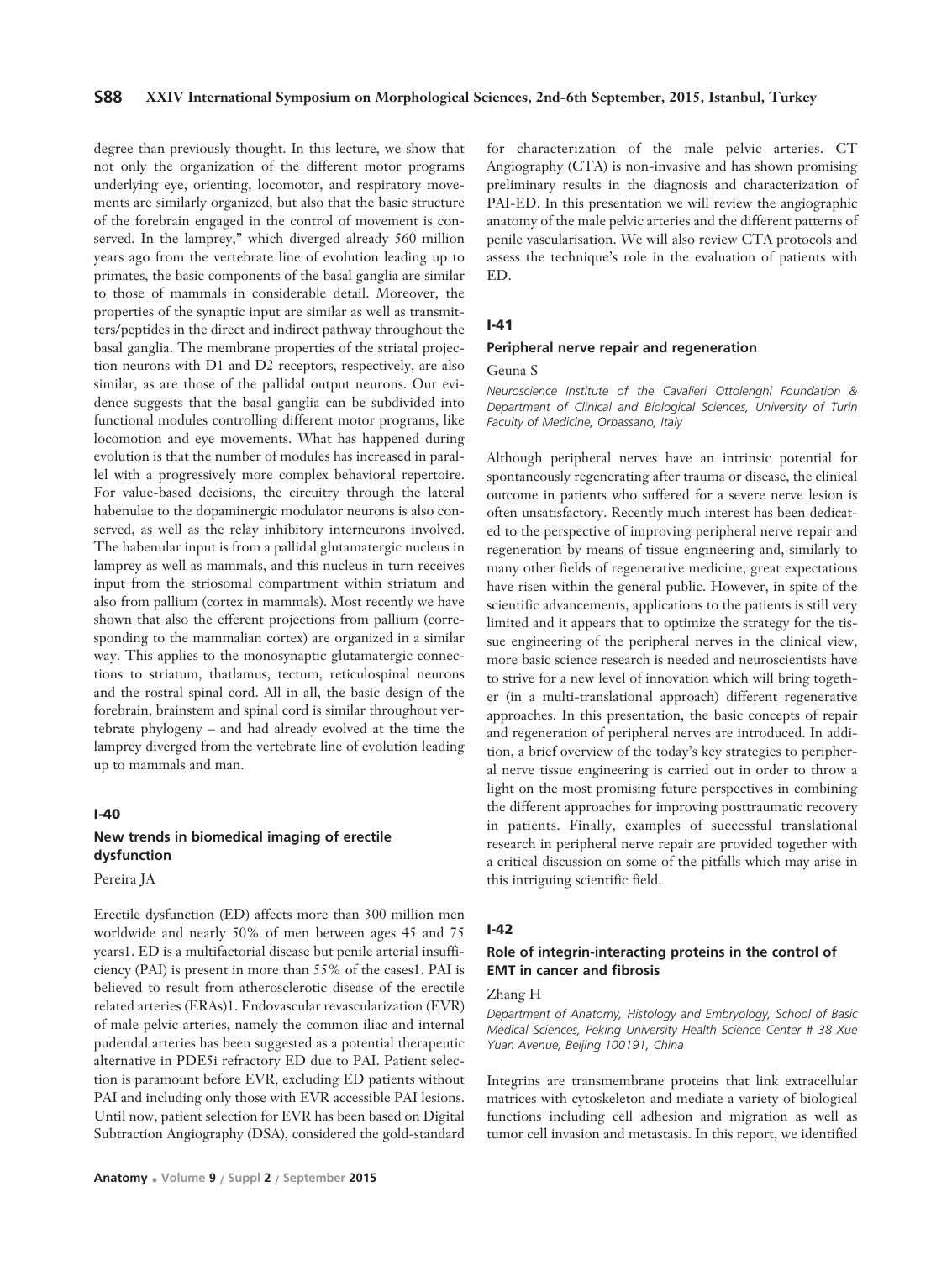degree than previously thought. In this lecture, we show that not only the organization of the different motor programs underlying eye, orienting, locomotor, and respiratory movements are similarly organized, but also that the basic structure of the forebrain engaged in the control of movement is conserved. In the lamprey," which diverged already 560 million years ago from the vertebrate line of evolution leading up to primates, the basic components of the basal ganglia are similar to those of mammals in considerable detail. Moreover, the properties of the synaptic input are similar as well as transmitters/peptides in the direct and indirect pathway throughout the basal ganglia. The membrane properties of the striatal projection neurons with D1 and D2 receptors, respectively, are also similar, as are those of the pallidal output neurons. Our evidence suggests that the basal ganglia can be subdivided into functional modules controlling different motor programs, like locomotion and eye movements. What has happened during evolution is that the number of modules has increased in parallel with a progressively more complex behavioral repertoire. For value-based decisions, the circuitry through the lateral habenulae to the dopaminergic modulator neurons is also conserved, as well as the relay inhibitory interneurons involved. The habenular input is from a pallidal glutamatergic nucleus in lamprey as well as mammals, and this nucleus in turn receives input from the striosomal compartment within striatum and also from pallium (cortex in mammals). Most recently we have shown that also the efferent projections from pallium (corresponding to the mammalian cortex) are organized in a similar way. This applies to the monosynaptic glutamatergic connections to striatum, thatlamus, tectum, reticulospinal neurons and the rostral spinal cord. All in all, the basic design of the forebrain, brainstem and spinal cord is similar throughout vertebrate phylogeny – and had already evolved at the time the lamprey diverged from the vertebrate line of evolution leading up to mammals and man.

### I-40

### New trends in biomedical imaging of erectile dysfunction

Pereira JA

Erectile dysfunction (ED) affects more than 300 million men worldwide and nearly 50% of men between ages 45 and 75 years1. ED is a multifactorial disease but penile arterial insufficiency (PAI) is present in more than 55% of the cases1. PAI is believed to result from atherosclerotic disease of the erectile related arteries (ERAs)1. Endovascular revascularization (EVR) of male pelvic arteries, namely the common iliac and internal pudendal arteries has been suggested as a potential therapeutic alternative in PDE5i refractory ED due to PAI. Patient selection is paramount before EVR, excluding ED patients without PAI and including only those with EVR accessible PAI lesions. Until now, patient selection for EVR has been based on Digital Subtraction Angiography (DSA), considered the gold-standard for characterization of the male pelvic arteries. CT Angiography (CTA) is non-invasive and has shown promising preliminary results in the diagnosis and characterization of PAI-ED. In this presentation we will review the angiographic anatomy of the male pelvic arteries and the different patterns of penile vascularisation. We will also review CTA protocols and assess the technique's role in the evaluation of patients with ED.

### I-41

### Peripheral nerve repair and regeneration

Geuna S

*Neuroscience Institute of the Cavalieri Ottolenghi Foundation & Department of Clinical and Biological Sciences, University of Turin Faculty of Medicine, Orbassano, Italy*

Although peripheral nerves have an intrinsic potential for spontaneously regenerating after trauma or disease, the clinical outcome in patients who suffered for a severe nerve lesion is often unsatisfactory. Recently much interest has been dedicated to the perspective of improving peripheral nerve repair and regeneration by means of tissue engineering and, similarly to many other fields of regenerative medicine, great expectations have risen within the general public. However, in spite of the scientific advancements, applications to the patients is still very limited and it appears that to optimize the strategy for the tissue engineering of the peripheral nerves in the clinical view, more basic science research is needed and neuroscientists have to strive for a new level of innovation which will bring together (in a multi-translational approach) different regenerative approaches. In this presentation, the basic concepts of repair and regeneration of peripheral nerves are introduced. In addition, a brief overview of the today's key strategies to peripheral nerve tissue engineering is carried out in order to throw a light on the most promising future perspectives in combining the different approaches for improving posttraumatic recovery in patients. Finally, examples of successful translational research in peripheral nerve repair are provided together with a critical discussion on some of the pitfalls which may arise in this intriguing scientific field.

### I-42

### Role of integrin-interacting proteins in the control of EMT in cancer and fibrosis

Zhang H

*Department of Anatomy, Histology and Embryology, School of Basic Medical Sciences, Peking University Health Science Center # 38 Xue Yuan Avenue, Beijing 100191, China*

Integrins are transmembrane proteins that link extracellular matrices with cytoskeleton and mediate a variety of biological functions including cell adhesion and migration as well as tumor cell invasion and metastasis. In this report, we identified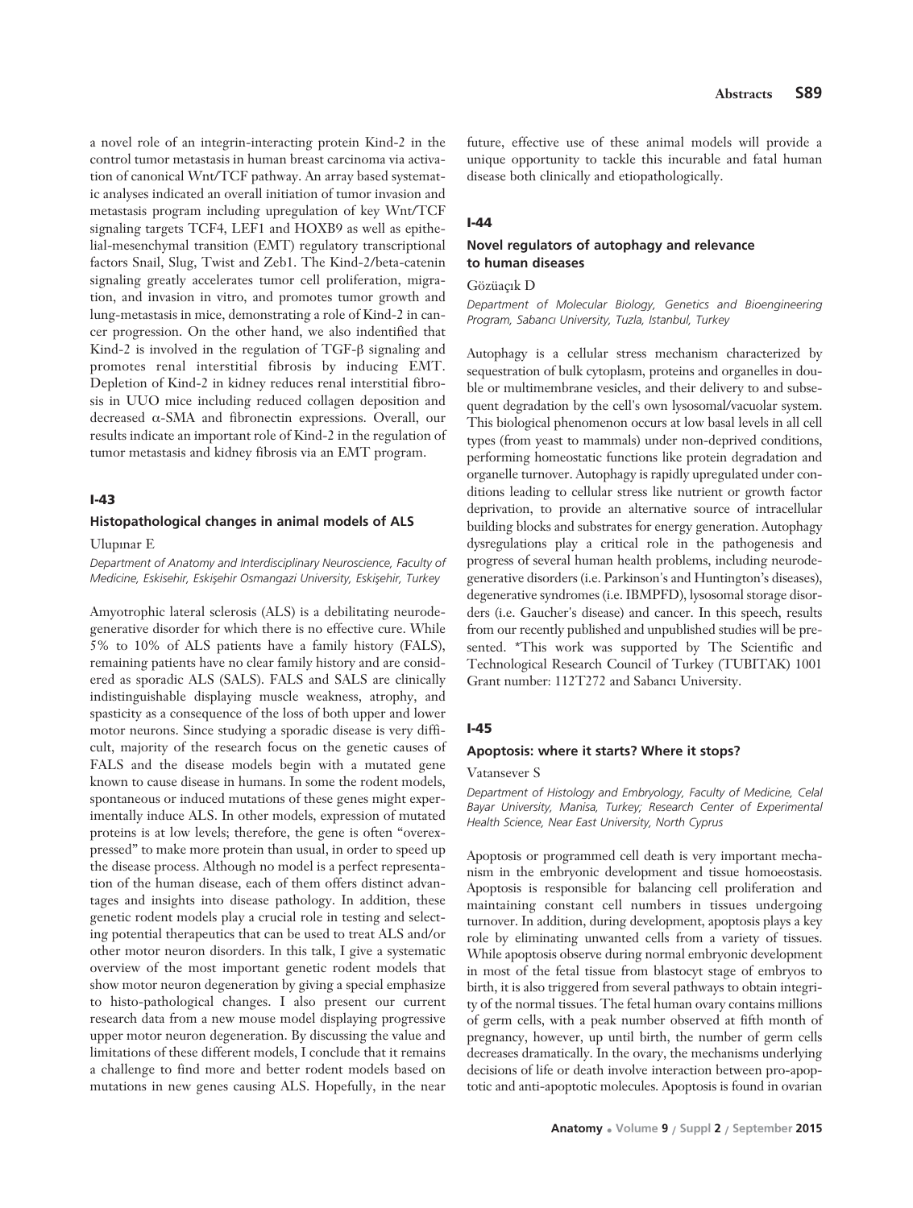a novel role of an integrin-interacting protein Kind-2 in the control tumor metastasis in human breast carcinoma via activation of canonical Wnt/TCF pathway. An array based systematic analyses indicated an overall initiation of tumor invasion and metastasis program including upregulation of key Wnt/TCF signaling targets TCF4, LEF1 and HOXB9 as well as epithelial-mesenchymal transition (EMT) regulatory transcriptional factors Snail, Slug, Twist and Zeb1. The Kind-2/beta-catenin signaling greatly accelerates tumor cell proliferation, migration, and invasion in vitro, and promotes tumor growth and lung-metastasis in mice, demonstrating a role of Kind-2 in cancer progression. On the other hand, we also indentified that Kind-2 is involved in the regulation of TGF-β signaling and promotes renal interstitial fibrosis by inducing EMT. Depletion of Kind-2 in kidney reduces renal interstitial fibrosis in UUO mice including reduced collagen deposition and decreased α-SMA and fibronectin expressions. Overall, our results indicate an important role of Kind-2 in the regulation of tumor metastasis and kidney fibrosis via an EMT program.

## I-43

### Histopathological changes in animal models of ALS

Ulupınar E

*Department of Anatomy and Interdisciplinary Neuroscience, Faculty of Medicine, Eskisehir, Eskişehir Osmangazi University, Eskişehir, Turkey*

Amyotrophic lateral sclerosis (ALS) is a debilitating neurodegenerative disorder for which there is no effective cure. While 5% to 10% of ALS patients have a family history (FALS), remaining patients have no clear family history and are considered as sporadic ALS (SALS). FALS and SALS are clinically indistinguishable displaying muscle weakness, atrophy, and spasticity as a consequence of the loss of both upper and lower motor neurons. Since studying a sporadic disease is very difficult, majority of the research focus on the genetic causes of FALS and the disease models begin with a mutated gene known to cause disease in humans. In some the rodent models, spontaneous or induced mutations of these genes might experimentally induce ALS. In other models, expression of mutated proteins is at low levels; therefore, the gene is often "overexpressed" to make more protein than usual, in order to speed up the disease process. Although no model is a perfect representation of the human disease, each of them offers distinct advantages and insights into disease pathology. In addition, these genetic rodent models play a crucial role in testing and selecting potential therapeutics that can be used to treat ALS and/or other motor neuron disorders. In this talk, I give a systematic overview of the most important genetic rodent models that show motor neuron degeneration by giving a special emphasize to histo-pathological changes. I also present our current research data from a new mouse model displaying progressive upper motor neuron degeneration. By discussing the value and limitations of these different models, I conclude that it remains a challenge to find more and better rodent models based on mutations in new genes causing ALS. Hopefully, in the near future, effective use of these animal models will provide a unique opportunity to tackle this incurable and fatal human disease both clinically and etiopathologically.

## I-44

### Novel regulators of autophagy and relevance to human diseases

Gözüaçık D

*Department of Molecular Biology, Genetics and Bioengineering Program, Sabancı University, Tuzla, Istanbul, Turkey*

Autophagy is a cellular stress mechanism characterized by sequestration of bulk cytoplasm, proteins and organelles in double or multimembrane vesicles, and their delivery to and subsequent degradation by the cell's own lysosomal/vacuolar system. This biological phenomenon occurs at low basal levels in all cell types (from yeast to mammals) under non-deprived conditions, performing homeostatic functions like protein degradation and organelle turnover. Autophagy is rapidly upregulated under conditions leading to cellular stress like nutrient or growth factor deprivation, to provide an alternative source of intracellular building blocks and substrates for energy generation. Autophagy dysregulations play a critical role in the pathogenesis and progress of several human health problems, including neurodegenerative disorders (i.e. Parkinson's and Huntington's diseases), degenerative syndromes (i.e. IBMPFD), lysosomal storage disorders (i.e. Gaucher's disease) and cancer. In this speech, results from our recently published and unpublished studies will be presented. *This work was supported by The Scientific and Technological Research Council of Turkey (TUBITAK) 1001 Grant number: 112T272 and Sabancı University.

## I-45

### Apoptosis: where it starts? Where it stops?

Vatansever S

*Department of Histology and Embryology, Faculty of Medicine, Celal Bayar University, Manisa, Turkey; Research Center of Experimental Health Science, Near East University, North Cyprus*

Apoptosis or programmed cell death is very important mechanism in the embryonic development and tissue homoeostasis. Apoptosis is responsible for balancing cell proliferation and maintaining constant cell numbers in tissues undergoing turnover. In addition, during development, apoptosis plays a key role by eliminating unwanted cells from a variety of tissues. While apoptosis observe during normal embryonic development in most of the fetal tissue from blastocyt stage of embryos to birth, it is also triggered from several pathways to obtain integrity of the normal tissues. The fetal human ovary contains millions of germ cells, with a peak number observed at fifth month of pregnancy, however, up until birth, the number of germ cells decreases dramatically. In the ovary, the mechanisms underlying decisions of life or death involve interaction between pro-apoptotic and anti-apoptotic molecules. Apoptosis is found in ovarian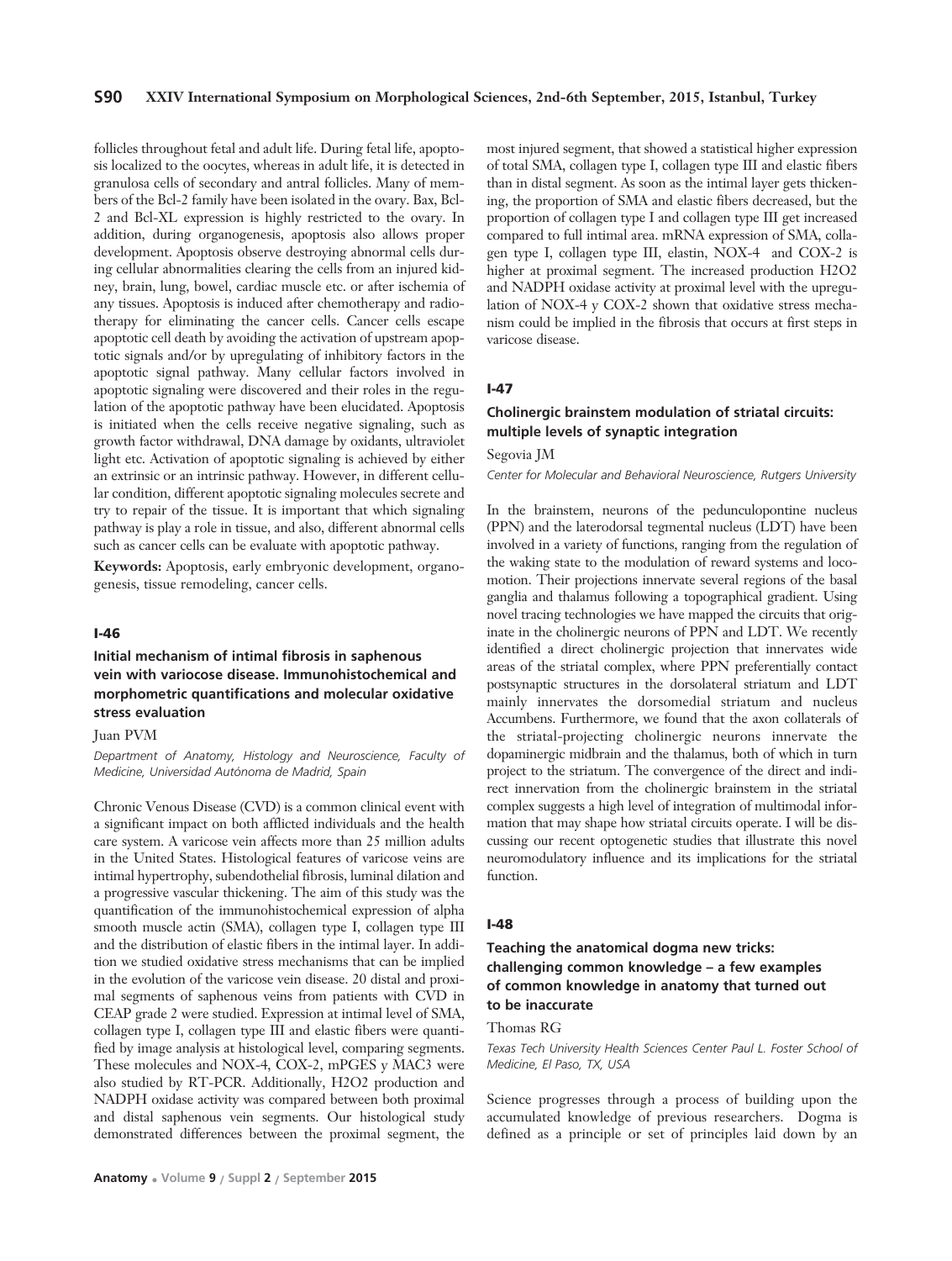follicles throughout fetal and adult life. During fetal life, apoptosis localized to the oocytes, whereas in adult life, it is detected in granulosa cells of secondary and antral follicles. Many of members of the Bcl-2 family have been isolated in the ovary. Bax, Bcl-2 and Bcl-XL expression is highly restricted to the ovary. In addition, during organogenesis, apoptosis also allows proper development. Apoptosis observe destroying abnormal cells during cellular abnormalities clearing the cells from an injured kidney, brain, lung, bowel, cardiac muscle etc. or after ischemia of any tissues. Apoptosis is induced after chemotherapy and radiotherapy for eliminating the cancer cells. Cancer cells escape apoptotic cell death by avoiding the activation of upstream apoptotic signals and/or by upregulating of inhibitory factors in the apoptotic signal pathway. Many cellular factors involved in apoptotic signaling were discovered and their roles in the regulation of the apoptotic pathway have been elucidated. Apoptosis is initiated when the cells receive negative signaling, such as growth factor withdrawal, DNA damage by oxidants, ultraviolet light etc. Activation of apoptotic signaling is achieved by either an extrinsic or an intrinsic pathway. However, in different cellular condition, different apoptotic signaling molecules secrete and try to repair of the tissue. It is important that which signaling pathway is play a role in tissue, and also, different abnormal cells such as cancer cells can be evaluate with apoptotic pathway.

**Keywords:** Apoptosis, early embryonic development, organogenesis, tissue remodeling, cancer cells.

## I-46

### Initial mechanism of intimal fibrosis in saphenous vein with variocose disease. Immunohistochemical and morphometric quantifications and molecular oxidative stress evaluation

Juan PVM

*Department of Anatomy, Histology and Neuroscience, Faculty of Medicine, Universidad Autónoma de Madrid, Spain*

Chronic Venous Disease (CVD) is a common clinical event with a significant impact on both afflicted individuals and the health care system. A varicose vein affects more than 25 million adults in the United States. Histological features of varicose veins are intimal hypertrophy, subendothelial fibrosis, luminal dilation and a progressive vascular thickening. The aim of this study was the quantification of the immunohistochemical expression of alpha smooth muscle actin (SMA), collagen type I, collagen type III and the distribution of elastic fibers in the intimal layer. In addition we studied oxidative stress mechanisms that can be implied in the evolution of the varicose vein disease. 20 distal and proximal segments of saphenous veins from patients with CVD in CEAP grade 2 were studied. Expression at intimal level of SMA, collagen type I, collagen type III and elastic fibers were quantified by image analysis at histological level, comparing segments. These molecules and NOX-4, COX-2, mPGES y MAC3 were also studied by RT-PCR. Additionally, $H_2O_2$ production and NADPH oxidase activity was compared between both proximal and distal saphenous vein segments. Our histological study demonstrated differences between the proximal segment, the most injured segment, that showed a statistical higher expression of total SMA, collagen type I, collagen type III and elastic fibers than in distal segment. As soon as the intimal layer gets thickening, the proportion of SMA and elastic fibers decreased, but the proportion of collagen type I and collagen type III get increased compared to full intimal area. mRNA expression of SMA, collagen type I, collagen type III, elastin, NOX-4 and COX-2 is higher at proximal segment. The increased production $H_2O_2$ and NADPH oxidase activity at proximal level with the upregulation of NOX-4 y COX-2 shown that oxidative stress mechanism could be implied in the fibrosis that occurs at first steps in varicose disease.

## I-47

### Cholinergic brainstem modulation of striatal circuits: multiple levels of synaptic integration

Segovia JM

*Center for Molecular and Behavioral Neuroscience, Rutgers University*

In the brainstem, neurons of the pedunculopontine nucleus (PPN) and the laterodorsal tegmental nucleus (LDT) have been involved in a variety of functions, ranging from the regulation of the waking state to the modulation of reward systems and locomotion. Their projections innervate several regions of the basal ganglia and thalamus following a topographical gradient. Using novel tracing technologies we have mapped the circuits that originate in the cholinergic neurons of PPN and LDT. We recently identified a direct cholinergic projection that innervates wide areas of the striatal complex, where PPN preferentially contact postsynaptic structures in the dorsolateral striatum and LDT mainly innervates the dorsomedial striatum and nucleus Accumbens. Furthermore, we found that the axon collaterals of the striatal-projecting cholinergic neurons innervate the dopaminergic midbrain and the thalamus, both of which in turn project to the striatum. The convergence of the direct and indirect innervation from the cholinergic brainstem in the striatal complex suggests a high level of integration of multimodal information that may shape how striatal circuits operate. I will be discussing our recent optogenetic studies that illustrate this novel neuromodulatory influence and its implications for the striatal function.

## I-48

### Teaching the anatomical dogma new tricks: challenging common knowledge – a few examples of common knowledge in anatomy that turned out to be inaccurate

Thomas RG

*Texas Tech University Health Sciences Center Paul L. Foster School of Medicine, El Paso, TX, USA*

Science progresses through a process of building upon the accumulated knowledge of previous researchers. Dogma is defined as a principle or set of principles laid down by an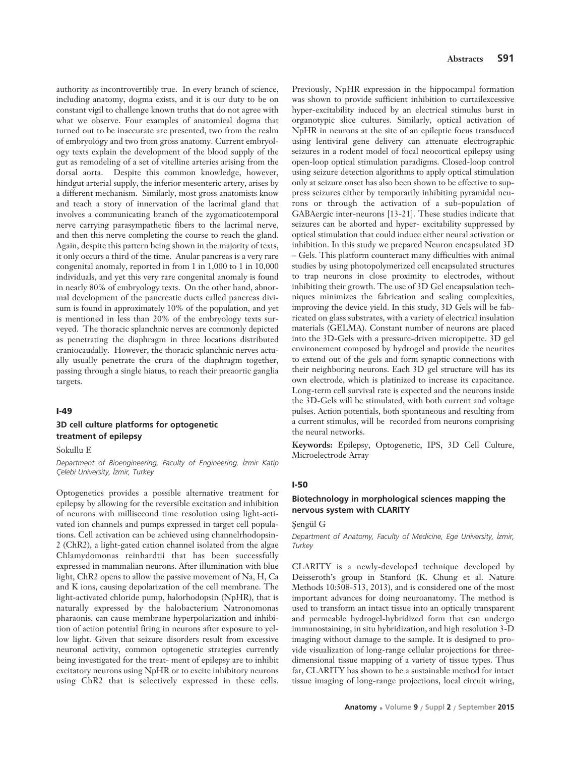authority as incontrovertibly true. In every branch of science, including anatomy, dogma exists, and it is our duty to be on constant vigil to challenge known truths that do not agree with what we observe. Four examples of anatomical dogma that turned out to be inaccurate are presented, two from the realm of embryology and two from gross anatomy. Current embryology texts explain the development of the blood supply of the gut as remodeling of a set of vitelline arteries arising from the dorsal aorta. Despite this common knowledge, however, hindgut arterial supply, the inferior mesenteric artery, arises by a different mechanism. Similarly, most gross anatomists know and teach a story of innervation of the lacrimal gland that involves a communicating branch of the zygomaticotemporal nerve carrying parasympathetic fibers to the lacrimal nerve, and then this nerve completing the course to reach the gland. Again, despite this pattern being shown in the majority of texts, it only occurs a third of the time. Anular pancreas is a very rare congenital anomaly, reported in from 1 in 1,000 to 1 in 10,000 individuals, and yet this very rare congenital anomaly is found in nearly 80% of embryology texts. On the other hand, abnormal development of the pancreatic ducts called pancreas divisum is found in approximately 10% of the population, and yet is mentioned in less than 20% of the embryology texts surveyed. The thoracic splanchnic nerves are commonly depicted as penetrating the diaphragm in three locations distributed craniocaudally. However, the thoracic splanchnic nerves actually usually penetrate the crura of the diaphragm together, passing through a single hiatus, to reach their preaortic ganglia targets.

## I-49

### 3D cell culture platforms for optogenetic treatment of epilepsy

Sokullu E

*Department of Bioengineering, Faculty of Engineering, İzmir Katip Çelebi University, İzmir, Turkey*

Optogenetics provides a possible alternative treatment for epilepsy by allowing for the reversible excitation and inhibition of neurons with millisecond time resolution using light-activated ion channels and pumps expressed in target cell populations. Cell activation can be achieved using channelrhodopsin-2 (ChR2), a light-gated cation channel isolated from the algae Chlamydomonas reinhardtii that has been successfully expressed in mammalian neurons. After illumination with blue light, ChR2 opens to allow the passive movement of Na, H, Ca and K ions, causing depolarization of the cell membrane. The light-activated chloride pump, halorhodopsin (NpHR), that is naturally expressed by the halobacterium Natronomonas pharaonis, can cause membrane hyperpolarization and inhibition of action potential firing in neurons after exposure to yellow light. Given that seizure disorders result from excessive neuronal activity, common optogenetic strategies currently being investigated for the treat- ment of epilepsy are to inhibit excitatory neurons using NpHR or to excite inhibitory neurons using ChR2 that is selectively expressed in these cells. Previously, NpHR expression in the hippocampal formation was shown to provide sufficient inhibition to curtailexcessive hyper-excitability induced by an electrical stimulus burst in organotypic slice cultures. Similarly, optical activation of NpHR in neurons at the site of an epileptic focus transduced using lentiviral gene delivery can attenuate electrographic seizures in a rodent model of focal neocortical epilepsy using open-loop optical stimulation paradigms. Closed-loop control using seizure detection algorithms to apply optical stimulation only at seizure onset has also been shown to be effective to suppress seizures either by temporarily inhibiting pyramidal neurons or through the activation of a sub-population of GABAergic inter-neurons [13-21]. These studies indicate that seizures can be aborted and hyper- excitability suppressed by optical stimulation that could induce either neural activation or inhibition. In this study we prepared Neuron encapsulated 3D – Gels. This platform counteract many difficulties with animal studies by using photopolymerized cell encapsulated structures to trap neurons in close proximity to electrodes, without inhibiting their growth. The use of 3D Gel encapsulation techniques minimizes the fabrication and scaling complexities, improving the device yield. In this study, 3D Gels will be fabricated on glass substrates, with a variety of electrical insulation materials (GELMA). Constant number of neurons are placed into the 3D-Gels with a pressure-driven micropipette. 3D gel environement composed by hydrogel and provide the neurites to extend out of the gels and form synaptic connections with their neighboring neurons. Each 3D gel structure will has its own electrode, which is platinized to increase its capacitance. Long-term cell survival rate is expected and the neurons inside the 3D-Gels will be stimulated, with both current and voltage pulses. Action potentials, both spontaneous and resulting from a current stimulus, will be recorded from neurons comprising the neural networks.

**Keywords:** Epilepsy, Optogenetic, IPS, 3D Cell Culture, Microelectrode Array

## I-50

### Biotechnology in morphological sciences mapping the nervous system with CLARITY

Şengül G

*Department of Anatomy, Faculty of Medicine, Ege University, İzmir, Turkey*

CLARITY is a newly-developed technique developed by Deisseroth's group in Stanford (K. Chung et al. Nature Methods 10:508-513, 2013), and is considered one of the most important advances for doing neuroanatomy. The method is used to transform an intact tissue into an optically transparent and permeable hydrogel-hybridized form that can undergo immunostaining, in situ hybridization, and high resolution 3-D imaging without damage to the sample. It is designed to provide visualization of long-range cellular projections for three-dimensional tissue mapping of a variety of tissue types. Thus far, CLARITY has shown to be a sustainable method for intact tissue imaging of long-range projections, local circuit wiring,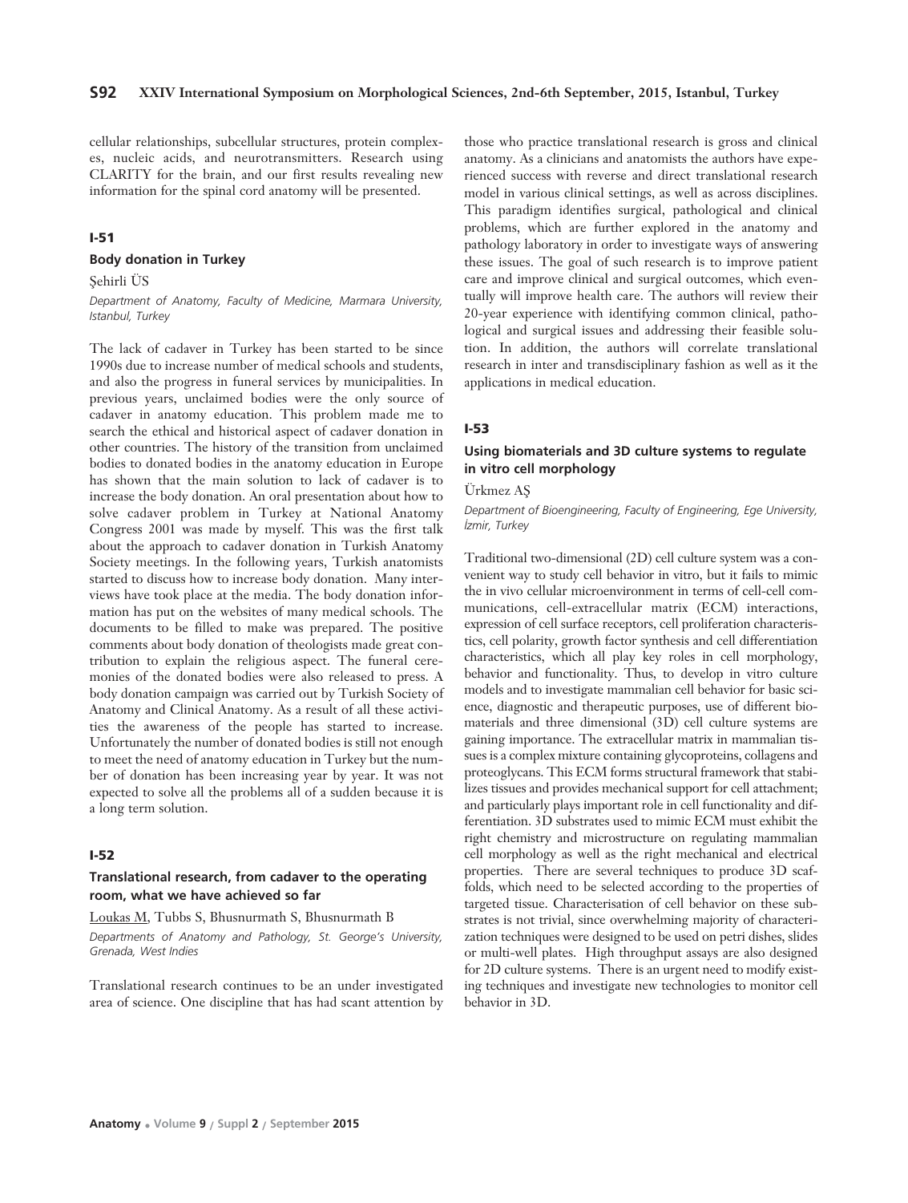cellular relationships, subcellular structures, protein complexes, nucleic acids, and neurotransmitters. Research using CLARITY for the brain, and our first results revealing new information for the spinal cord anatomy will be presented.

### I-51

#### Body donation in Turkey

Şehirli ÜS

*Department of Anatomy, Faculty of Medicine, Marmara University, Istanbul, Turkey*

The lack of cadaver in Turkey has been started to be since 1990s due to increase number of medical schools and students, and also the progress in funeral services by municipalities. In previous years, unclaimed bodies were the only source of cadaver in anatomy education. This problem made me to search the ethical and historical aspect of cadaver donation in other countries. The history of the transition from unclaimed bodies to donated bodies in the anatomy education in Europe has shown that the main solution to lack of cadaver is to increase the body donation. An oral presentation about how to solve cadaver problem in Turkey at National Anatomy Congress 2001 was made by myself. This was the first talk about the approach to cadaver donation in Turkish Anatomy Society meetings. In the following years, Turkish anatomists started to discuss how to increase body donation. Many interviews have took place at the media. The body donation information has put on the websites of many medical schools. The documents to be filled to make was prepared. The positive comments about body donation of theologists made great contribution to explain the religious aspect. The funeral ceremonies of the donated bodies were also released to press. A body donation campaign was carried out by Turkish Society of Anatomy and Clinical Anatomy. As a result of all these activities the awareness of the people has started to increase. Unfortunately the number of donated bodies is still not enough to meet the need of anatomy education in Turkey but the number of donation has been increasing year by year. It was not expected to solve all the problems all of a sudden because it is a long term solution.

### I-52

#### Translational research, from cadaver to the operating room, what we have achieved so far

Loukas M, Tubbs S, Bhusnurmath S, Bhusnurmath B

*Departments of Anatomy and Pathology, St. George's University, Grenada, West Indies*

Translational research continues to be an under investigated area of science. One discipline that has had scant attention by those who practice translational research is gross and clinical anatomy. As a clinicians and anatomists the authors have experienced success with reverse and direct translational research model in various clinical settings, as well as across disciplines. This paradigm identifies surgical, pathological and clinical problems, which are further explored in the anatomy and pathology laboratory in order to investigate ways of answering these issues. The goal of such research is to improve patient care and improve clinical and surgical outcomes, which eventually will improve health care. The authors will review their 20-year experience with identifying common clinical, pathological and surgical issues and addressing their feasible solution. In addition, the authors will correlate translational research in inter and transdisciplinary fashion as well as it the applications in medical education.

### I-53

#### Using biomaterials and 3D culture systems to regulate in vitro cell morphology

Ürkmez AŞ

*Department of Bioengineering, Faculty of Engineering, Ege University, İzmir, Turkey*

Traditional two-dimensional (2D) cell culture system was a convenient way to study cell behavior in vitro, but it fails to mimic the in vivo cellular microenvironment in terms of cell-cell communications, cell-extracellular matrix (ECM) interactions, expression of cell surface receptors, cell proliferation characteristics, cell polarity, growth factor synthesis and cell differentiation characteristics, which all play key roles in cell morphology, behavior and functionality. Thus, to develop in vitro culture models and to investigate mammalian cell behavior for basic science, diagnostic and therapeutic purposes, use of different biomaterials and three dimensional (3D) cell culture systems are gaining importance. The extracellular matrix in mammalian tissues is a complex mixture containing glycoproteins, collagens and proteoglycans. This ECM forms structural framework that stabilizes tissues and provides mechanical support for cell attachment; and particularly plays important role in cell functionality and differentiation. 3D substrates used to mimic ECM must exhibit the right chemistry and microstructure on regulating mammalian cell morphology as well as the right mechanical and electrical properties. There are several techniques to produce 3D scaffolds, which need to be selected according to the properties of targeted tissue. Characterisation of cell behavior on these substrates is not trivial, since overwhelming majority of characterization techniques were designed to be used on petri dishes, slides or multi-well plates. High throughput assays are also designed for 2D culture systems. There is an urgent need to modify existing techniques and investigate new technologies to monitor cell behavior in 3D.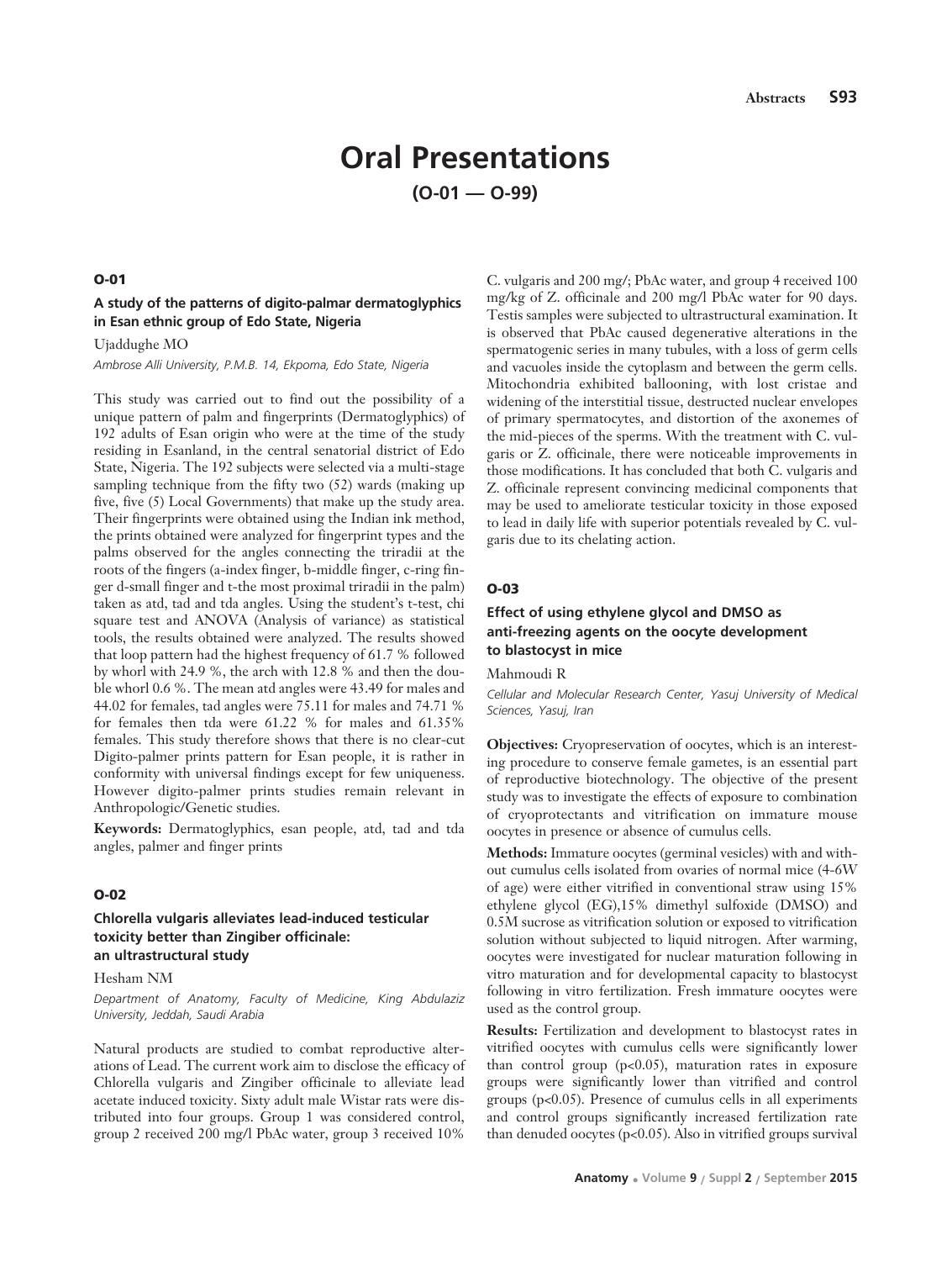# Oral Presentations

## (O-01 — O-99)

### O-01

**A study of the patterns of digito-palmar dermatoglyphics in Esan ethnic group of Edo State, Nigeria**

Ujaddughe MO

*Ambrose Alli University, P.M.B. 14, Ekpoma, Edo State, Nigeria*

This study was carried out to find out the possibility of a unique pattern of palm and fingerprints (Dermatoglyphics) of 192 adults of Esan origin who were at the time of the study residing in Esanland, in the central senatorial district of Edo State, Nigeria. The 192 subjects were selected via a multi-stage sampling technique from the fifty two (52) wards (making up five, five (5) Local Governments) that make up the study area. Their fingerprints were obtained using the Indian ink method, the prints obtained were analyzed for fingerprint types and the palms observed for the angles connecting the triradii at the roots of the fingers (a-index finger, b-middle finger, c-ring finger d-small finger and t-the most proximal triradii in the palm) taken as atd, tad and tda angles. Using the student's t-test, chi square test and ANOVA (Analysis of variance) as statistical tools, the results obtained were analyzed. The results showed that loop pattern had the highest frequency of 61.7 % followed by whorl with 24.9 %, the arch with 12.8 % and then the double whorl 0.6 %. The mean atd angles were 43.49 for males and 44.02 for females, tad angles were 75.11 for males and 74.71 % for females then tda were 61.22 % for males and 61.35% females. This study therefore shows that there is no clear-cut Digito-palmer prints pattern for Esan people, it is rather in conformity with universal findings except for few uniqueness. However digito-palmer prints studies remain relevant in Anthropologic/Genetic studies.

**Keywords:** Dermatoglyphics, esan people, atd, tad and tda angles, palmer and finger prints

### O-02

**Chlorella vulgaris alleviates lead-induced testicular toxicity better than Zingiber officinale: an ultrastructural study**

Hesham NM

*Department of Anatomy, Faculty of Medicine, King Abdulaziz University, Jeddah, Saudi Arabia*

Natural products are studied to combat reproductive alterations of Lead. The current work aim to disclose the efficacy of Chlorella vulgaris and Zingiber officinale to alleviate lead acetate induced toxicity. Sixty adult male Wistar rats were distributed into four groups. Group 1 was considered control, group 2 received 200 mg/l PbAc water, group 3 received 10% C. vulgaris and 200 mg/; PbAc water, and group 4 received 100 mg/kg of Z. officinale and 200 mg/l PbAc water for 90 days. Testis samples were subjected to ultrastructural examination. It is observed that PbAc caused degenerative alterations in the spermatogenic series in many tubules, with a loss of germ cells and vacuoles inside the cytoplasm and between the germ cells. Mitochondria exhibited ballooning, with lost cristae and widening of the interstitial tissue, destructed nuclear envelopes of primary spermatocytes, and distortion of the axonemes of the mid-pieces of the sperms. With the treatment with C. vulgaris or Z. officinale, there were noticeable improvements in those modifications. It has concluded that both C. vulgaris and Z. officinale represent convincing medicinal components that may be used to ameliorate testicular toxicity in those exposed to lead in daily life with superior potentials revealed by C. vulgaris due to its chelating action.

### O-03

**Effect of using ethylene glycol and DMSO as anti-freezing agents on the oocyte development to blastocyst in mice**

Mahmoudi R

*Cellular and Molecular Research Center, Yasuj University of Medical Sciences, Yasuj, Iran*

**Objectives:** Cryopreservation of oocytes, which is an interesting procedure to conserve female gametes, is an essential part of reproductive biotechnology. The objective of the present study was to investigate the effects of exposure to combination of cryoprotectants and vitrification on immature mouse oocytes in presence or absence of cumulus cells.

**Methods:** Immature oocytes (germinal vesicles) with and without cumulus cells isolated from ovaries of normal mice (4-6W of age) were either vitrified in conventional straw using 15% ethylene glycol (EG),15% dimethyl sulfoxide (DMSO) and 0.5M sucrose as vitrification solution or exposed to vitrification solution without subjected to liquid nitrogen. After warming, oocytes were investigated for nuclear maturation following in vitro maturation and for developmental capacity to blastocyst following in vitro fertilization. Fresh immature oocytes were used as the control group.

**Results:** Fertilization and development to blastocyst rates in vitrified oocytes with cumulus cells were significantly lower than control group ($p<0.05$), maturation rates in exposure groups were significantly lower than vitrified and control groups ($p<0.05$). Presence of cumulus cells in all experiments and control groups significantly increased fertilization rate than denuded oocytes ($p<0.05$). Also in vitrified groups survival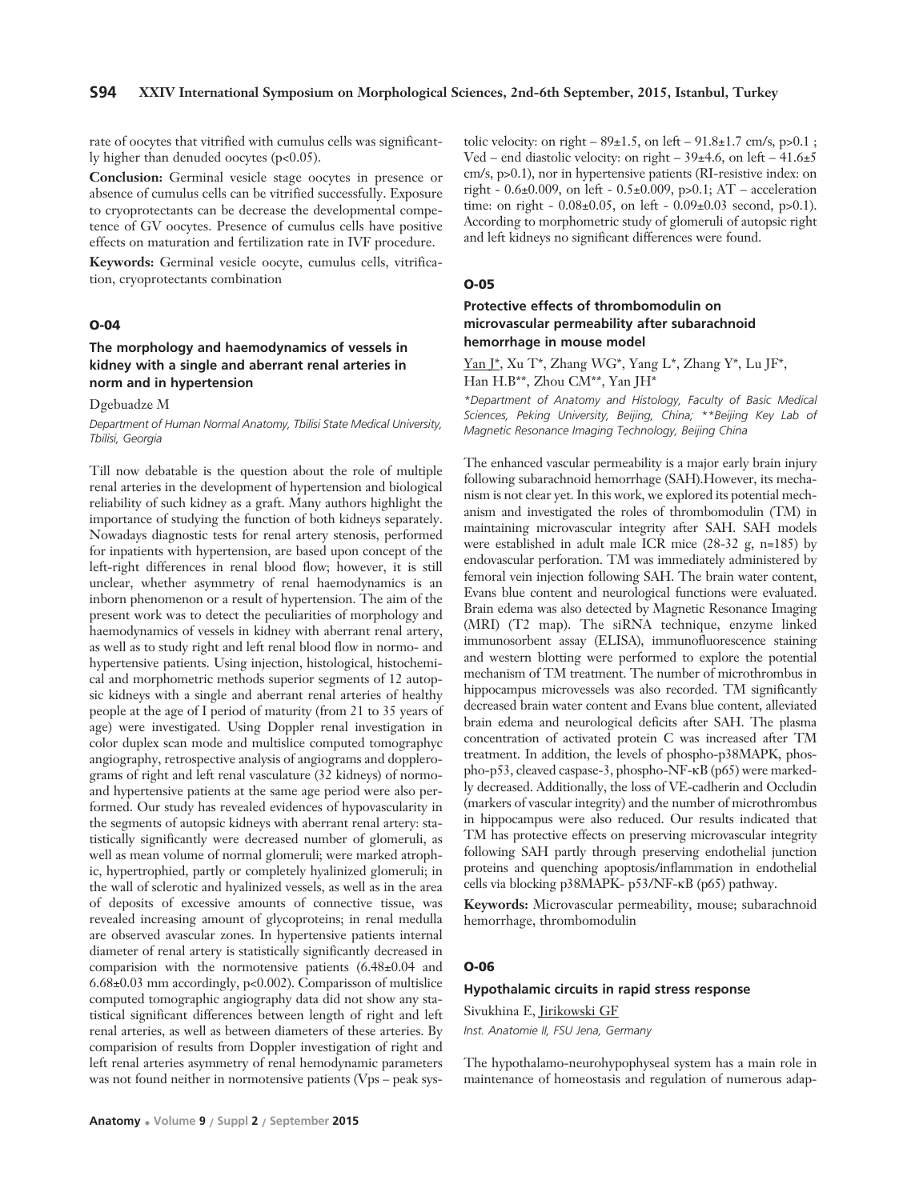rate of oocytes that vitrified with cumulus cells was significantly higher than denuded oocytes ($p<0.05$).

**Conclusion:** Germinal vesicle stage oocytes in presence or absence of cumulus cells can be vitrified successfully. Exposure to cryoprotectants can be decrease the developmental competence of GV oocytes. Presence of cumulus cells have positive effects on maturation and fertilization rate in IVF procedure.

**Keywords:** Germinal vesicle oocyte, cumulus cells, vitrification, cryoprotectants combination

## O-04

### The morphology and haemodynamics of vessels in kidney with a single and aberrant renal arteries in norm and in hypertension

Dgebuadze M

*Department of Human Normal Anatomy, Tbilisi State Medical University, Tbilisi, Georgia*

Till now debatable is the question about the role of multiple renal arteries in the development of hypertension and biological reliability of such kidney as a graft. Many authors highlight the importance of studying the function of both kidneys separately. Nowadays diagnostic tests for renal artery stenosis, performed for inpatients with hypertension, are based upon concept of the left-right differences in renal blood flow; however, it is still unclear, whether asymmetry of renal haemodynamics is an inborn phenomenon or a result of hypertension. The aim of the present work was to detect the peculiarities of morphology and haemodynamics of vessels in kidney with aberrant renal artery, as well as to study right and left renal blood flow in normo- and hypertensive patients. Using injection, histological, histochemical and morphometric methods superior segments of 12 autopsic kidneys with a single and aberrant renal arteries of healthy people at the age of I period of maturity (from 21 to 35 years of age) were investigated. Using Doppler renal investigation in color duplex scan mode and multislice computed tomographyc angiography, retrospective analysis of angiograms and dopplerograms of right and left renal vasculature (32 kidneys) of normo- and hypertensive patients at the same age period were also performed. Our study has revealed evidences of hypovascularity in the segments of autopsic kidneys with aberrant renal artery: statistically significantly were decreased number of glomeruli, as well as mean volume of normal glomeruli; were marked atrophic, hypertrophied, partly or completely hyalinized glomeruli; in the wall of sclerotic and hyalinized vessels, as well as in the area of deposits of excessive amounts of connective tissue, was revealed increasing amount of glycoproteins; in renal medulla are observed avascular zones. In hypertensive patients internal diameter of renal artery is statistically significantly decreased in comparision with the normotensive patients (6.48±0.04 and 6.68±0.03 mm accordingly, $p<0.002$). Comparisson of multislice computed tomographic angiography data did not show any statistical significant differences between length of right and left renal arteries, as well as between diameters of these arteries. By comparision of results from Doppler investigation of right and left renal arteries asymmetry of renal hemodynamic parameters was not found neither in normotensive patients (Vps – peak systolic velocity: on right – 89±1.5, on left – 91.8±1.7 cm/s, $p>0.1$ ; Ved – end diastolic velocity: on right – 39±4.6, on left – 41.6±5 cm/s, $p>0.1$), nor in hypertensive patients (RI-resistive index: on right - 0.6±0.009, on left - 0.5±0.009, $p>0.1$; AT – acceleration time: on right - 0.08±0.05, on left - 0.09±0.03 second, $p>0.1$). According to morphometric study of glomeruli of autopsic right and left kidneys no significant differences were found.

## O-05

### Protective effects of thrombomodulin on microvascular permeability after subarachnoid hemorrhage in mouse model

Yan J*, Xu T*, Zhang WG*, Yang L*, Zhang Y*, Lu JF*, Han H.B**, Zhou CM**, Yan JH*

*\*Department of Anatomy and Histology, Faculty of Basic Medical Sciences, Peking University, Beijing, China; \*\*Beijing Key Lab of Magnetic Resonance Imaging Technology, Beijing China*

The enhanced vascular permeability is a major early brain injury following subarachnoid hemorrhage (SAH).However, its mechanism is not clear yet. In this work, we explored its potential mechanism and investigated the roles of thrombomodulin (TM) in maintaining microvascular integrity after SAH. SAH models were established in adult male ICR mice (28-32 g, n=185) by endovascular perforation. TM was immediately administered by femoral vein injection following SAH. The brain water content, Evans blue content and neurological functions were evaluated. Brain edema was also detected by Magnetic Resonance Imaging (MRI) (T2 map). The siRNA technique, enzyme linked immunosorbent assay (ELISA), immunofluorescence staining and western blotting were performed to explore the potential mechanism of TM treatment. The number of microthrombus in hippocampus microvessels was also recorded. TM significantly decreased brain water content and Evans blue content, alleviated brain edema and neurological deficits after SAH. The plasma concentration of activated protein C was increased after TM treatment. In addition, the levels of phospho-p38MAPK, phospho-p53, cleaved caspase-3, phospho-NF-κB (p65) were markedly decreased. Additionally, the loss of VE-cadherin and Occludin (markers of vascular integrity) and the number of microthrombus in hippocampus were also reduced. Our results indicated that TM has protective effects on preserving microvascular integrity following SAH partly through preserving endothelial junction proteins and quenching apoptosis/inflammation in endothelial cells via blocking p38MAPK- p53/NF-κB (p65) pathway.

**Keywords:** Microvascular permeability, mouse; subarachnoid hemorrhage, thrombomodulin

## O-06

### Hypothalamic circuits in rapid stress response

Sivukhina E, Jirikowski GF

*Inst. Anatomie II, FSU Jena, Germany*

The hypothalamo-neurohypophyseal system has a main role in maintenance of homeostasis and regulation of numerous adap-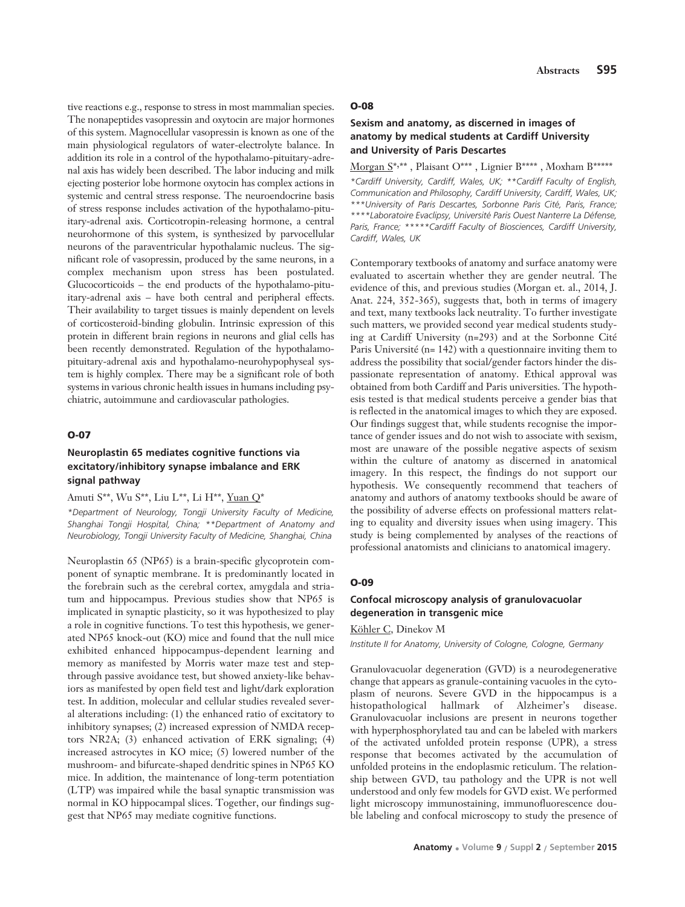tive reactions e.g., response to stress in most mammalian species. The nonapeptides vasopressin and oxytocin are major hormones of this system. Magnocellular vasopressin is known as one of the main physiological regulators of water-electrolyte balance. In addition its role in a control of the hypothalamo-pituitary-adrenal axis has widely been described. The labor inducing and milk ejecting posterior lobe hormone oxytocin has complex actions in systemic and central stress response. The neuroendocrine basis of stress response includes activation of the hypothalamo-pituitary-adrenal axis. Corticotropin-releasing hormone, a central neurohormone of this system, is synthesized by parvocellular neurons of the paraventricular hypothalamic nucleus. The significant role of vasopressin, produced by the same neurons, in a complex mechanism upon stress has been postulated. Glucocorticoids – the end products of the hypothalamo-pituitary-adrenal axis – have both central and peripheral effects. Their availability to target tissues is mainly dependent on levels of corticosteroid-binding globulin. Intrinsic expression of this protein in different brain regions in neurons and glial cells has been recently demonstrated. Regulation of the hypothalamo-pituitary-adrenal axis and hypothalamo-neurohypophyseal system is highly complex. There may be a significant role of both systems in various chronic health issues in humans including psychiatric, autoimmune and cardiovascular pathologies.

## O-07

### Neuroplastin 65 mediates cognitive functions via excitatory/inhibitory synapse imbalance and ERK signal pathway

Amuti S**, Wu S**, Liu L**, Li H**, Yuan Q*

*\*Department of Neurology, Tongji University Faculty of Medicine, Shanghai Tongji Hospital, China; \*\*Department of Anatomy and Neurobiology, Tongji University Faculty of Medicine, Shanghai, China*

Neuroplastin 65 (NP65) is a brain-specific glycoprotein component of synaptic membrane. It is predominantly located in the forebrain such as the cerebral cortex, amygdala and striatum and hippocampus. Previous studies show that NP65 is implicated in synaptic plasticity, so it was hypothesized to play a role in cognitive functions. To test this hypothesis, we generated NP65 knock-out (KO) mice and found that the null mice exhibited enhanced hippocampus-dependent learning and memory as manifested by Morris water maze test and step-through passive avoidance test, but showed anxiety-like behaviors as manifested by open field test and light/dark exploration test. In addition, molecular and cellular studies revealed several alterations including: (1) the enhanced ratio of excitatory to inhibitory synapses; (2) increased expression of NMDA receptors NR2A; (3) enhanced activation of ERK signaling; (4) increased astrocytes in KO mice; (5) lowered number of the mushroom- and bifurcate-shaped dendritic spines in NP65 KO mice. In addition, the maintenance of long-term potentiation (LTP) was impaired while the basal synaptic transmission was normal in KO hippocampal slices. Together, our findings suggest that NP65 may mediate cognitive functions.

## O-08

### Sexism and anatomy, as discerned in images of anatomy by medical students at Cardiff University and University of Paris Descartes

Morgan S*,**, Plaisant O***, Lignier B****, Moxham B*****

*\*Cardiff University, Cardiff, Wales, UK; \*\*Cardiff Faculty of English, Communication and Philosophy, Cardiff University, Cardiff, Wales, UK; \*\*\*University of Paris Descartes, Sorbonne Paris Cité, Paris, France; \*\*\*\*Laboratoire Evaclipsy, Université Paris Ouest Nanterre La Défense, Paris, France; \*\*\*\*\*Cardiff Faculty of Biosciences, Cardiff University, Cardiff, Wales, UK*

Contemporary textbooks of anatomy and surface anatomy were evaluated to ascertain whether they are gender neutral. The evidence of this, and previous studies (Morgan et. al., 2014, J. Anat. 224, 352-365), suggests that, both in terms of imagery and text, many textbooks lack neutrality. To further investigate such matters, we provided second year medical students studying at Cardiff University (n=293) and at the Sorbonne Cité Paris Université (n= 142) with a questionnaire inviting them to address the possibility that social/gender factors hinder the dispassionate representation of anatomy. Ethical approval was obtained from both Cardiff and Paris universities. The hypothesis tested is that medical students perceive a gender bias that is reflected in the anatomical images to which they are exposed. Our findings suggest that, while students recognise the importance of gender issues and do not wish to associate with sexism, most are unaware of the possible negative aspects of sexism within the culture of anatomy as discerned in anatomical imagery. In this respect, the findings do not support our hypothesis. We consequently recommend that teachers of anatomy and authors of anatomy textbooks should be aware of the possibility of adverse effects on professional matters relating to equality and diversity issues when using imagery. This study is being complemented by analyses of the reactions of professional anatomists and clinicians to anatomical imagery.

## O-09

### Confocal microscopy analysis of granulovacuolar degeneration in transgenic mice

Köhler C, Dinekov M

*Institute II for Anatomy, University of Cologne, Cologne, Germany*

Granulovacuolar degeneration (GVD) is a neurodegenerative change that appears as granule-containing vacuoles in the cytoplasm of neurons. Severe GVD in the hippocampus is a histopathological hallmark of Alzheimer's disease. Granulovacuolar inclusions are present in neurons together with hyperphosphorylated tau and can be labeled with markers of the activated unfolded protein response (UPR), a stress response that becomes activated by the accumulation of unfolded proteins in the endoplasmic reticulum. The relationship between GVD, tau pathology and the UPR is not well understood and only few models for GVD exist. We performed light microscopy immunostaining, immunofluorescence double labeling and confocal microscopy to study the presence of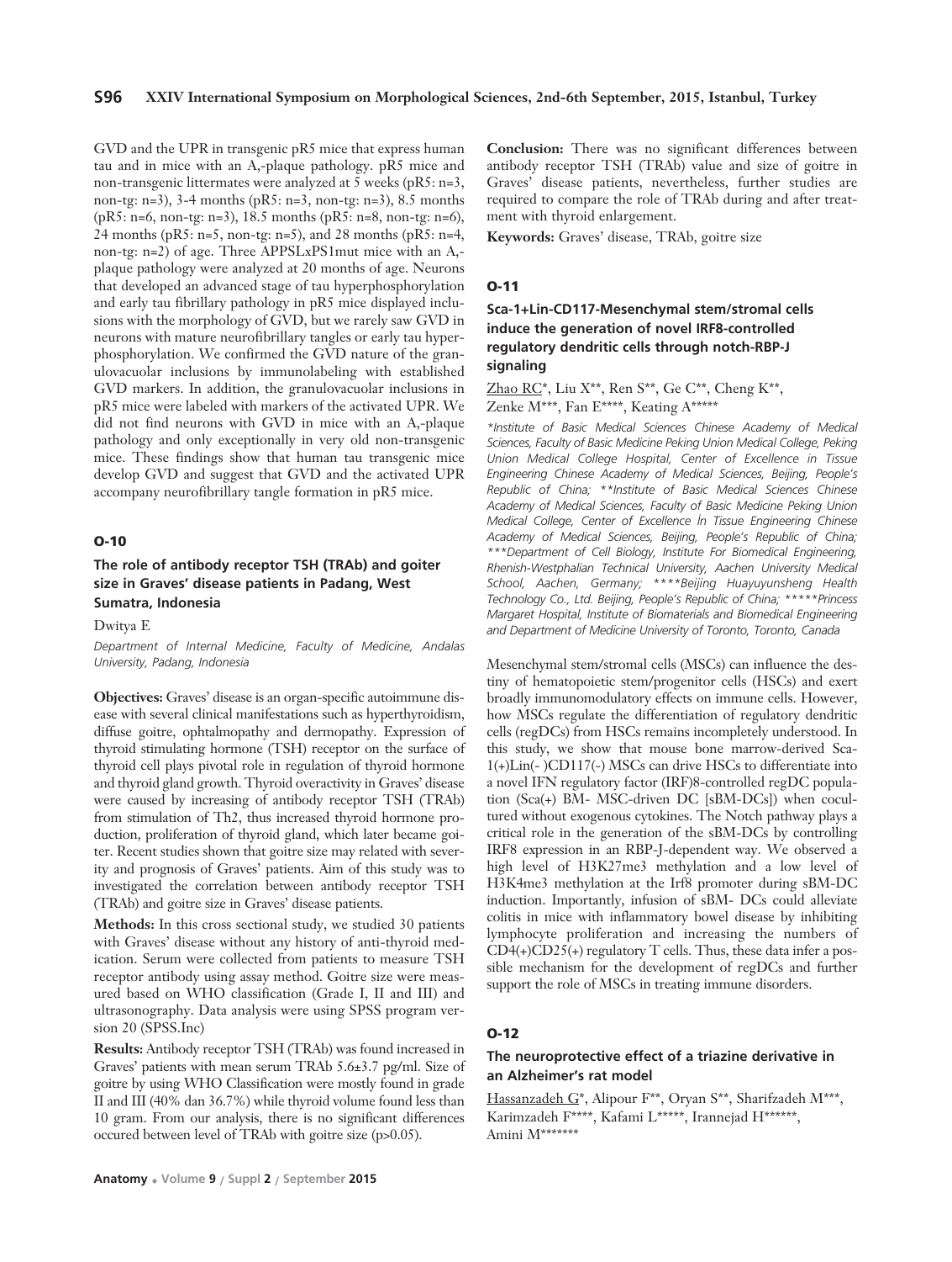GVD and the UPR in transgenic pR5 mice that express human tau and in mice with an A,-plaque pathology. pR5 mice and non-transgenic littermates were analyzed at 5 weeks (pR5: n=3, non-tg: n=3), 3-4 months (pR5: n=3, non-tg: n=3), 8.5 months (pR5: n=6, non-tg: n=3), 18.5 months (pR5: n=8, non-tg: n=6), 24 months (pR5: n=5, non-tg: n=5), and 28 months (pR5: n=4, non-tg: n=2) of age. Three APPSLxPS1mut mice with an A,-plaque pathology were analyzed at 20 months of age. Neurons that developed an advanced stage of tau hyperphosphorylation and early tau fibrillary pathology in pR5 mice displayed inclusions with the morphology of GVD, but we rarely saw GVD in neurons with mature neurofibrillary tangles or early tau hyperphosphorylation. We confirmed the GVD nature of the granulovacuolar inclusions by immunolabeling with established GVD markers. In addition, the granulovacuolar inclusions in pR5 mice were labeled with markers of the activated UPR. We did not find neurons with GVD in mice with an A,-plaque pathology and only exceptionally in very old non-transgenic mice. These findings show that human tau transgenic mice develop GVD and suggest that GVD and the activated UPR accompany neurofibrillary tangle formation in pR5 mice.

## O-10

### The role of antibody receptor TSH (TRAb) and goiter size in Graves' disease patients in Padang, West Sumatra, Indonesia

Dwitya E

*Department of Internal Medicine, Faculty of Medicine, Andalas University, Padang, Indonesia*

**Objectives:** Graves' disease is an organ-specific autoimmune disease with several clinical manifestations such as hyperthyroidism, diffuse goitre, ophtalmopathy and dermopathy. Expression of thyroid stimulating hormone (TSH) receptor on the surface of thyroid cell plays pivotal role in regulation of thyroid hormone and thyroid gland growth. Thyroid overactivity in Graves' disease were caused by increasing of antibody receptor TSH (TRAb) from stimulation of Th2, thus increased thyroid hormone production, proliferation of thyroid gland, which later became goiter. Recent studies shown that goitre size may related with severity and prognosis of Graves' patients. Aim of this study was to investigated the correlation between antibody receptor TSH (TRAb) and goitre size in Graves' disease patients.

**Methods:** In this cross sectional study, we studied 30 patients with Graves' disease without any history of anti-thyroid medication. Serum were collected from patients to measure TSH receptor antibody using assay method. Goitre size were measured based on WHO classification (Grade I, II and III) and ultrasonography. Data analysis were using SPSS program version 20 (SPSS.Inc)

**Results:** Antibody receptor TSH (TRAb) was found increased in Graves' patients with mean serum TRAb 5.6±3.7 pg/ml. Size of goitre by using WHO Classification were mostly found in grade II and III (40% dan 36.7%) while thyroid volume found less than 10 gram. From our analysis, there is no significant differences occured between level of TRAb with goitre size ($p>0.05$).

**Conclusion:** There was no significant differences between antibody receptor TSH (TRAb) value and size of goitre in Graves' disease patients, nevertheless, further studies are required to compare the role of TRAb during and after treatment with thyroid enlargement.

**Keywords:** Graves' disease, TRAb, goitre size

## O-11

### Sca-1+Lin-CD117-Mesenchymal stem/stromal cells induce the generation of novel IRF8-controlled regulatory dendritic cells through notch-RBP-J signaling

Zhao RC*, Liu X**, Ren S**, Ge C**, Cheng K**, Zenke M***, Fan E****, Keating A*****

*\*Institute of Basic Medical Sciences Chinese Academy of Medical Sciences, Faculty of Basic Medicine Peking Union Medical College, Peking Union Medical College Hospital, Center of Excellence in Tissue Engineering Chinese Academy of Medical Sciences, Beijing, People's Republic of China; \*\*Institute of Basic Medical Sciences Chinese Academy of Medical Sciences, Faculty of Basic Medicine Peking Union Medical College, Center of Excellence İn Tissue Engineering Chinese Academy of Medical Sciences, Beijing, People's Republic of China; \*\*\*Department of Cell Biology, Institute For Biomedical Engineering, Rhenish-Westphalian Technical University, Aachen University Medical School, Aachen, Germany; \*\*\*\*Beijing Huayuyunsheng Health Technology Co., Ltd. Beijing, People's Republic of China; \*\*\*\*\*Princess Margaret Hospital, Institute of Biomaterials and Biomedical Engineering and Department of Medicine University of Toronto, Toronto, Canada*

Mesenchymal stem/stromal cells (MSCs) can influence the destiny of hematopoietic stem/progenitor cells (HSCs) and exert broadly immunomodulatory effects on immune cells. However, how MSCs regulate the differentiation of regulatory dendritic cells (regDCs) from HSCs remains incompletely understood. In this study, we show that mouse bone marrow-derived Sca-1(+)Lin(- )CD117(-) MSCs can drive HSCs to differentiate into a novel IFN regulatory factor (IRF)8-controlled regDC population (Sca(+) BM- MSC-driven DC [sBM-DCs]) when cocultured without exogenous cytokines. The Notch pathway plays a critical role in the generation of the sBM-DCs by controlling IRF8 expression in an RBP-J-dependent way. We observed a high level of H3K27me3 methylation and a low level of H3K4me3 methylation at the Irf8 promoter during sBM-DC induction. Importantly, infusion of sBM- DCs could alleviate colitis in mice with inflammatory bowel disease by inhibiting lymphocyte proliferation and increasing the numbers of CD4(+)CD25(+) regulatory T cells. Thus, these data infer a possible mechanism for the development of regDCs and further support the role of MSCs in treating immune disorders.

## O-12

### The neuroprotective effect of a triazine derivative in an Alzheimer's rat model

Hassanzadeh G*, Alipour F**, Oryan S**, Sharifzadeh M***, Karimzadeh F****, Kafami L*****, Irannejad H******, Amini M*******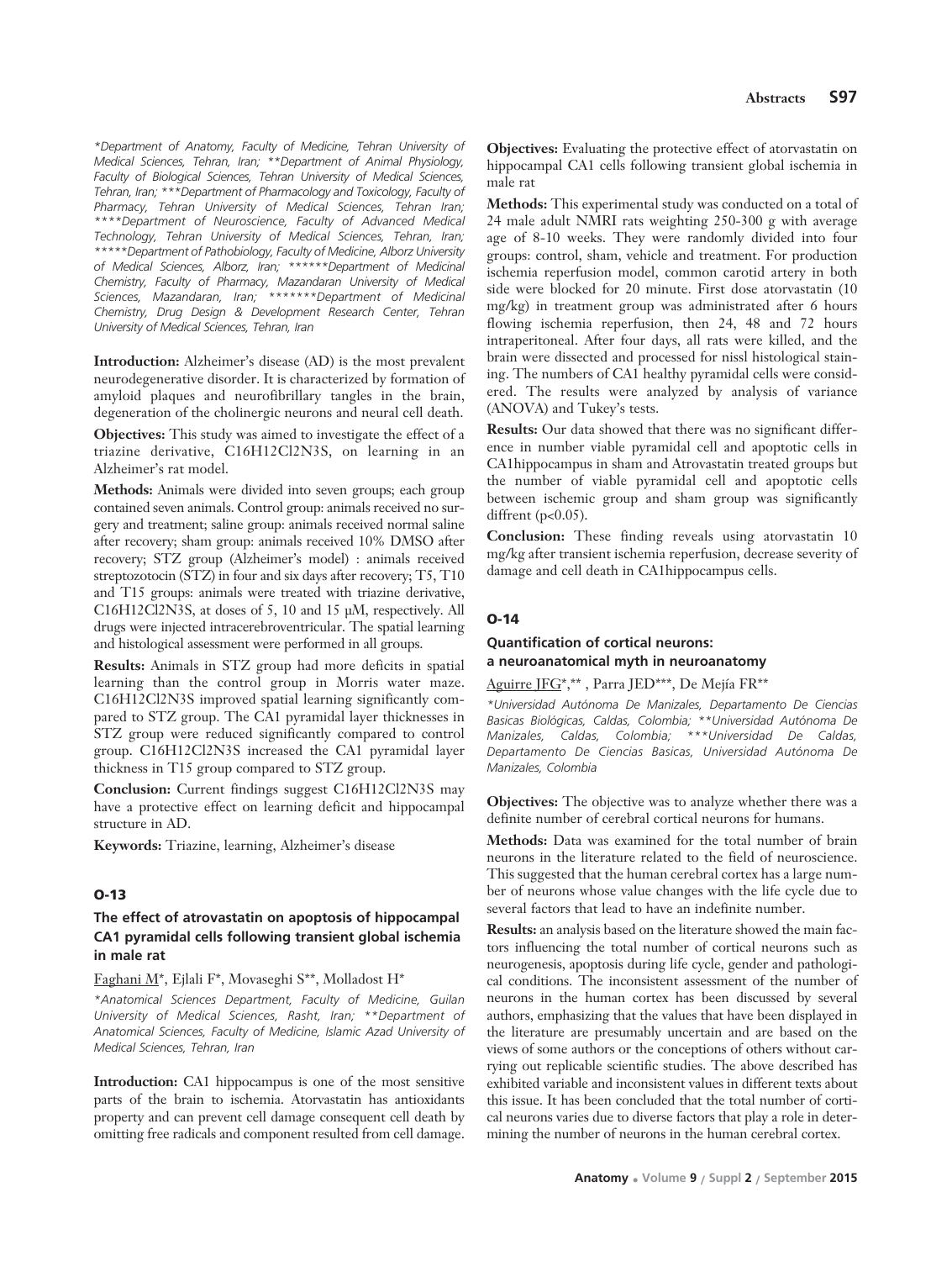*Department of Anatomy, Faculty of Medicine, Tehran University of Medical Sciences, Tehran, Iran; **Department of Animal Physiology, Faculty of Biological Sciences, Tehran University of Medical Sciences, Tehran, Iran; ***Department of Pharmacology and Toxicology, Faculty of Pharmacy, Tehran University of Medical Sciences, Tehran Iran; ****Department of Neuroscience, Faculty of Advanced Medical Technology, Tehran University of Medical Sciences, Tehran, Iran; *****Department of Pathobiology, Faculty of Medicine, Alborz University of Medical Sciences, Alborz, Iran; ******Department of Medicinal Chemistry, Faculty of Pharmacy, Mazandaran University of Medical Sciences, Mazandaran, Iran; *******Department of Medicinal Chemistry, Drug Design & Development Research Center, Tehran University of Medical Sciences, Tehran, Iran

**Introduction:** Alzheimer's disease (AD) is the most prevalent neurodegenerative disorder. It is characterized by formation of amyloid plaques and neurofibrillary tangles in the brain, degeneration of the cholinergic neurons and neural cell death.

**Objectives:** This study was aimed to investigate the effect of a triazine derivative, $C_{16}H_{12}Cl_2N_3S$, on learning in an Alzheimer's rat model.

**Methods:** Animals were divided into seven groups; each group contained seven animals. Control group: animals received no surgery and treatment; saline group: animals received normal saline after recovery; sham group: animals received 10% DMSO after recovery; STZ group (Alzheimer's model) : animals received streptozotocin (STZ) in four and six days after recovery; T5, T10 and T15 groups: animals were treated with triazine derivative, $C_{16}H_{12}Cl_2N_3S$, at doses of 5, 10 and 15 μM, respectively. All drugs were injected intracerebroventricular. The spatial learning and histological assessment were performed in all groups.

**Results:** Animals in STZ group had more deficits in spatial learning than the control group in Morris water maze. $C_{16}H_{12}Cl_2N_3S$ improved spatial learning significantly compared to STZ group. The CA1 pyramidal layer thicknesses in STZ group were reduced significantly compared to control group. $C_{16}H_{12}Cl_2N_3S$ increased the CA1 pyramidal layer thickness in T15 group compared to STZ group.

**Conclusion:** Current findings suggest $C_{16}H_{12}Cl_2N_3S$ may have a protective effect on learning deficit and hippocampal structure in AD.

**Keywords:** Triazine, learning, Alzheimer's disease

## O-13

### The effect of atrovastatin on apoptosis of hippocampal CA1 pyramidal cells following transient global ischemia in male rat

Faghani M*, Ejlali F*, Movaseghi S**, Molladost H*

*Anatomical Sciences Department, Faculty of Medicine, Guilan University of Medical Sciences, Rasht, Iran; **Department of Anatomical Sciences, Faculty of Medicine, Islamic Azad University of Medical Sciences, Tehran, Iran

**Introduction:** CA1 hippocampus is one of the most sensitive parts of the brain to ischemia. Atorvastatin has antioxidants property and can prevent cell damage consequent cell death by omitting free radicals and component resulted from cell damage.

**Objectives:** Evaluating the protective effect of atorvastatin on hippocampal CA1 cells following transient global ischemia in male rat

**Methods:** This experimental study was conducted on a total of 24 male adult NMRI rats weighting 250-300 g with average age of 8-10 weeks. They were randomly divided into four groups: control, sham, vehicle and treatment. For production ischemia reperfusion model, common carotid artery in both side were blocked for 20 minute. First dose atorvastatin (10 mg/kg) in treatment group was administrated after 6 hours flowing ischemia reperfusion, then 24, 48 and 72 hours intraperitoneal. After four days, all rats were killed, and the brain were dissected and processed for nissl histological staining. The numbers of CA1 healthy pyramidal cells were considered. The results were analyzed by analysis of variance (ANOVA) and Tukey's tests.

**Results:** Our data showed that there was no significant difference in number viable pyramidal cell and apoptotic cells in CA1hippocampus in sham and Atrovastatin treated groups but the number of viable pyramidal cell and apoptotic cells between ischemic group and sham group was significantly diffrent ($p<0.05$).

**Conclusion:** These finding reveals using atorvastatin 10 mg/kg after transient ischemia reperfusion, decrease severity of damage and cell death in CA1hippocampus cells.

## O-14

### Quantification of cortical neurons: a neuroanatomical myth in neuroanatomy

Aguirre JFG*,** , Parra JED***, De Mejía FR**

*Universidad Autónoma De Manizales, Departamento De Ciencias Basicas Biológicas, Caldas, Colombia; **Universidad Autónoma De Manizales, Caldas, Colombia; ***Universidad De Caldas, Departamento De Ciencias Basicas, Universidad Autónoma De Manizales, Colombia

**Objectives:** The objective was to analyze whether there was a definite number of cerebral cortical neurons for humans.

**Methods:** Data was examined for the total number of brain neurons in the literature related to the field of neuroscience. This suggested that the human cerebral cortex has a large number of neurons whose value changes with the life cycle due to several factors that lead to have an indefinite number.

**Results:** an analysis based on the literature showed the main factors influencing the total number of cortical neurons such as neurogenesis, apoptosis during life cycle, gender and pathological conditions. The inconsistent assessment of the number of neurons in the human cortex has been discussed by several authors, emphasizing that the values that have been displayed in the literature are presumably uncertain and are based on the views of some authors or the conceptions of others without carrying out replicable scientific studies. The above described has exhibited variable and inconsistent values in different texts about this issue. It has been concluded that the total number of cortical neurons varies due to diverse factors that play a role in determining the number of neurons in the human cerebral cortex.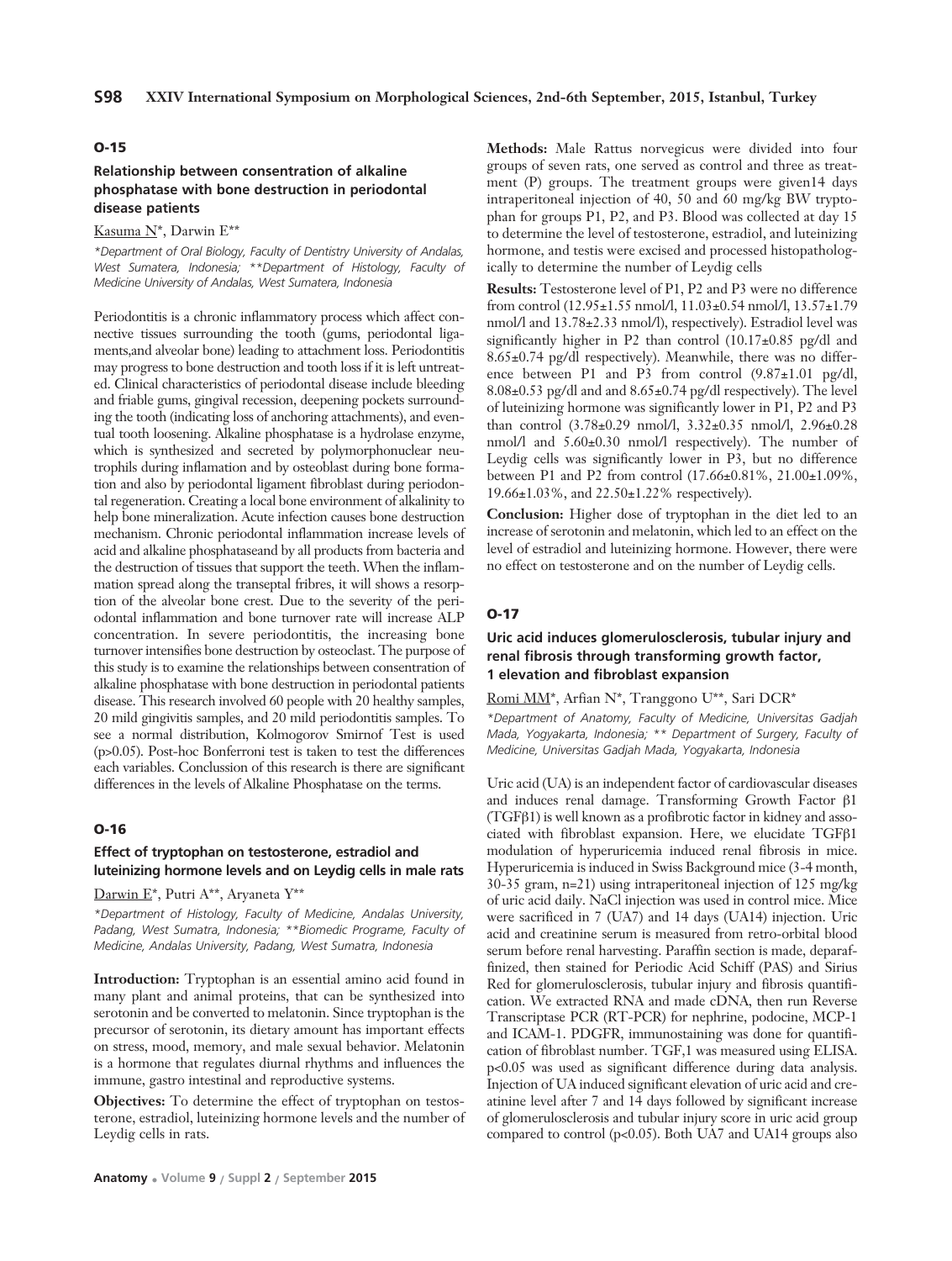## O-15

### Relationship between consentration of alkaline phosphatase with bone destruction in periodontal disease patients

Kasuma N*, Darwin E**

*\*Department of Oral Biology, Faculty of Dentistry University of Andalas, West Sumatera, Indonesia; \*\*Department of Histology, Faculty of Medicine University of Andalas, West Sumatera, Indonesia*

Periodontitis is a chronic inflammatory process which affect connective tissues surrounding the tooth (gums, periodontal ligaments,and alveolar bone) leading to attachment loss. Periodontitis may progress to bone destruction and tooth loss if it is left untreated. Clinical characteristics of periodontal disease include bleeding and friable gums, gingival recession, deepening pockets surrounding the tooth (indicating loss of anchoring attachments), and eventual tooth loosening. Alkaline phosphatase is a hydrolase enzyme, which is synthesized and secreted by polymorphonuclear neutrophils during inflamation and by osteoblast during bone formation and also by periodontal ligament fibroblast during periodontal regeneration. Creating a local bone environment of alkalinity to help bone mineralization. Acute infection causes bone destruction mechanism. Chronic periodontal inflammation increase levels of acid and alkaline phosphataseand by all products from bacteria and the destruction of tissues that support the teeth. When the inflammation spread along the transeptal fribres, it will shows a resorption of the alveolar bone crest. Due to the severity of the periodontal inflammation and bone turnover rate will increase ALP concentration. In severe periodontitis, the increasing bone turnover intensifies bone destruction by osteoclast. The purpose of this study is to examine the relationships between consentration of alkaline phosphatase with bone destruction in periodontal patients disease. This research involved 60 people with 20 healthy samples, 20 mild gingivitis samples, and 20 mild periodontitis samples. To see a normal distribution, Kolmogorov Smirnof Test is used ($p>0.05$). Post-hoc Bonferroni test is taken to test the differences each variables. Conclussion of this research is there are significant differences in the levels of Alkaline Phosphatase on the terms.

## O-16

### Effect of tryptophan on testosterone, estradiol and luteinizing hormone levels and on Leydig cells in male rats

Darwin E*, Putri A**, Aryaneta Y**

*\*Department of Histology, Faculty of Medicine, Andalas University, Padang, West Sumatra, Indonesia; \*\*Biomedic Programe, Faculty of Medicine, Andalas University, Padang, West Sumatra, Indonesia*

**Introduction:** Tryptophan is an essential amino acid found in many plant and animal proteins, that can be synthesized into serotonin and be converted to melatonin. Since tryptophan is the precursor of serotonin, its dietary amount has important effects on stress, mood, memory, and male sexual behavior. Melatonin is a hormone that regulates diurnal rhythms and influences the immune, gastro intestinal and reproductive systems.

**Objectives:** To determine the effect of tryptophan on testosterone, estradiol, luteinizing hormone levels and the number of Leydig cells in rats.

**Methods:** Male Rattus norvegicus were divided into four groups of seven rats, one served as control and three as treatment (P) groups. The treatment groups were given14 days intraperitoneal injection of 40, 50 and 60 mg/kg BW tryptophan for groups P1, P2, and P3. Blood was collected at day 15 to determine the level of testosterone, estradiol, and luteinizing hormone, and testis were excised and processed histopathologically to determine the number of Leydig cells

**Results:** Testosterone level of P1, P2 and P3 were no difference from control (12.95±1.55 nmol/l, 11.03±0.54 nmol/l, 13.57±1.79 nmol/l and 13.78±2.33 nmol/l), respectively). Estradiol level was significantly higher in P2 than control (10.17±0.85 pg/dl and 8.65±0.74 pg/dl respectively). Meanwhile, there was no difference between P1 and P3 from control (9.87±1.01 pg/dl, 8.08±0.53 pg/dl and and 8.65±0.74 pg/dl respectively). The level of luteinizing hormone was significantly lower in P1, P2 and P3 than control (3.78±0.29 nmol/l, 3.32±0.35 nmol/l, 2.96±0.28 nmol/l and 5.60±0.30 nmol/l respectively). The number of Leydig cells was significantly lower in P3, but no difference between P1 and P2 from control (17.66±0.81%, 21.00±1.09%, 19.66±1.03%, and 22.50±1.22% respectively).

**Conclusion:** Higher dose of tryptophan in the diet led to an increase of serotonin and melatonin, which led to an effect on the level of estradiol and luteinizing hormone. However, there were no effect on testosterone and on the number of Leydig cells.

## O-17

### Uric acid induces glomerulosclerosis, tubular injury and renal fibrosis through transforming growth factor, 1 elevation and fibroblast expansion

Romi MM*, Arfian N*, Tranggono U**, Sari DCR*

*\*Department of Anatomy, Faculty of Medicine, Universitas Gadjah Mada, Yogyakarta, Indonesia; \*\* Department of Surgery, Faculty of Medicine, Universitas Gadjah Mada, Yogyakarta, Indonesia*

Uric acid (UA) is an independent factor of cardiovascular diseases and induces renal damage. Transforming Growth Factor β1 (TGFβ1) is well known as a profibrotic factor in kidney and associated with fibroblast expansion. Here, we elucidate TGFβ1 modulation of hyperuricemia induced renal fibrosis in mice. Hyperuricemia is induced in Swiss Background mice (3-4 month, 30-35 gram, n=21) using intraperitoneal injection of 125 mg/kg of uric acid daily. NaCl injection was used in control mice. Mice were sacrificed in 7 (UA7) and 14 days (UA14) injection. Uric acid and creatinine serum is measured from retro-orbital blood serum before renal harvesting. Paraffin section is made, deparaffinized, then stained for Periodic Acid Schiff (PAS) and Sirius Red for glomerulosclerosis, tubular injury and fibrosis quantification. We extracted RNA and made cDNA, then run Reverse Transcriptase PCR (RT-PCR) for nephrine, podocine, MCP-1 and ICAM-1. PDGFR, immunostaining was done for quantification of fibroblast number. TGF,1 was measured using ELISA. $p<0.05$ was used as significant difference during data analysis. Injection of UA induced significant elevation of uric acid and creatinine level after 7 and 14 days followed by significant increase of glomerulosclerosis and tubular injury score in uric acid group compared to control ($p<0.05$). Both UA7 and UA14 groups also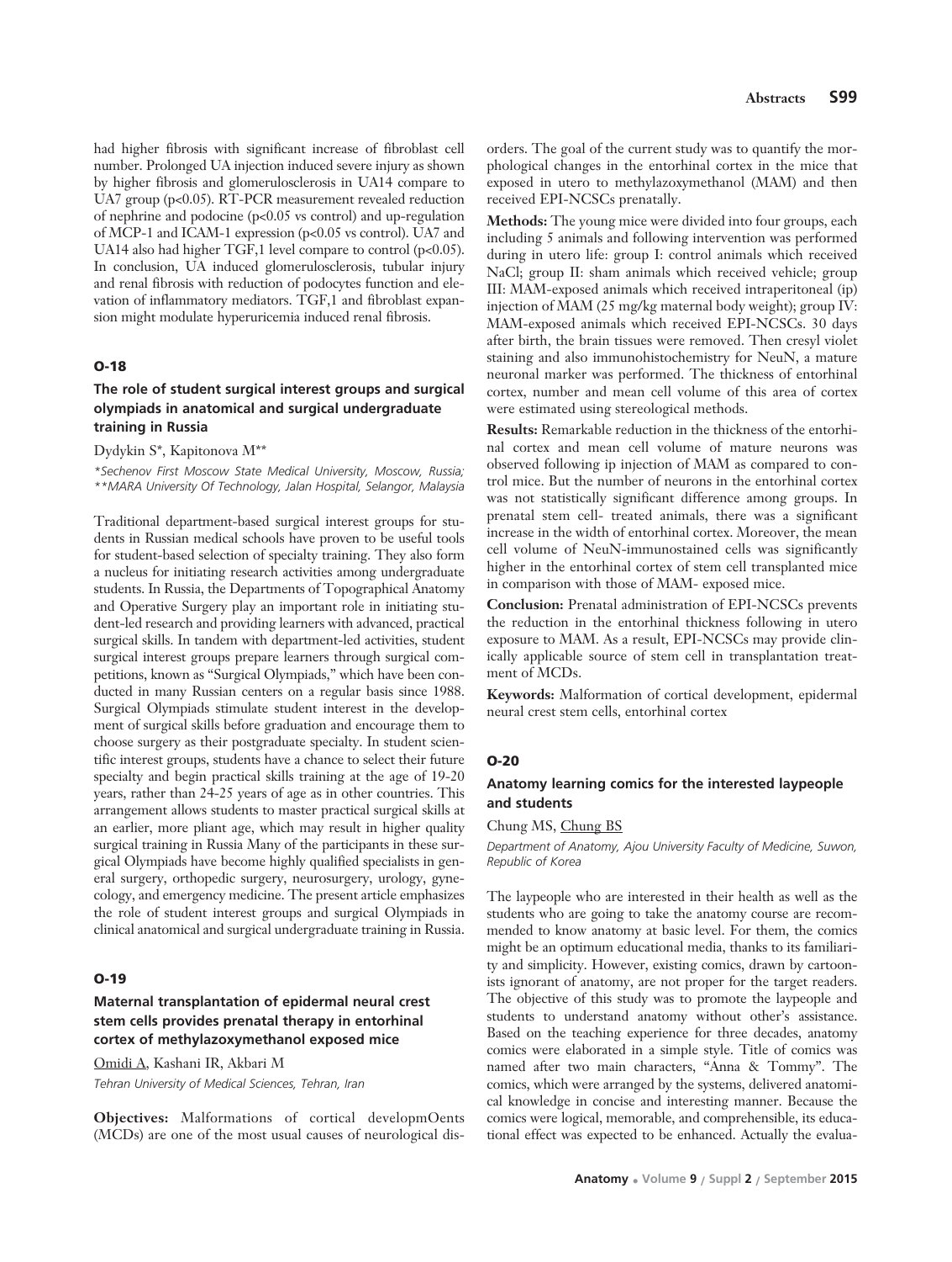had higher fibrosis with significant increase of fibroblast cell number. Prolonged UA injection induced severe injury as shown by higher fibrosis and glomerulosclerosis in UA14 compare to UA7 group ($p<0.05$). RT-PCR measurement revealed reduction of nephrine and podocine ($p<0.05$ vs control) and up-regulation of MCP-1 and ICAM-1 expression ($p<0.05$ vs control). UA7 and UA14 also had higher TGF,1 level compare to control ($p<0.05$). In conclusion, UA induced glomerulosclerosis, tubular injury and renal fibrosis with reduction of podocytes function and elevation of inflammatory mediators. TGF,1 and fibroblast expansion might modulate hyperuricemia induced renal fibrosis.

### O-18

### The role of student surgical interest groups and surgical olympiads in anatomical and surgical undergraduate training in Russia

Dydykin S*, Kapitonova M**

*\*Sechenov First Moscow State Medical University, Moscow, Russia; \*\*MARA University Of Technology, Jalan Hospital, Selangor, Malaysia*

Traditional department-based surgical interest groups for students in Russian medical schools have proven to be useful tools for student-based selection of specialty training. They also form a nucleus for initiating research activities among undergraduate students. In Russia, the Departments of Topographical Anatomy and Operative Surgery play an important role in initiating student-led research and providing learners with advanced, practical surgical skills. In tandem with department-led activities, student surgical interest groups prepare learners through surgical competitions, known as "Surgical Olympiads," which have been conducted in many Russian centers on a regular basis since 1988. Surgical Olympiads stimulate student interest in the development of surgical skills before graduation and encourage them to choose surgery as their postgraduate specialty. In student scientific interest groups, students have a chance to select their future specialty and begin practical skills training at the age of 19-20 years, rather than 24-25 years of age as in other countries. This arrangement allows students to master practical surgical skills at an earlier, more pliant age, which may result in higher quality surgical training in Russia Many of the participants in these surgical Olympiads have become highly qualified specialists in general surgery, orthopedic surgery, neurosurgery, urology, gynecology, and emergency medicine. The present article emphasizes the role of student interest groups and surgical Olympiads in clinical anatomical and surgical undergraduate training in Russia.

### O-19

### Maternal transplantation of epidermal neural crest stem cells provides prenatal therapy in entorhinal cortex of methylazoxymethanol exposed mice

Omidi A, Kashani IR, Akbari M

*Tehran University of Medical Sciences, Tehran, Iran*

**Objectives:** Malformations of cortical developmOents (MCDs) are one of the most usual causes of neurological disorders. The goal of the current study was to quantify the morphological changes in the entorhinal cortex in the mice that exposed in utero to methylazoxymethanol (MAM) and then received EPI-NCSCs prenatally.

**Methods:** The young mice were divided into four groups, each including 5 animals and following intervention was performed during in utero life: group I: control animals which received NaCl; group II: sham animals which received vehicle; group III: MAM-exposed animals which received intraperitoneal (ip) injection of MAM (25 mg/kg maternal body weight); group IV: MAM-exposed animals which received EPI-NCSCs. 30 days after birth, the brain tissues were removed. Then cresyl violet staining and also immunohistochemistry for NeuN, a mature neuronal marker was performed. The thickness of entorhinal cortex, number and mean cell volume of this area of cortex were estimated using stereological methods.

**Results:** Remarkable reduction in the thickness of the entorhinal cortex and mean cell volume of mature neurons was observed following ip injection of MAM as compared to control mice. But the number of neurons in the entorhinal cortex was not statistically significant difference among groups. In prenatal stem cell- treated animals, there was a significant increase in the width of entorhinal cortex. Moreover, the mean cell volume of NeuN-immunostained cells was significantly higher in the entorhinal cortex of stem cell transplanted mice in comparison with those of MAM- exposed mice.

**Conclusion:** Prenatal administration of EPI-NCSCs prevents the reduction in the entorhinal thickness following in utero exposure to MAM. As a result, EPI-NCSCs may provide clinically applicable source of stem cell in transplantation treatment of MCDs.

**Keywords:** Malformation of cortical development, epidermal neural crest stem cells, entorhinal cortex

### O-20

### Anatomy learning comics for the interested laypeople and students

Chung MS, Chung BS

*Department of Anatomy, Ajou University Faculty of Medicine, Suwon, Republic of Korea*

The laypeople who are interested in their health as well as the students who are going to take the anatomy course are recommended to know anatomy at basic level. For them, the comics might be an optimum educational media, thanks to its familiarity and simplicity. However, existing comics, drawn by cartoonists ignorant of anatomy, are not proper for the target readers. The objective of this study was to promote the laypeople and students to understand anatomy without other's assistance. Based on the teaching experience for three decades, anatomy comics were elaborated in a simple style. Title of comics was named after two main characters, "Anna & Tommy". The comics, which were arranged by the systems, delivered anatomical knowledge in concise and interesting manner. Because the comics were logical, memorable, and comprehensible, its educational effect was expected to be enhanced. Actually the evalua-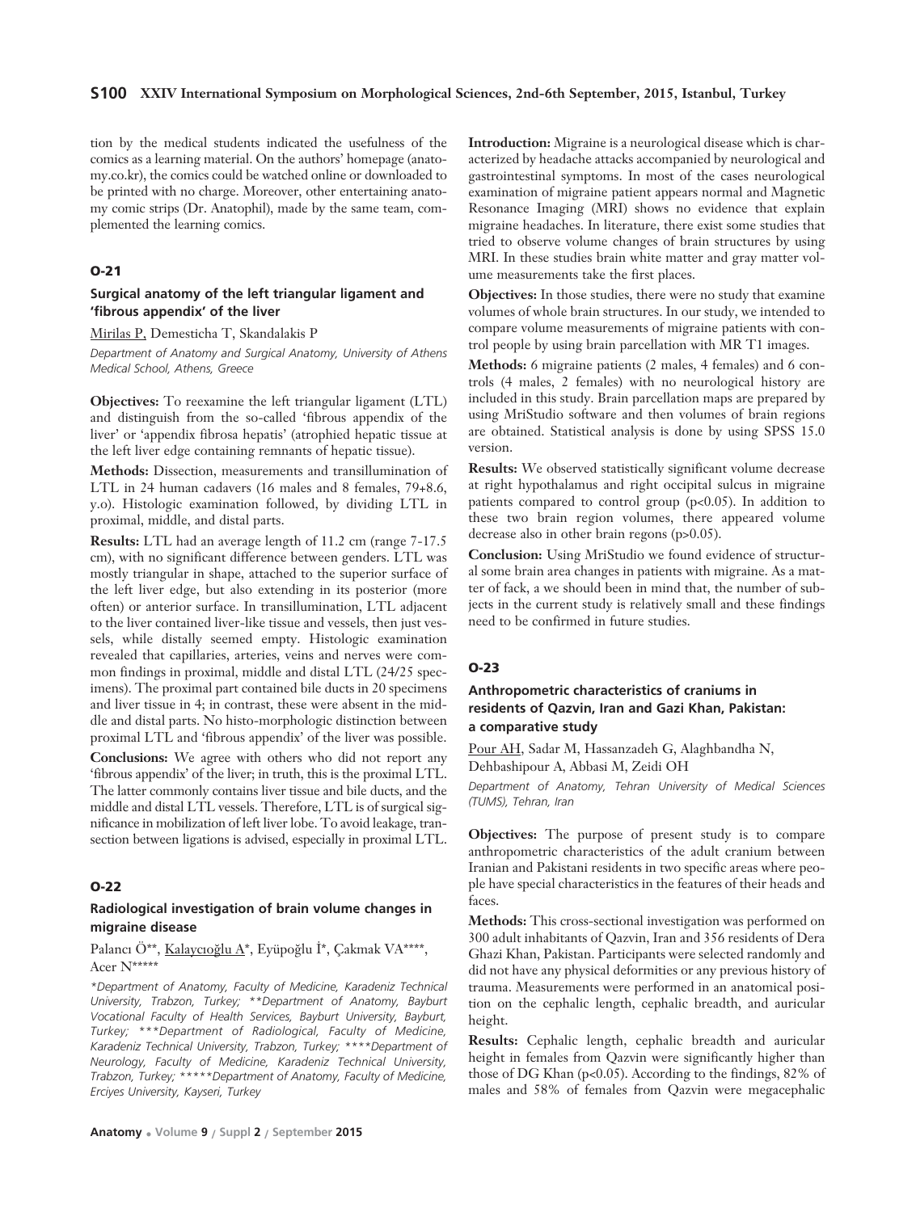tion by the medical students indicated the usefulness of the comics as a learning material. On the authors' homepage (anatomy.co.kr), the comics could be watched online or downloaded to be printed with no charge. Moreover, other entertaining anatomy comic strips (Dr. Anatophil), made by the same team, complemented the learning comics.

## O-21

### Surgical anatomy of the left triangular ligament and 'fibrous appendix' of the liver

Mirilas P, Demesticha T, Skandalakis P

*Department of Anatomy and Surgical Anatomy, University of Athens Medical School, Athens, Greece*

**Objectives:** To reexamine the left triangular ligament (LTL) and distinguish from the so-called 'fibrous appendix of the liver' or 'appendix fibrosa hepatis' (atrophied hepatic tissue at the left liver edge containing remnants of hepatic tissue).

**Methods:** Dissection, measurements and transillumination of LTL in 24 human cadavers (16 males and 8 females, 79+8.6, y.o). Histologic examination followed, by dividing LTL in proximal, middle, and distal parts.

**Results:** LTL had an average length of 11.2 cm (range 7-17.5 cm), with no significant difference between genders. LTL was mostly triangular in shape, attached to the superior surface of the left liver edge, but also extending in its posterior (more often) or anterior surface. In transillumination, LTL adjacent to the liver contained liver-like tissue and vessels, then just vessels, while distally seemed empty. Histologic examination revealed that capillaries, arteries, veins and nerves were common findings in proximal, middle and distal LTL (24/25 specimens). The proximal part contained bile ducts in 20 specimens and liver tissue in 4; in contrast, these were absent in the middle and distal parts. No histo-morphologic distinction between proximal LTL and 'fibrous appendix' of the liver was possible.

**Conclusions:** We agree with others who did not report any 'fibrous appendix' of the liver; in truth, this is the proximal LTL. The latter commonly contains liver tissue and bile ducts, and the middle and distal LTL vessels. Therefore, LTL is of surgical significance in mobilization of left liver lobe. To avoid leakage, transection between ligations is advised, especially in proximal LTL.

## O-22

### Radiological investigation of brain volume changes in migraine disease

Palancı Ö**, Kalaycıoğlu A*, Eyüpoğlu İ*, Çakmak VA****, Acer N*****

*\*Department of Anatomy, Faculty of Medicine, Karadeniz Technical University, Trabzon, Turkey; \*\*Department of Anatomy, Bayburt Vocational Faculty of Health Services, Bayburt University, Bayburt, Turkey; \*\*\*Department of Radiological, Faculty of Medicine, Karadeniz Technical University, Trabzon, Turkey; \*\*\*\*Department of Neurology, Faculty of Medicine, Karadeniz Technical University, Trabzon, Turkey; \*\*\*\*\*Department of Anatomy, Faculty of Medicine, Erciyes University, Kayseri, Turkey*

**Introduction:** Migraine is a neurological disease which is characterized by headache attacks accompanied by neurological and gastrointestinal symptoms. In most of the cases neurological examination of migraine patient appears normal and Magnetic Resonance Imaging (MRI) shows no evidence that explain migraine headaches. In literature, there exist some studies that tried to observe volume changes of brain structures by using MRI. In these studies brain white matter and gray matter volume measurements take the first places.

**Objectives:** In those studies, there were no study that examine volumes of whole brain structures. In our study, we intended to compare volume measurements of migraine patients with control people by using brain parcellation with MR T1 images.

**Methods:** 6 migraine patients (2 males, 4 females) and 6 controls (4 males, 2 females) with no neurological history are included in this study. Brain parcellation maps are prepared by using MriStudio software and then volumes of brain regions are obtained. Statistical analysis is done by using SPSS 15.0 version.

**Results:** We observed statistically significant volume decrease at right hypothalamus and right occipital sulcus in migraine patients compared to control group ($p<0.05$). In addition to these two brain region volumes, there appeared volume decrease also in other brain regons ($p>0.05$).

**Conclusion:** Using MriStudio we found evidence of structural some brain area changes in patients with migraine. As a matter of fack, a we should been in mind that, the number of subjects in the current study is relatively small and these findings need to be confirmed in future studies.

## O-23

### Anthropometric characteristics of craniums in residents of Qazvin, Iran and Gazi Khan, Pakistan: a comparative study

Pour AH, Sadar M, Hassanzadeh G, Alaghbandha N, Dehbashipour A, Abbasi M, Zeidi OH

*Department of Anatomy, Tehran University of Medical Sciences (TUMS), Tehran, Iran*

**Objectives:** The purpose of present study is to compare anthropometric characteristics of the adult cranium between Iranian and Pakistani residents in two specific areas where people have special characteristics in the features of their heads and faces.

**Methods:** This cross-sectional investigation was performed on 300 adult inhabitants of Qazvin, Iran and 356 residents of Dera Ghazi Khan, Pakistan. Participants were selected randomly and did not have any physical deformities or any previous history of trauma. Measurements were performed in an anatomical position on the cephalic length, cephalic breadth, and auricular height.

**Results:** Cephalic length, cephalic breadth and auricular height in females from Qazvin were significantly higher than those of DG Khan ($p<0.05$). According to the findings, 82% of males and 58% of females from Qazvin were megacephalic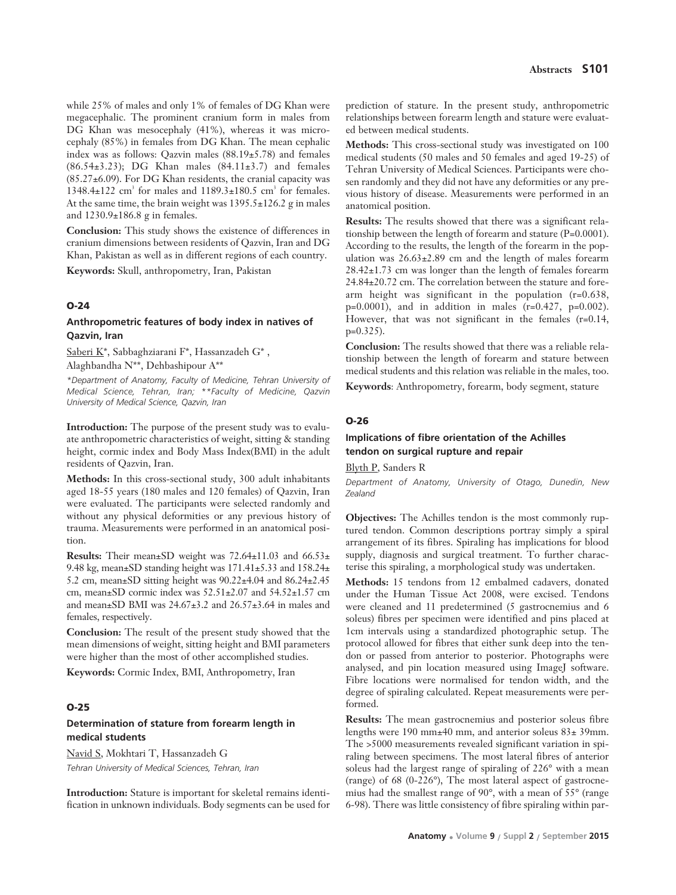while 25% of males and only 1% of females of DG Khan were megacephalic. The prominent cranium form in males from DG Khan was mesocephaly (41%), whereas it was microcephaly (85%) in females from DG Khan. The mean cephalic index was as follows: Qazvin males (88.19±5.78) and females (86.54±3.23); DG Khan males (84.11±3.7) and females (85.27±6.09). For DG Khan residents, the cranial capacity was 1348.4±122 $cm^3$ for males and 1189.3±180.5 $cm^3$ for females. At the same time, the brain weight was 1395.5±126.2 g in males and 1230.9±186.8 g in females.

**Conclusion:** This study shows the existence of differences in cranium dimensions between residents of Qazvin, Iran and DG Khan, Pakistan as well as in different regions of each country.

**Keywords:** Skull, anthropometry, Iran, Pakistan

## O-24

### Anthropometric features of body index in natives of Qazvin, Iran

Saberi K*, Sabbaghziarani F*, Hassanzadeh G* , Alaghbandha N**, Dehbashipour A**

*\*Department of Anatomy, Faculty of Medicine, Tehran University of Medical Science, Tehran, Iran; \*\*Faculty of Medicine, Qazvin University of Medical Science, Qazvin, Iran*

**Introduction:** The purpose of the present study was to evaluate anthropometric characteristics of weight, sitting & standing height, cormic index and Body Mass Index(BMI) in the adult residents of Qazvin, Iran.

**Methods:** In this cross-sectional study, 300 adult inhabitants aged 18-55 years (180 males and 120 females) of Qazvin, Iran were evaluated. The participants were selected randomly and without any physical deformities or any previous history of trauma. Measurements were performed in an anatomical position.

**Results:** Their mean±SD weight was 72.64±11.03 and 66.53± 9.48 kg, mean±SD standing height was 171.41±5.33 and 158.24± 5.2 cm, mean±SD sitting height was 90.22±4.04 and 86.24±2.45 cm, mean±SD cormic index was 52.51±2.07 and 54.52±1.57 cm and mean±SD BMI was 24.67±3.2 and 26.57±3.64 in males and females, respectively.

**Conclusion:** The result of the present study showed that the mean dimensions of weight, sitting height and BMI parameters were higher than the most of other accomplished studies.

**Keywords:** Cormic Index, BMI, Anthropometry, Iran

## O-25

### Determination of stature from forearm length in medical students

Navid S, Mokhtari T, Hassanzadeh G

*Tehran University of Medical Sciences, Tehran, Iran*

**Introduction:** Stature is important for skeletal remains identification in unknown individuals. Body segments can be used for prediction of stature. In the present study, anthropometric relationships between forearm length and stature were evaluated between medical students.

**Methods:** This cross-sectional study was investigated on 100 medical students (50 males and 50 females and aged 19-25) of Tehran University of Medical Sciences. Participants were chosen randomly and they did not have any deformities or any previous history of disease. Measurements were performed in an anatomical position.

**Results:** The results showed that there was a significant relationship between the length of forearm and stature (P=0.0001). According to the results, the length of the forearm in the population was 26.63±2.89 cm and the length of males forearm 28.42±1.73 cm was longer than the length of females forearm 24.84±20.72 cm. The correlation between the stature and forearm height was significant in the population (r=0.638, p=0.0001), and in addition in males (r=0.427, p=0.002). However, that was not significant in the females (r=0.14, p=0.325).

**Conclusion:** The results showed that there was a reliable relationship between the length of forearm and stature between medical students and this relation was reliable in the males, too.

**Keywords**: Anthropometry, forearm, body segment, stature

## O-26

### Implications of fibre orientation of the Achilles tendon on surgical rupture and repair

Blyth P, Sanders R

*Department of Anatomy, University of Otago, Dunedin, New Zealand*

**Objectives:** The Achilles tendon is the most commonly ruptured tendon. Common descriptions portray simply a spiral arrangement of its fibres. Spiraling has implications for blood supply, diagnosis and surgical treatment. To further characterise this spiraling, a morphological study was undertaken.

**Methods:** 15 tendons from 12 embalmed cadavers, donated under the Human Tissue Act 2008, were excised. Tendons were cleaned and 11 predetermined (5 gastrocnemius and 6 soleus) fibres per specimen were identified and pins placed at 1cm intervals using a standardized photographic setup. The protocol allowed for fibres that either sunk deep into the tendon or passed from anterior to posterior. Photographs were analysed, and pin location measured using ImageJ software. Fibre locations were normalised for tendon width, and the degree of spiraling calculated. Repeat measurements were performed.

**Results:** The mean gastrocnemius and posterior soleus fibre lengths were 190 mm±40 mm, and anterior soleus 83± 39mm. The >5000 measurements revealed significant variation in spiraling between specimens. The most lateral fibres of anterior soleus had the largest range of spiraling of 226° with a mean (range) of 68 (0-226°), The most lateral aspect of gastrocnemius had the smallest range of 90°, with a mean of 55° (range 6-98). There was little consistency of fibre spiraling within par-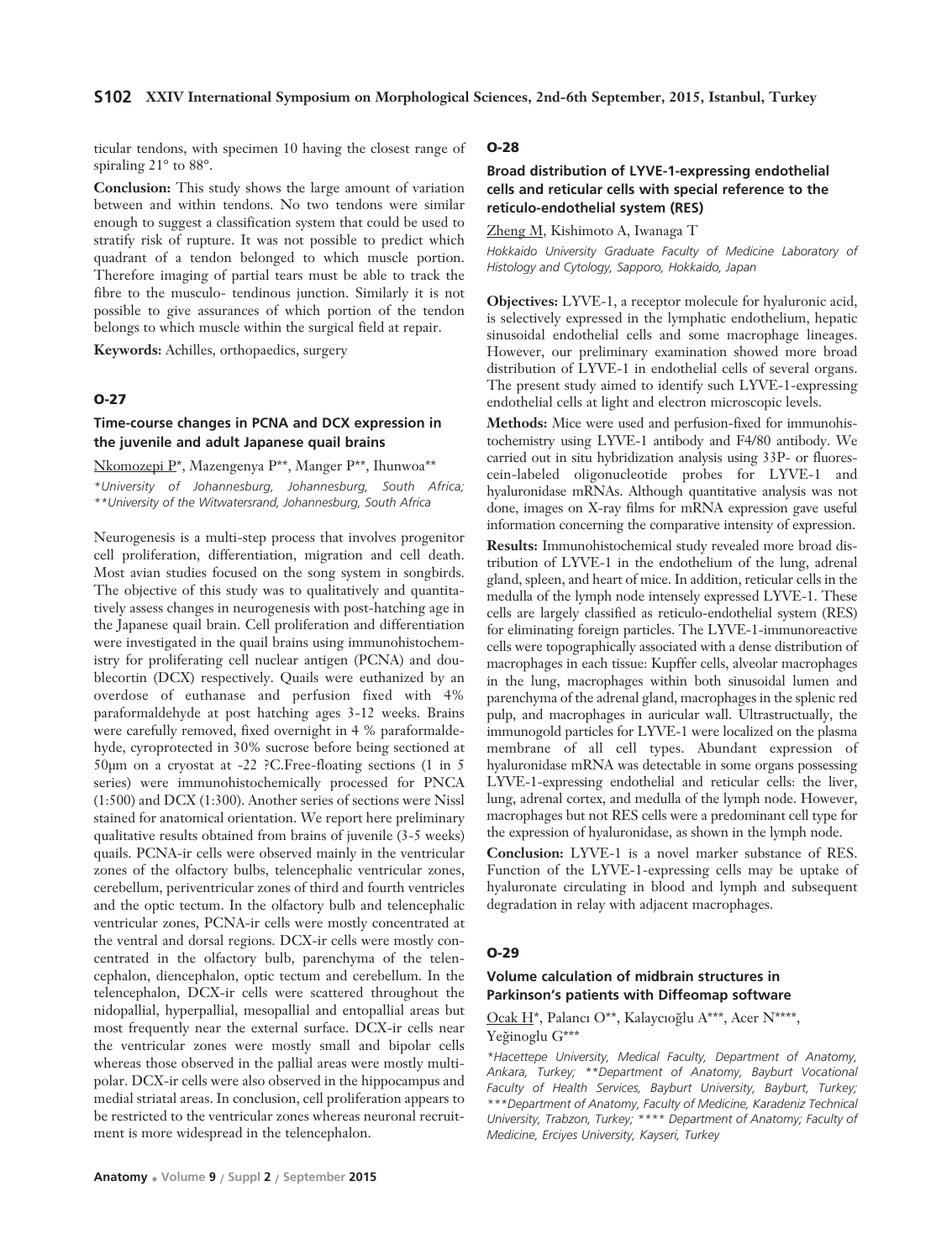ticular tendons, with specimen 10 having the closest range of spiraling 21° to 88°.

**Conclusion:** This study shows the large amount of variation between and within tendons. No two tendons were similar enough to suggest a classification system that could be used to stratify risk of rupture. It was not possible to predict which quadrant of a tendon belonged to which muscle portion. Therefore imaging of partial tears must be able to track the fibre to the musculo- tendinous junction. Similarly it is not possible to give assurances of which portion of the tendon belongs to which muscle within the surgical field at repair.

**Keywords:** Achilles, orthopaedics, surgery

## O-27

### Time-course changes in PCNA and DCX expression in the juvenile and adult Japanese quail brains

Nkomozepi P*, Mazengenya P**, Manger P**, Ihunwoa**

*\*University of Johannesburg, Johannesburg, South Africa; \*\*University of the Witwatersrand, Johannesburg, South Africa*

Neurogenesis is a multi-step process that involves progenitor cell proliferation, differentiation, migration and cell death. Most avian studies focused on the song system in songbirds. The objective of this study was to qualitatively and quantitatively assess changes in neurogenesis with post-hatching age in the Japanese quail brain. Cell proliferation and differentiation were investigated in the quail brains using immunohistochemistry for proliferating cell nuclear antigen (PCNA) and doublecortin (DCX) respectively. Quails were euthanized by an overdose of euthanase and perfusion fixed with 4% paraformaldehyde at post hatching ages 3-12 weeks. Brains were carefully removed, fixed overnight in 4 % paraformaldehyde, cyroprotected in 30% sucrose before being sectioned at 50μm on a cryostat at -22 ?C.Free-floating sections (1 in 5 series) were immunohistochemically processed for PNCA (1:500) and DCX (1:300). Another series of sections were Nissl stained for anatomical orientation. We report here preliminary qualitative results obtained from brains of juvenile (3-5 weeks) quails. PCNA-ir cells were observed mainly in the ventricular zones of the olfactory bulbs, telencephalic ventricular zones, cerebellum, periventricular zones of third and fourth ventricles and the optic tectum. In the olfactory bulb and telencephalic ventricular zones, PCNA-ir cells were mostly concentrated at the ventral and dorsal regions. DCX-ir cells were mostly concentrated in the olfactory bulb, parenchyma of the telencephalon, diencephalon, optic tectum and cerebellum. In the telencephalon, DCX-ir cells were scattered throughout the nidopallial, hyperpallial, mesopallial and entopallial areas but most frequently near the external surface. DCX-ir cells near the ventricular zones were mostly small and bipolar cells whereas those observed in the pallial areas were mostly multipolar. DCX-ir cells were also observed in the hippocampus and medial striatal areas. In conclusion, cell proliferation appears to be restricted to the ventricular zones whereas neuronal recruitment is more widespread in the telencephalon.

## O-28

### Broad distribution of LYVE-1-expressing endothelial cells and reticular cells with special reference to the reticulo-endothelial system (RES)

Zheng M, Kishimoto A, Iwanaga T

*Hokkaido University Graduate Faculty of Medicine Laboratory of Histology and Cytology, Sapporo, Hokkaido, Japan*

**Objectives:** LYVE-1, a receptor molecule for hyaluronic acid, is selectively expressed in the lymphatic endothelium, hepatic sinusoidal endothelial cells and some macrophage lineages. However, our preliminary examination showed more broad distribution of LYVE-1 in endothelial cells of several organs. The present study aimed to identify such LYVE-1-expressing endothelial cells at light and electron microscopic levels.

**Methods:** Mice were used and perfusion-fixed for immunohistochemistry using LYVE-1 antibody and F4/80 antibody. We carried out in situ hybridization analysis using 33P- or fluorescein-labeled oligonucleotide probes for LYVE-1 and hyaluronidase mRNAs. Although quantitative analysis was not done, images on X-ray films for mRNA expression gave useful information concerning the comparative intensity of expression.

**Results:** Immunohistochemical study revealed more broad distribution of LYVE-1 in the endothelium of the lung, adrenal gland, spleen, and heart of mice. In addition, reticular cells in the medulla of the lymph node intensely expressed LYVE-1. These cells are largely classified as reticulo-endothelial system (RES) for eliminating foreign particles. The LYVE-1-immunoreactive cells were topographically associated with a dense distribution of macrophages in each tissue: Kupffer cells, alveolar macrophages in the lung, macrophages within both sinusoidal lumen and parenchyma of the adrenal gland, macrophages in the splenic red pulp, and macrophages in auricular wall. Ultrastructually, the immunogold particles for LYVE-1 were localized on the plasma membrane of all cell types. Abundant expression of hyaluronidase mRNA was detectable in some organs possessing LYVE-1-expressing endothelial and reticular cells: the liver, lung, adrenal cortex, and medulla of the lymph node. However, macrophages but not RES cells were a predominant cell type for the expression of hyaluronidase, as shown in the lymph node.

**Conclusion:** LYVE-1 is a novel marker substance of RES. Function of the LYVE-1-expressing cells may be uptake of hyaluronate circulating in blood and lymph and subsequent degradation in relay with adjacent macrophages.

## O-29

### Volume calculation of midbrain structures in Parkinson's patients with Diffeomap software

Ocak H*, Palancı O**, Kalaycıoğlu A***, Acer N****, Yeğinoglu G***

*\*Hacettepe University, Medical Faculty, Department of Anatomy, Ankara, Turkey; \*\*Department of Anatomy, Bayburt Vocational Faculty of Health Services, Bayburt University, Bayburt, Turkey; \*\*\*Department of Anatomy, Faculty of Medicine, Karadeniz Technical University, Trabzon, Turkey; \*\*\*\* Department of Anatomy; Faculty of Medicine, Erciyes University, Kayseri, Turkey*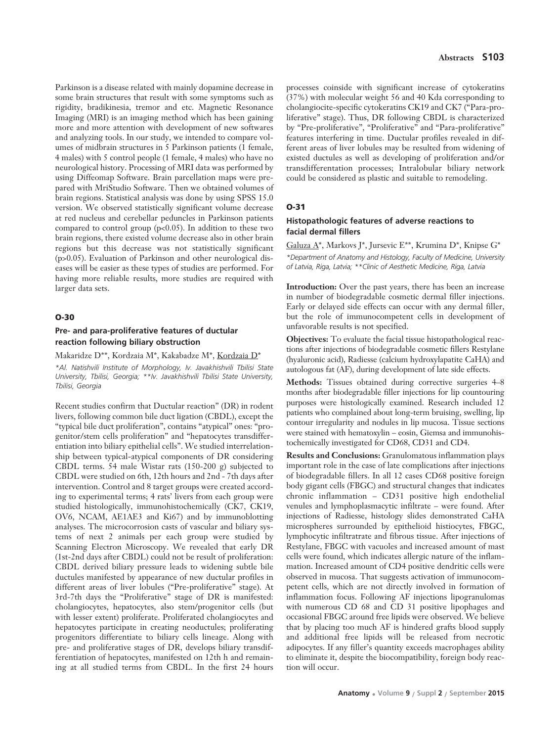Parkinson is a disease related with mainly dopamine decrease in some brain structures that result with some symptoms such as rigidity, bradikinesia, tremor and etc. Magnetic Resonance Imaging (MRI) is an imaging method which has been gaining more and more attention with development of new softwares and analyzing tools. In our study, we intended to compare volumes of midbrain structures in 5 Parkinson patients (1 female, 4 males) with 5 control people (1 female, 4 males) who have no neurological history. Processing of MRI data was performed by using Diffeomap Software. Brain parcellation maps were prepared with MriStudio Software. Then we obtained volumes of brain regions. Statistical analysis was done by using SPSS 15.0 version. We observed statistically significant volume decrease at red nucleus and cerebellar peduncles in Parkinson patients compared to control group ($p<0.05$). In addition to these two brain regions, there existed volume decrease also in other brain regions but this decrease was not statistically significant ($p>0.05$). Evaluation of Parkinson and other neurological diseases will be easier as these types of studies are performed. For having more reliable results, more studies are required with larger data sets.

## O-30

### Pre- and para-proliferative features of ductular reaction following biliary obstruction

Makaridze D**, Kordzaia M*, Kakabadze M*, Kordzaia D*

*\*Al. Natishvili Institute of Morphology, Iv. Javakhishvili Tbilisi State University, Tbilisi, Georgia; \*\*Iv. Javakhishvili Tbilisi State University, Tbilisi, Georgia*

Recent studies confirm that Ductular reaction" (DR) in rodent livers, following common bile duct ligation (CBDL), except the "typical bile duct proliferation", contains "atypical" ones: "progenitor/stem cells proliferation" and "hepatocytes transdifferentiation into biliary epithelial cells". We studied interrelationship between typical-atypical components of DR considering CBDL terms. 54 male Wistar rats (150-200 g) subjected to CBDL were studied on 6th, 12th hours and 2nd - 7th days after intervention. Control and 8 target groups were created according to experimental terms; 4 rats' livers from each group were studied histologically, immunohistochemically (CK7, CK19, OV6, NCAM, AE1AE3 and Ki67) and by immunoblotting analyses. The microcorrosion casts of vascular and biliary systems of next 2 animals per each group were studied by Scanning Electron Microscopy. We revealed that early DR (1st-2nd days after CBDL) could not be result of proliferation: CBDL derived biliary pressure leads to widening subtle bile ductules manifested by appearance of new ductular profiles in different areas of liver lobules ("Pre-proliferative" stage). At 3rd-7th days the "Proliferative" stage of DR is manifested: cholangiocytes, hepatocytes, also stem/progenitor cells (but with lesser extent) proliferate. Proliferated cholangiocytes and hepatocytes participate in creating neoductules; proliferating progenitors differentiate to biliary cells lineage. Along with pre- and proliferative stages of DR, develops biliary transdifferentiation of hepatocytes, manifested on 12th h and remaining at all studied terms from CBDL. In the first 24 hours processes coinside with significant increase of cytokeratins (37%) with molecular weight 56 and 40 Kda corresponding to cholangiocite-specific cytokeratins CK19 and CK7 ("Para-proliferative" stage). Thus, DR following CBDL is characterized by "Pre-proliferative", "Proliferative" and "Para-proliferative" features interfering in time. Ductular profiles revealed in different areas of liver lobules may be resulted from widening of existed ductules as well as developing of proliferation and/or transdifferentation processes; Intralobular biliary network could be considered as plastic and suitable to remodeling.

## O-31

### Histopathologic features of adverse reactions to facial dermal fillers

Galuza A*, Markovs J*, Jursevic E**, Krumina D*, Knipse G*

*\*Department of Anatomy and Histology, Faculty of Medicine, University of Latvia, Riga, Latvia; \*\*Clinic of Aesthetic Medicine, Riga, Latvia*

**Introduction:** Over the past years, there has been an increase in number of biodegradable cosmetic dermal filler injections. Early or delayed side effects can occur with any dermal filler, but the role of immunocompetent cells in development of unfavorable results is not specified.

**Objectives:** To evaluate the facial tissue histopathological reactions after injections of biodegradable cosmetic fillers Restylane (hyaluronic acid), Radiesse (calcium hydroxylapatite CaHA) and autologous fat (AF), during development of late side effects.

**Methods:** Tissues obtained during corrective surgeries 4–8 months after biodegradable filler injections for lip countouring purposes were histologically examined. Research included 12 patients who complained about long-term bruising, swelling, lip contour irregularity and nodules in lip mucosa. Tissue sections were stained with hematoxylin – eosin, Giemsa and immunohistochemically investigated for CD68, CD31 and CD4.

**Results and Conclusions:** Granulomatous inflammation plays important role in the case of late complications after injections of biodegradable fillers. In all 12 cases CD68 positive foreign body gigant cells (FBGC) and structural changes that indicates chronic inflammation – CD31 positive high endothelial venules and lymphoplasmacytic infiltrate – were found. After injections of Radiesse, histology slides demonstrated CaHA microspheres surrounded by epithelioid histiocytes, FBGC, lymphocytic infiltratrate and fibrous tissue. After injections of Restylane, FBGC with vacuoles and increased amount of mast cells were found, which indicates allergic nature of the inflammation. Increased amount of CD4 positive dendritic cells were observed in mucosa. That suggests activation of immunocompetent cells, which are not directly involved in formation of inflammation focus. Following AF injections lipogranulomas with numerous CD 68 and CD 31 positive lipophages and occasional FBGC around free lipids were observed. We believe that by placing too much AF is hindered grafts blood supply and additional free lipids will be released from necrotic adipocytes. If any filler's quantity exceeds macrophages ability to eliminate it, despite the biocompatibility, foreign body reaction will occur.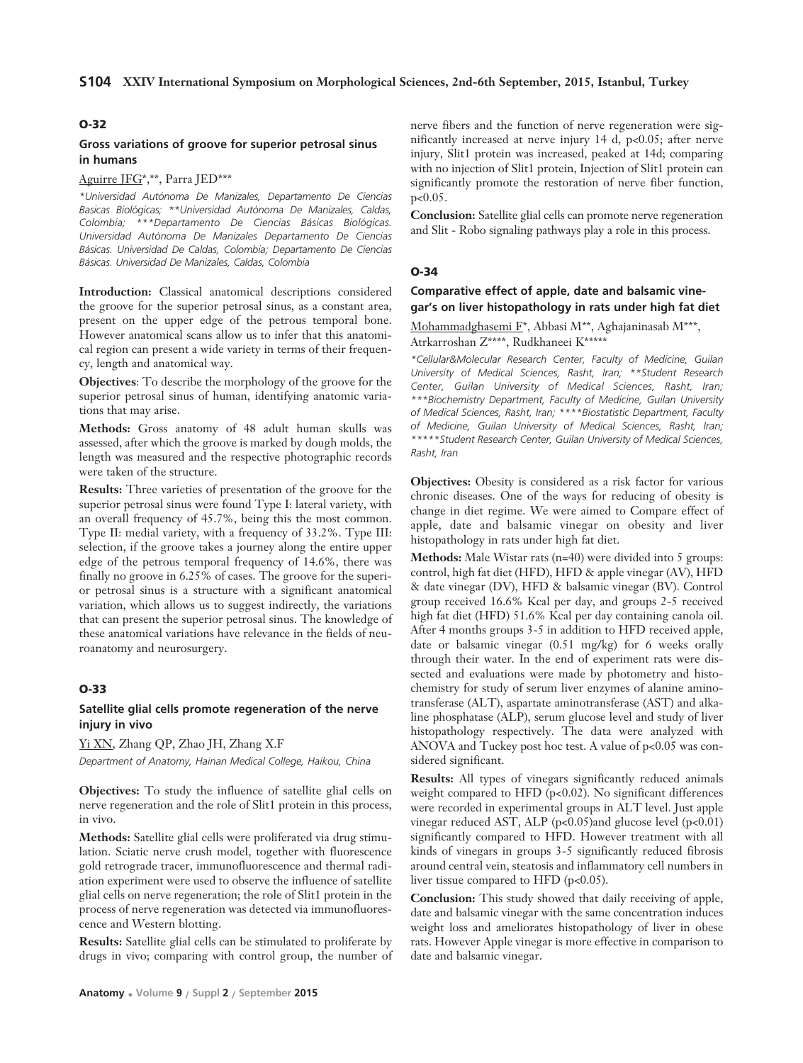## O-32

### Gross variations of groove for superior petrosal sinus in humans

Aguirre JFG*,**, Parra JED***

*Universidad Autónoma De Manizales, Departamento De Ciencias Basicas Biológicas; **Universidad Autónoma De Manizales, Caldas, Colombia; ***Departamento De Ciencias Básicas Biológicas. Universidad Autónoma De Manizales Departamento De Ciencias Básicas. Universidad De Caldas, Colombia; Departamento De Ciencias Básicas. Universidad De Manizales, Caldas, Colombia*

**Introduction:** Classical anatomical descriptions considered the groove for the superior petrosal sinus, as a constant area, present on the upper edge of the petrous temporal bone. However anatomical scans allow us to infer that this anatomical region can present a wide variety in terms of their frequency, length and anatomical way.

**Objectives**: To describe the morphology of the groove for the superior petrosal sinus of human, identifying anatomic variations that may arise.

**Methods:** Gross anatomy of 48 adult human skulls was assessed, after which the groove is marked by dough molds, the length was measured and the respective photographic records were taken of the structure.

**Results:** Three varieties of presentation of the groove for the superior petrosal sinus were found Type I: lateral variety, with an overall frequency of 45.7%, being this the most common. Type II: medial variety, with a frequency of 33.2%. Type III: selection, if the groove takes a journey along the entire upper edge of the petrous temporal frequency of 14.6%, there was finally no groove in 6.25% of cases. The groove for the superior petrosal sinus is a structure with a significant anatomical variation, which allows us to suggest indirectly, the variations that can present the superior petrosal sinus. The knowledge of these anatomical variations have relevance in the fields of neuroanatomy and neurosurgery.

## O-33

### Satellite glial cells promote regeneration of the nerve injury in vivo

Yi XN, Zhang QP, Zhao JH, Zhang X.F

*Department of Anatomy, Hainan Medical College, Haikou, China*

**Objectives:** To study the influence of satellite glial cells on nerve regeneration and the role of Slit1 protein in this process, in vivo.

**Methods:** Satellite glial cells were proliferated via drug stimulation. Sciatic nerve crush model, together with fluorescence gold retrograde tracer, immunofluorescence and thermal radiation experiment were used to observe the influence of satellite glial cells on nerve regeneration; the role of Slit1 protein in the process of nerve regeneration was detected via immunofluorescence and Western blotting.

**Results:** Satellite glial cells can be stimulated to proliferate by drugs in vivo; comparing with control group, the number of nerve fibers and the function of nerve regeneration were significantly increased at nerve injury 14 d, $p<0.05$; after nerve injury, Slit1 protein was increased, peaked at 14d; comparing with no injection of Slit1 protein, Injection of Slit1 protein can significantly promote the restoration of nerve fiber function, $p<0.05$.

**Conclusion:** Satellite glial cells can promote nerve regeneration and Slit - Robo signaling pathways play a role in this process.

## O-34

### Comparative effect of apple, date and balsamic vinegar's on liver histopathology in rats under high fat diet

Mohammadghasemi F*, Abbasi M**, Aghajaninasab M***, Atrkarroshan Z****, Rudkhaneei K*****

*\*Cellular&Molecular Research Center, Faculty of Medicine, Guilan University of Medical Sciences, Rasht, Iran; \*\*Student Research Center, Guilan University of Medical Sciences, Rasht, Iran; \*\*\*Biochemistry Department, Faculty of Medicine, Guilan University of Medical Sciences, Rasht, Iran; \*\*\*\*Biostatistic Department, Faculty of Medicine, Guilan University of Medical Sciences, Rasht, Iran; \*\*\*\*\*Student Research Center, Guilan University of Medical Sciences, Rasht, Iran*

**Objectives:** Obesity is considered as a risk factor for various chronic diseases. One of the ways for reducing of obesity is change in diet regime. We were aimed to Compare effect of apple, date and balsamic vinegar on obesity and liver histopathology in rats under high fat diet.

**Methods:** Male Wistar rats (n=40) were divided into 5 groups: control, high fat diet (HFD), HFD & apple vinegar (AV), HFD & date vinegar (DV), HFD & balsamic vinegar (BV). Control group received 16.6% Kcal per day, and groups 2-5 received high fat diet (HFD) 51.6% Kcal per day containing canola oil. After 4 months groups 3-5 in addition to HFD received apple, date or balsamic vinegar (0.51 mg/kg) for 6 weeks orally through their water. In the end of experiment rats were dissected and evaluations were made by photometry and histochemistry for study of serum liver enzymes of alanine aminotransferase (ALT), aspartate aminotransferase (AST) and alkaline phosphatase (ALP), serum glucose level and study of liver histopathology respectively. The data were analyzed with ANOVA and Tuckey post hoc test. A value of $p<0.05$ was considered significant.

**Results:** All types of vinegars significantly reduced animals weight compared to HFD ($p<0.02$). No significant differences were recorded in experimental groups in ALT level. Just apple vinegar reduced AST, ALP ($p<0.05$)and glucose level ($p<0.01$) significantly compared to HFD. However treatment with all kinds of vinegars in groups 3-5 significantly reduced fibrosis around central vein, steatosis and inflammatory cell numbers in liver tissue compared to HFD ($p<0.05$).

**Conclusion:** This study showed that daily receiving of apple, date and balsamic vinegar with the same concentration induces weight loss and ameliorates histopathology of liver in obese rats. However Apple vinegar is more effective in comparison to date and balsamic vinegar.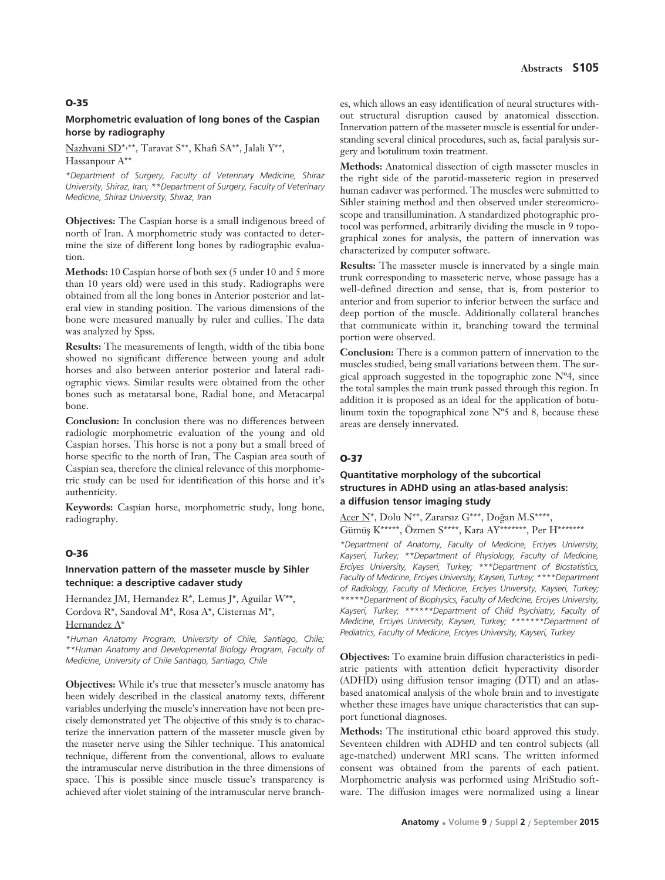## O-35

### Morphometric evaluation of long bones of the Caspian horse by radiography

Nazhvani SD*,**, Taravat S**, Khafi SA**, Jalali Y**, Hassanpour A**

*\*Department of Surgery, Faculty of Veterinary Medicine, Shiraz University, Shiraz, Iran; \*\*Department of Surgery, Faculty of Veterinary Medicine, Shiraz University, Shiraz, Iran*

**Objectives:** The Caspian horse is a small indigenous breed of north of Iran. A morphometric study was contacted to determine the size of different long bones by radiographic evaluation.

**Methods:** 10 Caspian horse of both sex (5 under 10 and 5 more than 10 years old) were used in this study. Radiographs were obtained from all the long bones in Anterior posterior and lateral view in standing position. The various dimensions of the bone were measured manually by ruler and cullies. The data was analyzed by Spss.

**Results:** The measurements of length, width of the tibia bone showed no significant difference between young and adult horses and also between anterior posterior and lateral radiographic views. Similar results were obtained from the other bones such as metatarsal bone, Radial bone, and Metacarpal bone.

**Conclusion:** In conclusion there was no differences between radiologic morphometric evaluation of the young and old Caspian horses. This horse is not a pony but a small breed of horse specific to the north of Iran, The Caspian area south of Caspian sea, therefore the clinical relevance of this morphometric study can be used for identification of this horse and it's authenticity.

**Keywords:** Caspian horse, morphometric study, long bone, radiography.

## O-36

### Innervation pattern of the masseter muscle by Sihler technique: a descriptive cadaver study

Hernandez JM, Hernandez R*, Lemus J*, Aguilar W**, Cordova R*, Sandoval M*, Rosa A*, Cisternas M*, Hernandez A*

*\*Human Anatomy Program, University of Chile, Santiago, Chile; \*\*Human Anatomy and Developmental Biology Program, Faculty of Medicine, University of Chile Santiago, Santiago, Chile*

**Objectives:** While it's true that messeter's muscle anatomy has been widely described in the classical anatomy texts, different variables underlying the muscle's innervation have not been precisely demonstrated yet The objective of this study is to characterize the innervation pattern of the masseter muscle given by the maseter nerve using the Sihler technique. This anatomical technique, different from the conventional, allows to evaluate the intramuscular nerve distribution in the three dimensions of space. This is possible since muscle tissue's transparency is achieved after violet staining of the intramuscular nerve branches, which allows an easy identification of neural structures without structural disruption caused by anatomical dissection. Innervation pattern of the masseter muscle is essential for understanding several clinical procedures, such as, facial paralysis surgery and botulinum toxin treatment.

**Methods:** Anatomical dissection of eigth masseter muscles in the right side of the parotid-masseteric region in preserved human cadaver was performed. The muscles were submitted to Sihler staining method and then observed under stereomicroscope and transillumination. A standardized photographic protocol was performed, arbitrarily dividing the muscle in 9 topographical zones for analysis, the pattern of innervation was characterized by computer software.

**Results:** The masseter muscle is innervated by a single main trunk corresponding to masseteric nerve, whose passage has a well-defined direction and sense, that is, from posterior to anterior and from superior to inferior between the surface and deep portion of the muscle. Additionally collateral branches that communicate within it, branching toward the terminal portion were observed.

**Conclusion:** There is a common pattern of innervation to the muscles studied, being small variations between them. The surgical approach suggested in the topographic zone Nº4, since the total samples the main trunk passed through this region. In addition it is proposed as an ideal for the application of botulinum toxin the topographical zone Nº5 and 8, because these areas are densely innervated.

## O-37

### Quantitative morphology of the subcortical structures in ADHD using an atlas-based analysis: a diffusion tensor imaging study

Acer N*, Dolu N**, Zararsız G***, Doğan M.S****, Gümüş K*****, Özmen S****, Kara AY*******, Per H*******

*\*Department of Anatomy, Faculty of Medicine, Erciyes University, Kayseri, Turkey; \*\*Department of Physiology, Faculty of Medicine, Erciyes University, Kayseri, Turkey; \*\*\*Department of Biostatistics, Faculty of Medicine, Erciyes University, Kayseri, Turkey; \*\*\*\*Department of Radiology, Faculty of Medicine, Erciyes University, Kayseri, Turkey; \*\*\*\*\*Department of Biophysics, Faculty of Medicine, Erciyes University, Kayseri, Turkey; \*\*\*\*\*\*Department of Child Psychiatry, Faculty of Medicine, Erciyes University, Kayseri, Turkey; \*\*\*\*\*\*\*Department of Pediatrics, Faculty of Medicine, Erciyes University, Kayseri, Turkey*

**Objectives:** To examine brain diffusion characteristics in pediatric patients with attention deficit hyperactivity disorder (ADHD) using diffusion tensor imaging (DTI) and an atlas-based anatomical analysis of the whole brain and to investigate whether these images have unique characteristics that can support functional diagnoses.

**Methods:** The institutional ethic board approved this study. Seventeen children with ADHD and ten control subjects (all age-matched) underwent MRI scans. The written informed consent was obtained from the parents of each patient. Morphometric analysis was performed using MriStudio software. The diffusion images were normalized using a linear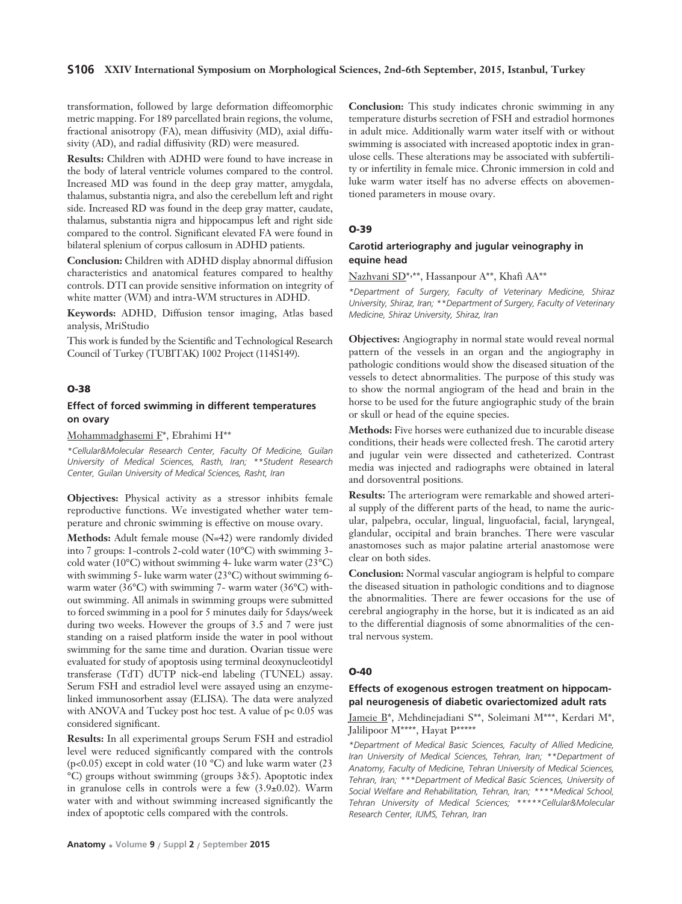transformation, followed by large deformation diffeomorphic metric mapping. For 189 parcellated brain regions, the volume, fractional anisotropy (FA), mean diffusivity (MD), axial diffusivity (AD), and radial diffusivity (RD) were measured.

**Results:** Children with ADHD were found to have increase in the body of lateral ventricle volumes compared to the control. Increased MD was found in the deep gray matter, amygdala, thalamus, substantia nigra, and also the cerebellum left and right side. Increased RD was found in the deep gray matter, caudate, thalamus, substantia nigra and hippocampus left and right side compared to the control. Significant elevated FA were found in bilateral splenium of corpus callosum in ADHD patients.

**Conclusion:** Children with ADHD display abnormal diffusion characteristics and anatomical features compared to healthy controls. DTI can provide sensitive information on integrity of white matter (WM) and intra-WM structures in ADHD.

**Keywords:** ADHD, Diffusion tensor imaging, Atlas based analysis, MriStudio

This work is funded by the Scientific and Technological Research Council of Turkey (TUBITAK) 1002 Project (114S149).

## O-38

### Effect of forced swimming in different temperatures on ovary

Mohammadghasemi F*, Ebrahimi H**

*\*Cellular&Molecular Research Center, Faculty Of Medicine, Guilan University of Medical Sciences, Rasth, Iran; \*\*Student Research Center, Guilan University of Medical Sciences, Rasht, Iran*

**Objectives:** Physical activity as a stressor inhibits female reproductive functions. We investigated whether water temperature and chronic swimming is effective on mouse ovary.

**Methods:** Adult female mouse (N=42) were randomly divided into 7 groups: 1-controls 2-cold water (10°C) with swimming 3-cold water (10°C) without swimming 4- luke warm water (23°C) with swimming 5- luke warm water (23°C) without swimming 6-warm water (36°C) with swimming 7- warm water (36°C) without swimming. All animals in swimming groups were submitted to forced swimming in a pool for 5 minutes daily for 5days/week during two weeks. However the groups of 3.5 and 7 were just standing on a raised platform inside the water in pool without swimming for the same time and duration. Ovarian tissue were evaluated for study of apoptosis using terminal deoxynucleotidyl transferase (TdT) dUTP nick-end labeling (TUNEL) assay. Serum FSH and estradiol level were assayed using an enzyme-linked immunosorbent assay (ELISA). The data were analyzed with ANOVA and Tuckey post hoc test. A value of $p < 0.05$ was considered significant.

**Results:** In all experimental groups Serum FSH and estradiol level were reduced significantly compared with the controls ($p<0.05$) except in cold water (10 °C) and luke warm water (23 °C) groups without swimming (groups 3&5). Apoptotic index in granulose cells in controls were a few (3.9±0.02). Warm water with and without swimming increased significantly the index of apoptotic cells compared with the controls.

**Conclusion:** This study indicates chronic swimming in any temperature disturbs secretion of FSH and estradiol hormones in adult mice. Additionally warm water itself with or without swimming is associated with increased apoptotic index in granulose cells. These alterations may be associated with subfertility or infertility in female mice. Chronic immersion in cold and luke warm water itself has no adverse effects on abovementioned parameters in mouse ovary.

## O-39

### Carotid arteriography and jugular veinography in equine head

Nazhvani SD*,**, Hassanpour A**, Khafi AA**

*\*Department of Surgery, Faculty of Veterinary Medicine, Shiraz University, Shiraz, Iran; \*\*Department of Surgery, Faculty of Veterinary Medicine, Shiraz University, Shiraz, Iran*

**Objectives:** Angiography in normal state would reveal normal pattern of the vessels in an organ and the angiography in pathologic conditions would show the diseased situation of the vessels to detect abnormalities. The purpose of this study was to show the normal angiogram of the head and brain in the horse to be used for the future angiographic study of the brain or skull or head of the equine species.

**Methods:** Five horses were euthanized due to incurable disease conditions, their heads were collected fresh. The carotid artery and jugular vein were dissected and catheterized. Contrast media was injected and radiographs were obtained in lateral and dorsoventral positions.

**Results:** The arteriogram were remarkable and showed arterial supply of the different parts of the head, to name the auricular, palpebra, occular, lingual, linguofacial, facial, laryngeal, glandular, occipital and brain branches. There were vascular anastomoses such as major palatine arterial anastomose were clear on both sides.

**Conclusion:** Normal vascular angiogram is helpful to compare the diseased situation in pathologic conditions and to diagnose the abnormalities. There are fewer occasions for the use of cerebral angiography in the horse, but it is indicated as an aid to the differential diagnosis of some abnormalities of the central nervous system.

## O-40

### Effects of exogenous estrogen treatment on hippocampal neurogenesis of diabetic ovariectomized adult rats

Jameie B*, Mehdinejadiani S**, Soleimani M***, Kerdari M*, Jalilipoor M****, Hayat P*****

*\*Department of Medical Basic Sciences, Faculty of Allied Medicine, Iran University of Medical Sciences, Tehran, Iran; \*\*Department of Anatomy, Faculty of Medicine, Tehran University of Medical Sciences, Tehran, Iran; \*\*\*Department of Medical Basic Sciences, University of Social Welfare and Rehabilitation, Tehran, Iran; \*\*\*\*Medical School, Tehran University of Medical Sciences; \*\*\*\*\*Cellular&Molecular Research Center, IUMS, Tehran, Iran*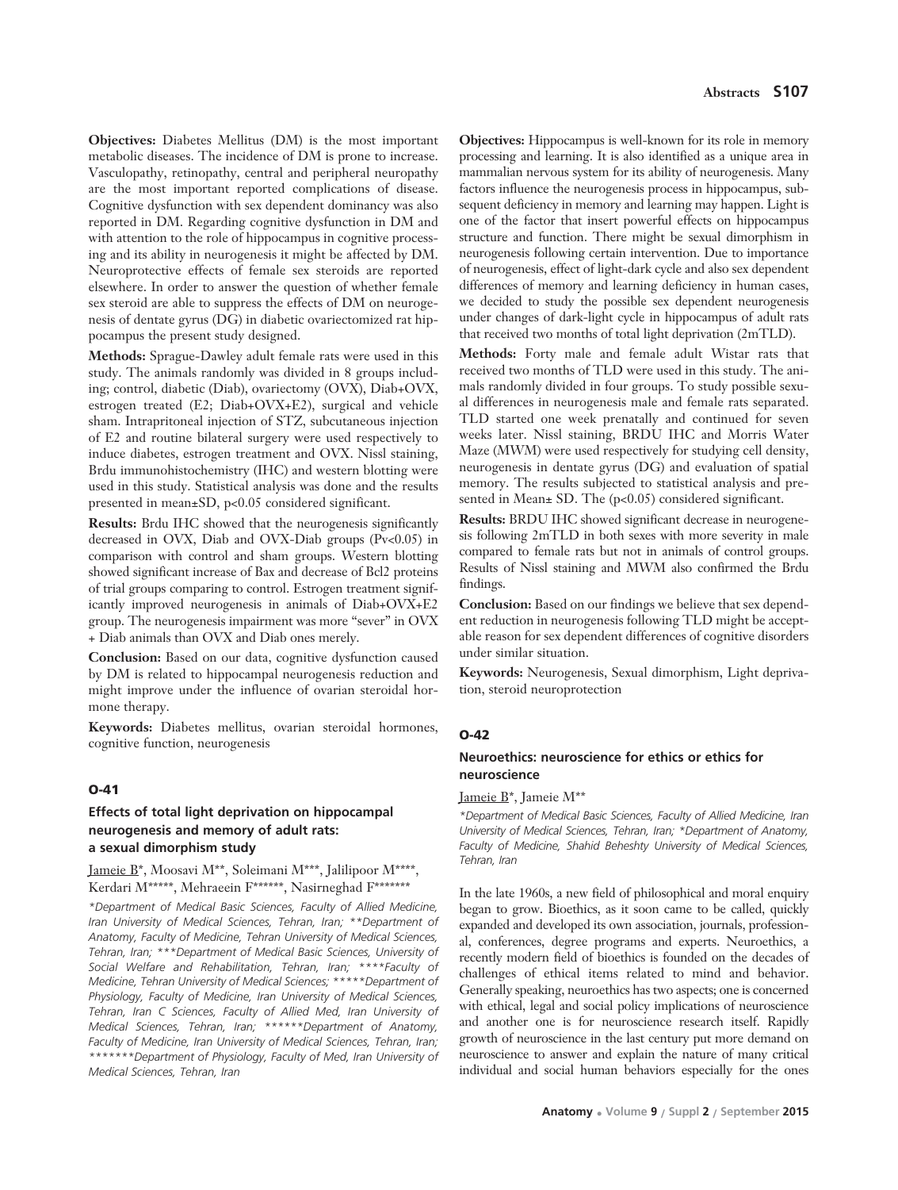**Objectives:** Diabetes Mellitus (DM) is the most important metabolic diseases. The incidence of DM is prone to increase. Vasculopathy, retinopathy, central and peripheral neuropathy are the most important reported complications of disease. Cognitive dysfunction with sex dependent dominancy was also reported in DM. Regarding cognitive dysfunction in DM and with attention to the role of hippocampus in cognitive processing and its ability in neurogenesis it might be affected by DM. Neuroprotective effects of female sex steroids are reported elsewhere. In order to answer the question of whether female sex steroid are able to suppress the effects of DM on neurogenesis of dentate gyrus (DG) in diabetic ovariectomized rat hippocampus the present study designed.

**Methods:** Sprague-Dawley adult female rats were used in this study. The animals randomly was divided in 8 groups including; control, diabetic (Diab), ovariectomy (OVX), Diab+OVX, estrogen treated (E2; Diab+OVX+E2), surgical and vehicle sham. Intrapritoneal injection of STZ, subcutaneous injection of E2 and routine bilateral surgery were used respectively to induce diabetes, estrogen treatment and OVX. Nissl staining, Brdu immunohistochemistry (IHC) and western blotting were used in this study. Statistical analysis was done and the results presented in mean±SD, $p<0.05$ considered significant.

**Results:** Brdu IHC showed that the neurogenesis significantly decreased in OVX, Diab and OVX-Diab groups (Pv<0.05) in comparison with control and sham groups. Western blotting showed significant increase of Bax and decrease of Bcl2 proteins of trial groups comparing to control. Estrogen treatment significantly improved neurogenesis in animals of Diab+OVX+E2 group. The neurogenesis impairment was more "sever" in OVX + Diab animals than OVX and Diab ones merely.

**Conclusion:** Based on our data, cognitive dysfunction caused by DM is related to hippocampal neurogenesis reduction and might improve under the influence of ovarian steroidal hormone therapy.

**Keywords:** Diabetes mellitus, ovarian steroidal hormones, cognitive function, neurogenesis

## O-41

### Effects of total light deprivation on hippocampal neurogenesis and memory of adult rats: a sexual dimorphism study

Jameie B*, Moosavi M**, Soleimani M***, Jalilipoor M****, Kerdari M*****, Mehraeein F******, Nasirneghad F*******

*\*Department of Medical Basic Sciences, Faculty of Allied Medicine, Iran University of Medical Sciences, Tehran, Iran; \*\*Department of Anatomy, Faculty of Medicine, Tehran University of Medical Sciences, Tehran, Iran; \*\*\*Department of Medical Basic Sciences, University of Social Welfare and Rehabilitation, Tehran, Iran; \*\*\*\*Faculty of Medicine, Tehran University of Medical Sciences; \*\*\*\*\*Department of Physiology, Faculty of Medicine, Iran University of Medical Sciences, Tehran, Iran C Sciences, Faculty of Allied Med, Iran University of Medical Sciences, Tehran, Iran; \*\*\*\*\*\*Department of Anatomy, Faculty of Medicine, Iran University of Medical Sciences, Tehran, Iran; \*\*\*\*\*\*\*Department of Physiology, Faculty of Med, Iran University of Medical Sciences, Tehran, Iran*

**Objectives:** Hippocampus is well-known for its role in memory processing and learning. It is also identified as a unique area in mammalian nervous system for its ability of neurogenesis. Many factors influence the neurogenesis process in hippocampus, subsequent deficiency in memory and learning may happen. Light is one of the factor that insert powerful effects on hippocampus structure and function. There might be sexual dimorphism in neurogenesis following certain intervention. Due to importance of neurogenesis, effect of light-dark cycle and also sex dependent differences of memory and learning deficiency in human cases, we decided to study the possible sex dependent neurogenesis under changes of dark-light cycle in hippocampus of adult rats that received two months of total light deprivation (2mTLD).

**Methods:** Forty male and female adult Wistar rats that received two months of TLD were used in this study. The animals randomly divided in four groups. To study possible sexual differences in neurogenesis male and female rats separated. TLD started one week prenatally and continued for seven weeks later. Nissl staining, BRDU IHC and Morris Water Maze (MWM) were used respectively for studying cell density, neurogenesis in dentate gyrus (DG) and evaluation of spatial memory. The results subjected to statistical analysis and presented in Mean± SD. The ($p<0.05$) considered significant.

**Results:** BRDU IHC showed significant decrease in neurogenesis following 2mTLD in both sexes with more severity in male compared to female rats but not in animals of control groups. Results of Nissl staining and MWM also confirmed the Brdu findings.

**Conclusion:** Based on our findings we believe that sex dependent reduction in neurogenesis following TLD might be acceptable reason for sex dependent differences of cognitive disorders under similar situation.

**Keywords:** Neurogenesis, Sexual dimorphism, Light deprivation, steroid neuroprotection

## O-42

### Neuroethics: neuroscience for ethics or ethics for neuroscience

Jameie B*, Jameie M**

*\*Department of Medical Basic Sciences, Faculty of Allied Medicine, Iran University of Medical Sciences, Tehran, Iran; \*Department of Anatomy, Faculty of Medicine, Shahid Beheshty University of Medical Sciences, Tehran, Iran*

In the late 1960s, a new field of philosophical and moral enquiry began to grow. Bioethics, as it soon came to be called, quickly expanded and developed its own association, journals, professional, conferences, degree programs and experts. Neuroethics, a recently modern field of bioethics is founded on the decades of challenges of ethical items related to mind and behavior. Generally speaking, neuroethics has two aspects; one is concerned with ethical, legal and social policy implications of neuroscience and another one is for neuroscience research itself. Rapidly growth of neuroscience in the last century put more demand on neuroscience to answer and explain the nature of many critical individual and social human behaviors especially for the ones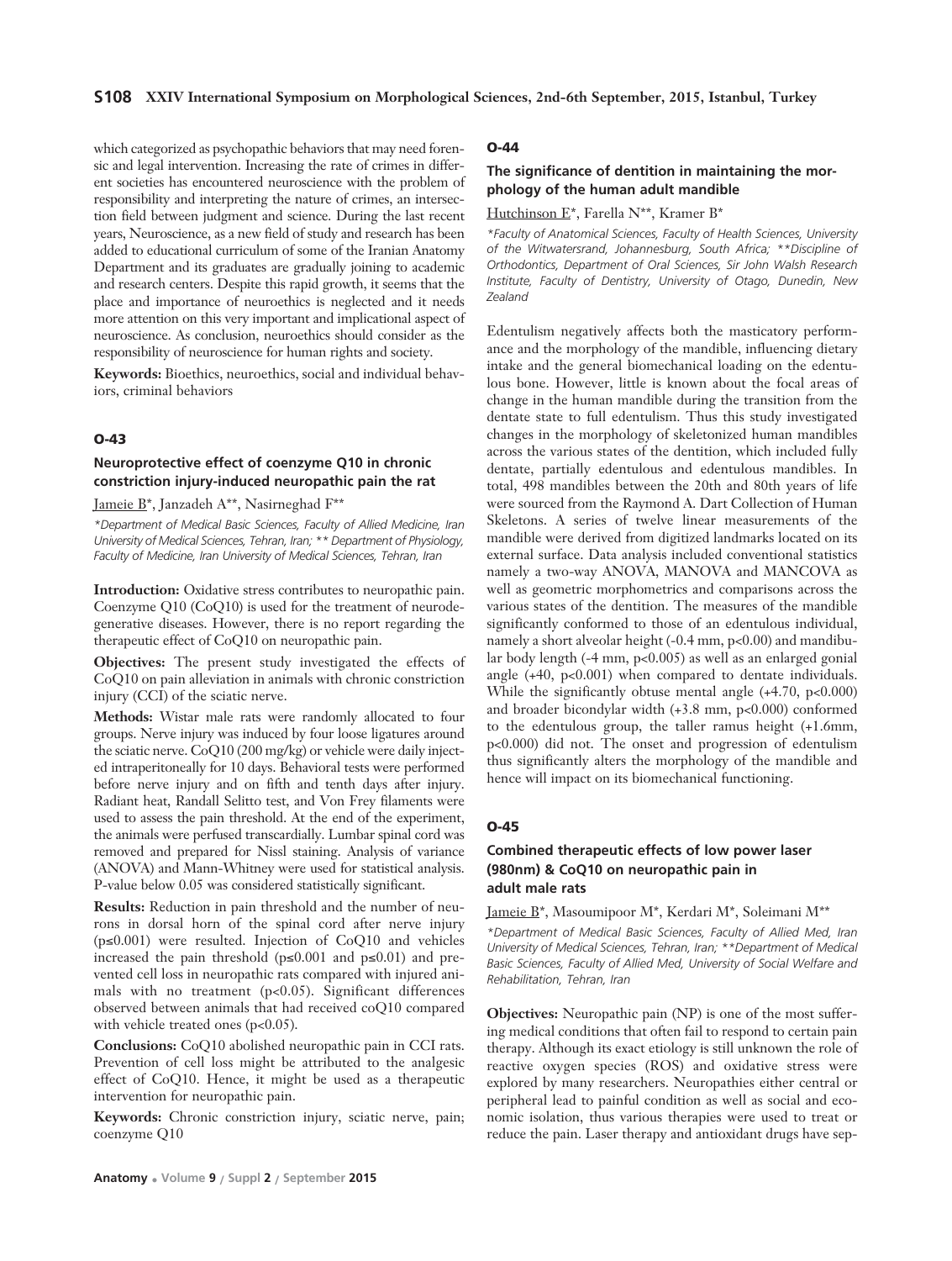which categorized as psychopathic behaviors that may need forensic and legal intervention. Increasing the rate of crimes in different societies has encountered neuroscience with the problem of responsibility and interpreting the nature of crimes, an intersection field between judgment and science. During the last recent years, Neuroscience, as a new field of study and research has been added to educational curriculum of some of the Iranian Anatomy Department and its graduates are gradually joining to academic and research centers. Despite this rapid growth, it seems that the place and importance of neuroethics is neglected and it needs more attention on this very important and implicational aspect of neuroscience. As conclusion, neuroethics should consider as the responsibility of neuroscience for human rights and society.

**Keywords:** Bioethics, neuroethics, social and individual behaviors, criminal behaviors

## O-43

### Neuroprotective effect of coenzyme Q10 in chronic constriction injury-induced neuropathic pain the rat

Jameie B*, Janzadeh A**, Nasirneghad F**

*\*Department of Medical Basic Sciences, Faculty of Allied Medicine, Iran University of Medical Sciences, Tehran, Iran; \*\* Department of Physiology, Faculty of Medicine, Iran University of Medical Sciences, Tehran, Iran*

**Introduction:** Oxidative stress contributes to neuropathic pain. Coenzyme Q10 (CoQ10) is used for the treatment of neurodegenerative diseases. However, there is no report regarding the therapeutic effect of CoQ10 on neuropathic pain.

**Objectives:** The present study investigated the effects of CoQ10 on pain alleviation in animals with chronic constriction injury (CCI) of the sciatic nerve.

**Methods:** Wistar male rats were randomly allocated to four groups. Nerve injury was induced by four loose ligatures around the sciatic nerve. CoQ10 (200 mg/kg) or vehicle were daily injected intraperitoneally for 10 days. Behavioral tests were performed before nerve injury and on fifth and tenth days after injury. Radiant heat, Randall Selitto test, and Von Frey filaments were used to assess the pain threshold. At the end of the experiment, the animals were perfused transcardially. Lumbar spinal cord was removed and prepared for Nissl staining. Analysis of variance (ANOVA) and Mann-Whitney were used for statistical analysis. P-value below 0.05 was considered statistically significant.

**Results:** Reduction in pain threshold and the number of neurons in dorsal horn of the spinal cord after nerve injury ($p \leq 0.001$) were resulted. Injection of CoQ10 and vehicles increased the pain threshold ($p \leq 0.001$ and $p \leq 0.01$) and prevented cell loss in neuropathic rats compared with injured animals with no treatment ($p<0.05$). Significant differences observed between animals that had received coQ10 compared with vehicle treated ones ($p<0.05$).

**Conclusions:** CoQ10 abolished neuropathic pain in CCI rats. Prevention of cell loss might be attributed to the analgesic effect of CoQ10. Hence, it might be used as a therapeutic intervention for neuropathic pain.

**Keywords:** Chronic constriction injury, sciatic nerve, pain; coenzyme Q10

## O-44

### The significance of dentition in maintaining the morphology of the human adult mandible

Hutchinson E*, Farella N**, Kramer B*

*\*Faculty of Anatomical Sciences, Faculty of Health Sciences, University of the Witwatersrand, Johannesburg, South Africa; \*\*Discipline of Orthodontics, Department of Oral Sciences, Sir John Walsh Research Institute, Faculty of Dentistry, University of Otago, Dunedin, New Zealand*

Edentulism negatively affects both the masticatory performance and the morphology of the mandible, influencing dietary intake and the general biomechanical loading on the edentulous bone. However, little is known about the focal areas of change in the human mandible during the transition from the dentate state to full edentulism. Thus this study investigated changes in the morphology of skeletonized human mandibles across the various states of the dentition, which included fully dentate, partially edentulous and edentulous mandibles. In total, 498 mandibles between the 20th and 80th years of life were sourced from the Raymond A. Dart Collection of Human Skeletons. A series of twelve linear measurements of the mandible were derived from digitized landmarks located on its external surface. Data analysis included conventional statistics namely a two-way ANOVA, MANOVA and MANCOVA as well as geometric morphometrics and comparisons across the various states of the dentition. The measures of the mandible significantly conformed to those of an edentulous individual, namely a short alveolar height (-0.4 mm, $p<0.00$) and mandibular body length (-4 mm, $p<0.005$) as well as an enlarged gonial angle (+40, $p<0.001$) when compared to dentate individuals. While the significantly obtuse mental angle (+4.70, $p<0.000$) and broader bicondylar width (+3.8 mm, $p<0.000$) conformed to the edentulous group, the taller ramus height (+1.6mm, $p<0.000$) did not. The onset and progression of edentulism thus significantly alters the morphology of the mandible and hence will impact on its biomechanical functioning.

## O-45

### Combined therapeutic effects of low power laser (980nm) & CoQ10 on neuropathic pain in adult male rats

Jameie B*, Masoumipoor M*, Kerdari M*, Soleimani M**

*\*Department of Medical Basic Sciences, Faculty of Allied Med, Iran University of Medical Sciences, Tehran, Iran; \*\*Department of Medical Basic Sciences, Faculty of Allied Med, University of Social Welfare and Rehabilitation, Tehran, Iran*

**Objectives:** Neuropathic pain (NP) is one of the most suffering medical conditions that often fail to respond to certain pain therapy. Although its exact etiology is still unknown the role of reactive oxygen species (ROS) and oxidative stress were explored by many researchers. Neuropathies either central or peripheral lead to painful condition as well as social and economic isolation, thus various therapies were used to treat or reduce the pain. Laser therapy and antioxidant drugs have sep-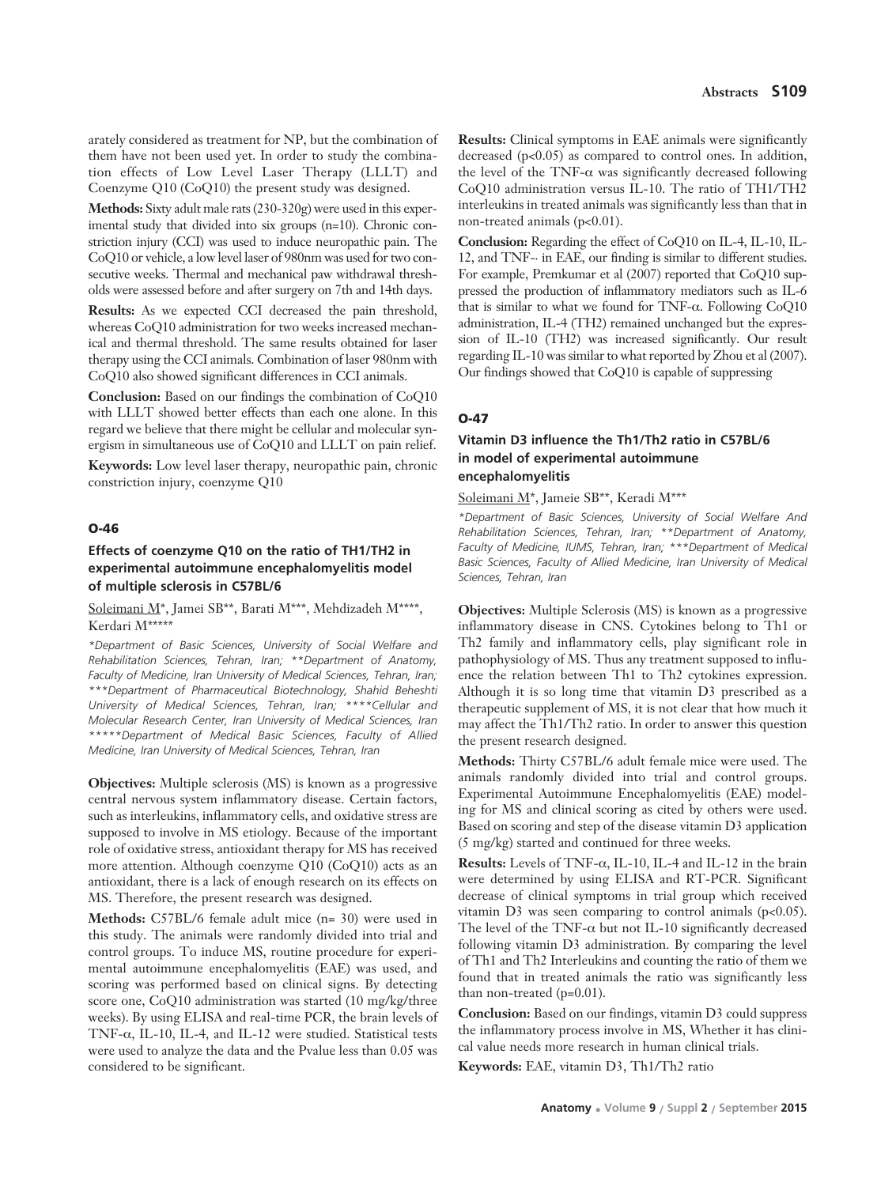arately considered as treatment for NP, but the combination of them have not been used yet. In order to study the combination effects of Low Level Laser Therapy (LLLT) and Coenzyme Q10 (CoQ10) the present study was designed.

**Methods:** Sixty adult male rats (230-320g) were used in this experimental study that divided into six groups (n=10). Chronic constriction injury (CCI) was used to induce neuropathic pain. The CoQ10 or vehicle, a low level laser of 980nm was used for two consecutive weeks. Thermal and mechanical paw withdrawal thresholds were assessed before and after surgery on 7th and 14th days.

**Results:** As we expected CCI decreased the pain threshold, whereas CoQ10 administration for two weeks increased mechanical and thermal threshold. The same results obtained for laser therapy using the CCI animals. Combination of laser 980nm with CoQ10 also showed significant differences in CCI animals.

**Conclusion:** Based on our findings the combination of CoQ10 with LLLT showed better effects than each one alone. In this regard we believe that there might be cellular and molecular synergism in simultaneous use of CoQ10 and LLLT on pain relief.

**Keywords:** Low level laser therapy, neuropathic pain, chronic constriction injury, coenzyme Q10

## O-46

### Effects of coenzyme Q10 on the ratio of TH1/TH2 in experimental autoimmune encephalomyelitis model of multiple sclerosis in C57BL/6

Soleimani M*, Jamei SB**, Barati M***, Mehdizadeh M****, Kerdari M*****

*\*Department of Basic Sciences, University of Social Welfare and Rehabilitation Sciences, Tehran, Iran; \*\*Department of Anatomy, Faculty of Medicine, Iran University of Medical Sciences, Tehran, Iran; \*\*\*Department of Pharmaceutical Biotechnology, Shahid Beheshti University of Medical Sciences, Tehran, Iran; \*\*\*\*Cellular and Molecular Research Center, Iran University of Medical Sciences, Iran \*\*\*\*\*Department of Medical Basic Sciences, Faculty of Allied Medicine, Iran University of Medical Sciences, Tehran, Iran*

**Objectives:** Multiple sclerosis (MS) is known as a progressive central nervous system inflammatory disease. Certain factors, such as interleukins, inflammatory cells, and oxidative stress are supposed to involve in MS etiology. Because of the important role of oxidative stress, antioxidant therapy for MS has received more attention. Although coenzyme Q10 (CoQ10) acts as an antioxidant, there is a lack of enough research on its effects on MS. Therefore, the present research was designed.

**Methods:** C57BL/6 female adult mice (n= 30) were used in this study. The animals were randomly divided into trial and control groups. To induce MS, routine procedure for experimental autoimmune encephalomyelitis (EAE) was used, and scoring was performed based on clinical signs. By detecting score one, CoQ10 administration was started (10 mg/kg/three weeks). By using ELISA and real-time PCR, the brain levels of TNF-α, IL-10, IL-4, and IL-12 were studied. Statistical tests were used to analyze the data and the Pvalue less than 0.05 was considered to be significant.

**Results:** Clinical symptoms in EAE animals were significantly decreased ($p<0.05$) as compared to control ones. In addition, the level of the TNF-α was significantly decreased following CoQ10 administration versus IL-10. The ratio of TH1/TH2 interleukins in treated animals was significantly less than that in non-treated animals ($p<0.01$).

**Conclusion:** Regarding the effect of CoQ10 on IL-4, IL-10, IL-12, and TNF-- in EAE, our finding is similar to different studies. For example, Premkumar et al (2007) reported that CoQ10 suppressed the production of inflammatory mediators such as IL-6 that is similar to what we found for TNF-α. Following CoQ10 administration, IL-4 (TH2) remained unchanged but the expression of IL-10 (TH2) was increased significantly. Our result regarding IL-10 was similar to what reported by Zhou et al (2007). Our findings showed that CoQ10 is capable of suppressing

## O-47

### Vitamin D3 influence the Th1/Th2 ratio in C57BL/6 in model of experimental autoimmune encephalomyelitis

Soleimani M*, Jameie SB**, Keradi M***

*\*Department of Basic Sciences, University of Social Welfare And Rehabilitation Sciences, Tehran, Iran; \*\*Department of Anatomy, Faculty of Medicine, IUMS, Tehran, Iran; \*\*\*Department of Medical Basic Sciences, Faculty of Allied Medicine, Iran University of Medical Sciences, Tehran, Iran*

**Objectives:** Multiple Sclerosis (MS) is known as a progressive inflammatory disease in CNS. Cytokines belong to Th1 or Th2 family and inflammatory cells, play significant role in pathophysiology of MS. Thus any treatment supposed to influence the relation between Th1 to Th2 cytokines expression. Although it is so long time that vitamin D3 prescribed as a therapeutic supplement of MS, it is not clear that how much it may affect the Th1/Th2 ratio. In order to answer this question the present research designed.

**Methods:** Thirty C57BL/6 adult female mice were used. The animals randomly divided into trial and control groups. Experimental Autoimmune Encephalomyelitis (EAE) modeling for MS and clinical scoring as cited by others were used. Based on scoring and step of the disease vitamin D3 application (5 mg/kg) started and continued for three weeks.

**Results:** Levels of TNF-α, IL-10, IL-4 and IL-12 in the brain were determined by using ELISA and RT-PCR. Significant decrease of clinical symptoms in trial group which received vitamin D3 was seen comparing to control animals ($p<0.05$). The level of the TNF-α but not IL-10 significantly decreased following vitamin D3 administration. By comparing the level of Th1 and Th2 Interleukins and counting the ratio of them we found that in treated animals the ratio was significantly less than non-treated ($p=0.01$).

**Conclusion:** Based on our findings, vitamin D3 could suppress the inflammatory process involve in MS, Whether it has clinical value needs more research in human clinical trials.

**Keywords:** EAE, vitamin D3, Th1/Th2 ratio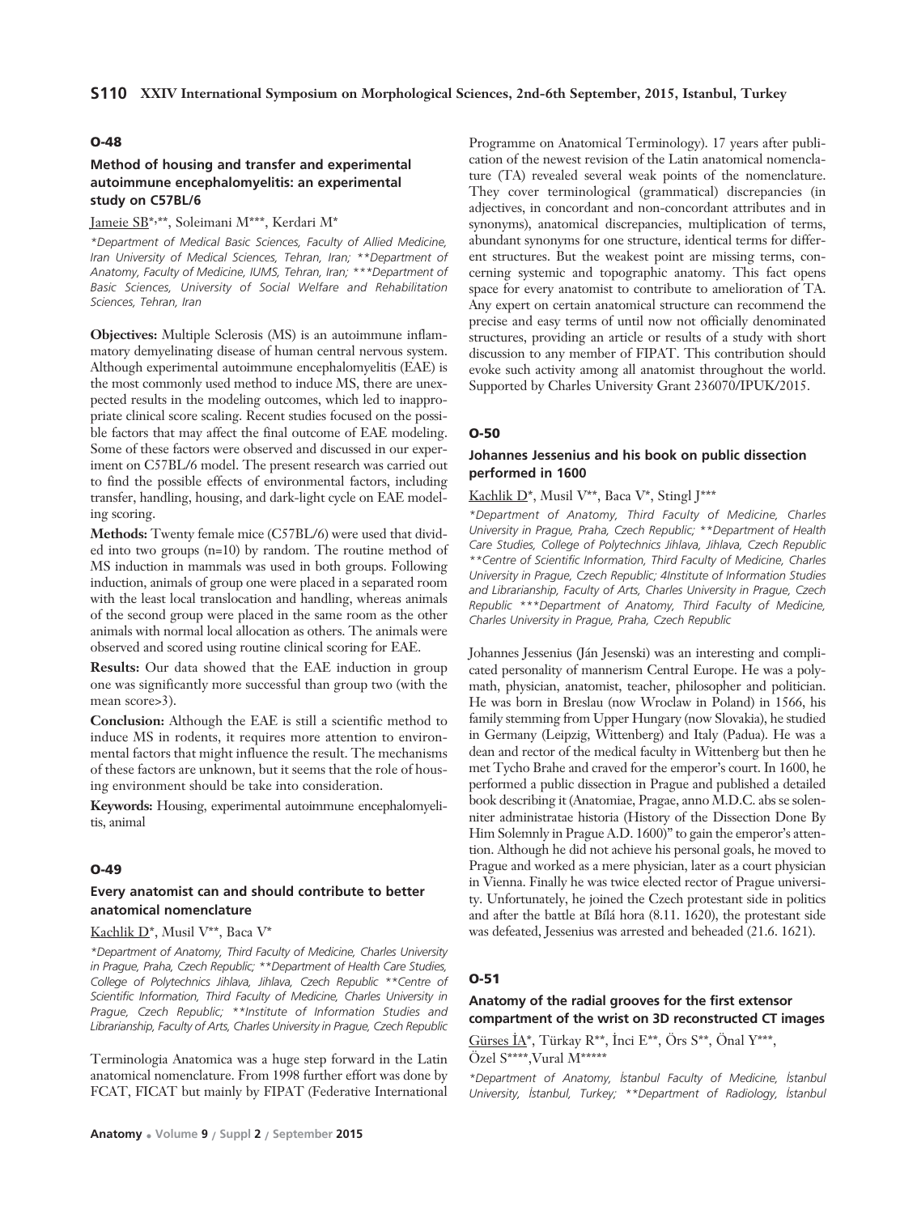## O-48

### Method of housing and transfer and experimental autoimmune encephalomyelitis: an experimental study on C57BL/6

Jameie SB*,**, Soleimani M***, Kerdari M*

*\*Department of Medical Basic Sciences, Faculty of Allied Medicine, Iran University of Medical Sciences, Tehran, Iran; \*\*Department of Anatomy, Faculty of Medicine, IUMS, Tehran, Iran; \*\*\*Department of Basic Sciences, University of Social Welfare and Rehabilitation Sciences, Tehran, Iran*

**Objectives:** Multiple Sclerosis (MS) is an autoimmune inflammatory demyelinating disease of human central nervous system. Although experimental autoimmune encephalomyelitis (EAE) is the most commonly used method to induce MS, there are unexpected results in the modeling outcomes, which led to inappropriate clinical score scaling. Recent studies focused on the possible factors that may affect the final outcome of EAE modeling. Some of these factors were observed and discussed in our experiment on C57BL/6 model. The present research was carried out to find the possible effects of environmental factors, including transfer, handling, housing, and dark-light cycle on EAE modeling scoring.

**Methods:** Twenty female mice (C57BL/6) were used that divided into two groups (n=10) by random. The routine method of MS induction in mammals was used in both groups. Following induction, animals of group one were placed in a separated room with the least local translocation and handling, whereas animals of the second group were placed in the same room as the other animals with normal local allocation as others. The animals were observed and scored using routine clinical scoring for EAE.

**Results:** Our data showed that the EAE induction in group one was significantly more successful than group two (with the mean score>3).

**Conclusion:** Although the EAE is still a scientific method to induce MS in rodents, it requires more attention to environmental factors that might influence the result. The mechanisms of these factors are unknown, but it seems that the role of housing environment should be take into consideration.

**Keywords:** Housing, experimental autoimmune encephalomyelitis, animal

## O-49

### Every anatomist can and should contribute to better anatomical nomenclature

Kachlik D*, Musil V**, Baca V*

*\*Department of Anatomy, Third Faculty of Medicine, Charles University in Prague, Praha, Czech Republic; \*\*Department of Health Care Studies, College of Polytechnics Jihlava, Jihlava, Czech Republic \*\*Centre of Scientific Information, Third Faculty of Medicine, Charles University in Prague, Czech Republic; \*\*Institute of Information Studies and Librarianship, Faculty of Arts, Charles University in Prague, Czech Republic*

Terminologia Anatomica was a huge step forward in the Latin anatomical nomenclature. From 1998 further effort was done by FCAT, FICAT but mainly by FIPAT (Federative International Programme on Anatomical Terminology). 17 years after publication of the newest revision of the Latin anatomical nomenclature (TA) revealed several weak points of the nomenclature. They cover terminological (grammatical) discrepancies (in adjectives, in concordant and non-concordant attributes and in synonyms), anatomical discrepancies, multiplication of terms, abundant synonyms for one structure, identical terms for different structures. But the weakest point are missing terms, concerning systemic and topographic anatomy. This fact opens space for every anatomist to contribute to amelioration of TA. Any expert on certain anatomical structure can recommend the precise and easy terms of until now not officially denominated structures, providing an article or results of a study with short discussion to any member of FIPAT. This contribution should evoke such activity among all anatomist throughout the world. Supported by Charles University Grant 236070/IPUK/2015.

## O-50

### Johannes Jessenius and his book on public dissection performed in 1600

Kachlik D*, Musil V**, Baca V*, Stingl J***

*\*Department of Anatomy, Third Faculty of Medicine, Charles University in Prague, Praha, Czech Republic; \*\*Department of Health Care Studies, College of Polytechnics Jihlava, Jihlava, Czech Republic \*\*Centre of Scientific Information, Third Faculty of Medicine, Charles University in Prague, Czech Republic; 4Institute of Information Studies and Librarianship, Faculty of Arts, Charles University in Prague, Czech Republic \*\*\*Department of Anatomy, Third Faculty of Medicine, Charles University in Prague, Praha, Czech Republic*

Johannes Jessenius (Ján Jesenski) was an interesting and complicated personality of mannerism Central Europe. He was a polymath, physician, anatomist, teacher, philosopher and politician. He was born in Breslau (now Wroclaw in Poland) in 1566, his family stemming from Upper Hungary (now Slovakia), he studied in Germany (Leipzig, Wittenberg) and Italy (Padua). He was a dean and rector of the medical faculty in Wittenberg but then he met Tycho Brahe and craved for the emperor's court. In 1600, he performed a public dissection in Prague and published a detailed book describing it (Anatomiae, Pragae, anno M.D.C. abs se solenniter administratae historia (History of the Dissection Done By Him Solemnly in Prague A.D. 1600)" to gain the emperor's attention. Although he did not achieve his personal goals, he moved to Prague and worked as a mere physician, later as a court physician in Vienna. Finally he was twice elected rector of Prague university. Unfortunately, he joined the Czech protestant side in politics and after the battle at Bílá hora (8.11. 1620), the protestant side was defeated, Jessenius was arrested and beheaded (21.6. 1621).

## O-51

### Anatomy of the radial grooves for the first extensor compartment of the wrist on 3D reconstructed CT images

Gürses İA*, Türkay R**, İnci E**, Örs S**, Önal Y***, Özel S****, Vural M*****

*\*Department of Anatomy, İstanbul Faculty of Medicine, İstanbul University, İstanbul, Turkey; \*\*Department of Radiology, İstanbul*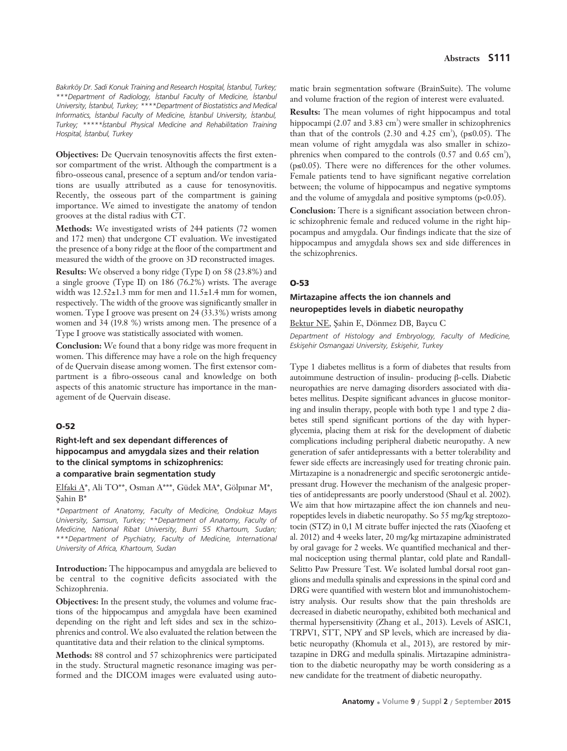*Bakırköy Dr. Sadi Konuk Training and Research Hospital, İstanbul, Turkey; ***Department of Radiology, İstanbul Faculty of Medicine, İstanbul University, İstanbul, Turkey; ****Department of Biostatistics and Medical Informatics, İstanbul Faculty of Medicine, İstanbul University, İstanbul, Turkey; *****İstanbul Physical Medicine and Rehabilitation Training Hospital, İstanbul, Turkey*

**Objectives:** De Quervain tenosynovitis affects the first extensor compartment of the wrist. Although the compartment is a fibro-osseous canal, presence of a septum and/or tendon variations are usually attributed as a cause for tenosynovitis. Recently, the osseous part of the compartment is gaining importance. We aimed to investigate the anatomy of tendon grooves at the distal radius with CT.

**Methods:** We investigated wrists of 244 patients (72 women and 172 men) that undergone CT evaluation. We investigated the presence of a bony ridge at the floor of the compartment and measured the width of the groove on 3D reconstructed images.

**Results:** We observed a bony ridge (Type I) on 58 (23.8%) and a single groove (Type II) on 186 (76.2%) wrists. The average width was 12.52±1.3 mm for men and 11.5±1.4 mm for women, respectively. The width of the groove was significantly smaller in women. Type I groove was present on 24 (33.3%) wrists among women and 34 (19.8 %) wrists among men. The presence of a Type I groove was statistically associated with women.

**Conclusion:** We found that a bony ridge was more frequent in women. This difference may have a role on the high frequency of de Quervain disease among women. The first extensor compartment is a fibro-osseous canal and knowledge on both aspects of this anatomic structure has importance in the management of de Quervain disease.

## O-52

### Right-left and sex dependant differences of hippocampus and amygdala sizes and their relation to the clinical symptoms in schizophrenics: a comparative brain segmentation study

Elfaki A*, Ali TO**, Osman A***, Güdek MA*, Gölpınar M*, Şahin B*

*\*Department of Anatomy, Faculty of Medicine, Ondokuz Mayıs University, Samsun, Turkey; \*\*Department of Anatomy, Faculty of Medicine, National Ribat University, Burri 55 Khartoum, Sudan; \*\*\*Department of Psychiatry, Faculty of Medicine, International University of Africa, Khartoum, Sudan*

**Introduction:** The hippocampus and amygdala are believed to be central to the cognitive deficits associated with the Schizophrenia.

**Objectives:** In the present study, the volumes and volume fractions of the hippocampus and amygdala have been examined depending on the right and left sides and sex in the schizophrenics and control. We also evaluated the relation between the quantitative data and their relation to the clinical symptoms.

**Methods:** 88 control and 57 schizophrenics were participated in the study. Structural magnetic resonance imaging was performed and the DICOM images were evaluated using automatic brain segmentation software (BrainSuite). The volume and volume fraction of the region of interest were evaluated.

**Results:** The mean volumes of right hippocampus and total hippocampi (2.07 and 3.83 $cm^3$) were smaller in schizophrenics than that of the controls (2.30 and 4.25 $cm^3$), ($p \leq 0.05$). The mean volume of right amygdala was also smaller in schizophrenics when compared to the controls (0.57 and 0.65 $cm^3$), ($p \leq 0.05$). There were no differences for the other volumes. Female patients tend to have significant negative correlation between; the volume of hippocampus and negative symptoms and the volume of amygdala and positive symptoms ($p<0.05$).

**Conclusion:** There is a significant association between chronic schizophrenic female and reduced volume in the right hippocampus and amygdala. Our findings indicate that the size of hippocampus and amygdala shows sex and side differences in the schizophrenics.

## O-53

### Mirtazapine affects the ion channels and neuropeptides levels in diabetic neuropathy

Bektur NE, Şahin E, Dönmez DB, Baycu C

*Department of Histology and Embryology, Faculty of Medicine, Eskişehir Osmangazi University, Eskişehir, Turkey*

Type 1 diabetes mellitus is a form of diabetes that results from autoimmune destruction of insulin- producing β-cells. Diabetic neuropathies are nerve damaging disorders associated with diabetes mellitus. Despite significant advances in glucose monitoring and insulin therapy, people with both type 1 and type 2 diabetes still spend significant portions of the day with hyperglycemia, placing them at risk for the development of diabetic complications including peripheral diabetic neuropathy. A new generation of safer antidepressants with a better tolerability and fewer side effects are increasingly used for treating chronic pain. Mirtazapine is a nonadrenergic and specific serotonergic antidepressant drug. However the mechanism of the analgesic properties of antidepressants are poorly understood (Shaul et al. 2002). We aim that how mirtazapine affect the ion channels and neuropeptides levels in diabetic neuropathy. So 55 mg/kg streptozotocin (STZ) in 0,1 M citrate buffer injected the rats (Xiaofeng et al. 2012) and 4 weeks later, 20 mg/kg mirtazapine administrated by oral gavage for 2 weeks. We quantified mechanical and thermal nociception using thermal plantar, cold plate and Randall-Selitto Paw Pressure Test. We isolated lumbal dorsal root ganglions and medulla spinalis and expressions in the spinal cord and DRG were quantified with western blot and immunohistochemistry analysis. Our results show that the pain thresholds are decreased in diabetic neuropathy, exhibited both mechanical and thermal hypersensitivity (Zhang et al., 2013). Levels of ASIC1, TRPV1, STT, NPY and SP levels, which are increased by diabetic neuropathy (Khomula et al., 2013), are restored by mirtazapine in DRG and medulla spinalis. Mirtazapine administration to the diabetic neuropathy may be worth considering as a new candidate for the treatment of diabetic neuropathy.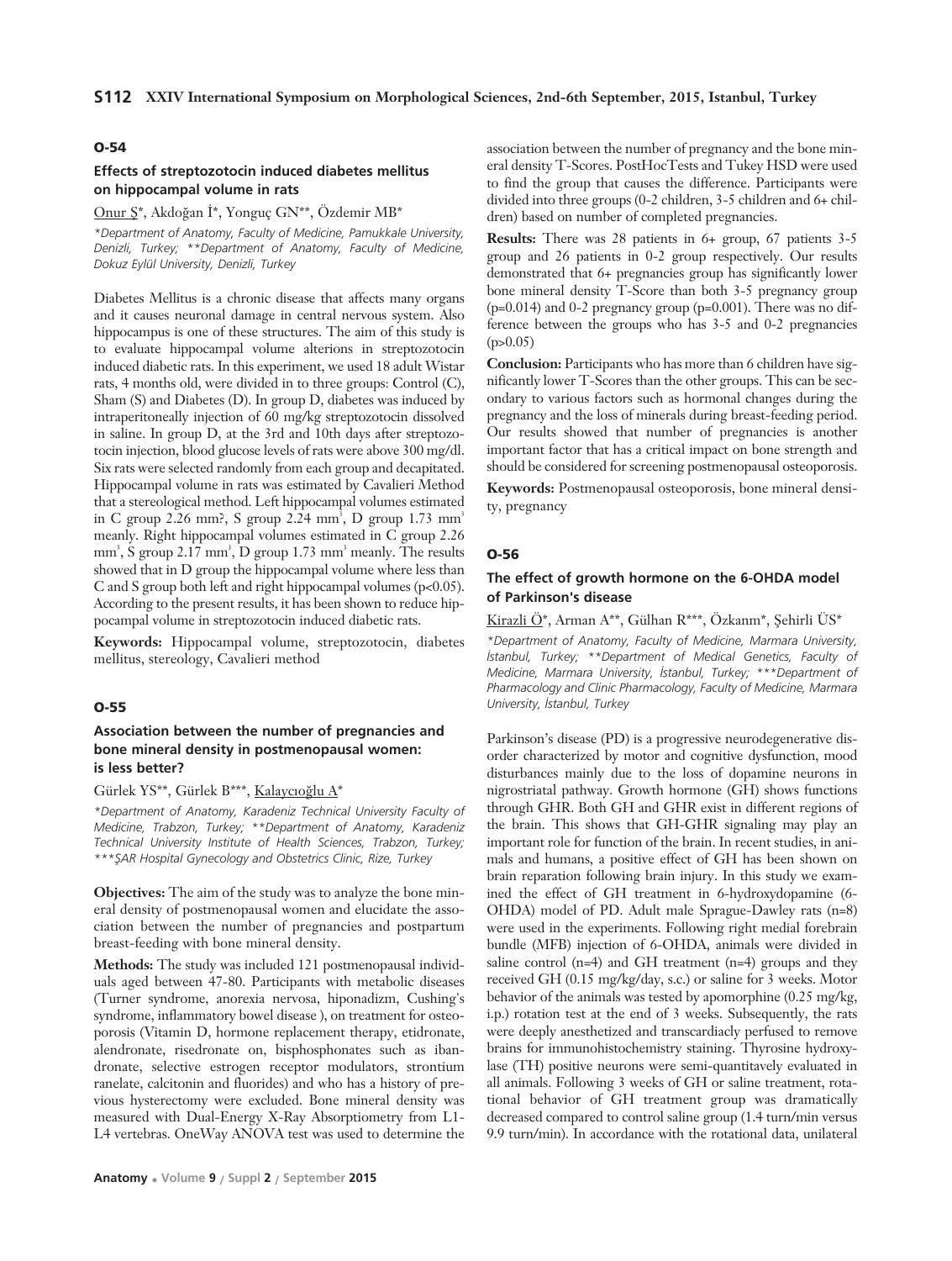### O-54

#### Effects of streptozotocin induced diabetes mellitus on hippocampal volume in rats

Onur Ş*, Akdoğan İ*, Yonguç GN**, Özdemir MB*

*\*Department of Anatomy, Faculty of Medicine, Pamukkale University, Denizli, Turkey; \*\*Department of Anatomy, Faculty of Medicine, Dokuz Eylül University, Denizli, Turkey*

Diabetes Mellitus is a chronic disease that affects many organs and it causes neuronal damage in central nervous system. Also hippocampus is one of these structures. The aim of this study is to evaluate hippocampal volume alterions in streptozotocin induced diabetic rats. In this experiment, we used 18 adult Wistar rats, 4 months old, were divided in to three groups: Control (C), Sham (S) and Diabetes (D). In group D, diabetes was induced by intraperitoneally injection of 60 mg/kg streptozotocin dissolved in saline. In group D, at the 3rd and 10th days after streptozotocin injection, blood glucose levels of rats were above 300 mg/dl. Six rats were selected randomly from each group and decapitated. Hippocampal volume in rats was estimated by Cavalieri Method that a stereological method. Left hippocampal volumes estimated in C group 2.26 mm?, S group 2.24 $mm^3$, D group 1.73 $mm^3$ meanly. Right hippocampal volumes estimated in C group 2.26 $mm^3$, S group 2.17 $mm^3$, D group 1.73 $mm^3$ meanly. The results showed that in D group the hippocampal volume where less than C and S group both left and right hippocampal volumes ($p<0.05$). According to the present results, it has been shown to reduce hippocampal volume in streptozotocin induced diabetic rats.

**Keywords:** Hippocampal volume, streptozotocin, diabetes mellitus, stereology, Cavalieri method

### O-55

#### Association between the number of pregnancies and bone mineral density in postmenopausal women: is less better?

Gürlek YS**, Gürlek B***, Kalaycıoğlu A*

*\*Department of Anatomy, Karadeniz Technical University Faculty of Medicine, Trabzon, Turkey; \*\*Department of Anatomy, Karadeniz Technical University Institute of Health Sciences, Trabzon, Turkey; \*\*\*ŞAR Hospital Gynecology and Obstetrics Clinic, Rize, Turkey*

**Objectives:** The aim of the study was to analyze the bone mineral density of postmenopausal women and elucidate the association between the number of pregnancies and postpartum breast-feeding with bone mineral density.

**Methods:** The study was included 121 postmenopausal individuals aged between 47-80. Participants with metabolic diseases (Turner syndrome, anorexia nervosa, hiponadizm, Cushing's syndrome, inflammatory bowel disease ), on treatment for osteoporosis (Vitamin D, hormone replacement therapy, etidronate, alendronate, risedronate on, bisphosphonates such as ibandronate, selective estrogen receptor modulators, strontium ranelate, calcitonin and fluorides) and who has a history of previous hysterectomy were excluded. Bone mineral density was measured with Dual-Energy X-Ray Absorptiometry from L1-L4 vertebras. OneWay ANOVA test was used to determine the association between the number of pregnancy and the bone mineral density T-Scores. PostHocTests and Tukey HSD were used to find the group that causes the difference. Participants were divided into three groups (0-2 children, 3-5 children and 6+ children) based on number of completed pregnancies.

**Results:** There was 28 patients in 6+ group, 67 patients 3-5 group and 26 patients in 0-2 group respectively. Our results demonstrated that 6+ pregnancies group has significantly lower bone mineral density T-Score than both 3-5 pregnancy group ($p=0.014$) and 0-2 pregnancy group ($p=0.001$). There was no difference between the groups who has 3-5 and 0-2 pregnancies ($p>0.05$)

**Conclusion:** Participants who has more than 6 children have significantly lower T-Scores than the other groups. This can be secondary to various factors such as hormonal changes during the pregnancy and the loss of minerals during breast-feeding period. Our results showed that number of pregnancies is another important factor that has a critical impact on bone strength and should be considered for screening postmenopausal osteoporosis.

**Keywords:** Postmenopausal osteoporosis, bone mineral density, pregnancy

### O-56

#### The effect of growth hormone on the 6-OHDA model of Parkinson's disease

Kirazli Ö*, Arman A**, Gülhan R***, Özkanm*, Şehirli ÜS*

*\*Department of Anatomy, Faculty of Medicine, Marmara University, İstanbul, Turkey; \*\*Department of Medical Genetics, Faculty of Medicine, Marmara University, İstanbul, Turkey; \*\*\*Department of Pharmacology and Clinic Pharmacology, Faculty of Medicine, Marmara University, İstanbul, Turkey*

Parkinson's disease (PD) is a progressive neurodegenerative disorder characterized by motor and cognitive dysfunction, mood disturbances mainly due to the loss of dopamine neurons in nigrostriatal pathway. Growth hormone (GH) shows functions through GHR. Both GH and GHR exist in different regions of the brain. This shows that GH-GHR signaling may play an important role for function of the brain. In recent studies, in animals and humans, a positive effect of GH has been shown on brain reparation following brain injury. In this study we examined the effect of GH treatment in 6-hydroxydopamine (6-OHDA) model of PD. Adult male Sprague-Dawley rats (n=8) were used in the experiments. Following right medial forebrain bundle (MFB) injection of 6-OHDA, animals were divided in saline control (n=4) and GH treatment (n=4) groups and they received GH (0.15 mg/kg/day, s.c.) or saline for 3 weeks. Motor behavior of the animals was tested by apomorphine (0.25 mg/kg, i.p.) rotation test at the end of 3 weeks. Subsequently, the rats were deeply anesthetized and transcardiacly perfused to remove brains for immunohistochemistry staining. Thyrosine hydroxylase (TH) positive neurons were semi-quantitatively evaluated in all animals. Following 3 weeks of GH or saline treatment, rotational behavior of GH treatment group was dramatically decreased compared to control saline group (1.4 turn/min versus 9.9 turn/min). In accordance with the rotational data, unilateral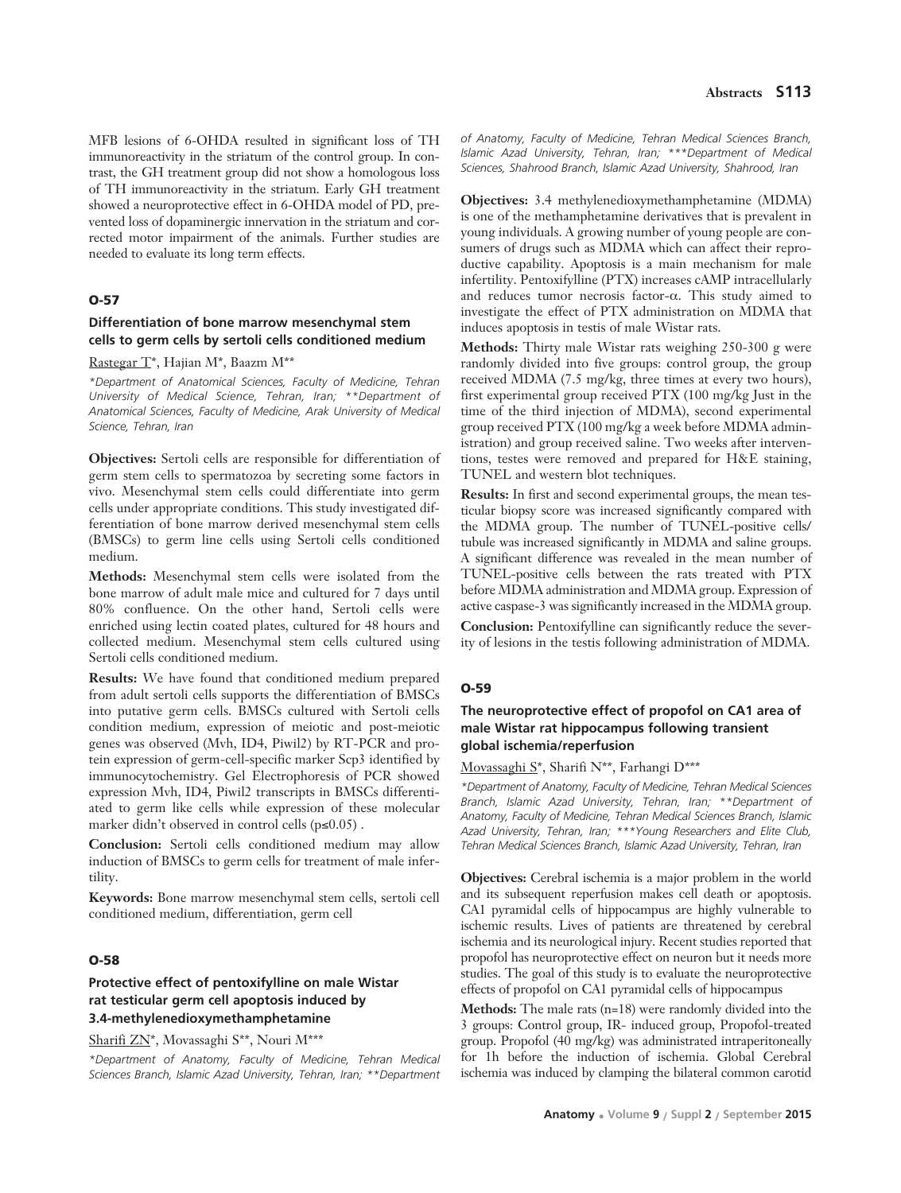MFB lesions of 6-OHDA resulted in significant loss of TH immunoreactivity in the striatum of the control group. In contrast, the GH treatment group did not show a homologous loss of TH immunoreactivity in the striatum. Early GH treatment showed a neuroprotective effect in 6-OHDA model of PD, prevented loss of dopaminergic innervation in the striatum and corrected motor impairment of the animals. Further studies are needed to evaluate its long term effects.

## O-57

### Differentiation of bone marrow mesenchymal stem cells to germ cells by sertoli cells conditioned medium

Rastegar T*, Hajian M*, Baazm M**

*\*Department of Anatomical Sciences, Faculty of Medicine, Tehran University of Medical Science, Tehran, Iran; \*\*Department of Anatomical Sciences, Faculty of Medicine, Arak University of Medical Science, Tehran, Iran*

**Objectives:** Sertoli cells are responsible for differentiation of germ stem cells to spermatozoa by secreting some factors in vivo. Mesenchymal stem cells could differentiate into germ cells under appropriate conditions. This study investigated differentiation of bone marrow derived mesenchymal stem cells (BMSCs) to germ line cells using Sertoli cells conditioned medium.

**Methods:** Mesenchymal stem cells were isolated from the bone marrow of adult male mice and cultured for 7 days until 80% confluence. On the other hand, Sertoli cells were enriched using lectin coated plates, cultured for 48 hours and collected medium. Mesenchymal stem cells cultured using Sertoli cells conditioned medium.

**Results:** We have found that conditioned medium prepared from adult sertoli cells supports the differentiation of BMSCs into putative germ cells. BMSCs cultured with Sertoli cells condition medium, expression of meiotic and post-meiotic genes was observed (Mvh, ID4, Piwil2) by RT-PCR and protein expression of germ-cell-specific marker Scp3 identified by immunocytochemistry. Gel Electrophoresis of PCR showed expression Mvh, ID4, Piwil2 transcripts in BMSCs differentiated to germ like cells while expression of these molecular marker didn't observed in control cells ($p \leq 0.05$) .

**Conclusion:** Sertoli cells conditioned medium may allow induction of BMSCs to germ cells for treatment of male infertility.

**Keywords:** Bone marrow mesenchymal stem cells, sertoli cell conditioned medium, differentiation, germ cell

## O-58

### Protective effect of pentoxifylline on male Wistar rat testicular germ cell apoptosis induced by 3.4-methylenedioxymethamphetamine

Sharifi ZN*, Movassaghi S**, Nouri M***

*\*Department of Anatomy, Faculty of Medicine, Tehran Medical Sciences Branch, Islamic Azad University, Tehran, Iran; \*\*Department of Anatomy, Faculty of Medicine, Tehran Medical Sciences Branch, Islamic Azad University, Tehran, Iran; \*\*\*Department of Medical Sciences, Shahrood Branch, Islamic Azad University, Shahrood, Iran*

**Objectives:** 3.4 methylenedioxymethamphetamine (MDMA) is one of the methamphetamine derivatives that is prevalent in young individuals. A growing number of young people are consumers of drugs such as MDMA which can affect their reproductive capability. Apoptosis is a main mechanism for male infertility. Pentoxifylline (PTX) increases cAMP intracellularly and reduces tumor necrosis factor-α. This study aimed to investigate the effect of PTX administration on MDMA that induces apoptosis in testis of male Wistar rats.

**Methods:** Thirty male Wistar rats weighing 250-300 g were randomly divided into five groups: control group, the group received MDMA (7.5 mg/kg, three times at every two hours), first experimental group received PTX (100 mg/kg Just in the time of the third injection of MDMA), second experimental group received PTX (100 mg/kg a week before MDMA administration) and group received saline. Two weeks after interventions, testes were removed and prepared for H&E staining, TUNEL and western blot techniques.

**Results:** In first and second experimental groups, the mean testicular biopsy score was increased significantly compared with the MDMA group. The number of TUNEL-positive cells/tubule was increased significantly in MDMA and saline groups. A significant difference was revealed in the mean number of TUNEL-positive cells between the rats treated with PTX before MDMA administration and MDMA group. Expression of active caspase-3 was significantly increased in the MDMA group.

**Conclusion:** Pentoxifylline can significantly reduce the severity of lesions in the testis following administration of MDMA.

## O-59

### The neuroprotective effect of propofol on CA1 area of male Wistar rat hippocampus following transient global ischemia/reperfusion

Movassaghi S*, Sharifi N**, Farhangi D***

*\*Department of Anatomy, Faculty of Medicine, Tehran Medical Sciences Branch, Islamic Azad University, Tehran, Iran; \*\*Department of Anatomy, Faculty of Medicine, Tehran Medical Sciences Branch, Islamic Azad University, Tehran, Iran; \*\*\*Young Researchers and Elite Club, Tehran Medical Sciences Branch, Islamic Azad University, Tehran, Iran*

**Objectives:** Cerebral ischemia is a major problem in the world and its subsequent reperfusion makes cell death or apoptosis. CA1 pyramidal cells of hippocampus are highly vulnerable to ischemic results. Lives of patients are threatened by cerebral ischemia and its neurological injury. Recent studies reported that propofol has neuroprotective effect on neuron but it needs more studies. The goal of this study is to evaluate the neuroprotective effects of propofol on CA1 pyramidal cells of hippocampus

**Methods:** The male rats (n=18) were randomly divided into the 3 groups: Control group, IR- induced group, Propofol-treated group. Propofol (40 mg/kg) was administrated intraperitoneally for 1h before the induction of ischemia. Global Cerebral ischemia was induced by clamping the bilateral common carotid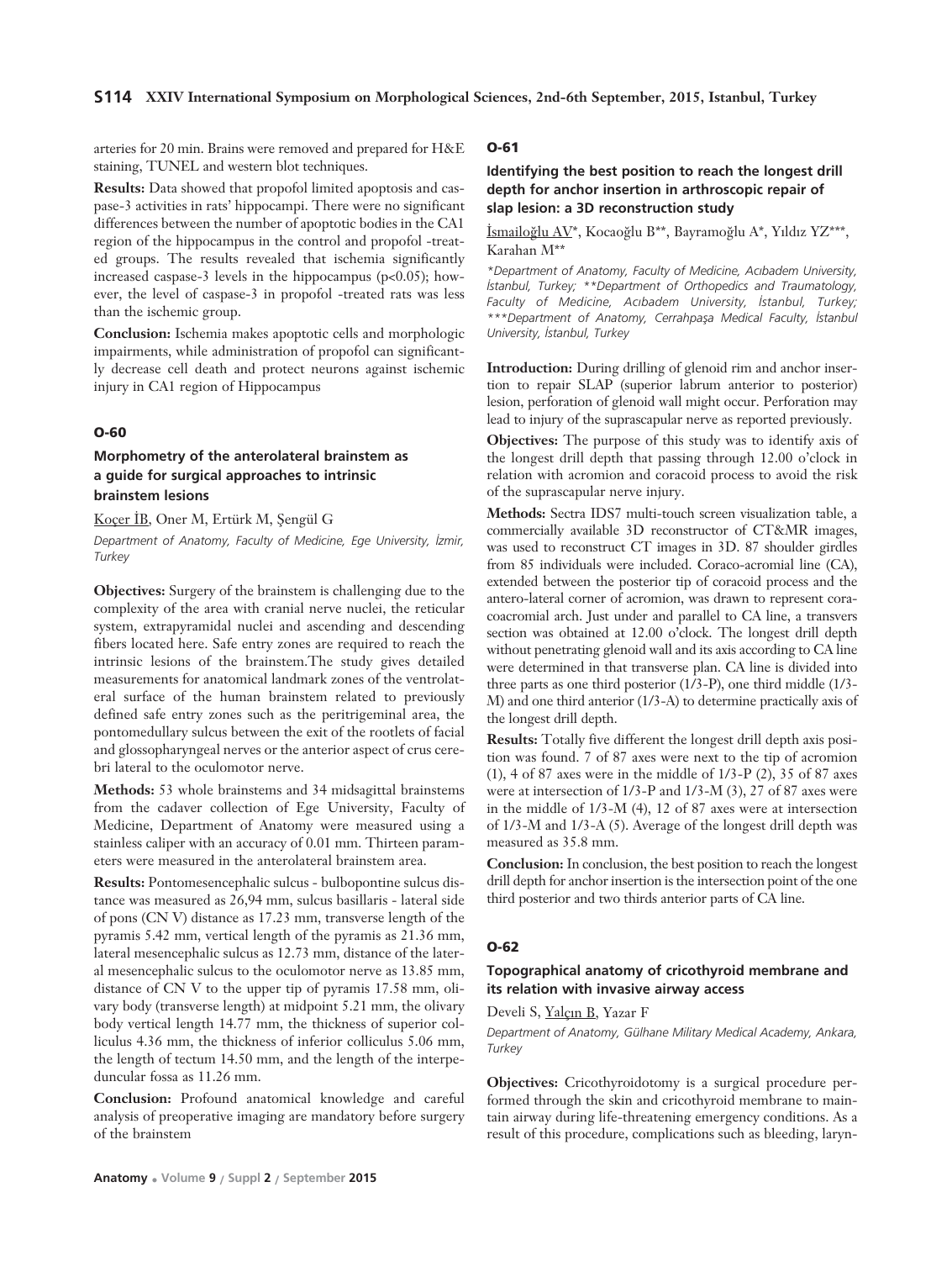arteries for 20 min. Brains were removed and prepared for H&E staining, TUNEL and western blot techniques.

**Results:** Data showed that propofol limited apoptosis and caspase-3 activities in rats' hippocampi. There were no significant differences between the number of apoptotic bodies in the CA1 region of the hippocampus in the control and propofol -treated groups. The results revealed that ischemia significantly increased caspase-3 levels in the hippocampus ($p<0.05$); however, the level of caspase-3 in propofol -treated rats was less than the ischemic group.

**Conclusion:** Ischemia makes apoptotic cells and morphologic impairments, while administration of propofol can significantly decrease cell death and protect neurons against ischemic injury in CA1 region of Hippocampus

### O-60

### Morphometry of the anterolateral brainstem as a guide for surgical approaches to intrinsic brainstem lesions

Koçer İB, Oner M, Ertürk M, Şengül G

*Department of Anatomy, Faculty of Medicine, Ege University, İzmir, Turkey*

**Objectives:** Surgery of the brainstem is challenging due to the complexity of the area with cranial nerve nuclei, the reticular system, extrapyramidal nuclei and ascending and descending fibers located here. Safe entry zones are required to reach the intrinsic lesions of the brainstem.The study gives detailed measurements for anatomical landmark zones of the ventrolateral surface of the human brainstem related to previously defined safe entry zones such as the peritrigeminal area, the pontomedullary sulcus between the exit of the rootlets of facial and glossopharyngeal nerves or the anterior aspect of crus cerebri lateral to the oculomotor nerve.

**Methods:** 53 whole brainstems and 34 midsagittal brainstems from the cadaver collection of Ege University, Faculty of Medicine, Department of Anatomy were measured using a stainless caliper with an accuracy of 0.01 mm. Thirteen parameters were measured in the anterolateral brainstem area.

**Results:** Pontomesencephalic sulcus - bulbopontine sulcus distance was measured as 26,94 mm, sulcus basillaris - lateral side of pons (CN V) distance as 17.23 mm, transverse length of the pyramis 5.42 mm, vertical length of the pyramis as 21.36 mm, lateral mesencephalic sulcus as 12.73 mm, distance of the lateral mesencephalic sulcus to the oculomotor nerve as 13.85 mm, distance of CN V to the upper tip of pyramis 17.58 mm, olivary body (transverse length) at midpoint 5.21 mm, the olivary body vertical length 14.77 mm, the thickness of superior colliculus 4.36 mm, the thickness of inferior colliculus 5.06 mm, the length of tectum 14.50 mm, and the length of the interpeduncular fossa as 11.26 mm.

**Conclusion:** Profound anatomical knowledge and careful analysis of preoperative imaging are mandatory before surgery of the brainstem

### O-61

### Identifying the best position to reach the longest drill depth for anchor insertion in arthroscopic repair of slap lesion: a 3D reconstruction study

İsmailoğlu AV*, Kocaoğlu B**, Bayramoğlu A*, Yıldız YZ***, Karahan M**

*\*Department of Anatomy, Faculty of Medicine, Acıbadem University, İstanbul, Turkey; \*\*Department of Orthopedics and Traumatology, Faculty of Medicine, Acıbadem University, İstanbul, Turkey; \*\*\*Department of Anatomy, Cerrahpaşa Medical Faculty, İstanbul University, İstanbul, Turkey*

**Introduction:** During drilling of glenoid rim and anchor insertion to repair SLAP (superior labrum anterior to posterior) lesion, perforation of glenoid wall might occur. Perforation may lead to injury of the suprascapular nerve as reported previously.

**Objectives:** The purpose of this study was to identify axis of the longest drill depth that passing through 12.00 o'clock in relation with acromion and coracoid process to avoid the risk of the suprascapular nerve injury.

**Methods:** Sectra IDS7 multi-touch screen visualization table, a commercially available 3D reconstructor of CT&MR images, was used to reconstruct CT images in 3D. 87 shoulder girdles from 85 individuals were included. Coraco-acromial line (CA), extended between the posterior tip of coracoid process and the antero-lateral corner of acromion, was drawn to represent coracoacromial arch. Just under and parallel to CA line, a transvers section was obtained at 12.00 o'clock. The longest drill depth without penetrating glenoid wall and its axis according to CA line were determined in that transverse plan. CA line is divided into three parts as one third posterior (1/3-P), one third middle (1/3-M) and one third anterior (1/3-A) to determine practically axis of the longest drill depth.

**Results:** Totally five different the longest drill depth axis position was found. 7 of 87 axes were next to the tip of acromion (1), 4 of 87 axes were in the middle of 1/3-P (2), 35 of 87 axes were at intersection of 1/3-P and 1/3-M (3), 27 of 87 axes were in the middle of 1/3-M (4), 12 of 87 axes were at intersection of 1/3-M and 1/3-A (5). Average of the longest drill depth was measured as 35.8 mm.

**Conclusion:** In conclusion, the best position to reach the longest drill depth for anchor insertion is the intersection point of the one third posterior and two thirds anterior parts of CA line.

### O-62

### Topographical anatomy of cricothyroid membrane and its relation with invasive airway access

Develi S, Yalçın B, Yazar F

*Department of Anatomy, Gülhane Military Medical Academy, Ankara, Turkey*

**Objectives:** Cricothyroidotomy is a surgical procedure performed through the skin and cricothyroid membrane to maintain airway during life-threatening emergency conditions. As a result of this procedure, complications such as bleeding, laryn-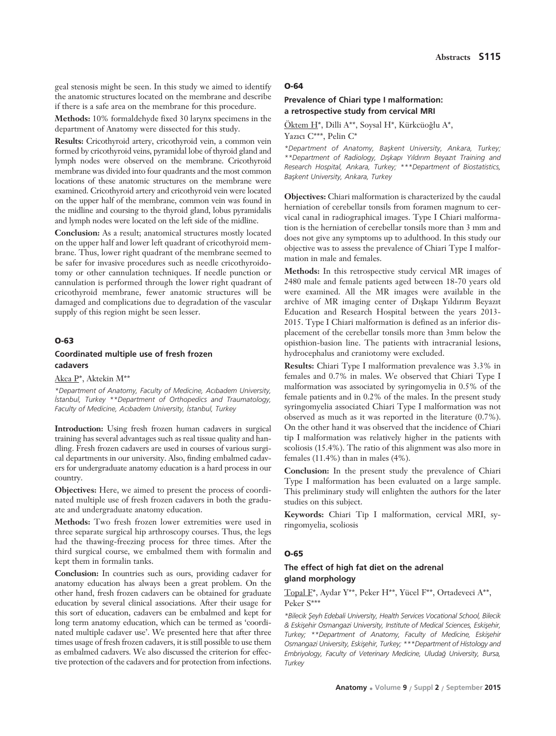geal stenosis might be seen. In this study we aimed to identify the anatomic structures located on the membrane and describe if there is a safe area on the membrane for this procedure.

**Methods:** 10% formaldehyde fixed 30 larynx specimens in the department of Anatomy were dissected for this study.

**Results:** Cricothyroid artery, cricothyroid vein, a common vein formed by cricothyroid veins, pyramidal lobe of thyroid gland and lymph nodes were observed on the membrane. Cricothyroid membrane was divided into four quadrants and the most common locations of these anatomic structures on the membrane were examined. Cricothyroid artery and cricothyroid vein were located on the upper half of the membrane, common vein was found in the midline and coursing to the thyroid gland, lobus pyramidalis and lymph nodes were located on the left side of the midline.

**Conclusion:** As a result; anatomical structures mostly located on the upper half and lower left quadrant of cricothyroid membrane. Thus, lower right quadrant of the membrane seemed to be safer for invasive procedures such as needle cricothyroidotomy or other cannulation techniques. If needle punction or cannulation is performed through the lower right quadrant of cricothyroid membrane, fewer anatomic structures will be damaged and complications due to degradation of the vascular supply of this region might be seen lesser.

## O-63

### Coordinated multiple use of fresh frozen cadavers

Akca P*, Aktekin M**

*\*Department of Anatomy, Faculty of Medicine, Acıbadem University, İstanbul, Turkey \*\*Department of Orthopedics and Traumatology, Faculty of Medicine, Acıbadem University, İstanbul, Turkey*

**Introduction:** Using fresh frozen human cadavers in surgical training has several advantages such as real tissue quality and handling. Fresh frozen cadavers are used in courses of various surgical departments in our university. Also, finding embalmed cadavers for undergraduate anatomy education is a hard process in our country.

**Objectives:** Here, we aimed to present the process of coordinated multiple use of fresh frozen cadavers in both the graduate and undergraduate anatomy education.

**Methods:** Two fresh frozen lower extremities were used in three separate surgical hip arthroscopy courses. Thus, the legs had the thawing-freezing process for three times. After the third surgical course, we embalmed them with formalin and kept them in formalin tanks.

**Conclusion:** In countries such as ours, providing cadaver for anatomy education has always been a great problem. On the other hand, fresh frozen cadavers can be obtained for graduate education by several clinical associations. After their usage for this sort of education, cadavers can be embalmed and kept for long term anatomy education, which can be termed as 'coordinated multiple cadaver use'. We presented here that after three times usage of fresh frozen cadavers, it is still possible to use them as embalmed cadavers. We also discussed the criterion for effective protection of the cadavers and for protection from infections.

## O-64

### Prevalence of Chiari type I malformation: a retrospective study from cervical MRI

Öktem H*, Dilli A**, Soysal H*, Kürkcüoğlu A*, Yazıcı C***, Pelin C*

*\*Department of Anatomy, Başkent University, Ankara, Turkey; \*\*Department of Radiology, Dışkapı Yıldırım Beyazıt Training and Research Hospital, Ankara, Turkey; \*\*\*Department of Biostatistics, Başkent University, Ankara, Turkey*

**Objectives:** Chiari malformation is characterized by the caudal herniation of cerebellar tonsils from foramen magnum to cervical canal in radiographical images. Type I Chiari malformation is the herniation of cerebellar tonsils more than 3 mm and does not give any symptoms up to adulthood. In this study our objective was to assess the prevalence of Chiari Type I malformation in male and females.

**Methods:** In this retrospective study cervical MR images of 2480 male and female patients aged between 18-70 years old were examined. All the MR images were available in the archive of MR imaging center of Dışkapı Yıldırım Beyazıt Education and Research Hospital between the years 2013-2015. Type I Chiari malformation is defined as an inferior displacement of the cerebellar tonsils more than 3mm below the opisthion-basion line. The patients with intracranial lesions, hydrocephalus and craniotomy were excluded.

**Results:** Chiari Type I malformation prevalence was 3.3% in females and 0.7% in males. We observed that Chiari Type I malformation was associated by syringomyelia in 0.5% of the female patients and in 0.2% of the males. In the present study syringomyelia associated Chiari Type I malformation was not observed as much as it was reported in the literature (0.7%). On the other hand it was observed that the incidence of Chiari tip I malformation was relatively higher in the patients with scoliosis (15.4%). The ratio of this alignment was also more in females (11.4%) than in males (4%).

**Conclusion:** In the present study the prevalence of Chiari Type I malformation has been evaluated on a large sample. This preliminary study will enlighten the authors for the later studies on this subject.

**Keywords:** Chiari Tip I malformation, cervical MRI, syringomyelia, scoliosis

## O-65

### The effect of high fat diet on the adrenal gland morphology

Topal F*, Aydar Y**, Peker H**, Yücel F**, Ortadeveci A**, Peker S***

*\*Bilecik Şeyh Edebali University, Health Services Vocational School, Bilecik & Eskişehir Osmangazi University, Institute of Medical Sciences, Eskişehir, Turkey; \*\*Department of Anatomy, Faculty of Medicine, Eskişehir Osmangazi University, Eskişehir, Turkey; \*\*\*Department of Histology and Embriyology, Faculty of Veterinary Medicine, Uludağ University, Bursa, Turkey*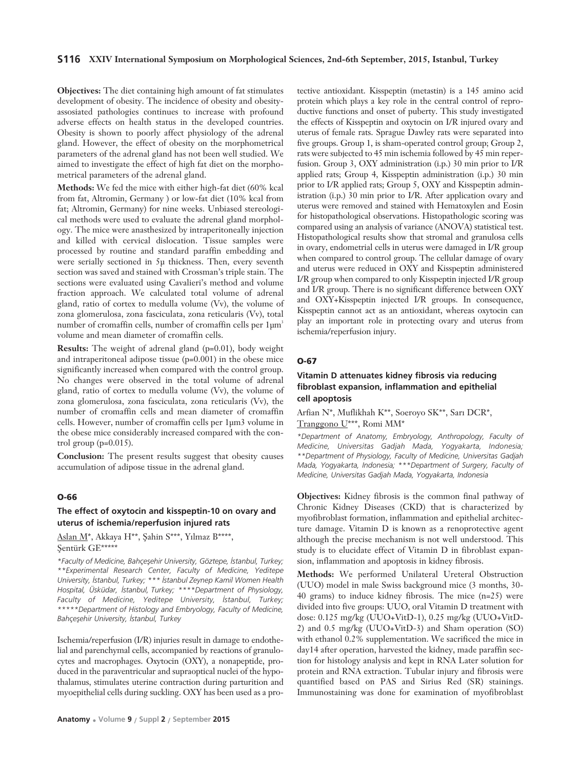**Objectives:** The diet containing high amount of fat stimulates development of obesity. The incidence of obesity and obesity-assosiated pathologies continues to increase with profound adverse effects on health status in the developed countries. Obesity is shown to poorly affect physiology of the adrenal gland. However, the effect of obesity on the morphometrical parameters of the adrenal gland has not been well studied. We aimed to investigate the effect of high fat diet on the morphometrical parameters of the adrenal gland.

**Methods:** We fed the mice with either high-fat diet (60% kcal from fat, Altromin, Germany ) or low-fat diet (10% kcal from fat; Altromin, Germany) for nine weeks. Unbiased stereological methods were used to evaluate the adrenal gland morphology. The mice were anasthesized by intraperitoneally injection and killed with cervical dislocation. Tissue samples were processed by routine and standard paraffin embedding and were serially sectioned in 5µ thickness. Then, every seventh section was saved and stained with Crossman's triple stain. The sections were evaluated using Cavalieri's method and volume fraction approach. We calculated total volume of adrenal gland, ratio of cortex to medulla volume (Vv), the volume of zona glomerulosa, zona fasciculata, zona reticularis (Vv), total number of cromaffin cells, number of cromaffin cells per 1µm$^3$ volume and mean diameter of cromaffin cells.

**Results:** The weight of adrenal gland (p=0.01), body weight and intraperitoneal adipose tissue (p=0.001) in the obese mice significantly increased when compared with the control group. No changes were observed in the total volume of adrenal gland, ratio of cortex to medulla volume (Vv), the volume of zona glomerulosa, zona fasciculata, zona reticularis (Vv), the number of cromaffin cells and mean diameter of cromaffin cells. However, number of cromaffin cells per 1µm3 volume in the obese mice considerably increased compared with the control group (p=0.015).

**Conclusion:** The present results suggest that obesity causes accumulation of adipose tissue in the adrenal gland.

## O-66

### The effect of oxytocin and kisspeptin-10 on ovary and uterus of ischemia/reperfusion injured rats

Aslan M*, Akkaya H**, Şahin S***, Yılmaz B****, Şentürk GE*****

*\*Faculty of Medicine, Bahçeşehir University, Göztepe, İstanbul, Turkey; \*\*Experimental Research Center, Faculty of Medicine, Yeditepe University, İstanbul, Turkey; \*\*\* İstanbul Zeynep Kamil Women Health Hospital, Üsküdar, İstanbul, Turkey; \*\*\*\*Department of Physiology, Faculty of Medicine, Yeditepe University, İstanbul, Turkey; \*\*\*\*\*Department of Histology and Embryology, Faculty of Medicine, Bahçeşehir University, İstanbul, Turkey*

Ischemia/reperfusion (I/R) injuries result in damage to endothelial and parenchymal cells, accompanied by reactions of granulocytes and macrophages. Oxytocin (OXY), a nonapeptide, produced in the paraventricular and supraoptical nuclei of the hypothalamus, stimulates uterine contraction during parturition and myoepithelial cells during suckling. OXY has been used as a protective antioxidant. Kisspeptin (metastin) is a 145 amino acid protein which plays a key role in the central control of reproductive functions and onset of puberty. This study investigated the effects of Kisspeptin and oxytocin on I/R injured ovary and uterus of female rats. Sprague Dawley rats were separated into five groups. Group 1, is sham-operated control group; Group 2, rats were subjected to 45 min ischemia followed by 45 min reperfusion. Group 3, OXY administration (i.p.) 30 min prior to I/R applied rats; Group 4, Kisspeptin administration (i.p.) 30 min prior to I/R applied rats; Group 5, OXY and Kisspeptin administration (i.p.) 30 min prior to I/R. After application ovary and uterus were removed and stained with Hematoxylen and Eosin for histopathological observations. Histopathologic scoring was compared using an analysis of variance (ANOVA) statistical test. Histopathological results show that stromal and granulosa cells in ovary, endometrial cells in uterus were damaged in I/R group when compared to control group. The cellular damage of ovary and uterus were reduced in OXY and Kisspeptin administered I/R group when compared to only Kisspeptin injected I/R group and I/R group. There is no significant difference between OXY and OXY+Kisspeptin injected I/R groups. In consequence, Kisspeptin cannot act as an antioxidant, whereas oxytocin can play an important role in protecting ovary and uterus from ischemia/reperfusion injury.

## O-67

### Vitamin D attenuates kidney fibrosis via reducing fibroblast expansion, inflammation and epithelial cell apoptosis

Arfian N*, Muflikhah K**, Soeroyo SK**, Sarı DCR*, Tranggono U***, Romi MM*

*\*Department of Anatomy, Embryology, Anthropology, Faculty of Medicine, Universitas Gadjah Mada, Yogyakarta, Indonesia; \*\*Department of Physiology, Faculty of Medicine, Universitas Gadjah Mada, Yogyakarta, Indonesia; \*\*\*Department of Surgery, Faculty of Medicine, Universitas Gadjah Mada, Yogyakarta, Indonesia*

**Objectives:** Kidney fibrosis is the common final pathway of Chronic Kidney Diseases (CKD) that is characterized by myofibroblast formation, inflammation and epithelial architecture damage. Vitamin D is known as a renoprotective agent although the precise mechanism is not well understood. This study is to elucidate effect of Vitamin D in fibroblast expansion, inflammation and apoptosis in kidney fibrosis.

**Methods:** We performed Unilateral Ureteral Obstruction (UUO) model in male Swiss background mice (3 months, 30-40 grams) to induce kidney fibrosis. The mice (n=25) were divided into five groups: UUO, oral Vitamin D treatment with dose: 0.125 mg/kg (UUO+VitD-1), 0.25 mg/kg (UUO+VitD-2) and 0.5 mg/kg (UUO+VitD-3) and Sham operation (SO) with ethanol 0.2% supplementation. We sacrificed the mice in day14 after operation, harvested the kidney, made paraffin section for histology analysis and kept in RNA Later solution for protein and RNA extraction. Tubular injury and fibrosis were quantified based on PAS and Sirius Red (SR) stainings. Immunostaining was done for examination of myofibroblast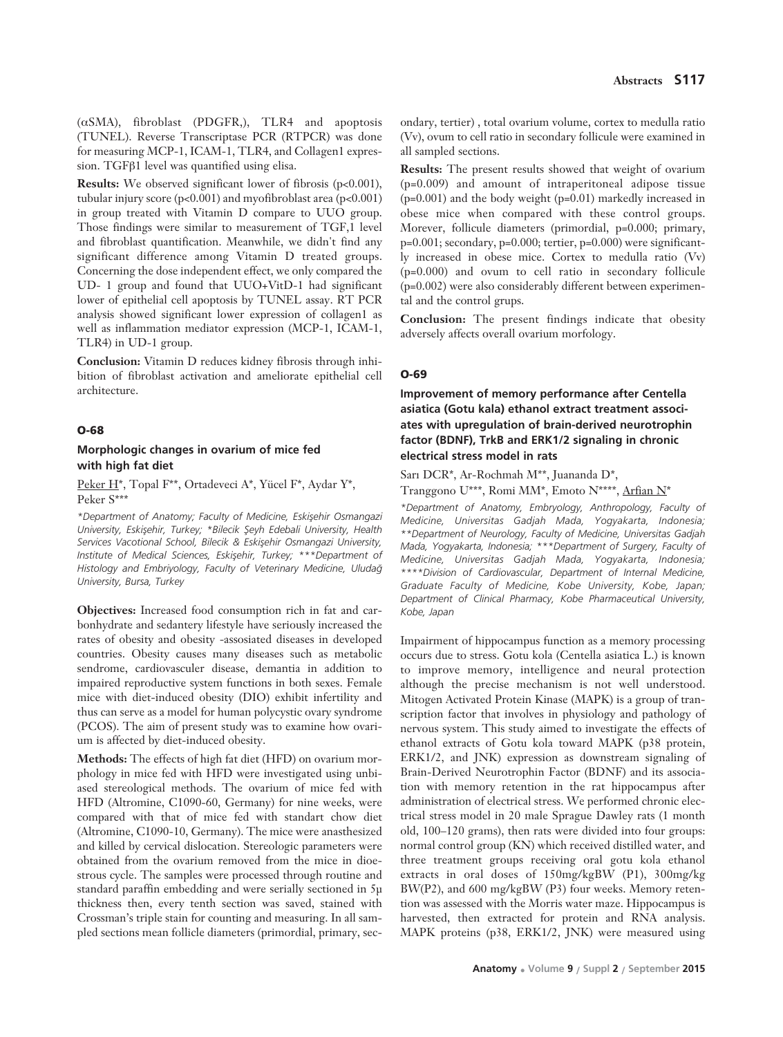(αSMA), fibroblast (PDGFR,), TLR4 and apoptosis (TUNEL). Reverse Transcriptase PCR (RTPCR) was done for measuring MCP-1, ICAM-1, TLR4, and Collagen1 expression. TGFβ1 level was quantified using elisa.

**Results:** We observed significant lower of fibrosis ($p<0.001$), tubular injury score ($p<0.001$) and myofibroblast area ($p<0.001$) in group treated with Vitamin D compare to UUO group. Those findings were similar to measurement of TGF,1 level and fibroblast quantification. Meanwhile, we didn't find any significant difference among Vitamin D treated groups. Concerning the dose independent effect, we only compared the UD- 1 group and found that UUO+VitD-1 had significant lower of epithelial cell apoptosis by TUNEL assay. RT PCR analysis showed significant lower expression of collagen1 as well as inflammation mediator expression (MCP-1, ICAM-1, TLR4) in UD-1 group.

**Conclusion:** Vitamin D reduces kidney fibrosis through inhibition of fibroblast activation and ameliorate epithelial cell architecture.

## O-68

### Morphologic changes in ovarium of mice fed with high fat diet

Peker H*, Topal F**, Ortadeveci A*, Yücel F*, Aydar Y*, Peker S***

*\*Department of Anatomy; Faculty of Medicine, Eskişehir Osmangazi University, Eskişehir, Turkey; \*Bilecik Şeyh Edebali University, Health Services Vacotional School, Bilecik & Eskişehir Osmangazi University, Institute of Medical Sciences, Eskişehir, Turkey; \*\*\*Department of Histology and Embriyology, Faculty of Veterinary Medicine, Uludağ University, Bursa, Turkey*

**Objectives:** Increased food consumption rich in fat and carbonhydrate and sedantery lifestyle have seriously increased the rates of obesity and obesity -assosiated diseases in developed countries. Obesity causes many diseases such as metabolic sendrome, cardiovasculer disease, demantia in addition to impaired reproductive system functions in both sexes. Female mice with diet-induced obesity (DIO) exhibit infertility and thus can serve as a model for human polycystic ovary syndrome (PCOS). The aim of present study was to examine how ovarium is affected by diet-induced obesity.

**Methods:** The effects of high fat diet (HFD) on ovarium morphology in mice fed with HFD were investigated using unbiased stereological methods. The ovarium of mice fed with HFD (Altromine, C1090-60, Germany) for nine weeks, were compared with that of mice fed with standart chow diet (Altromine, C1090-10, Germany). The mice were anasthesized and killed by cervical dislocation. Stereologic parameters were obtained from the ovarium removed from the mice in dioestrous cycle. The samples were processed through routine and standard paraffin embedding and were serially sectioned in 5μ thickness then, every tenth section was saved, stained with Crossman's triple stain for counting and measuring. In all sampled sections mean follicle diameters (primordial, primary, secondary, tertier) , total ovarium volume, cortex to medulla ratio (Vv), ovum to cell ratio in secondary follicule were examined in all sampled sections.

**Results:** The present results showed that weight of ovarium ($p=0.009$) and amount of intraperitoneal adipose tissue ($p=0.001$) and the body weight ($p=0.01$) markedly increased in obese mice when compared with these control groups. Morever, follicule diameters (primordial, $p=0.000$; primary, $p=0.001$; secondary, $p=0.000$; tertier, $p=0.000$) were significantly increased in obese mice. Cortex to medulla ratio (Vv) ($p=0.000$) and ovum to cell ratio in secondary follicule ($p=0.002$) were also considerably different between experimental and the control grups.

**Conclusion:** The present findings indicate that obesity adversely affects overall ovarium morfology.

## O-69

### Improvement of memory performance after Centella asiatica (Gotu kala) ethanol extract treatment associates with upregulation of brain-derived neurotrophin factor (BDNF), TrkB and ERK1/2 signaling in chronic electrical stress model in rats

Sarı DCR*, Ar-Rochmah M**, Juananda D*, Tranggono U***, Romi MM*, Emoto N****, Arfian N*

*\*Department of Anatomy, Embryology, Anthropology, Faculty of Medicine, Universitas Gadjah Mada, Yogyakarta, Indonesia; \*\*Department of Neurology, Faculty of Medicine, Universitas Gadjah Mada, Yogyakarta, Indonesia; \*\*\*Department of Surgery, Faculty of Medicine, Universitas Gadjah Mada, Yogyakarta, Indonesia; \*\*\*\*Division of Cardiovascular, Department of Internal Medicine, Graduate Faculty of Medicine, Kobe University, Kobe, Japan; Department of Clinical Pharmacy, Kobe Pharmaceutical University, Kobe, Japan*

Impairment of hippocampus function as a memory processing occurs due to stress. Gotu kola (Centella asiatica L.) is known to improve memory, intelligence and neural protection although the precise mechanism is not well understood. Mitogen Activated Protein Kinase (MAPK) is a group of transcription factor that involves in physiology and pathology of nervous system. This study aimed to investigate the effects of ethanol extracts of Gotu kola toward MAPK (p38 protein, ERK1/2, and JNK) expression as downstream signaling of Brain-Derived Neurotrophin Factor (BDNF) and its association with memory retention in the rat hippocampus after administration of electrical stress. We performed chronic electrical stress model in 20 male Sprague Dawley rats (1 month old, 100–120 grams), then rats were divided into four groups: normal control group (KN) which received distilled water, and three treatment groups receiving oral gotu kola ethanol extracts in oral doses of 150mg/kgBW (P1), 300mg/kg BW(P2), and 600 mg/kgBW (P3) four weeks. Memory retention was assessed with the Morris water maze. Hippocampus is harvested, then extracted for protein and RNA analysis. MAPK proteins (p38, ERK1/2, JNK) were measured using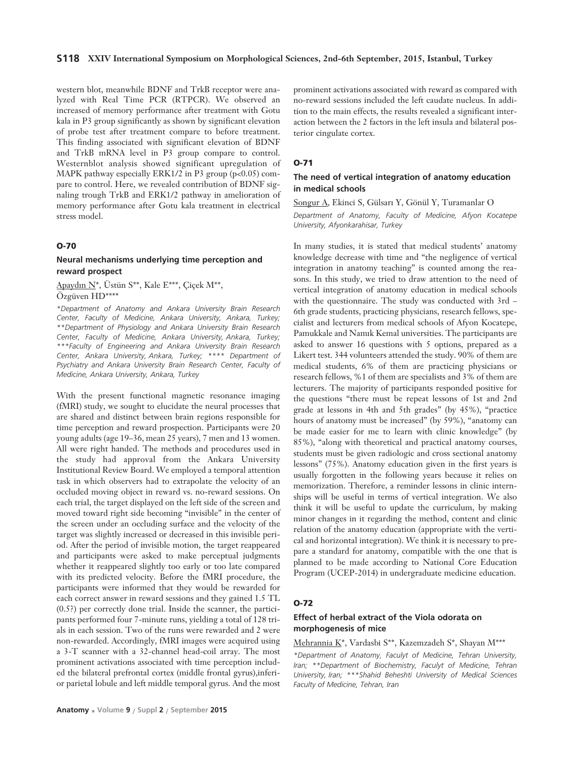western blot, meanwhile BDNF and TrkB receptor were analyzed with Real Time PCR (RTPCR). We observed an increased of memory performance after treatment with Gotu kala in P3 group significantly as shown by significant elevation of probe test after treatment compare to before treatment. This finding associated with significant elevation of BDNF and TrkB mRNA level in P3 group compare to control. Westernblot analysis showed significant upregulation of MAPK pathway especially ERK1/2 in P3 group ($p<0.05$) compare to control. Here, we revealed contribution of BDNF signaling trough TrkB and ERK1/2 pathway in amelioration of memory performance after Gotu kala treatment in electrical stress model.

### O-70

#### Neural mechanisms underlying time perception and reward prospect

Apaydın N*, Üstün S**, Kale E***, Çiçek M**, Özgüven HD****

*\*Department of Anatomy and Ankara University Brain Research Center, Faculty of Medicine, Ankara University, Ankara, Turkey; \*\*Department of Physiology and Ankara University Brain Research Center, Faculty of Medicine, Ankara University, Ankara, Turkey; \*\*\*Faculty of Engineering and Ankara University Brain Research Center, Ankara University, Ankara, Turkey; \*\*\*\* Department of Psychiatry and Ankara University Brain Research Center, Faculty of Medicine, Ankara University, Ankara, Turkey*

With the present functional magnetic resonance imaging (fMRI) study, we sought to elucidate the neural processes that are shared and distinct between brain regions responsible for time perception and reward prospection. Participants were 20 young adults (age 19–36, mean 25 years), 7 men and 13 women. All were right handed. The methods and procedures used in the study had approval from the Ankara University Institutional Review Board. We employed a temporal attention task in which observers had to extrapolate the velocity of an occluded moving object in reward vs. no-reward sessions. On each trial, the target displayed on the left side of the screen and moved toward right side becoming "invisible" in the center of the screen under an occluding surface and the velocity of the target was slightly increased or decreased in this invisible period. After the period of invisible motion, the target reappeared and participants were asked to make perceptual judgments whether it reappeared slightly too early or too late compared with its predicted velocity. Before the fMRI procedure, the participants were informed that they would be rewarded for each correct answer in reward sessions and they gained 1.5 TL (0.5?) per correctly done trial. Inside the scanner, the participants performed four 7-minute runs, yielding a total of 128 trials in each session. Two of the runs were rewarded and 2 were non-rewarded. Accordingly, fMRI images were acquired using a 3-T scanner with a 32-channel head-coil array. The most prominent activations associated with time perception included the bilateral prefrontal cortex (middle frontal gyrus),inferior parietal lobule and left middle temporal gyrus. And the most prominent activations associated with reward as compared with no-reward sessions included the left caudate nucleus. In addition to the main effects, the results revealed a significant interaction between the 2 factors in the left insula and bilateral posterior cingulate cortex.

### O-71

#### The need of vertical integration of anatomy education in medical schools

Songur A, Ekinci S, Gülsarı Y, Gönül Y, Turamanlar O

*Department of Anatomy, Faculty of Medicine, Afyon Kocatepe University, Afyonkarahisar, Turkey*

In many studies, it is stated that medical students' anatomy knowledge decrease with time and "the negligence of vertical integration in anatomy teaching" is counted among the reasons. In this study, we tried to draw attention to the need of vertical integration of anatomy education in medical schools with the questionnaire. The study was conducted with 3rd – 6th grade students, practicing physicians, research fellows, specialist and lecturers from medical schools of Afyon Kocatepe, Pamukkale and Namık Kemal universities. The participants are asked to answer 16 questions with 5 options, prepared as a Likert test. 344 volunteers attended the study. 90% of them are medical students, 6% of them are practicing physicians or research fellows, %1 of them are specialists and 3% of them are lecturers. The majority of participants responded positive for the questions "there must be repeat lessons of 1st and 2nd grade at lessons in 4th and 5th grades" (by 45%), "practice hours of anatomy must be increased" (by 59%), "anatomy can be made easier for me to learn with clinic knowledge" (by 85%), "along with theoretical and practical anatomy courses, students must be given radiologic and cross sectional anatomy lessons" (75%). Anatomy education given in the first years is usually forgotten in the following years because it relies on memorization. Therefore, a reminder lessons in clinic internships will be useful in terms of vertical integration. We also think it will be useful to update the curriculum, by making minor changes in it regarding the method, content and clinic relation of the anatomy education (appropriate with the vertical and horizontal integration). We think it is necessary to prepare a standard for anatomy, compatible with the one that is planned to be made according to National Core Education Program (UCEP-2014) in undergraduate medicine education.

### O-72

#### Effect of herbal extract of the Viola odorata on morphogenesis of mice

Mehrannia K*, Vardasbi S**, Kazemzadeh S*, Shayan M***

*\*Department of Anatomy, Faculyt of Medicine, Tehran University, Iran; \*\*Department of Biochemistry, Faculyt of Medicine, Tehran University, Iran; \*\*\*Shahid Beheshti University of Medical Sciences Faculty of Medicine, Tehran, Iran*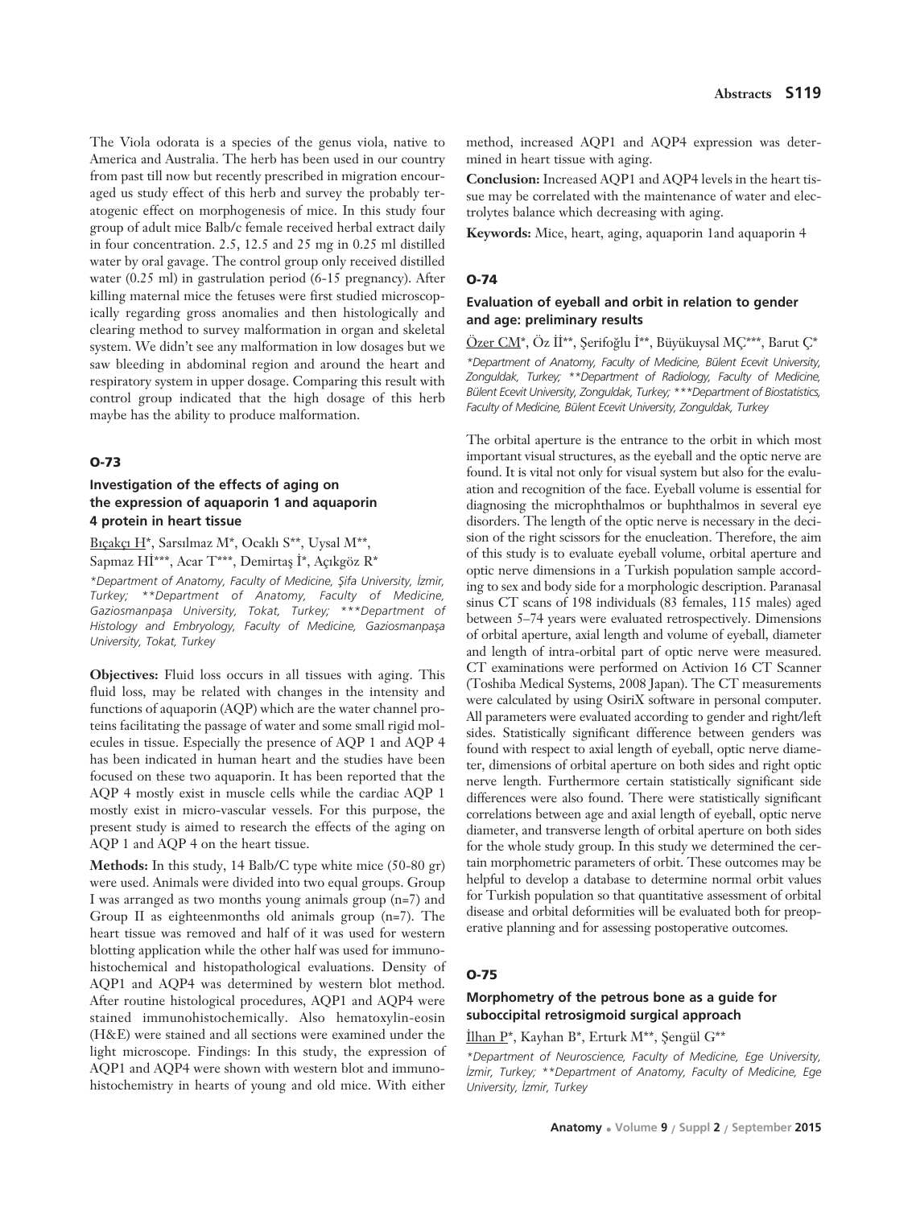The Viola odorata is a species of the genus viola, native to America and Australia. The herb has been used in our country from past till now but recently prescribed in migration encouraged us study effect of this herb and survey the probably teratogenic effect on morphogenesis of mice. In this study four group of adult mice Balb/c female received herbal extract daily in four concentration. 2.5, 12.5 and 25 mg in 0.25 ml distilled water by oral gavage. The control group only received distilled water (0.25 ml) in gastrulation period (6-15 pregnancy). After killing maternal mice the fetuses were first studied microscopically regarding gross anomalies and then histologically and clearing method to survey malformation in organ and skeletal system. We didn't see any malformation in low dosages but we saw bleeding in abdominal region and around the heart and respiratory system in upper dosage. Comparing this result with control group indicated that the high dosage of this herb maybe has the ability to produce malformation.

## O-73

### Investigation of the effects of aging on the expression of aquaporin 1 and aquaporin 4 protein in heart tissue

Bıçakçı H*, Sarsılmaz M*, Ocaklı S**, Uysal M**, Sapmaz Hİ***, Acar T***, Demirtaş İ*, Açıkgöz R*

*\*Department of Anatomy, Faculty of Medicine, Şifa University, İzmir, Turkey; \*\*Department of Anatomy, Faculty of Medicine, Gaziosmanpaşa University, Tokat, Turkey; \*\*\*Department of Histology and Embryology, Faculty of Medicine, Gaziosmanpaşa University, Tokat, Turkey*

**Objectives:** Fluid loss occurs in all tissues with aging. This fluid loss, may be related with changes in the intensity and functions of aquaporin (AQP) which are the water channel proteins facilitating the passage of water and some small rigid molecules in tissue. Especially the presence of AQP 1 and AQP 4 has been indicated in human heart and the studies have been focused on these two aquaporin. It has been reported that the AQP 4 mostly exist in muscle cells while the cardiac AQP 1 mostly exist in micro-vascular vessels. For this purpose, the present study is aimed to research the effects of the aging on AQP 1 and AQP 4 on the heart tissue.

**Methods:** In this study, 14 Balb/C type white mice (50-80 gr) were used. Animals were divided into two equal groups. Group I was arranged as two months young animals group (n=7) and Group II as eighteenmonths old animals group (n=7). The heart tissue was removed and half of it was used for western blotting application while the other half was used for immunohistochemical and histopathological evaluations. Density of AQP1 and AQP4 was determined by western blot method. After routine histological procedures, AQP1 and AQP4 were stained immunohistochemically. Also hematoxylin-eosin (H&E) were stained and all sections were examined under the light microscope. Findings: In this study, the expression of AQP1 and AQP4 were shown with western blot and immunohistochemistry in hearts of young and old mice. With either method, increased AQP1 and AQP4 expression was determined in heart tissue with aging.

**Conclusion:** Increased AQP1 and AQP4 levels in the heart tissue may be correlated with the maintenance of water and electrolytes balance which decreasing with aging.

**Keywords:** Mice, heart, aging, aquaporin 1and aquaporin 4

## O-74

### Evaluation of eyeball and orbit in relation to gender and age: preliminary results

Özer CM*, Öz İİ**, Şerifoğlu İ**, Büyükuysal MÇ***, Barut Ç*

*\*Department of Anatomy, Faculty of Medicine, Bülent Ecevit University, Zonguldak, Turkey; \*\*Department of Radiology, Faculty of Medicine, Bülent Ecevit University, Zonguldak, Turkey; \*\*\*Department of Biostatistics, Faculty of Medicine, Bülent Ecevit University, Zonguldak, Turkey*

The orbital aperture is the entrance to the orbit in which most important visual structures, as the eyeball and the optic nerve are found. It is vital not only for visual system but also for the evaluation and recognition of the face. Eyeball volume is essential for diagnosing the microphthalmos or buphthalmos in several eye disorders. The length of the optic nerve is necessary in the decision of the right scissors for the enucleation. Therefore, the aim of this study is to evaluate eyeball volume, orbital aperture and optic nerve dimensions in a Turkish population sample according to sex and body side for a morphologic description. Paranasal sinus CT scans of 198 individuals (83 females, 115 males) aged between 5–74 years were evaluated retrospectively. Dimensions of orbital aperture, axial length and volume of eyeball, diameter and length of intra-orbital part of optic nerve were measured. CT examinations were performed on Activion 16 CT Scanner (Toshiba Medical Systems, 2008 Japan). The CT measurements were calculated by using OsiriX software in personal computer. All parameters were evaluated according to gender and right/left sides. Statistically significant difference between genders was found with respect to axial length of eyeball, optic nerve diameter, dimensions of orbital aperture on both sides and right optic nerve length. Furthermore certain statistically significant side differences were also found. There were statistically significant correlations between age and axial length of eyeball, optic nerve diameter, and transverse length of orbital aperture on both sides for the whole study group. In this study we determined the certain morphometric parameters of orbit. These outcomes may be helpful to develop a database to determine normal orbit values for Turkish population so that quantitative assessment of orbital disease and orbital deformities will be evaluated both for preoperative planning and for assessing postoperative outcomes.

## O-75

### Morphometry of the petrous bone as a guide for suboccipital retrosigmoid surgical approach

İlhan P*, Kayhan B*, Erturk M**, Şengül G**

*\*Department of Neuroscience, Faculty of Medicine, Ege University, İzmir, Turkey; \*\*Department of Anatomy, Faculty of Medicine, Ege University, İzmir, Turkey*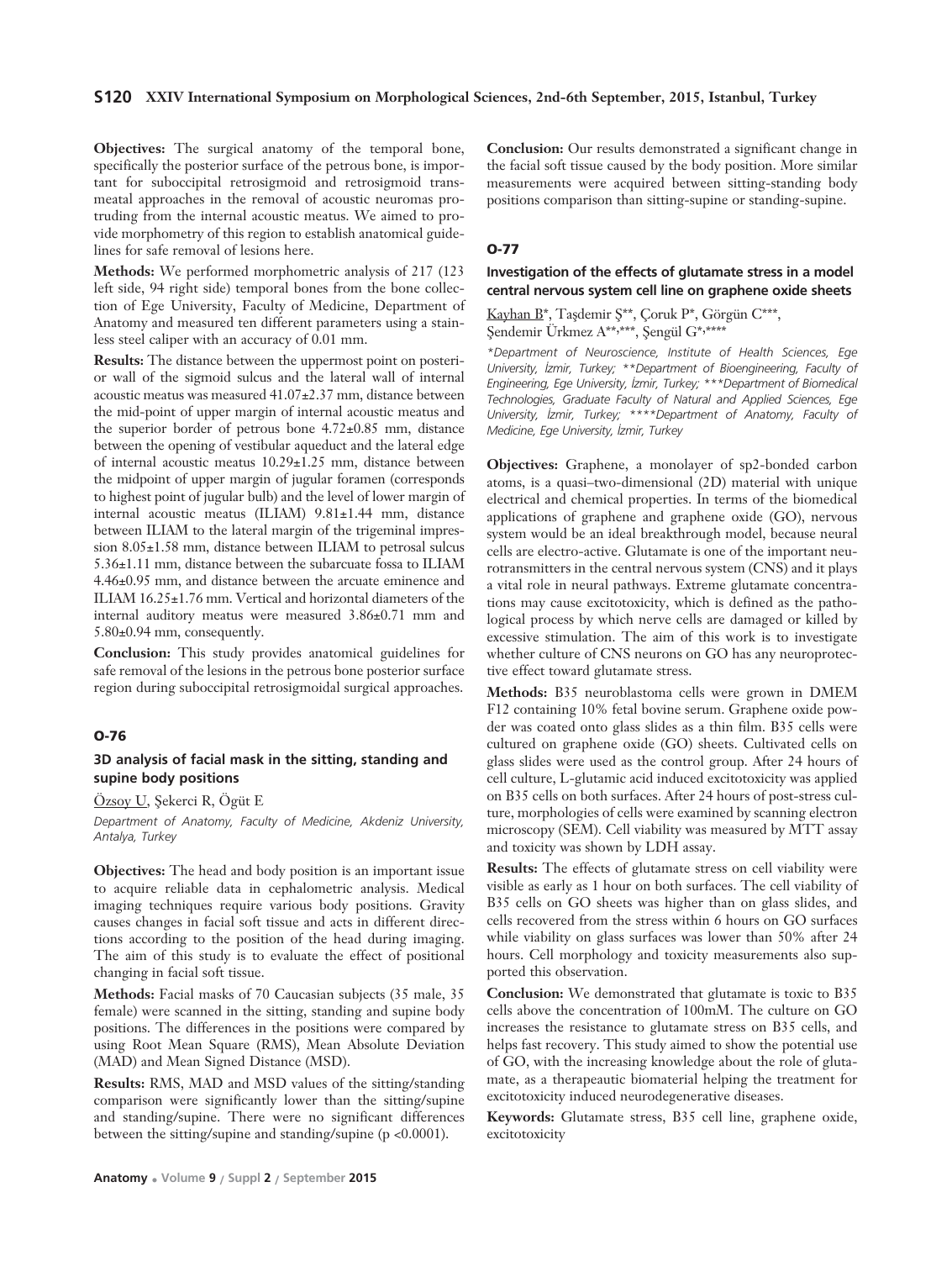**Objectives:** The surgical anatomy of the temporal bone, specifically the posterior surface of the petrous bone, is important for suboccipital retrosigmoid and retrosigmoid transmeatal approaches in the removal of acoustic neuromas protruding from the internal acoustic meatus. We aimed to provide morphometry of this region to establish anatomical guidelines for safe removal of lesions here.

**Methods:** We performed morphometric analysis of 217 (123 left side, 94 right side) temporal bones from the bone collection of Ege University, Faculty of Medicine, Department of Anatomy and measured ten different parameters using a stainless steel caliper with an accuracy of 0.01 mm.

**Results:** The distance between the uppermost point on posterior wall of the sigmoid sulcus and the lateral wall of internal acoustic meatus was measured 41.07±2.37 mm, distance between the mid-point of upper margin of internal acoustic meatus and the superior border of petrous bone 4.72±0.85 mm, distance between the opening of vestibular aqueduct and the lateral edge of internal acoustic meatus 10.29±1.25 mm, distance between the midpoint of upper margin of jugular foramen (corresponds to highest point of jugular bulb) and the level of lower margin of internal acoustic meatus (ILIAM) 9.81±1.44 mm, distance between ILIAM to the lateral margin of the trigeminal impression 8.05±1.58 mm, distance between ILIAM to petrosal sulcus 5.36±1.11 mm, distance between the subarcuate fossa to ILIAM 4.46±0.95 mm, and distance between the arcuate eminence and ILIAM 16.25±1.76 mm. Vertical and horizontal diameters of the internal auditory meatus were measured 3.86±0.71 mm and 5.80±0.94 mm, consequently.

**Conclusion:** This study provides anatomical guidelines for safe removal of the lesions in the petrous bone posterior surface region during suboccipital retrosigmoidal surgical approaches.

## O-76

### 3D analysis of facial mask in the sitting, standing and supine body positions

Özsoy U, Şekerci R, Ögüt E

*Department of Anatomy, Faculty of Medicine, Akdeniz University, Antalya, Turkey*

**Objectives:** The head and body position is an important issue to acquire reliable data in cephalometric analysis. Medical imaging techniques require various body positions. Gravity causes changes in facial soft tissue and acts in different directions according to the position of the head during imaging. The aim of this study is to evaluate the effect of positional changing in facial soft tissue.

**Methods:** Facial masks of 70 Caucasian subjects (35 male, 35 female) were scanned in the sitting, standing and supine body positions. The differences in the positions were compared by using Root Mean Square (RMS), Mean Absolute Deviation (MAD) and Mean Signed Distance (MSD).

**Results:** RMS, MAD and MSD values of the sitting/standing comparison were significantly lower than the sitting/supine and standing/supine. There were no significant differences between the sitting/supine and standing/supine ($p < 0.0001$).

**Conclusion:** Our results demonstrated a significant change in the facial soft tissue caused by the body position. More similar measurements were acquired between sitting-standing body positions comparison than sitting-supine or standing-supine.

## O-77

### Investigation of the effects of glutamate stress in a model central nervous system cell line on graphene oxide sheets

Kayhan B*, Taşdemir Ş**, Çoruk P*, Görgün C***, Şendemir Ürkmez A**,***, Şengül G*,****

*\*Department of Neuroscience, Institute of Health Sciences, Ege University, İzmir, Turkey; \*\*Department of Bioengineering, Faculty of Engineering, Ege University, İzmir, Turkey; \*\*\*Department of Biomedical Technologies, Graduate Faculty of Natural and Applied Sciences, Ege University, İzmir, Turkey; \*\*\*\*Department of Anatomy, Faculty of Medicine, Ege University, İzmir, Turkey*

**Objectives:** Graphene, a monolayer of sp2-bonded carbon atoms, is a quasi–two-dimensional (2D) material with unique electrical and chemical properties. In terms of the biomedical applications of graphene and graphene oxide (GO), nervous system would be an ideal breakthrough model, because neural cells are electro-active. Glutamate is one of the important neurotransmitters in the central nervous system (CNS) and it plays a vital role in neural pathways. Extreme glutamate concentrations may cause excitotoxicity, which is defined as the pathological process by which nerve cells are damaged or killed by excessive stimulation. The aim of this work is to investigate whether culture of CNS neurons on GO has any neuroprotective effect toward glutamate stress.

**Methods:** B35 neuroblastoma cells were grown in DMEM F12 containing 10% fetal bovine serum. Graphene oxide powder was coated onto glass slides as a thin film. B35 cells were cultured on graphene oxide (GO) sheets. Cultivated cells on glass slides were used as the control group. After 24 hours of cell culture, L-glutamic acid induced excitotoxicity was applied on B35 cells on both surfaces. After 24 hours of post-stress culture, morphologies of cells were examined by scanning electron microscopy (SEM). Cell viability was measured by MTT assay and toxicity was shown by LDH assay.

**Results:** The effects of glutamate stress on cell viability were visible as early as 1 hour on both surfaces. The cell viability of B35 cells on GO sheets was higher than on glass slides, and cells recovered from the stress within 6 hours on GO surfaces while viability on glass surfaces was lower than 50% after 24 hours. Cell morphology and toxicity measurements also supported this observation.

**Conclusion:** We demonstrated that glutamate is toxic to B35 cells above the concentration of 100mM. The culture on GO increases the resistance to glutamate stress on B35 cells, and helps fast recovery. This study aimed to show the potential use of GO, with the increasing knowledge about the role of glutamate, as a therapeautic biomaterial helping the treatment for excitotoxicity induced neurodegenerative diseases.

**Keywords:** Glutamate stress, B35 cell line, graphene oxide, excitotoxicity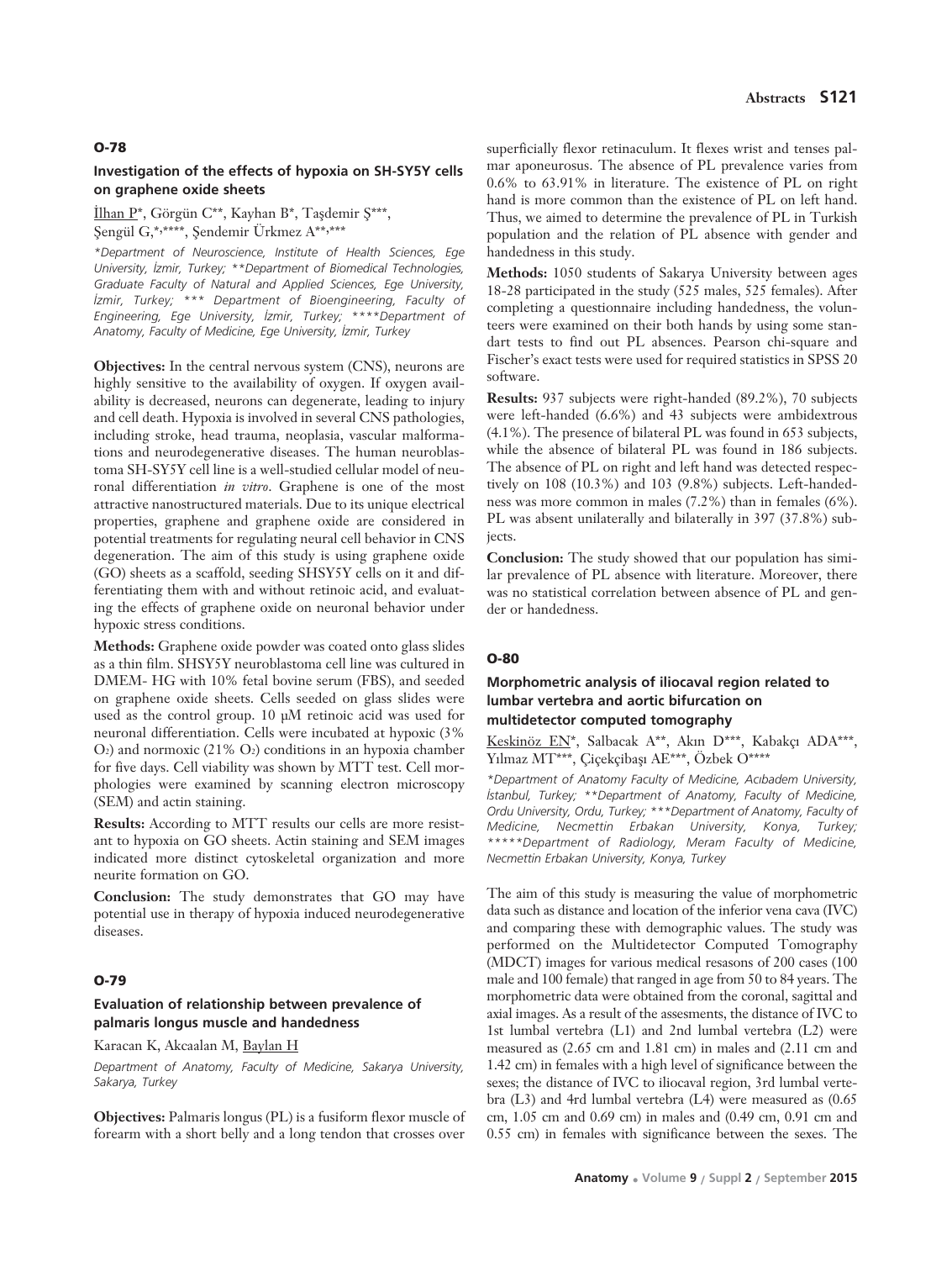## O-78

### Investigation of the effects of hypoxia on SH-SY5Y cells on graphene oxide sheets

İlhan P*, Görgün C**, Kayhan B*, Taşdemir Ş***, Şengül G,*,****, Şendemir Ürkmez A**,***

*\*Department of Neuroscience, Institute of Health Sciences, Ege University, İzmir, Turkey; \*\*Department of Biomedical Technologies, Graduate Faculty of Natural and Applied Sciences, Ege University, İzmir, Turkey; \*\*\* Department of Bioengineering, Faculty of Engineering, Ege University, İzmir, Turkey; \*\*\*\*Department of Anatomy, Faculty of Medicine, Ege University, İzmir, Turkey*

**Objectives:** In the central nervous system (CNS), neurons are highly sensitive to the availability of oxygen. If oxygen availability is decreased, neurons can degenerate, leading to injury and cell death. Hypoxia is involved in several CNS pathologies, including stroke, head trauma, neoplasia, vascular malformations and neurodegenerative diseases. The human neuroblastoma SH-SY5Y cell line is a well-studied cellular model of neuronal differentiation *in vitro*. Graphene is one of the most attractive nanostructured materials. Due to its unique electrical properties, graphene and graphene oxide are considered in potential treatments for regulating neural cell behavior in CNS degeneration. The aim of this study is using graphene oxide (GO) sheets as a scaffold, seeding SHSY5Y cells on it and differentiating them with and without retinoic acid, and evaluating the effects of graphene oxide on neuronal behavior under hypoxic stress conditions.

**Methods:** Graphene oxide powder was coated onto glass slides as a thin film. SHSY5Y neuroblastoma cell line was cultured in DMEM- HG with 10% fetal bovine serum (FBS), and seeded on graphene oxide sheets. Cells seeded on glass slides were used as the control group. 10 μM retinoic acid was used for neuronal differentiation. Cells were incubated at hypoxic (3% $O_2$) and normoxic (21% $O_2$) conditions in an hypoxia chamber for five days. Cell viability was shown by MTT test. Cell morphologies were examined by scanning electron microscopy (SEM) and actin staining.

**Results:** According to MTT results our cells are more resistant to hypoxia on GO sheets. Actin staining and SEM images indicated more distinct cytoskeletal organization and more neurite formation on GO.

**Conclusion:** The study demonstrates that GO may have potential use in therapy of hypoxia induced neurodegenerative diseases.

## O-79

### Evaluation of relationship between prevalence of palmaris longus muscle and handedness

Karacan K, Akcaalan M, Baylan H

*Department of Anatomy, Faculty of Medicine, Sakarya University, Sakarya, Turkey*

**Objectives:** Palmaris longus (PL) is a fusiform flexor muscle of forearm with a short belly and a long tendon that crosses over superficially flexor retinaculum. It flexes wrist and tenses palmar aponeurosus. The absence of PL prevalence varies from 0.6% to 63.91% in literature. The existence of PL on right hand is more common than the existence of PL on left hand. Thus, we aimed to determine the prevalence of PL in Turkish population and the relation of PL absence with gender and handedness in this study.

**Methods:** 1050 students of Sakarya University between ages 18-28 participated in the study (525 males, 525 females). After completing a questionnaire including handedness, the volunteers were examined on their both hands by using some standart tests to find out PL absences. Pearson chi-square and Fischer's exact tests were used for required statistics in SPSS 20 software.

**Results:** 937 subjects were right-handed (89.2%), 70 subjects were left-handed (6.6%) and 43 subjects were ambidextrous (4.1%). The presence of bilateral PL was found in 653 subjects, while the absence of bilateral PL was found in 186 subjects. The absence of PL on right and left hand was detected respectively on 108 (10.3%) and 103 (9.8%) subjects. Left-handedness was more common in males (7.2%) than in females (6%). PL was absent unilaterally and bilaterally in 397 (37.8%) subjects.

**Conclusion:** The study showed that our population has similar prevalence of PL absence with literature. Moreover, there was no statistical correlation between absence of PL and gender or handedness.

## O-80

### Morphometric analysis of iliocaval region related to lumbar vertebra and aortic bifurcation on multidetector computed tomography

Keskinöz EN*, Salbacak A**, Akın D***, Kabakçı ADA***, Yılmaz MT***, Çiçekçibaşı AE***, Özbek O****

*\*Department of Anatomy Faculty of Medicine, Acıbadem University, İstanbul, Turkey; \*\*Department of Anatomy, Faculty of Medicine, Ordu University, Ordu, Turkey; \*\*\*Department of Anatomy, Faculty of Medicine, Necmettin Erbakan University, Konya, Turkey; \*\*\*\*\*Department of Radiology, Meram Faculty of Medicine, Necmettin Erbakan University, Konya, Turkey*

The aim of this study is measuring the value of morphometric data such as distance and location of the inferior vena cava (IVC) and comparing these with demographic values. The study was performed on the Multidetector Computed Tomography (MDCT) images for various medical resasons of 200 cases (100 male and 100 female) that ranged in age from 50 to 84 years. The morphometric data were obtained from the coronal, sagittal and axial images. As a result of the assesments, the distance of IVC to 1st lumbal vertebra (L1) and 2nd lumbal vertebra (L2) were measured as (2.65 cm and 1.81 cm) in males and (2.11 cm and 1.42 cm) in females with a high level of significance between the sexes; the distance of IVC to iliocaval region, 3rd lumbal vertebra (L3) and 4rd lumbal vertebra (L4) were measured as (0.65 cm, 1.05 cm and 0.69 cm) in males and (0.49 cm, 0.91 cm and 0.55 cm) in females with significance between the sexes. The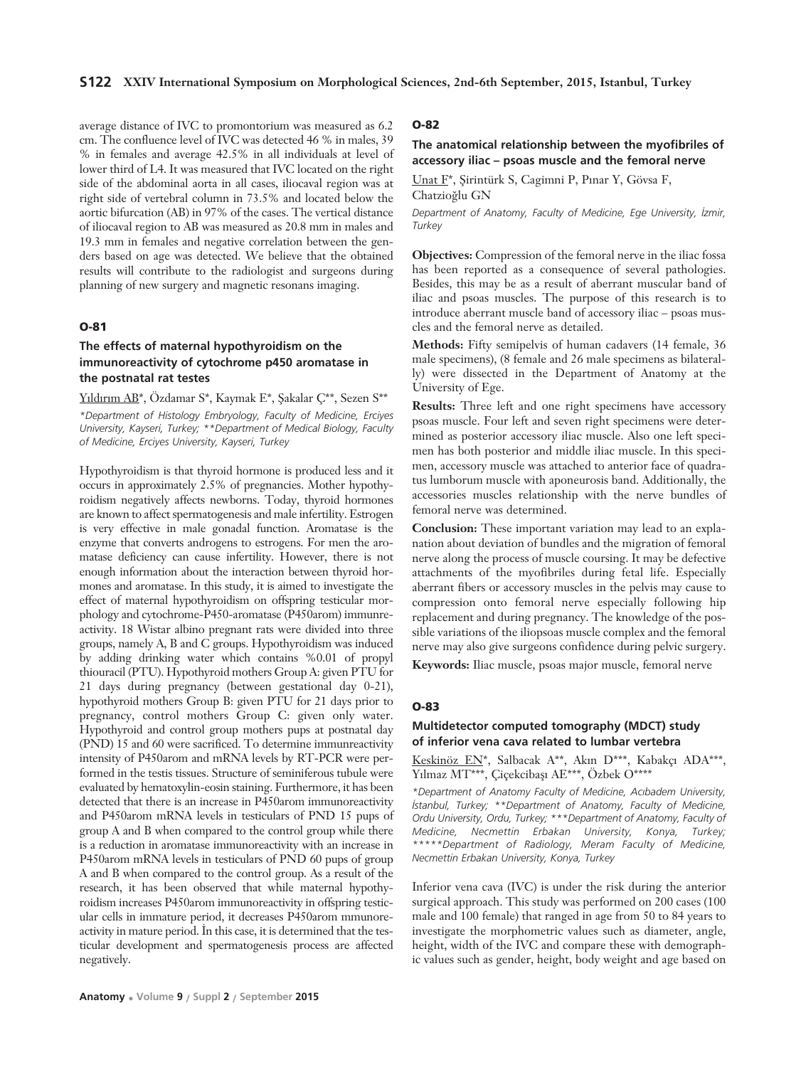average distance of IVC to promontorium was measured as 6.2 cm. The confluence level of IVC was detected 46 % in males, 39 % in females and average 42.5% in all individuals at level of lower third of L4. It was measured that IVC located on the right side of the abdominal aorta in all cases, iliocaval region was at right side of vertebral column in 73.5% and located below the aortic bifurcation (AB) in 97% of the cases. The vertical distance of iliocaval region to AB was measured as 20.8 mm in males and 19.3 mm in females and negative correlation between the genders based on age was detected. We believe that the obtained results will contribute to the radiologist and surgeons during planning of new surgery and magnetic resonans imaging.

## O-81

### The effects of maternal hypothyroidism on the immunoreactivity of cytochrome p450 aromatase in the postnatal rat testes

Yıldırım AB*, Özdamar S*, Kaymak E*, Şakalar Ç**, Sezen S**

*\*Department of Histology Embryology, Faculty of Medicine, Erciyes University, Kayseri, Turkey; \*\*Department of Medical Biology, Faculty of Medicine, Erciyes University, Kayseri, Turkey*

Hypothyroidism is that thyroid hormone is produced less and it occurs in approximately 2.5% of pregnancies. Mother hypothyroidism negatively affects newborns. Today, thyroid hormones are known to affect spermatogenesis and male infertility. Estrogen is very effective in male gonadal function. Aromatase is the enzyme that converts androgens to estrogens. For men the aromatase deficiency can cause infertility. However, there is not enough information about the interaction between thyroid hormones and aromatase. In this study, it is aimed to investigate the effect of maternal hypothyroidism on offspring testicular morphology and cytochrome-P450-aromatase (P450arom) immunreactivity. 18 Wistar albino pregnant rats were divided into three groups, namely A, B and C groups. Hypothyroidism was induced by adding drinking water which contains %0.01 of propyl thiouracil (PTU). Hypothyroid mothers Group A: given PTU for 21 days during pregnancy (between gestational day 0-21), hypothyroid mothers Group B: given PTU for 21 days prior to pregnancy, control mothers Group C: given only water. Hypothyroid and control group mothers pups at postnatal day (PND) 15 and 60 were sacrificed. To determine immunreactivity intensity of P450arom and mRNA levels by RT-PCR were performed in the testis tissues. Structure of seminiferous tubule were evaluated by hematoxylin-eosin staining. Furthermore, it has been detected that there is an increase in P450arom immunoreactivity and P450arom mRNA levels in testiculars of PND 15 pups of group A and B when compared to the control group while there is a reduction in aromatase immunoreactivity with an increase in P450arom mRNA levels in testiculars of PND 60 pups of group A and B when compared to the control group. As a result of the research, it has been observed that while maternal hypothyroidism increases P450arom immunoreactivity in offspring testicular cells in immature period, it decreases P450arom mmunoreactivity in mature period. İn this case, it is determined that the testicular development and spermatogenesis process are affected negatively.

## O-82

### The anatomical relationship between the myofibriles of accessory iliac – psoas muscle and the femoral nerve

Unat F*, Şirintürk S, Cagimni P, Pınar Y, Gövsa F, Chatzioğlu GN

*Department of Anatomy, Faculty of Medicine, Ege University, İzmir, Turkey*

**Objectives:** Compression of the femoral nerve in the iliac fossa has been reported as a consequence of several pathologies. Besides, this may be as a result of aberrant muscular band of iliac and psoas muscles. The purpose of this research is to introduce aberrant muscle band of accessory iliac – psoas muscles and the femoral nerve as detailed.

**Methods:** Fifty semipelvis of human cadavers (14 female, 36 male specimens), (8 female and 26 male specimens as bilaterally) were dissected in the Department of Anatomy at the University of Ege.

**Results:** Three left and one right specimens have accessory psoas muscle. Four left and seven right specimens were determined as posterior accessory iliac muscle. Also one left specimen has both posterior and middle iliac muscle. In this specimen, accessory muscle was attached to anterior face of quadratus lumborum muscle with aponeurosis band. Additionally, the accessories muscles relationship with the nerve bundles of femoral nerve was determined.

**Conclusion:** These important variation may lead to an explanation about deviation of bundles and the migration of femoral nerve along the process of muscle coursing. It may be defective attachments of the myofibriles during fetal life. Especially aberrant fibers or accessory muscles in the pelvis may cause to compression onto femoral nerve especially following hip replacement and during pregnancy. The knowledge of the possible variations of the iliopsoas muscle complex and the femoral nerve may also give surgeons confidence during pelvic surgery.

**Keywords:** Iliac muscle, psoas major muscle, femoral nerve

## O-83

### Multidetector computed tomography (MDCT) study of inferior vena cava related to lumbar vertebra

Keskinöz EN*, Salbacak A**, Akın D***, Kabakçı ADA***, Yılmaz MT***, Çiçekcibaşı AE***, Özbek O****

*\*Department of Anatomy Faculty of Medicine, Acıbadem University, İstanbul, Turkey; \*\*Department of Anatomy, Faculty of Medicine, Ordu University, Ordu, Turkey; \*\*\*Department of Anatomy, Faculty of Medicine, Necmettin Erbakan University, Konya, Turkey; \*\*\*\*\*Department of Radiology, Meram Faculty of Medicine, Necmettin Erbakan University, Konya, Turkey*

Inferior vena cava (IVC) is under the risk during the anterior surgical approach. This study was performed on 200 cases (100 male and 100 female) that ranged in age from 50 to 84 years to investigate the morphometric values such as diameter, angle, height, width of the IVC and compare these with demographic values such as gender, height, body weight and age based on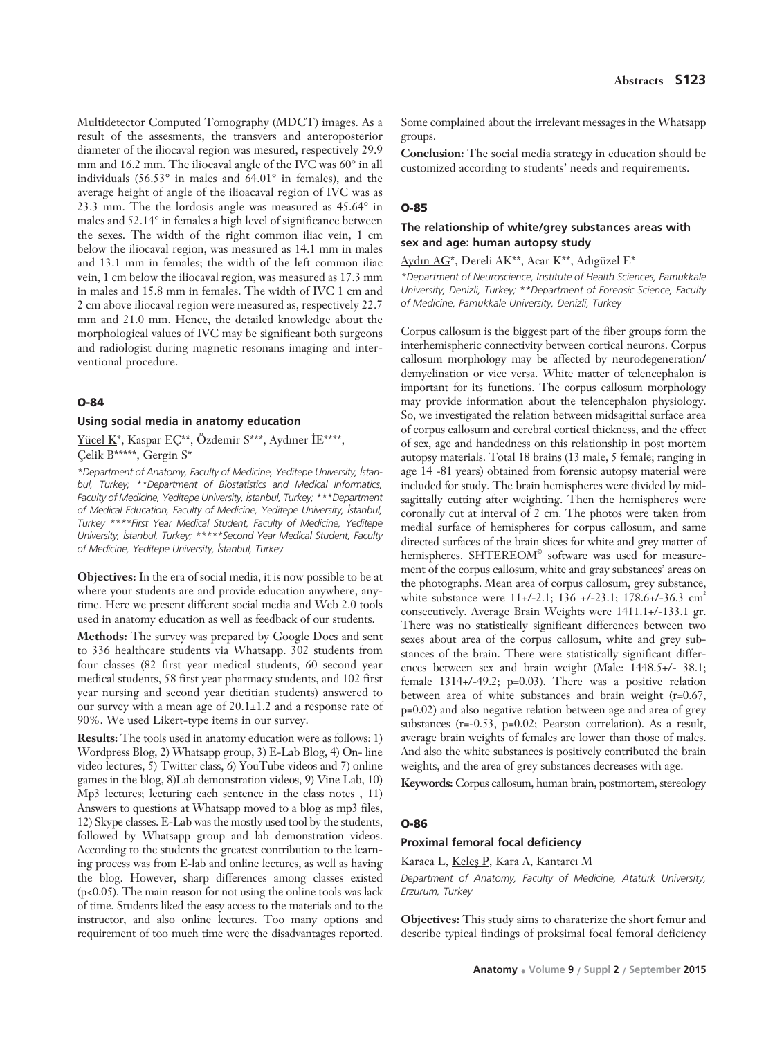Multidetector Computed Tomography (MDCT) images. As a result of the assesments, the transvers and anteroposterior diameter of the iliocaval region was mesured, respectively 29.9 mm and 16.2 mm. The iliocaval angle of the IVC was 60° in all individuals (56.53° in males and 64.01° in females), and the average height of angle of the ilioacaval region of IVC was as 23.3 mm. The the lordosis angle was measured as 45.64° in males and 52.14° in females a high level of significance between the sexes. The width of the right common iliac vein, 1 cm below the iliocaval region, was measured as 14.1 mm in males and 13.1 mm in females; the width of the left common iliac vein, 1 cm below the iliocaval region, was measured as 17.3 mm in males and 15.8 mm in females. The width of IVC 1 cm and 2 cm above iliocaval region were measured as, respectively 22.7 mm and 21.0 mm. Hence, the detailed knowledge about the morphological values of IVC may be significant both surgeons and radiologist during magnetic resonans imaging and interventional procedure.

## O-84

### Using social media in anatomy education

Yücel K*, Kaspar EÇ**, Özdemir S***, Aydıner İE****, Çelik B*****, Gergin S*

*\*Department of Anatomy, Faculty of Medicine, Yeditepe University, İstanbul, Turkey; \*\*Department of Biostatistics and Medical Informatics, Faculty of Medicine, Yeditepe University, İstanbul, Turkey; \*\*\*Department of Medical Education, Faculty of Medicine, Yeditepe University, İstanbul, Turkey \*\*\*\*First Year Medical Student, Faculty of Medicine, Yeditepe University, İstanbul, Turkey; \*\*\*\*\*Second Year Medical Student, Faculty of Medicine, Yeditepe University, İstanbul, Turkey*

**Objectives:** In the era of social media, it is now possible to be at where your students are and provide education anywhere, anytime. Here we present different social media and Web 2.0 tools used in anatomy education as well as feedback of our students.

**Methods:** The survey was prepared by Google Docs and sent to 336 healthcare students via Whatsapp. 302 students from four classes (82 first year medical students, 60 second year medical students, 58 first year pharmacy students, and 102 first year nursing and second year dietitian students) answered to our survey with a mean age of 20.1±1.2 and a response rate of 90%. We used Likert-type items in our survey.

**Results:** The tools used in anatomy education were as follows: 1) Wordpress Blog, 2) Whatsapp group, 3) E-Lab Blog, 4) On- line video lectures, 5) Twitter class, 6) YouTube videos and 7) online games in the blog, 8)Lab demonstration videos, 9) Vine Lab, 10) Mp3 lectures; lecturing each sentence in the class notes , 11) Answers to questions at Whatsapp moved to a blog as mp3 files, 12) Skype classes. E-Lab was the mostly used tool by the students, followed by Whatsapp group and lab demonstration videos. According to the students the greatest contribution to the learning process was from E-lab and online lectures, as well as having the blog. However, sharp differences among classes existed ($p<0.05$). The main reason for not using the online tools was lack of time. Students liked the easy access to the materials and to the instructor, and also online lectures. Too many options and requirement of too much time were the disadvantages reported. Some complained about the irrelevant messages in the Whatsapp groups.

**Conclusion:** The social media strategy in education should be customized according to students' needs and requirements.

## O-85

### The relationship of white/grey substances areas with sex and age: human autopsy study

Aydın AG*, Dereli AK**, Acar K**, Adıgüzel E*

*\*Department of Neuroscience, Institute of Health Sciences, Pamukkale University, Denizli, Turkey; \*\*Department of Forensic Science, Faculty of Medicine, Pamukkale University, Denizli, Turkey*

Corpus callosum is the biggest part of the fiber groups form the interhemispheric connectivity between cortical neurons. Corpus callosum morphology may be affected by neurodegeneration/demyelination or vice versa. White matter of telencephalon is important for its functions. The corpus callosum morphology may provide information about the telencephalon physiology. So, we investigated the relation between midsagittal surface area of corpus callosum and cerebral cortical thickness, and the effect of sex, age and handedness on this relationship in post mortem autopsy materials. Total 18 brains (13 male, 5 female; ranging in age 14 -81 years) obtained from forensic autopsy material were included for study. The brain hemispheres were divided by midsagittally cutting after weighting. Then the hemispheres were coronally cut at interval of 2 cm. The photos were taken from medial surface of hemispheres for corpus callosum, and same directed surfaces of the brain slices for white and grey matter of hemispheres. SHTEREOM© software was used for measurement of the corpus callosum, white and gray substances' areas on the photographs. Mean area of corpus callosum, grey substance, white substance were 11+/-2.1; 136 +/-23.1; 178.6+/-36.3 $cm^2$ consecutively. Average Brain Weights were 1411.1+/-133.1 gr. There was no statistically significant differences between two sexes about area of the corpus callosum, white and grey substances of the brain. There were statistically significant differences between sex and brain weight (Male: 1448.5+/- 38.1; female 1314+/-49.2; $p=0.03$). There was a positive relation between area of white substances and brain weight ($r=0.67$, $p=0.02$) and also negative relation between age and area of grey substances ($r=-0.53$, $p=0.02$; Pearson correlation). As a result, average brain weights of females are lower than those of males. And also the white substances is positively contributed the brain weights, and the area of grey substances decreases with age.

**Keywords:** Corpus callosum, human brain, postmortem, stereology

## O-86

### Proximal femoral focal deficiency

Karaca L, Keleş P, Kara A, Kantarcı M

*Department of Anatomy, Faculty of Medicine, Atatürk University, Erzurum, Turkey*

**Objectives:** This study aims to charaterize the short femur and describe typical findings of proksimal focal femoral deficiency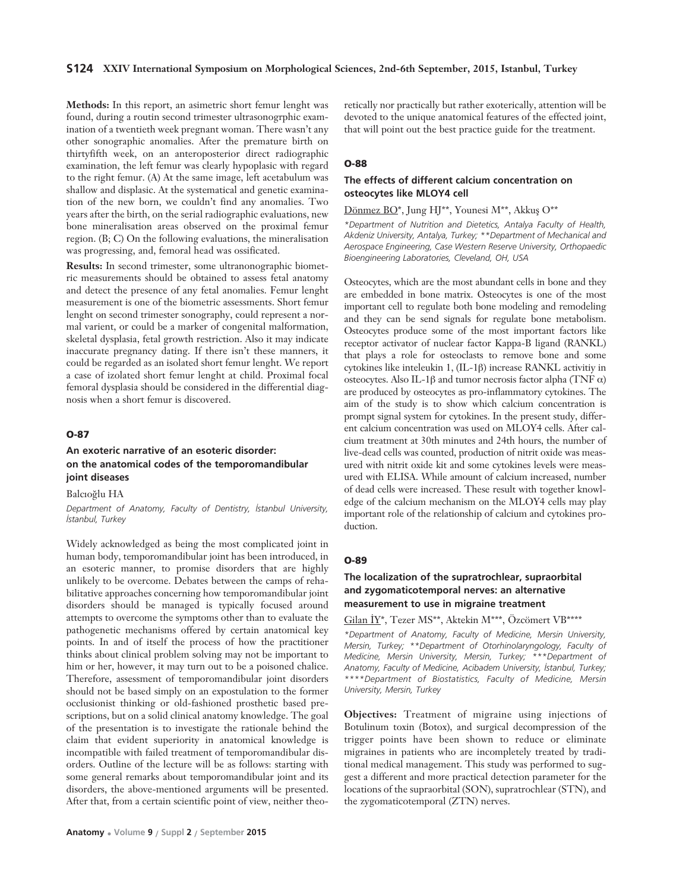**Methods:** In this report, an asimetric short femur lenght was found, during a routin second trimester ultrasonogrphic examination of a twentieth week pregnant woman. There wasn't any other sonographic anomalies. After the premature birth on thirtyfifth week, on an anteroposterior direct radiographic examination, the left femur was clearly hypoplasic with regard to the right femur. (A) At the same image, left acetabulum was shallow and displasic. At the systematical and genetic examination of the new born, we couldn't find any anomalies. Two years after the birth, on the serial radiographic evaluations, new bone mineralisation areas observed on the proximal femur region. (B; C) On the following evaluations, the mineralisation was progressing, and, femoral head was ossificated.

**Results:** In second trimester, some ultranonographic biometric measurements should be obtained to assess fetal anatomy and detect the presence of any fetal anomalies. Femur lenght measurement is one of the biometric assessments. Short femur lenght on second trimester sonography, could represent a normal varient, or could be a marker of congenital malformation, skeletal dysplasia, fetal growth restriction. Also it may indicate inaccurate pregnancy dating. If there isn't these manners, it could be regarded as an isolated short femur lenght. We report a case of izolated short femur lenght at child. Proximal focal femoral dysplasia should be considered in the differential diagnosis when a short femur is discovered.

## O-87

### An exoteric narrative of an esoteric disorder: on the anatomical codes of the temporomandibular joint diseases

Balcıoğlu HA

*Department of Anatomy, Faculty of Dentistry, İstanbul University, İstanbul, Turkey*

Widely acknowledged as being the most complicated joint in human body, temporomandibular joint has been introduced, in an esoteric manner, to promise disorders that are highly unlikely to be overcome. Debates between the camps of rehabilitative approaches concerning how temporomandibular joint disorders should be managed is typically focused around attempts to overcome the symptoms other than to evaluate the pathogenetic mechanisms offered by certain anatomical key points. In and of itself the process of how the practitioner thinks about clinical problem solving may not be important to him or her, however, it may turn out to be a poisoned chalice. Therefore, assessment of temporomandibular joint disorders should not be based simply on an expostulation to the former occlusionist thinking or old-fashioned prosthetic based prescriptions, but on a solid clinical anatomy knowledge. The goal of the presentation is to investigate the rationale behind the claim that evident superiority in anatomical knowledge is incompatible with failed treatment of temporomandibular disorders. Outline of the lecture will be as follows: starting with some general remarks about temporomandibular joint and its disorders, the above-mentioned arguments will be presented. After that, from a certain scientific point of view, neither theoretically nor practically but rather exoterically, attention will be devoted to the unique anatomical features of the effected joint, that will point out the best practice guide for the treatment.

## O-88

### The effects of different calcium concentration on osteocytes like MLOY4 cell

Dönmez BO*, Jung HJ**, Younesi M**, Akkuş O**

*\*Department of Nutrition and Dietetics, Antalya Faculty of Health, Akdeniz University, Antalya, Turkey; \*\*Department of Mechanical and Aerospace Engineering, Case Western Reserve University, Orthopaedic Bioengineering Laboratories, Cleveland, OH, USA*

Osteocytes, which are the most abundant cells in bone and they are embedded in bone matrix. Osteocytes is one of the most important cell to regulate both bone modeling and remodeling and they can be send signals for regulate bone metabolism. Osteocytes produce some of the most important factors like receptor activator of nuclear factor Kappa-B ligand (RANKL) that plays a role for osteoclasts to remove bone and some cytokines like inteleukin 1, (IL-1β) increase RANKL activitiy in osteocytes. Also IL-1β and tumor necrosis factor alpha (TNF α) are produced by osteocytes as pro-inflammatory cytokines. The aim of the study is to show which calcium concentration is prompt signal system for cytokines. In the present study, different calcium concentration was used on MLOY4 cells. After calcium treatment at 30th minutes and 24th hours, the number of live-dead cells was counted, production of nitrit oxide was measured with nitrit oxide kit and some cytokines levels were measured with ELISA. While amount of calcium increased, number of dead cells were increased. These result with together knowledge of the calcium mechanism on the MLOY4 cells may play important role of the relationship of calcium and cytokines production.

## O-89

### The localization of the supratrochlear, supraorbital and zygomaticotemporal nerves: an alternative measurement to use in migraine treatment

Gilan İY*, Tezer MS**, Aktekin M***, Özcömert VB****

*\*Department of Anatomy, Faculty of Medicine, Mersin University, Mersin, Turkey; \*\*Department of Otorhinolaryngology, Faculty of Medicine, Mersin University, Mersin, Turkey; \*\*\*Department of Anatomy, Faculty of Medicine, Acibadem University, İstanbul, Turkey; \*\*\*\*Department of Biostatistics, Faculty of Medicine, Mersin University, Mersin, Turkey*

**Objectives:** Treatment of migraine using injections of Botulinum toxin (Botox), and surgical decompression of the trigger points have been shown to reduce or eliminate migraines in patients who are incompletely treated by traditional medical management. This study was performed to suggest a different and more practical detection parameter for the locations of the supraorbital (SON), supratrochlear (STN), and the zygomaticotemporal (ZTN) nerves.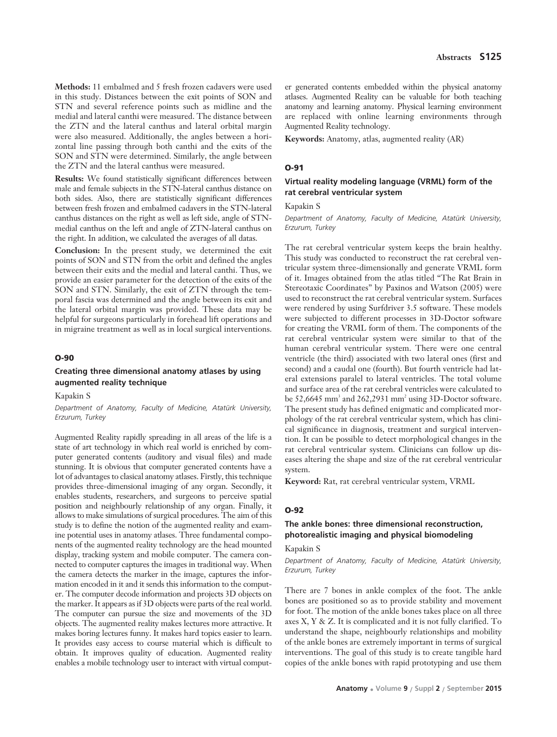**Methods:** 11 embalmed and 5 fresh frozen cadavers were used in this study. Distances between the exit points of SON and STN and several reference points such as midline and the medial and lateral canthi were measured. The distance between the ZTN and the lateral canthus and lateral orbital margin were also measured. Additionally, the angles between a horizontal line passing through both canthi and the exits of the SON and STN were determined. Similarly, the angle between the ZTN and the lateral canthus were measured.

**Results:** We found statistically significant differences between male and female subjects in the STN-lateral canthus distance on both sides. Also, there are statistically significant differences between fresh frozen and embalmed cadavers in the STN-lateral canthus distances on the right as well as left side, angle of STN-medial canthus on the left and angle of ZTN-lateral canthus on the right. In addition, we calculated the averages of all datas.

**Conclusion:** In the present study, we determined the exit points of SON and STN from the orbit and defined the angles between their exits and the medial and lateral canthi. Thus, we provide an easier parameter for the detection of the exits of the SON and STN. Similarly, the exit of ZTN through the temporal fascia was determined and the angle between its exit and the lateral orbital margin was provided. These data may be helpful for surgeons particularly in forehead lift operations and in migraine treatment as well as in local surgical interventions.

## O-90

### Creating three dimensional anatomy atlases by using augmented reality technique

Kapakin S

*Department of Anatomy, Faculty of Medicine, Atatürk University, Erzurum, Turkey*

Augmented Reality rapidly spreading in all areas of the life is a state of art technology in which real world is enriched by computer generated contents (auditory and visual files) and made stunning. It is obvious that computer generated contents have a lot of advantages to clasical anatomy atlases. Firstly, this technique provides three-dimensional imaging of any organ. Secondly, it enables students, researchers, and surgeons to perceive spatial position and neighbourly relationship of any organ. Finally, it allows to make simulations of surgical procedures. The aim of this study is to define the notion of the augmented reality and examine potential uses in anatomy atlases. Three fundamental components of the augmented reality technology are the head mounted display, tracking system and mobile computer. The camera connected to computer captures the images in traditional way. When the camera detects the marker in the image, captures the information encoded in it and it sends this information to the computer. The computer decode information and projects 3D objects on the marker. It appears as if 3D objects were parts of the real world. The computer can pursue the size and movements of the 3D objects. The augmented reality makes lectures more attractive. It makes boring lectures funny. It makes hard topics easier to learn. It provides easy access to course material which is difficult to obtain. It improves quality of education. Augmented reality enables a mobile technology user to interact with virtual computer generated contents embedded within the physical anatomy atlases. Augmented Reality can be valuable for both teaching anatomy and learning anatomy. Physical learning environment are replaced with online learning environments through Augmented Reality technology.

**Keywords:** Anatomy, atlas, augmented reality (AR)

## O-91

### Virtual reality modeling language (VRML) form of the rat cerebral ventricular system

Kapakin S

*Department of Anatomy, Faculty of Medicine, Atatürk University, Erzurum, Turkey*

The rat cerebral ventricular system keeps the brain healthy. This study was conducted to reconstruct the rat cerebral ventricular system three-dimensionally and generate VRML form of it. Images obtained from the atlas titled "The Rat Brain in Stereotaxic Coordinates" by Paxinos and Watson (2005) were used to reconstruct the rat cerebral ventricular system. Surfaces were rendered by using Surfdriver 3.5 software. These models were subjected to different processes in 3D-Doctor software for creating the VRML form of them. The components of the rat cerebral ventricular system were similar to that of the human cerebral ventricular system. There were one central ventricle (the third) associated with two lateral ones (first and second) and a caudal one (fourth). But fourth ventricle had lateral extensions paralel to lateral ventricles. The total volume and surface area of the rat cerebral ventricles were calculated to be 52,6645 $mm^3$ and 262,2931 $mm^2$ using 3D-Doctor software. The present study has defined enigmatic and complicated morphology of the rat cerebral ventricular system, which has clinical significance in diagnosis, treatment and surgical intervention. It can be possible to detect morphological changes in the rat cerebral ventricular system. Clinicians can follow up diseases altering the shape and size of the rat cerebral ventricular system.

**Keyword:** Rat, rat cerebral ventricular system, VRML

## O-92

### The ankle bones: three dimensional reconstruction, photorealistic imaging and physical biomodeling

Kapakin S

*Department of Anatomy, Faculty of Medicine, Atatürk University, Erzurum, Turkey*

There are 7 bones in ankle complex of the foot. The ankle bones are positioned so as to provide stability and movement for foot. The motion of the ankle bones takes place on all three axes X, Y & Z. It is complicated and it is not fully clarified. To understand the shape, neighbourly relationships and mobility of the ankle bones are extremely important in terms of surgical interventions. The goal of this study is to create tangible hard copies of the ankle bones with rapid prototyping and use them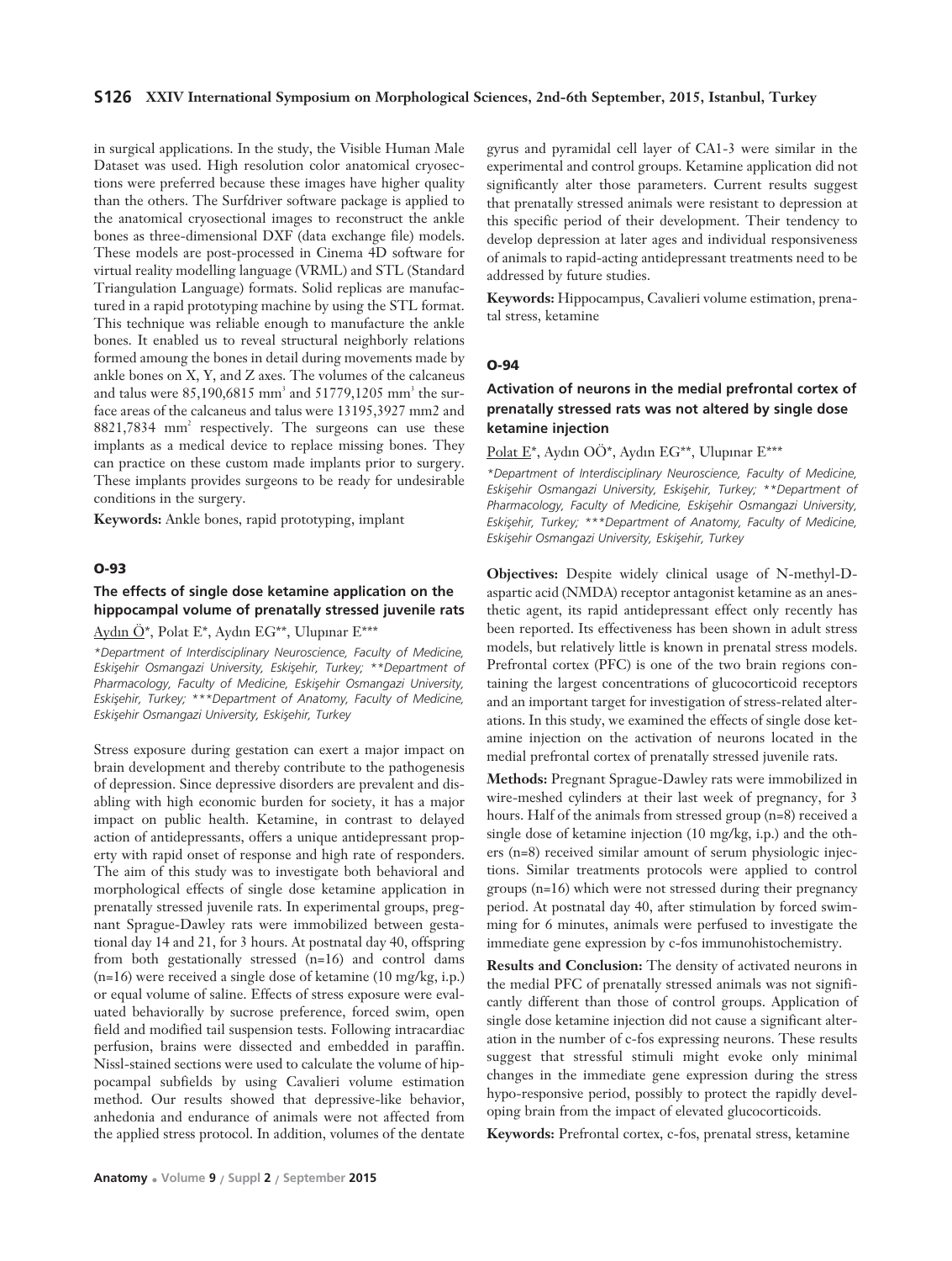in surgical applications. In the study, the Visible Human Male Dataset was used. High resolution color anatomical cryosections were preferred because these images have higher quality than the others. The Surfdriver software package is applied to the anatomical cryosectional images to reconstruct the ankle bones as three-dimensional DXF (data exchange file) models. These models are post-processed in Cinema 4D software for virtual reality modelling language (VRML) and STL (Standard Triangulation Language) formats. Solid replicas are manufactured in a rapid prototyping machine by using the STL format. This technique was reliable enough to manufacture the ankle bones. It enabled us to reveal structural neighborly relations formed amoung the bones in detail during movements made by ankle bones on X, Y, and Z axes. The volumes of the calcaneus and talus were 85,190,6815 mm$^3$ and 51779,1205 mm$^3$ the surface areas of the calcaneus and talus were 13195,3927 mm2 and 8821,7834 mm$^2$ respectively. The surgeons can use these implants as a medical device to replace missing bones. They can practice on these custom made implants prior to surgery. These implants provides surgeons to be ready for undesirable conditions in the surgery.

**Keywords:** Ankle bones, rapid prototyping, implant

## O-93

### The effects of single dose ketamine application on the hippocampal volume of prenatally stressed juvenile rats

Aydın Ö*, Polat E*, Aydın EG**, Ulupınar E***

*\*Department of Interdisciplinary Neuroscience, Faculty of Medicine, Eskişehir Osmangazi University, Eskişehir, Turkey; \*\*Department of Pharmacology, Faculty of Medicine, Eskişehir Osmangazi University, Eskişehir, Turkey; \*\*\*Department of Anatomy, Faculty of Medicine, Eskişehir Osmangazi University, Eskişehir, Turkey*

Stress exposure during gestation can exert a major impact on brain development and thereby contribute to the pathogenesis of depression. Since depressive disorders are prevalent and disabling with high economic burden for society, it has a major impact on public health. Ketamine, in contrast to delayed action of antidepressants, offers a unique antidepressant property with rapid onset of response and high rate of responders. The aim of this study was to investigate both behavioral and morphological effects of single dose ketamine application in prenatally stressed juvenile rats. In experimental groups, pregnant Sprague-Dawley rats were immobilized between gestational day 14 and 21, for 3 hours. At postnatal day 40, offspring from both gestationally stressed (n=16) and control dams (n=16) were received a single dose of ketamine (10 mg/kg, i.p.) or equal volume of saline. Effects of stress exposure were evaluated behaviorally by sucrose preference, forced swim, open field and modified tail suspension tests. Following intracardiac perfusion, brains were dissected and embedded in paraffin. Nissl-stained sections were used to calculate the volume of hippocampal subfields by using Cavalieri volume estimation method. Our results showed that depressive-like behavior, anhedonia and endurance of animals were not affected from the applied stress protocol. In addition, volumes of the dentate gyrus and pyramidal cell layer of CA1-3 were similar in the experimental and control groups. Ketamine application did not significantly alter those parameters. Current results suggest that prenatally stressed animals were resistant to depression at this specific period of their development. Their tendency to develop depression at later ages and individual responsiveness of animals to rapid-acting antidepressant treatments need to be addressed by future studies.

**Keywords:** Hippocampus, Cavalieri volume estimation, prenatal stress, ketamine

## O-94

### Activation of neurons in the medial prefrontal cortex of prenatally stressed rats was not altered by single dose ketamine injection

Polat E*, Aydın OÖ*, Aydın EG**, Ulupınar E***

*\*Department of Interdisciplinary Neuroscience, Faculty of Medicine, Eskişehir Osmangazi University, Eskişehir, Turkey; \*\*Department of Pharmacology, Faculty of Medicine, Eskişehir Osmangazi University, Eskişehir, Turkey; \*\*\*Department of Anatomy, Faculty of Medicine, Eskişehir Osmangazi University, Eskişehir, Turkey*

**Objectives:** Despite widely clinical usage of N-methyl-D-aspartic acid (NMDA) receptor antagonist ketamine as an anesthetic agent, its rapid antidepressant effect only recently has been reported. Its effectiveness has been shown in adult stress models, but relatively little is known in prenatal stress models. Prefrontal cortex (PFC) is one of the two brain regions containing the largest concentrations of glucocorticoid receptors and an important target for investigation of stress-related alterations. In this study, we examined the effects of single dose ketamine injection on the activation of neurons located in the medial prefrontal cortex of prenatally stressed juvenile rats.

**Methods:** Pregnant Sprague-Dawley rats were immobilized in wire-meshed cylinders at their last week of pregnancy, for 3 hours. Half of the animals from stressed group (n=8) received a single dose of ketamine injection (10 mg/kg, i.p.) and the others (n=8) received similar amount of serum physiologic injections. Similar treatments protocols were applied to control groups (n=16) which were not stressed during their pregnancy period. At postnatal day 40, after stimulation by forced swimming for 6 minutes, animals were perfused to investigate the immediate gene expression by c-fos immunohistochemistry.

**Results and Conclusion:** The density of activated neurons in the medial PFC of prenatally stressed animals was not significantly different than those of control groups. Application of single dose ketamine injection did not cause a significant alteration in the number of c-fos expressing neurons. These results suggest that stressful stimuli might evoke only minimal changes in the immediate gene expression during the stress hypo-responsive period, possibly to protect the rapidly developing brain from the impact of elevated glucocorticoids.

**Keywords:** Prefrontal cortex, c-fos, prenatal stress, ketamine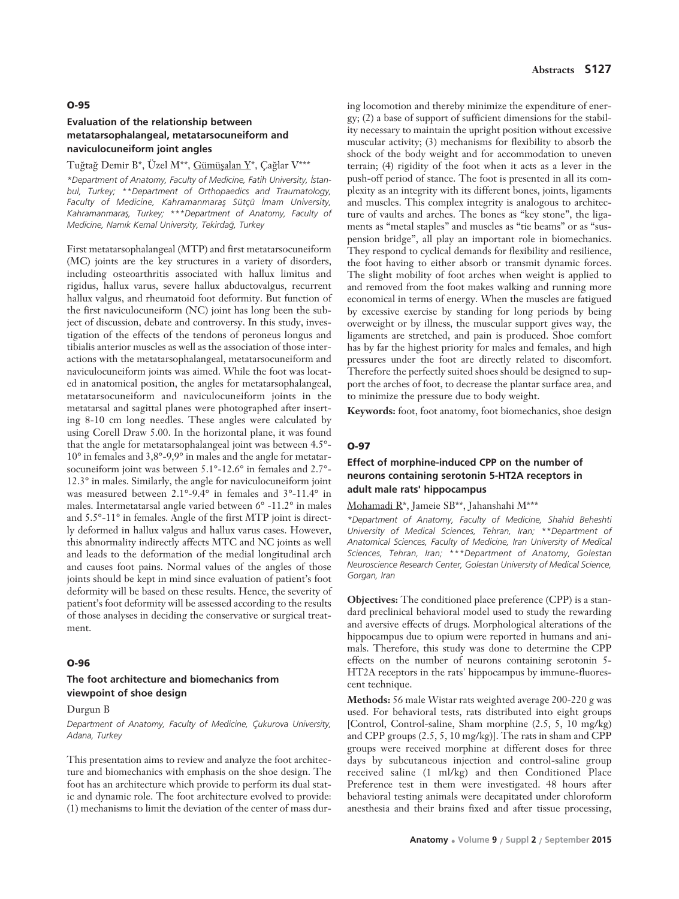### O-95

#### Evaluation of the relationship between metatarsophalangeal, metatarsocuneiform and naviculocuneiform joint angles

Tuğtağ Demir B*, Üzel M**, Gümüşalan Y*, Çağlar V***

*\*Department of Anatomy, Faculty of Medicine, Fatih University, İstanbul, Turkey; \*\*Department of Orthopaedics and Traumatology, Faculty of Medicine, Kahramanmaraş Sütçü İmam University, Kahramanmaraş, Turkey; \*\*\*Department of Anatomy, Faculty of Medicine, Namık Kemal University, Tekirdağ, Turkey*

First metatarsophalangeal (MTP) and first metatarsocuneiform (MC) joints are the key structures in a variety of disorders, including osteoarthritis associated with hallux limitus and rigidus, hallux varus, severe hallux abductovalgus, recurrent hallux valgus, and rheumatoid foot deformity. But function of the first naviculocuneiform (NC) joint has long been the subject of discussion, debate and controversy. In this study, investigation of the effects of the tendons of peroneus longus and tibialis anterior muscles as well as the association of those interactions with the metatarsophalangeal, metatarsocuneiform and naviculocuneiform joints was aimed. While the foot was located in anatomical position, the angles for metatarsophalangeal, metatarsocuneiform and naviculocuneiform joints in the metatarsal and sagittal planes were photographed after inserting 8-10 cm long needles. These angles were calculated by using Corell Draw 5.00. In the horizontal plane, it was found that the angle for metatarsophalangeal joint was between 4.5°-10° in females and 3,8°-9,9° in males and the angle for metatarsocuneiform joint was between 5.1°-12.6° in females and 2.7°-12.3° in males. Similarly, the angle for naviculocuneiform joint was measured between 2.1°-9.4° in females and 3°-11.4° in males. Intermetatarsal angle varied between 6° -11.2° in males and 5.5°-11° in females. Angle of the first MTP joint is directly deformed in hallux valgus and hallux varus cases. However, this abnormality indirectly affects MTC and NC joints as well and leads to the deformation of the medial longitudinal arch and causes foot pains. Normal values of the angles of those joints should be kept in mind since evaluation of patient's foot deformity will be based on these results. Hence, the severity of patient's foot deformity will be assessed according to the results of those analyses in deciding the conservative or surgical treatment.

### O-96

#### The foot architecture and biomechanics from viewpoint of shoe design

Durgun B

*Department of Anatomy, Faculty of Medicine, Çukurova University, Adana, Turkey*

This presentation aims to review and analyze the foot architecture and biomechanics with emphasis on the shoe design. The foot has an architecture which provide to perform its dual static and dynamic role. The foot architecture evolved to provide: (1) mechanisms to limit the deviation of the center of mass during locomotion and thereby minimize the expenditure of energy; (2) a base of support of sufficient dimensions for the stability necessary to maintain the upright position without excessive muscular activity; (3) mechanisms for flexibility to absorb the shock of the body weight and for accommodation to uneven terrain; (4) rigidity of the foot when it acts as a lever in the push-off period of stance. The foot is presented in all its complexity as an integrity with its different bones, joints, ligaments and muscles. This complex integrity is analogous to architecture of vaults and arches. The bones as "key stone", the ligaments as "metal staples" and muscles as "tie beams" or as "suspension bridge", all play an important role in biomechanics. They respond to cyclical demands for flexibility and resilience, the foot having to either absorb or transmit dynamic forces. The slight mobility of foot arches when weight is applied to and removed from the foot makes walking and running more economical in terms of energy. When the muscles are fatigued by excessive exercise by standing for long periods by being overweight or by illness, the muscular support gives way, the ligaments are stretched, and pain is produced. Shoe comfort has by far the highest priority for males and females, and high pressures under the foot are directly related to discomfort. Therefore the perfectly suited shoes should be designed to support the arches of foot, to decrease the plantar surface area, and to minimize the pressure due to body weight.

**Keywords:** foot, foot anatomy, foot biomechanics, shoe design

### O-97

#### Effect of morphine-induced CPP on the number of neurons containing serotonin 5-HT2A receptors in adult male rats' hippocampus

Mohamadi R*, Jameie SB**, Jahanshahi M***

*\*Department of Anatomy, Faculty of Medicine, Shahid Beheshti University of Medical Sciences, Tehran, Iran; \*\*Department of Anatomical Sciences, Faculty of Medicine, Iran University of Medical Sciences, Tehran, Iran; \*\*\*Department of Anatomy, Golestan Neuroscience Research Center, Golestan University of Medical Science, Gorgan, Iran*

**Objectives:** The conditioned place preference (CPP) is a standard preclinical behavioral model used to study the rewarding and aversive effects of drugs. Morphological alterations of the hippocampus due to opium were reported in humans and animals. Therefore, this study was done to determine the CPP effects on the number of neurons containing serotonin 5-HT2A receptors in the rats' hippocampus by immune-fluorescent technique.

**Methods:** 56 male Wistar rats weighted average 200-220 g was used. For behavioral tests, rats distributed into eight groups [Control, Control-saline, Sham morphine (2.5, 5, 10 mg/kg) and CPP groups (2.5, 5, 10 mg/kg)]. The rats in sham and CPP groups were received morphine at different doses for three days by subcutaneous injection and control-saline group received saline (1 ml/kg) and then Conditioned Place Preference test in them were investigated. 48 hours after behavioral testing animals were decapitated under chloroform anesthesia and their brains fixed and after tissue processing,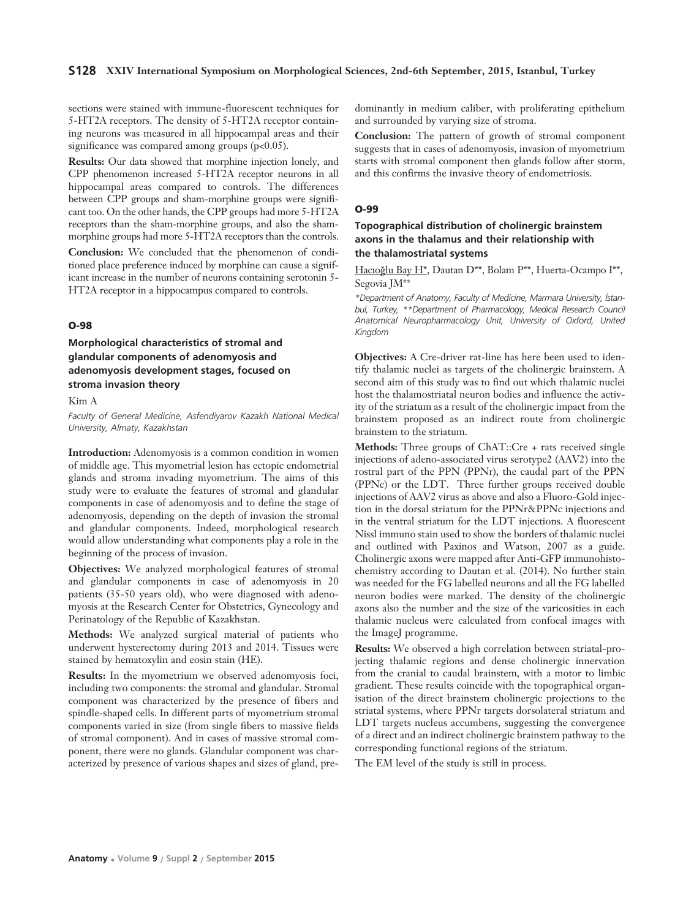sections were stained with immune-fluorescent techniques for 5-HT2A receptors. The density of 5-HT2A receptor containing neurons was measured in all hippocampal areas and their significance was compared among groups ($p<0.05$).

**Results:** Our data showed that morphine injection lonely, and CPP phenomenon increased 5-HT2A receptor neurons in all hippocampal areas compared to controls. The differences between CPP groups and sham-morphine groups were significant too. On the other hands, the CPP groups had more 5-HT2A receptors than the sham-morphine groups, and also the sham-morphine groups had more 5-HT2A receptors than the controls.

**Conclusion:** We concluded that the phenomenon of conditioned place preference induced by morphine can cause a significant increase in the number of neurons containing serotonin 5-HT2A receptor in a hippocampus compared to controls.

## O-98

### Morphological characteristics of stromal and glandular components of adenomyosis and adenomyosis development stages, focused on stroma invasion theory

Kim A

*Faculty of General Medicine, Asfendiyarov Kazakh National Medical University, Almaty, Kazakhstan*

**Introduction:** Adenomyosis is a common condition in women of middle age. This myometrial lesion has ectopic endometrial glands and stroma invading myometrium. The aims of this study were to evaluate the features of stromal and glandular components in case of adenomyosis and to define the stage of adenomyosis, depending on the depth of invasion the stromal and glandular components. Indeed, morphological research would allow understanding what components play a role in the beginning of the process of invasion.

**Objectives:** We analyzed morphological features of stromal and glandular components in case of adenomyosis in 20 patients (35-50 years old), who were diagnosed with adenomyosis at the Research Center for Obstetrics, Gynecology and Perinatology of the Republic of Kazakhstan.

**Methods:** We analyzed surgical material of patients who underwent hysterectomy during 2013 and 2014. Tissues were stained by hematoxylin and eosin stain (HE).

**Results:** In the myometrium we observed adenomyosis foci, including two components: the stromal and glandular. Stromal component was characterized by the presence of fibers and spindle-shaped cells. In different parts of myometrium stromal components varied in size (from single fibers to massive fields of stromal component). And in cases of massive stromal component, there were no glands. Glandular component was characterized by presence of various shapes and sizes of gland, predominantly in medium caliber, with proliferating epithelium and surrounded by varying size of stroma.

**Conclusion:** The pattern of growth of stromal component suggests that in cases of adenomyosis, invasion of myometrium starts with stromal component then glands follow after storm, and this confirms the invasive theory of endometriosis.

## O-99

### Topographical distribution of cholinergic brainstem axons in the thalamus and their relationship with the thalamostriatal systems

Hacıoğlu Bay H*, Dautan D**, Bolam P**, Huerta-Ocampo I**, Segovia JM**

*\*Department of Anatomy, Faculty of Medicine, Marmara University, İstanbul, Turkey, \*\*Department of Pharmacology, Medical Research Council Anatomical Neuropharmacology Unit, University of Oxford, United Kingdom*

**Objectives:** A Cre-driver rat-line has here been used to identify thalamic nuclei as targets of the cholinergic brainstem. A second aim of this study was to find out which thalamic nuclei host the thalamostriatal neuron bodies and influence the activity of the striatum as a result of the cholinergic impact from the brainstem proposed as an indirect route from cholinergic brainstem to the striatum.

**Methods:** Three groups of ChAT::Cre + rats received single injections of adeno-associated virus serotype2 (AAV2) into the rostral part of the PPN (PPNr), the caudal part of the PPN (PPNc) or the LDT. Three further groups received double injections of AAV2 virus as above and also a Fluoro-Gold injection in the dorsal striatum for the PPNr&PPNc injections and in the ventral striatum for the LDT injections. A fluorescent Nissl immuno stain used to show the borders of thalamic nuclei and outlined with Paxinos and Watson, 2007 as a guide. Cholinergic axons were mapped after Anti-GFP immunohistochemistry according to Dautan et al. (2014). No further stain was needed for the FG labelled neurons and all the FG labelled neuron bodies were marked. The density of the cholinergic axons also the number and the size of the varicosities in each thalamic nucleus were calculated from confocal images with the ImageJ programme.

**Results:** We observed a high correlation between striatal-projecting thalamic regions and dense cholinergic innervation from the cranial to caudal brainstem, with a motor to limbic gradient. These results coincide with the topographical organisation of the direct brainstem cholinergic projections to the striatal systems, where PPNr targets dorsolateral striatum and LDT targets nucleus accumbens, suggesting the convergence of a direct and an indirect cholinergic brainstem pathway to the corresponding functional regions of the striatum.

The EM level of the study is still in process.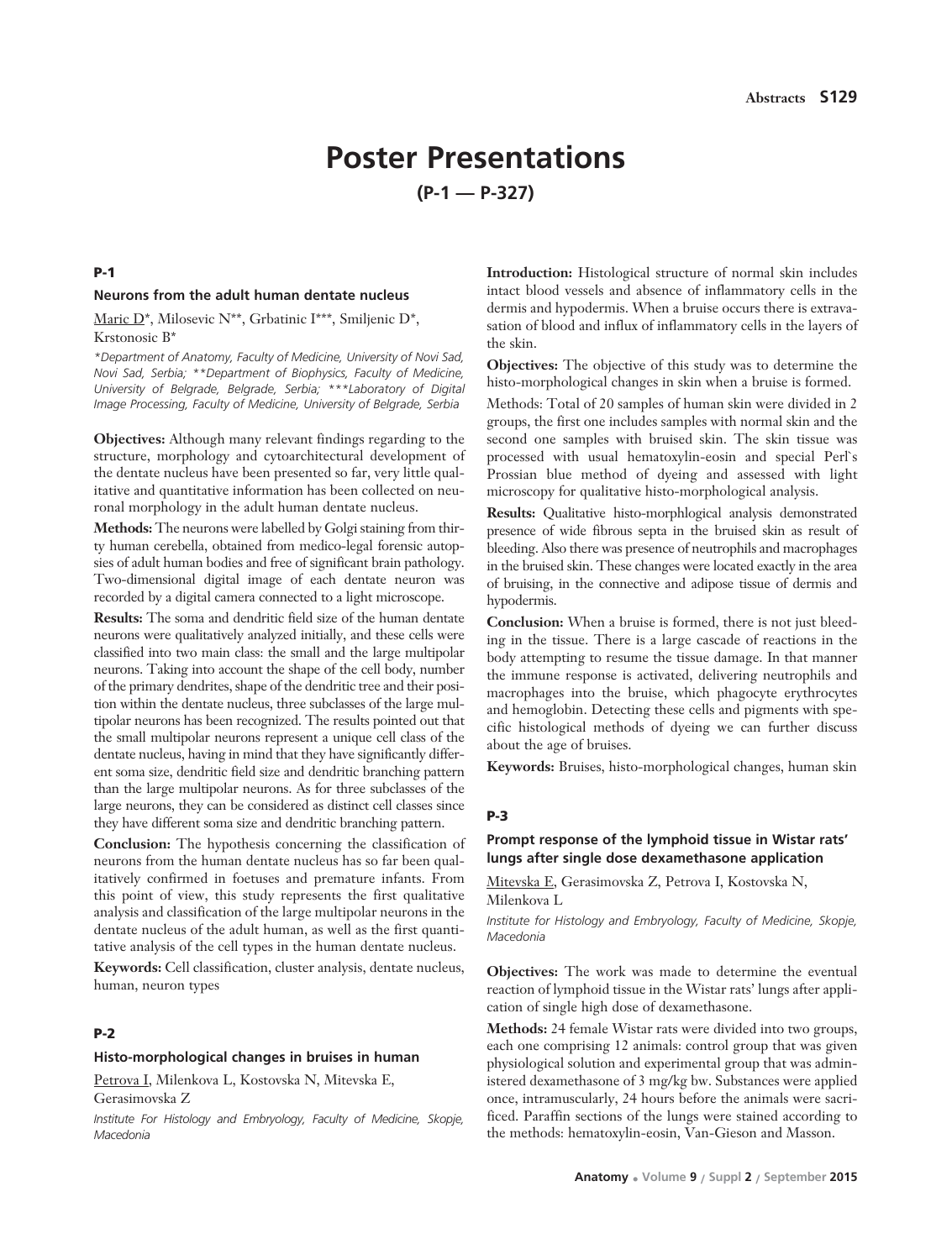# Poster Presentations

## (P-1 — P-327)

### P-1

#### Neurons from the adult human dentate nucleus

Maric D*, Milosevic N**, Grbatinic I***, Smiljenic D*, Krstonosic B*

*\*Department of Anatomy, Faculty of Medicine, University of Novi Sad, Novi Sad, Serbia; \*\*Department of Biophysics, Faculty of Medicine, University of Belgrade, Belgrade, Serbia; \*\*\*Laboratory of Digital Image Processing, Faculty of Medicine, University of Belgrade, Serbia*

**Objectives:** Although many relevant findings regarding to the structure, morphology and cytoarchitectural development of the dentate nucleus have been presented so far, very little qualitative and quantitative information has been collected on neuronal morphology in the adult human dentate nucleus.

**Methods:** The neurons were labelled by Golgi staining from thirty human cerebella, obtained from medico-legal forensic autopsies of adult human bodies and free of significant brain pathology. Two-dimensional digital image of each dentate neuron was recorded by a digital camera connected to a light microscope.

**Results:** The soma and dendritic field size of the human dentate neurons were qualitatively analyzed initially, and these cells were classified into two main class: the small and the large multipolar neurons. Taking into account the shape of the cell body, number of the primary dendrites, shape of the dendritic tree and their position within the dentate nucleus, three subclasses of the large multipolar neurons has been recognized. The results pointed out that the small multipolar neurons represent a unique cell class of the dentate nucleus, having in mind that they have significantly different soma size, dendritic field size and dendritic branching pattern than the large multipolar neurons. As for three subclasses of the large neurons, they can be considered as distinct cell classes since they have different soma size and dendritic branching pattern.

**Conclusion:** The hypothesis concerning the classification of neurons from the human dentate nucleus has so far been qualitatively confirmed in foetuses and premature infants. From this point of view, this study represents the first qualitative analysis and classification of the large multipolar neurons in the dentate nucleus of the adult human, as well as the first quantitative analysis of the cell types in the human dentate nucleus.

**Keywords:** Cell classification, cluster analysis, dentate nucleus, human, neuron types

### P-2

#### Histo-morphological changes in bruises in human

Petrova I, Milenkova L, Kostovska N, Mitevska E, Gerasimovska Z

*Institute For Histology and Embryology, Faculty of Medicine, Skopje, Macedonia*

**Introduction:** Histological structure of normal skin includes intact blood vessels and absence of inflammatory cells in the dermis and hypodermis. When a bruise occurs there is extravasation of blood and influx of inflammatory cells in the layers of the skin.

**Objectives:** The objective of this study was to determine the histo-morphological changes in skin when a bruise is formed.

Methods: Total of 20 samples of human skin were divided in 2 groups, the first one includes samples with normal skin and the second one samples with bruised skin. The skin tissue was processed with usual hematoxylin-eosin and special Perl`s Prossian blue method of dyeing and assessed with light microscopy for qualitative histo-morphological analysis.

**Results:** Qualitative histo-morphlogical analysis demonstrated presence of wide fibrous septa in the bruised skin as result of bleeding. Also there was presence of neutrophils and macrophages in the bruised skin. These changes were located exactly in the area of bruising, in the connective and adipose tissue of dermis and hypodermis.

**Conclusion:** When a bruise is formed, there is not just bleeding in the tissue. There is a large cascade of reactions in the body attempting to resume the tissue damage. In that manner the immune response is activated, delivering neutrophils and macrophages into the bruise, which phagocyte erythrocytes and hemoglobin. Detecting these cells and pigments with specific histological methods of dyeing we can further discuss about the age of bruises.

**Keywords:** Bruises, histo-morphological changes, human skin

### P-3

#### Prompt response of the lymphoid tissue in Wistar rats' lungs after single dose dexamethasone application

Mitevska E, Gerasimovska Z, Petrova I, Kostovska N, Milenkova L

*Institute for Histology and Embryology, Faculty of Medicine, Skopje, Macedonia*

**Objectives:** The work was made to determine the eventual reaction of lymphoid tissue in the Wistar rats' lungs after application of single high dose of dexamethasone.

**Methods:** 24 female Wistar rats were divided into two groups, each one comprising 12 animals: control group that was given physiological solution and experimental group that was administered dexamethasone of 3 mg/kg bw. Substances were applied once, intramuscularly, 24 hours before the animals were sacrificed. Paraffin sections of the lungs were stained according to the methods: hematoxylin-eosin, Van-Gieson and Masson.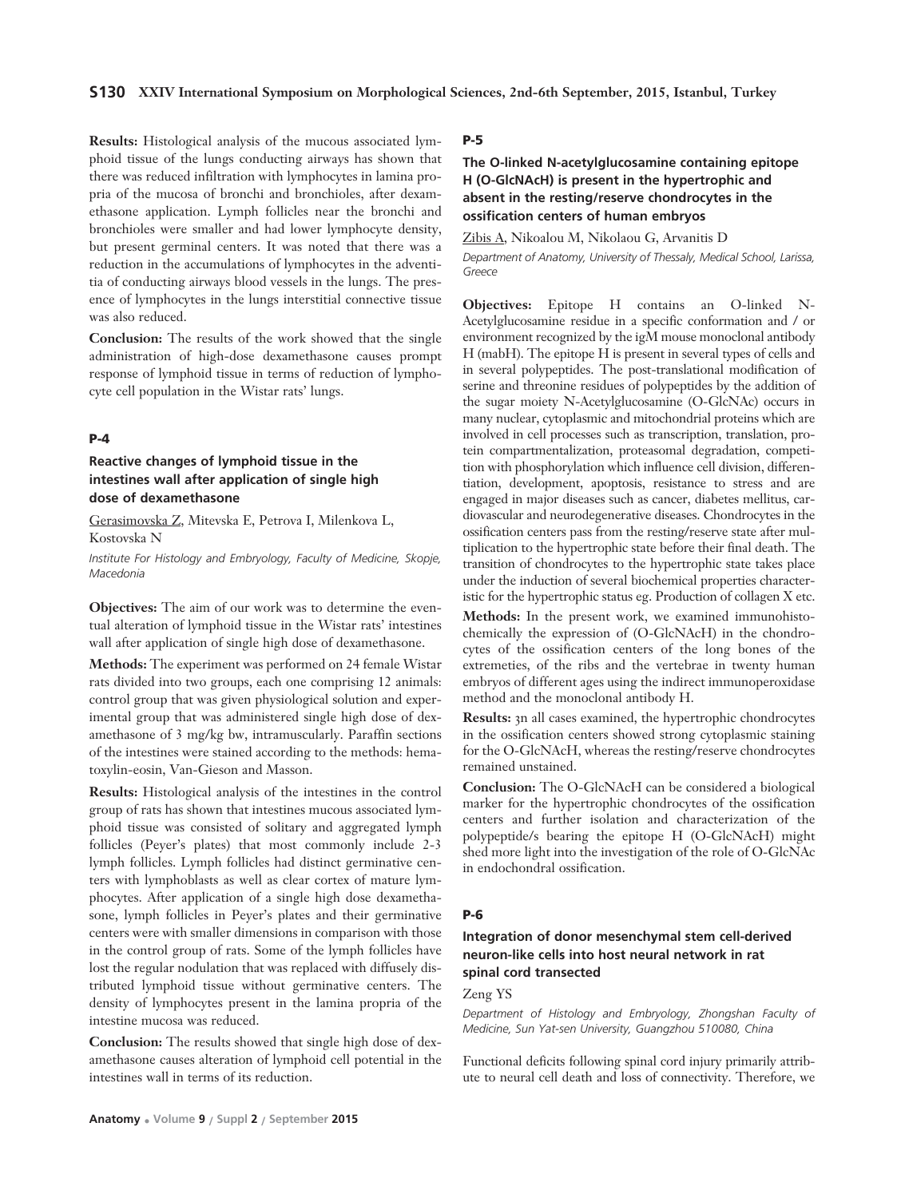**Results:** Histological analysis of the mucous associated lymphoid tissue of the lungs conducting airways has shown that there was reduced infiltration with lymphocytes in lamina propria of the mucosa of bronchi and bronchioles, after dexamethasone application. Lymph follicles near the bronchi and bronchioles were smaller and had lower lymphocyte density, but present germinal centers. It was noted that there was a reduction in the accumulations of lymphocytes in the adventitia of conducting airways blood vessels in the lungs. The presence of lymphocytes in the lungs interstitial connective tissue was also reduced.

**Conclusion:** The results of the work showed that the single administration of high-dose dexamethasone causes prompt response of lymphoid tissue in terms of reduction of lymphocyte cell population in the Wistar rats' lungs.

#### P-4

### Reactive changes of lymphoid tissue in the intestines wall after application of single high dose of dexamethasone

Gerasimovska Z, Mitevska E, Petrova I, Milenkova L, Kostovska N

*Institute For Histology and Embryology, Faculty of Medicine, Skopje, Macedonia*

**Objectives:** The aim of our work was to determine the eventual alteration of lymphoid tissue in the Wistar rats' intestines wall after application of single high dose of dexamethasone.

**Methods:** The experiment was performed on 24 female Wistar rats divided into two groups, each one comprising 12 animals: control group that was given physiological solution and experimental group that was administered single high dose of dexamethasone of 3 mg/kg bw, intramuscularly. Paraffin sections of the intestines were stained according to the methods: hematoxylin-eosin, Van-Gieson and Masson.

**Results:** Histological analysis of the intestines in the control group of rats has shown that intestines mucous associated lymphoid tissue was consisted of solitary and aggregated lymph follicles (Peyer's plates) that most commonly include 2-3 lymph follicles. Lymph follicles had distinct germinative centers with lymphoblasts as well as clear cortex of mature lymphocytes. After application of a single high dose dexamethasone, lymph follicles in Peyer's plates and their germinative centers were with smaller dimensions in comparison with those in the control group of rats. Some of the lymph follicles have lost the regular nodulation that was replaced with diffusely distributed lymphoid tissue without germinative centers. The density of lymphocytes present in the lamina propria of the intestine mucosa was reduced.

**Conclusion:** The results showed that single high dose of dexamethasone causes alteration of lymphoid cell potential in the intestines wall in terms of its reduction.

#### P-5

### The O-linked N-acetylglucosamine containing epitope H (O-GlcNAcH) is present in the hypertrophic and absent in the resting/reserve chondrocytes in the ossification centers of human embryos

Zibis A, Nikoalou M, Nikolaou G, Arvanitis D

*Department of Anatomy, University of Thessaly, Medical School, Larissa, Greece*

**Objectives:** Epitope H contains an O-linked N-Acetylglucosamine residue in a specific conformation and / or environment recognized by the igM mouse monoclonal antibody H (mabH). The epitope H is present in several types of cells and in several polypeptides. The post-translational modification of serine and threonine residues of polypeptides by the addition of the sugar moiety N-Acetylglucosamine (O-GlcNAc) occurs in many nuclear, cytoplasmic and mitochondrial proteins which are involved in cell processes such as transcription, translation, protein compartmentalization, proteasomal degradation, competition with phosphorylation which influence cell division, differentiation, development, apoptosis, resistance to stress and are engaged in major diseases such as cancer, diabetes mellitus, cardiovascular and neurodegenerative diseases. Chondrocytes in the ossification centers pass from the resting/reserve state after multiplication to the hypertrophic state before their final death. The transition of chondrocytes to the hypertrophic state takes place under the induction of several biochemical properties characteristic for the hypertrophic status eg. Production of collagen X etc.

**Methods:** In the present work, we examined immunohistochemically the expression of (O-GlcNAcH) in the chondrocytes of the ossification centers of the long bones of the extremeties, of the ribs and the vertebrae in twenty human embryos of different ages using the indirect immunoperoxidase method and the monoclonal antibody H.

**Results:** 3n all cases examined, the hypertrophic chondrocytes in the ossification centers showed strong cytoplasmic staining for the O-GlcNAcH, whereas the resting/reserve chondrocytes remained unstained.

**Conclusion:** The O-GlcNAcH can be considered a biological marker for the hypertrophic chondrocytes of the ossification centers and further isolation and characterization of the polypeptide/s bearing the epitope H (O-GlcNAcH) might shed more light into the investigation of the role of O-GlcNAc in endochondral ossification.

#### P-6

### Integration of donor mesenchymal stem cell-derived neuron-like cells into host neural network in rat spinal cord transected

Zeng YS

*Department of Histology and Embryology, Zhongshan Faculty of Medicine, Sun Yat-sen University, Guangzhou 510080, China*

Functional deficits following spinal cord injury primarily attribute to neural cell death and loss of connectivity. Therefore, we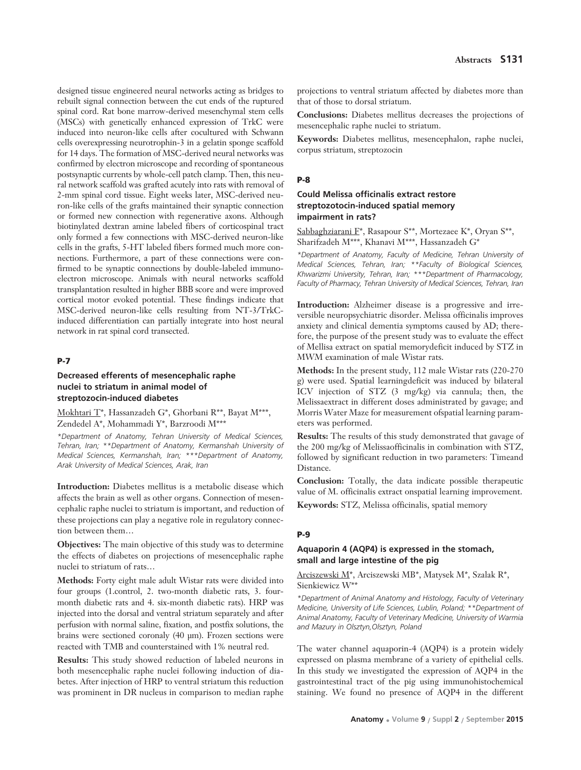designed tissue engineered neural networks acting as bridges to rebuilt signal connection between the cut ends of the ruptured spinal cord. Rat bone marrow-derived mesenchymal stem cells (MSCs) with genetically enhanced expression of TrkC were induced into neuron-like cells after cocultured with Schwann cells overexpressing neurotrophin-3 in a gelatin sponge scaffold for 14 days. The formation of MSC-derived neural networks was confirmed by electron microscope and recording of spontaneous postsynaptic currents by whole-cell patch clamp. Then, this neural network scaffold was grafted acutely into rats with removal of 2-mm spinal cord tissue. Eight weeks later, MSC-derived neuron-like cells of the grafts maintained their synaptic connection or formed new connection with regenerative axons. Although biotinylated dextran amine labeled fibers of corticospinal tract only formed a few connections with MSC-derived neuron-like cells in the grafts, 5-HT labeled fibers formed much more connections. Furthermore, a part of these connections were confirmed to be synaptic connections by double-labeled immunoelectron microscope. Animals with neural networks scaffold transplantation resulted in higher BBB score and were improved cortical motor evoked potential. These findings indicate that MSC-derived neuron-like cells resulting from NT-3/TrkC-induced differentiation can partially integrate into host neural network in rat spinal cord transected.

## P-7

### Decreased efferents of mesencephalic raphe nuclei to striatum in animal model of streptozocin-induced diabetes

Mokhtari T*, Hassanzadeh G*, Ghorbani R**, Bayat M***, Zendedel A*, Mohammadi Y*, Barzroodi M***

*\*Department of Anatomy, Tehran University of Medical Sciences, Tehran, Iran; \*\*Department of Anatomy, Kermanshah University of Medical Sciences, Kermanshah, Iran; \*\*\*Department of Anatomy, Arak University of Medical Sciences, Arak, Iran*

**Introduction:** Diabetes mellitus is a metabolic disease which affects the brain as well as other organs. Connection of mesencephalic raphe nuclei to striatum is important, and reduction of these projections can play a negative role in regulatory connection between them…

**Objectives:** The main objective of this study was to determine the effects of diabetes on projections of mesencephalic raphe nuclei to striatum of rats…

**Methods:** Forty eight male adult Wistar rats were divided into four groups (1.control, 2. two-month diabetic rats, 3. four-month diabetic rats and 4. six-month diabetic rats). HRP was injected into the dorsal and ventral striatum separately and after perfusion with normal saline, fixation, and postfix solutions, the brains were sectioned coronaly (40 µm). Frozen sections were reacted with TMB and counterstained with 1% neutral red.

**Results:** This study showed reduction of labeled neurons in both mesencephalic raphe nuclei following induction of diabetes. After injection of HRP to ventral striatum this reduction was prominent in DR nucleus in comparison to median raphe projections to ventral striatum affected by diabetes more than that of those to dorsal striatum.

**Conclusions:** Diabetes mellitus decreases the projections of mesencephalic raphe nuclei to striatum.

**Keywords:** Diabetes mellitus, mesencephalon, raphe nuclei, corpus striatum, streptozocin

## P-8

### Could Melissa officinalis extract restore streptozotocin-induced spatial memory impairment in rats?

Sabbaghziarani F*, Rasapour S**, Mortezaee K*, Oryan S**, Sharifzadeh M***, Khanavi M***, Hassanzadeh G*

*\*Department of Anatomy, Faculty of Medicine, Tehran University of Medical Sciences, Tehran, Iran; \*\*Faculty of Biological Sciences, Khwarizmi University, Tehran, Iran; \*\*\*Department of Pharmacology, Faculty of Pharmacy, Tehran University of Medical Sciences, Tehran, Iran*

**Introduction:** Alzheimer disease is a progressive and irreversible neuropsychiatric disorder. Melissa officinalis improves anxiety and clinical dementia symptoms caused by AD; therefore, the purpose of the present study was to evaluate the effect of Mellisa extract on spatial memorydeficit induced by STZ in MWM examination of male Wistar rats.

**Methods:** In the present study, 112 male Wistar rats (220-270 g) were used. Spatial learningdeficit was induced by bilateral ICV injection of STZ (3 mg/kg) via cannula; then, the Melissaextract in different doses administrated by gavage; and Morris Water Maze for measurement ofspatial learning parameters was performed.

**Results:** The results of this study demonstrated that gavage of the 200 mg/kg of Melissaofficinalis in combination with STZ, followed by significant reduction in two parameters: Timeand Distance.

**Conclusion:** Totally, the data indicate possible therapeutic value of M. officinalis extract onspatial learning improvement.

**Keywords:** STZ, Melissa officinalis, spatial memory

## P-9

### Aquaporin 4 (AQP4) is expressed in the stomach, small and large intestine of the pig

Arciszewski M*, Arciszewski MB*, Matysek M*, Szalak R*, Sienkiewicz W**

*\*Department of Animal Anatomy and Histology, Faculty of Veterinary Medicine, University of Life Sciences, Lublin, Poland; \*\*Department of Animal Anatomy, Faculty of Veterinary Medicine, University of Warmia and Mazury in Olsztyn,Olsztyn, Poland*

The water channel aquaporin-4 (AQP4) is a protein widely expressed on plasma membrane of a variety of epithelial cells. In this study we investigated the expression of AQP4 in the gastrointestinal tract of the pig using immunohistochemical staining. We found no presence of AQP4 in the different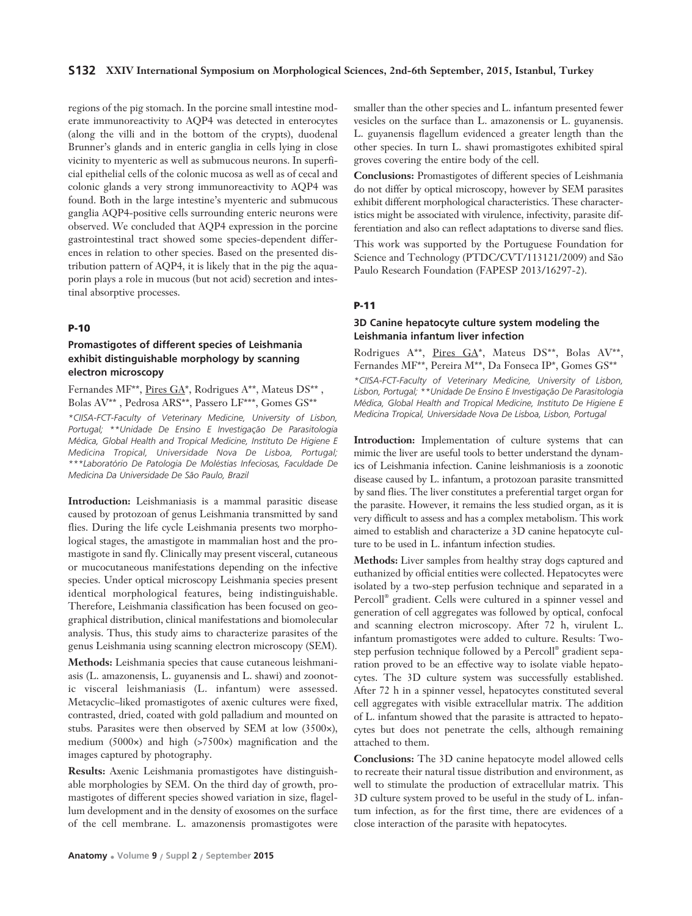regions of the pig stomach. In the porcine small intestine moderate immunoreactivity to AQP4 was detected in enterocytes (along the villi and in the bottom of the crypts), duodenal Brunner's glands and in enteric ganglia in cells lying in close vicinity to myenteric as well as submucous neurons. In superficial epithelial cells of the colonic mucosa as well as of cecal and colonic glands a very strong immunoreactivity to AQP4 was found. Both in the large intestine's myenteric and submucous ganglia AQP4-positive cells surrounding enteric neurons were observed. We concluded that AQP4 expression in the porcine gastrointestinal tract showed some species-dependent differences in relation to other species. Based on the presented distribution pattern of AQP4, it is likely that in the pig the aquaporin plays a role in mucous (but not acid) secretion and intestinal absorptive processes.

## P-10

### Promastigotes of different species of Leishmania exhibit distinguishable morphology by scanning electron microscopy

Fernandes MF**, Pires GA*, Rodrigues A**, Mateus DS**, Bolas AV**, Pedrosa ARS**, Passero LF***, Gomes GS**

*\*CIISA-FCT-Faculty of Veterinary Medicine, University of Lisbon, Portugal; \*\*Unidade De Ensino E Investigação De Parasitologia Médica, Global Health and Tropical Medicine, Instituto De Higiene E Medicina Tropical, Universidade Nova De Lisboa, Portugal; \*\*\*Laboratório De Patologia De Moléstias Infeciosas, Faculdade De Medicina Da Universidade De São Paulo, Brazil*

**Introduction:** Leishmaniasis is a mammal parasitic disease caused by protozoan of genus Leishmania transmitted by sand flies. During the life cycle Leishmania presents two morphological stages, the amastigote in mammalian host and the promastigote in sand fly. Clinically may present visceral, cutaneous or mucocutaneous manifestations depending on the infective species. Under optical microscopy Leishmania species present identical morphological features, being indistinguishable. Therefore, Leishmania classification has been focused on geographical distribution, clinical manifestations and biomolecular analysis. Thus, this study aims to characterize parasites of the genus Leishmania using scanning electron microscopy (SEM).

**Methods:** Leishmania species that cause cutaneous leishmaniasis (L. amazonensis, L. guyanensis and L. shawi) and zoonotic visceral leishmaniasis (L. infantum) were assessed. Metacyclic–liked promastigotes of axenic cultures were fixed, contrasted, dried, coated with gold palladium and mounted on stubs. Parasites were then observed by SEM at low (3500×), medium (5000×) and high (>7500×) magnification and the images captured by photography.

**Results:** Axenic Leishmania promastigotes have distinguishable morphologies by SEM. On the third day of growth, promastigotes of different species showed variation in size, flagellum development and in the density of exosomes on the surface of the cell membrane. L. amazonensis promastigotes were smaller than the other species and L. infantum presented fewer vesicles on the surface than L. amazonensis or L. guyanensis. L. guyanensis flagellum evidenced a greater length than the other species. In turn L. shawi promastigotes exhibited spiral groves covering the entire body of the cell.

**Conclusions:** Promastigotes of different species of Leishmania do not differ by optical microscopy, however by SEM parasites exhibit different morphological characteristics. These characteristics might be associated with virulence, infectivity, parasite differentiation and also can reflect adaptations to diverse sand flies.

This work was supported by the Portuguese Foundation for Science and Technology (PTDC/CVT/113121/2009) and São Paulo Research Foundation (FAPESP 2013/16297-2).

## P-11

### 3D Canine hepatocyte culture system modeling the Leishmania infantum liver infection

Rodrigues A**, Pires GA*, Mateus DS**, Bolas AV**, Fernandes MF**, Pereira M**, Da Fonseca IP*, Gomes GS**

*\*CIISA-FCT-Faculty of Veterinary Medicine, University of Lisbon, Lisbon, Portugal; \*\*Unidade De Ensino E Investigação De Parasitologia Médica, Global Health and Tropical Medicine, Instituto De Higiene E Medicina Tropical, Universidade Nova De Lisboa, Lisbon, Portugal*

**Introduction:** Implementation of culture systems that can mimic the liver are useful tools to better understand the dynamics of Leishmania infection. Canine leishmaniosis is a zoonotic disease caused by L. infantum, a protozoan parasite transmitted by sand flies. The liver constitutes a preferential target organ for the parasite. However, it remains the less studied organ, as it is very difficult to assess and has a complex metabolism. This work aimed to establish and characterize a 3D canine hepatocyte culture to be used in L. infantum infection studies.

**Methods:** Liver samples from healthy stray dogs captured and euthanized by official entities were collected. Hepatocytes were isolated by a two-step perfusion technique and separated in a Percoll® gradient. Cells were cultured in a spinner vessel and generation of cell aggregates was followed by optical, confocal and scanning electron microscopy. After 72 h, virulent L. infantum promastigotes were added to culture. Results: Two-step perfusion technique followed by a Percoll® gradient separation proved to be an effective way to isolate viable hepatocytes. The 3D culture system was successfully established. After 72 h in a spinner vessel, hepatocytes constituted several cell aggregates with visible extracellular matrix. The addition of L. infantum showed that the parasite is attracted to hepatocytes but does not penetrate the cells, although remaining attached to them.

**Conclusions:** The 3D canine hepatocyte model allowed cells to recreate their natural tissue distribution and environment, as well to stimulate the production of extracellular matrix. This 3D culture system proved to be useful in the study of L. infantum infection, as for the first time, there are evidences of a close interaction of the parasite with hepatocytes.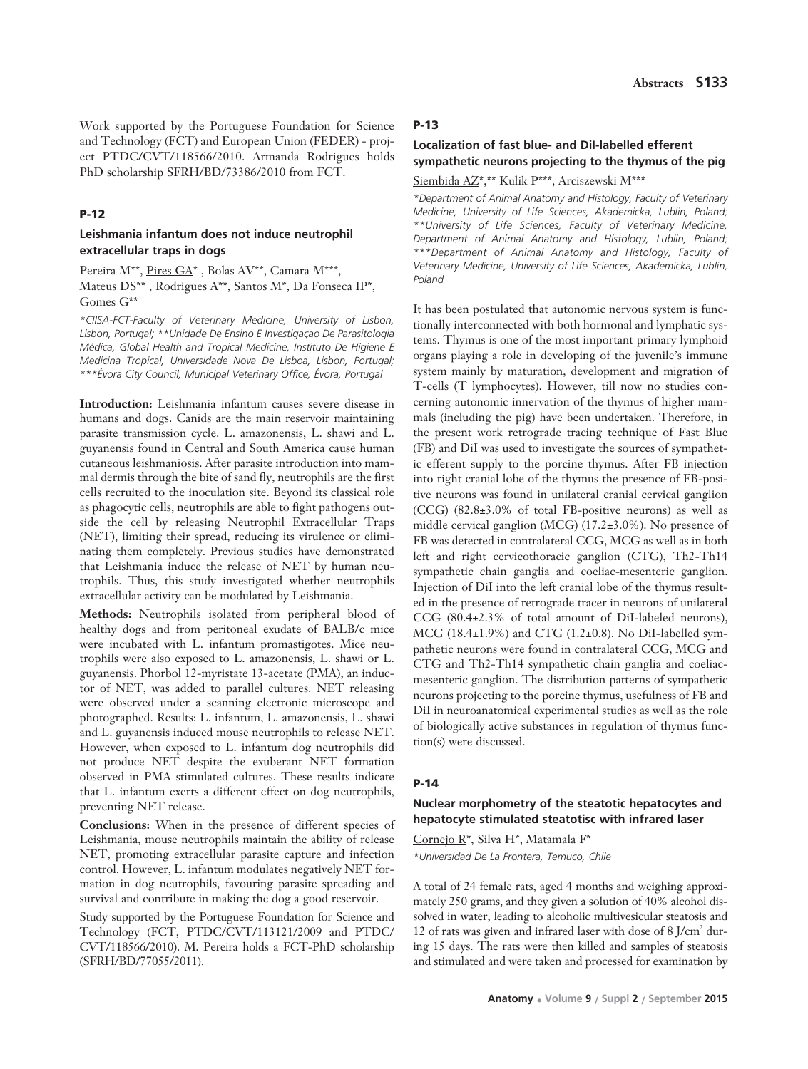Work supported by the Portuguese Foundation for Science and Technology (FCT) and European Union (FEDER) - project PTDC/CVT/118566/2010. Armanda Rodrigues holds PhD scholarship SFRH/BD/73386/2010 from FCT.

## P-12

### Leishmania infantum does not induce neutrophil extracellular traps in dogs

Pereira M**, Pires GA* , Bolas AV**, Camara M***, Mateus DS** , Rodrigues A**, Santos M*, Da Fonseca IP*, Gomes G**

*\*CIISA-FCT-Faculty of Veterinary Medicine, University of Lisbon, Lisbon, Portugal; \*\*Unidade De Ensino E Investigaçao De Parasitologia Médica, Global Health and Tropical Medicine, Instituto De Higiene E Medicina Tropical, Universidade Nova De Lisboa, Lisbon, Portugal; \*\*\*Évora City Council, Municipal Veterinary Office, Évora, Portugal*

**Introduction:** Leishmania infantum causes severe disease in humans and dogs. Canids are the main reservoir maintaining parasite transmission cycle. L. amazonensis, L. shawi and L. guyanensis found in Central and South America cause human cutaneous leishmaniosis. After parasite introduction into mammal dermis through the bite of sand fly, neutrophils are the first cells recruited to the inoculation site. Beyond its classical role as phagocytic cells, neutrophils are able to fight pathogens outside the cell by releasing Neutrophil Extracellular Traps (NET), limiting their spread, reducing its virulence or eliminating them completely. Previous studies have demonstrated that Leishmania induce the release of NET by human neutrophils. Thus, this study investigated whether neutrophils extracellular activity can be modulated by Leishmania.

**Methods:** Neutrophils isolated from peripheral blood of healthy dogs and from peritoneal exudate of BALB/c mice were incubated with L. infantum promastigotes. Mice neutrophils were also exposed to L. amazonensis, L. shawi or L. guyanensis. Phorbol 12-myristate 13-acetate (PMA), an inductor of NET, was added to parallel cultures. NET releasing were observed under a scanning electronic microscope and photographed. Results: L. infantum, L. amazonensis, L. shawi and L. guyanensis induced mouse neutrophils to release NET. However, when exposed to L. infantum dog neutrophils did not produce NET despite the exuberant NET formation observed in PMA stimulated cultures. These results indicate that L. infantum exerts a different effect on dog neutrophils, preventing NET release.

**Conclusions:** When in the presence of different species of Leishmania, mouse neutrophils maintain the ability of release NET, promoting extracellular parasite capture and infection control. However, L. infantum modulates negatively NET formation in dog neutrophils, favouring parasite spreading and survival and contribute in making the dog a good reservoir.

Study supported by the Portuguese Foundation for Science and Technology (FCT, PTDC/CVT/113121/2009 and PTDC/CVT/118566/2010). M. Pereira holds a FCT-PhD scholarship (SFRH/BD/77055/2011).

## P-13

### Localization of fast blue- and DiI-labelled efferent sympathetic neurons projecting to the thymus of the pig

Siembida AZ*,** Kulik P***, Arciszewski M***

*\*Department of Animal Anatomy and Histology, Faculty of Veterinary Medicine, University of Life Sciences, Akademicka, Lublin, Poland; \*\*University of Life Sciences, Faculty of Veterinary Medicine, Department of Animal Anatomy and Histology, Lublin, Poland; \*\*\*Department of Animal Anatomy and Histology, Faculty of Veterinary Medicine, University of Life Sciences, Akademicka, Lublin, Poland*

It has been postulated that autonomic nervous system is functionally interconnected with both hormonal and lymphatic systems. Thymus is one of the most important primary lymphoid organs playing a role in developing of the juvenile's immune system mainly by maturation, development and migration of T-cells (T lymphocytes). However, till now no studies concerning autonomic innervation of the thymus of higher mammals (including the pig) have been undertaken. Therefore, in the present work retrograde tracing technique of Fast Blue (FB) and DiI was used to investigate the sources of sympathetic efferent supply to the porcine thymus. After FB injection into right cranial lobe of the thymus the presence of FB-positive neurons was found in unilateral cranial cervical ganglion (CCG) (82.8±3.0% of total FB-positive neurons) as well as middle cervical ganglion (MCG) (17.2±3.0%). No presence of FB was detected in contralateral CCG, MCG as well as in both left and right cervicothoracic ganglion (CTG), Th2-Th14 sympathetic chain ganglia and coeliac-mesenteric ganglion. Injection of DiI into the left cranial lobe of the thymus resulted in the presence of retrograde tracer in neurons of unilateral CCG (80.4±2.3% of total amount of DiI-labeled neurons), MCG (18.4±1.9%) and CTG (1.2±0.8). No DiI-labelled sympathetic neurons were found in contralateral CCG, MCG and CTG and Th2-Th14 sympathetic chain ganglia and coeliac-mesenteric ganglion. The distribution patterns of sympathetic neurons projecting to the porcine thymus, usefulness of FB and DiI in neuroanatomical experimental studies as well as the role of biologically active substances in regulation of thymus function(s) were discussed.

## P-14

### Nuclear morphometry of the steatotic hepatocytes and hepatocyte stimulated steatotisc with infrared laser

Cornejo R*, Silva H*, Matamala F*

*\*Universidad De La Frontera, Temuco, Chile*

A total of 24 female rats, aged 4 months and weighing approximately 250 grams, and they given a solution of 40% alcohol dissolved in water, leading to alcoholic multivesicular steatosis and 12 of rats was given and infrared laser with dose of 8 J/cm$^2$ during 15 days. The rats were then killed and samples of steatosis and stimulated and were taken and processed for examination by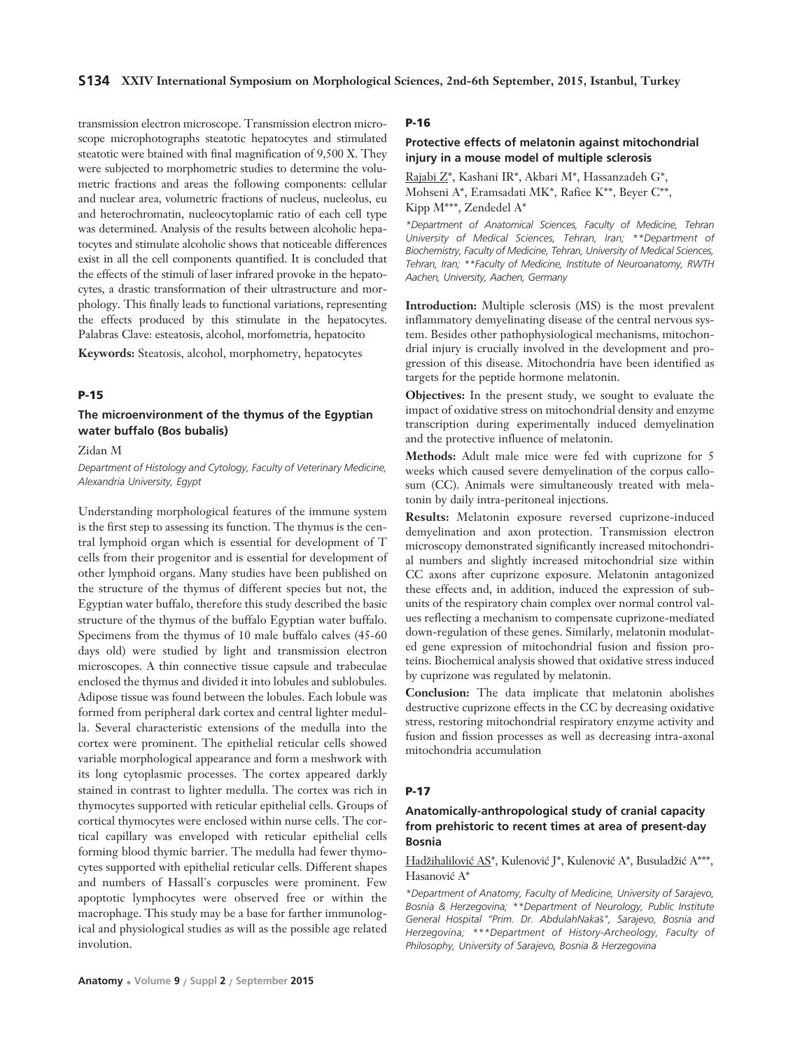transmission electron microscope. Transmission electron microscope microphotographs steatotic hepatocytes and stimulated steatotic were btained with final magnification of 9,500 X. They were subjected to morphometric studies to determine the volumetric fractions and areas the following components: cellular and nuclear area, volumetric fractions of nucleus, nucleolus, eu and heterochromatin, nucleocytoplamic ratio of each cell type was determined. Analysis of the results between alcoholic hepatocytes and stimulate alcoholic shows that noticeable differences exist in all the cell components quantified. It is concluded that the effects of the stimuli of laser infrared provoke in the hepatocytes, a drastic transformation of their ultrastructure and morphology. This finally leads to functional variations, representing the effects produced by this stimulate in the hepatocytes.
Palabras Clave: esteatosis, alcohol, morfometria, hepatocito

**Keywords:** Steatosis, alcohol, morphometry, hepatocytes

## P-15

### The microenvironment of the thymus of the Egyptian water buffalo (Bos bubalis)

Zidan M

*Department of Histology and Cytology, Faculty of Veterinary Medicine, Alexandria University, Egypt*

Understanding morphological features of the immune system is the first step to assessing its function. The thymus is the central lymphoid organ which is essential for development of T cells from their progenitor and is essential for development of other lymphoid organs. Many studies have been published on the structure of the thymus of different species but not, the Egyptian water buffalo, therefore this study described the basic structure of the thymus of the buffalo Egyptian water buffalo. Specimens from the thymus of 10 male buffalo calves (45-60 days old) were studied by light and transmission electron microscopes. A thin connective tissue capsule and trabeculae enclosed the thymus and divided it into lobules and sublobules. Adipose tissue was found between the lobules. Each lobule was formed from peripheral dark cortex and central lighter medulla. Several characteristic extensions of the medulla into the cortex were prominent. The epithelial reticular cells showed variable morphological appearance and form a meshwork with its long cytoplasmic processes. The cortex appeared darkly stained in contrast to lighter medulla. The cortex was rich in thymocytes supported with reticular epithelial cells. Groups of cortical thymocytes were enclosed within nurse cells. The cortical capillary was enveloped with reticular epithelial cells forming blood thymic barrier. The medulla had fewer thymocytes supported with epithelial reticular cells. Different shapes and numbers of Hassall's corpuscles were prominent. Few apoptotic lymphocytes were observed free or within the macrophage. This study may be a base for farther immunological and physiological studies as will as the possible age related involution.

## P-16

### Protective effects of melatonin against mitochondrial injury in a mouse model of multiple sclerosis

Rajabi Z*, Kashani IR*, Akbari M*, Hassanzadeh G*, Mohseni A*, Eramsadati MK*, Rafiee K**, Beyer C**, Kipp M***, Zendedel A*

*\*Department of Anatomical Sciences, Faculty of Medicine, Tehran University of Medical Sciences, Tehran, Iran; \*\*Department of Biochemistry, Faculty of Medicine, Tehran, University of Medical Sciences, Tehran, Iran; \*\*Faculty of Medicine, Institute of Neuroanatomy, RWTH Aachen, University, Aachen, Germany*

**Introduction:** Multiple sclerosis (MS) is the most prevalent inflammatory demyelinating disease of the central nervous system. Besides other pathophysiological mechanisms, mitochondrial injury is crucially involved in the development and progression of this disease. Mitochondria have been identified as targets for the peptide hormone melatonin.

**Objectives:** In the present study, we sought to evaluate the impact of oxidative stress on mitochondrial density and enzyme transcription during experimentally induced demyelination and the protective influence of melatonin.

**Methods:** Adult male mice were fed with cuprizone for 5 weeks which caused severe demyelination of the corpus callosum (CC). Animals were simultaneously treated with melatonin by daily intra-peritoneal injections.

**Results:** Melatonin exposure reversed cuprizone-induced demyelination and axon protection. Transmission electron microscopy demonstrated significantly increased mitochondrial numbers and slightly increased mitochondrial size within CC axons after cuprizone exposure. Melatonin antagonized these effects and, in addition, induced the expression of subunits of the respiratory chain complex over normal control values reflecting a mechanism to compensate cuprizone-mediated down-regulation of these genes. Similarly, melatonin modulated gene expression of mitochondrial fusion and fission proteins. Biochemical analysis showed that oxidative stress induced by cuprizone was regulated by melatonin.

**Conclusion:** The data implicate that melatonin abolishes destructive cuprizone effects in the CC by decreasing oxidative stress, restoring mitochondrial respiratory enzyme activity and fusion and fission processes as well as decreasing intra-axonal mitochondria accumulation

## P-17

### Anatomically-anthropological study of cranial capacity from prehistoric to recent times at area of present-day Bosnia

Hadžihalilović AS*, Kulenović J*, Kulenović A*, Busuladžić A***, Hasanović A*

*\*Department of Anatomy, Faculty of Medicine, University of Sarajevo, Bosnia & Herzegovina; \*\*Department of Neurology, Public Institute General Hospital "Prim. Dr. AbdulahNakaš", Sarajevo, Bosnia and Herzegovina; \*\*\*Department of History-Archeology, Faculty of Philosophy, University of Sarajevo, Bosnia & Herzegovina*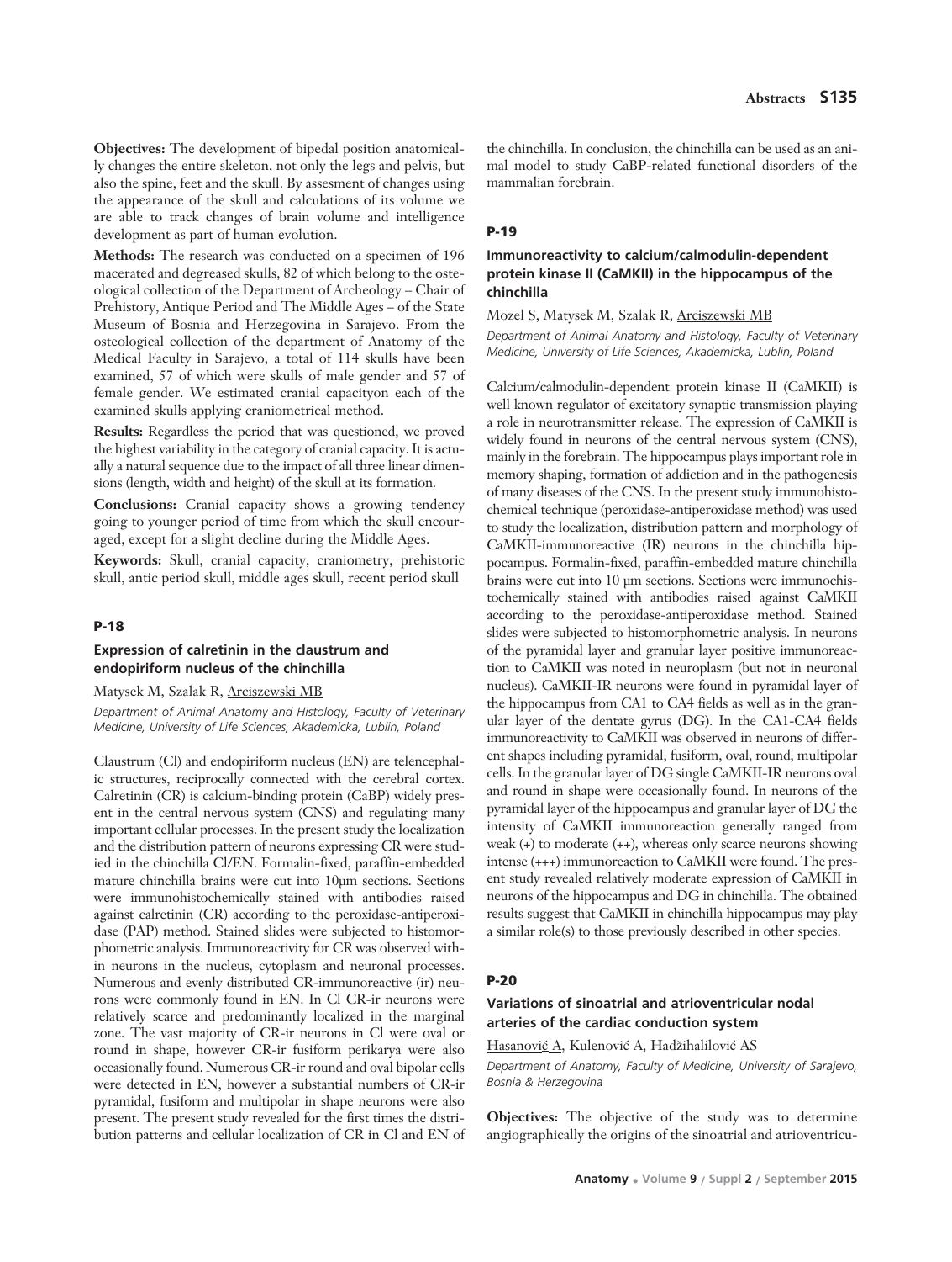**Objectives:** The development of bipedal position anatomically changes the entire skeleton, not only the legs and pelvis, but also the spine, feet and the skull. By assesment of changes using the appearance of the skull and calculations of its volume we are able to track changes of brain volume and intelligence development as part of human evolution.

**Methods:** The research was conducted on a specimen of 196 macerated and degreased skulls, 82 of which belong to the osteological collection of the Department of Archeology – Chair of Prehistory, Antique Period and The Middle Ages – of the State Museum of Bosnia and Herzegovina in Sarajevo. From the osteological collection of the department of Anatomy of the Medical Faculty in Sarajevo, a total of 114 skulls have been examined, 57 of which were skulls of male gender and 57 of female gender. We estimated cranial capacityon each of the examined skulls applying craniometrical method.

**Results:** Regardless the period that was questioned, we proved the highest variability in the category of cranial capacity. It is actually a natural sequence due to the impact of all three linear dimensions (length, width and height) of the skull at its formation.

**Conclusions:** Cranial capacity shows a growing tendency going to younger period of time from which the skull encouraged, except for a slight decline during the Middle Ages.

**Keywords:** Skull, cranial capacity, craniometry, prehistoric skull, antic period skull, middle ages skull, recent period skull

## P-18

### Expression of calretinin in the claustrum and endopiriform nucleus of the chinchilla

Matysek M, Szalak R, Arciszewski MB

*Department of Animal Anatomy and Histology, Faculty of Veterinary Medicine, University of Life Sciences, Akademicka, Lublin, Poland*

Claustrum (Cl) and endopiriform nucleus (EN) are telencephalic structures, reciprocally connected with the cerebral cortex. Calretinin (CR) is calcium-binding protein (CaBP) widely present in the central nervous system (CNS) and regulating many important cellular processes. In the present study the localization and the distribution pattern of neurons expressing CR were studied in the chinchilla Cl/EN. Formalin-fixed, paraffin-embedded mature chinchilla brains were cut into 10μm sections. Sections were immunohistochemically stained with antibodies raised against calretinin (CR) according to the peroxidase-antiperoxidase (PAP) method. Stained slides were subjected to histomorphometric analysis. Immunoreactivity for CR was observed within neurons in the nucleus, cytoplasm and neuronal processes. Numerous and evenly distributed CR-immunoreactive (ir) neurons were commonly found in EN. In Cl CR-ir neurons were relatively scarce and predominantly localized in the marginal zone. The vast majority of CR-ir neurons in Cl were oval or round in shape, however CR-ir fusiform perikarya were also occasionally found. Numerous CR-ir round and oval bipolar cells were detected in EN, however a substantial numbers of CR-ir pyramidal, fusiform and multipolar in shape neurons were also present. The present study revealed for the first times the distribution patterns and cellular localization of CR in Cl and EN of the chinchilla. In conclusion, the chinchilla can be used as an animal model to study CaBP-related functional disorders of the mammalian forebrain.

## P-19

### Immunoreactivity to calcium/calmodulin-dependent protein kinase II (CaMKII) in the hippocampus of the chinchilla

Mozel S, Matysek M, Szalak R, Arciszewski MB

*Department of Animal Anatomy and Histology, Faculty of Veterinary Medicine, University of Life Sciences, Akademicka, Lublin, Poland*

Calcium/calmodulin-dependent protein kinase II (CaMKII) is well known regulator of excitatory synaptic transmission playing a role in neurotransmitter release. The expression of CaMKII is widely found in neurons of the central nervous system (CNS), mainly in the forebrain. The hippocampus plays important role in memory shaping, formation of addiction and in the pathogenesis of many diseases of the CNS. In the present study immunohistochemical technique (peroxidase-antiperoxidase method) was used to study the localization, distribution pattern and morphology of CaMKII-immunoreactive (IR) neurons in the chinchilla hippocampus. Formalin-fixed, paraffin-embedded mature chinchilla brains were cut into 10 μm sections. Sections were immunochistochemically stained with antibodies raised against CaMKII according to the peroxidase-antiperoxidase method. Stained slides were subjected to histomorphometric analysis. In neurons of the pyramidal layer and granular layer positive immunoreaction to CaMKII was noted in neuroplasm (but not in neuronal nucleus). CaMKII-IR neurons were found in pyramidal layer of the hippocampus from CA1 to CA4 fields as well as in the granular layer of the dentate gyrus (DG). In the CA1-CA4 fields immunoreactivity to CaMKII was observed in neurons of different shapes including pyramidal, fusiform, oval, round, multipolar cells. In the granular layer of DG single CaMKII-IR neurons oval and round in shape were occasionally found. In neurons of the pyramidal layer of the hippocampus and granular layer of DG the intensity of CaMKII immunoreaction generally ranged from weak (+) to moderate (++), whereas only scarce neurons showing intense (+++) immunoreaction to CaMKII were found. The present study revealed relatively moderate expression of CaMKII in neurons of the hippocampus and DG in chinchilla. The obtained results suggest that CaMKII in chinchilla hippocampus may play a similar role(s) to those previously described in other species.

## P-20

### Variations of sinoatrial and atrioventricular nodal arteries of the cardiac conduction system

Hasanović A, Kulenović A, Hadžihalilović AS

*Department of Anatomy, Faculty of Medicine, University of Sarajevo, Bosnia & Herzegovina*

**Objectives:** The objective of the study was to determine angiographically the origins of the sinoatrial and atrioventricu-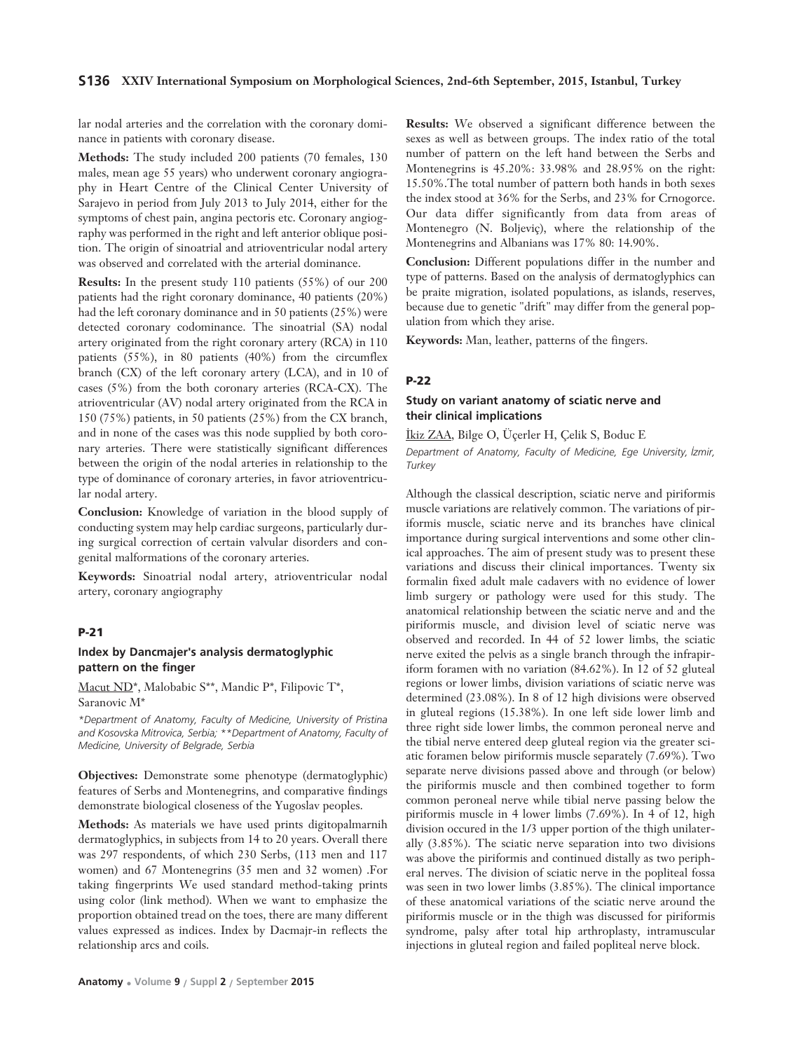lar nodal arteries and the correlation with the coronary dominance in patients with coronary disease.

**Methods:** The study included 200 patients (70 females, 130 males, mean age 55 years) who underwent coronary angiography in Heart Centre of the Clinical Center University of Sarajevo in period from July 2013 to July 2014, either for the symptoms of chest pain, angina pectoris etc. Coronary angiography was performed in the right and left anterior oblique position. The origin of sinoatrial and atrioventricular nodal artery was observed and correlated with the arterial dominance.

**Results:** In the present study 110 patients (55%) of our 200 patients had the right coronary dominance, 40 patients (20%) had the left coronary dominance and in 50 patients (25%) were detected coronary codominance. The sinoatrial (SA) nodal artery originated from the right coronary artery (RCA) in 110 patients (55%), in 80 patients (40%) from the circumflex branch (CX) of the left coronary artery (LCA), and in 10 of cases (5%) from the both coronary arteries (RCA-CX). The atrioventricular (AV) nodal artery originated from the RCA in 150 (75%) patients, in 50 patients (25%) from the CX branch, and in none of the cases was this node supplied by both coronary arteries. There were statistically significant differences between the origin of the nodal arteries in relationship to the type of dominance of coronary arteries, in favor atrioventricular nodal artery.

**Conclusion:** Knowledge of variation in the blood supply of conducting system may help cardiac surgeons, particularly during surgical correction of certain valvular disorders and congenital malformations of the coronary arteries.

**Keywords:** Sinoatrial nodal artery, atrioventricular nodal artery, coronary angiography

## P-21

### Index by Dancmajer's analysis dermatoglyphic pattern on the finger

Macut ND*, Malobabic S**, Mandic P*, Filipovic T*, Saranovic M*

*\*Department of Anatomy, Faculty of Medicine, University of Pristina and Kosovska Mitrovica, Serbia; \*\*Department of Anatomy, Faculty of Medicine, University of Belgrade, Serbia*

**Objectives:** Demonstrate some phenotype (dermatoglyphic) features of Serbs and Montenegrins, and comparative findings demonstrate biological closeness of the Yugoslav peoples.

**Methods:** As materials we have used prints digitopalmarnih dermatoglyphics, in subjects from 14 to 20 years. Overall there was 297 respondents, of which 230 Serbs, (113 men and 117 women) and 67 Montenegrins (35 men and 32 women) .For taking fingerprints We used standard method-taking prints using color (link method). When we want to emphasize the proportion obtained tread on the toes, there are many different values expressed as indices. Index by Dacmajr-in reflects the relationship arcs and coils.

**Results:** We observed a significant difference between the sexes as well as between groups. The index ratio of the total number of pattern on the left hand between the Serbs and Montenegrins is 45.20%: 33.98% and 28.95% on the right: 15.50%.The total number of pattern both hands in both sexes the index stood at 36% for the Serbs, and 23% for Crnogorce. Our data differ significantly from data from areas of Montenegro (N. Boljeviç), where the relationship of the Montenegrins and Albanians was 17% 80: 14.90%.

**Conclusion:** Different populations differ in the number and type of patterns. Based on the analysis of dermatoglyphics can be praite migration, isolated populations, as islands, reserves, because due to genetic "drift" may differ from the general population from which they arise.

**Keywords:** Man, leather, patterns of the fingers.

## P-22

### Study on variant anatomy of sciatic nerve and their clinical implications

İkiz ZAA, Bilge O, Üçerler H, Çelik S, Boduc E

*Department of Anatomy, Faculty of Medicine, Ege University, İzmir, Turkey*

Although the classical description, sciatic nerve and piriformis muscle variations are relatively common. The variations of piriformis muscle, sciatic nerve and its branches have clinical importance during surgical interventions and some other clinical approaches. The aim of present study was to present these variations and discuss their clinical importances. Twenty six formalin fixed adult male cadavers with no evidence of lower limb surgery or pathology were used for this study. The anatomical relationship between the sciatic nerve and and the piriformis muscle, and division level of sciatic nerve was observed and recorded. In 44 of 52 lower limbs, the sciatic nerve exited the pelvis as a single branch through the infrapiriform foramen with no variation (84.62%). In 12 of 52 gluteal regions or lower limbs, division variations of sciatic nerve was determined (23.08%). In 8 of 12 high divisions were observed in gluteal regions (15.38%). In one left side lower limb and three right side lower limbs, the common peroneal nerve and the tibial nerve entered deep gluteal region via the greater sciatic foramen below piriformis muscle separately (7.69%). Two separate nerve divisions passed above and through (or below) the piriformis muscle and then combined together to form common peroneal nerve while tibial nerve passing below the piriformis muscle in 4 lower limbs (7.69%). In 4 of 12, high division occured in the 1/3 upper portion of the thigh unilaterally (3.85%). The sciatic nerve separation into two divisions was above the piriformis and continued distally as two peripheral nerves. The division of sciatic nerve in the popliteal fossa was seen in two lower limbs (3.85%). The clinical importance of these anatomical variations of the sciatic nerve around the piriformis muscle or in the thigh was discussed for piriformis syndrome, palsy after total hip arthroplasty, intramuscular injections in gluteal region and failed popliteal nerve block.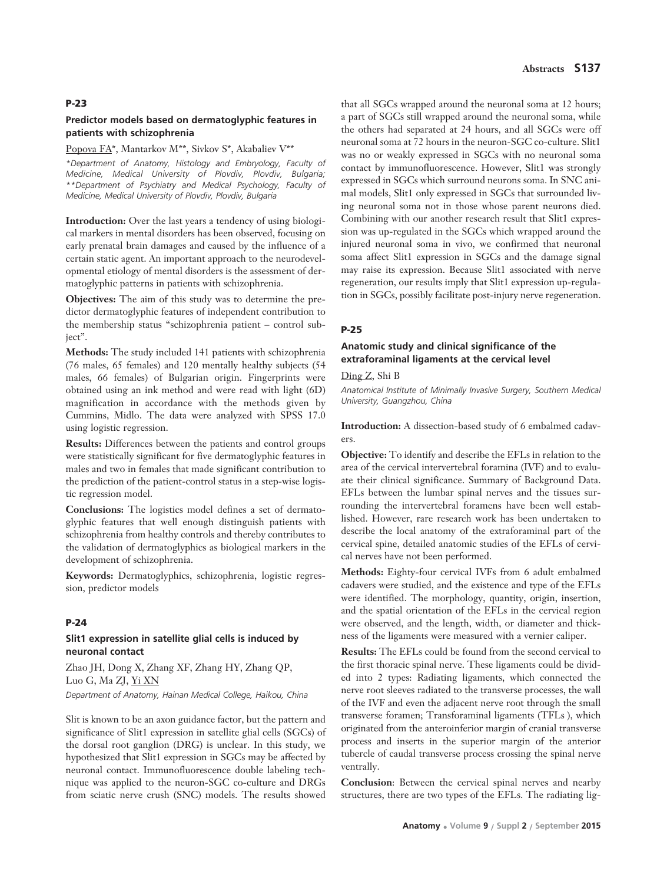## P-23

### Predictor models based on dermatoglyphic features in patients with schizophrenia

Popova FA*, Mantarkov M**, Sivkov S*, Akabaliev V**

*Department of Anatomy, Histology and Embryology, Faculty of Medicine, Medical University of Plovdiv, Plovdiv, Bulgaria; **Department of Psychiatry and Medical Psychology, Faculty of Medicine, Medical University of Plovdiv, Plovdiv, Bulgaria*

**Introduction:** Over the last years a tendency of using biological markers in mental disorders has been observed, focusing on early prenatal brain damages and caused by the influence of a certain static agent. An important approach to the neurodevelopmental etiology of mental disorders is the assessment of dermatoglyphic patterns in patients with schizophrenia.

**Objectives:** The aim of this study was to determine the predictor dermatoglyphic features of independent contribution to the membership status "schizophrenia patient – control subject".

**Methods:** The study included 141 patients with schizophrenia (76 males, 65 females) and 120 mentally healthy subjects (54 males, 66 females) of Bulgarian origin. Fingerprints were obtained using an ink method and were read with light (6D) magnification in accordance with the methods given by Cummins, Midlo. The data were analyzed with SPSS 17.0 using logistic regression.

**Results:** Differences between the patients and control groups were statistically significant for five dermatoglyphic features in males and two in females that made significant contribution to the prediction of the patient-control status in a step-wise logistic regression model.

**Conclusions:** The logistics model defines a set of dermatoglyphic features that well enough distinguish patients with schizophrenia from healthy controls and thereby contributes to the validation of dermatoglyphics as biological markers in the development of schizophrenia.

**Keywords:** Dermatoglyphics, schizophrenia, logistic regression, predictor models

## P-24

### Slit1 expression in satellite glial cells is induced by neuronal contact

Zhao JH, Dong X, Zhang XF, Zhang HY, Zhang QP, Luo G, Ma ZJ, Yi XN

*Department of Anatomy, Hainan Medical College, Haikou, China*

Slit is known to be an axon guidance factor, but the pattern and significance of Slit1 expression in satellite glial cells (SGCs) of the dorsal root ganglion (DRG) is unclear. In this study, we hypothesized that Slit1 expression in SGCs may be affected by neuronal contact. Immunofluorescence double labeling technique was applied to the neuron-SGC co-culture and DRGs from sciatic nerve crush (SNC) models. The results showed that all SGCs wrapped around the neuronal soma at 12 hours; a part of SGCs still wrapped around the neuronal soma, while the others had separated at 24 hours, and all SGCs were off neuronal soma at 72 hours in the neuron-SGC co-culture. Slit1 was no or weakly expressed in SGCs with no neuronal soma contact by immunofluorescence. However, Slit1 was strongly expressed in SGCs which surround neurons soma. In SNC animal models, Slit1 only expressed in SGCs that surrounded living neuronal soma not in those whose parent neurons died. Combining with our another research result that Slit1 expression was up-regulated in the SGCs which wrapped around the injured neuronal soma in vivo, we confirmed that neuronal soma affect Slit1 expression in SGCs and the damage signal may raise its expression. Because Slit1 associated with nerve regeneration, our results imply that Slit1 expression up-regulation in SGCs, possibly facilitate post-injury nerve regeneration.

## P-25

### Anatomic study and clinical significance of the extraforaminal ligaments at the cervical level

Ding Z, Shi B

*Anatomical Institute of Minimally Invasive Surgery, Southern Medical University, Guangzhou, China*

**Introduction:** A dissection-based study of 6 embalmed cadavers.

**Objective:** To identify and describe the EFLs in relation to the area of the cervical intervertebral foramina (IVF) and to evaluate their clinical significance. Summary of Background Data. EFLs between the lumbar spinal nerves and the tissues surrounding the intervertebral foramens have been well established. However, rare research work has been undertaken to describe the local anatomy of the extraforaminal part of the cervical spine, detailed anatomic studies of the EFLs of cervical nerves have not been performed.

**Methods:** Eighty-four cervical IVFs from 6 adult embalmed cadavers were studied, and the existence and type of the EFLs were identified. The morphology, quantity, origin, insertion, and the spatial orientation of the EFLs in the cervical region were observed, and the length, width, or diameter and thickness of the ligaments were measured with a vernier caliper.

**Results:** The EFLs could be found from the second cervical to the first thoracic spinal nerve. These ligaments could be divided into 2 types: Radiating ligaments, which connected the nerve root sleeves radiated to the transverse processes, the wall of the IVF and even the adjacent nerve root through the small transverse foramen; Transforaminal ligaments (TFLs ), which originated from the anteroinferior margin of cranial transverse process and inserts in the superior margin of the anterior tubercle of caudal transverse process crossing the spinal nerve ventrally.

**Conclusion**: Between the cervical spinal nerves and nearby structures, there are two types of the EFLs. The radiating lig-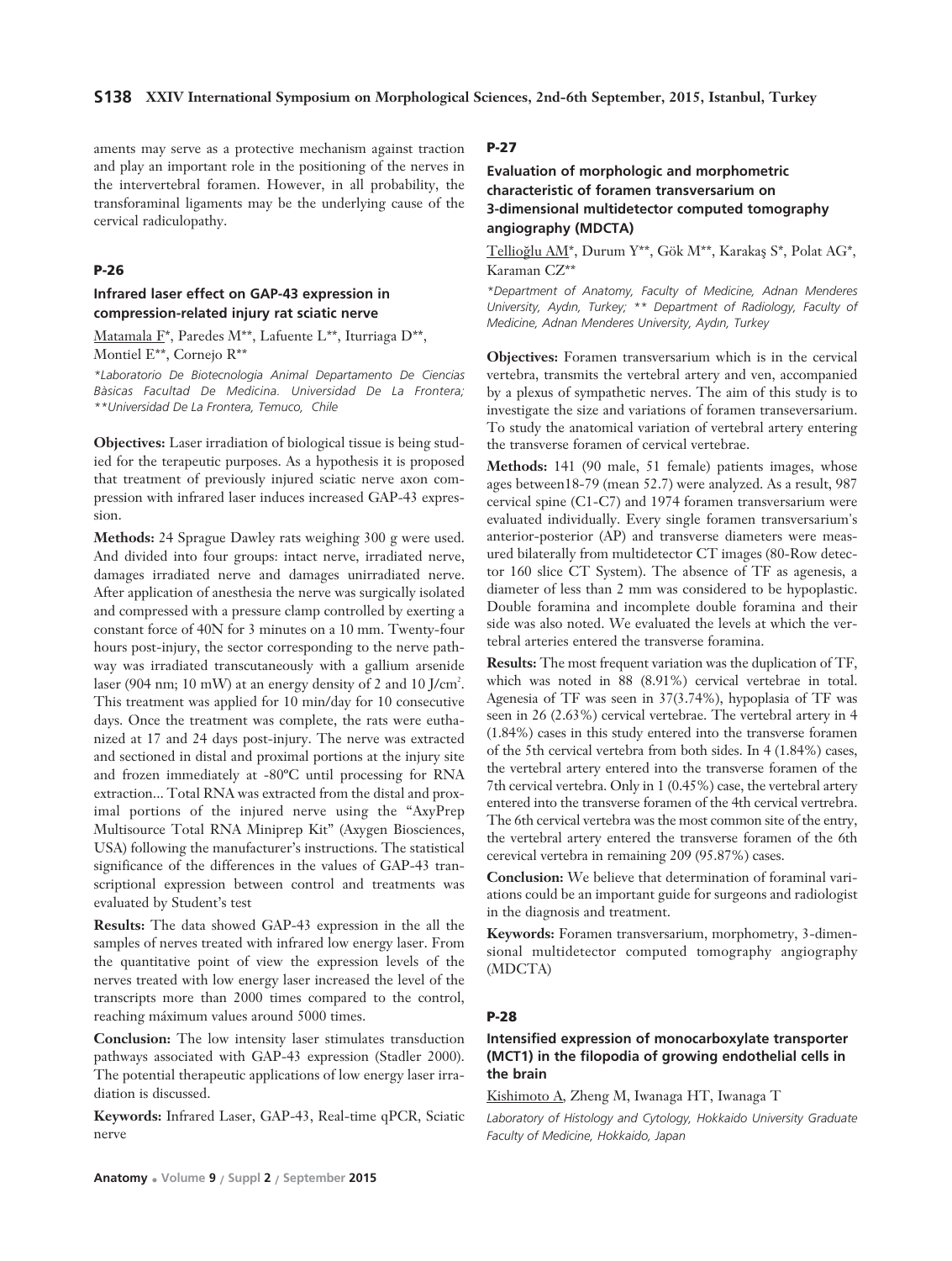aments may serve as a protective mechanism against traction and play an important role in the positioning of the nerves in the intervertebral foramen. However, in all probability, the transforaminal ligaments may be the underlying cause of the cervical radiculopathy.

## P-26

### Infrared laser effect on GAP-43 expression in compression-related injury rat sciatic nerve

Matamala F*, Paredes M**, Lafuente L**, Iturriaga D**, Montiel E**, Cornejo R**

*\*Laboratorio De Biotecnologia Animal Departamento De Ciencias Bàsicas Facultad De Medicina. Universidad De La Frontera; \*\*Universidad De La Frontera, Temuco, Chile*

**Objectives:** Laser irradiation of biological tissue is being studied for the terapeutic purposes. As a hypothesis it is proposed that treatment of previously injured sciatic nerve axon compression with infrared laser induces increased GAP-43 expression.

**Methods:** 24 Sprague Dawley rats weighing 300 g were used. And divided into four groups: intact nerve, irradiated nerve, damages irradiated nerve and damages unirradiated nerve. After application of anesthesia the nerve was surgically isolated and compressed with a pressure clamp controlled by exerting a constant force of 40N for 3 minutes on a 10 mm. Twenty-four hours post-injury, the sector corresponding to the nerve pathway was irradiated transcutaneously with a gallium arsenide laser (904 nm; 10 mW) at an energy density of 2 and 10 J/cm$^2$. This treatment was applied for 10 min/day for 10 consecutive days. Once the treatment was complete, the rats were euthanized at 17 and 24 days post-injury. The nerve was extracted and sectioned in distal and proximal portions at the injury site and frozen immediately at -80ºC until processing for RNA extraction... Total RNA was extracted from the distal and proximal portions of the injured nerve using the "AxyPrep Multisource Total RNA Miniprep Kit" (Axygen Biosciences, USA) following the manufacturer's instructions. The statistical significance of the differences in the values of GAP-43 transcriptional expression between control and treatments was evaluated by Student's test

**Results:** The data showed GAP-43 expression in the all the samples of nerves treated with infrared low energy laser. From the quantitative point of view the expression levels of the nerves treated with low energy laser increased the level of the transcripts more than 2000 times compared to the control, reaching máximum values around 5000 times.

**Conclusion:** The low intensity laser stimulates transduction pathways associated with GAP-43 expression (Stadler 2000). The potential therapeutic applications of low energy laser irradiation is discussed.

**Keywords:** Infrared Laser, GAP-43, Real-time qPCR, Sciatic nerve

## P-27

### Evaluation of morphologic and morphometric characteristic of foramen transversarium on 3-dimensional multidetector computed tomography angiography (MDCTA)

Tellioğlu AM*, Durum Y**, Gök M**, Karakaş S*, Polat AG*, Karaman CZ**

*\*Department of Anatomy, Faculty of Medicine, Adnan Menderes University, Aydın, Turkey; \*\* Department of Radiology, Faculty of Medicine, Adnan Menderes University, Aydın, Turkey*

**Objectives:** Foramen transversarium which is in the cervical vertebra, transmits the vertebral artery and ven, accompanied by a plexus of sympathetic nerves. The aim of this study is to investigate the size and variations of foramen transeversarium. To study the anatomical variation of vertebral artery entering the transverse foramen of cervical vertebrae.

**Methods:** 141 (90 male, 51 female) patients images, whose ages between18-79 (mean 52.7) were analyzed. As a result, 987 cervical spine (C1-C7) and 1974 foramen transversarium were evaluated individually. Every single foramen transversarium's anterior-posterior (AP) and transverse diameters were measured bilaterally from multidetector CT images (80-Row detector 160 slice CT System). The absence of TF as agenesis, a diameter of less than 2 mm was considered to be hypoplastic. Double foramina and incomplete double foramina and their side was also noted. We evaluated the levels at which the vertebral arteries entered the transverse foramina.

**Results:** The most frequent variation was the duplication of TF, which was noted in 88 (8.91%) cervical vertebrae in total. Agenesia of TF was seen in 37(3.74%), hypoplasia of TF was seen in 26 (2.63%) cervical vertebrae. The vertebral artery in 4 (1.84%) cases in this study entered into the transverse foramen of the 5th cervical vertebra from both sides. In 4 (1.84%) cases, the vertebral artery entered into the transverse foramen of the 7th cervical vertebra. Only in 1 (0.45%) case, the vertebral artery entered into the transverse foramen of the 4th cervical vertrebra. The 6th cervical vertebra was the most common site of the entry, the vertebral artery entered the transverse foramen of the 6th cerevical vertebra in remaining 209 (95.87%) cases.

**Conclusion:** We believe that determination of foraminal variations could be an important guide for surgeons and radiologist in the diagnosis and treatment.

**Keywords:** Foramen transversarium, morphometry, 3-dimensional multidetector computed tomography angiography (MDCTA)

## P-28

### Intensified expression of monocarboxylate transporter (MCT1) in the filopodia of growing endothelial cells in the brain

Kishimoto A, Zheng M, Iwanaga HT, Iwanaga T

*Laboratory of Histology and Cytology, Hokkaido University Graduate Faculty of Medicine, Hokkaido, Japan*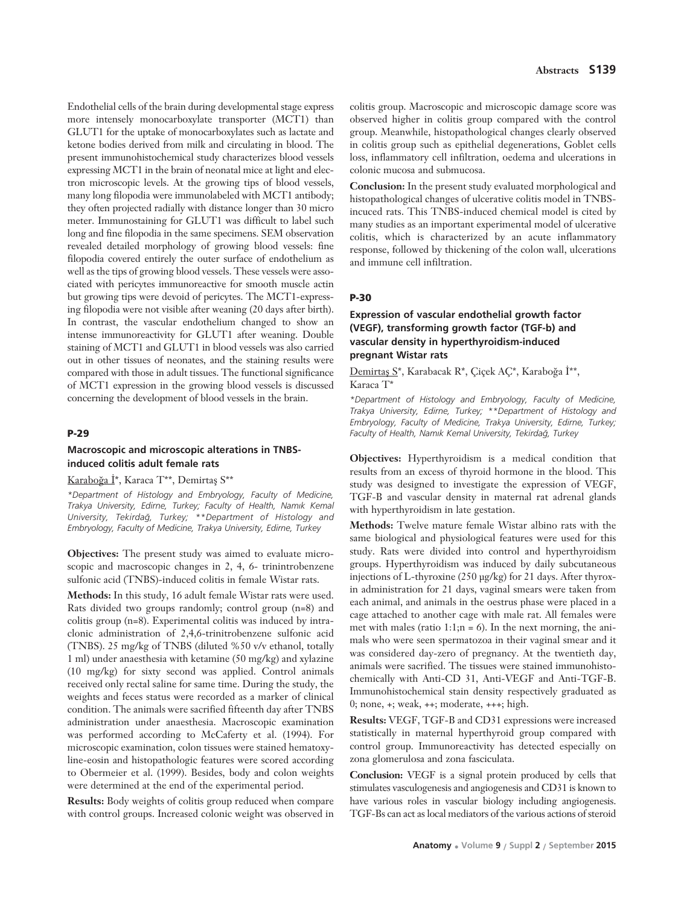Endothelial cells of the brain during developmental stage express more intensely monocarboxylate transporter (MCT1) than GLUT1 for the uptake of monocarboxylates such as lactate and ketone bodies derived from milk and circulating in blood. The present immunohistochemical study characterizes blood vessels expressing MCT1 in the brain of neonatal mice at light and electron microscopic levels. At the growing tips of blood vessels, many long filopodia were immunolabeled with MCT1 antibody; they often projected radially with distance longer than 30 micro meter. Immunostaining for GLUT1 was difficult to label such long and fine filopodia in the same specimens. SEM observation revealed detailed morphology of growing blood vessels: fine filopodia covered entirely the outer surface of endothelium as well as the tips of growing blood vessels. These vessels were associated with pericytes immunoreactive for smooth muscle actin but growing tips were devoid of pericytes. The MCT1-expressing filopodia were not visible after weaning (20 days after birth). In contrast, the vascular endothelium changed to show an intense immunoreactivity for GLUT1 after weaning. Double staining of MCT1 and GLUT1 in blood vessels was also carried out in other tissues of neonates, and the staining results were compared with those in adult tissues. The functional significance of MCT1 expression in the growing blood vessels is discussed concerning the development of blood vessels in the brain.

## P-29

### Macroscopic and microscopic alterations in TNBS-induced colitis adult female rats

Karaboğa İ*, Karaca T**, Demirtaş S**

*\*Department of Histology and Embryology, Faculty of Medicine, Trakya University, Edirne, Turkey; Faculty of Health, Namık Kemal University, Tekirdağ, Turkey; \*\*Department of Histology and Embryology, Faculty of Medicine, Trakya University, Edirne, Turkey*

**Objectives:** The present study was aimed to evaluate microscopic and macroscopic changes in 2, 4, 6- trinintrobenzene sulfonic acid (TNBS)-induced colitis in female Wistar rats.

**Methods:** In this study, 16 adult female Wistar rats were used. Rats divided two groups randomly; control group (n=8) and colitis group (n=8). Experimental colitis was induced by intraclonic administration of 2,4,6-trinitrobenzene sulfonic acid (TNBS). 25 mg/kg of TNBS (diluted %50 v/v ethanol, totally 1 ml) under anaesthesia with ketamine (50 mg/kg) and xylazine (10 mg/kg) for sixty second was applied. Control animals received only rectal saline for same time. During the study, the weights and feces status were recorded as a marker of clinical condition. The animals were sacrified fifteenth day after TNBS administration under anaesthesia. Macroscopic examination was performed according to McCaferty et al. (1994). For microscopic examination, colon tissues were stained hematoxyline-eosin and histopathologic features were scored according to Obermeier et al. (1999). Besides, body and colon weights were determined at the end of the experimental period.

**Results:** Body weights of colitis group reduced when compare with control groups. Increased colonic weight was observed in colitis group. Macroscopic and microscopic damage score was observed higher in colitis group compared with the control group. Meanwhile, histopathological changes clearly observed in colitis group such as epithelial degenerations, Goblet cells loss, inflammatory cell infiltration, oedema and ulcerations in colonic mucosa and submucosa.

**Conclusion:** In the present study evaluated morphological and histopathological changes of ulcerative colitis model in TNBS-incuced rats. This TNBS-induced chemical model is cited by many studies as an important experimental model of ulcerative colitis, which is characterized by an acute inflammatory response, followed by thickening of the colon wall, ulcerations and immune cell infiltration.

## P-30

### Expression of vascular endothelial growth factor (VEGF), transforming growth factor (TGF-b) and vascular density in hyperthyroidism-induced pregnant Wistar rats

Demirtaş S*, Karabacak R*, Çiçek AÇ*, Karaboğa İ**, Karaca T*

*\*Department of Histology and Embryology, Faculty of Medicine, Trakya University, Edirne, Turkey; \*\*Department of Histology and Embryology, Faculty of Medicine, Trakya University, Edirne, Turkey; Faculty of Health, Namık Kemal University, Tekirdağ, Turkey*

**Objectives:** Hyperthyroidism is a medical condition that results from an excess of thyroid hormone in the blood. This study was designed to investigate the expression of VEGF, TGF-B and vascular density in maternal rat adrenal glands with hyperthyroidism in late gestation.

**Methods:** Twelve mature female Wistar albino rats with the same biological and physiological features were used for this study. Rats were divided into control and hyperthyroidism groups. Hyperthyroidism was induced by daily subcutaneous injections of L-thyroxine (250 µg/kg) for 21 days. After thyroxin administration for 21 days, vaginal smears were taken from each animal, and animals in the oestrus phase were placed in a cage attached to another cage with male rat. All females were met with males (ratio 1:1;n = 6). In the next morning, the animals who were seen spermatozoa in their vaginal smear and it was considered day-zero of pregnancy. At the twentieth day, animals were sacrified. The tissues were stained immunohistochemically with Anti-CD 31, Anti-VEGF and Anti-TGF-B. Immunohistochemical stain density respectively graduated as 0; none, +; weak, ++; moderate, +++; high.

**Results:** VEGF, TGF-B and CD31 expressions were increased statistically in maternal hyperthyroid group compared with control group. Immunoreactivity has detected especially on zona glomerulosa and zona fasciculata.

**Conclusion:** VEGF is a signal protein produced by cells that stimulates vasculogenesis and angiogenesis and CD31 is known to have various roles in vascular biology including angiogenesis. TGF-Bs can act as local mediators of the various actions of steroid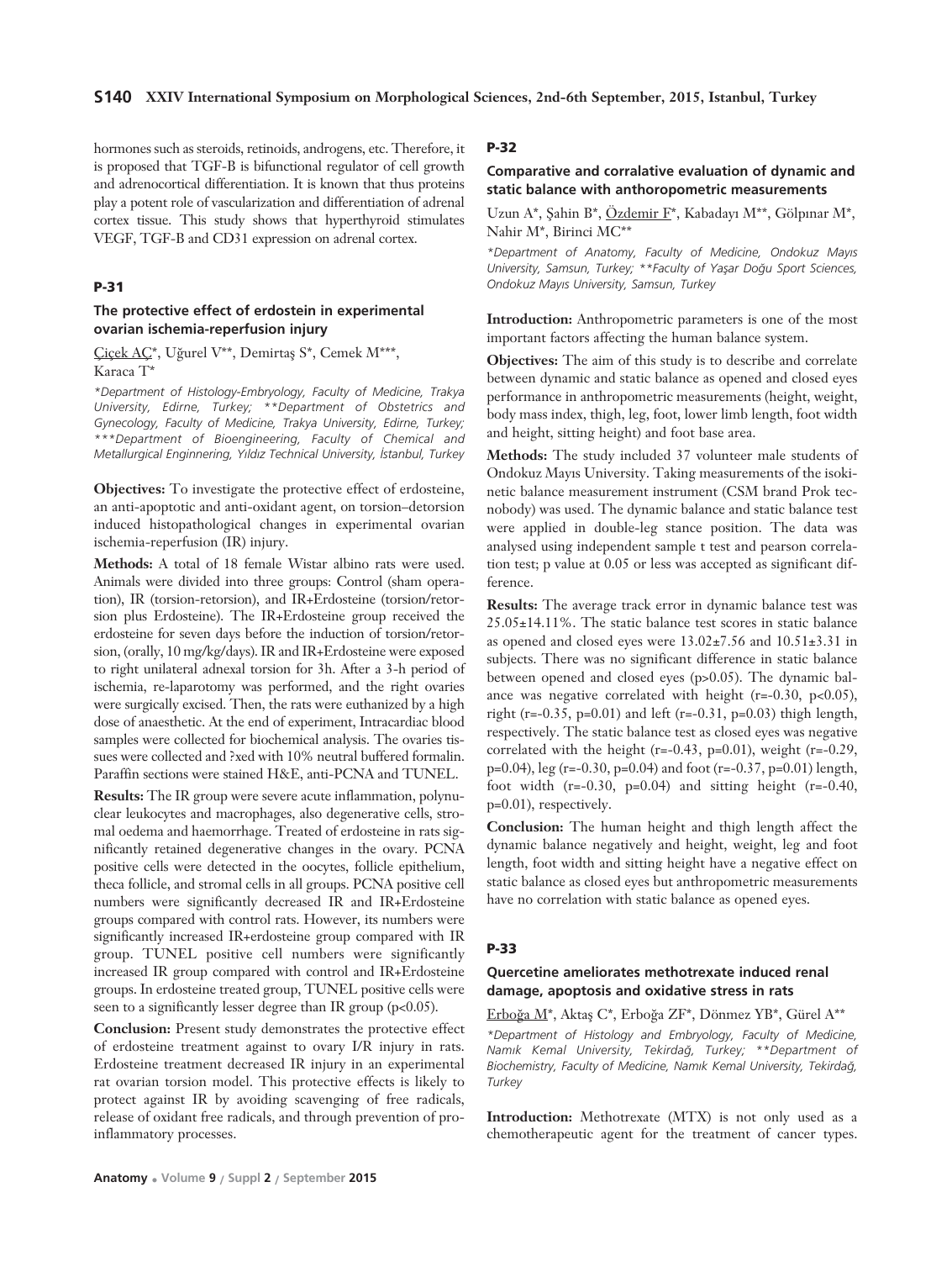hormones such as steroids, retinoids, androgens, etc. Therefore, it is proposed that TGF-B is bifunctional regulator of cell growth and adrenocortical differentiation. It is known that thus proteins play a potent role of vascularization and differentiation of adrenal cortex tissue. This study shows that hyperthyroid stimulates VEGF, TGF-B and CD31 expression on adrenal cortex.

## P-31

### The protective effect of erdostein in experimental ovarian ischemia-reperfusion injury

Çiçek AÇ*, Uğurel V**, Demirtaş S*, Cemek M***, Karaca T*

*\*Department of Histology-Embryology, Faculty of Medicine, Trakya University, Edirne, Turkey; \*\*Department of Obstetrics and Gynecology, Faculty of Medicine, Trakya University, Edirne, Turkey; \*\*\*Department of Bioengineering, Faculty of Chemical and Metallurgical Enginnering, Yıldız Technical University, İstanbul, Turkey*

**Objectives:** To investigate the protective effect of erdosteine, an anti-apoptotic and anti-oxidant agent, on torsion–detorsion induced histopathological changes in experimental ovarian ischemia-reperfusion (IR) injury.

**Methods:** A total of 18 female Wistar albino rats were used. Animals were divided into three groups: Control (sham operation), IR (torsion-retorsion), and IR+Erdosteine (torsion/retorsion plus Erdosteine). The IR+Erdosteine group received the erdosteine for seven days before the induction of torsion/retorsion, (orally, 10 mg/kg/days). IR and IR+Erdosteine were exposed to right unilateral adnexal torsion for 3h. After a 3-h period of ischemia, re-laparotomy was performed, and the right ovaries were surgically excised. Then, the rats were euthanized by a high dose of anaesthetic. At the end of experiment, Intracardiac blood samples were collected for biochemical analysis. The ovaries tissues were collected and ?xed with 10% neutral buffered formalin. Paraffin sections were stained H&E, anti-PCNA and TUNEL.

**Results:** The IR group were severe acute inflammation, polynuclear leukocytes and macrophages, also degenerative cells, stromal oedema and haemorrhage. Treated of erdosteine in rats significantly retained degenerative changes in the ovary. PCNA positive cells were detected in the oocytes, follicle epithelium, theca follicle, and stromal cells in all groups. PCNA positive cell numbers were significantly decreased IR and IR+Erdosteine groups compared with control rats. However, its numbers were significantly increased IR+erdosteine group compared with IR group. TUNEL positive cell numbers were significantly increased IR group compared with control and IR+Erdosteine groups. In erdosteine treated group, TUNEL positive cells were seen to a significantly lesser degree than IR group ($p<0.05$).

**Conclusion:** Present study demonstrates the protective effect of erdosteine treatment against to ovary I/R injury in rats. Erdosteine treatment decreased IR injury in an experimental rat ovarian torsion model. This protective effects is likely to protect against IR by avoiding scavenging of free radicals, release of oxidant free radicals, and through prevention of proinflammatory processes.

## P-32

### Comparative and corralative evaluation of dynamic and static balance with anthoropometric measurements

Uzun A*, Şahin B*, Özdemir F*, Kabadayı M**, Gölpınar M*, Nahir M*, Birinci MC**

*\*Department of Anatomy, Faculty of Medicine, Ondokuz Mayıs University, Samsun, Turkey; \*\*Faculty of Yaşar Doğu Sport Sciences, Ondokuz Mayıs University, Samsun, Turkey*

**Introduction:** Anthropometric parameters is one of the most important factors affecting the human balance system.

**Objectives:** The aim of this study is to describe and correlate between dynamic and static balance as opened and closed eyes performance in anthropometric measurements (height, weight, body mass index, thigh, leg, foot, lower limb length, foot width and height, sitting height) and foot base area.

**Methods:** The study included 37 volunteer male students of Ondokuz Mayıs University. Taking measurements of the isokinetic balance measurement instrument (CSM brand Prok tecnobody) was used. The dynamic balance and static balance test were applied in double-leg stance position. The data was analysed using independent sample t test and pearson correlation test; p value at 0.05 or less was accepted as significant difference.

**Results:** The average track error in dynamic balance test was 25.05±14.11%. The static balance test scores in static balance as opened and closed eyes were 13.02±7.56 and 10.51±3.31 in subjects. There was no significant difference in static balance between opened and closed eyes ($p>0.05$). The dynamic balance was negative correlated with height ($r=-0.30$, $p<0.05$), right ($r=-0.35$, $p=0.01$) and left ($r=-0.31$, $p=0.03$) thigh length, respectively. The static balance test as closed eyes was negative correlated with the height ($r=-0.43$, $p=0.01$), weight ($r=-0.29$, $p=0.04$), leg ($r=-0.30$, $p=0.04$) and foot ($r=-0.37$, $p=0.01$) length, foot width ($r=-0.30$, $p=0.04$) and sitting height ($r=-0.40$, $p=0.01$), respectively.

**Conclusion:** The human height and thigh length affect the dynamic balance negatively and height, weight, leg and foot length, foot width and sitting height have a negative effect on static balance as closed eyes but anthropometric measurements have no correlation with static balance as opened eyes.

## P-33

### Quercetine ameliorates methotrexate induced renal damage, apoptosis and oxidative stress in rats

Erboğa M*, Aktaş C*, Erboğa ZF*, Dönmez YB*, Gürel A**

*\*Department of Histology and Embryology, Faculty of Medicine, Namık Kemal University, Tekirdağ, Turkey; \*\*Department of Biochemistry, Faculty of Medicine, Namık Kemal University, Tekirdağ, Turkey*

**Introduction:** Methotrexate (MTX) is not only used as a chemotherapeutic agent for the treatment of cancer types.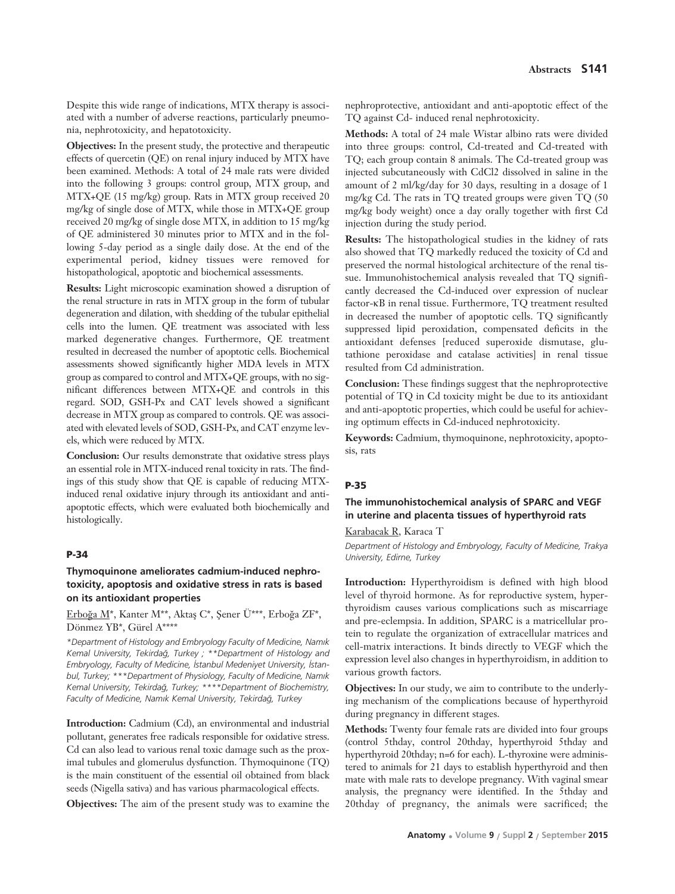Despite this wide range of indications, MTX therapy is associated with a number of adverse reactions, particularly pneumonia, nephrotoxicity, and hepatotoxicity.

**Objectives:** In the present study, the protective and therapeutic effects of quercetin (QE) on renal injury induced by MTX have been examined. Methods: A total of 24 male rats were divided into the following 3 groups: control group, MTX group, and MTX+QE (15 mg/kg) group. Rats in MTX group received 20 mg/kg of single dose of MTX, while those in MTX+QE group received 20 mg/kg of single dose MTX, in addition to 15 mg/kg of QE administered 30 minutes prior to MTX and in the following 5-day period as a single daily dose. At the end of the experimental period, kidney tissues were removed for histopathological, apoptotic and biochemical assessments.

**Results:** Light microscopic examination showed a disruption of the renal structure in rats in MTX group in the form of tubular degeneration and dilation, with shedding of the tubular epithelial cells into the lumen. QE treatment was associated with less marked degenerative changes. Furthermore, QE treatment resulted in decreased the number of apoptotic cells. Biochemical assessments showed significantly higher MDA levels in MTX group as compared to control and MTX+QE groups, with no significant differences between MTX+QE and controls in this regard. SOD, GSH-Px and CAT levels showed a significant decrease in MTX group as compared to controls. QE was associated with elevated levels of SOD, GSH-Px, and CAT enzyme levels, which were reduced by MTX.

**Conclusion:** Our results demonstrate that oxidative stress plays an essential role in MTX-induced renal toxicity in rats. The findings of this study show that QE is capable of reducing MTX-induced renal oxidative injury through its antioxidant and anti-apoptotic effects, which were evaluated both biochemically and histologically.

## P-34

### Thymoquinone ameliorates cadmium-induced nephrotoxicity, apoptosis and oxidative stress in rats is based on its antioxidant properties

Erboğa M*, Kanter M**, Aktaş C*, Şener Ü***, Erboğa ZF*, Dönmez YB*, Gürel A****

*\*Department of Histology and Embryology Faculty of Medicine, Namık Kemal University, Tekirdağ, Turkey ; \*\*Department of Histology and Embryology, Faculty of Medicine, İstanbul Medeniyet University, İstanbul, Turkey; \*\*\*Department of Physiology, Faculty of Medicine, Namık Kemal University, Tekirdağ, Turkey; \*\*\*\*Department of Biochemistry, Faculty of Medicine, Namık Kemal University, Tekirdağ, Turkey*

**Introduction:** Cadmium (Cd), an environmental and industrial pollutant, generates free radicals responsible for oxidative stress. Cd can also lead to various renal toxic damage such as the proximal tubules and glomerulus dysfunction. Thymoquinone (TQ) is the main constituent of the essential oil obtained from black seeds (Nigella sativa) and has various pharmacological effects.

**Objectives:** The aim of the present study was to examine the nephroprotective, antioxidant and anti-apoptotic effect of the TQ against Cd- induced renal nephrotoxicity.

**Methods:** A total of 24 male Wistar albino rats were divided into three groups: control, Cd-treated and Cd-treated with TQ; each group contain 8 animals. The Cd-treated group was injected subcutaneously with $CdCl_2$ dissolved in saline in the amount of 2 ml/kg/day for 30 days, resulting in a dosage of 1 mg/kg Cd. The rats in TQ treated groups were given TQ (50 mg/kg body weight) once a day orally together with first Cd injection during the study period.

**Results:** The histopathological studies in the kidney of rats also showed that TQ markedly reduced the toxicity of Cd and preserved the normal histological architecture of the renal tissue. Immunohistochemical analysis revealed that TQ significantly decreased the Cd-induced over expression of nuclear factor-κB in renal tissue. Furthermore, TQ treatment resulted in decreased the number of apoptotic cells. TQ significantly suppressed lipid peroxidation, compensated deficits in the antioxidant defenses [reduced superoxide dismutase, glutathione peroxidase and catalase activities] in renal tissue resulted from Cd administration.

**Conclusion:** These findings suggest that the nephroprotective potential of TQ in Cd toxicity might be due to its antioxidant and anti-apoptotic properties, which could be useful for achieving optimum effects in Cd-induced nephrotoxicity.

**Keywords:** Cadmium, thymoquinone, nephrotoxicity, apoptosis, rats

## P-35

### The immunohistochemical analysis of SPARC and VEGF in uterine and placenta tissues of hyperthyroid rats

Karabacak R, Karaca T

*Department of Histology and Embryology, Faculty of Medicine, Trakya University, Edirne, Turkey*

**Introduction:** Hyperthyroidism is defined with high blood level of thyroid hormone. As for reproductive system, hyperthyroidism causes various complications such as miscarriage and pre-eclempsia. In addition, SPARC is a matricellular protein to regulate the organization of extracellular matrices and cell-matrix interactions. It binds directly to VEGF which the expression level also changes in hyperthyroidism, in addition to various growth factors.

**Objectives:** In our study, we aim to contribute to the underlying mechanism of the complications because of hyperthyroid during pregnancy in different stages.

**Methods:** Twenty four female rats are divided into four groups (control 5thday, control 20thday, hyperthyroid 5thday and hyperthyroid 20thday; n=6 for each). L-thyroxine were administered to animals for 21 days to establish hyperthyroid and then mate with male rats to develope pregnancy. With vaginal smear analysis, the pregnancy were identified. In the 5thday and 20thday of pregnancy, the animals were sacrificed; the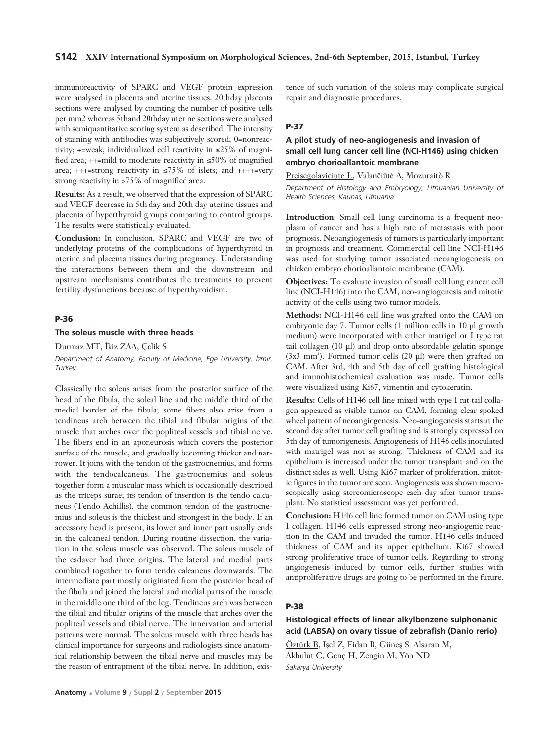immunoreactivity of SPARC and VEGF protein expression were analysed in placenta and uterine tissues. 20thday placenta sections were analysed by counting the number of positive cells per mm2 whereas 5thand 20thday uterine sections were analysed with semiquantitative scoring system as described. The intensity of staining with antibodies was subjectively scored; 0=nonreactivity; +=weak, individualized cell reactivity in ≤25% of magnified area; ++=mild to moderate reactivity in ≤50% of magnified area; +++=strong reactivity in ≤75% of islets; and ++++=very strong reactivity in >75% of magnified area.

**Results:** As a result, we observed that the expression of SPARC and VEGF decrease in 5th day and 20th day uterine tissues and placenta of hyperthyroid groups comparing to control groups. The results were statistically evaluated.

**Conclusion:** In conclusion, SPARC and VEGF are two of underlying proteins of the complications of hyperthyroid in uterine and placenta tissues during pregnancy. Understanding the interactions between them and the downstream and upstream mechanisms contributes the treatments to prevent fertility dysfunctions because of hyperthyroidism.

## P-36

### The soleus muscle with three heads

Durmaz MT, İkiz ZAA, Çelik S

*Department of Anatomy, Faculty of Medicine, Ege University, İzmir, Turkey*

Classically the soleus arises from the posterior surface of the head of the fibula, the soleal line and the middle third of the medial border of the fibula; some fibers also arise from a tendineus arch between the tibial and fibular origins of the muscle that arches over the popliteal vessels and tibial nerve. The fibers end in an aponeurosis which covers the posterior surface of the muscle, and gradually becoming thicker and narrower. It joins with the tendon of the gastrocnemius, and forms with the tendocalcaneus. The gastrocnemius and soleus together form a muscular mass which is occasionally described as the triceps surae; its tendon of insertion is the tendo calcaneus (Tendo Achillis), the common tendon of the gastrocnemius and soleus is the thickest and strongest in the body. If an accessory head is present, its lower and inner part usually ends in the calcaneal tendon. During routine dissection, the variation in the soleus muscle was observed. The soleus muscle of the cadaver had three origins. The lateral and medial parts combined together to form tendo calcaneus downwards. The intermediate part mostly originated from the posterior head of the fibula and joined the lateral and medial parts of the muscle in the middle one third of the leg. Tendineus arch was between the tibial and fibular origins of the muscle that arches over the popliteal vessels and tibial nerve. The innervation and arterial patterns were normal. The soleus muscle with three heads has clinical importance for surgeons and radiologists since anatomical relationship between the tibial nerve and muscles may be the reason of entrapment of the tibial nerve. In addition, existence of such variation of the soleus may complicate surgical repair and diagnostic procedures.

## P-37

### A pilot study of neo-angiogenesis and invasion of small cell lung cancer cell line (NCI-H146) using chicken embryo chorioallantoic membrane

Preisegolaviciute L, Valančiūtė A, Mozuraitò R

*Department of Histology and Embryology, Lithuanian University of Health Sciences, Kaunas, Lithuania*

**Introduction:** Small cell lung carcinoma is a frequent neoplasm of cancer and has a high rate of metastasis with poor prognosis. Neoangiogenesis of tumors is particularly important in prognosis and treatment. Commercial cell line NCI-H146 was used for studying tumor associated neoangiogenesis on chicken embryo chorioallantoic membrane (CAM).

**Objectives:** To evaluate invasion of small cell lung cancer cell line (NCI-H146) into the CAM, neo-angiogenesis and mitotic activity of the cells using two tumor models.

**Methods:** NCI-H146 cell line was grafted onto the CAM on embryonic day 7. Tumor cells (1 million cells in 10 µl growth medium) were incorporated with either matrigel or I type rat tail collagen (10 µl) and drop onto absorbable gelatin sponge (3x3 mm$^3$). Formed tumor cells (20 µl) were then grafted on CAM. After 3rd, 4th and 5th day of cell grafting histological and imunohistochemical evaluation was made. Tumor cells were visualized using Ki67, vimentin and cytokeratin.

**Results:** Cells of H146 cell line mixed with type I rat tail collagen appeared as visible tumor on CAM, forming clear spoked wheel pattern of neoangiogenesis. Neo-angiogenesis starts at the second day after tumor cell grafting and is strongly expressed on 5th day of tumorigenesis. Angiogenesis of H146 cells inoculated with matrigel was not as strong. Thickness of CAM and its epithelium is increased under the tumor transplant and on the distinct sides as well. Using Ki67 marker of proliferation, mitotic figures in the tumor are seen. Angiogenesis was shown macroscopically using stereomicroscope each day after tumor transplant. No statistical assessment was yet performed.

**Conclusion:** H146 cell line formed tumor on CAM using type I collagen. H146 cells expressed strong neo-angiogenic reaction in the CAM and invaded the tumor. H146 cells induced thickness of CAM and its upper epithelium. Ki67 showed strong proliferative trace of tumor cells. Regarding to strong angiogenesis induced by tumor cells, further studies with antiproliferative drugs are going to be performed in the future.

## P-38

### Histological effects of linear alkylbenzene sulphonanic acid (LABSA) on ovary tissue of zebrafish (Danio rerio)

Öztürk B, Işel Z, Fidan B, Güneş S, Alsaran M, Akbulut C, Genç H, Zengin M, Yön ND

*Sakarya University*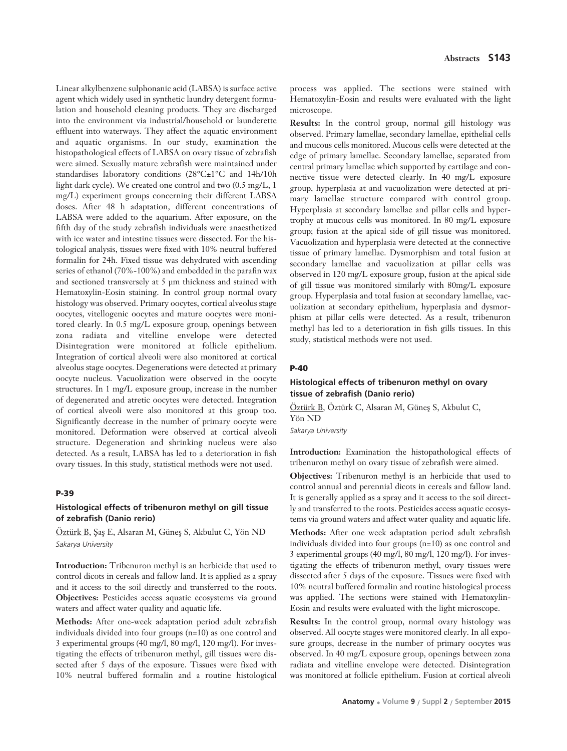Linear alkylbenzene sulphonanic acid (LABSA) is surface active agent which widely used in synthetic laundry detergent formulation and household cleaning products. They are discharged into the environment via industrial/household or launderette effluent into waterways. They affect the aquatic environment and aquatic organisms. In our study, examination the histopathological effects of LABSA on ovary tissue of zebrafish were aimed. Sexually mature zebrafish were maintained under standardises laboratory conditions (28°C±1°C and 14h/10h light dark cycle). We created one control and two (0.5 mg/L, 1 mg/L) experiment groups concerning their different LABSA doses. After 48 h adaptation, different concentrations of LABSA were added to the aquarium. After exposure, on the fifth day of the study zebrafish individuals were anaesthetized with ice water and intestine tissues were dissected. For the histological analysis, tissues were fixed with 10% neutral buffered formalin for 24h. Fixed tissue was dehydrated with ascending series of ethanol (70%-100%) and embedded in the parafin wax and sectioned transversely at 5 µm thickness and stained with Hematoxylin-Eosin staining. In control group normal ovary histology was observed. Primary oocytes, cortical alveolus stage oocytes, vitellogenic oocytes and mature oocytes were monitored clearly. In 0.5 mg/L exposure group, openings between zona radiata and vitelline envelope were detected Disintegration were monitored at follicle epithelium. Integration of cortical alveoli were also monitored at cortical alveolus stage oocytes. Degenerations were detected at primary oocyte nucleus. Vacuolization were observed in the oocyte structures. In 1 mg/L exposure group, increase in the number of degenerated and atretic oocytes were detected. Integration of cortical alveoli were also monitored at this group too. Significantly decrease in the number of primary oocyte were monitored. Deformation were observed at cortical alveoli structure. Degeneration and shrinking nucleus were also detected. As a result, LABSA has led to a deterioration in fish ovary tissues. In this study, statistical methods were not used.

## P-39

### Histological effects of tribenuron methyl on gill tissue of zebrafish (Danio rerio)

Öztürk B, Şaş E, Alsaran M, Güneş S, Akbulut C, Yön ND

*Sakarya University*

**Introduction:** Tribenuron methyl is an herbicide that used to control dicots in cereals and fallow land. It is applied as a spray and it access to the soil directly and transferred to the roots.

**Objectives:** Pesticides access aquatic ecosystems via ground waters and affect water quality and aquatic life.

**Methods:** After one-week adaptation period adult zebrafish individuals divided into four groups (n=10) as one control and 3 experimental groups (40 mg/l, 80 mg/l, 120 mg/l). For investigating the effects of tribenuron methyl, gill tissues were dissected after 5 days of the exposure. Tissues were fixed with 10% neutral buffered formalin and a routine histological process was applied. The sections were stained with Hematoxylin-Eosin and results were evaluated with the light microscope.

**Results:** In the control group, normal gill histology was observed. Primary lamellae, secondary lamellae, epithelial cells and mucous cells monitored. Mucous cells were detected at the edge of primary lamellae. Secondary lamellae, separated from central primary lamellae which supported by cartilage and connective tissue were detected clearly. In 40 mg/L exposure group, hyperplasia at and vacuolization were detected at primary lamellae structure compared with control group. Hyperplasia at secondary lamellae and pillar cells and hypertrophy at mucous cells was monitored. In 80 mg/L exposure group; fusion at the apical side of gill tissue was monitored. Vacuolization and hyperplasia were detected at the connective tissue of primary lamellae. Dysmorphism and total fusion at secondary lamellae and vacuolization at pillar cells was observed in 120 mg/L exposure group, fusion at the apical side of gill tissue was monitored similarly with 80mg/L exposure group. Hyperplasia and total fusion at secondary lamellae, vacuolization at secondary epithelium, hyperplasia and dysmorphism at pillar cells were detected. As a result, tribenuron methyl has led to a deterioration in fish gills tissues. In this study, statistical methods were not used.

## P-40

### Histological effects of tribenuron methyl on ovary tissue of zebrafish (Danio rerio)

Öztürk B, Öztürk C, Alsaran M, Güneş S, Akbulut C, Yön ND

*Sakarya University*

**Introduction:** Examination the histopathological effects of tribenuron methyl on ovary tissue of zebrafish were aimed.

**Objectives:** Tribenuron methyl is an herbicide that used to control annual and perennial dicots in cereals and fallow land. It is generally applied as a spray and it access to the soil directly and transferred to the roots. Pesticides access aquatic ecosystems via ground waters and affect water quality and aquatic life.

**Methods:** After one week adaptation period adult zebrafish individuals divided into four groups (n=10) as one control and 3 experimental groups (40 mg/l, 80 mg/l, 120 mg/l). For investigating the effects of tribenuron methyl, ovary tissues were dissected after 5 days of the exposure. Tissues were fixed with 10% neutral buffered formalin and routine histological process was applied. The sections were stained with Hematoxylin-Eosin and results were evaluated with the light microscope.

**Results:** In the control group, normal ovary histology was observed. All oocyte stages were monitored clearly. In all exposure groups, decrease in the number of primary oocytes was observed. In 40 mg/L exposure group, openings between zona radiata and vitelline envelope were detected. Disintegration was monitored at follicle epithelium. Fusion at cortical alveoli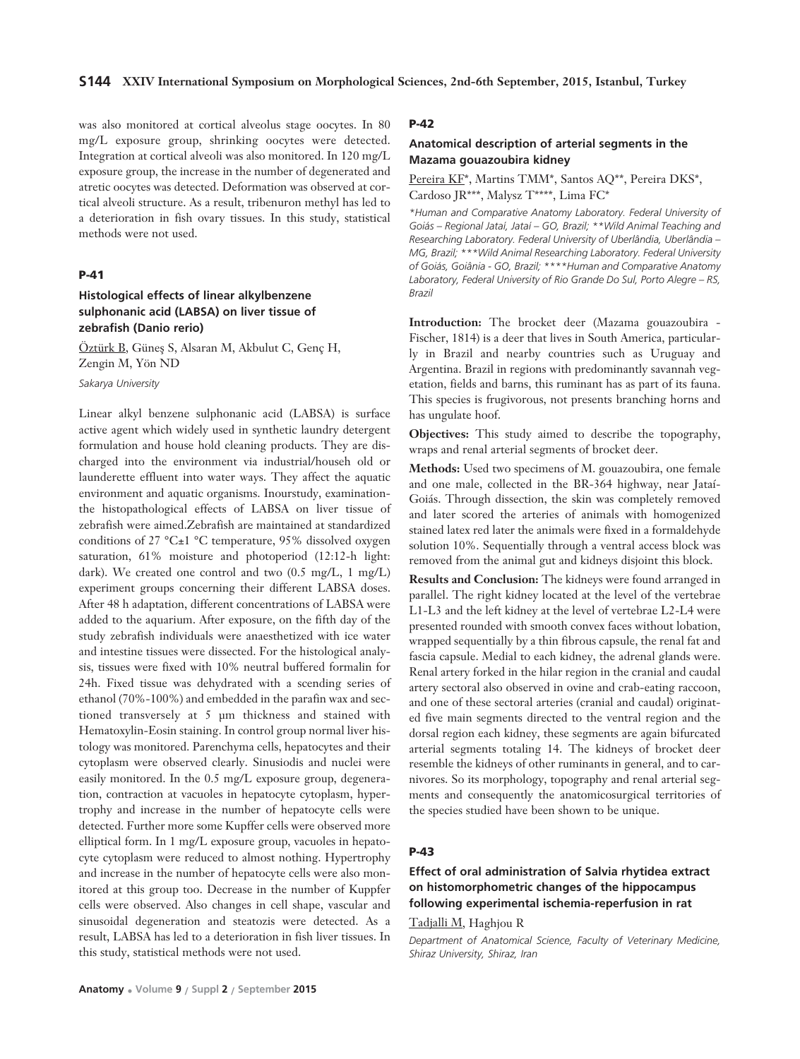was also monitored at cortical alveolus stage oocytes. In 80 mg/L exposure group, shrinking oocytes were detected. Integration at cortical alveoli was also monitored. In 120 mg/L exposure group, the increase in the number of degenerated and atretic oocytes was detected. Deformation was observed at cortical alveoli structure. As a result, tribenuron methyl has led to a deterioration in fish ovary tissues. In this study, statistical methods were not used.

## P-41

### Histological effects of linear alkylbenzene sulphonanic acid (LABSA) on liver tissue of zebrafish (Danio rerio)

Öztürk B, Güneş S, Alsaran M, Akbulut C, Genç H, Zengin M, Yön ND

*Sakarya University*

Linear alkyl benzene sulphonanic acid (LABSA) is surface active agent which widely used in synthetic laundry detergent formulation and house hold cleaning products. They are discharged into the environment via industrial/househ old or launderette effluent into water ways. They affect the aquatic environment and aquatic organisms. Inourstudy, examinationthe histopathological effects of LABSA on liver tissue of zebrafish were aimed.Zebrafish are maintained at standardized conditions of 27 °C±1 °C temperature, 95% dissolved oxygen saturation, 61% moisture and photoperiod (12:12-h light: dark). We created one control and two (0.5 mg/L, 1 mg/L) experiment groups concerning their different LABSA doses. After 48 h adaptation, different concentrations of LABSA were added to the aquarium. After exposure, on the fifth day of the study zebrafish individuals were anaesthetized with ice water and intestine tissues were dissected. For the histological analysis, tissues were fixed with 10% neutral buffered formalin for 24h. Fixed tissue was dehydrated with a scending series of ethanol (70%-100%) and embedded in the parafin wax and sectioned transversely at 5 µm thickness and stained with Hematoxylin-Eosin staining. In control group normal liver histology was monitored. Parenchyma cells, hepatocytes and their cytoplasm were observed clearly. Sinusiodis and nuclei were easily monitored. In the 0.5 mg/L exposure group, degeneration, contraction at vacuoles in hepatocyte cytoplasm, hypertrophy and increase in the number of hepatocyte cells were detected. Further more some Kupffer cells were observed more elliptical form. In 1 mg/L exposure group, vacuoles in hepatocyte cytoplasm were reduced to almost nothing. Hypertrophy and increase in the number of hepatocyte cells were also monitored at this group too. Decrease in the number of Kuppfer cells were observed. Also changes in cell shape, vascular and sinusoidal degeneration and steatozis were detected. As a result, LABSA has led to a deterioration in fish liver tissues. In this study, statistical methods were not used.

## P-42

### Anatomical description of arterial segments in the Mazama gouazoubira kidney

Pereira KF*, Martins TMM*, Santos AQ**, Pereira DKS*, Cardoso JR***, Malysz T****, Lima FC*

*\*Human and Comparative Anatomy Laboratory. Federal University of Goiás – Regional Jataí, Jataí – GO, Brazil; \*\*Wild Animal Teaching and Researching Laboratory. Federal University of Uberlândia, Uberlândia – MG, Brazil; \*\*\*Wild Animal Researching Laboratory. Federal University of Goiás, Goiânia - GO, Brazil; \*\*\*\*Human and Comparative Anatomy Laboratory, Federal University of Rio Grande Do Sul, Porto Alegre – RS, Brazil*

**Introduction:** The brocket deer (Mazama gouazoubira - Fischer, 1814) is a deer that lives in South America, particularly in Brazil and nearby countries such as Uruguay and Argentina. Brazil in regions with predominantly savannah vegetation, fields and barns, this ruminant has as part of its fauna. This species is frugivorous, not presents branching horns and has ungulate hoof.

**Objectives:** This study aimed to describe the topography, wraps and renal arterial segments of brocket deer.

**Methods:** Used two specimens of M. gouazoubira, one female and one male, collected in the BR-364 highway, near Jataí-Goiás. Through dissection, the skin was completely removed and later scored the arteries of animals with homogenized stained latex red later the animals were fixed in a formaldehyde solution 10%. Sequentially through a ventral access block was removed from the animal gut and kidneys disjoint this block.

**Results and Conclusion:** The kidneys were found arranged in parallel. The right kidney located at the level of the vertebrae L1-L3 and the left kidney at the level of vertebrae L2-L4 were presented rounded with smooth convex faces without lobation, wrapped sequentially by a thin fibrous capsule, the renal fat and fascia capsule. Medial to each kidney, the adrenal glands were. Renal artery forked in the hilar region in the cranial and caudal artery sectoral also observed in ovine and crab-eating raccoon, and one of these sectoral arteries (cranial and caudal) originated five main segments directed to the ventral region and the dorsal region each kidney, these segments are again bifurcated arterial segments totaling 14. The kidneys of brocket deer resemble the kidneys of other ruminants in general, and to carnivores. So its morphology, topography and renal arterial segments and consequently the anatomicosurgical territories of the species studied have been shown to be unique.

## P-43

### Effect of oral administration of Salvia rhytidea extract on histomorphometric changes of the hippocampus following experimental ischemia-reperfusion in rat

Tadjalli M, Haghjou R

*Department of Anatomical Science, Faculty of Veterinary Medicine, Shiraz University, Shiraz, Iran*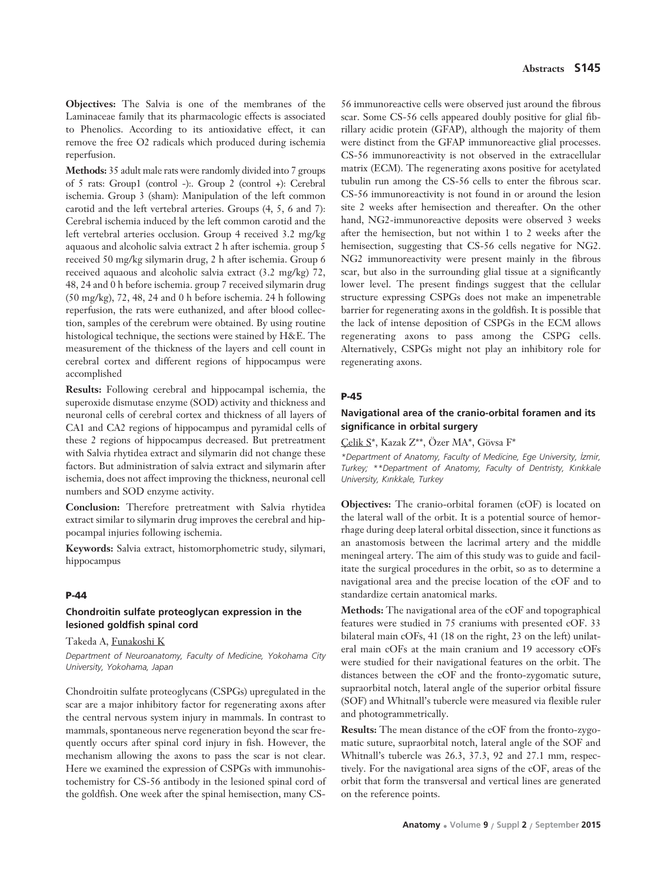**Objectives:** The Salvia is one of the membranes of the Laminaceae family that its pharmacologic effects is associated to Phenolics. According to its antioxidative effect, it can remove the free O2 radicals which produced during ischemia reperfusion.

**Methods:** 35 adult male rats were randomly divided into 7 groups of 5 rats: Group1 (control -):. Group 2 (control +): Cerebral ischemia. Group 3 (sham): Manipulation of the left common carotid and the left vertebral arteries. Groups (4, 5, 6 and 7): Cerebral ischemia induced by the left common carotid and the left vertebral arteries occlusion. Group 4 received 3.2 mg/kg aquaous and alcoholic salvia extract 2 h after ischemia. group 5 received 50 mg/kg silymarin drug, 2 h after ischemia. Group 6 received aquaous and alcoholic salvia extract (3.2 mg/kg) 72, 48, 24 and 0 h before ischemia. group 7 received silymarin drug (50 mg/kg), 72, 48, 24 and 0 h before ischemia. 24 h following reperfusion, the rats were euthanized, and after blood collection, samples of the cerebrum were obtained. By using routine histological technique, the sections were stained by H&E. The measurement of the thickness of the layers and cell count in cerebral cortex and different regions of hippocampus were accomplished

**Results:** Following cerebral and hippocampal ischemia, the superoxide dismutase enzyme (SOD) activity and thickness and neuronal cells of cerebral cortex and thickness of all layers of CA1 and CA2 regions of hippocampus and pyramidal cells of these 2 regions of hippocampus decreased. But pretreatment with Salvia rhytidea extract and silymarin did not change these factors. But administration of salvia extract and silymarin after ischemia, does not affect improving the thickness, neuronal cell numbers and SOD enzyme activity.

**Conclusion:** Therefore pretreatment with Salvia rhytidea extract similar to silymarin drug improves the cerebral and hippocampal injuries following ischemia.

**Keywords:** Salvia extract, histomorphometric study, silymari, hippocampus

## P-44

### Chondroitin sulfate proteoglycan expression in the lesioned goldfish spinal cord

Takeda A, Funakoshi K

*Department of Neuroanatomy, Faculty of Medicine, Yokohama City University, Yokohama, Japan*

Chondroitin sulfate proteoglycans (CSPGs) upregulated in the scar are a major inhibitory factor for regenerating axons after the central nervous system injury in mammals. In contrast to mammals, spontaneous nerve regeneration beyond the scar frequently occurs after spinal cord injury in fish. However, the mechanism allowing the axons to pass the scar is not clear. Here we examined the expression of CSPGs with immunohistochemistry for CS-56 antibody in the lesioned spinal cord of the goldfish. One week after the spinal hemisection, many CS-56 immunoreactive cells were observed just around the fibrous scar. Some CS-56 cells appeared doubly positive for glial fibrillary acidic protein (GFAP), although the majority of them were distinct from the GFAP immunoreactive glial processes. CS-56 immunoreactivity is not observed in the extracellular matrix (ECM). The regenerating axons positive for acetylated tubulin run among the CS-56 cells to enter the fibrous scar. CS-56 immunoreactivity is not found in or around the lesion site 2 weeks after hemisection and thereafter. On the other hand, NG2-immunoreactive deposits were observed 3 weeks after the hemisection, but not within 1 to 2 weeks after the hemisection, suggesting that CS-56 cells negative for NG2. NG2 immunoreactivity were present mainly in the fibrous scar, but also in the surrounding glial tissue at a significantly lower level. The present findings suggest that the cellular structure expressing CSPGs does not make an impenetrable barrier for regenerating axons in the goldfish. It is possible that the lack of intense deposition of CSPGs in the ECM allows regenerating axons to pass among the CSPG cells. Alternatively, CSPGs might not play an inhibitory role for regenerating axons.

## P-45

### Navigational area of the cranio-orbital foramen and its significance in orbital surgery

Çelik S*, Kazak Z**, Özer MA*, Gövsa F*

*\*Department of Anatomy, Faculty of Medicine, Ege University, İzmir, Turkey; \*\*Department of Anatomy, Faculty of Dentristy, Kırıkkale University, Kırıkkale, Turkey*

**Objectives:** The cranio-orbital foramen (cOF) is located on the lateral wall of the orbit. It is a potential source of hemorrhage during deep lateral orbital dissection, since it functions as an anastomosis between the lacrimal artery and the middle meningeal artery. The aim of this study was to guide and facilitate the surgical procedures in the orbit, so as to determine a navigational area and the precise location of the cOF and to standardize certain anatomical marks.

**Methods:** The navigational area of the cOF and topographical features were studied in 75 craniums with presented cOF. 33 bilateral main cOFs, 41 (18 on the right, 23 on the left) unilateral main cOFs at the main cranium and 19 accessory cOFs were studied for their navigational features on the orbit. The distances between the cOF and the fronto-zygomatic suture, supraorbital notch, lateral angle of the superior orbital fissure (SOF) and Whitnall's tubercle were measured via flexible ruler and photogrammetrically.

**Results:** The mean distance of the cOF from the fronto-zygomatic suture, supraorbital notch, lateral angle of the SOF and Whitnall's tubercle was 26.3, 37.3, 92 and 27.1 mm, respectively. For the navigational area signs of the cOF, areas of the orbit that form the transversal and vertical lines are generated on the reference points.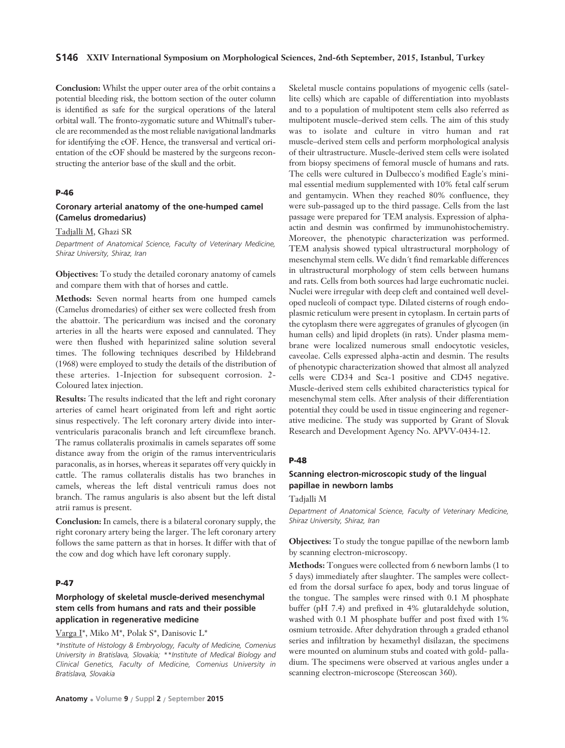**Conclusion:** Whilst the upper outer area of the orbit contains a potential bleeding risk, the bottom section of the outer column is identified as safe for the surgical operations of the lateral orbital wall. The fronto-zygomatic suture and Whitnall's tubercle are recommended as the most reliable navigational landmarks for identifying the cOF. Hence, the transversal and vertical orientation of the cOF should be mastered by the surgeons reconstructing the anterior base of the skull and the orbit.

### P-46

### Coronary arterial anatomy of the one-humped camel (Camelus dromedarius)

Tadjalli M, Ghazi SR

*Department of Anatomical Science, Faculty of Veterinary Medicine, Shiraz University, Shiraz, Iran*

**Objectives:** To study the detailed coronary anatomy of camels and compare them with that of horses and cattle.

**Methods:** Seven normal hearts from one humped camels (Camelus dromedaries) of either sex were collected fresh from the abattoir. The pericardium was incised and the coronary arteries in all the hearts were exposed and cannulated. They were then flushed with heparinized saline solution several times. The following techniques described by Hildebrand (1968) were employed to study the details of the distribution of these arteries. 1-Injection for subsequent corrosion. 2-Coloured latex injection.

**Results:** The results indicated that the left and right coronary arteries of camel heart originated from left and right aortic sinus respectively. The left coronary artery divide into interventricularis paraconalis branch and left circumflexe branch. The ramus collateralis proximalis in camels separates off some distance away from the origin of the ramus interventricularis paraconalis, as in horses, whereas it separates off very quickly in cattle. The ramus collateralis distalis has two branches in camels, whereas the left distal ventriculi ramus does not branch. The ramus angularis is also absent but the left distal atrii ramus is present.

**Conclusion:** In camels, there is a bilateral coronary supply, the right coronary artery being the larger. The left coronary artery follows the same pattern as that in horses. It differ with that of the cow and dog which have left coronary supply.

### P-47

### Morphology of skeletal muscle-derived mesenchymal stem cells from humans and rats and their possible application in regenerative medicine

Varga I*, Miko M*, Polak S*, Danisovic L*

*\*Institute of Histology & Embryology, Faculty of Medicine, Comenius University in Bratislava, Slovakia; \*\*Institute of Medical Biology and Clinical Genetics, Faculty of Medicine, Comenius University in Bratislava, Slovakia*

Skeletal muscle contains populations of myogenic cells (satellite cells) which are capable of differentiation into myoblasts and to a population of multipotent stem cells also referred as multipotent muscle–derived stem cells. The aim of this study was to isolate and culture in vitro human and rat muscle–derived stem cells and perform morphological analysis of their ultrastructure. Muscle-derived stem cells were isolated from biopsy specimens of femoral muscle of humans and rats. The cells were cultured in Dulbecco's modified Eagle's minimal essential medium supplemented with 10% fetal calf serum and gentamycin. When they reached 80% confluence, they were sub-passaged up to the third passage. Cells from the last passage were prepared for TEM analysis. Expression of alpha-actin and desmin was confirmed by immunohistochemistry. Moreover, the phenotypic characterization was performed. TEM analysis showed typical ultrastructural morphology of mesenchymal stem cells. We didn´t find remarkable differences in ultrastructural morphology of stem cells between humans and rats. Cells from both sources had large euchromatic nuclei. Nuclei were irregular with deep cleft and contained well developed nucleoli of compact type. Dilated cisterns of rough endoplasmic reticulum were present in cytoplasm. In certain parts of the cytoplasm there were aggregates of granules of glycogen (in human cells) and lipid droplets (in rats). Under plasma membrane were localized numerous small endocytotic vesicles, caveolae. Cells expressed alpha-actin and desmin. The results of phenotypic characterization showed that almost all analyzed cells were CD34 and Sca-1 positive and CD45 negative. Muscle-derived stem cells exhibited characteristics typical for mesenchymal stem cells. After analysis of their differentiation potential they could be used in tissue engineering and regenerative medicine. The study was supported by Grant of Slovak Research and Development Agency No. APVV-0434-12.

### P-48

### Scanning electron-microscopic study of the lingual papillae in newborn lambs

Tadjalli M

*Department of Anatomical Science, Faculty of Veterinary Medicine, Shiraz University, Shiraz, Iran*

**Objectives:** To study the tongue papillae of the newborn lamb by scanning electron-microscopy.

**Methods:** Tongues were collected from 6 newborn lambs (1 to 5 days) immediately after slaughter. The samples were collected from the dorsal surface fo apex, body and torus linguae of the tongue. The samples were rinsed with 0.1 M phosphate buffer (pH 7.4) and prefixed in 4% glutaraldehyde solution, washed with 0.1 M phosphate buffer and post fixed with 1% osmium tetroxide. After dehydration through a graded ethanol series and infiltration by hexamethyl disilazan, the specimens were mounted on aluminum stubs and coated with gold- palladium. The specimens were observed at various angles under a scanning electron-microscope (Stereoscan 360).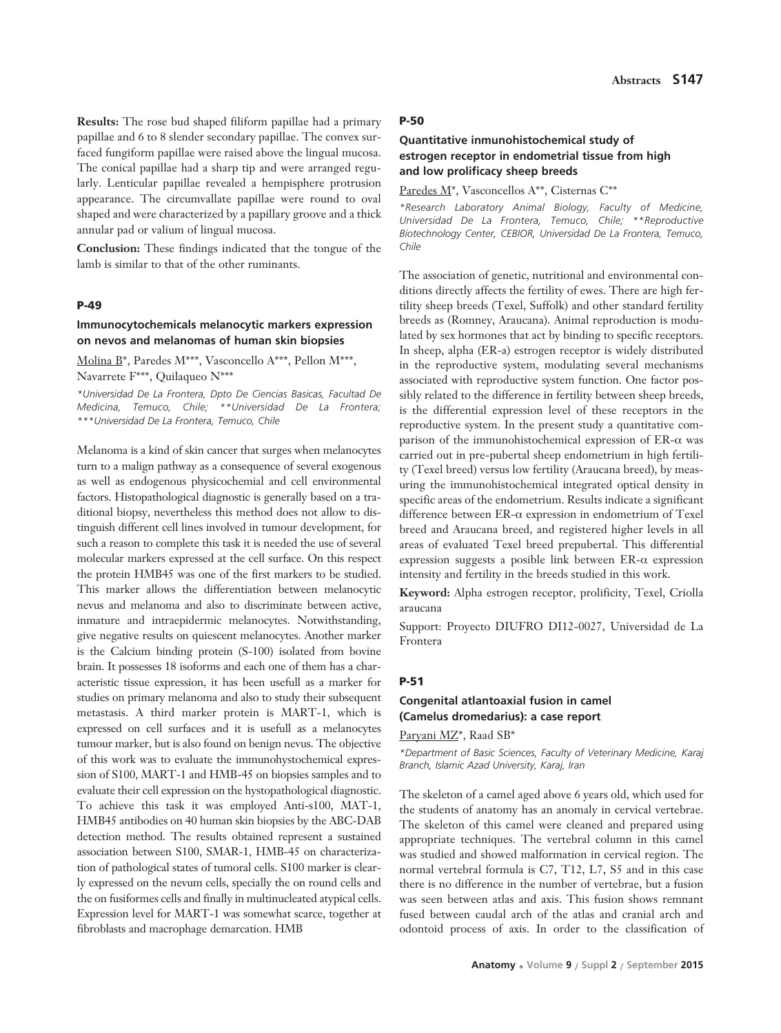**Results:** The rose bud shaped filiform papillae had a primary papillae and 6 to 8 slender secondary papillae. The convex surfaced fungiform papillae were raised above the lingual mucosa. The conical papillae had a sharp tip and were arranged regularly. Lenticular papillae revealed a hempisphere protrusion appearance. The circumvallate papillae were round to oval shaped and were characterized by a papillary groove and a thick annular pad or valium of lingual mucosa.

**Conclusion:** These findings indicated that the tongue of the lamb is similar to that of the other ruminants.

#### P-49

### Immunocytochemicals melanocytic markers expression on nevos and melanomas of human skin biopsies

Molina B*, Paredes M***, Vasconcello A***, Pellon M***, Navarrete F***, Quilaqueo N***

*\*Universidad De La Frontera, Dpto De Ciencias Basicas, Facultad De Medicina, Temuco, Chile; \*\*Universidad De La Frontera; \*\*\*Universidad De La Frontera, Temuco, Chile*

Melanoma is a kind of skin cancer that surges when melanocytes turn to a malign pathway as a consequence of several exogenous as well as endogenous physicochemial and cell environmental factors. Histopathological diagnostic is generally based on a traditional biopsy, nevertheless this method does not allow to distinguish different cell lines involved in tumour development, for such a reason to complete this task it is needed the use of several molecular markers expressed at the cell surface. On this respect the protein HMB45 was one of the first markers to be studied. This marker allows the differentiation between melanocytic nevus and melanoma and also to discriminate between active, inmature and intraepidermic melanocytes. Notwithstanding, give negative results on quiescent melanocytes. Another marker is the Calcium binding protein (S-100) isolated from bovine brain. It possesses 18 isoforms and each one of them has a characteristic tissue expression, it has been usefull as a marker for studies on primary melanoma and also to study their subsequent metastasis. A third marker protein is MART-1, which is expressed on cell surfaces and it is usefull as a melanocytes tumour marker, but is also found on benign nevus. The objective of this work was to evaluate the immunohystochemical expression of S100, MART-1 and HMB-45 on biopsies samples and to evaluate their cell expression on the hystopathological diagnostic. To achieve this task it was employed Anti-s100, MAT-1, HMB45 antibodies on 40 human skin biopsies by the ABC-DAB detection method. The results obtained represent a sustained association between S100, SMAR-1, HMB-45 on characterization of pathological states of tumoral cells. S100 marker is clearly expressed on the nevum cells, specially the on round cells and the on fusiformes cells and finally in multinucleated atypical cells. Expression level for MART-1 was somewhat scarce, together at fibroblasts and macrophage demarcation. HMB

#### P-50

### Quantitative inmunohistochemical study of estrogen receptor in endometrial tissue from high and low prolificacy sheep breeds

Paredes M*, Vasconcellos A**, Cisternas C**

*\*Research Laboratory Animal Biology, Faculty of Medicine, Universidad De La Frontera, Temuco, Chile; \*\*Reproductive Biotechnology Center, CEBIOR, Universidad De La Frontera, Temuco, Chile*

The association of genetic, nutritional and environmental conditions directly affects the fertility of ewes. There are high fertility sheep breeds (Texel, Suffolk) and other standard fertility breeds as (Romney, Araucana). Animal reproduction is modulated by sex hormones that act by binding to specific receptors. In sheep, alpha (ER-a) estrogen receptor is widely distributed in the reproductive system, modulating several mechanisms associated with reproductive system function. One factor possibly related to the difference in fertility between sheep breeds, is the differential expression level of these receptors in the reproductive system. In the present study a quantitative comparison of the immunohistochemical expression of ER-α was carried out in pre-pubertal sheep endometrium in high fertility (Texel breed) versus low fertility (Araucana breed), by measuring the immunohistochemical integrated optical density in specific areas of the endometrium. Results indicate a significant difference between ER-α expression in endometrium of Texel breed and Araucana breed, and registered higher levels in all areas of evaluated Texel breed prepubertal. This differential expression suggests a posible link between ER-α expression intensity and fertility in the breeds studied in this work.

**Keyword:** Alpha estrogen receptor, prolificity, Texel, Criolla araucana

Support: Proyecto DIUFRO DI12-0027, Universidad de La Frontera

#### P-51

### Congenital atlantoaxial fusion in camel (Camelus dromedarius): a case report

Paryani MZ*, Raad SB*

*\*Department of Basic Sciences, Faculty of Veterinary Medicine, Karaj Branch, Islamic Azad University, Karaj, Iran*

The skeleton of a camel aged above 6 years old, which used for the students of anatomy has an anomaly in cervical vertebrae. The skeleton of this camel were cleaned and prepared using appropriate techniques. The vertebral column in this camel was studied and showed malformation in cervical region. The normal vertebral formula is C7, T12, L7, S5 and in this case there is no difference in the number of vertebrae, but a fusion was seen between atlas and axis. This fusion shows remnant fused between caudal arch of the atlas and cranial arch and odontoid process of axis. In order to the classification of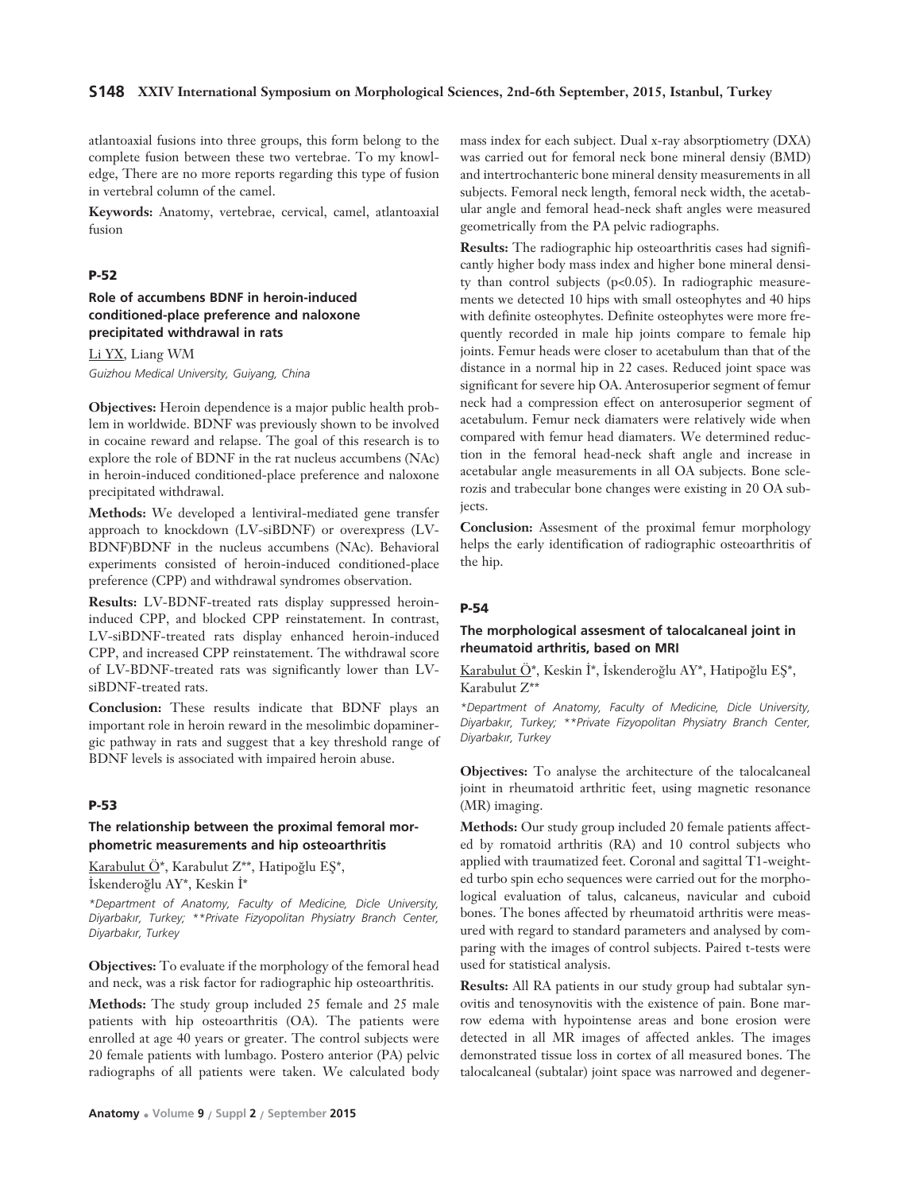atlantoaxial fusions into three groups, this form belong to the complete fusion between these two vertebrae. To my knowledge, There are no more reports regarding this type of fusion in vertebral column of the camel.

**Keywords:** Anatomy, vertebrae, cervical, camel, atlantoaxial fusion

### P-52

#### Role of accumbens BDNF in heroin-induced conditioned-place preference and naloxone precipitated withdrawal in rats

Li YX, Liang WM

*Guizhou Medical University, Guiyang, China*

**Objectives:** Heroin dependence is a major public health problem in worldwide. BDNF was previously shown to be involved in cocaine reward and relapse. The goal of this research is to explore the role of BDNF in the rat nucleus accumbens (NAc) in heroin-induced conditioned-place preference and naloxone precipitated withdrawal.

**Methods:** We developed a lentiviral-mediated gene transfer approach to knockdown (LV-siBDNF) or overexpress (LV-BDNF)BDNF in the nucleus accumbens (NAc). Behavioral experiments consisted of heroin-induced conditioned-place preference (CPP) and withdrawal syndromes observation.

**Results:** LV-BDNF-treated rats display suppressed heroin-induced CPP, and blocked CPP reinstatement. In contrast, LV-siBDNF-treated rats display enhanced heroin-induced CPP, and increased CPP reinstatement. The withdrawal score of LV-BDNF-treated rats was significantly lower than LV-siBDNF-treated rats.

**Conclusion:** These results indicate that BDNF plays an important role in heroin reward in the mesolimbic dopaminergic pathway in rats and suggest that a key threshold range of BDNF levels is associated with impaired heroin abuse.

### P-53

#### The relationship between the proximal femoral morphometric measurements and hip osteoarthritis

Karabulut Ö*, Karabulut Z**, Hatipoğlu EŞ*, İskenderoğlu AY*, Keskin İ*

*\*Department of Anatomy, Faculty of Medicine, Dicle University, Diyarbakır, Turkey; \*\*Private Fizyopolitan Physiatry Branch Center, Diyarbakır, Turkey*

**Objectives:** To evaluate if the morphology of the femoral head and neck, was a risk factor for radiographic hip osteoarthritis.

**Methods:** The study group included 25 female and 25 male patients with hip osteoarthritis (OA). The patients were enrolled at age 40 years or greater. The control subjects were 20 female patients with lumbago. Postero anterior (PA) pelvic radiographs of all patients were taken. We calculated body mass index for each subject. Dual x-ray absorptiometry (DXA) was carried out for femoral neck bone mineral densiy (BMD) and intertrochanteric bone mineral density measurements in all subjects. Femoral neck length, femoral neck width, the acetabular angle and femoral head-neck shaft angles were measured geometrically from the PA pelvic radiographs.

**Results:** The radiographic hip osteoarthritis cases had significantly higher body mass index and higher bone mineral density than control subjects ($p<0.05$). In radiographic measurements we detected 10 hips with small osteophytes and 40 hips with definite osteophytes. Definite osteophytes were more frequently recorded in male hip joints compare to female hip joints. Femur heads were closer to acetabulum than that of the distance in a normal hip in 22 cases. Reduced joint space was significant for severe hip OA. Anterosuperior segment of femur neck had a compression effect on anterosuperior segment of acetabulum. Femur neck diamaters were relatively wide when compared with femur head diamaters. We determined reduction in the femoral head-neck shaft angle and increase in acetabular angle measurements in all OA subjects. Bone sclerozis and trabecular bone changes were existing in 20 OA subjects.

**Conclusion:** Assesment of the proximal femur morphology helps the early identification of radiographic osteoarthritis of the hip.

### P-54

#### The morphological assesment of talocalcaneal joint in rheumatoid arthritis, based on MRI

Karabulut Ö*, Keskin İ*, İskenderoğlu AY*, Hatipoğlu EŞ*, Karabulut Z**

*\*Department of Anatomy, Faculty of Medicine, Dicle University, Diyarbakır, Turkey; \*\*Private Fizyopolitan Physiatry Branch Center, Diyarbakır, Turkey*

**Objectives:** To analyse the architecture of the talocalcaneal joint in rheumatoid arthritic feet, using magnetic resonance (MR) imaging.

**Methods:** Our study group included 20 female patients affected by romatoid arthritis (RA) and 10 control subjects who applied with traumatized feet. Coronal and sagittal T1-weighted turbo spin echo sequences were carried out for the morphological evaluation of talus, calcaneus, navicular and cuboid bones. The bones affected by rheumatoid arthritis were measured with regard to standard parameters and analysed by comparing with the images of control subjects. Paired t-tests were used for statistical analysis.

**Results:** All RA patients in our study group had subtalar synovitis and tenosynovitis with the existence of pain. Bone marrow edema with hypointense areas and bone erosion were detected in all MR images of affected ankles. The images demonstrated tissue loss in cortex of all measured bones. The talocalcaneal (subtalar) joint space was narrowed and degener-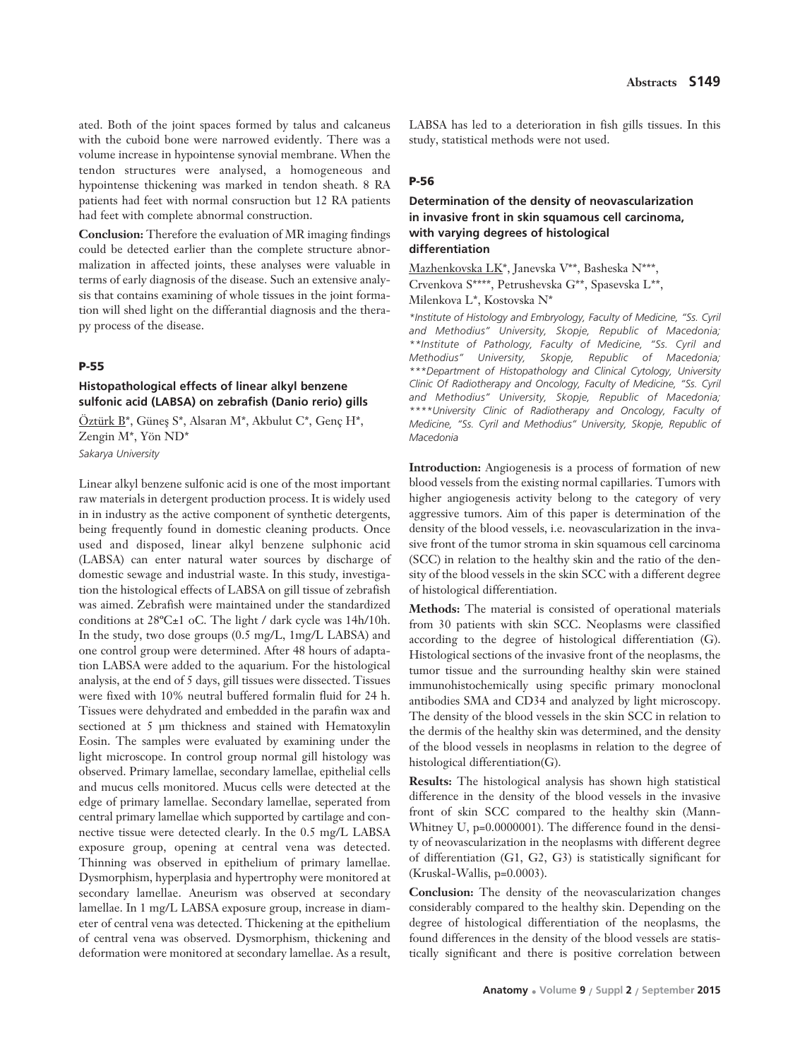ated. Both of the joint spaces formed by talus and calcaneus with the cuboid bone were narrowed evidently. There was a volume increase in hypointense synovial membrane. When the tendon structures were analysed, a homogeneous and hypointense thickening was marked in tendon sheath. 8 RA patients had feet with normal consruction but 12 RA patients had feet with complete abnormal construction.

**Conclusion:** Therefore the evaluation of MR imaging findings could be detected earlier than the complete structure abnormalization in affected joints, these analyses were valuable in terms of early diagnosis of the disease. Such an extensive analysis that contains examining of whole tissues in the joint formation will shed light on the differantial diagnosis and the therapy process of the disease.

## P-55

### Histopathological effects of linear alkyl benzene sulfonic acid (LABSA) on zebrafish (Danio rerio) gills

Öztürk B*, Güneş S*, Alsaran M*, Akbulut C*, Genç H*, Zengin M*, Yön ND*

*Sakarya University*

Linear alkyl benzene sulfonic acid is one of the most important raw materials in detergent production process. It is widely used in in industry as the active component of synthetic detergents, being frequently found in domestic cleaning products. Once used and disposed, linear alkyl benzene sulphonic acid (LABSA) can enter natural water sources by discharge of domestic sewage and industrial waste. In this study, investigation the histological effects of LABSA on gill tissue of zebrafish was aimed. Zebrafish were maintained under the standardized conditions at 28ºC±1 oC. The light / dark cycle was 14h/10h. In the study, two dose groups (0.5 mg/L, 1mg/L LABSA) and one control group were determined. After 48 hours of adaptation LABSA were added to the aquarium. For the histological analysis, at the end of 5 days, gill tissues were dissected. Tissues were fixed with 10% neutral buffered formalin fluid for 24 h. Tissues were dehydrated and embedded in the parafin wax and sectioned at 5 µm thickness and stained with Hematoxylin Eosin. The samples were evaluated by examining under the light microscope. In control group normal gill histology was observed. Primary lamellae, secondary lamellae, epithelial cells and mucus cells monitored. Mucus cells were detected at the edge of primary lamellae. Secondary lamellae, seperated from central primary lamellae which supported by cartilage and connective tissue were detected clearly. In the 0.5 mg/L LABSA exposure group, opening at central vena was detected. Thinning was observed in epithelium of primary lamellae. Dysmorphism, hyperplasia and hypertrophy were monitored at secondary lamellae. Aneurism was observed at secondary lamellae. In 1 mg/L LABSA exposure group, increase in diameter of central vena was detected. Thickening at the epithelium of central vena was observed. Dysmorphism, thickening and deformation were monitored at secondary lamellae. As a result, LABSA has led to a deterioration in fish gills tissues. In this study, statistical methods were not used.

## P-56

### Determination of the density of neovascularization in invasive front in skin squamous cell carcinoma, with varying degrees of histological differentiation

Mazhenkovska LK*, Janevska V**, Basheska N***, Crvenkova S****, Petrushevska G**, Spasevska L**, Milenkova L*, Kostovska N*

*\*Institute of Histology and Embryology, Faculty of Medicine, "Ss. Cyril and Methodius" University, Skopje, Republic of Macedonia; \*\*Institute of Pathology, Faculty of Medicine, "Ss. Cyril and Methodius" University, Skopje, Republic of Macedonia; \*\*\*Department of Histopathology and Clinical Cytology, University Clinic Of Radiotherapy and Oncology, Faculty of Medicine, "Ss. Cyril and Methodius" University, Skopje, Republic of Macedonia; \*\*\*\*University Clinic of Radiotherapy and Oncology, Faculty of Medicine, "Ss. Cyril and Methodius" University, Skopje, Republic of Macedonia*

**Introduction:** Angiogenesis is a process of formation of new blood vessels from the existing normal capillaries. Tumors with higher angiogenesis activity belong to the category of very aggressive tumors. Aim of this paper is determination of the density of the blood vessels, i.e. neovascularization in the invasive front of the tumor stroma in skin squamous cell carcinoma (SCC) in relation to the healthy skin and the ratio of the density of the blood vessels in the skin SCC with a different degree of histological differentiation.

**Methods:** The material is consisted of operational materials from 30 patients with skin SCC. Neoplasms were classified according to the degree of histological differentiation (G). Histological sections of the invasive front of the neoplasms, the tumor tissue and the surrounding healthy skin were stained immunohistochemically using specific primary monoclonal antibodies SMA and CD34 and analyzed by light microscopy. The density of the blood vessels in the skin SCC in relation to the dermis of the healthy skin was determined, and the density of the blood vessels in neoplasms in relation to the degree of histological differentiation(G).

**Results:** The histological analysis has shown high statistical difference in the density of the blood vessels in the invasive front of skin SCC compared to the healthy skin (Mann-Whitney U, $p=0.0000001$). The difference found in the density of neovascularization in the neoplasms with different degree of differentiation (G1, G2, G3) is statistically significant for (Kruskal-Wallis, $p=0.0003$).

**Conclusion:** The density of the neovascularization changes considerably compared to the healthy skin. Depending on the degree of histological differentiation of the neoplasms, the found differences in the density of the blood vessels are statistically significant and there is positive correlation between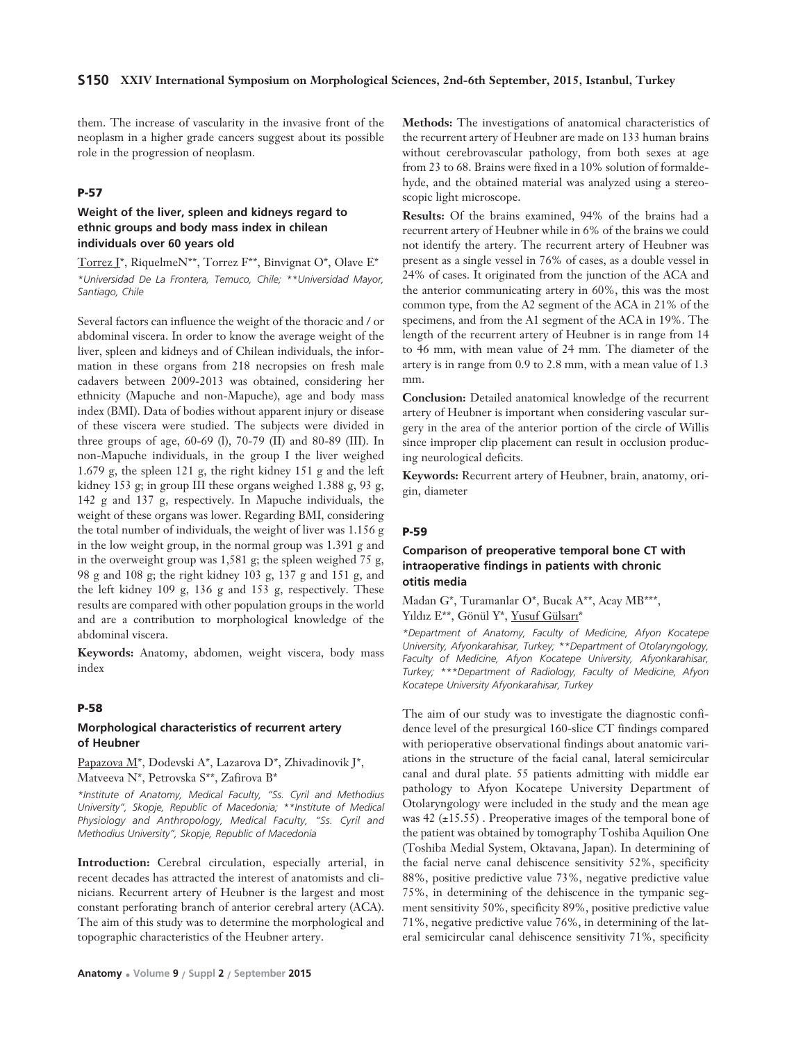them. The increase of vascularity in the invasive front of the neoplasm in a higher grade cancers suggest about its possible role in the progression of neoplasm.

### P-57

#### Weight of the liver, spleen and kidneys regard to ethnic groups and body mass index in chilean individuals over 60 years old

Torrez J*, RiquelmeN**, Torrez F**, Binvignat O*, Olave E*

*\*Universidad De La Frontera, Temuco, Chile; \*\*Universidad Mayor, Santiago, Chile*

Several factors can influence the weight of the thoracic and / or abdominal viscera. In order to know the average weight of the liver, spleen and kidneys and of Chilean individuals, the information in these organs from 218 necropsies on fresh male cadavers between 2009-2013 was obtained, considering her ethnicity (Mapuche and non-Mapuche), age and body mass index (BMI). Data of bodies without apparent injury or disease of these viscera were studied. The subjects were divided in three groups of age, 60-69 (I), 70-79 (II) and 80-89 (III). In non-Mapuche individuals, in the group I the liver weighed 1.679 g, the spleen 121 g, the right kidney 151 g and the left kidney 153 g; in group III these organs weighed 1.388 g, 93 g, 142 g and 137 g, respectively. In Mapuche individuals, the weight of these organs was lower. Regarding BMI, considering the total number of individuals, the weight of liver was 1.156 g in the low weight group, in the normal group was 1.391 g and in the overweight group was 1,581 g; the spleen weighed 75 g, 98 g and 108 g; the right kidney 103 g, 137 g and 151 g, and the left kidney 109 g, 136 g and 153 g, respectively. These results are compared with other population groups in the world and are a contribution to morphological knowledge of the abdominal viscera.

**Keywords:** Anatomy, abdomen, weight viscera, body mass index

### P-58

#### Morphological characteristics of recurrent artery of Heubner

Papazova M*, Dodevski A*, Lazarova D*, Zhivadinovik J*, Matveeva N*, Petrovska S**, Zafirova B*

*\*Institute of Anatomy, Medical Faculty, "Ss. Cyril and Methodius University", Skopje, Republic of Macedonia; \*\*Institute of Medical Physiology and Anthropology, Medical Faculty, "Ss. Cyril and Methodius University", Skopje, Republic of Macedonia*

**Introduction:** Cerebral circulation, especially arterial, in recent decades has attracted the interest of anatomists and clinicians. Recurrent artery of Heubner is the largest and most constant perforating branch of anterior cerebral artery (ACA). The aim of this study was to determine the morphological and topographic characteristics of the Heubner artery.

**Methods:** The investigations of anatomical characteristics of the recurrent artery of Heubner are made on 133 human brains without cerebrovascular pathology, from both sexes at age from 23 to 68. Brains were fixed in a 10% solution of formaldehyde, and the obtained material was analyzed using a stereoscopic light microscope.

**Results:** Of the brains examined, 94% of the brains had a recurrent artery of Heubner while in 6% of the brains we could not identify the artery. The recurrent artery of Heubner was present as a single vessel in 76% of cases, as a double vessel in 24% of cases. It originated from the junction of the ACA and the anterior communicating artery in 60%, this was the most common type, from the A2 segment of the ACA in 21% of the specimens, and from the A1 segment of the ACA in 19%. The length of the recurrent artery of Heubner is in range from 14 to 46 mm, with mean value of 24 mm. The diameter of the artery is in range from 0.9 to 2.8 mm, with a mean value of 1.3 mm.

**Conclusion:** Detailed anatomical knowledge of the recurrent artery of Heubner is important when considering vascular surgery in the area of the anterior portion of the circle of Willis since improper clip placement can result in occlusion producing neurological deficits.

**Keywords:** Recurrent artery of Heubner, brain, anatomy, origin, diameter

### P-59

#### Comparison of preoperative temporal bone CT with intraoperative findings in patients with chronic otitis media

Madan G*, Turamanlar O*, Bucak A**, Acay MB***, Yıldız E**, Gönül Y*, Yusuf Gülsarı*

*\*Department of Anatomy, Faculty of Medicine, Afyon Kocatepe University, Afyonkarahisar, Turkey; \*\*Department of Otolaryngology, Faculty of Medicine, Afyon Kocatepe University, Afyonkarahisar, Turkey; \*\*\*Department of Radiology, Faculty of Medicine, Afyon Kocatepe University Afyonkarahisar, Turkey*

The aim of our study was to investigate the diagnostic confidence level of the presurgical 160-slice CT findings compared with perioperative observational findings about anatomic variations in the structure of the facial canal, lateral semicircular canal and dural plate. 55 patients admitting with middle ear pathology to Afyon Kocatepe University Department of Otolaryngology were included in the study and the mean age was 42 (±15.55) . Preoperative images of the temporal bone of the patient was obtained by tomography Toshiba Aquilion One (Toshiba Medial System, Oktavana, Japan). In determining of the facial nerve canal dehiscence sensitivity 52%, specificity 88%, positive predictive value 73%, negative predictive value 75%, in determining of the dehiscence in the tympanic segment sensitivity 50%, specificity 89%, positive predictive value 71%, negative predictive value 76%, in determining of the lateral semicircular canal dehiscence sensitivity 71%, specificity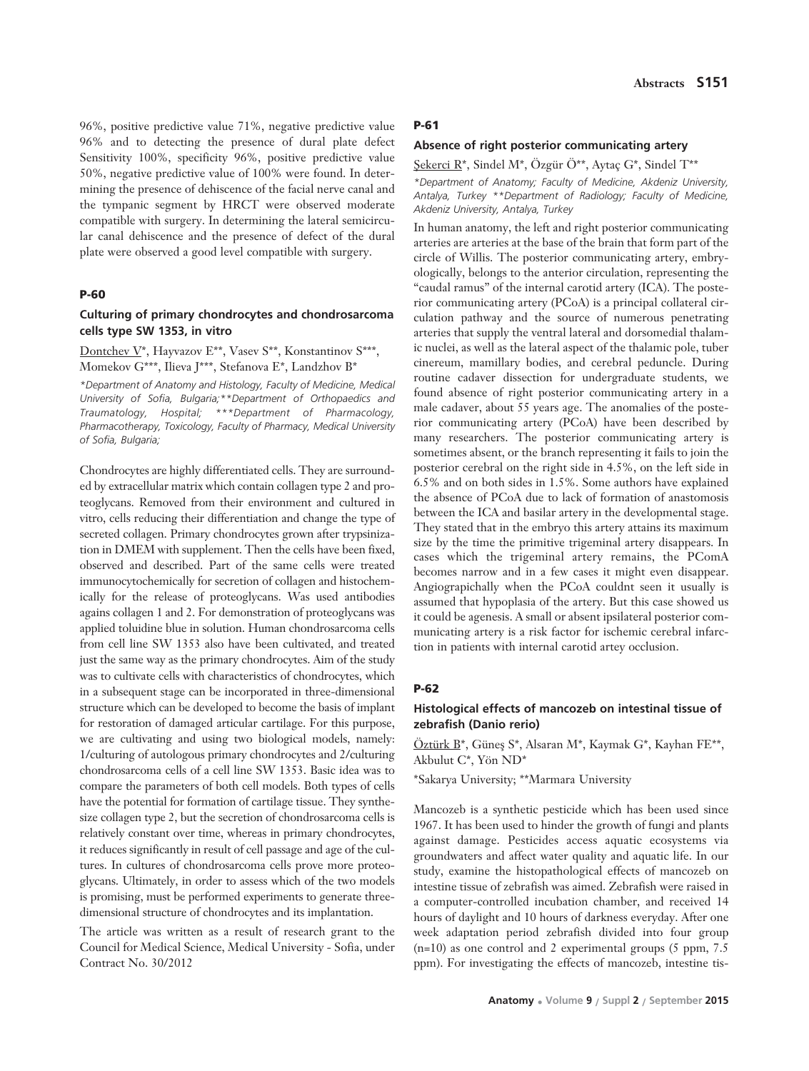96%, positive predictive value 71%, negative predictive value 96% and to detecting the presence of dural plate defect Sensitivity 100%, specificity 96%, positive predictive value 50%, negative predictive value of 100% were found. In determining the presence of dehiscence of the facial nerve canal and the tympanic segment by HRCT were observed moderate compatible with surgery. In determining the lateral semicircular canal dehiscence and the presence of defect of the dural plate were observed a good level compatible with surgery.

### P-60

#### Culturing of primary chondrocytes and chondrosarcoma cells type SW 1353, in vitro

Dontchev V*, Hayvazov E**, Vasev S**, Konstantinov S***, Momekov G***, Ilieva J***, Stefanova E*, Landzhov B*

*\*Department of Anatomy and Histology, Faculty of Medicine, Medical University of Sofia, Bulgaria;\*\*Department of Orthopaedics and Traumatology, Hospital; \*\*\*Department of Pharmacology, Pharmacotherapy, Toxicology, Faculty of Pharmacy, Medical University of Sofia, Bulgaria;*

Chondrocytes are highly differentiated cells. They are surrounded by extracellular matrix which contain collagen type 2 and proteoglycans. Removed from their environment and cultured in vitro, cells reducing their differentiation and change the type of secreted collagen. Primary chondrocytes grown after trypsinization in DMEM with supplement. Then the cells have been fixed, observed and described. Part of the same cells were treated immunocytochemically for secretion of collagen and histochemically for the release of proteoglycans. Was used antibodies agains collagen 1 and 2. For demonstration of proteoglycans was applied toluidine blue in solution. Human chondrosarcoma cells from cell line SW 1353 also have been cultivated, and treated just the same way as the primary chondrocytes. Aim of the study was to cultivate cells with characteristics of chondrocytes, which in a subsequent stage can be incorporated in three-dimensional structure which can be developed to become the basis of implant for restoration of damaged articular cartilage. For this purpose, we are cultivating and using two biological models, namely: 1/culturing of autologous primary chondrocytes and 2/culturing chondrosarcoma cells of a cell line SW 1353. Basic idea was to compare the parameters of both cell models. Both types of cells have the potential for formation of cartilage tissue. They synthesize collagen type 2, but the secretion of chondrosarcoma cells is relatively constant over time, whereas in primary chondrocytes, it reduces significantly in result of cell passage and age of the cultures. In cultures of chondrosarcoma cells prove more proteoglycans. Ultimately, in order to assess which of the two models is promising, must be performed experiments to generate three-dimensional structure of chondrocytes and its implantation.

The article was written as a result of research grant to the Council for Medical Science, Medical University - Sofia, under Contract No. 30/2012

### P-61

#### Absence of right posterior communicating artery

Şekerci R*, Sindel M*, Özgür Ö**, Aytaç G*, Sindel T**

*\*Department of Anatomy; Faculty of Medicine, Akdeniz University, Antalya, Turkey \*\*Department of Radiology; Faculty of Medicine, Akdeniz University, Antalya, Turkey*

In human anatomy, the left and right posterior communicating arteries are arteries at the base of the brain that form part of the circle of Willis. The posterior communicating artery, embryologically, belongs to the anterior circulation, representing the "caudal ramus" of the internal carotid artery (ICA). The posterior communicating artery (PCoA) is a principal collateral circulation pathway and the source of numerous penetrating arteries that supply the ventral lateral and dorsomedial thalamic nuclei, as well as the lateral aspect of the thalamic pole, tuber cinereum, mamillary bodies, and cerebral peduncle. During routine cadaver dissection for undergraduate students, we found absence of right posterior communicating artery in a male cadaver, about 55 years age. The anomalies of the posterior communicating artery (PCoA) have been described by many researchers. The posterior communicating artery is sometimes absent, or the branch representing it fails to join the posterior cerebral on the right side in 4.5%, on the left side in 6.5% and on both sides in 1.5%. Some authors have explained the absence of PCoA due to lack of formation of anastomosis between the ICA and basilar artery in the developmental stage. They stated that in the embryo this artery attains its maximum size by the time the primitive trigeminal artery disappears. In cases which the trigeminal artery remains, the PComA becomes narrow and in a few cases it might even disappear. Angiograpichally when the PCoA couldnt seen it usually is assumed that hypoplasia of the artery. But this case showed us it could be agenesis. A small or absent ipsilateral posterior communicating artery is a risk factor for ischemic cerebral infarction in patients with internal carotid artey occlusion.

### P-62

#### Histological effects of mancozeb on intestinal tissue of zebrafish (Danio rerio)

Öztürk B*, Güneş S*, Alsaran M*, Kaymak G*, Kayhan FE**, Akbulut C*, Yön ND*

\*Sakarya University; \*\*Marmara University

Mancozeb is a synthetic pesticide which has been used since 1967. It has been used to hinder the growth of fungi and plants against damage. Pesticides access aquatic ecosystems via groundwaters and affect water quality and aquatic life. In our study, examine the histopathological effects of mancozeb on intestine tissue of zebrafish was aimed. Zebrafish were raised in a computer-controlled incubation chamber, and received 14 hours of daylight and 10 hours of darkness everyday. After one week adaptation period zebrafish divided into four group (n=10) as one control and 2 experimental groups (5 ppm, 7.5 ppm). For investigating the effects of mancozeb, intestine tis-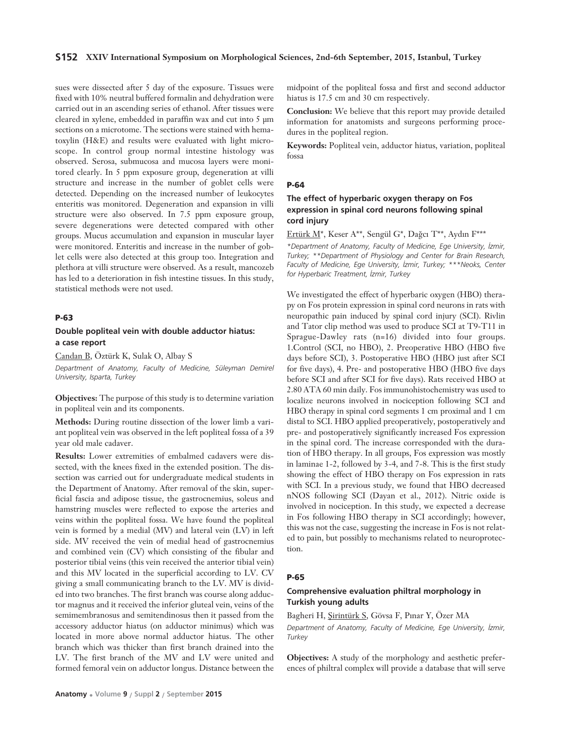sues were dissected after 5 day of the exposure. Tissues were fixed with 10% neutral buffered formalin and dehydration were carried out in an ascending series of ethanol. After tissues were cleared in xylene, embedded in paraffin wax and cut into 5 µm sections on a microtome. The sections were stained with hematoxylin (H&E) and results were evaluated with light microscope. In control group normal intestine histology was observed. Serosa, submucosa and mucosa layers were monitored clearly. In 5 ppm exposure group, degeneration at villi structure and increase in the number of goblet cells were detected. Depending on the increased number of leukocytes enteritis was monitored. Degeneration and expansion in villi structure were also observed. In 7.5 ppm exposure group, severe degenerations were detected compared with other groups. Mucus accumulation and expansion in muscular layer were monitored. Enteritis and increase in the number of goblet cells were also detected at this group too. Integration and plethora at villi structure were observed. As a result, mancozeb has led to a deterioration in fish intestine tissues. In this study, statistical methods were not used.

## P-63

### Double popliteal vein with double adductor hiatus: a case report

Candan B, Öztürk K, Sulak O, Albay S

*Department of Anatomy, Faculty of Medicine, Süleyman Demirel University, Isparta, Turkey*

**Objectives:** The purpose of this study is to determine variation in popliteal vein and its components.

**Methods:** During routine dissection of the lower limb a variant popliteal vein was observed in the left popliteal fossa of a 39 year old male cadaver.

**Results:** Lower extremities of embalmed cadavers were dissected, with the knees fixed in the extended position. The dissection was carried out for undergraduate medical students in the Department of Anatomy. After removal of the skin, superficial fascia and adipose tissue, the gastrocnemius, soleus and hamstring muscles were reflected to expose the arteries and veins within the popliteal fossa. We have found the popliteal vein is formed by a medial (MV) and lateral vein (LV) in left side. MV received the vein of medial head of gastrocnemius and combined vein (CV) which consisting of the fibular and posterior tibial veins (this vein received the anterior tibial vein) and this MV located in the superficial according to LV. CV giving a small communicating branch to the LV. MV is divided into two branches. The first branch was course along adductor magnus and it received the inferior gluteal vein, veins of the semimembranosus and semitendinosus then it passed from the accessory adductor hiatus (on adductor minimus) which was located in more above normal adductor hiatus. The other branch which was thicker than first branch drained into the LV. The first branch of the MV and LV were united and formed femoral vein on adductor longus. Distance between the midpoint of the popliteal fossa and first and second adductor hiatus is 17.5 cm and 30 cm respectively.

**Conclusion:** We believe that this report may provide detailed information for anatomists and surgeons performing procedures in the popliteal region.

**Keywords:** Popliteal vein, adductor hiatus, variation, popliteal fossa

## P-64

### The effect of hyperbaric oxygen therapy on Fos expression in spinal cord neurons following spinal cord injury

Ertürk M*, Keser A**, Sengül G*, Dağcı T**, Aydın F***

*\*Department of Anatomy, Faculty of Medicine, Ege University, İzmir, Turkey; \*\*Department of Physiology and Center for Brain Research, Faculty of Medicine, Ege University, İzmir, Turkey; \*\*\*Neoks, Center for Hyperbaric Treatment, İzmir, Turkey*

We investigated the effect of hyperbaric oxygen (HBO) therapy on Fos protein expression in spinal cord neurons in rats with neuropathic pain induced by spinal cord injury (SCI). Rivlin and Tator clip method was used to produce SCI at T9-T11 in Sprague-Dawley rats (n=16) divided into four groups. 1.Control (SCI, no HBO), 2. Preoperative HBO (HBO five days before SCI), 3. Postoperative HBO (HBO just after SCI for five days), 4. Pre- and postoperative HBO (HBO five days before SCI and after SCI for five days). Rats received HBO at 2.80 ATA 60 min daily. Fos immunohistochemistry was used to localize neurons involved in nociception following SCI and HBO therapy in spinal cord segments 1 cm proximal and 1 cm distal to SCI. HBO applied preoperatively, postoperatively and pre- and postoperatively significantly increased Fos expression in the spinal cord. The increase corresponded with the duration of HBO therapy. In all groups, Fos expression was mostly in laminae 1-2, followed by 3-4, and 7-8. This is the first study showing the effect of HBO therapy on Fos expression in rats with SCI. In a previous study, we found that HBO decreased nNOS following SCI (Dayan et al., 2012). Nitric oxide is involved in nociception. In this study, we expected a decrease in Fos following HBO therapy in SCI accordingly; however, this was not the case, suggesting the increase in Fos is not related to pain, but possibly to mechanisms related to neuroprotection.

## P-65

### Comprehensive evaluation philtral morphology in Turkish young adults

Bagheri H, Şirintürk S, Gövsa F, Pınar Y, Özer MA

*Department of Anatomy, Faculty of Medicine, Ege University, İzmir, Turkey*

**Objectives:** A study of the morphology and aesthetic preferences of philtral complex will provide a database that will serve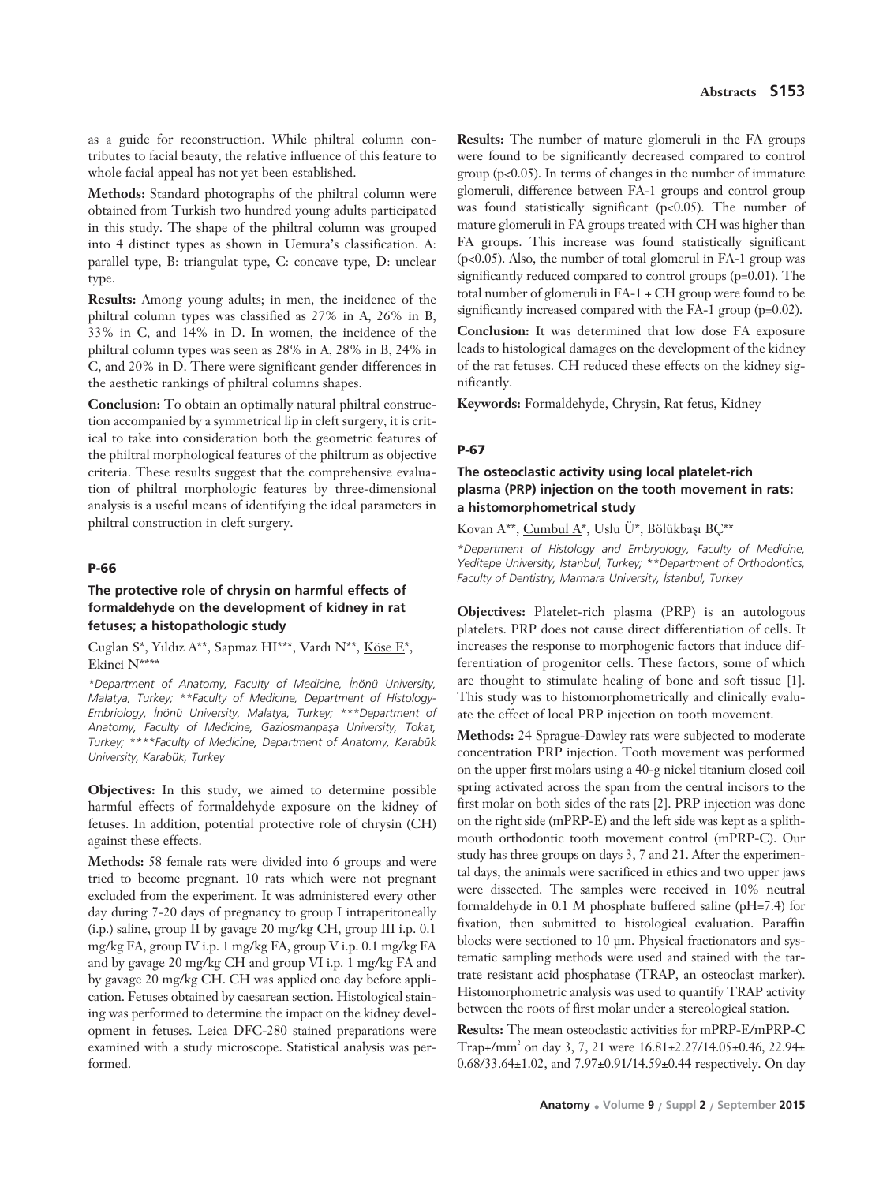as a guide for reconstruction. While philtral column contributes to facial beauty, the relative influence of this feature to whole facial appeal has not yet been established.

**Methods:** Standard photographs of the philtral column were obtained from Turkish two hundred young adults participated in this study. The shape of the philtral column was grouped into 4 distinct types as shown in Uemura's classification. A: parallel type, B: triangulat type, C: concave type, D: unclear type.

**Results:** Among young adults; in men, the incidence of the philtral column types was classified as 27% in A, 26% in B, 33% in C, and 14% in D. In women, the incidence of the philtral column types was seen as 28% in A, 28% in B, 24% in C, and 20% in D. There were significant gender differences in the aesthetic rankings of philtral columns shapes.

**Conclusion:** To obtain an optimally natural philtral construction accompanied by a symmetrical lip in cleft surgery, it is critical to take into consideration both the geometric features of the philtral morphological features of the philtrum as objective criteria. These results suggest that the comprehensive evaluation of philtral morphologic features by three-dimensional analysis is a useful means of identifying the ideal parameters in philtral construction in cleft surgery.

## P-66

### The protective role of chrysin on harmful effects of formaldehyde on the development of kidney in rat fetuses; a histopathologic study

Cuglan S*, Yıldız A**, Sapmaz HI***, Vardı N**, Köse E*, Ekinci N****

*\*Department of Anatomy, Faculty of Medicine, İnönü University, Malatya, Turkey; \*\*Faculty of Medicine, Department of Histology-Embriology, İnönü University, Malatya, Turkey; \*\*\*Department of Anatomy, Faculty of Medicine, Gaziosmanpaşa University, Tokat, Turkey; \*\*\*\*Faculty of Medicine, Department of Anatomy, Karabük University, Karabük, Turkey*

**Objectives:** In this study, we aimed to determine possible harmful effects of formaldehyde exposure on the kidney of fetuses. In addition, potential protective role of chrysin (CH) against these effects.

**Methods:** 58 female rats were divided into 6 groups and were tried to become pregnant. 10 rats which were not pregnant excluded from the experiment. It was administered every other day during 7-20 days of pregnancy to group I intraperitoneally (i.p.) saline, group II by gavage 20 mg/kg CH, group III i.p. 0.1 mg/kg FA, group IV i.p. 1 mg/kg FA, group V i.p. 0.1 mg/kg FA and by gavage 20 mg/kg CH and group VI i.p. 1 mg/kg FA and by gavage 20 mg/kg CH. CH was applied one day before application. Fetuses obtained by caesarean section. Histological staining was performed to determine the impact on the kidney development in fetuses. Leica DFC-280 stained preparations were examined with a study microscope. Statistical analysis was performed.

**Results:** The number of mature glomeruli in the FA groups were found to be significantly decreased compared to control group ($p<0.05$). In terms of changes in the number of immature glomeruli, difference between FA-1 groups and control group was found statistically significant ($p<0.05$). The number of mature glomeruli in FA groups treated with CH was higher than FA groups. This increase was found statistically significant ($p<0.05$). Also, the number of total glomerul in FA-1 group was significantly reduced compared to control groups ($p=0.01$). The total number of glomeruli in FA-1 + CH group were found to be significantly increased compared with the FA-1 group ($p=0.02$).

**Conclusion:** It was determined that low dose FA exposure leads to histological damages on the development of the kidney of the rat fetuses. CH reduced these effects on the kidney significantly.

**Keywords:** Formaldehyde, Chrysin, Rat fetus, Kidney

## P-67

### The osteoclastic activity using local platelet-rich plasma (PRP) injection on the tooth movement in rats: a histomorphometrical study

Kovan A**, Cumbul A*, Uslu Ü*, Bölükbaşı BÇ**

*\*Department of Histology and Embryology, Faculty of Medicine, Yeditepe University, İstanbul, Turkey; \*\*Department of Orthodontics, Faculty of Dentistry, Marmara University, İstanbul, Turkey*

**Objectives:** Platelet-rich plasma (PRP) is an autologous platelets. PRP does not cause direct differentiation of cells. It increases the response to morphogenic factors that induce differentiation of progenitor cells. These factors, some of which are thought to stimulate healing of bone and soft tissue [1]. This study was to histomorphometrically and clinically evaluate the effect of local PRP injection on tooth movement.

**Methods:** 24 Sprague-Dawley rats were subjected to moderate concentration PRP injection. Tooth movement was performed on the upper first molars using a 40-g nickel titanium closed coil spring activated across the span from the central incisors to the first molar on both sides of the rats [2]. PRP injection was done on the right side (mPRP-E) and the left side was kept as a splith-mouth orthodontic tooth movement control (mPRP-C). Our study has three groups on days 3, 7 and 21. After the experimental days, the animals were sacrificed in ethics and two upper jaws were dissected. The samples were received in 10% neutral formaldehyde in 0.1 M phosphate buffered saline (pH=7.4) for fixation, then submitted to histological evaluation. Paraffin blocks were sectioned to 10 µm. Physical fractionators and systematic sampling methods were used and stained with the tartrate resistant acid phosphatase (TRAP, an osteoclast marker). Histomorphometric analysis was used to quantify TRAP activity between the roots of first molar under a stereological station.

**Results:** The mean osteoclastic activities for mPRP-E/mPRP-C Trap+/mm$^2$ on day 3, 7, 21 were 16.81±2.27/14.05±0.46, 22.94±0.68/33.64±1.02, and 7.97±0.91/14.59±0.44 respectively. On day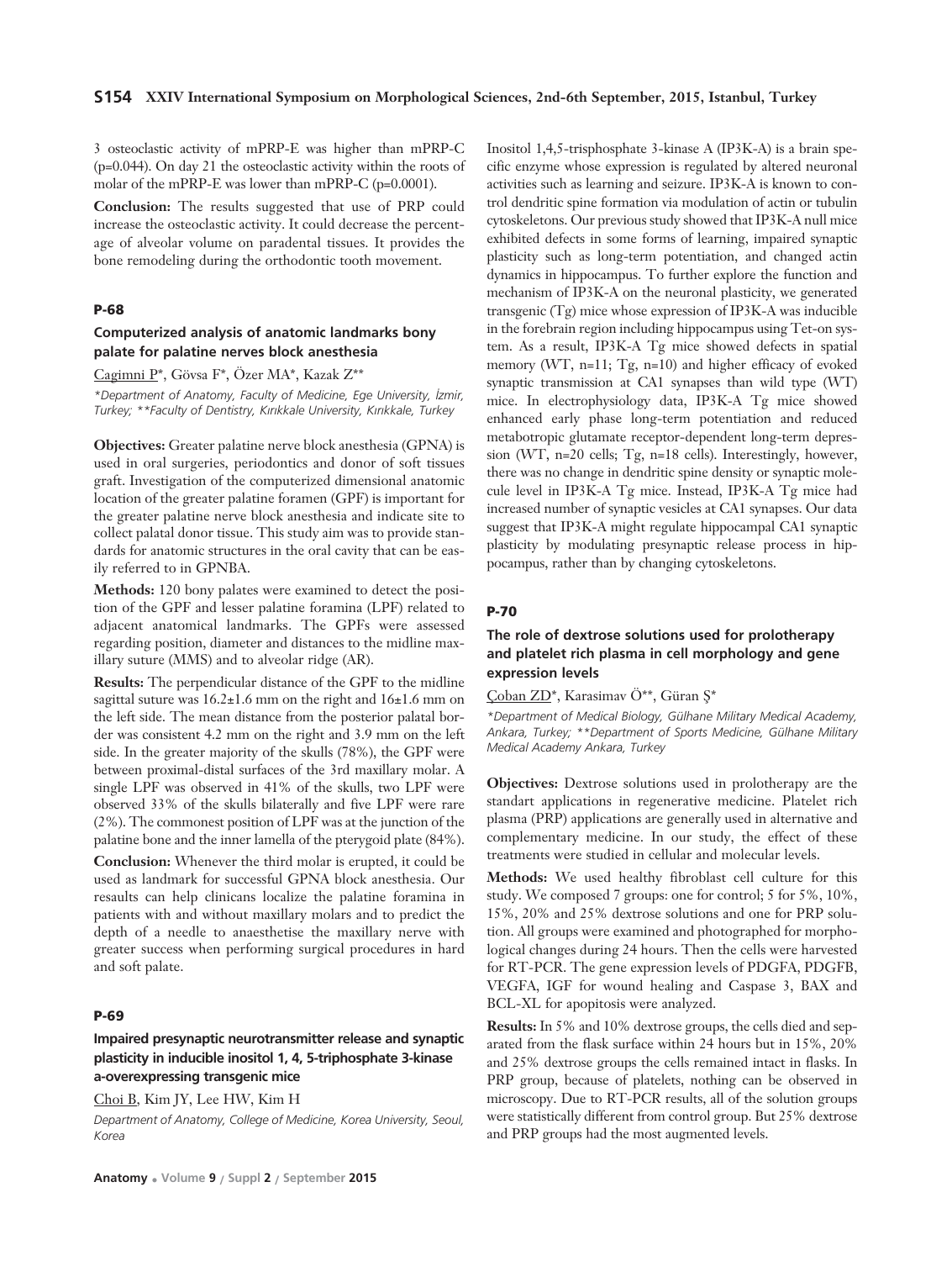3 osteoclastic activity of mPRP-E was higher than mPRP-C (p=0.044). On day 21 the osteoclastic activity within the roots of molar of the mPRP-E was lower than mPRP-C (p=0.0001).

**Conclusion:** The results suggested that use of PRP could increase the osteoclastic activity. It could decrease the percentage of alveolar volume on paradental tissues. It provides the bone remodeling during the orthodontic tooth movement.

## P-68

### Computerized analysis of anatomic landmarks bony palate for palatine nerves block anesthesia

Cagimni P*, Gövsa F*, Özer MA*, Kazak Z**

*\*Department of Anatomy, Faculty of Medicine, Ege University, İzmir, Turkey; \*\*Faculty of Dentistry, Kırıkkale University, Kırıkkale, Turkey*

**Objectives:** Greater palatine nerve block anesthesia (GPNA) is used in oral surgeries, periodontics and donor of soft tissues graft. Investigation of the computerized dimensional anatomic location of the greater palatine foramen (GPF) is important for the greater palatine nerve block anesthesia and indicate site to collect palatal donor tissue. This study aim was to provide standards for anatomic structures in the oral cavity that can be easily referred to in GPNBA.

**Methods:** 120 bony palates were examined to detect the position of the GPF and lesser palatine foramina (LPF) related to adjacent anatomical landmarks. The GPFs were assessed regarding position, diameter and distances to the midline maxillary suture (MMS) and to alveolar ridge (AR).

**Results:** The perpendicular distance of the GPF to the midline sagittal suture was 16.2±1.6 mm on the right and 16±1.6 mm on the left side. The mean distance from the posterior palatal border was consistent 4.2 mm on the right and 3.9 mm on the left side. In the greater majority of the skulls (78%), the GPF were between proximal-distal surfaces of the 3rd maxillary molar. A single LPF was observed in 41% of the skulls, two LPF were observed 33% of the skulls bilaterally and five LPF were rare (2%). The commonest position of LPF was at the junction of the palatine bone and the inner lamella of the pterygoid plate (84%).

**Conclusion:** Whenever the third molar is erupted, it could be used as landmark for successful GPNA block anesthesia. Our resaults can help clinicans localize the palatine foramina in patients with and without maxillary molars and to predict the depth of a needle to anaesthetise the maxillary nerve with greater success when performing surgical procedures in hard and soft palate.

## P-69

### Impaired presynaptic neurotransmitter release and synaptic plasticity in inducible inositol 1, 4, 5-triphosphate 3-kinase a-overexpressing transgenic mice

Choi B, Kim JY, Lee HW, Kim H

*Department of Anatomy, College of Medicine, Korea University, Seoul, Korea*

Inositol 1,4,5-trisphosphate 3-kinase A (IP3K-A) is a brain specific enzyme whose expression is regulated by altered neuronal activities such as learning and seizure. IP3K-A is known to control dendritic spine formation via modulation of actin or tubulin cytoskeletons. Our previous study showed that IP3K-A null mice exhibited defects in some forms of learning, impaired synaptic plasticity such as long-term potentiation, and changed actin dynamics in hippocampus. To further explore the function and mechanism of IP3K-A on the neuronal plasticity, we generated transgenic (Tg) mice whose expression of IP3K-A was inducible in the forebrain region including hippocampus using Tet-on system. As a result, IP3K-A Tg mice showed defects in spatial memory (WT, n=11; Tg, n=10) and higher efficacy of evoked synaptic transmission at CA1 synapses than wild type (WT) mice. In electrophysiology data, IP3K-A Tg mice showed enhanced early phase long-term potentiation and reduced metabotropic glutamate receptor-dependent long-term depression (WT, n=20 cells; Tg, n=18 cells). Interestingly, however, there was no change in dendritic spine density or synaptic molecule level in IP3K-A Tg mice. Instead, IP3K-A Tg mice had increased number of synaptic vesicles at CA1 synapses. Our data suggest that IP3K-A might regulate hippocampal CA1 synaptic plasticity by modulating presynaptic release process in hippocampus, rather than by changing cytoskeletons.

## P-70

### The role of dextrose solutions used for prolotherapy and platelet rich plasma in cell morphology and gene expression levels

Çoban ZD*, Karasimav Ö**, Güran Ş*

*\*Department of Medical Biology, Gülhane Military Medical Academy, Ankara, Turkey; \*\*Department of Sports Medicine, Gülhane Military Medical Academy Ankara, Turkey*

**Objectives:** Dextrose solutions used in prolotherapy are the standart applications in regenerative medicine. Platelet rich plasma (PRP) applications are generally used in alternative and complementary medicine. In our study, the effect of these treatments were studied in cellular and molecular levels.

**Methods:** We used healthy fibroblast cell culture for this study. We composed 7 groups: one for control; 5 for 5%, 10%, 15%, 20% and 25% dextrose solutions and one for PRP solution. All groups were examined and photographed for morphological changes during 24 hours. Then the cells were harvested for RT-PCR. The gene expression levels of PDGFA, PDGFB, VEGFA, IGF for wound healing and Caspase 3, BAX and BCL-XL for apopitosis were analyzed.

**Results:** In 5% and 10% dextrose groups, the cells died and separated from the flask surface within 24 hours but in 15%, 20% and 25% dextrose groups the cells remained intact in flasks. In PRP group, because of platelets, nothing can be observed in microscopy. Due to RT-PCR results, all of the solution groups were statistically different from control group. But 25% dextrose and PRP groups had the most augmented levels.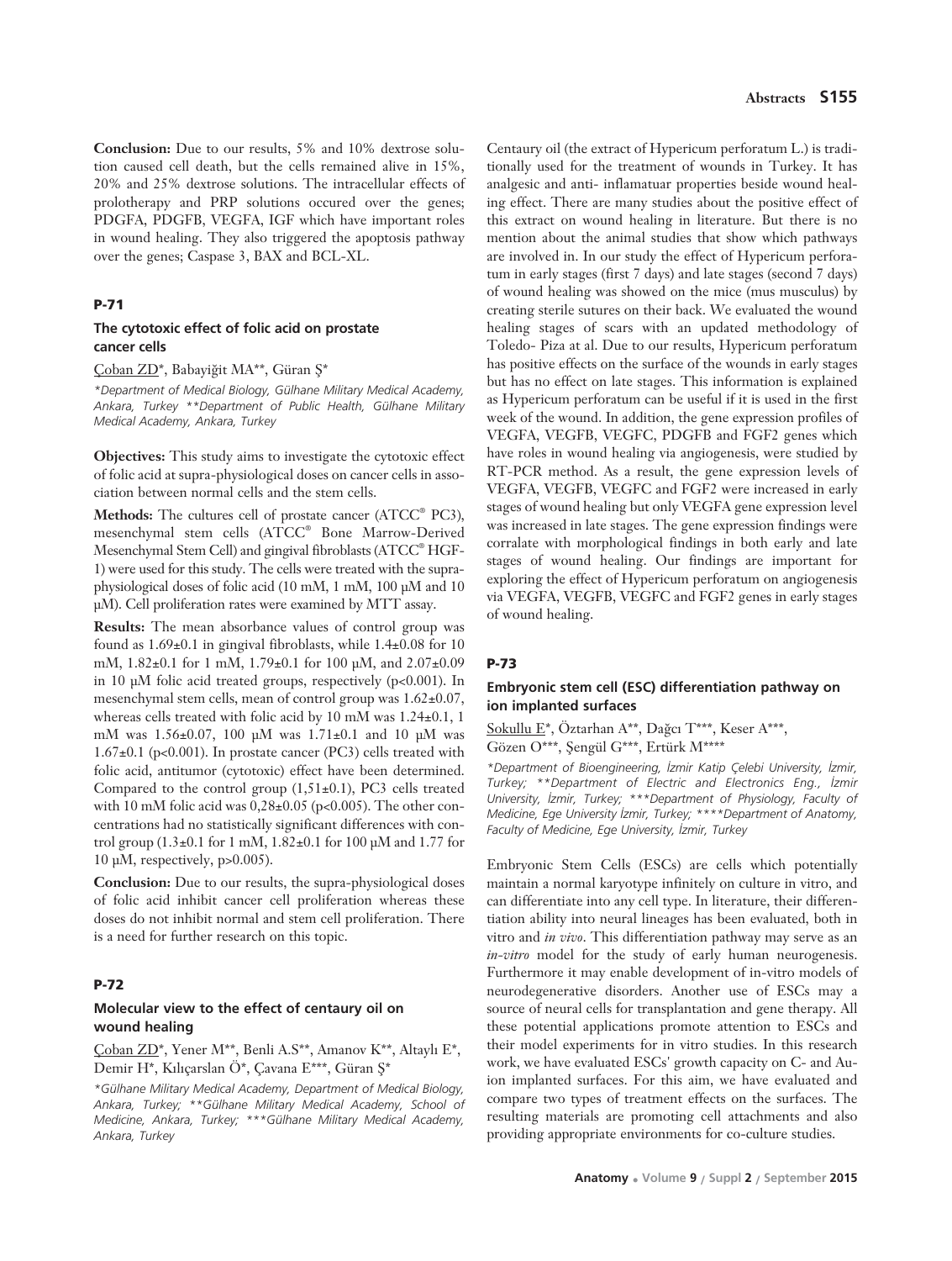**Conclusion:** Due to our results, 5% and 10% dextrose solution caused cell death, but the cells remained alive in 15%, 20% and 25% dextrose solutions. The intracellular effects of prolotherapy and PRP solutions occured over the genes; PDGFA, PDGFB, VEGFA, IGF which have important roles in wound healing. They also triggered the apoptosis pathway over the genes; Caspase 3, BAX and BCL-XL.

## P-71

### The cytotoxic effect of folic acid on prostate cancer cells

Çoban ZD*, Babayiğit MA**, Güran Ş*

*\*Department of Medical Biology, Gülhane Military Medical Academy, Ankara, Turkey \*\*Department of Public Health, Gülhane Military Medical Academy, Ankara, Turkey*

**Objectives:** This study aims to investigate the cytotoxic effect of folic acid at supra-physiological doses on cancer cells in association between normal cells and the stem cells.

**Methods:** The cultures cell of prostate cancer (ATCC® PC3), mesenchymal stem cells (ATCC® Bone Marrow-Derived Mesenchymal Stem Cell) and gingival fibroblasts (ATCC® HGF-1) were used for this study. The cells were treated with the supra-physiological doses of folic acid (10 mM, 1 mM, 100 µM and 10 µM). Cell proliferation rates were examined by MTT assay.

**Results:** The mean absorbance values of control group was found as 1.69±0.1 in gingival fibroblasts, while 1.4±0.08 for 10 mM, 1.82±0.1 for 1 mM, 1.79±0.1 for 100 µM, and 2.07±0.09 in 10 µM folic acid treated groups, respectively ($p<0.001$). In mesenchymal stem cells, mean of control group was 1.62±0.07, whereas cells treated with folic acid by 10 mM was 1.24±0.1, 1 mM was 1.56±0.07, 100 µM was 1.71±0.1 and 10 µM was 1.67±0.1 ($p<0.001$). In prostate cancer (PC3) cells treated with folic acid, antitumor (cytotoxic) effect have been determined. Compared to the control group (1,51±0.1), PC3 cells treated with 10 mM folic acid was 0,28±0.05 ($p<0.005$). The other concentrations had no statistically significant differences with control group (1.3±0.1 for 1 mM, 1.82±0.1 for 100 µM and 1.77 for 10 µM, respectively, $p>0.005$).

**Conclusion:** Due to our results, the supra-physiological doses of folic acid inhibit cancer cell proliferation whereas these doses do not inhibit normal and stem cell proliferation. There is a need for further research on this topic.

## P-72

### Molecular view to the effect of centaury oil on wound healing

Çoban ZD*, Yener M**, Benli A.S**, Amanov K**, Altaylı E*, Demir H*, Kılıçarslan Ö*, Çavana E***, Güran Ş*

*\*Gülhane Military Medical Academy, Department of Medical Biology, Ankara, Turkey; \*\*Gülhane Military Medical Academy, School of Medicine, Ankara, Turkey; \*\*\*Gülhane Military Medical Academy, Ankara, Turkey*

Centaury oil (the extract of Hypericum perforatum L.) is traditionally used for the treatment of wounds in Turkey. It has analgesic and anti- inflamatuar properties beside wound healing effect. There are many studies about the positive effect of this extract on wound healing in literature. But there is no mention about the animal studies that show which pathways are involved in. In our study the effect of Hypericum perforatum in early stages (first 7 days) and late stages (second 7 days) of wound healing was showed on the mice (mus musculus) by creating sterile sutures on their back. We evaluated the wound healing stages of scars with an updated methodology of Toledo- Piza at al. Due to our results, Hypericum perforatum has positive effects on the surface of the wounds in early stages but has no effect on late stages. This information is explained as Hypericum perforatum can be useful if it is used in the first week of the wound. In addition, the gene expression profiles of VEGFA, VEGFB, VEGFC, PDGFB and FGF2 genes which have roles in wound healing via angiogenesis, were studied by RT-PCR method. As a result, the gene expression levels of VEGFA, VEGFB, VEGFC and FGF2 were increased in early stages of wound healing but only VEGFA gene expression level was increased in late stages. The gene expression findings were corralate with morphological findings in both early and late stages of wound healing. Our findings are important for exploring the effect of Hypericum perforatum on angiogenesis via VEGFA, VEGFB, VEGFC and FGF2 genes in early stages of wound healing.

## P-73

### Embryonic stem cell (ESC) differentiation pathway on ion implanted surfaces

Sokullu E*, Öztarhan A**, Dağcı T***, Keser A***, Gözen O***, Şengül G***, Ertürk M****

*\*Department of Bioengineering, İzmir Katip Çelebi University, İzmir, Turkey; \*\*Department of Electric and Electronics Eng., İzmir University, İzmir, Turkey; \*\*\*Department of Physiology, Faculty of Medicine, Ege University İzmir, Turkey; \*\*\*\*Department of Anatomy, Faculty of Medicine, Ege University, İzmir, Turkey*

Embryonic Stem Cells (ESCs) are cells which potentially maintain a normal karyotype infinitely on culture in vitro, and can differentiate into any cell type. In literature, their differentiation ability into neural lineages has been evaluated, both in vitro and *in vivo*. This differentiation pathway may serve as an *in-vitro* model for the study of early human neurogenesis. Furthermore it may enable development of in-vitro models of neurodegenerative disorders. Another use of ESCs may a source of neural cells for transplantation and gene therapy. All these potential applications promote attention to ESCs and their model experiments for in vitro studies. In this research work, we have evaluated ESCs' growth capacity on C- and Au-ion implanted surfaces. For this aim, we have evaluated and compare two types of treatment effects on the surfaces. The resulting materials are promoting cell attachments and also providing appropriate environments for co-culture studies.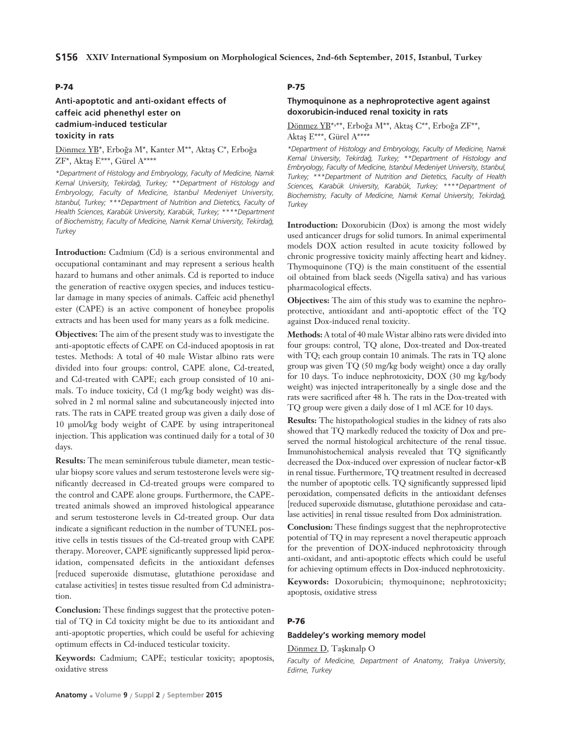## P-74

### Anti-apoptotic and anti-oxidant effects of caffeic acid phenethyl ester on cadmium-induced testicular toxicity in rats

Dönmez YB*, Erboğa M*, Kanter M**, Aktaş C*, Erboğa ZF*, Aktaş E***, Gürel A****

*\*Department of Histology and Embryology, Faculty of Medicine, Namık Kemal University, Tekirdağ, Turkey; \*\*Department of Histology and Embryology, Faculty of Medicine, Istanbul Medeniyet University, Istanbul, Turkey; \*\*\*Department of Nutrition and Dietetics, Faculty of Health Sciences, Karabük University, Karabük, Turkey; \*\*\*\*Department of Biochemistry, Faculty of Medicine, Namık Kemal University, Tekirdağ, Turkey*

**Introduction:** Cadmium (Cd) is a serious environmental and occupational contaminant and may represent a serious health hazard to humans and other animals. Cd is reported to induce the generation of reactive oxygen species, and induces testicular damage in many species of animals. Caffeic acid phenethyl ester (CAPE) is an active component of honeybee propolis extracts and has been used for many years as a folk medicine.

**Objectives:** The aim of the present study was to investigate the anti-apoptotic effects of CAPE on Cd-induced apoptosis in rat testes. Methods: A total of 40 male Wistar albino rats were divided into four groups: control, CAPE alone, Cd-treated, and Cd-treated with CAPE; each group consisted of 10 animals. To induce toxicity, Cd (1 mg/kg body weight) was dissolved in 2 ml normal saline and subcutaneously injected into rats. The rats in CAPE treated group was given a daily dose of 10 µmol/kg body weight of CAPE by using intraperitoneal injection. This application was continued daily for a total of 30 days.

**Results:** The mean seminiferous tubule diameter, mean testicular biopsy score values and serum testosterone levels were significantly decreased in Cd-treated groups were compared to the control and CAPE alone groups. Furthermore, the CAPE-treated animals showed an improved histological appearance and serum testosterone levels in Cd-treated group. Our data indicate a significant reduction in the number of TUNEL positive cells in testis tissues of the Cd-treated group with CAPE therapy. Moreover, CAPE significantly suppressed lipid peroxidation, compensated deficits in the antioxidant defenses [reduced superoxide dismutase, glutathione peroxidase and catalase activities] in testes tissue resulted from Cd administration.

**Conclusion:** These findings suggest that the protective potential of TQ in Cd toxicity might be due to its antioxidant and anti-apoptotic properties, which could be useful for achieving optimum effects in Cd-induced testicular toxicity.

**Keywords:** Cadmium; CAPE; testicular toxicity; apoptosis, oxidative stress

## P-75

### Thymoquinone as a nephroprotective agent against doxorubicin-induced renal toxicity in rats

Dönmez YB*,**, Erboğa M**, Aktaş C**, Erboğa ZF**, Aktaş E***, Gürel A****

*\*Department of Histology and Embryology, Faculty of Medicine, Namık Kemal University, Tekirdağ, Turkey; \*\*Department of Histology and Embryology, Faculty of Medicine, Istanbul Medeniyet University, Istanbul, Turkey; \*\*\*Department of Nutrition and Dietetics, Faculty of Health Sciences, Karabük University, Karabük, Turkey; \*\*\*\*Department of Biochemistry, Faculty of Medicine, Namık Kemal University, Tekirdağ, Turkey*

**Introduction:** Doxorubicin (Dox) is among the most widely used anticancer drugs for solid tumors. In animal experimental models DOX action resulted in acute toxicity followed by chronic progressive toxicity mainly affecting heart and kidney. Thymoquinone (TQ) is the main constituent of the essential oil obtained from black seeds (Nigella sativa) and has various pharmacological effects.

**Objectives:** The aim of this study was to examine the nephroprotective, antioxidant and anti-apoptotic effect of the TQ against Dox-induced renal toxicity.

**Methods:** A total of 40 male Wistar albino rats were divided into four groups: control, TQ alone, Dox-treated and Dox-treated with TQ; each group contain 10 animals. The rats in TQ alone group was given TQ (50 mg/kg body weight) once a day orally for 10 days. To induce nephrotoxicity, DOX (30 mg kg/body weight) was injected intraperitoneally by a single dose and the rats were sacrificed after 48 h. The rats in the Dox-treated with TQ group were given a daily dose of 1 ml ACE for 10 days.

**Results:** The histopathological studies in the kidney of rats also showed that TQ markedly reduced the toxicity of Dox and preserved the normal histological architecture of the renal tissue. Immunohistochemical analysis revealed that TQ significantly decreased the Dox-induced over expression of nuclear factor-κB in renal tissue. Furthermore, TQ treatment resulted in decreased the number of apoptotic cells. TQ significantly suppressed lipid peroxidation, compensated deficits in the antioxidant defenses [reduced superoxide dismutase, glutathione peroxidase and catalase activities] in renal tissue resulted from Dox administration.

**Conclusion:** These findings suggest that the nephroprotective potential of TQ in may represent a novel therapeutic approach for the prevention of DOX-induced nephrotoxicity through anti-oxidant, and anti-apoptotic effects which could be useful for achieving optimum effects in Dox-induced nephrotoxicity.

**Keywords:** Doxorubicin; thymoquinone; nephrotoxicity; apoptosis, oxidative stress

## P-76

### Baddeley's working memory model

Dönmez D, Taşkınalp O

*Faculty of Medicine, Department of Anatomy, Trakya University, Edirne, Turkey*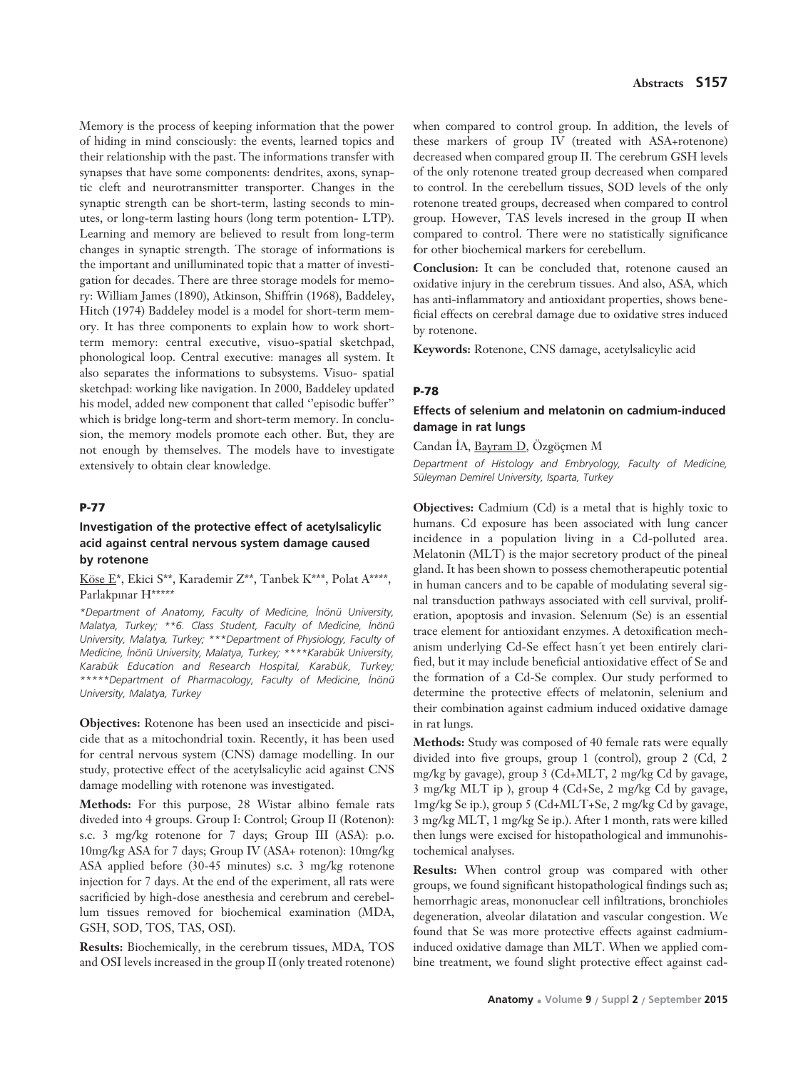Memory is the process of keeping information that the power of hiding in mind consciously: the events, learned topics and their relationship with the past. The informations transfer with synapses that have some components: dendrites, axons, synaptic cleft and neurotransmitter transporter. Changes in the synaptic strength can be short-term, lasting seconds to minutes, or long-term lasting hours (long term potention- LTP). Learning and memory are believed to result from long-term changes in synaptic strength. The storage of informations is the important and unilluminated topic that a matter of investigation for decades. There are three storage models for memory: William James (1890), Atkinson, Shiffrin (1968), Baddeley, Hitch (1974) Baddeley model is a model for short-term memory. It has three components to explain how to work short-term memory: central executive, visuo-spatial sketchpad, phonological loop. Central executive: manages all system. It also separates the informations to subsystems. Visuo- spatial sketchpad: working like navigation. In 2000, Baddeley updated his model, added new component that called ''episodic buffer'' which is bridge long-term and short-term memory. In conclusion, the memory models promote each other. But, they are not enough by themselves. The models have to investigate extensively to obtain clear knowledge.

### P-77

### Investigation of the protective effect of acetylsalicylic acid against central nervous system damage caused by rotenone

Köse E*, Ekici S**, Karademir Z**, Tanbek K***, Polat A****, Parlakpınar H*****

*\*Department of Anatomy, Faculty of Medicine, İnönü University, Malatya, Turkey; \*\*6. Class Student, Faculty of Medicine, İnönü University, Malatya, Turkey; \*\*\*Department of Physiology, Faculty of Medicine, İnönü University, Malatya, Turkey; \*\*\*\*Karabük University, Karabük Education and Research Hospital, Karabük, Turkey; \*\*\*\*\*Department of Pharmacology, Faculty of Medicine, İnönü University, Malatya, Turkey*

**Objectives:** Rotenone has been used an insecticide and piscicide that as a mitochondrial toxin. Recently, it has been used for central nervous system (CNS) damage modelling. In our study, protective effect of the acetylsalicylic acid against CNS damage modelling with rotenone was investigated.

**Methods:** For this purpose, 28 Wistar albino female rats diveded into 4 groups. Group I: Control; Group II (Rotenon): s.c. 3 mg/kg rotenone for 7 days; Group III (ASA): p.o. 10mg/kg ASA for 7 days; Group IV (ASA+ rotenon): 10mg/kg ASA applied before (30-45 minutes) s.c. 3 mg/kg rotenone injection for 7 days. At the end of the experiment, all rats were sacrificied by high-dose anesthesia and cerebrum and cerebellum tissues removed for biochemical examination (MDA, GSH, SOD, TOS, TAS, OSI).

**Results:** Biochemically, in the cerebrum tissues, MDA, TOS and OSI levels increased in the group II (only treated rotenone) when compared to control group. In addition, the levels of these markers of group IV (treated with ASA+rotenone) decreased when compared group II. The cerebrum GSH levels of the only rotenone treated group decreased when compared to control. In the cerebellum tissues, SOD levels of the only rotenone treated groups, decreased when compared to control group. However, TAS levels incresed in the group II when compared to control. There were no statistically significance for other biochemical markers for cerebellum.

**Conclusion:** It can be concluded that, rotenone caused an oxidative injury in the cerebrum tissues. And also, ASA, which has anti-inflammatory and antioxidant properties, shows beneficial effects on cerebral damage due to oxidative stres induced by rotenone.

**Keywords:** Rotenone, CNS damage, acetylsalicylic acid

### P-78

### Effects of selenium and melatonin on cadmium-induced damage in rat lungs

Candan İA, Bayram D, Özgöçmen M

*Department of Histology and Embryology, Faculty of Medicine, Süleyman Demirel University, Isparta, Turkey*

**Objectives:** Cadmium (Cd) is a metal that is highly toxic to humans. Cd exposure has been associated with lung cancer incidence in a population living in a Cd-polluted area. Melatonin (MLT) is the major secretory product of the pineal gland. It has been shown to possess chemotherapeutic potential in human cancers and to be capable of modulating several signal transduction pathways associated with cell survival, proliferation, apoptosis and invasion. Selenıum (Se) is an essential trace element for antioxidant enzymes. A detoxification mechanism underlying Cd-Se effect hasn´t yet been entirely clarified, but it may include beneficial antioxidative effect of Se and the formation of a Cd-Se complex. Our study performed to determine the protective effects of melatonin, selenium and their combination against cadmium induced oxidative damage in rat lungs.

**Methods:** Study was composed of 40 female rats were equally divided into five groups, group 1 (control), group 2 (Cd, 2 mg/kg by gavage), group 3 (Cd+MLT, 2 mg/kg Cd by gavage, 3 mg/kg MLT ip ), group 4 (Cd+Se, 2 mg/kg Cd by gavage, 1mg/kg Se ip.), group 5 (Cd+MLT+Se, 2 mg/kg Cd by gavage, 3 mg/kg MLT, 1 mg/kg Se ip.). After 1 month, rats were killed then lungs were excised for histopathological and immunohistochemical analyses.

**Results:** When control group was compared with other groups, we found significant histopathological findings such as; hemorrhagic areas, mononuclear cell infiltrations, bronchioles degeneration, alveolar dilatation and vascular congestion. We found that Se was more protective effects against cadmium-induced oxidative damage than MLT. When we applied combine treatment, we found slight protective effect against cad-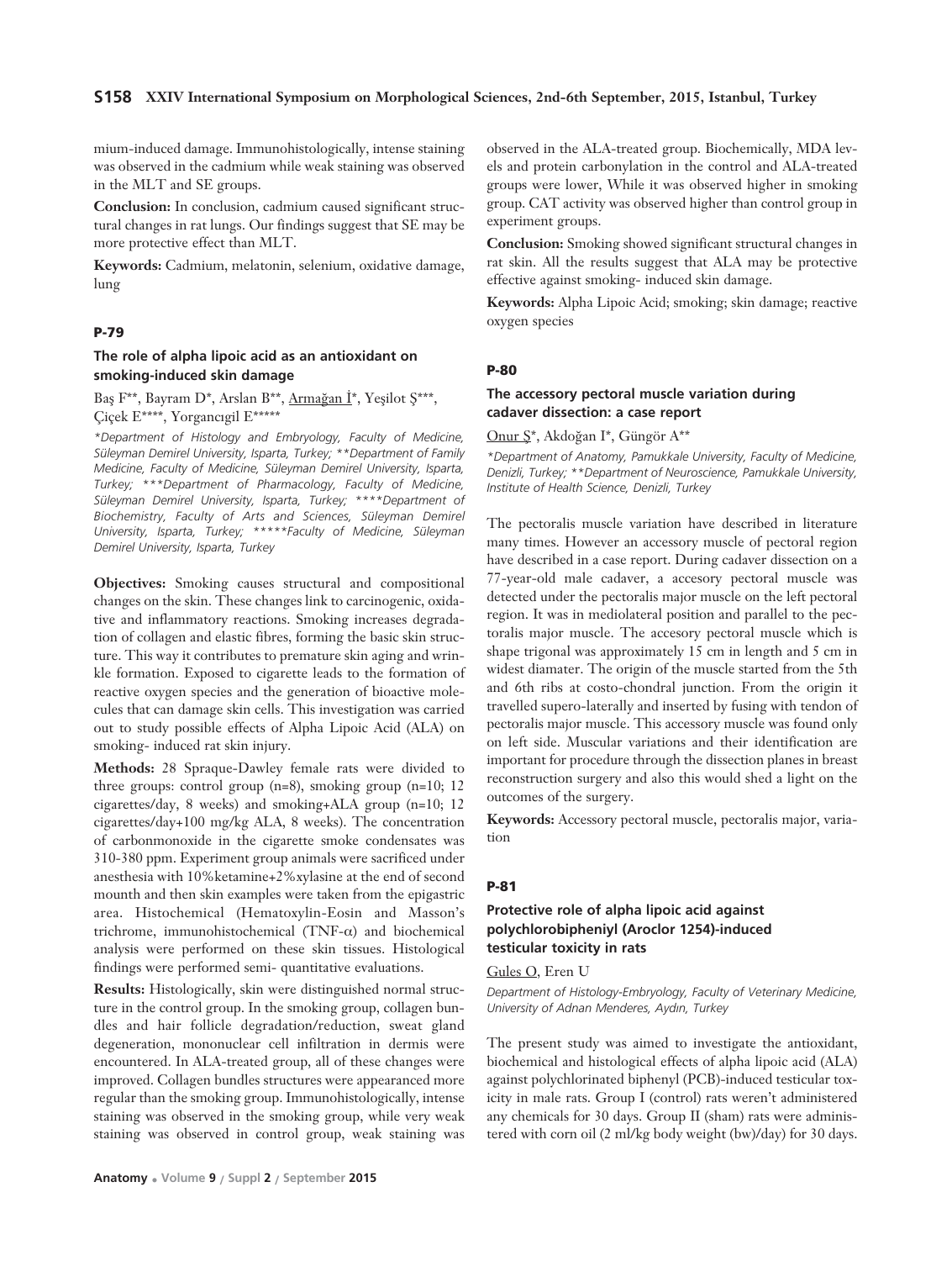mium-induced damage. Immunohistologically, intense staining was observed in the cadmium while weak staining was observed in the MLT and SE groups.

**Conclusion:** In conclusion, cadmium caused significant structural changes in rat lungs. Our findings suggest that SE may be more protective effect than MLT.

**Keywords:** Cadmium, melatonin, selenium, oxidative damage, lung

### P-79

### The role of alpha lipoic acid as an antioxidant on smoking-induced skin damage

Baş F**, Bayram D*, Arslan B**, Armağan İ*, Yeşilot Ş***, Çiçek E****, Yorgancıgil E*****

*\*Department of Histology and Embryology, Faculty of Medicine, Süleyman Demirel University, Isparta, Turkey; \*\*Department of Family Medicine, Faculty of Medicine, Süleyman Demirel University, Isparta, Turkey; \*\*\*Department of Pharmacology, Faculty of Medicine, Süleyman Demirel University, Isparta, Turkey; \*\*\*\*Department of Biochemistry, Faculty of Arts and Sciences, Süleyman Demirel University, Isparta, Turkey; \*\*\*\*\*Faculty of Medicine, Süleyman Demirel University, Isparta, Turkey*

**Objectives:** Smoking causes structural and compositional changes on the skin. These changes link to carcinogenic, oxidative and inflammatory reactions. Smoking increases degradation of collagen and elastic fibres, forming the basic skin structure. This way it contributes to premature skin aging and wrinkle formation. Exposed to cigarette leads to the formation of reactive oxygen species and the generation of bioactive molecules that can damage skin cells. This investigation was carried out to study possible effects of Alpha Lipoic Acid (ALA) on smoking- induced rat skin injury.

**Methods:** 28 Spraque-Dawley female rats were divided to three groups: control group (n=8), smoking group (n=10; 12 cigarettes/day, 8 weeks) and smoking+ALA group (n=10; 12 cigarettes/day+100 mg/kg ALA, 8 weeks). The concentration of carbonmonoxide in the cigarette smoke condensates was 310-380 ppm. Experiment group animals were sacrificed under anesthesia with 10%ketamine+2%xylasine at the end of second mounth and then skin examples were taken from the epigastric area. Histochemical (Hematoxylin-Eosin and Masson's trichrome, immunohistochemical (TNF-$\alpha$) and biochemical analysis were performed on these skin tissues. Histological findings were performed semi- quantitative evaluations.

**Results:** Histologically, skin were distinguished normal structure in the control group. In the smoking group, collagen bundles and hair follicle degradation/reduction, sweat gland degeneration, mononuclear cell infiltration in dermis were encountered. In ALA-treated group, all of these changes were improved. Collagen bundles structures were appearanced more regular than the smoking group. Immunohistologically, intense staining was observed in the smoking group, while very weak staining was observed in control group, weak staining was observed in the ALA-treated group. Biochemically, MDA levels and protein carbonylation in the control and ALA-treated groups were lower, While it was observed higher in smoking group. CAT activity was observed higher than control group in experiment groups.

**Conclusion:** Smoking showed significant structural changes in rat skin. All the results suggest that ALA may be protective effective against smoking- induced skin damage.

**Keywords:** Alpha Lipoic Acid; smoking; skin damage; reactive oxygen species

### P-80

### The accessory pectoral muscle variation during cadaver dissection: a case report

Onur Ş*, Akdoğan I*, Güngör A**

*\*Department of Anatomy, Pamukkale University, Faculty of Medicine, Denizli, Turkey; \*\*Department of Neuroscience, Pamukkale University, Institute of Health Science, Denizli, Turkey*

The pectoralis muscle variation have described in literature many times. However an accessory muscle of pectoral region have described in a case report. During cadaver dissection on a 77-year-old male cadaver, a accesory pectoral muscle was detected under the pectoralis major muscle on the left pectoral region. It was in mediolateral position and parallel to the pectoralis major muscle. The accesory pectoral muscle which is shape trigonal was approximately 15 cm in length and 5 cm in widest diamater. The origin of the muscle started from the 5th and 6th ribs at costo-chondral junction. From the origin it travelled supero-laterally and inserted by fusing with tendon of pectoralis major muscle. This accessory muscle was found only on left side. Muscular variations and their identification are important for procedure through the dissection planes in breast reconstruction surgery and also this would shed a light on the outcomes of the surgery.

**Keywords:** Accessory pectoral muscle, pectoralis major, variation

### P-81

### Protective role of alpha lipoic acid against polychlorobipheniyl (Aroclor 1254)-induced testicular toxicity in rats

Gules O, Eren U

*Department of Histology-Embryology, Faculty of Veterinary Medicine, University of Adnan Menderes, Aydın, Turkey*

The present study was aimed to investigate the antioxidant, biochemical and histological effects of alpha lipoic acid (ALA) against polychlorinated biphenyl (PCB)-induced testicular toxicity in male rats. Group I (control) rats weren't administered any chemicals for 30 days. Group II (sham) rats were administered with corn oil (2 ml/kg body weight (bw)/day) for 30 days.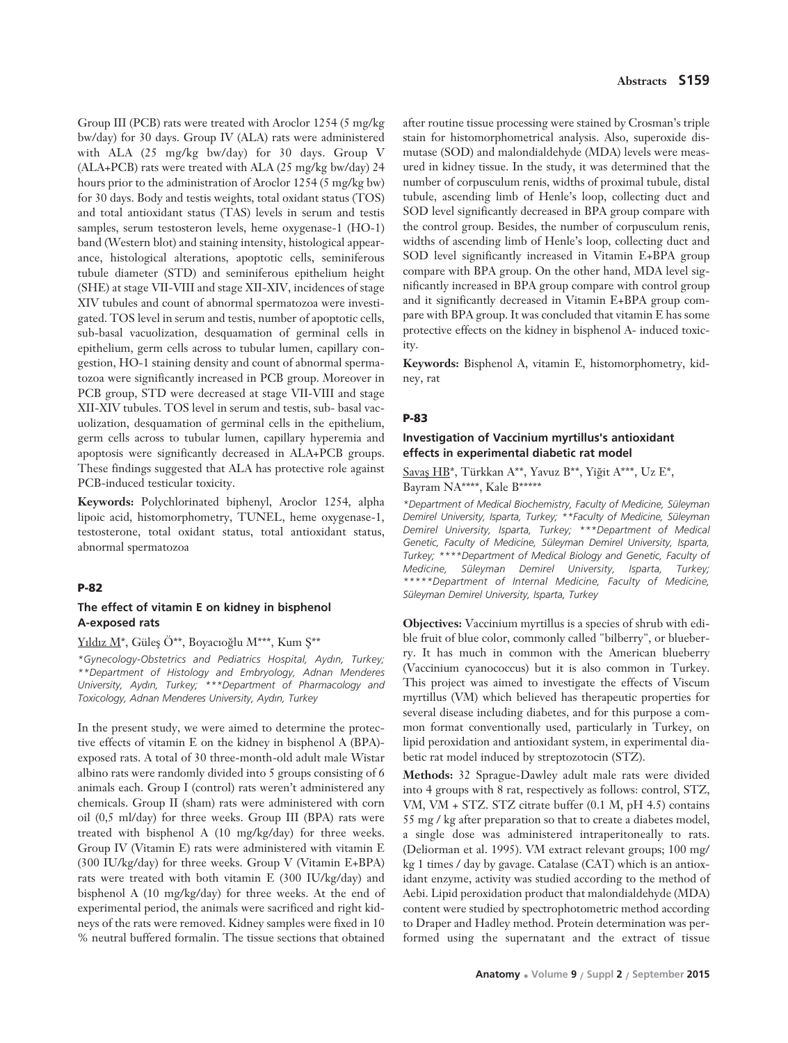Group III (PCB) rats were treated with Aroclor 1254 (5 mg/kg bw/day) for 30 days. Group IV (ALA) rats were administered with ALA (25 mg/kg bw/day) for 30 days. Group V (ALA+PCB) rats were treated with ALA (25 mg/kg bw/day) 24 hours prior to the administration of Aroclor 1254 (5 mg/kg bw) for 30 days. Body and testis weights, total oxidant status (TOS) and total antioxidant status (TAS) levels in serum and testis samples, serum testosteron levels, heme oxygenase-1 (HO-1) band (Western blot) and staining intensity, histological appearance, histological alterations, apoptotic cells, seminiferous tubule diameter (STD) and seminiferous epithelium height (SHE) at stage VII-VIII and stage XII-XIV, incidences of stage XIV tubules and count of abnormal spermatozoa were investigated. TOS level in serum and testis, number of apoptotic cells, sub-basal vacuolization, desquamation of germinal cells in epithelium, germ cells across to tubular lumen, capillary congestion, HO-1 staining density and count of abnormal spermatozoa were significantly increased in PCB group. Moreover in PCB group, STD were decreased at stage VII-VIII and stage XII-XIV tubules. TOS level in serum and testis, sub- basal vacuolization, desquamation of germinal cells in the epithelium, germ cells across to tubular lumen, capillary hyperemia and apoptosis were significantly decreased in ALA+PCB groups. These findings suggested that ALA has protective role against PCB-induced testicular toxicity.

**Keywords:** Polychlorinated biphenyl, Aroclor 1254, alpha lipoic acid, histomorphometry, TUNEL, heme oxygenase-1, testosterone, total oxidant status, total antioxidant status, abnormal spermatozoa

## P-82

### The effect of vitamin E on kidney in bisphenol A-exposed rats

Yıldız M*, Güleş Ö**, Boyacıoğlu M***, Kum Ş**

*\*Gynecology-Obstetrics and Pediatrics Hospital, Aydın, Turkey; \*\*Department of Histology and Embryology, Adnan Menderes University, Aydın, Turkey; \*\*\*Department of Pharmacology and Toxicology, Adnan Menderes University, Aydın, Turkey*

In the present study, we were aimed to determine the protective effects of vitamin E on the kidney in bisphenol A (BPA)-exposed rats. A total of 30 three-month-old adult male Wistar albino rats were randomly divided into 5 groups consisting of 6 animals each. Group I (control) rats weren't administered any chemicals. Group II (sham) rats were administered with corn oil (0,5 ml/day) for three weeks. Group III (BPA) rats were treated with bisphenol A (10 mg/kg/day) for three weeks. Group IV (Vitamin E) rats were administered with vitamin E (300 IU/kg/day) for three weeks. Group V (Vitamin E+BPA) rats were treated with both vitamin E (300 IU/kg/day) and bisphenol A (10 mg/kg/day) for three weeks. At the end of experimental period, the animals were sacrificed and right kidneys of the rats were removed. Kidney samples were fixed in 10 % neutral buffered formalin. The tissue sections that obtained after routine tissue processing were stained by Crosman's triple stain for histomorphometrical analysis. Also, superoxide dismutase (SOD) and malondialdehyde (MDA) levels were measured in kidney tissue. In the study, it was determined that the number of corpusculum renis, widths of proximal tubule, distal tubule, ascending limb of Henle's loop, collecting duct and SOD level significantly decreased in BPA group compare with the control group. Besides, the number of corpusculum renis, widths of ascending limb of Henle's loop, collecting duct and SOD level significantly increased in Vitamin E+BPA group compare with BPA group. On the other hand, MDA level significantly increased in BPA group compare with control group and it significantly decreased in Vitamin E+BPA group compare with BPA group. It was concluded that vitamin E has some protective effects on the kidney in bisphenol A- induced toxicity.

**Keywords:** Bisphenol A, vitamin E, histomorphometry, kidney, rat

## P-83

### Investigation of Vaccinium myrtillus's antioxidant effects in experimental diabetic rat model

Savaş HB*, Türkkan A**, Yavuz B**, Yiğit A***, Uz E*, Bayram NA****, Kale B*****

*\*Department of Medical Biochemistry, Faculty of Medicine, Süleyman Demirel University, Isparta, Turkey; \*\*Faculty of Medicine, Süleyman Demirel University, Isparta, Turkey; \*\*\*Department of Medical Genetic, Faculty of Medicine, Süleyman Demirel University, Isparta, Turkey; \*\*\*\*Department of Medical Biology and Genetic, Faculty of Medicine, Süleyman Demirel University, Isparta, Turkey; \*\*\*\*\*Department of Internal Medicine, Faculty of Medicine, Süleyman Demirel University, Isparta, Turkey*

**Objectives:** Vaccinium myrtillus is a species of shrub with edible fruit of blue color, commonly called "bilberry", or blueberry. It has much in common with the American blueberry (Vaccinium cyanococcus) but it is also common in Turkey. This project was aimed to investigate the effects of Viscum myrtillus (VM) which believed has therapeutic properties for several disease including diabetes, and for this purpose a common format conventionally used, particularly in Turkey, on lipid peroxidation and antioxidant system, in experimental diabetic rat model induced by streptozotocin (STZ).

**Methods:** 32 Sprague-Dawley adult male rats were divided into 4 groups with 8 rat, respectively as follows: control, STZ, VM, VM + STZ. STZ citrate buffer (0.1 M, pH 4.5) contains 55 mg / kg after preparation so that to create a diabetes model, a single dose was administered intraperitoneally to rats. (Deliorman et al. 1995). VM extract relevant groups; 100 mg/kg 1 times / day by gavage. Catalase (CAT) which is an antioxidant enzyme, activity was studied according to the method of Aebi. Lipid peroxidation product that malondialdehyde (MDA) content were studied by spectrophotometric method according to Draper and Hadley method. Protein determination was performed using the supernatant and the extract of tissue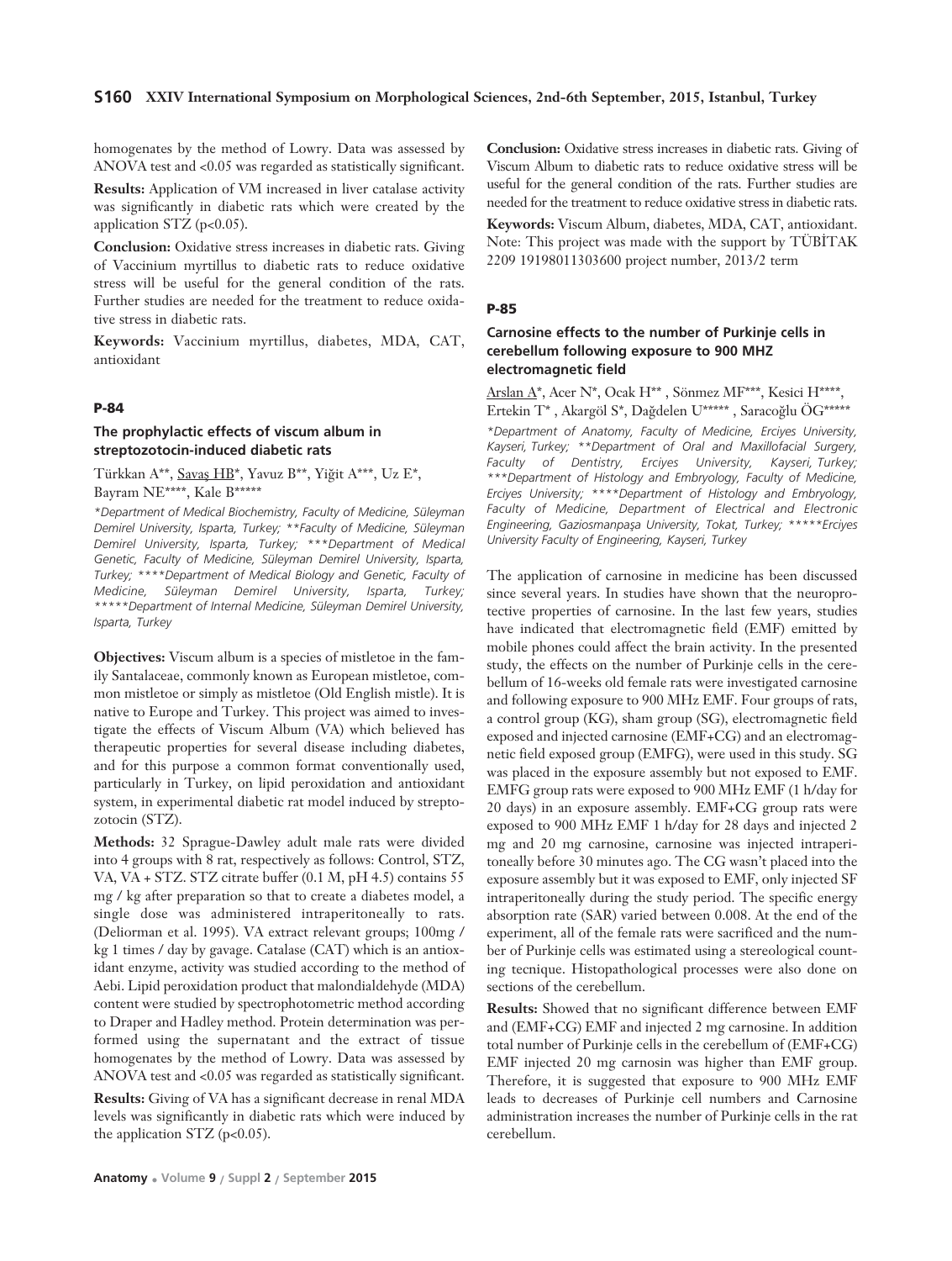homogenates by the method of Lowry. Data was assessed by ANOVA test and <0.05 was regarded as statistically significant.

**Results:** Application of VM increased in liver catalase activity was significantly in diabetic rats which were created by the application STZ (p<0.05).

**Conclusion:** Oxidative stress increases in diabetic rats. Giving of Vaccinium myrtillus to diabetic rats to reduce oxidative stress will be useful for the general condition of the rats. Further studies are needed for the treatment to reduce oxidative stress in diabetic rats.

**Keywords:** Vaccinium myrtillus, diabetes, MDA, CAT, antioxidant

#### P-84

### The prophylactic effects of viscum album in streptozotocin-induced diabetic rats

Türkkan A**, Savaş HB*, Yavuz B**, Yiğit A***, Uz E*, Bayram NE****, Kale B*****

*\*Department of Medical Biochemistry, Faculty of Medicine, Süleyman Demirel University, Isparta, Turkey; \*\*Faculty of Medicine, Süleyman Demirel University, Isparta, Turkey; \*\*\*Department of Medical Genetic, Faculty of Medicine, Süleyman Demirel University, Isparta, Turkey; \*\*\*\*Department of Medical Biology and Genetic, Faculty of Medicine, Süleyman Demirel University, Isparta, Turkey; \*\*\*\*\*Department of Internal Medicine, Süleyman Demirel University, Isparta, Turkey*

**Objectives:** Viscum album is a species of mistletoe in the family Santalaceae, commonly known as European mistletoe, common mistletoe or simply as mistletoe (Old English mistle). It is native to Europe and Turkey. This project was aimed to investigate the effects of Viscum Album (VA) which believed has therapeutic properties for several disease including diabetes, and for this purpose a common format conventionally used, particularly in Turkey, on lipid peroxidation and antioxidant system, in experimental diabetic rat model induced by streptozotocin (STZ).

**Methods:** 32 Sprague-Dawley adult male rats were divided into 4 groups with 8 rat, respectively as follows: Control, STZ, VA, VA + STZ. STZ citrate buffer (0.1 M, pH 4.5) contains 55 mg / kg after preparation so that to create a diabetes model, a single dose was administered intraperitoneally to rats. (Deliorman et al. 1995). VA extract relevant groups; 100mg / kg 1 times / day by gavage. Catalase (CAT) which is an antioxidant enzyme, activity was studied according to the method of Aebi. Lipid peroxidation product that malondialdehyde (MDA) content were studied by spectrophotometric method according to Draper and Hadley method. Protein determination was performed using the supernatant and the extract of tissue homogenates by the method of Lowry. Data was assessed by ANOVA test and <0.05 was regarded as statistically significant.

**Results:** Giving of VA has a significant decrease in renal MDA levels was significantly in diabetic rats which were induced by the application STZ (p<0.05).

**Conclusion:** Oxidative stress increases in diabetic rats. Giving of Viscum Album to diabetic rats to reduce oxidative stress will be useful for the general condition of the rats. Further studies are needed for the treatment to reduce oxidative stress in diabetic rats.

**Keywords:** Viscum Album, diabetes, MDA, CAT, antioxidant. Note: This project was made with the support by TÜBİTAK 2209 19198011303600 project number, 2013/2 term

#### P-85

### Carnosine effects to the number of Purkinje cells in cerebellum following exposure to 900 MHZ electromagnetic field

Arslan A*, Acer N*, Ocak H** , Sönmez MF***, Kesici H****, Ertekin T* , Akargöl S*, Dağdelen U***** , Saracoğlu ÖG*****

*\*Department of Anatomy, Faculty of Medicine, Erciyes University, Kayseri, Turkey; \*\*Department of Oral and Maxillofacial Surgery, Faculty of Dentistry, Erciyes University, Kayseri, Turkey; \*\*\*Department of Histology and Embryology, Faculty of Medicine, Erciyes University; \*\*\*\*Department of Histology and Embryology, Faculty of Medicine, Department of Electrical and Electronic Engineering, Gaziosmanpaşa University, Tokat, Turkey; \*\*\*\*\*Erciyes University Faculty of Engineering, Kayseri, Turkey*

The application of carnosine in medicine has been discussed since several years. In studies have shown that the neuroprotective properties of carnosine. In the last few years, studies have indicated that electromagnetic field (EMF) emitted by mobile phones could affect the brain activity. In the presented study, the effects on the number of Purkinje cells in the cerebellum of 16-weeks old female rats were investigated carnosine and following exposure to 900 MHz EMF. Four groups of rats, a control group (KG), sham group (SG), electromagnetic field exposed and injected carnosine (EMF+CG) and an electromagnetic field exposed group (EMFG), were used in this study. SG was placed in the exposure assembly but not exposed to EMF. EMFG group rats were exposed to 900 MHz EMF (1 h/day for 20 days) in an exposure assembly. EMF+CG group rats were exposed to 900 MHz EMF 1 h/day for 28 days and injected 2 mg and 20 mg carnosine, carnosine was injected intraperitoneally before 30 minutes ago. The CG wasn't placed into the exposure assembly but it was exposed to EMF, only injected SF intraperitoneally during the study period. The specific energy absorption rate (SAR) varied between 0.008. At the end of the experiment, all of the female rats were sacrificed and the number of Purkinje cells was estimated using a stereological counting tecnique. Histopathological processes were also done on sections of the cerebellum.

**Results:** Showed that no significant difference between EMF and (EMF+CG) EMF and injected 2 mg carnosine. In addition total number of Purkinje cells in the cerebellum of (EMF+CG) EMF injected 20 mg carnosin was higher than EMF group. Therefore, it is suggested that exposure to 900 MHz EMF leads to decreases of Purkinje cell numbers and Carnosine administration increases the number of Purkinje cells in the rat cerebellum.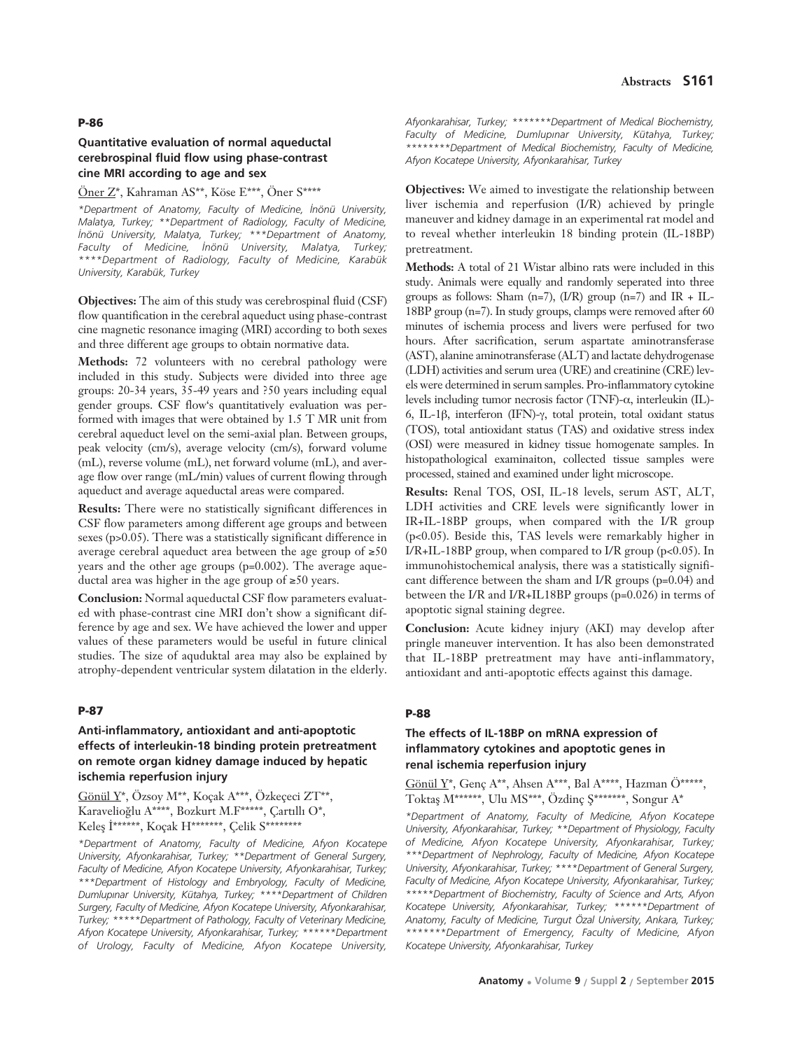## P-86

### Quantitative evaluation of normal aqueductal cerebrospinal fluid flow using phase-contrast cine MRI according to age and sex

Öner Z*, Kahraman AS**, Köse E***, Öner S****

*\*Department of Anatomy, Faculty of Medicine, İnönü University, Malatya, Turkey; \*\*Department of Radiology, Faculty of Medicine, İnönü University, Malatya, Turkey; \*\*\*Department of Anatomy, Faculty of Medicine, İnönü University, Malatya, Turkey; \*\*\*\*Department of Radiology, Faculty of Medicine, Karabük University, Karabük, Turkey*

**Objectives:** The aim of this study was cerebrospinal fluid (CSF) flow quantification in the cerebral aqueduct using phase-contrast cine magnetic resonance imaging (MRI) according to both sexes and three different age groups to obtain normative data.

**Methods:** 72 volunteers with no cerebral pathology were included in this study. Subjects were divided into three age groups: 20-34 years, 35-49 years and ?50 years including equal gender groups. CSF flow's quantitatively evaluation was performed with images that were obtained by 1.5 T MR unit from cerebral aqueduct level on the semi-axial plan. Between groups, peak velocity (cm/s), average velocity (cm/s), forward volume (mL), reverse volume (mL), net forward volume (mL), and average flow over range (mL/min) values of current flowing through aqueduct and average aqueductal areas were compared.

**Results:** There were no statistically significant differences in CSF flow parameters among different age groups and between sexes ($p>0.05$). There was a statistically significant difference in average cerebral aqueduct area between the age group of ≥50 years and the other age groups ($p=0.002$). The average aqueductal area was higher in the age group of ≥50 years.

**Conclusion:** Normal aqueductal CSF flow parameters evaluated with phase-contrast cine MRI don't show a significant difference by age and sex. We have achieved the lower and upper values of these parameters would be useful in future clinical studies. The size of aquduktal area may also be explained by atrophy-dependent ventricular system dilatation in the elderly.

## P-87

### Anti-inflammatory, antioxidant and anti-apoptotic effects of interleukin-18 binding protein pretreatment on remote organ kidney damage induced by hepatic ischemia reperfusion injury

Gönül Y*, Özsoy M**, Koçak A***, Özkeçeci ZT**, Karavelioğlu A****, Bozkurt M.F*****, Çartıllı O*, Keleş İ******, Koçak H*******, Çelik S********

*\*Department of Anatomy, Faculty of Medicine, Afyon Kocatepe University, Afyonkarahisar, Turkey; \*\*Department of General Surgery, Faculty of Medicine, Afyon Kocatepe University, Afyonkarahisar, Turkey; \*\*\*Department of Histology and Embryology, Faculty of Medicine, Dumlupınar University, Kütahya, Turkey; \*\*\*\*Department of Children Surgery, Faculty of Medicine, Afyon Kocatepe University, Afyonkarahisar, Turkey; \*\*\*\*\*Department of Pathology, Faculty of Veterinary Medicine, Afyon Kocatepe University, Afyonkarahisar, Turkey; \*\*\*\*\*\*Department of Urology, Faculty of Medicine, Afyon Kocatepe University, Afyonkarahisar, Turkey; \*\*\*\*\*\*\*Department of Medical Biochemistry, Faculty of Medicine, Dumlupınar University, Kütahya, Turkey; \*\*\*\*\*\*\*\*Department of Medical Biochemistry, Faculty of Medicine, Afyon Kocatepe University, Afyonkarahisar, Turkey*

**Objectives:** We aimed to investigate the relationship between liver ischemia and reperfusion (I/R) achieved by pringle maneuver and kidney damage in an experimental rat model and to reveal whether interleukin 18 binding protein (IL-18BP) pretreatment.

**Methods:** A total of 21 Wistar albino rats were included in this study. Animals were equally and randomly seperated into three groups as follows: Sham (n=7), (I/R) group (n=7) and IR + IL-18BP group (n=7). In study groups, clamps were removed after 60 minutes of ischemia process and livers were perfused for two hours. After sacrification, serum aspartate aminotransferase (AST), alanine aminotransferase (ALT) and lactate dehydrogenase (LDH) activities and serum urea (URE) and creatinine (CRE) levels were determined in serum samples. Pro-inflammatory cytokine levels including tumor necrosis factor (TNF)-α, interleukin (IL)-6, IL-1β, interferon (IFN)-γ, total protein, total oxidant status (TOS), total antioxidant status (TAS) and oxidative stress index (OSI) were measured in kidney tissue homogenate samples. In histopathological examinaiton, collected tissue samples were processed, stained and examined under light microscope.

**Results:** Renal TOS, OSI, IL-18 levels, serum AST, ALT, LDH activities and CRE levels were significantly lower in IR+IL-18BP groups, when compared with the I/R group ($p<0.05$). Beside this, TAS levels were remarkably higher in I/R+IL-18BP group, when compared to I/R group ($p<0.05$). In immunohistochemical analysis, there was a statistically significant difference between the sham and I/R groups ($p=0.04$) and between the I/R and I/R+IL18BP groups ($p=0.026$) in terms of apoptotic signal staining degree.

**Conclusion:** Acute kidney injury (AKI) may develop after pringle maneuver intervention. It has also been demonstrated that IL-18BP pretreatment may have anti-inflammatory, antioxidant and anti-apoptotic effects against this damage.

## P-88

### The effects of IL-18BP on mRNA expression of inflammatory cytokines and apoptotic genes in renal ischemia reperfusion injury

Gönül Y*, Genç A**, Ahsen A***, Bal A****, Hazman Ö*****, Toktaş M******, Ulu MS***, Özdinç Ş*******, Songur A*

*\*Department of Anatomy, Faculty of Medicine, Afyon Kocatepe University, Afyonkarahisar, Turkey; \*\*Department of Physiology, Faculty of Medicine, Afyon Kocatepe University, Afyonkarahisar, Turkey; \*\*\*Department of Nephrology, Faculty of Medicine, Afyon Kocatepe University, Afyonkarahisar, Turkey; \*\*\*\*Department of General Surgery, Faculty of Medicine, Afyon Kocatepe University, Afyonkarahisar, Turkey; \*\*\*\*\*Department of Biochemistry, Faculty of Science and Arts, Afyon Kocatepe University, Afyonkarahisar, Turkey; \*\*\*\*\*\*Department of Anatomy, Faculty of Medicine, Turgut Özal University, Ankara, Turkey; \*\*\*\*\*\*\*Department of Emergency, Faculty of Medicine, Afyon Kocatepe University, Afyonkarahisar, Turkey*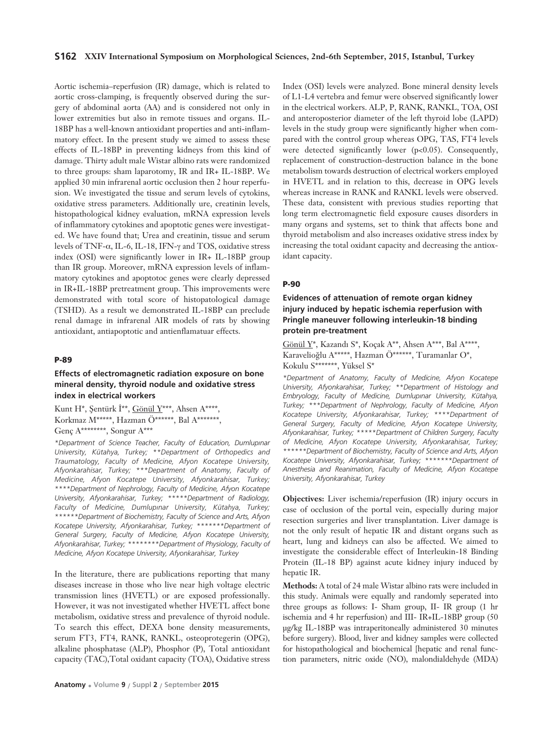Aortic ischemia–reperfusion (IR) damage, which is related to aortic cross-clamping, is frequently observed during the surgery of abdominal aorta (AA) and is considered not only in lower extremities but also in remote tissues and organs. IL-18BP has a well-known antioxidant properties and anti-inflammatory effect. In the present study we aimed to assess these effects of IL-18BP in preventing kidneys from this kind of damage. Thirty adult male Wistar albino rats were randomized to three groups: sham laparotomy, IR and IR+ IL-18BP. We applied 30 min infrarenal aortic occlusion then 2 hour reperfusion. We investigated the tissue and serum levels of cytokins, oxidative stress parameters. Additionally ure, creatinin levels, histopathological kidney evaluation, mRNA expression levels of inflammatory cytokines and apoptotic genes were investigated. We have found that; Urea and creatinin, tissue and serum levels of TNF-α, IL-6, IL-18, IFN-γ and TOS, oxidative stress index (OSI) were significantly lower in IR+ IL-18BP group than IR group. Moreover, mRNA expression levels of inflammatory cytokines and apoptotoc genes were clearly depressed in IR+IL-18BP pretreatment group. This improvements were demonstrated with total score of histopatological damage (TSHD). As a result we demonstrated IL-18BP can preclude renal damage in infrarenal AIR models of rats by showing antioxidant, antiapoptotic and antienflamatuar effects.

#### P-89

### Effects of electromagnetic radiation exposure on bone mineral density, thyroid nodule and oxidative stress index in electrical workers

Kunt H*, Şentürk İ**, Gönül Y***, Ahsen A****, Korkmaz M*****, Hazman Ö******, Bal A*******, Genç A********, Songur A***

*\*Department of Science Teacher, Faculty of Education, Dumlupınar University, Kütahya, Turkey; \*\*Department of Orthopedics and Traumatology, Faculty of Medicine, Afyon Kocatepe University, Afyonkarahisar, Turkey; \*\*\*Department of Anatomy, Faculty of Medicine, Afyon Kocatepe University, Afyonkarahisar, Turkey; \*\*\*\*Department of Nephrology, Faculty of Medicine, Afyon Kocatepe University, Afyonkarahisar, Turkey; \*\*\*\*\*Department of Radiology, Faculty of Medicine, Dumlupınar University, Kütahya, Turkey; \*\*\*\*\*\*Department of Biochemistry, Faculty of Science and Arts, Afyon Kocatepe University, Afyonkarahisar, Turkey; \*\*\*\*\*\*\*Department of General Surgery, Faculty of Medicine, Afyon Kocatepe University, Afyonkarahisar, Turkey; \*\*\*\*\*\*\*\*Department of Physiology, Faculty of Medicine, Afyon Kocatepe University, Afyonkarahisar, Turkey*

In the literature, there are publications reporting that many diseases increase in those who live near high voltage electric transmission lines (HVETL) or are exposed professionally. However, it was not investigated whether HVETL affect bone metabolism, oxidative stress and prevalence of thyroid nodule. To search this effect, DEXA bone density measurements, serum FT3, FT4, RANK, RANKL, osteoprotegerin (OPG), alkaline phosphatase (ALP), Phosphor (P), Total antioxidant capacity (TAC),Total oxidant capacity (TOA), Oxidative stress Index (OSI) levels were analyzed. Bone mineral density levels of L1-L4 vertebra and femur were observed significantly lower in the electrical workers. ALP, P, RANK, RANKL, TOA, OSI and anteroposterior diameter of the left thyroid lobe (LAPD) levels in the study group were significantly higher when compared with the control group whereas OPG, TAS, FT4 levels were detected significantly lower ($p<0.05$). Consequently, replacement of construction-destruction balance in the bone metabolism towards destruction of electrical workers employed in HVETL and in relation to this, decrease in OPG levels whereas increase in RANK and RANKL levels were observed. These data, consistent with previous studies reporting that long term electromagnetic field exposure causes disorders in many organs and systems, set to think that affects bone and thyroid metabolism and also increases oxidative stress index by increasing the total oxidant capacity and decreasing the antioxidant capacity.

#### P-90

### Evidences of attenuation of remote organ kidney injury induced by hepatic ischemia reperfusion with Pringle maneuver following interleukin-18 binding protein pre-treatment

Gönül Y*, Kazandı S*, Koçak A**, Ahsen A***, Bal A****, Karavelioğlu A*****, Hazman Ö******, Turamanlar O*, Kokulu S*******, Yüksel S*

*\*Department of Anatomy, Faculty of Medicine, Afyon Kocatepe University, Afyonkarahisar, Turkey; \*\*Department of Histology and Embryology, Faculty of Medicine, Dumlupınar University, Kütahya, Turkey; \*\*\*Department of Nephrology, Faculty of Medicine, Afyon Kocatepe University, Afyonkarahisar, Turkey; \*\*\*\*Department of General Surgery, Faculty of Medicine, Afyon Kocatepe University, Afyonkarahisar, Turkey; \*\*\*\*\*Department of Children Surgery, Faculty of Medicine, Afyon Kocatepe University, Afyonkarahisar, Turkey; \*\*\*\*\*\*Department of Biochemistry, Faculty of Science and Arts, Afyon Kocatepe University, Afyonkarahisar, Turkey; \*\*\*\*\*\*\*Department of Anesthesia and Reanimation, Faculty of Medicine, Afyon Kocatepe University, Afyonkarahisar, Turkey*

**Objectives:** Liver ischemia/reperfusion (IR) injury occurs in case of occlusion of the portal vein, especially during major resection surgeries and liver transplantation. Liver damage is not the only result of hepatic IR and distant organs such as heart, lung and kidneys can also be affected. We aimed to investigate the considerable effect of Interleukin-18 Binding Protein (IL-18 BP) against acute kidney injury induced by hepatic IR.

**Methods:** A total of 24 male Wistar albino rats were included in this study. Animals were equally and randomly seperated into three groups as follows: I- Sham group, II- IR group (1 hr ischemia and 4 hr reperfusion) and III- IR+IL-18BP group (50 µg/kg IL-18BP was intraperitoneally administered 30 minutes before surgery). Blood, liver and kidney samples were collected for histopathological and biochemical [hepatic and renal function parameters, nitric oxide (NO), malondialdehyde (MDA)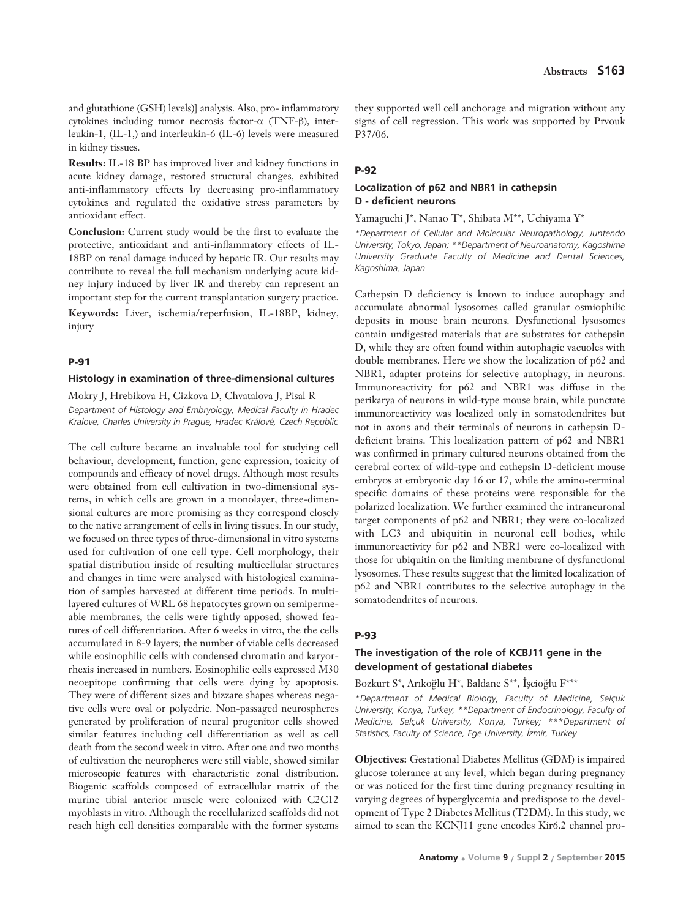and glutathione (GSH) levels)] analysis. Also, pro- inflammatory cytokines including tumor necrosis factor-α (TNF-β), interleukin-1, (IL-1,) and interleukin-6 (IL-6) levels were measured in kidney tissues.

**Results:** IL-18 BP has improved liver and kidney functions in acute kidney damage, restored structural changes, exhibited anti-inflammatory effects by decreasing pro-inflammatory cytokines and regulated the oxidative stress parameters by antioxidant effect.

**Conclusion:** Current study would be the first to evaluate the protective, antioxidant and anti-inflammatory effects of IL-18BP on renal damage induced by hepatic IR. Our results may contribute to reveal the full mechanism underlying acute kidney injury induced by liver IR and thereby can represent an important step for the current transplantation surgery practice.

**Keywords:** Liver, ischemia/reperfusion, IL-18BP, kidney, injury

## P-91

### Histology in examination of three-dimensional cultures

Mokry J, Hrebikova H, Cizkova D, Chvatalova J, Pisal R

*Department of Histology and Embryology, Medical Faculty in Hradec Kralove, Charles University in Prague, Hradec Králové, Czech Republic*

The cell culture became an invaluable tool for studying cell behaviour, development, function, gene expression, toxicity of compounds and efficacy of novel drugs. Although most results were obtained from cell cultivation in two-dimensional systems, in which cells are grown in a monolayer, three-dimensional cultures are more promising as they correspond closely to the native arrangement of cells in living tissues. In our study, we focused on three types of three-dimensional in vitro systems used for cultivation of one cell type. Cell morphology, their spatial distribution inside of resulting multicellular structures and changes in time were analysed with histological examination of samples harvested at different time periods. In multilayered cultures of WRL 68 hepatocytes grown on semipermeable membranes, the cells were tightly apposed, showed features of cell differentiation. After 6 weeks in vitro, the the cells accumulated in 8-9 layers; the number of viable cells decreased while eosinophilic cells with condensed chromatin and karyorrhexis increased in numbers. Eosinophilic cells expressed M30 neoepitope confirming that cells were dying by apoptosis. They were of different sizes and bizzare shapes whereas negative cells were oval or polyedric. Non-passaged neurospheres generated by proliferation of neural progenitor cells showed similar features including cell differentiation as well as cell death from the second week in vitro. After one and two months of cultivation the neuropheres were still viable, showed similar microscopic features with characteristic zonal distribution. Biogenic scaffolds composed of extracellular matrix of the murine tibial anterior muscle were colonized with C2C12 myoblasts in vitro. Although the recellularized scaffolds did not reach high cell densities comparable with the former systems they supported well cell anchorage and migration without any signs of cell regression. This work was supported by Prvouk P37/06.

## P-92

### Localization of p62 and NBR1 in cathepsin D - deficient neurons

Yamaguchi J*, Nanao T*, Shibata M**, Uchiyama Y*

*\*Department of Cellular and Molecular Neuropathology, Juntendo University, Tokyo, Japan; \*\*Department of Neuroanatomy, Kagoshima University Graduate Faculty of Medicine and Dental Sciences, Kagoshima, Japan*

Cathepsin D deficiency is known to induce autophagy and accumulate abnormal lysosomes called granular osmiophilic deposits in mouse brain neurons. Dysfunctional lysosomes contain undigested materials that are substrates for cathepsin D, while they are often found within autophagic vacuoles with double membranes. Here we show the localization of p62 and NBR1, adapter proteins for selective autophagy, in neurons. Immunoreactivity for p62 and NBR1 was diffuse in the perikarya of neurons in wild-type mouse brain, while punctate immunoreactivity was localized only in somatodendrites but not in axons and their terminals of neurons in cathepsin D-deficient brains. This localization pattern of p62 and NBR1 was confirmed in primary cultured neurons obtained from the cerebral cortex of wild-type and cathepsin D-deficient mouse embryos at embryonic day 16 or 17, while the amino-terminal specific domains of these proteins were responsible for the polarized localization. We further examined the intraneuronal target components of p62 and NBR1; they were co-localized with LC3 and ubiquitin in neuronal cell bodies, while immunoreactivity for p62 and NBR1 were co-localized with those for ubiquitin on the limiting membrane of dysfunctional lysosomes. These results suggest that the limited localization of p62 and NBR1 contributes to the selective autophagy in the somatodendrites of neurons.

## P-93

### The investigation of the role of KCBJ11 gene in the development of gestational diabetes

Bozkurt S*, Arıkoğlu H*, Baldane S**, İşcioğlu F***

*\*Department of Medical Biology, Faculty of Medicine, Selçuk University, Konya, Turkey; \*\*Department of Endocrinology, Faculty of Medicine, Selçuk University, Konya, Turkey; \*\*\*Department of Statistics, Faculty of Science, Ege University, İzmir, Turkey*

**Objectives:** Gestational Diabetes Mellitus (GDM) is impaired glucose tolerance at any level, which began during pregnancy or was noticed for the first time during pregnancy resulting in varying degrees of hyperglycemia and predispose to the development of Type 2 Diabetes Mellitus (T2DM). In this study, we aimed to scan the KCNJ11 gene encodes Kir6.2 channel pro-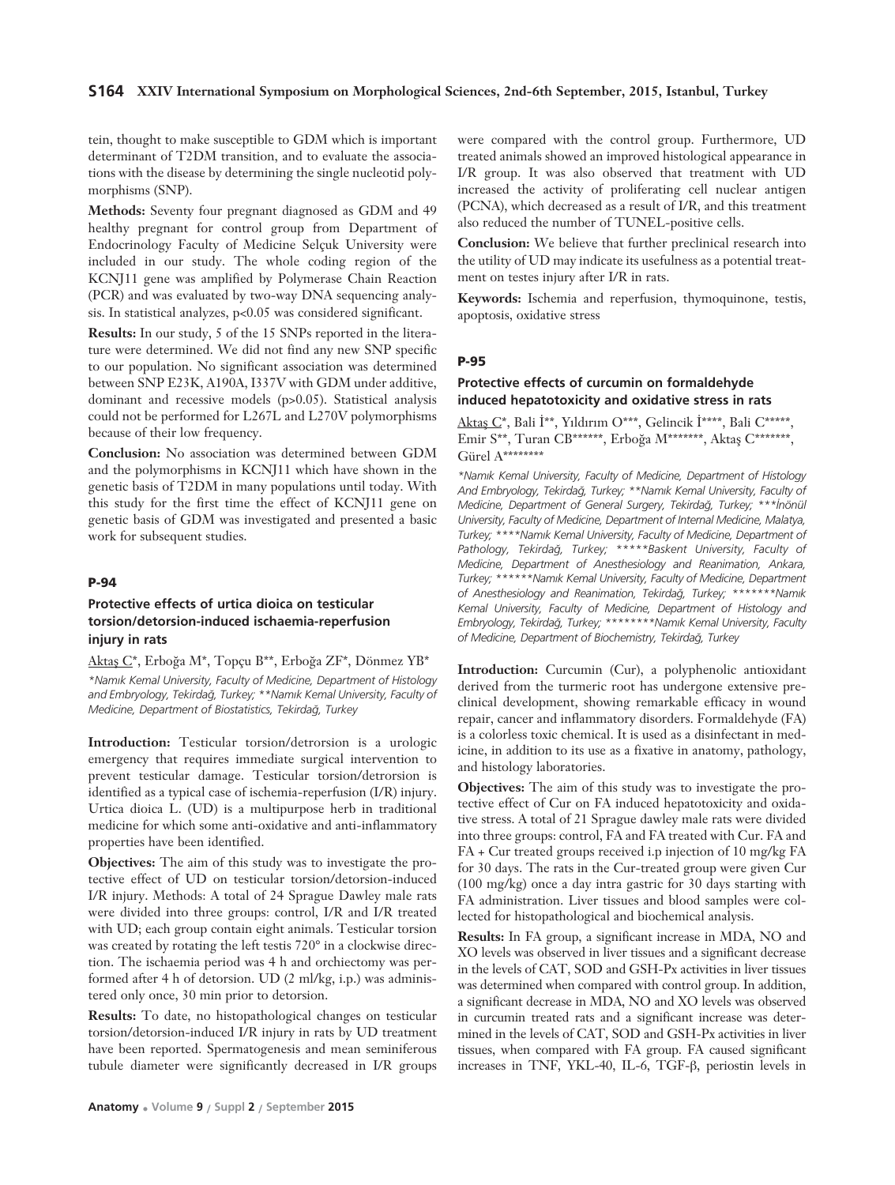tein, thought to make susceptible to GDM which is important determinant of T2DM transition, and to evaluate the associations with the disease by determining the single nucleotid polymorphisms (SNP).

**Methods:** Seventy four pregnant diagnosed as GDM and 49 healthy pregnant for control group from Department of Endocrinology Faculty of Medicine Selçuk University were included in our study. The whole coding region of the KCNJ11 gene was amplified by Polymerase Chain Reaction (PCR) and was evaluated by two-way DNA sequencing analysis. In statistical analyzes, $p<0.05$ was considered significant.

**Results:** In our study, 5 of the 15 SNPs reported in the literature were determined. We did not find any new SNP specific to our population. No significant association was determined between SNP E23K, A190A, I337V with GDM under additive, dominant and recessive models ($p>0.05$). Statistical analysis could not be performed for L267L and L270V polymorphisms because of their low frequency.

**Conclusion:** No association was determined between GDM and the polymorphisms in KCNJ11 which have shown in the genetic basis of T2DM in many populations until today. With this study for the first time the effect of KCNJ11 gene on genetic basis of GDM was investigated and presented a basic work for subsequent studies.

### P-94

### Protective effects of urtica dioica on testicular torsion/detorsion-induced ischaemia-reperfusion injury in rats

Aktaş C*, Erboğa M*, Topçu B**, Erboğa ZF*, Dönmez YB*

*\*Namık Kemal University, Faculty of Medicine, Department of Histology and Embryology, Tekirdağ, Turkey; \*\*Namık Kemal University, Faculty of Medicine, Department of Biostatistics, Tekirdağ, Turkey*

**Introduction:** Testicular torsion/detrorsion is a urologic emergency that requires immediate surgical intervention to prevent testicular damage. Testicular torsion/detrorsion is identified as a typical case of ischemia-reperfusion (I/R) injury. Urtica dioica L. (UD) is a multipurpose herb in traditional medicine for which some anti-oxidative and anti-inflammatory properties have been identified.

**Objectives:** The aim of this study was to investigate the protective effect of UD on testicular torsion/detorsion-induced I/R injury. Methods: A total of 24 Sprague Dawley male rats were divided into three groups: control, I/R and I/R treated with UD; each group contain eight animals. Testicular torsion was created by rotating the left testis 720° in a clockwise direction. The ischaemia period was 4 h and orchiectomy was performed after 4 h of detorsion. UD (2 ml/kg, i.p.) was administered only once, 30 min prior to detorsion.

**Results:** To date, no histopathological changes on testicular torsion/detorsion-induced I/R injury in rats by UD treatment have been reported. Spermatogenesis and mean seminiferous tubule diameter were significantly decreased in I/R groups were compared with the control group. Furthermore, UD treated animals showed an improved histological appearance in I/R group. It was also observed that treatment with UD increased the activity of proliferating cell nuclear antigen (PCNA), which decreased as a result of I/R, and this treatment also reduced the number of TUNEL-positive cells.

**Conclusion:** We believe that further preclinical research into the utility of UD may indicate its usefulness as a potential treatment on testes injury after I/R in rats.

**Keywords:** Ischemia and reperfusion, thymoquinone, testis, apoptosis, oxidative stress

### P-95

### Protective effects of curcumin on formaldehyde induced hepatotoxicity and oxidative stress in rats

Aktaş C*, Bali İ**, Yıldırım O***, Gelincik İ****, Bali C*****, Emir S**, Turan CB******, Erboğa M*******, Aktaş C*******, Gürel A********

*\*Namık Kemal University, Faculty of Medicine, Department of Histology And Embryology, Tekirdağ, Turkey; \*\*Namık Kemal University, Faculty of Medicine, Department of General Surgery, Tekirdağ, Turkey; \*\*\*İnönül University, Faculty of Medicine, Department of Internal Medicine, Malatya, Turkey; \*\*\*\*Namık Kemal University, Faculty of Medicine, Department of Pathology, Tekirdağ, Turkey; \*\*\*\*\*Baskent University, Faculty of Medicine, Department of Anesthesiology and Reanimation, Ankara, Turkey; \*\*\*\*\*\*Namık Kemal University, Faculty of Medicine, Department of Anesthesiology and Reanimation, Tekirdağ, Turkey; \*\*\*\*\*\*\*Namık Kemal University, Faculty of Medicine, Department of Histology and Embryology, Tekirdağ, Turkey; \*\*\*\*\*\*\*\*Namık Kemal University, Faculty of Medicine, Department of Biochemistry, Tekirdağ, Turkey*

**Introduction:** Curcumin (Cur), a polyphenolic antioxidant derived from the turmeric root has undergone extensive preclinical development, showing remarkable efficacy in wound repair, cancer and inflammatory disorders. Formaldehyde (FA) is a colorless toxic chemical. It is used as a disinfectant in medicine, in addition to its use as a fixative in anatomy, pathology, and histology laboratories.

**Objectives:** The aim of this study was to investigate the protective effect of Cur on FA induced hepatotoxicity and oxidative stress. A total of 21 Sprague dawley male rats were divided into three groups: control, FA and FA treated with Cur. FA and FA + Cur treated groups received i.p injection of 10 mg/kg FA for 30 days. The rats in the Cur-treated group were given Cur (100 mg/kg) once a day intra gastric for 30 days starting with FA administration. Liver tissues and blood samples were collected for histopathological and biochemical analysis.

**Results:** In FA group, a significant increase in MDA, NO and XO levels was observed in liver tissues and a significant decrease in the levels of CAT, SOD and GSH-Px activities in liver tissues was determined when compared with control group. In addition, a significant decrease in MDA, NO and XO levels was observed in curcumin treated rats and a significant increase was determined in the levels of CAT, SOD and GSH-Px activities in liver tissues, when compared with FA group. FA caused significant increases in TNF, YKL-40, IL-6, TGF-β, periostin levels in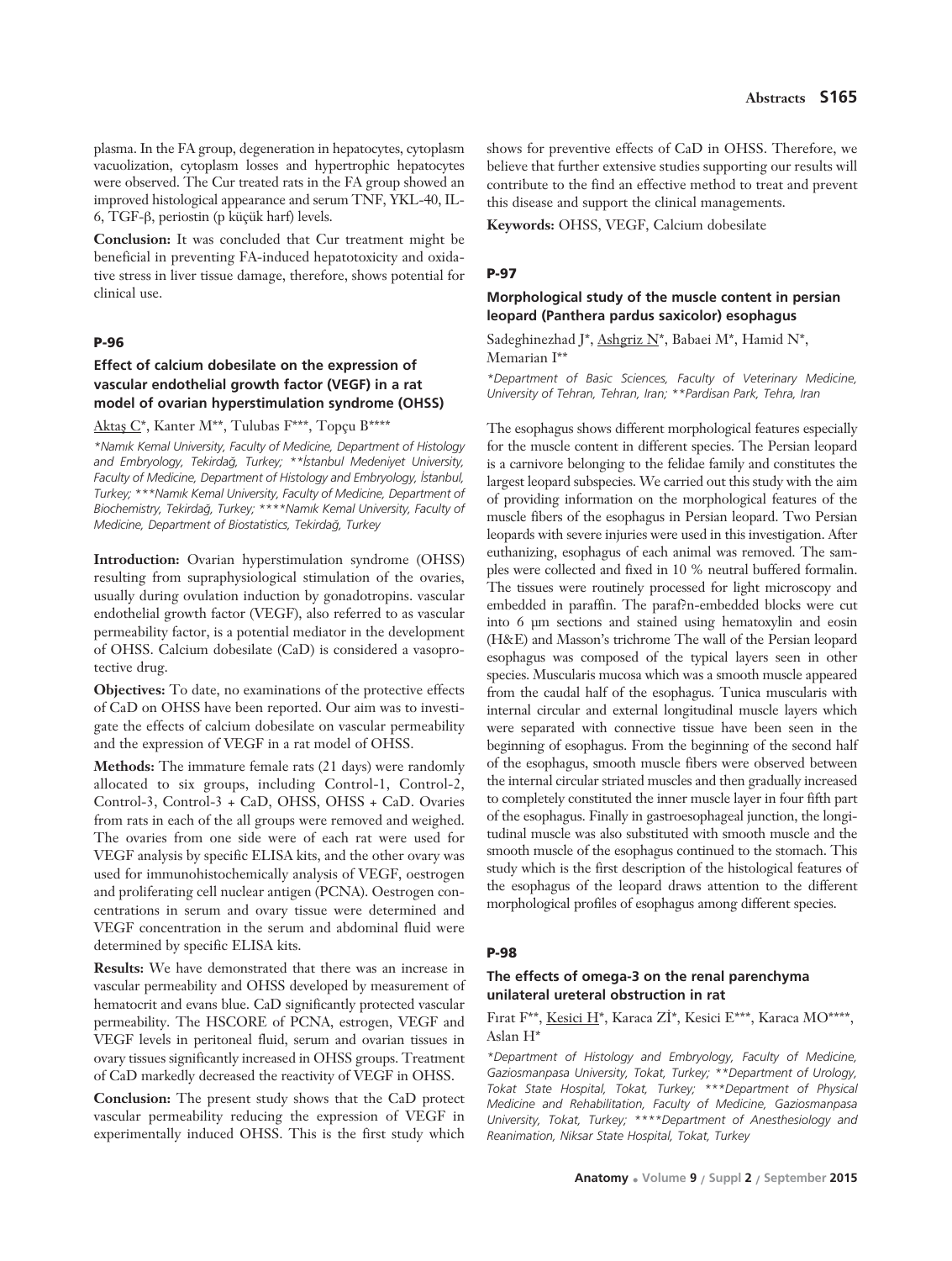plasma. In the FA group, degeneration in hepatocytes, cytoplasm vacuolization, cytoplasm losses and hypertrophic hepatocytes were observed. The Cur treated rats in the FA group showed an improved histological appearance and serum TNF, YKL-40, IL-6, TGF-β, periostin (p küçük harf) levels.

**Conclusion:** It was concluded that Cur treatment might be beneficial in preventing FA-induced hepatotoxicity and oxidative stress in liver tissue damage, therefore, shows potential for clinical use.

## P-96

### Effect of calcium dobesilate on the expression of vascular endothelial growth factor (VEGF) in a rat model of ovarian hyperstimulation syndrome (OHSS)

Aktaş C*, Kanter M**, Tulubas F***, Topçu B****

*\*Namık Kemal University, Faculty of Medicine, Department of Histology and Embryology, Tekirdağ, Turkey; \*\*İstanbul Medeniyet University, Faculty of Medicine, Department of Histology and Embryology, İstanbul, Turkey; \*\*\*Namık Kemal University, Faculty of Medicine, Department of Biochemistry, Tekirdağ, Turkey; \*\*\*\*Namık Kemal University, Faculty of Medicine, Department of Biostatistics, Tekirdağ, Turkey*

**Introduction:** Ovarian hyperstimulation syndrome (OHSS) resulting from supraphysiological stimulation of the ovaries, usually during ovulation induction by gonadotropins. vascular endothelial growth factor (VEGF), also referred to as vascular permeability factor, is a potential mediator in the development of OHSS. Calcium dobesilate (CaD) is considered a vasoprotective drug.

**Objectives:** To date, no examinations of the protective effects of CaD on OHSS have been reported. Our aim was to investigate the effects of calcium dobesilate on vascular permeability and the expression of VEGF in a rat model of OHSS.

**Methods:** The immature female rats (21 days) were randomly allocated to six groups, including Control-1, Control-2, Control-3, Control-3 + CaD, OHSS, OHSS + CaD. Ovaries from rats in each of the all groups were removed and weighed. The ovaries from one side were of each rat were used for VEGF analysis by specific ELISA kits, and the other ovary was used for immunohistochemically analysis of VEGF, oestrogen and proliferating cell nuclear antigen (PCNA). Oestrogen concentrations in serum and ovary tissue were determined and VEGF concentration in the serum and abdominal fluid were determined by specific ELISA kits.

**Results:** We have demonstrated that there was an increase in vascular permeability and OHSS developed by measurement of hematocrit and evans blue. CaD significantly protected vascular permeability. The HSCORE of PCNA, estrogen, VEGF and VEGF levels in peritoneal fluid, serum and ovarian tissues in ovary tissues significantly increased in OHSS groups. Treatment of CaD markedly decreased the reactivity of VEGF in OHSS.

**Conclusion:** The present study shows that the CaD protect vascular permeability reducing the expression of VEGF in experimentally induced OHSS. This is the first study which shows for preventive effects of CaD in OHSS. Therefore, we believe that further extensive studies supporting our results will contribute to the find an effective method to treat and prevent this disease and support the clinical managements.

**Keywords:** OHSS, VEGF, Calcium dobesilate

## P-97

### Morphological study of the muscle content in persian leopard (Panthera pardus saxicolor) esophagus

Sadeghinezhad J*, Ashgriz N*, Babaei M*, Hamid N*, Memarian I**

*\*Department of Basic Sciences, Faculty of Veterinary Medicine, University of Tehran, Tehran, Iran; \*\*Pardisan Park, Tehra, Iran*

The esophagus shows different morphological features especially for the muscle content in different species. The Persian leopard is a carnivore belonging to the felidae family and constitutes the largest leopard subspecies. We carried out this study with the aim of providing information on the morphological features of the muscle fibers of the esophagus in Persian leopard. Two Persian leopards with severe injuries were used in this investigation. After euthanizing, esophagus of each animal was removed. The samples were collected and fixed in 10 % neutral buffered formalin. The tissues were routinely processed for light microscopy and embedded in paraffin. The paraf?n-embedded blocks were cut into 6 µm sections and stained using hematoxylin and eosin (H&E) and Masson's trichrome The wall of the Persian leopard esophagus was composed of the typical layers seen in other species. Muscularis mucosa which was a smooth muscle appeared from the caudal half of the esophagus. Tunica muscularis with internal circular and external longitudinal muscle layers which were separated with connective tissue have been seen in the beginning of esophagus. From the beginning of the second half of the esophagus, smooth muscle fibers were observed between the internal circular striated muscles and then gradually increased to completely constituted the inner muscle layer in four fifth part of the esophagus. Finally in gastroesophageal junction, the longitudinal muscle was also substituted with smooth muscle and the smooth muscle of the esophagus continued to the stomach. This study which is the first description of the histological features of the esophagus of the leopard draws attention to the different morphological profiles of esophagus among different species.

## P-98

### The effects of omega-3 on the renal parenchyma unilateral ureteral obstruction in rat

Fırat F**, Kesici H*, Karaca Zİ*, Kesici E***, Karaca MO****, Aslan H*

*\*Department of Histology and Embryology, Faculty of Medicine, Gaziosmanpasa University, Tokat, Turkey; \*\*Department of Urology, Tokat State Hospital, Tokat, Turkey; \*\*\*Department of Physical Medicine and Rehabilitation, Faculty of Medicine, Gaziosmanpasa University, Tokat, Turkey; \*\*\*\*Department of Anesthesiology and Reanimation, Niksar State Hospital, Tokat, Turkey*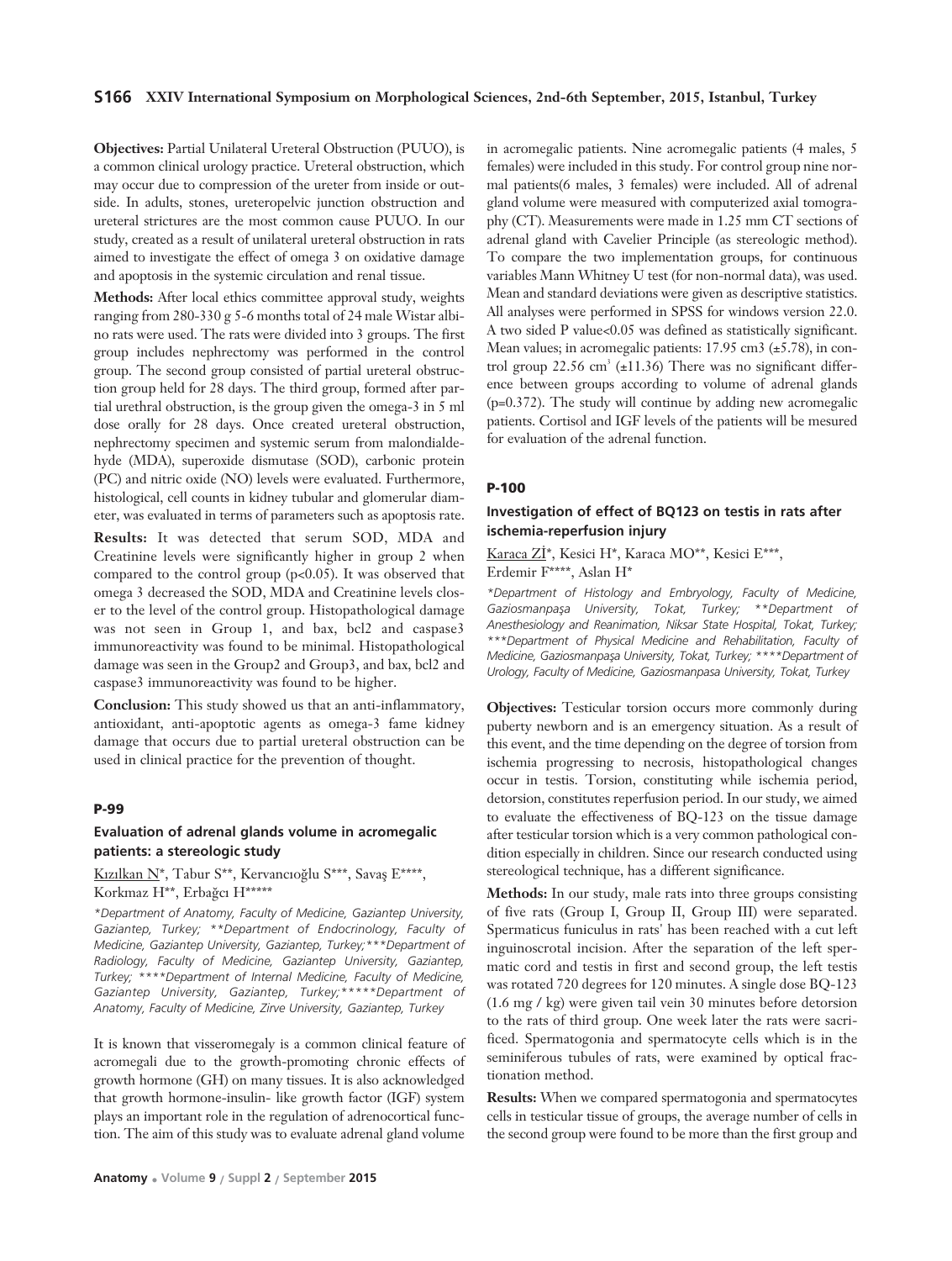**Objectives:** Partial Unilateral Ureteral Obstruction (PUUO), is a common clinical urology practice. Ureteral obstruction, which may occur due to compression of the ureter from inside or outside. In adults, stones, ureteropelvic junction obstruction and ureteral strictures are the most common cause PUUO. In our study, created as a result of unilateral ureteral obstruction in rats aimed to investigate the effect of omega 3 on oxidative damage and apoptosis in the systemic circulation and renal tissue.

**Methods:** After local ethics committee approval study, weights ranging from 280-330 g 5-6 months total of 24 male Wistar albino rats were used. The rats were divided into 3 groups. The first group includes nephrectomy was performed in the control group. The second group consisted of partial ureteral obstruction group held for 28 days. The third group, formed after partial urethral obstruction, is the group given the omega-3 in 5 ml dose orally for 28 days. Once created ureteral obstruction, nephrectomy specimen and systemic serum from malondialdehyde (MDA), superoxide dismutase (SOD), carbonic protein (PC) and nitric oxide (NO) levels were evaluated. Furthermore, histological, cell counts in kidney tubular and glomerular diameter, was evaluated in terms of parameters such as apoptosis rate.

**Results:** It was detected that serum SOD, MDA and Creatinine levels were significantly higher in group 2 when compared to the control group ($p<0.05$). It was observed that omega 3 decreased the SOD, MDA and Creatinine levels closer to the level of the control group. Histopathological damage was not seen in Group 1, and bax, bcl2 and caspase3 immunoreactivity was found to be minimal. Histopathological damage was seen in the Group2 and Group3, and bax, bcl2 and caspase3 immunoreactivity was found to be higher.

**Conclusion:** This study showed us that an anti-inflammatory, antioxidant, anti-apoptotic agents as omega-3 fame kidney damage that occurs due to partial ureteral obstruction can be used in clinical practice for the prevention of thought.

#### P-99

### Evaluation of adrenal glands volume in acromegalic patients: a stereologic study

Kızılkan N*, Tabur S**, Kervancıoğlu S***, Savaş E****, Korkmaz H**, Erbağcı H*****

*\*Department of Anatomy, Faculty of Medicine, Gaziantep University, Gaziantep, Turkey; \*\*Department of Endocrinology, Faculty of Medicine, Gaziantep University, Gaziantep, Turkey;\*\*\*Department of Radiology, Faculty of Medicine, Gaziantep University, Gaziantep, Turkey; \*\*\*\*Department of Internal Medicine, Faculty of Medicine, Gaziantep University, Gaziantep, Turkey;\*\*\*\*\*Department of Anatomy, Faculty of Medicine, Zirve University, Gaziantep, Turkey*

It is known that visseromegaly is a common clinical feature of acromegali due to the growth-promoting chronic effects of growth hormone (GH) on many tissues. It is also acknowledged that growth hormone-insulin- like growth factor (IGF) system plays an important role in the regulation of adrenocortical function. The aim of this study was to evaluate adrenal gland volume in acromegalic patients. Nine acromegalic patients (4 males, 5 females) were included in this study. For control group nine normal patients(6 males, 3 females) were included. All of adrenal gland volume were measured with computerized axial tomography (CT). Measurements were made in 1.25 mm CT sections of adrenal gland with Cavelier Principle (as stereologic method). To compare the two implementation groups, for continuous variables Mann Whitney U test (for non-normal data), was used. Mean and standard deviations were given as descriptive statistics. All analyses were performed in SPSS for windows version 22.0. A two sided P value<0.05 was defined as statistically significant. Mean values; in acromegalic patients: 17.95 cm3 (±5.78), in control group 22.56 $cm^3$ (±11.36) There was no significant difference between groups according to volume of adrenal glands ($p=0.372$). The study will continue by adding new acromegalic patients. Cortisol and IGF levels of the patients will be mesured for evaluation of the adrenal function.

#### P-100

### Investigation of effect of BQ123 on testis in rats after ischemia-reperfusion injury

Karaca Zİ*, Kesici H*, Karaca MO**, Kesici E***, Erdemir F****, Aslan H*

*\*Department of Histology and Embryology, Faculty of Medicine, Gaziosmanpaşa University, Tokat, Turkey; \*\*Department of Anesthesiology and Reanimation, Niksar State Hospital, Tokat, Turkey; \*\*\*Department of Physical Medicine and Rehabilitation, Faculty of Medicine, Gaziosmanpaşa University, Tokat, Turkey; \*\*\*\*Department of Urology, Faculty of Medicine, Gaziosmanpasa University, Tokat, Turkey*

**Objectives:** Testicular torsion occurs more commonly during puberty newborn and is an emergency situation. As a result of this event, and the time depending on the degree of torsion from ischemia progressing to necrosis, histopathological changes occur in testis. Torsion, constituting while ischemia period, detorsion, constitutes reperfusion period. In our study, we aimed to evaluate the effectiveness of BQ-123 on the tissue damage after testicular torsion which is a very common pathological condition especially in children. Since our research conducted using stereological technique, has a different significance.

**Methods:** In our study, male rats into three groups consisting of five rats (Group I, Group II, Group III) were separated. Spermaticus funiculus in rats' has been reached with a cut left inguinoscrotal incision. After the separation of the left spermatic cord and testis in first and second group, the left testis was rotated 720 degrees for 120 minutes. A single dose BQ-123 (1.6 mg / kg) were given tail vein 30 minutes before detorsion to the rats of third group. One week later the rats were sacrificed. Spermatogonia and spermatocyte cells which is in the seminiferous tubules of rats, were examined by optical fractionation method.

**Results:** When we compared spermatogonia and spermatocytes cells in testicular tissue of groups, the average number of cells in the second group were found to be more than the first group and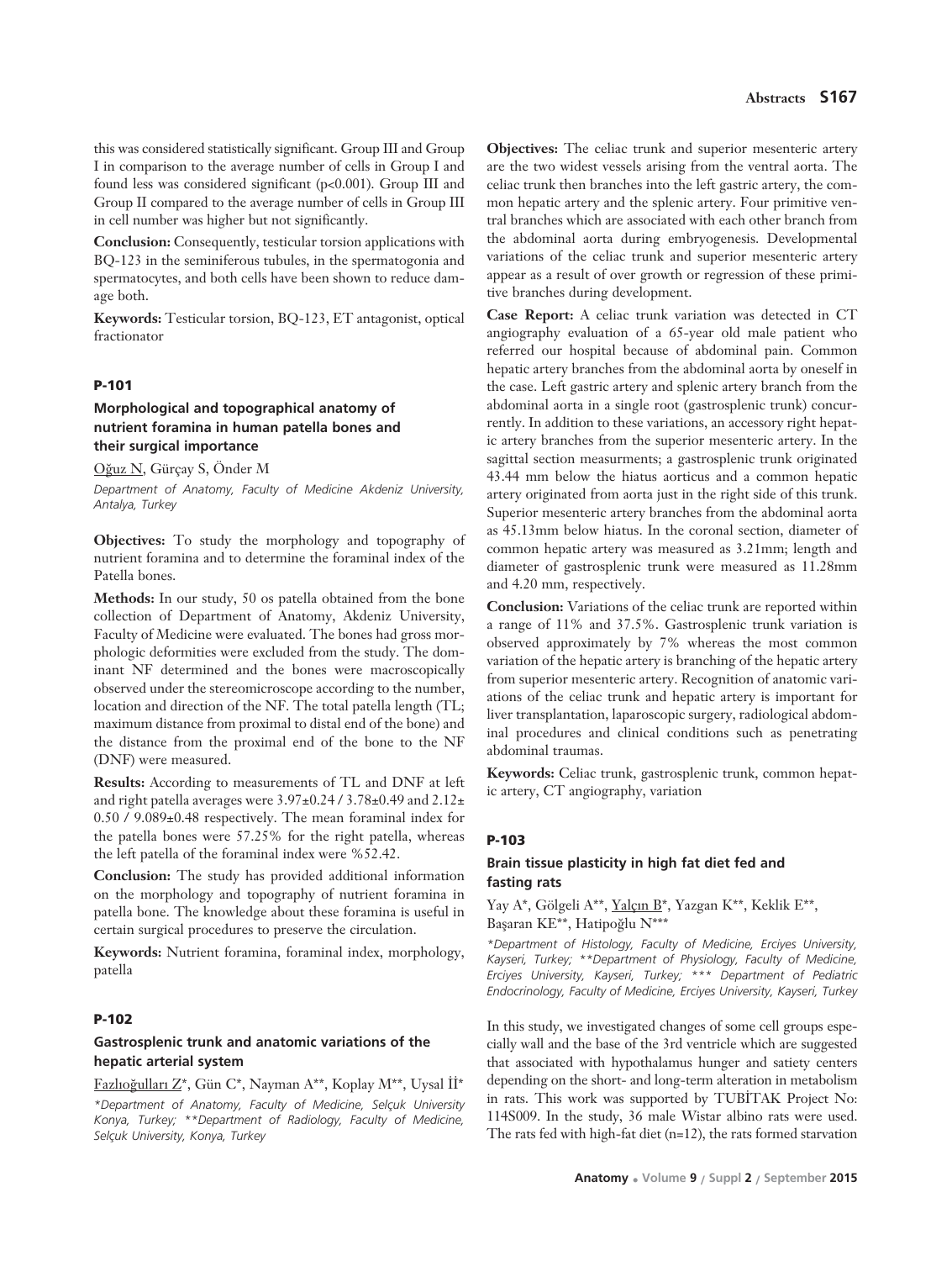this was considered statistically significant. Group III and Group I in comparison to the average number of cells in Group I and found less was considered significant ($p<0.001$). Group III and Group II compared to the average number of cells in Group III in cell number was higher but not significantly.

**Conclusion:** Consequently, testicular torsion applications with BQ-123 in the seminiferous tubules, in the spermatogonia and spermatocytes, and both cells have been shown to reduce damage both.

**Keywords:** Testicular torsion, BQ-123, ET antagonist, optical fractionator

### P-101

### Morphological and topographical anatomy of nutrient foramina in human patella bones and their surgical importance

Oğuz N, Gürçay S, Önder M

*Department of Anatomy, Faculty of Medicine Akdeniz University, Antalya, Turkey*

**Objectives:** To study the morphology and topography of nutrient foramina and to determine the foraminal index of the Patella bones.

**Methods:** In our study, 50 os patella obtained from the bone collection of Department of Anatomy, Akdeniz University, Faculty of Medicine were evaluated. The bones had gross morphologic deformities were excluded from the study. The dominant NF determined and the bones were macroscopically observed under the stereomicroscope according to the number, location and direction of the NF. The total patella length (TL; maximum distance from proximal to distal end of the bone) and the distance from the proximal end of the bone to the NF (DNF) were measured.

**Results:** According to measurements of TL and DNF at left and right patella averages were 3.97±0.24 / 3.78±0.49 and 2.12± 0.50 / 9.089±0.48 respectively. The mean foraminal index for the patella bones were 57.25% for the right patella, whereas the left patella of the foraminal index were %52.42.

**Conclusion:** The study has provided additional information on the morphology and topography of nutrient foramina in patella bone. The knowledge about these foramina is useful in certain surgical procedures to preserve the circulation.

**Keywords:** Nutrient foramina, foraminal index, morphology, patella

### P-102

### Gastrosplenic trunk and anatomic variations of the hepatic arterial system

Fazlıoğulları Z*, Gün C*, Nayman A**, Koplay M**, Uysal İİ*

*\*Department of Anatomy, Faculty of Medicine, Selçuk University Konya, Turkey; \*\*Department of Radiology, Faculty of Medicine, Selçuk University, Konya, Turkey*

**Objectives:** The celiac trunk and superior mesenteric artery are the two widest vessels arising from the ventral aorta. The celiac trunk then branches into the left gastric artery, the common hepatic artery and the splenic artery. Four primitive ventral branches which are associated with each other branch from the abdominal aorta during embryogenesis. Developmental variations of the celiac trunk and superior mesenteric artery appear as a result of over growth or regression of these primitive branches during development.

**Case Report:** A celiac trunk variation was detected in CT angiography evaluation of a 65-year old male patient who referred our hospital because of abdominal pain. Common hepatic artery branches from the abdominal aorta by oneself in the case. Left gastric artery and splenic artery branch from the abdominal aorta in a single root (gastrosplenic trunk) concurrently. In addition to these variations, an accessory right hepatic artery branches from the superior mesenteric artery. In the sagittal section measurments; a gastrosplenic trunk originated 43.44 mm below the hiatus aorticus and a common hepatic artery originated from aorta just in the right side of this trunk. Superior mesenteric artery branches from the abdominal aorta as 45.13mm below hiatus. In the coronal section, diameter of common hepatic artery was measured as 3.21mm; length and diameter of gastrosplenic trunk were measured as 11.28mm and 4.20 mm, respectively.

**Conclusion:** Variations of the celiac trunk are reported within a range of 11% and 37.5%. Gastrosplenic trunk variation is observed approximately by 7% whereas the most common variation of the hepatic artery is branching of the hepatic artery from superior mesenteric artery. Recognition of anatomic variations of the celiac trunk and hepatic artery is important for liver transplantation, laparoscopic surgery, radiological abdominal procedures and clinical conditions such as penetrating abdominal traumas.

**Keywords:** Celiac trunk, gastrosplenic trunk, common hepatic artery, CT angiography, variation

### P-103

### Brain tissue plasticity in high fat diet fed and fasting rats

Yay A*, Gölgeli A**, Yalçın B*, Yazgan K**, Keklik E**, Başaran KE**, Hatipoğlu N***

*\*Department of Histology, Faculty of Medicine, Erciyes University, Kayseri, Turkey; \*\*Department of Physiology, Faculty of Medicine, Erciyes University, Kayseri, Turkey; \*\*\* Department of Pediatric Endocrinology, Faculty of Medicine, Erciyes University, Kayseri, Turkey*

In this study, we investigated changes of some cell groups especially wall and the base of the 3rd ventricle which are suggested that associated with hypothalamus hunger and satiety centers depending on the short- and long-term alteration in metabolism in rats. This work was supported by TUBİTAK Project No: 114S009. In the study, 36 male Wistar albino rats were used. The rats fed with high-fat diet (n=12), the rats formed starvation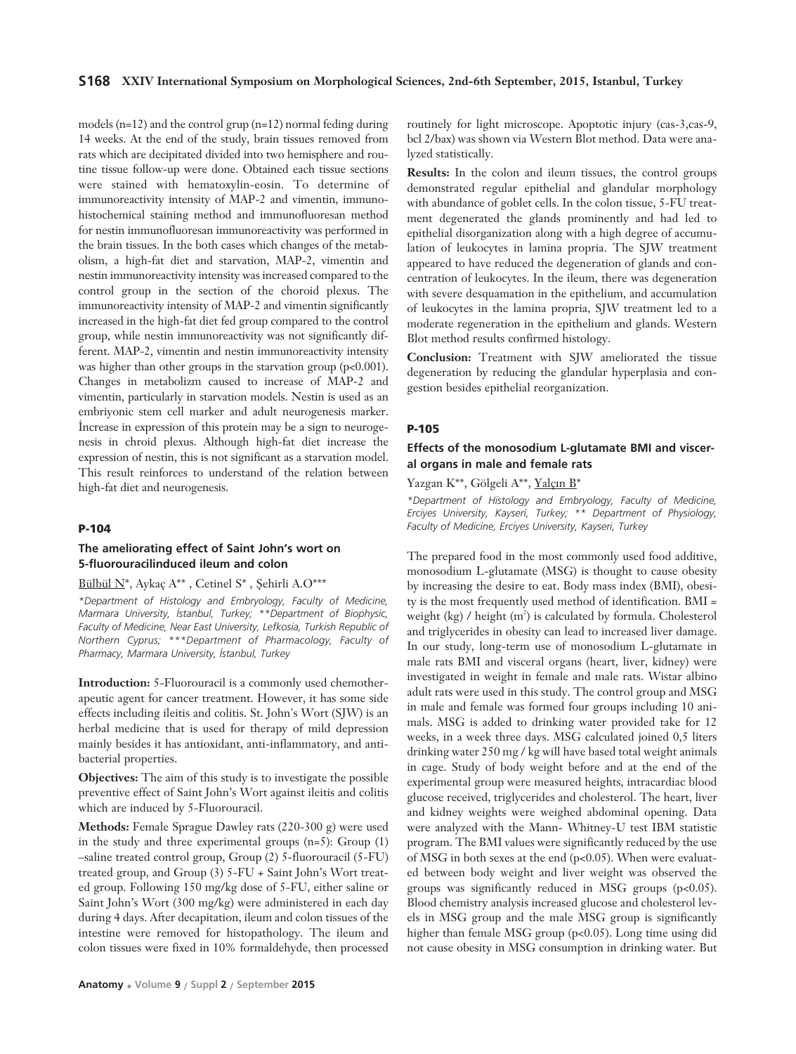models (n=12) and the control grup (n=12) normal feding during 14 weeks. At the end of the study, brain tissues removed from rats which are decipitated divided into two hemisphere and routine tissue follow-up were done. Obtained each tissue sections were stained with hematoxylin-eosin. To determine of immunoreactivity intensity of MAP-2 and vimentin, immunohistochemical staining method and immunofluoresan method for nestin immunofluoresan immunoreactivity was performed in the brain tissues. In the both cases which changes of the metabolism, a high-fat diet and starvation, MAP-2, vimentin and nestin immunoreactivity intensity was increased compared to the control group in the section of the choroid plexus. The immunoreactivity intensity of MAP-2 and vimentin significantly increased in the high-fat diet fed group compared to the control group, while nestin immunoreactivity was not significantly different. MAP-2, vimentin and nestin immunoreactivity intensity was higher than other groups in the starvation group ($p<0.001$). Changes in metabolizm caused to increase of MAP-2 and vimentin, particularly in starvation models. Nestin is used as an embriyonic stem cell marker and adult neurogenesis marker. İncrease in expression of this protein may be a sign to neurogenesis in chroid plexus. Although high-fat diet increase the expression of nestin, this is not significant as a starvation model. This result reinforces to understand of the relation between high-fat diet and neurogenesis.

## P-104

### The ameliorating effect of Saint John's wort on 5-fluorouracilinduced ileum and colon

Bülbül N*, Aykaç A**, Cetinel S*, Şehirli A.O***

*\*Department of Histology and Embryology, Faculty of Medicine, Marmara University, İstanbul, Turkey; \*\*Department of Biophysic, Faculty of Medicine, Near East University, Lefkosia, Turkish Republic of Northern Cyprus; \*\*\*Department of Pharmacology, Faculty of Pharmacy, Marmara University, İstanbul, Turkey*

**Introduction:** 5-Fluorouracil is a commonly used chemotherapeutic agent for cancer treatment. However, it has some side effects including ileitis and colitis. St. John's Wort (SJW) is an herbal medicine that is used for therapy of mild depression mainly besides it has antioxidant, anti-inflammatory, and antibacterial properties.

**Objectives:** The aim of this study is to investigate the possible preventive effect of Saint John's Wort against ileitis and colitis which are induced by 5-Fluorouracil.

**Methods:** Female Sprague Dawley rats (220-300 g) were used in the study and three experimental groups (n=5): Group (1) –saline treated control group, Group (2) 5-fluorouracil (5-FU) treated group, and Group (3) 5-FU + Saint John's Wort treated group. Following 150 mg/kg dose of 5-FU, either saline or Saint John's Wort (300 mg/kg) were administered in each day during 4 days. After decapitation, ileum and colon tissues of the intestine were removed for histopathology. The ileum and colon tissues were fixed in 10% formaldehyde, then processed routinely for light microscope. Apoptotic injury (cas-3,cas-9, bcl 2/bax) was shown via Western Blot method. Data were analyzed statistically.

**Results:** In the colon and ileum tissues, the control groups demonstrated regular epithelial and glandular morphology with abundance of goblet cells. In the colon tissue, 5-FU treatment degenerated the glands prominently and had led to epithelial disorganization along with a high degree of accumulation of leukocytes in lamina propria. The SJW treatment appeared to have reduced the degeneration of glands and concentration of leukocytes. In the ileum, there was degeneration with severe desquamation in the epithelium, and accumulation of leukocytes in the lamina propria, SJW treatment led to a moderate regeneration in the epithelium and glands. Western Blot method results confirmed histology.

**Conclusion:** Treatment with SJW ameliorated the tissue degeneration by reducing the glandular hyperplasia and congestion besides epithelial reorganization.

## P-105

### Effects of the monosodium L-glutamate BMI and visceral organs in male and female rats

Yazgan K**, Gölgeli A**, Yalçın B*

*\*Department of Histology and Embryology, Faculty of Medicine, Erciyes University, Kayseri, Turkey; \*\* Department of Physiology, Faculty of Medicine, Erciyes University, Kayseri, Turkey*

The prepared food in the most commonly used food additive, monosodium L-glutamate (MSG) is thought to cause obesity by increasing the desire to eat. Body mass index (BMI), obesity is the most frequently used method of identification. BMI = weight (kg) / height ($m^2$) is calculated by formula. Cholesterol and triglycerides in obesity can lead to increased liver damage. In our study, long-term use of monosodium L-glutamate in male rats BMI and visceral organs (heart, liver, kidney) were investigated in weight in female and male rats. Wistar albino adult rats were used in this study. The control group and MSG in male and female was formed four groups including 10 animals. MSG is added to drinking water provided take for 12 weeks, in a week three days. MSG calculated joined 0,5 liters drinking water 250 mg / kg will have based total weight animals in cage. Study of body weight before and at the end of the experimental group were measured heights, intracardiac blood glucose received, triglycerides and cholesterol. The heart, liver and kidney weights were weighed abdominal opening. Data were analyzed with the Mann- Whitney-U test IBM statistic program. The BMI values were significantly reduced by the use of MSG in both sexes at the end ($p<0.05$). When were evaluated between body weight and liver weight was observed the groups was significantly reduced in MSG groups ($p<0.05$). Blood chemistry analysis increased glucose and cholesterol levels in MSG group and the male MSG group is significantly higher than female MSG group ($p<0.05$). Long time using did not cause obesity in MSG consumption in drinking water. But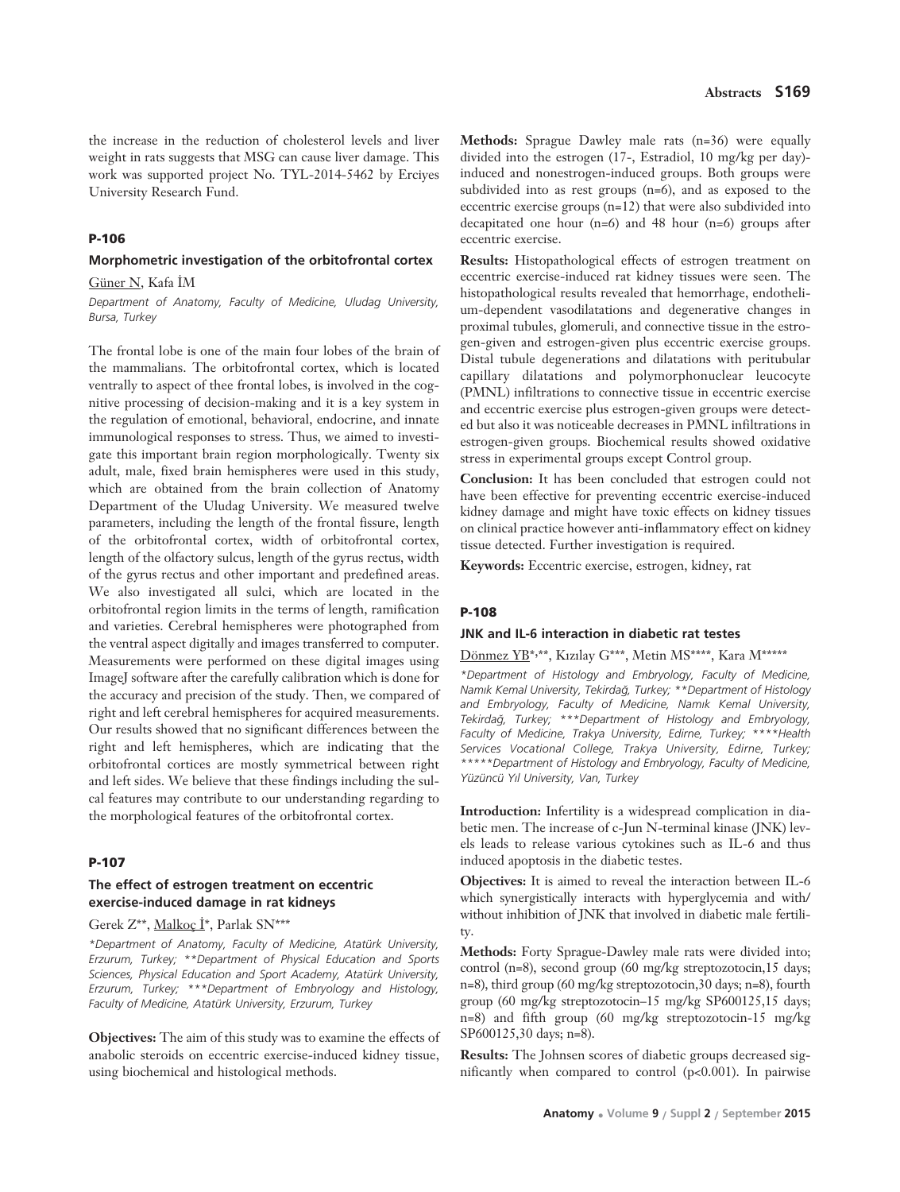the increase in the reduction of cholesterol levels and liver weight in rats suggests that MSG can cause liver damage. This work was supported project No. TYL-2014-5462 by Erciyes University Research Fund.

### P-106

#### Morphometric investigation of the orbitofrontal cortex

Güner N, Kafa İM

*Department of Anatomy, Faculty of Medicine, Uludag University, Bursa, Turkey*

The frontal lobe is one of the main four lobes of the brain of the mammalians. The orbitofrontal cortex, which is located ventrally to aspect of thee frontal lobes, is involved in the cognitive processing of decision-making and it is a key system in the regulation of emotional, behavioral, endocrine, and innate immunological responses to stress. Thus, we aimed to investigate this important brain region morphologically. Twenty six adult, male, fixed brain hemispheres were used in this study, which are obtained from the brain collection of Anatomy Department of the Uludag University. We measured twelve parameters, including the length of the frontal fissure, length of the orbitofrontal cortex, width of orbitofrontal cortex, length of the olfactory sulcus, length of the gyrus rectus, width of the gyrus rectus and other important and predefined areas. We also investigated all sulci, which are located in the orbitofrontal region limits in the terms of length, ramification and varieties. Cerebral hemispheres were photographed from the ventral aspect digitally and images transferred to computer. Measurements were performed on these digital images using ImageJ software after the carefully calibration which is done for the accuracy and precision of the study. Then, we compared of right and left cerebral hemispheres for acquired measurements. Our results showed that no significant differences between the right and left hemispheres, which are indicating that the orbitofrontal cortices are mostly symmetrical between right and left sides. We believe that these findings including the sulcal features may contribute to our understanding regarding to the morphological features of the orbitofrontal cortex.

### P-107

#### The effect of estrogen treatment on eccentric exercise-induced damage in rat kidneys

Gerek Z**, Malkoç İ*, Parlak SN***

*\*Department of Anatomy, Faculty of Medicine, Atatürk University, Erzurum, Turkey; \*\*Department of Physical Education and Sports Sciences, Physical Education and Sport Academy, Atatürk University, Erzurum, Turkey; \*\*\*Department of Embryology and Histology, Faculty of Medicine, Atatürk University, Erzurum, Turkey*

**Objectives:** The aim of this study was to examine the effects of anabolic steroids on eccentric exercise-induced kidney tissue, using biochemical and histological methods.

**Methods:** Sprague Dawley male rats (n=36) were equally divided into the estrogen (17-, Estradiol, 10 mg/kg per day)-induced and nonestrogen-induced groups. Both groups were subdivided into as rest groups (n=6), and as exposed to the eccentric exercise groups (n=12) that were also subdivided into decapitated one hour (n=6) and 48 hour (n=6) groups after eccentric exercise.

**Results:** Histopathological effects of estrogen treatment on eccentric exercise-induced rat kidney tissues were seen. The histopathological results revealed that hemorrhage, endothelium-dependent vasodilatations and degenerative changes in proximal tubules, glomeruli, and connective tissue in the estrogen-given and estrogen-given plus eccentric exercise groups. Distal tubule degenerations and dilatations with peritubular capillary dilatations and polymorphonuclear leucocyte (PMNL) infiltrations to connective tissue in eccentric exercise and eccentric exercise plus estrogen-given groups were detected but also it was noticeable decreases in PMNL infiltrations in estrogen-given groups. Biochemical results showed oxidative stress in experimental groups except Control group.

**Conclusion:** It has been concluded that estrogen could not have been effective for preventing eccentric exercise-induced kidney damage and might have toxic effects on kidney tissues on clinical practice however anti-inflammatory effect on kidney tissue detected. Further investigation is required.

**Keywords:** Eccentric exercise, estrogen, kidney, rat

### P-108

#### JNK and IL-6 interaction in diabetic rat testes

Dönmez YB*,**, Kızılay G***, Metin MS****, Kara M*****

*\*Department of Histology and Embryology, Faculty of Medicine, Namık Kemal University, Tekirdağ, Turkey; \*\*Department of Histology and Embryology, Faculty of Medicine, Namık Kemal University, Tekirdağ, Turkey; \*\*\*Department of Histology and Embryology, Faculty of Medicine, Trakya University, Edirne, Turkey; \*\*\*\*Health Services Vocational College, Trakya University, Edirne, Turkey; \*\*\*\*\*Department of Histology and Embryology, Faculty of Medicine, Yüzüncü Yıl University, Van, Turkey*

**Introduction:** Infertility is a widespread complication in diabetic men. The increase of c-Jun N-terminal kinase (JNK) levels leads to release various cytokines such as IL-6 and thus induced apoptosis in the diabetic testes.

**Objectives:** It is aimed to reveal the interaction between IL-6 which synergistically interacts with hyperglycemia and with/without inhibition of JNK that involved in diabetic male fertility.

**Methods:** Forty Sprague-Dawley male rats were divided into; control (n=8), second group (60 mg/kg streptozotocin,15 days; n=8), third group (60 mg/kg streptozotocin,30 days; n=8), fourth group (60 mg/kg streptozotocin–15 mg/kg SP600125,15 days; n=8) and fifth group (60 mg/kg streptozotocin-15 mg/kg SP600125,30 days; n=8).

**Results:** The Johnsen scores of diabetic groups decreased significantly when compared to control ($p<0.001$). In pairwise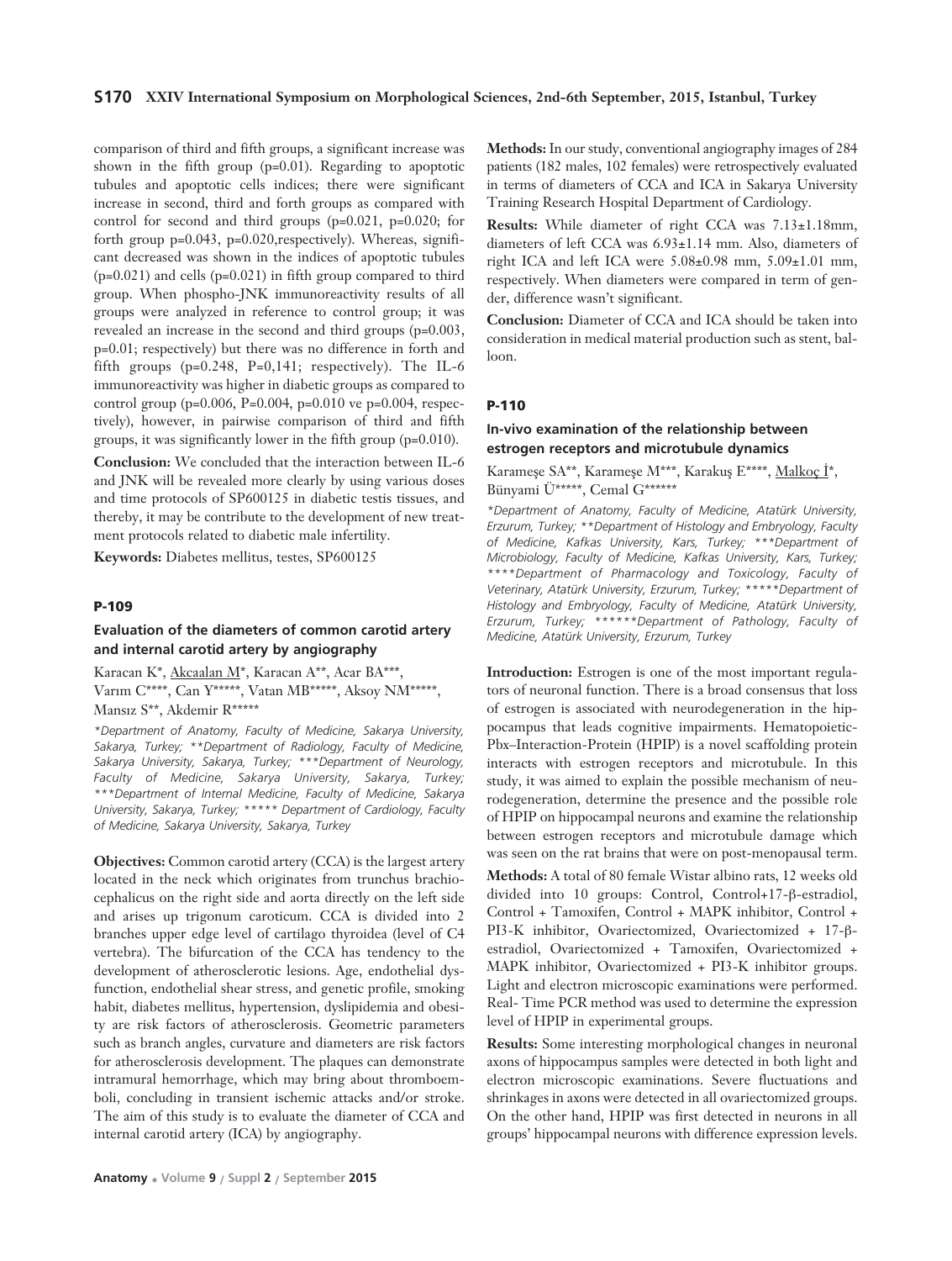comparison of third and fifth groups, a significant increase was shown in the fifth group (p=0.01). Regarding to apoptotic tubules and apoptotic cells indices; there were significant increase in second, third and forth groups as compared with control for second and third groups (p=0.021, p=0.020; for forth group p=0.043, p=0.020,respectively). Whereas, significant decreased was shown in the indices of apoptotic tubules (p=0.021) and cells (p=0.021) in fifth group compared to third group. When phospho-JNK immunoreactivity results of all groups were analyzed in reference to control group; it was revealed an increase in the second and third groups (p=0.003, p=0.01; respectively) but there was no difference in forth and fifth groups (p=0.248, P=0,141; respectively). The IL-6 immunoreactivity was higher in diabetic groups as compared to control group (p=0.006, P=0.004, p=0.010 ve p=0.004, respectively), however, in pairwise comparison of third and fifth groups, it was significantly lower in the fifth group (p=0.010).

**Conclusion:** We concluded that the interaction between IL-6 and JNK will be revealed more clearly by using various doses and time protocols of SP600125 in diabetic testis tissues, and thereby, it may be contribute to the development of new treatment protocols related to diabetic male infertility.

**Keywords:** Diabetes mellitus, testes, SP600125

## P-109

### Evaluation of the diameters of common carotid artery and internal carotid artery by angiography

Karacan K*, Akcaalan M*, Karacan A**, Acar BA***, Varım C****, Can Y*****, Vatan MB*****, Aksoy NM*****, Mansız S**, Akdemir R*****

*\*Department of Anatomy, Faculty of Medicine, Sakarya University, Sakarya, Turkey; \*\*Department of Radiology, Faculty of Medicine, Sakarya University, Sakarya, Turkey; \*\*\*Department of Neurology, Faculty of Medicine, Sakarya University, Sakarya, Turkey; \*\*\*Department of Internal Medicine, Faculty of Medicine, Sakarya University, Sakarya, Turkey; \*\*\*\*\* Department of Cardiology, Faculty of Medicine, Sakarya University, Sakarya, Turkey*

**Objectives:** Common carotid artery (CCA) is the largest artery located in the neck which originates from trunchus brachiocephalicus on the right side and aorta directly on the left side and arises up trigonum caroticum. CCA is divided into 2 branches upper edge level of cartilago thyroidea (level of C4 vertebra). The bifurcation of the CCA has tendency to the development of atherosclerotic lesions. Age, endothelial dysfunction, endothelial shear stress, and genetic profile, smoking habit, diabetes mellitus, hypertension, dyslipidemia and obesity are risk factors of atherosclerosis. Geometric parameters such as branch angles, curvature and diameters are risk factors for atherosclerosis development. The plaques can demonstrate intramural hemorrhage, which may bring about thromboemboli, concluding in transient ischemic attacks and/or stroke. The aim of this study is to evaluate the diameter of CCA and internal carotid artery (ICA) by angiography.

**Methods:** In our study, conventional angiography images of 284 patients (182 males, 102 females) were retrospectively evaluated in terms of diameters of CCA and ICA in Sakarya University Training Research Hospital Department of Cardiology.

**Results:** While diameter of right CCA was 7.13±1.18mm, diameters of left CCA was 6.93±1.14 mm. Also, diameters of right ICA and left ICA were 5.08±0.98 mm, 5.09±1.01 mm, respectively. When diameters were compared in term of gender, difference wasn't significant.

**Conclusion:** Diameter of CCA and ICA should be taken into consideration in medical material production such as stent, balloon.

## P-110

### In-vivo examination of the relationship between estrogen receptors and microtubule dynamics

Karameşe SA**, Karameşe M***, Karakuş E****, Malkoç İ*, Bünyami Ü*****, Cemal G******

*\*Department of Anatomy, Faculty of Medicine, Atatürk University, Erzurum, Turkey; \*\*Department of Histology and Embryology, Faculty of Medicine, Kafkas University, Kars, Turkey; \*\*\*Department of Microbiology, Faculty of Medicine, Kafkas University, Kars, Turkey; \*\*\*\*Department of Pharmacology and Toxicology, Faculty of Veterinary, Atatürk University, Erzurum, Turkey; \*\*\*\*\*Department of Histology and Embryology, Faculty of Medicine, Atatürk University, Erzurum, Turkey; \*\*\*\*\*\*Department of Pathology, Faculty of Medicine, Atatürk University, Erzurum, Turkey*

**Introduction:** Estrogen is one of the most important regulators of neuronal function. There is a broad consensus that loss of estrogen is associated with neurodegeneration in the hippocampus that leads cognitive impairments. Hematopoietic-Pbx–Interaction-Protein (HPIP) is a novel scaffolding protein interacts with estrogen receptors and microtubule. In this study, it was aimed to explain the possible mechanism of neurodegeneration, determine the presence and the possible role of HPIP on hippocampal neurons and examine the relationship between estrogen receptors and microtubule damage which was seen on the rat brains that were on post-menopausal term.

**Methods:** A total of 80 female Wistar albino rats, 12 weeks old divided into 10 groups: Control, Control+17-β-estradiol, Control + Tamoxifen, Control + MAPK inhibitor, Control + PI3-K inhibitor, Ovariectomized, Ovariectomized + 17-β-estradiol, Ovariectomized + Tamoxifen, Ovariectomized + MAPK inhibitor, Ovariectomized + PI3-K inhibitor groups. Light and electron microscopic examinations were performed. Real- Time PCR method was used to determine the expression level of HPIP in experimental groups.

**Results:** Some interesting morphological changes in neuronal axons of hippocampus samples were detected in both light and electron microscopic examinations. Severe fluctuations and shrinkages in axons were detected in all ovariectomized groups. On the other hand, HPIP was first detected in neurons in all groups' hippocampal neurons with difference expression levels.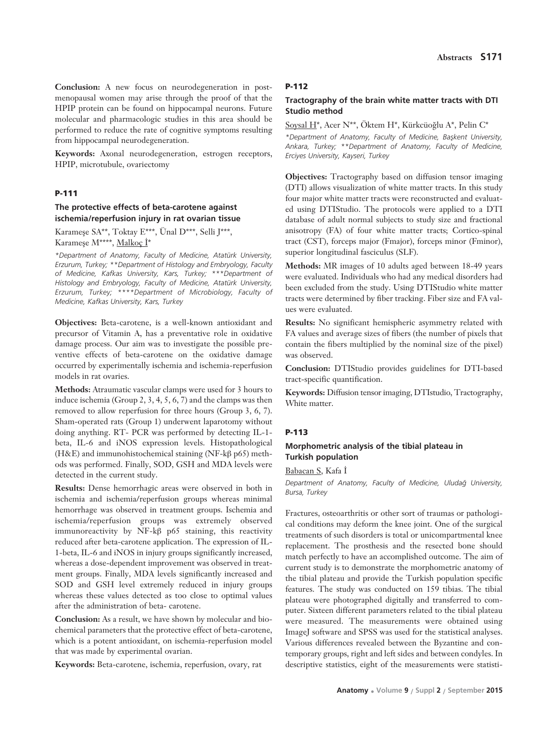**Conclusion:** A new focus on neurodegeneration in postmenopausal women may arise through the proof of that the HPIP protein can be found on hippocampal neurons. Future molecular and pharmacologic studies in this area should be performed to reduce the rate of cognitive symptoms resulting from hippocampal neurodegeneration.

**Keywords:** Axonal neurodegeneration, estrogen receptors, HPIP, microtubule, ovariectomy

### P-111

#### The protective effects of beta-carotene against ischemia/reperfusion injury in rat ovarian tissue

Karameşe SA**, Toktay E***, Ünal D***, Selli J***, Karameşe M****, Malkoç İ*

*\*Department of Anatomy, Faculty of Medicine, Atatürk University, Erzurum, Turkey; \*\*Department of Histology and Embryology, Faculty of Medicine, Kafkas University, Kars, Turkey; \*\*\*Department of Histology and Embryology, Faculty of Medicine, Atatürk University, Erzurum, Turkey; \*\*\*\*Department of Microbiology, Faculty of Medicine, Kafkas University, Kars, Turkey*

**Objectives:** Beta-carotene, is a well-known antioxidant and precursor of Vitamin A, has a preventative role in oxidative damage process. Our aim was to investigate the possible preventive effects of beta-carotene on the oxidative damage occurred by experimentally ischemia and ischemia-reperfusion models in rat ovaries.

**Methods:** Atraumatic vascular clamps were used for 3 hours to induce ischemia (Group 2, 3, 4, 5, 6, 7) and the clamps was then removed to allow reperfusion for three hours (Group 3, 6, 7). Sham-operated rats (Group 1) underwent laparotomy without doing anything. RT- PCR was performed by detecting IL-1-beta, IL-6 and iNOS expression levels. Histopathological (H&E) and immunohistochemical staining (NF-kβ p65) methods was performed. Finally, SOD, GSH and MDA levels were detected in the current study.

**Results:** Dense hemorrhagic areas were observed in both in ischemia and ischemia/reperfusion groups whereas minimal hemorrhage was observed in treatment groups. Ischemia and ischemia/reperfusion groups was extremely observed immunoreactivity by NF-kβ p65 staining, this reactivity reduced after beta-carotene application. The expression of IL-1-beta, IL-6 and iNOS in injury groups significantly increased, whereas a dose-dependent improvement was observed in treatment groups. Finally, MDA levels significantly increased and SOD and GSH level extremely reduced in injury groups whereas these values detected as too close to optimal values after the administration of beta- carotene.

**Conclusion:** As a result, we have shown by molecular and biochemical parameters that the protective effect of beta-carotene, which is a potent antioxidant, on ischemia-reperfusion model that was made by experimental ovarian.

**Keywords:** Beta-carotene, ischemia, reperfusion, ovary, rat

### P-112

#### Tractography of the brain white matter tracts with DTI Studio method

Soysal H*, Acer N**, Öktem H*, Kürkcüoğlu A*, Pelin C*

*\*Department of Anatomy, Faculty of Medicine, Başkent University, Ankara, Turkey; \*\*Department of Anatomy, Faculty of Medicine, Erciyes University, Kayseri, Turkey*

**Objectives:** Tractography based on diffusion tensor imaging (DTI) allows visualization of white matter tracts. In this study four major white matter tracts were reconstructed and evaluated using DTIStudio. The protocols were applied to a DTI database of adult normal subjects to study size and fractional anisotropy (FA) of four white matter tracts; Cortico-spinal tract (CST), forceps major (Fmajor), forceps minor (Fminor), superior longitudinal fasciculus (SLF).

**Methods:** MR images of 10 adults aged between 18-49 years were evaluated. Individuals who had any medical disorders had been excluded from the study. Using DTIStudio white matter tracts were determined by fiber tracking. Fiber size and FA values were evaluated.

**Results:** No significant hemispheric asymmetry related with FA values and average sizes of fibers (the number of pixels that contain the fibers multiplied by the nominal size of the pixel) was observed.

**Conclusion:** DTIStudio provides guidelines for DTI-based tract-specific quantification.

**Keywords:** Diffusion tensor imaging, DTIstudio, Tractography, White matter.

### P-113

#### Morphometric analysis of the tibial plateau in Turkish population

Babacan S, Kafa İ

*Department of Anatomy, Faculty of Medicine, Uludağ University, Bursa, Turkey*

Fractures, osteoarthritis or other sort of traumas or pathological conditions may deform the knee joint. One of the surgical treatments of such disorders is total or unicompartmental knee replacement. The prosthesis and the resected bone should match perfectly to have an accomplished outcome. The aim of current study is to demonstrate the morphometric anatomy of the tibial plateau and provide the Turkish population specific features. The study was conducted on 159 tibias. The tibial plateau were photographed digitally and transferred to computer. Sixteen different parameters related to the tibial plateau were measured. The measurements were obtained using ImageJ software and SPSS was used for the statistical analyses. Various differences revealed between the Byzantine and contemporary groups, right and left sides and between condyles. In descriptive statistics, eight of the measurements were statisti-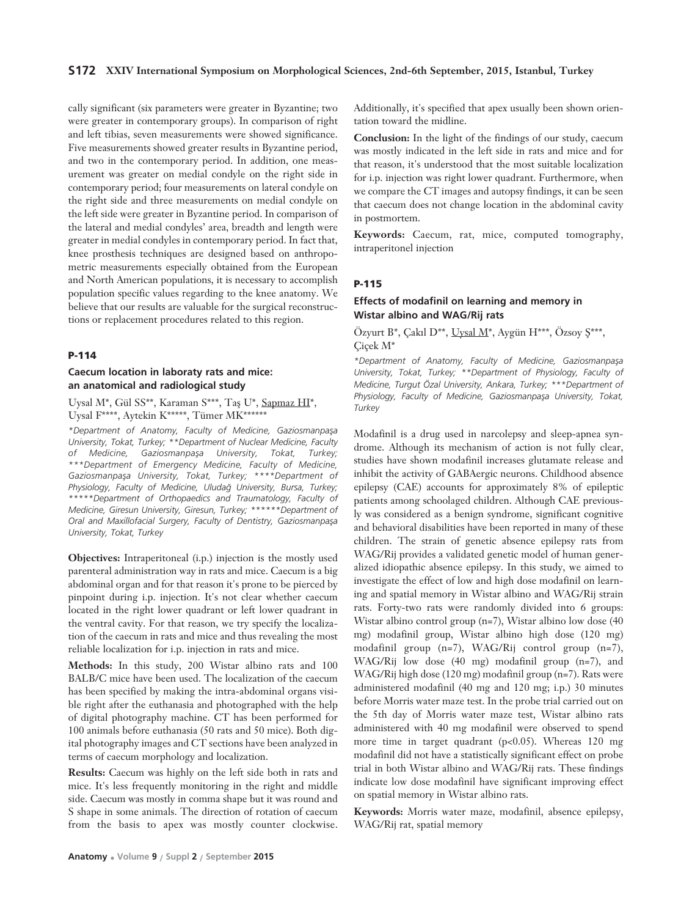cally significant (six parameters were greater in Byzantine; two were greater in contemporary groups). In comparison of right and left tibias, seven measurements were showed significance. Five measurements showed greater results in Byzantine period, and two in the contemporary period. In addition, one measurement was greater on medial condyle on the right side in contemporary period; four measurements on lateral condyle on the right side and three measurements on medial condyle on the left side were greater in Byzantine period. In comparison of the lateral and medial condyles' area, breadth and length were greater in medial condyles in contemporary period. In fact that, knee prosthesis techniques are designed based on anthropometric measurements especially obtained from the European and North American populations, it is necessary to accomplish population specific values regarding to the knee anatomy. We believe that our results are valuable for the surgical reconstructions or replacement procedures related to this region.

## P-114

### Caecum location in laboraty rats and mice: an anatomical and radiological study

Uysal M*, Gül SS**, Karaman S***, Taş U*, Sapmaz HI*, Uysal F****, Aytekin K*****, Tümer MK******

*\*Department of Anatomy, Faculty of Medicine, Gaziosmanpaşa University, Tokat, Turkey; \*\*Department of Nuclear Medicine, Faculty of Medicine, Gaziosmanpaşa University, Tokat, Turkey; \*\*\*Department of Emergency Medicine, Faculty of Medicine, Gaziosmanpaşa University, Tokat, Turkey; \*\*\*\*Department of Physiology, Faculty of Medicine, Uludağ University, Bursa, Turkey; \*\*\*\*\*Department of Orthopaedics and Traumatology, Faculty of Medicine, Giresun University, Giresun, Turkey; \*\*\*\*\*\*Department of Oral and Maxillofacial Surgery, Faculty of Dentistry, Gaziosmanpaşa University, Tokat, Turkey*

**Objectives:** Intraperitoneal (i.p.) injection is the mostly used parenteral administration way in rats and mice. Caecum is a big abdominal organ and for that reason it's prone to be pierced by pinpoint during i.p. injection. It's not clear whether caecum located in the right lower quadrant or left lower quadrant in the ventral cavity. For that reason, we try specify the localization of the caecum in rats and mice and thus revealing the most reliable localization for i.p. injection in rats and mice.

**Methods:** In this study, 200 Wistar albino rats and 100 BALB/C mice have been used. The localization of the caecum has been specified by making the intra-abdominal organs visible right after the euthanasia and photographed with the help of digital photography machine. CT has been performed for 100 animals before euthanasia (50 rats and 50 mice). Both digital photography images and CT sections have been analyzed in terms of caecum morphology and localization.

**Results:** Caecum was highly on the left side both in rats and mice. It's less frequently monitoring in the right and middle side. Caecum was mostly in comma shape but it was round and S shape in some animals. The direction of rotation of caecum from the basis to apex was mostly counter clockwise. Additionally, it's specified that apex usually been shown orientation toward the midline.

**Conclusion:** In the light of the findings of our study, caecum was mostly indicated in the left side in rats and mice and for that reason, it's understood that the most suitable localization for i.p. injection was right lower quadrant. Furthermore, when we compare the CT images and autopsy findings, it can be seen that caecum does not change location in the abdominal cavity in postmortem.

**Keywords:** Caecum, rat, mice, computed tomography, intraperitonel injection

## P-115

### Effects of modafinil on learning and memory in Wistar albino and WAG/Rij rats

Özyurt B*, Çakıl D**, Uysal M*, Aygün H***, Özsoy Ş***, Çiçek M*

*\*Department of Anatomy, Faculty of Medicine, Gaziosmanpaşa University, Tokat, Turkey; \*\*Department of Physiology, Faculty of Medicine, Turgut Özal University, Ankara, Turkey; \*\*\*Department of Physiology, Faculty of Medicine, Gaziosmanpaşa University, Tokat, Turkey*

Modafinil is a drug used in narcolepsy and sleep-apnea syndrome. Although its mechanism of action is not fully clear, studies have shown modafinil increases glutamate release and inhibit the activity of GABAergic neurons. Childhood absence epilepsy (CAE) accounts for approximately 8% of epileptic patients among schoolaged children. Although CAE previously was considered as a benign syndrome, significant cognitive and behavioral disabilities have been reported in many of these children. The strain of genetic absence epilepsy rats from WAG/Rij provides a validated genetic model of human generalized idiopathic absence epilepsy. In this study, we aimed to investigate the effect of low and high dose modafinil on learning and spatial memory in Wistar albino and WAG/Rij strain rats. Forty-two rats were randomly divided into 6 groups: Wistar albino control group (n=7), Wistar albino low dose (40 mg) modafinil group, Wistar albino high dose (120 mg) modafinil group (n=7), WAG/Rij control group (n=7), WAG/Rij low dose (40 mg) modafinil group (n=7), and WAG/Rij high dose (120 mg) modafinil group (n=7). Rats were administered modafinil (40 mg and 120 mg; i.p.) 30 minutes before Morris water maze test. In the probe trial carried out on the 5th day of Morris water maze test, Wistar albino rats administered with 40 mg modafinil were observed to spend more time in target quadrant ($p<0.05$). Whereas 120 mg modafinil did not have a statistically significant effect on probe trial in both Wistar albino and WAG/Rij rats. These findings indicate low dose modafinil have significant improving effect on spatial memory in Wistar albino rats.

**Keywords:** Morris water maze, modafinil, absence epilepsy, WAG/Rij rat, spatial memory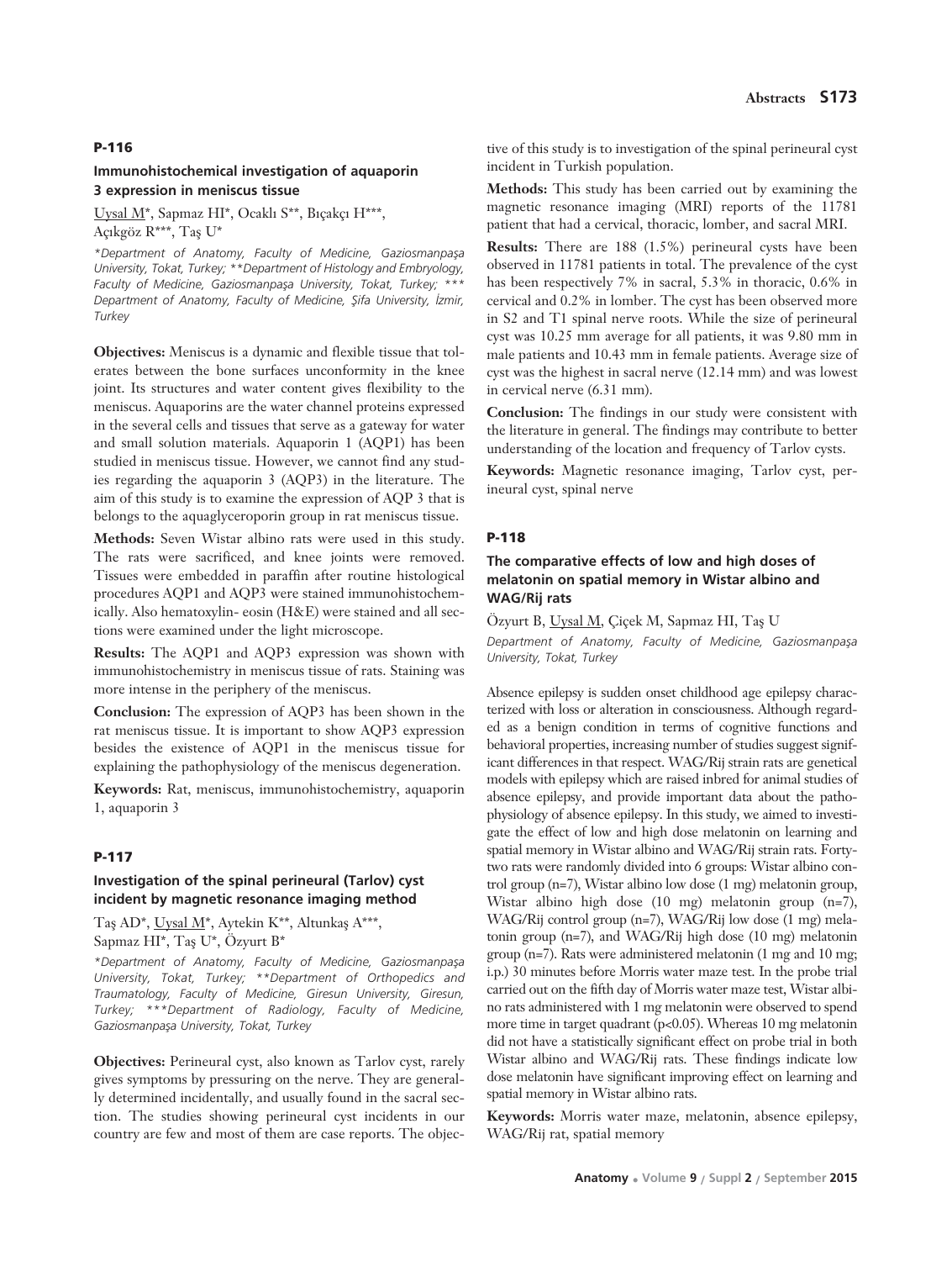## P-116

### Immunohistochemical investigation of aquaporin 3 expression in meniscus tissue

Uysal M*, Sapmaz HI*, Ocaklı S**, Bıçakçı H***, Açıkgöz R***, Taş U*

*\*Department of Anatomy, Faculty of Medicine, Gaziosmanpaşa University, Tokat, Turkey; \*\*Department of Histology and Embryology, Faculty of Medicine, Gaziosmanpaşa University, Tokat, Turkey; \*\*\* Department of Anatomy, Faculty of Medicine, Şifa University, İzmir, Turkey*

**Objectives:** Meniscus is a dynamic and flexible tissue that tolerates between the bone surfaces unconformity in the knee joint. Its structures and water content gives flexibility to the meniscus. Aquaporins are the water channel proteins expressed in the several cells and tissues that serve as a gateway for water and small solution materials. Aquaporin 1 (AQP1) has been studied in meniscus tissue. However, we cannot find any studies regarding the aquaporin 3 (AQP3) in the literature. The aim of this study is to examine the expression of AQP 3 that is belongs to the aquaglyceroporin group in rat meniscus tissue.

**Methods:** Seven Wistar albino rats were used in this study. The rats were sacrificed, and knee joints were removed. Tissues were embedded in paraffin after routine histological procedures AQP1 and AQP3 were stained immunohistochemically. Also hematoxylin- eosin (H&E) were stained and all sections were examined under the light microscope.

**Results:** The AQP1 and AQP3 expression was shown with immunohistochemistry in meniscus tissue of rats. Staining was more intense in the periphery of the meniscus.

**Conclusion:** The expression of AQP3 has been shown in the rat meniscus tissue. It is important to show AQP3 expression besides the existence of AQP1 in the meniscus tissue for explaining the pathophysiology of the meniscus degeneration.

**Keywords:** Rat, meniscus, immunohistochemistry, aquaporin 1, aquaporin 3

## P-117

### Investigation of the spinal perineural (Tarlov) cyst incident by magnetic resonance imaging method

Taş AD*, Uysal M*, Aytekin K**, Altunkaş A***, Sapmaz HI*, Taş U*, Özyurt B*

*\*Department of Anatomy, Faculty of Medicine, Gaziosmanpaşa University, Tokat, Turkey; \*\*Department of Orthopedics and Traumatology, Faculty of Medicine, Giresun University, Giresun, Turkey; \*\*\*Department of Radiology, Faculty of Medicine, Gaziosmanpaşa University, Tokat, Turkey*

**Objectives:** Perineural cyst, also known as Tarlov cyst, rarely gives symptoms by pressuring on the nerve. They are generally determined incidentally, and usually found in the sacral section. The studies showing perineural cyst incidents in our country are few and most of them are case reports. The objective of this study is to investigation of the spinal perineural cyst incident in Turkish population.

**Methods:** This study has been carried out by examining the magnetic resonance imaging (MRI) reports of the 11781 patient that had a cervical, thoracic, lomber, and sacral MRI.

**Results:** There are 188 (1.5%) perineural cysts have been observed in 11781 patients in total. The prevalence of the cyst has been respectively 7% in sacral, 5.3% in thoracic, 0.6% in cervical and 0.2% in lomber. The cyst has been observed more in S2 and T1 spinal nerve roots. While the size of perineural cyst was 10.25 mm average for all patients, it was 9.80 mm in male patients and 10.43 mm in female patients. Average size of cyst was the highest in sacral nerve (12.14 mm) and was lowest in cervical nerve (6.31 mm).

**Conclusion:** The findings in our study were consistent with the literature in general. The findings may contribute to better understanding of the location and frequency of Tarlov cysts.

**Keywords:** Magnetic resonance imaging, Tarlov cyst, perineural cyst, spinal nerve

## P-118

### The comparative effects of low and high doses of melatonin on spatial memory in Wistar albino and WAG/Rij rats

Özyurt B, Uysal M, Çiçek M, Sapmaz HI, Taş U

*Department of Anatomy, Faculty of Medicine, Gaziosmanpaşa University, Tokat, Turkey*

Absence epilepsy is sudden onset childhood age epilepsy characterized with loss or alteration in consciousness. Although regarded as a benign condition in terms of cognitive functions and behavioral properties, increasing number of studies suggest significant differences in that respect. WAG/Rij strain rats are genetical models with epilepsy which are raised inbred for animal studies of absence epilepsy, and provide important data about the pathophysiology of absence epilepsy. In this study, we aimed to investigate the effect of low and high dose melatonin on learning and spatial memory in Wistar albino and WAG/Rij strain rats. Forty-two rats were randomly divided into 6 groups: Wistar albino control group (n=7), Wistar albino low dose (1 mg) melatonin group, Wistar albino high dose (10 mg) melatonin group (n=7), WAG/Rij control group (n=7), WAG/Rij low dose (1 mg) melatonin group (n=7), and WAG/Rij high dose (10 mg) melatonin group (n=7). Rats were administered melatonin (1 mg and 10 mg; i.p.) 30 minutes before Morris water maze test. In the probe trial carried out on the fifth day of Morris water maze test, Wistar albino rats administered with 1 mg melatonin were observed to spend more time in target quadrant ($p<0.05$). Whereas 10 mg melatonin did not have a statistically significant effect on probe trial in both Wistar albino and WAG/Rij rats. These findings indicate low dose melatonin have significant improving effect on learning and spatial memory in Wistar albino rats.

**Keywords:** Morris water maze, melatonin, absence epilepsy, WAG/Rij rat, spatial memory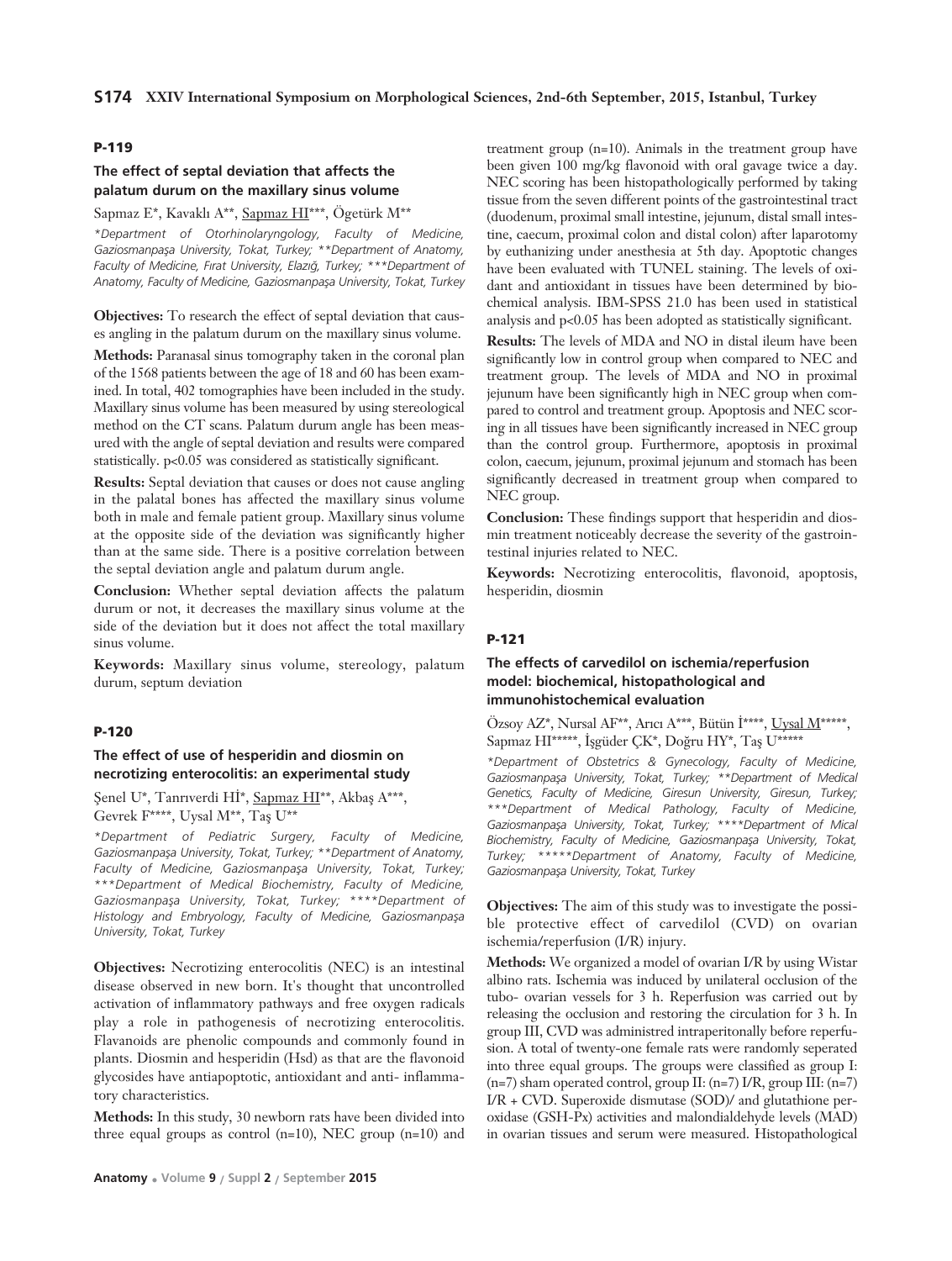## P-119

### The effect of septal deviation that affects the palatum durum on the maxillary sinus volume

Sapmaz E*, Kavaklı A**, Sapmaz HI***, Ögetürk M**

*\*Department of Otorhinolaryngology, Faculty of Medicine, Gaziosmanpaşa University, Tokat, Turkey; \*\*Department of Anatomy, Faculty of Medicine, Fırat University, Elazığ, Turkey; \*\*\*Department of Anatomy, Faculty of Medicine, Gaziosmanpaşa University, Tokat, Turkey*

**Objectives:** To research the effect of septal deviation that causes angling in the palatum durum on the maxillary sinus volume.

**Methods:** Paranasal sinus tomography taken in the coronal plan of the 1568 patients between the age of 18 and 60 has been examined. In total, 402 tomographies have been included in the study. Maxillary sinus volume has been measured by using stereological method on the CT scans. Palatum durum angle has been measured with the angle of septal deviation and results were compared statistically. $p<0.05$ was considered as statistically significant.

**Results:** Septal deviation that causes or does not cause angling in the palatal bones has affected the maxillary sinus volume both in male and female patient group. Maxillary sinus volume at the opposite side of the deviation was significantly higher than at the same side. There is a positive correlation between the septal deviation angle and palatum durum angle.

**Conclusion:** Whether septal deviation affects the palatum durum or not, it decreases the maxillary sinus volume at the side of the deviation but it does not affect the total maxillary sinus volume.

**Keywords:** Maxillary sinus volume, stereology, palatum durum, septum deviation

## P-120

### The effect of use of hesperidin and diosmin on necrotizing enterocolitis: an experimental study

Şenel U*, Tanrıverdi Hİ*, Sapmaz HI**, Akbaş A***, Gevrek F****, Uysal M**, Taş U**

*\*Department of Pediatric Surgery, Faculty of Medicine, Gaziosmanpaşa University, Tokat, Turkey; \*\*Department of Anatomy, Faculty of Medicine, Gaziosmanpaşa University, Tokat, Turkey; \*\*\*Department of Medical Biochemistry, Faculty of Medicine, Gaziosmanpaşa University, Tokat, Turkey; \*\*\*\*Department of Histology and Embryology, Faculty of Medicine, Gaziosmanpaşa University, Tokat, Turkey*

**Objectives:** Necrotizing enterocolitis (NEC) is an intestinal disease observed in new born. It's thought that uncontrolled activation of inflammatory pathways and free oxygen radicals play a role in pathogenesis of necrotizing enterocolitis. Flavanoids are phenolic compounds and commonly found in plants. Diosmin and hesperidin (Hsd) as that are the flavonoid glycosides have antiapoptotic, antioxidant and anti- inflammatory characteristics.

**Methods:** In this study, 30 newborn rats have been divided into three equal groups as control (n=10), NEC group (n=10) and treatment group (n=10). Animals in the treatment group have been given 100 mg/kg flavonoid with oral gavage twice a day. NEC scoring has been histopathologically performed by taking tissue from the seven different points of the gastrointestinal tract (duodenum, proximal small intestine, jejunum, distal small intestine, caecum, proximal colon and distal colon) after laparotomy by euthanizing under anesthesia at 5th day. Apoptotic changes have been evaluated with TUNEL staining. The levels of oxidant and antioxidant in tissues have been determined by biochemical analysis. IBM-SPSS 21.0 has been used in statistical analysis and $p<0.05$ has been adopted as statistically significant.

**Results:** The levels of MDA and NO in distal ileum have been significantly low in control group when compared to NEC and treatment group. The levels of MDA and NO in proximal jejunum have been significantly high in NEC group when compared to control and treatment group. Apoptosis and NEC scoring in all tissues have been significantly increased in NEC group than the control group. Furthermore, apoptosis in proximal colon, caecum, jejunum, proximal jejunum and stomach has been significantly decreased in treatment group when compared to NEC group.

**Conclusion:** These findings support that hesperidin and diosmin treatment noticeably decrease the severity of the gastrointestinal injuries related to NEC.

**Keywords:** Necrotizing enterocolitis, flavonoid, apoptosis, hesperidin, diosmin

## P-121

### The effects of carvedilol on ischemia/reperfusion model: biochemical, histopathological and immunohistochemical evaluation

Özsoy AZ*, Nursal AF**, Arıcı A***, Bütün İ****, Uysal M*****, Sapmaz HI*****, İşgüder ÇK*, Doğru HY*, Taş U*****

*\*Department of Obstetrics & Gynecology, Faculty of Medicine, Gaziosmanpaşa University, Tokat, Turkey; \*\*Department of Medical Genetics, Faculty of Medicine, Giresun University, Giresun, Turkey; \*\*\*Department of Medical Pathology, Faculty of Medicine, Gaziosmanpaşa University, Tokat, Turkey; \*\*\*\*Department of Mical Biochemistry, Faculty of Medicine, Gaziosmanpaşa University, Tokat, Turkey; \*\*\*\*\*Department of Anatomy, Faculty of Medicine, Gaziosmanpaşa University, Tokat, Turkey*

**Objectives:** The aim of this study was to investigate the possible protective effect of carvedilol (CVD) on ovarian ischemia/reperfusion (I/R) injury.

**Methods:** We organized a model of ovarian I/R by using Wistar albino rats. Ischemia was induced by unilateral occlusion of the tubo- ovarian vessels for 3 h. Reperfusion was carried out by releasing the occlusion and restoring the circulation for 3 h. In group III, CVD was administred intraperitonally before reperfusion. A total of twenty-one female rats were randomly seperated into three equal groups. The groups were classified as group I: (n=7) sham operated control, group II: (n=7) I/R, group III: (n=7) I/R + CVD. Superoxide dismutase (SOD)/ and glutathione peroxidase (GSH-Px) activities and malondialdehyde levels (MAD) in ovarian tissues and serum were measured. Histopathological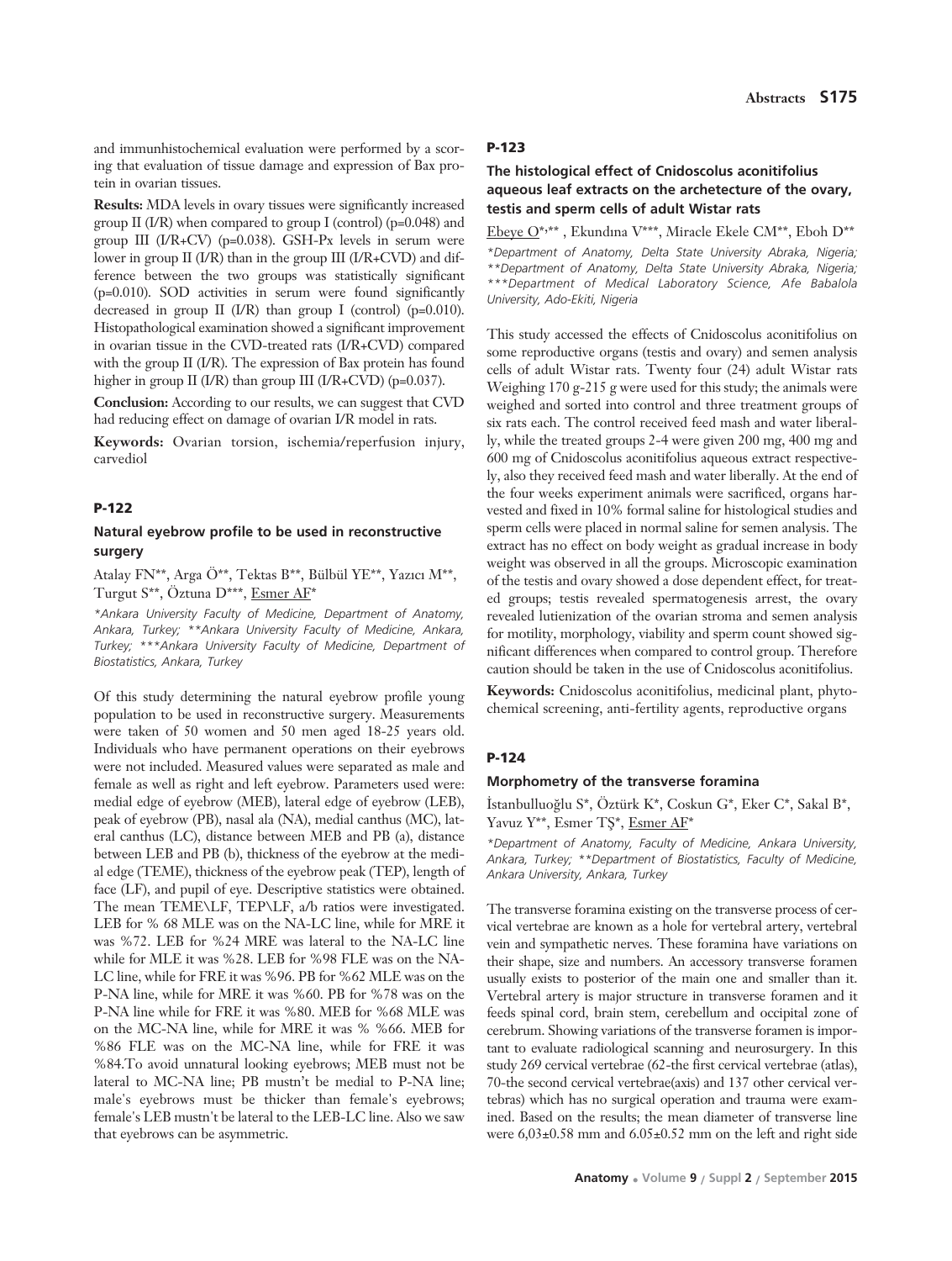and immunhistochemical evaluation were performed by a scoring that evaluation of tissue damage and expression of Bax protein in ovarian tissues.

**Results:** MDA levels in ovary tissues were significantly increased group II (I/R) when compared to group I (control) (p=0.048) and group III (I/R+CV) (p=0.038). GSH-Px levels in serum were lower in group II (I/R) than in the group III (I/R+CVD) and difference between the two groups was statistically significant (p=0.010). SOD activities in serum were found significantly decreased in group II (I/R) than group I (control) (p=0.010). Histopathological examination showed a significant improvement in ovarian tissue in the CVD-treated rats (I/R+CVD) compared with the group II (I/R). The expression of Bax protein has found higher in group II (I/R) than group III (I/R+CVD) (p=0.037).

**Conclusion:** According to our results, we can suggest that CVD had reducing effect on damage of ovarian I/R model in rats.

**Keywords:** Ovarian torsion, ischemia/reperfusion injury, carvediol

## P-122

### Natural eyebrow profile to be used in reconstructive surgery

Atalay FN**, Arga Ö**, Tektas B**, Bülbül YE**, Yazıcı M**, Turgut S**, Öztuna D***, Esmer AF*

*\*Ankara University Faculty of Medicine, Department of Anatomy, Ankara, Turkey; \*\*Ankara University Faculty of Medicine, Ankara, Turkey; \*\*\*Ankara University Faculty of Medicine, Department of Biostatistics, Ankara, Turkey*

Of this study determining the natural eyebrow profile young population to be used in reconstructive surgery. Measurements were taken of 50 women and 50 men aged 18-25 years old. Individuals who have permanent operations on their eyebrows were not included. Measured values were separated as male and female as well as right and left eyebrow. Parameters used were: medial edge of eyebrow (MEB), lateral edge of eyebrow (LEB), peak of eyebrow (PB), nasal ala (NA), medial canthus (MC), lateral canthus (LC), distance between MEB and PB (a), distance between LEB and PB (b), thickness of the eyebrow at the medial edge (TEME), thickness of the eyebrow peak (TEP), length of face (LF), and pupil of eye. Descriptive statistics were obtained. The mean TEME\LF, TEP\LF, a/b ratios were investigated. LEB for % 68 MLE was on the NA-LC line, while for MRE it was %72. LEB for %24 MRE was lateral to the NA-LC line while for MLE it was %28. LEB for %98 FLE was on the NA-LC line, while for FRE it was %96. PB for %62 MLE was on the P-NA line, while for MRE it was %60. PB for %78 was on the P-NA line while for FRE it was %80. MEB for %68 MLE was on the MC-NA line, while for MRE it was % %66. MEB for %86 FLE was on the MC-NA line, while for FRE it was %84.To avoid unnatural looking eyebrows; MEB must not be lateral to MC-NA line; PB mustn't be medial to P-NA line; male's eyebrows must be thicker than female's eyebrows; female's LEB mustn't be lateral to the LEB-LC line. Also we saw that eyebrows can be asymmetric.

## P-123

### The histological effect of Cnidoscolus aconitifolius aqueous leaf extracts on the archetecture of the ovary, testis and sperm cells of adult Wistar rats

Ebeye O*,**, Ekundına V***, Miracle Ekele CM**, Eboh D**

*\*Department of Anatomy, Delta State University Abraka, Nigeria; \*\*Department of Anatomy, Delta State University Abraka, Nigeria; \*\*\*Department of Medical Laboratory Science, Afe Babalola University, Ado-Ekiti, Nigeria*

This study accessed the effects of Cnidoscolus aconitifolius on some reproductive organs (testis and ovary) and semen analysis cells of adult Wistar rats. Twenty four (24) adult Wistar rats Weighing 170 g-215 g were used for this study; the animals were weighed and sorted into control and three treatment groups of six rats each. The control received feed mash and water liberally, while the treated groups 2-4 were given 200 mg, 400 mg and 600 mg of Cnidoscolus aconitifolius aqueous extract respectively, also they received feed mash and water liberally. At the end of the four weeks experiment animals were sacrificed, organs harvested and fixed in 10% formal saline for histological studies and sperm cells were placed in normal saline for semen analysis. The extract has no effect on body weight as gradual increase in body weight was observed in all the groups. Microscopic examination of the testis and ovary showed a dose dependent effect, for treated groups; testis revealed spermatogenesis arrest, the ovary revealed lutienization of the ovarian stroma and semen analysis for motility, morphology, viability and sperm count showed significant differences when compared to control group. Therefore caution should be taken in the use of Cnidoscolus aconitifolius.

**Keywords:** Cnidoscolus aconitifolius, medicinal plant, phytochemical screening, anti-fertility agents, reproductive organs

## P-124

### Morphometry of the transverse foramina

İstanbulluoğlu S*, Öztürk K*, Coskun G*, Eker C*, Sakal B*, Yavuz Y**, Esmer TŞ*, Esmer AF*

*\*Department of Anatomy, Faculty of Medicine, Ankara University, Ankara, Turkey; \*\*Department of Biostatistics, Faculty of Medicine, Ankara University, Ankara, Turkey*

The transverse foramina existing on the transverse process of cervical vertebrae are known as a hole for vertebral artery, vertebral vein and sympathetic nerves. These foramina have variations on their shape, size and numbers. An accessory transverse foramen usually exists to posterior of the main one and smaller than it. Vertebral artery is major structure in transverse foramen and it feeds spinal cord, brain stem, cerebellum and occipital zone of cerebrum. Showing variations of the transverse foramen is important to evaluate radiological scanning and neurosurgery. In this study 269 cervical vertebrae (62-the first cervical vertebrae (atlas), 70-the second cervical vertebrae(axis) and 137 other cervical vertebras) which has no surgical operation and trauma were examined. Based on the results; the mean diameter of transverse line were 6,03±0.58 mm and 6.05±0.52 mm on the left and right side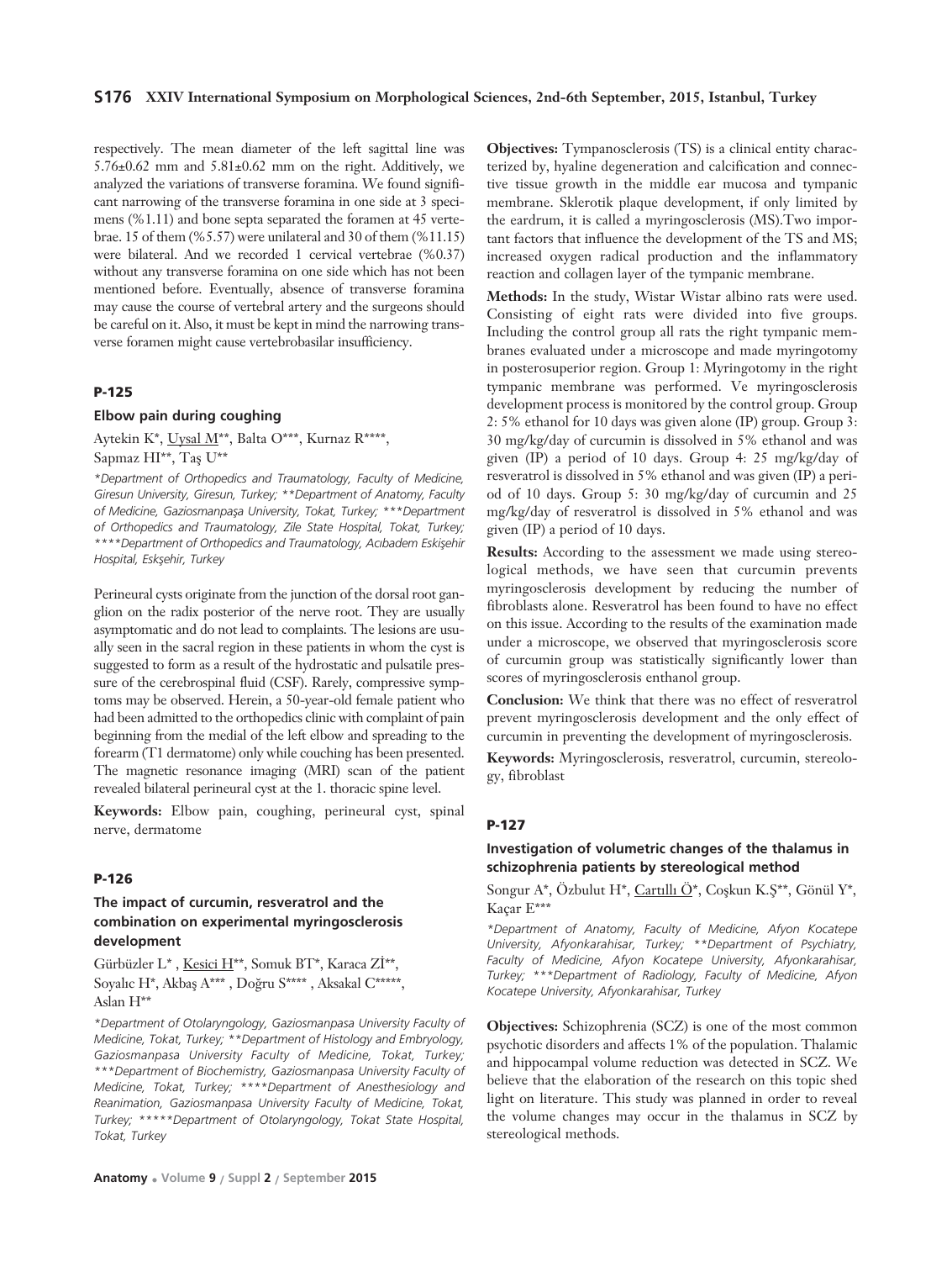respectively. The mean diameter of the left sagittal line was 5.76±0.62 mm and 5.81±0.62 mm on the right. Additively, we analyzed the variations of transverse foramina. We found significant narrowing of the transverse foramina in one side at 3 specimens (%1.11) and bone septa separated the foramen at 45 vertebrae. 15 of them (%5.57) were unilateral and 30 of them (%11.15) were bilateral. And we recorded 1 cervical vertebrae (%0.37) without any transverse foramina on one side which has not been mentioned before. Eventually, absence of transverse foramina may cause the course of vertebral artery and the surgeons should be careful on it. Also, it must be kept in mind the narrowing transverse foramen might cause vertebrobasilar insufficiency.

### P-125

#### Elbow pain during coughing

Aytekin K*, Uysal M**, Balta O***, Kurnaz R****, Sapmaz HI**, Taş U**

*\*Department of Orthopedics and Traumatology, Faculty of Medicine, Giresun University, Giresun, Turkey; \*\*Department of Anatomy, Faculty of Medicine, Gaziosmanpaşa University, Tokat, Turkey; \*\*\*Department of Orthopedics and Traumatology, Zile State Hospital, Tokat, Turkey; \*\*\*\*Department of Orthopedics and Traumatology, Acıbadem Eskişehir Hospital, Eskşehir, Turkey*

Perineural cysts originate from the junction of the dorsal root ganglion on the radix posterior of the nerve root. They are usually asymptomatic and do not lead to complaints. The lesions are usually seen in the sacral region in these patients in whom the cyst is suggested to form as a result of the hydrostatic and pulsatile pressure of the cerebrospinal fluid (CSF). Rarely, compressive symptoms may be observed. Herein, a 50-year-old female patient who had been admitted to the orthopedics clinic with complaint of pain beginning from the medial of the left elbow and spreading to the forearm (T1 dermatome) only while couching has been presented. The magnetic resonance imaging (MRI) scan of the patient revealed bilateral perineural cyst at the 1. thoracic spine level.

**Keywords:** Elbow pain, coughing, perineural cyst, spinal nerve, dermatome

### P-126

#### The impact of curcumin, resveratrol and the combination on experimental myringosclerosis development

Gürbüzler L* , Kesici H**, Somuk BT*, Karaca Zİ**, Soyalıc H*, Akbaş A*** , Doğru S**** , Aksakal C*****, Aslan H**

*\*Department of Otolaryngology, Gaziosmanpasa University Faculty of Medicine, Tokat, Turkey; \*\*Department of Histology and Embryology, Gaziosmanpasa University Faculty of Medicine, Tokat, Turkey; \*\*\*Department of Biochemistry, Gaziosmanpasa University Faculty of Medicine, Tokat, Turkey; \*\*\*\*Department of Anesthesiology and Reanimation, Gaziosmanpasa University Faculty of Medicine, Tokat, Turkey; \*\*\*\*\*Department of Otolaryngology, Tokat State Hospital, Tokat, Turkey*

**Objectives:** Tympanosclerosis (TS) is a clinical entity characterized by, hyaline degeneration and calcification and connective tissue growth in the middle ear mucosa and tympanic membrane. Sklerotik plaque development, if only limited by the eardrum, it is called a myringosclerosis (MS).Two important factors that influence the development of the TS and MS; increased oxygen radical production and the inflammatory reaction and collagen layer of the tympanic membrane.

**Methods:** In the study, Wistar Wistar albino rats were used. Consisting of eight rats were divided into five groups. Including the control group all rats the right tympanic membranes evaluated under a microscope and made myringotomy in posterosuperior region. Group 1: Myringotomy in the right tympanic membrane was performed. Ve myringosclerosis development process is monitored by the control group. Group 2: 5% ethanol for 10 days was given alone (IP) group. Group 3: 30 mg/kg/day of curcumin is dissolved in 5% ethanol and was given (IP) a period of 10 days. Group 4: 25 mg/kg/day of resveratrol is dissolved in 5% ethanol and was given (IP) a period of 10 days. Group 5: 30 mg/kg/day of curcumin and 25 mg/kg/day of resveratrol is dissolved in 5% ethanol and was given (IP) a period of 10 days.

**Results:** According to the assessment we made using stereological methods, we have seen that curcumin prevents myringosclerosis development by reducing the number of fibroblasts alone. Resveratrol has been found to have no effect on this issue. According to the results of the examination made under a microscope, we observed that myringosclerosis score of curcumin group was statistically significantly lower than scores of myringosclerosis enthanol group.

**Conclusion:** We think that there was no effect of resveratrol prevent myringosclerosis development and the only effect of curcumin in preventing the development of myringosclerosis.

**Keywords:** Myringosclerosis, resveratrol, curcumin, stereology, fibroblast

### P-127

#### Investigation of volumetric changes of the thalamus in schizophrenia patients by stereological method

Songur A*, Özbulut H*, Cartıllı Ö*, Coşkun K.Ş**, Gönül Y*, Kaçar E***

*\*Department of Anatomy, Faculty of Medicine, Afyon Kocatepe University, Afyonkarahisar, Turkey; \*\*Department of Psychiatry, Faculty of Medicine, Afyon Kocatepe University, Afyonkarahisar, Turkey; \*\*\*Department of Radiology, Faculty of Medicine, Afyon Kocatepe University, Afyonkarahisar, Turkey*

**Objectives:** Schizophrenia (SCZ) is one of the most common psychotic disorders and affects 1% of the population. Thalamic and hippocampal volume reduction was detected in SCZ. We believe that the elaboration of the research on this topic shed light on literature. This study was planned in order to reveal the volume changes may occur in the thalamus in SCZ by stereological methods.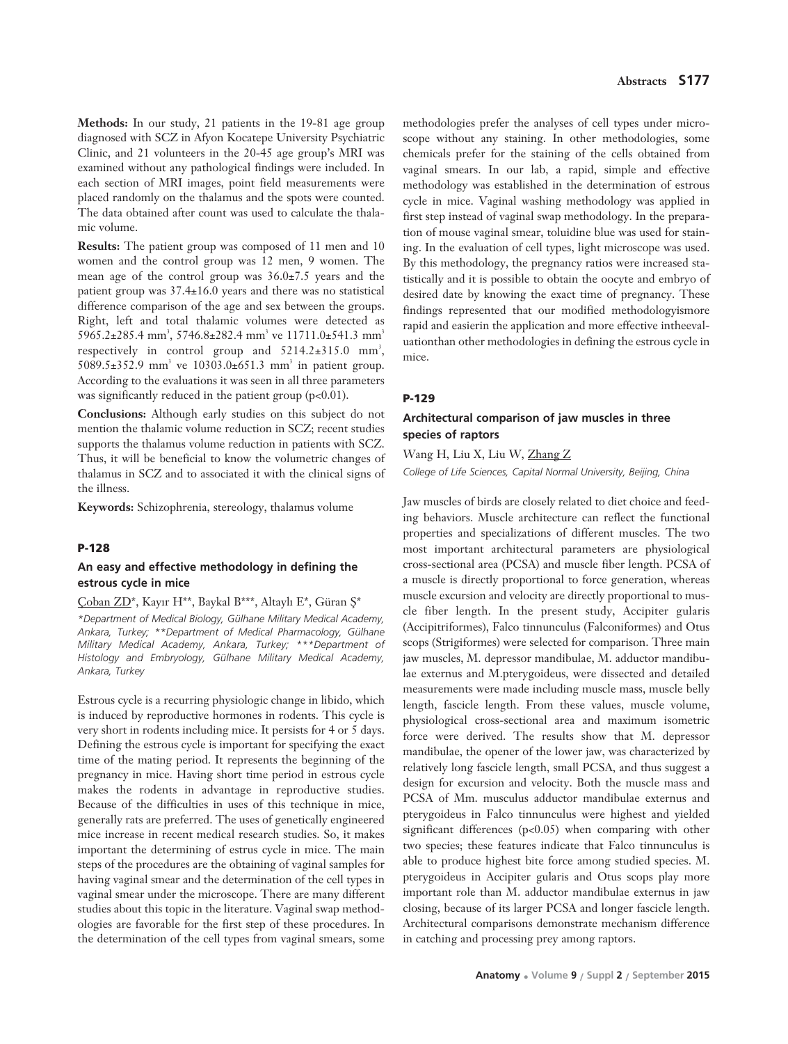**Methods:** In our study, 21 patients in the 19-81 age group diagnosed with SCZ in Afyon Kocatepe University Psychiatric Clinic, and 21 volunteers in the 20-45 age group's MRI was examined without any pathological findings were included. In each section of MRI images, point field measurements were placed randomly on the thalamus and the spots were counted. The data obtained after count was used to calculate the thalamic volume.

**Results:** The patient group was composed of 11 men and 10 women and the control group was 12 men, 9 women. The mean age of the control group was 36.0±7.5 years and the patient group was 37.4±16.0 years and there was no statistical difference comparison of the age and sex between the groups. Right, left and total thalamic volumes were detected as 5965.2±285.4 mm$^3$, 5746.8±282.4 mm$^3$ ve 11711.0±541.3 mm$^3$ respectively in control group and 5214.2±315.0 mm$^3$, 5089.5±352.9 mm$^3$ ve 10303.0±651.3 mm$^3$ in patient group. According to the evaluations it was seen in all three parameters was significantly reduced in the patient group ($p<0.01$).

**Conclusions:** Although early studies on this subject do not mention the thalamic volume reduction in SCZ; recent studies supports the thalamus volume reduction in patients with SCZ. Thus, it will be beneficial to know the volumetric changes of thalamus in SCZ and to associated it with the clinical signs of the illness.

**Keywords:** Schizophrenia, stereology, thalamus volume

## P-128

### An easy and effective methodology in defining the estrous cycle in mice

Çoban ZD*, Kayır H**, Baykal B***, Altaylı E*, Güran Ş*

*\*Department of Medical Biology, Gülhane Military Medical Academy, Ankara, Turkey; \*\*Department of Medical Pharmacology, Gülhane Military Medical Academy, Ankara, Turkey; \*\*\*Department of Histology and Embryology, Gülhane Military Medical Academy, Ankara, Turkey*

Estrous cycle is a recurring physiologic change in libido, which is induced by reproductive hormones in rodents. This cycle is very short in rodents including mice. It persists for 4 or 5 days. Defining the estrous cycle is important for specifying the exact time of the mating period. It represents the beginning of the pregnancy in mice. Having short time period in estrous cycle makes the rodents in advantage in reproductive studies. Because of the difficulties in uses of this technique in mice, generally rats are preferred. The uses of genetically engineered mice increase in recent medical research studies. So, it makes important the determining of estrus cycle in mice. The main steps of the procedures are the obtaining of vaginal samples for having vaginal smear and the determination of the cell types in vaginal smear under the microscope. There are many different studies about this topic in the literature. Vaginal swap methodologies are favorable for the first step of these procedures. In the determination of the cell types from vaginal smears, some methodologies prefer the analyses of cell types under microscope without any staining. In other methodologies, some chemicals prefer for the staining of the cells obtained from vaginal smears. In our lab, a rapid, simple and effective methodology was established in the determination of estrous cycle in mice. Vaginal washing methodology was applied in first step instead of vaginal swap methodology. In the preparation of mouse vaginal smear, toluidine blue was used for staining. In the evaluation of cell types, light microscope was used. By this methodology, the pregnancy ratios were increased statistically and it is possible to obtain the oocyte and embryo of desired date by knowing the exact time of pregnancy. These findings represented that our modified methodologyismore rapid and easierin the application and more effective intheevaluationthan other methodologies in defining the estrous cycle in mice.

## P-129

### Architectural comparison of jaw muscles in three species of raptors

Wang H, Liu X, Liu W, Zhang Z

*College of Life Sciences, Capital Normal University, Beijing, China*

Jaw muscles of birds are closely related to diet choice and feeding behaviors. Muscle architecture can reflect the functional properties and specializations of different muscles. The two most important architectural parameters are physiological cross-sectional area (PCSA) and muscle fiber length. PCSA of a muscle is directly proportional to force generation, whereas muscle excursion and velocity are directly proportional to muscle fiber length. In the present study, Accipiter gularis (Accipitriformes), Falco tinnunculus (Falconiformes) and Otus scops (Strigiformes) were selected for comparison. Three main jaw muscles, M. depressor mandibulae, M. adductor mandibulae externus and M.pterygoideus, were dissected and detailed measurements were made including muscle mass, muscle belly length, fascicle length. From these values, muscle volume, physiological cross-sectional area and maximum isometric force were derived. The results show that M. depressor mandibulae, the opener of the lower jaw, was characterized by relatively long fascicle length, small PCSA, and thus suggest a design for excursion and velocity. Both the muscle mass and PCSA of Mm. musculus adductor mandibulae externus and pterygoideus in Falco tinnunculus were highest and yielded significant differences ($p<0.05$) when comparing with other two species; these features indicate that Falco tinnunculus is able to produce highest bite force among studied species. M. pterygoideus in Accipiter gularis and Otus scops play more important role than M. adductor mandibulae externus in jaw closing, because of its larger PCSA and longer fascicle length. Architectural comparisons demonstrate mechanism difference in catching and processing prey among raptors.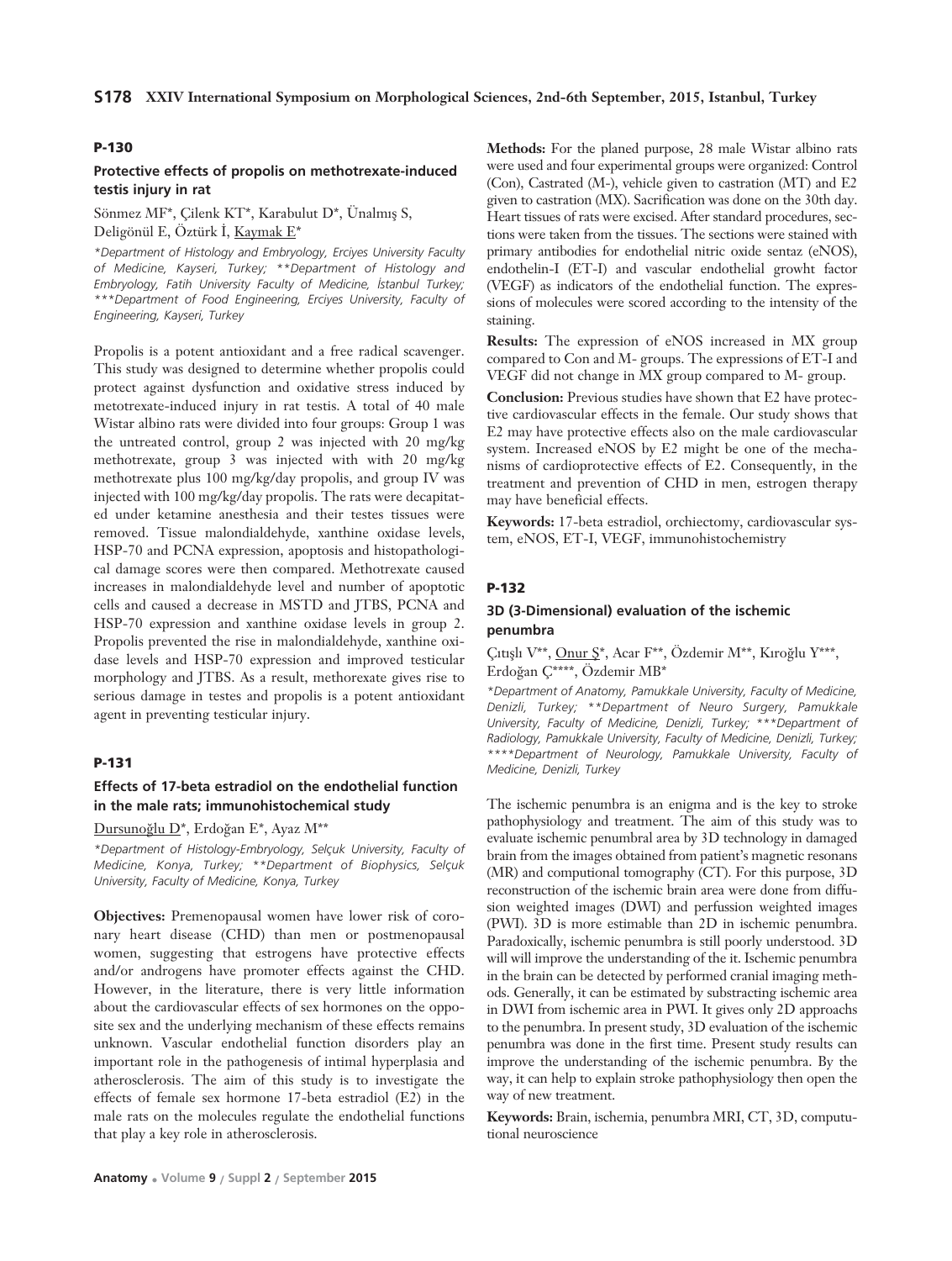## P-130

### Protective effects of propolis on methotrexate-induced testis injury in rat

Sönmez MF*, Çilenk KT*, Karabulut D*, Ünalmış S, Deligönül E, Öztürk İ, Kaymak E*

*\*Department of Histology and Embryology, Erciyes University Faculty of Medicine, Kayseri, Turkey; \*\*Department of Histology and Embryology, Fatih University Faculty of Medicine, İstanbul Turkey; \*\*\*Department of Food Engineering, Erciyes University, Faculty of Engineering, Kayseri, Turkey*

Propolis is a potent antioxidant and a free radical scavenger. This study was designed to determine whether propolis could protect against dysfunction and oxidative stress induced by metotrexate-induced injury in rat testis. A total of 40 male Wistar albino rats were divided into four groups: Group 1 was the untreated control, group 2 was injected with 20 mg/kg methotrexate, group 3 was injected with with 20 mg/kg methotrexate plus 100 mg/kg/day propolis, and group IV was injected with 100 mg/kg/day propolis. The rats were decapitated under ketamine anesthesia and their testes tissues were removed. Tissue malondialdehyde, xanthine oxidase levels, HSP-70 and PCNA expression, apoptosis and histopathological damage scores were then compared. Methotrexate caused increases in malondialdehyde level and number of apoptotic cells and caused a decrease in MSTD and JTBS, PCNA and HSP-70 expression and xanthine oxidase levels in group 2. Propolis prevented the rise in malondialdehyde, xanthine oxidase levels and HSP-70 expression and improved testicular morphology and JTBS. As a result, methorexate gives rise to serious damage in testes and propolis is a potent antioxidant agent in preventing testicular injury.

## P-131

### Effects of 17-beta estradiol on the endothelial function in the male rats; immunohistochemical study

Dursunoğlu D*, Erdoğan E*, Ayaz M**

*\*Department of Histology-Embryology, Selçuk University, Faculty of Medicine, Konya, Turkey; \*\*Department of Biophysics, Selçuk University, Faculty of Medicine, Konya, Turkey*

**Objectives:** Premenopausal women have lower risk of coronary heart disease (CHD) than men or postmenopausal women, suggesting that estrogens have protective effects and/or androgens have promoter effects against the CHD. However, in the literature, there is very little information about the cardiovascular effects of sex hormones on the opposite sex and the underlying mechanism of these effects remains unknown. Vascular endothelial function disorders play an important role in the pathogenesis of intimal hyperplasia and atherosclerosis. The aim of this study is to investigate the effects of female sex hormone 17-beta estradiol (E2) in the male rats on the molecules regulate the endothelial functions that play a key role in atherosclerosis.

**Methods:** For the planed purpose, 28 male Wistar albino rats were used and four experimental groups were organized: Control (Con), Castrated (M-), vehicle given to castration (MT) and E2 given to castration (MX). Sacrification was done on the 30th day. Heart tissues of rats were excised. After standard procedures, sections were taken from the tissues. The sections were stained with primary antibodies for endothelial nitric oxide sentaz (eNOS), endothelin-I (ET-I) and vascular endothelial growht factor (VEGF) as indicators of the endothelial function. The expressions of molecules were scored according to the intensity of the staining.

**Results:** The expression of eNOS increased in MX group compared to Con and M- groups. The expressions of ET-I and VEGF did not change in MX group compared to M- group.

**Conclusion:** Previous studies have shown that E2 have protective cardiovascular effects in the female. Our study shows that E2 may have protective effects also on the male cardiovascular system. Increased eNOS by E2 might be one of the mechanisms of cardioprotective effects of E2. Consequently, in the treatment and prevention of CHD in men, estrogen therapy may have beneficial effects.

**Keywords:** 17-beta estradiol, orchiectomy, cardiovascular system, eNOS, ET-I, VEGF, immunohistochemistry

## P-132

### 3D (3-Dimensional) evaluation of the ischemic penumbra

Çıtışlı V**, Onur Ş*, Acar F**, Özdemir M**, Kıroğlu Y***, Erdoğan Ç****, Özdemir MB*

*\*Department of Anatomy, Pamukkale University, Faculty of Medicine, Denizli, Turkey; \*\*Department of Neuro Surgery, Pamukkale University, Faculty of Medicine, Denizli, Turkey; \*\*\*Department of Radiology, Pamukkale University, Faculty of Medicine, Denizli, Turkey; \*\*\*\*Department of Neurology, Pamukkale University, Faculty of Medicine, Denizli, Turkey*

The ischemic penumbra is an enigma and is the key to stroke pathophysiology and treatment. The aim of this study was to evaluate ischemic penumbral area by 3D technology in damaged brain from the images obtained from patient's magnetic resonans (MR) and computional tomography (CT). For this purpose, 3D reconstruction of the ischemic brain area were done from diffusion weighted images (DWI) and perfussion weighted images (PWI). 3D is more estimable than 2D in ischemic penumbra. Paradoxically, ischemic penumbra is still poorly understood. 3D will will improve the understanding of the it. Ischemic penumbra in the brain can be detected by performed cranial imaging methods. Generally, it can be estimated by substracting ischemic area in DWI from ischemic area in PWI. It gives only 2D approachs to the penumbra. In present study, 3D evaluation of the ischemic penumbra was done in the first time. Present study results can improve the understanding of the ischemic penumbra. By the way, it can help to explain stroke pathophysiology then open the way of new treatment.

**Keywords:** Brain, ischemia, penumbra MRI, CT, 3D, compututional neuroscience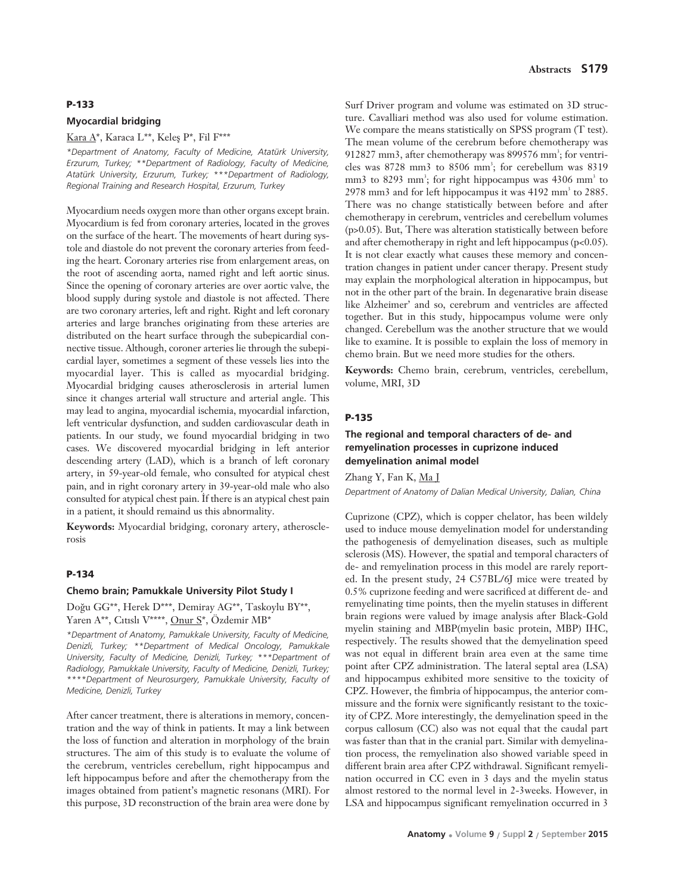## P-133

### Myocardial bridging

Kara A*, Karaca L**, Keleş P*, Fil F***

*Department of Anatomy, Faculty of Medicine, Atatürk University, Erzurum, Turkey; **Department of Radiology, Faculty of Medicine, Atatürk University, Erzurum, Turkey; ***Department of Radiology, Regional Training and Research Hospital, Erzurum, Turkey*

Myocardium needs oxygen more than other organs except brain. Myocardium is fed from coronary arteries, located in the groves on the surface of the heart. The movements of heart during systole and diastole do not prevent the coronary arteries from feeding the heart. Coronary arteries rise from enlargement areas, on the root of ascending aorta, named right and left aortic sinus. Since the opening of coronary arteries are over aortic valve, the blood supply during systole and diastole is not affected. There are two coronary arteries, left and right. Right and left coronary arteries and large branches originating from these arteries are distributed on the heart surface through the subepicardial connective tissue. Although, coroner arteries lie through the subepicardial layer, sometimes a segment of these vessels lies into the myocardial layer. This is called as myocardial bridging. Myocardial bridging causes atherosclerosis in arterial lumen since it changes arterial wall structure and arterial angle. This may lead to angina, myocardial ischemia, myocardial infarction, left ventricular dysfunction, and sudden cardiovascular death in patients. In our study, we found myocardial bridging in two cases. We discovered myocardial bridging in left anterior descending artery (LAD), which is a branch of left coronary artery, in 59-year-old female, who consulted for atypical chest pain, and in right coronary artery in 39-year-old male who also consulted for atypical chest pain. İf there is an atypical chest pain in a patient, it should remaind us this abnormality.

**Keywords:** Myocardial bridging, coronary artery, atherosclerosis

## P-134

### Chemo brain; Pamukkale University Pilot Study I

Doğu GG**, Herek D***, Demiray AG**, Taskoylu BY**, Yaren A**, Cıtıslı V****, Onur S*, Özdemir MB*

*Department of Anatomy, Pamukkale University, Faculty of Medicine, Denizli, Turkey; **Department of Medical Oncology, Pamukkale University, Faculty of Medicine, Denizli, Turkey; ***Department of Radiology, Pamukkale University, Faculty of Medicine, Denizli, Turkey; ****Department of Neurosurgery, Pamukkale University, Faculty of Medicine, Denizli, Turkey*

After cancer treatment, there is alterations in memory, concentration and the way of think in patients. It may a link between the loss of function and alteration in morphology of the brain structures. The aim of this study is to evaluate the volume of the cerebrum, ventricles cerebellum, right hippocampus and left hippocampus before and after the chemotherapy from the images obtained from patient's magnetic resonans (MRI). For this purpose, 3D reconstruction of the brain area were done by Surf Driver program and volume was estimated on 3D structure. Cavalliari method was also used for volume estimation. We compare the means statistically on SPSS program (T test). The mean volume of the cerebrum before chemotherapy was 912827 mm3, after chemotherapy was 899576 $mm^3$; for ventricles was 8728 mm3 to 8506 $mm^3$; for cerebellum was 8319 mm3 to 8293 $mm^3$; for right hippocampus was 4306 $mm^3$ to 2978 mm3 and for left hippocampus it was 4192 $mm^3$ to 2885. There was no change statistically between before and after chemotherapy in cerebrum, ventricles and cerebellum volumes ($p>0.05$). But, There was alteration statistically between before and after chemotherapy in right and left hippocampus ($p<0.05$). It is not clear exactly what causes these memory and concentration changes in patient under cancer therapy. Present study may explain the morphological alteration in hippocampus, but not in the other part of the brain. In degenarative brain disease like Alzheimer' and so, cerebrum and ventricles are affected together. But in this study, hippocampus volume were only changed. Cerebellum was the another structure that we would like to examine. It is possible to explain the loss of memory in chemo brain. But we need more studies for the others.

**Keywords:** Chemo brain, cerebrum, ventricles, cerebellum, volume, MRI, 3D

## P-135

### The regional and temporal characters of de- and remyelination processes in cuprizone induced demyelination animal model

Zhang Y, Fan K, Ma J

*Department of Anatomy of Dalian Medical University, Dalian, China*

Cuprizone (CPZ), which is copper chelator, has been wildely used to induce mouse demyelination model for understanding the pathogenesis of demyelination diseases, such as multiple sclerosis (MS). However, the spatial and temporal characters of de- and remyelination process in this model are rarely reported. In the present study, 24 C57BL/6J mice were treated by 0.5% cuprizone feeding and were sacrificed at different de- and remyelinating time points, then the myelin statuses in different brain regions were valued by image analysis after Black-Gold myelin staining and MBP(myelin basic protein, MBP) IHC, respectively. The results showed that the demyelination speed was not equal in different brain area even at the same time point after CPZ administration. The lateral septal area (LSA) and hippocampus exhibited more sensitive to the toxicity of CPZ. However, the fimbria of hippocampus, the anterior commissure and the fornix were significantly resistant to the toxicity of CPZ. More interestingly, the demyelination speed in the corpus callosum (CC) also was not equal that the caudal part was faster than that in the cranial part. Similar with demyelination process, the remyelination also showed variable speed in different brain area after CPZ withdrawal. Significant remyelination occurred in CC even in 3 days and the myelin status almost restored to the normal level in 2-3weeks. However, in LSA and hippocampus significant remyelination occurred in 3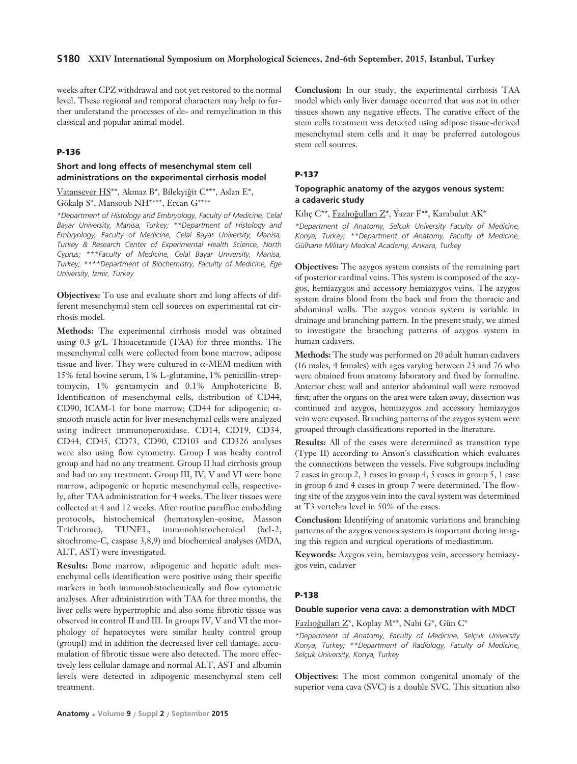weeks after CPZ withdrawal and not yet restored to the normal level. These regional and temporal characters may help to further understand the processes of de- and remyelination in this classical and popular animal model.

### P-136

#### Short and long effects of mesenchymal stem cell administrations on the experimental cirrhosis model

Vatansever HS**, Akmaz B*, Bilekyiğit C***, Aslan E*, Gökalp S*, Mansoub NH****, Ercan G****

*\*Department of Histology and Embryology, Faculty of Medicine, Celal Bayar University, Manisa, Turkey; \*\*Department of Histology and Embryology, Faculty of Medicine, Celal Bayar University, Manisa, Turkey & Research Center of Experimental Health Science, North Cyprus; \*\*\*Faculty of Medicine, Celal Bayar University, Manisa, Turkey; \*\*\*\*Department of Biochemistry, Facullty of Medicine, Ege University, İzmir, Turkey*

**Objectives:** To use and evaluate short and long affects of different mesenchymal stem cell sources on experimental rat cirrhosis model.

**Methods:** The experimental cirrhosis model was obtained using 0.3 g/L Thioacetamide (TAA) for three months. The mesenchymal cells were collected from bone marrow, adipose tissue and liver. They were cultured in α-MEM medium with 15% fetal bovine serum, 1% L-glutamine, 1% penicillin-streptomycin, 1% gentamycin and 0.1% Amphotericine B. Identification of mesenchymal cells, distribution of CD44, CD90, ICAM-1 for bone marrow; CD44 for adipogenic; α-smooth muscle actin for liver mesenchymal cells were analyzed using indirect immunoperoxidase. CD14, CD19, CD34, CD44, CD45, CD73, CD90, CD103 and CD326 analyses were also using flow cytometry. Group I was healty control group and had no any treatment. Group II had cirrhosis group and had no any treatment. Group III, IV, V and VI were bone marrow, adipogenic or hepatic mesenchymal cells, respectively, after TAA administration for 4 weeks. The liver tissues were collected at 4 and 12 weeks. After routine paraffine embedding protocols, histochemical (hematoxylen-eosine, Masson Trichrome), TUNEL, immunohistochemical (bcl-2, sitochrome-C, caspase 3,8,9) and biochemical analyses (MDA, ALT, AST) were investigated.

**Results:** Bone marrow, adipogenic and hepatic adult mesenchymal cells identification were positive using their specific markers in both immunohistochemically and flow cytometric analyses. After administration with TAA for three months, the liver cells were hypertrophic and also some fibrotic tissue was observed in control II and III. In groups IV, V and VI the morphology of hepatocytes were similar healty control group (groupI) and in addition the decreased liver cell damage, accumulation of fibrotic tissue were also detected. The more effectively less cellular damage and normal ALT, AST and albumin levels were detected in adipogenic mesenchymal stem cell treatment.

**Conclusion:** In our study, the experimental cirrhosis TAA model which only liver damage occurred that was not in other tissues shown any negative effects. The curative effect of the stem cells treatment was detected using adipose tissue-derived mesenchymal stem cells and it may be preferred autologous stem cell sources.

### P-137

#### Topographic anatomy of the azygos venous system: a cadaveric study

Kılıç C**, Fazlıoğulları Z*, Yazar F**, Karabulut AK*

*\*Department of Anatomy, Selçuk University Faculty of Medicine, Konya, Turkey; \*\*Department of Anatomy, Faculty of Medicine, Gülhane Military Medical Academy, Ankara, Turkey*

**Objectives:** The azygos system consists of the remaining part of posterior cardinal veins. This system is composed of the azygos, hemiazygos and accessory hemiazygos veins. The azygos system drains blood from the back and from the thoracic and abdominal walls. The azygos venous system is variable in drainage and branching pattern. In the present study, we aimed to investigate the branching patterns of azygos system in human cadavers.

**Methods:** The study was performed on 20 adult human cadavers (16 males, 4 females) with ages varying between 23 and 76 who were obtained from anatomy laboratory and fixed by formaline. Anterior chest wall and anterior abdominal wall were removed first; after the organs on the area were taken away, dissection was continued and azygos, hemiazygos and accessory hemiazygos vein were exposed. Branching patterns of the azygos system were grouped through classifications reported in the literature.

**Results:** All of the cases were determined as transition type (Type II) according to Anson's classification which evaluates the connections between the vessels. Five subgroups including 7 cases in group 2, 3 cases in group 4, 5 cases in group 5, 1 case in group 6 and 4 cases in group 7 were determined. The flowing site of the azygos vein into the caval system was determined at T3 vertebra level in 50% of the cases.

**Conclusion:** Identifying of anatomic variations and branching patterns of the azygos venous system is important during imaging this region and surgical operations of mediastinum.

**Keywords:** Azygos vein, hemiazygos vein, accessory hemiazygos vein, cadaver

### P-138

#### Double superior vena cava: a demonstration with MDCT

Fazlıoğulları Z*, Koplay M**, Nabi G*, Gün C*

*\*Department of Anatomy, Faculty of Medicine, Selçuk University Konya, Turkey; \*\*Department of Radiology, Faculty of Medicine, Selçuk University, Konya, Turkey*

**Objectives:** The most common congenital anomaly of the superior vena cava (SVC) is a double SVC. This situation also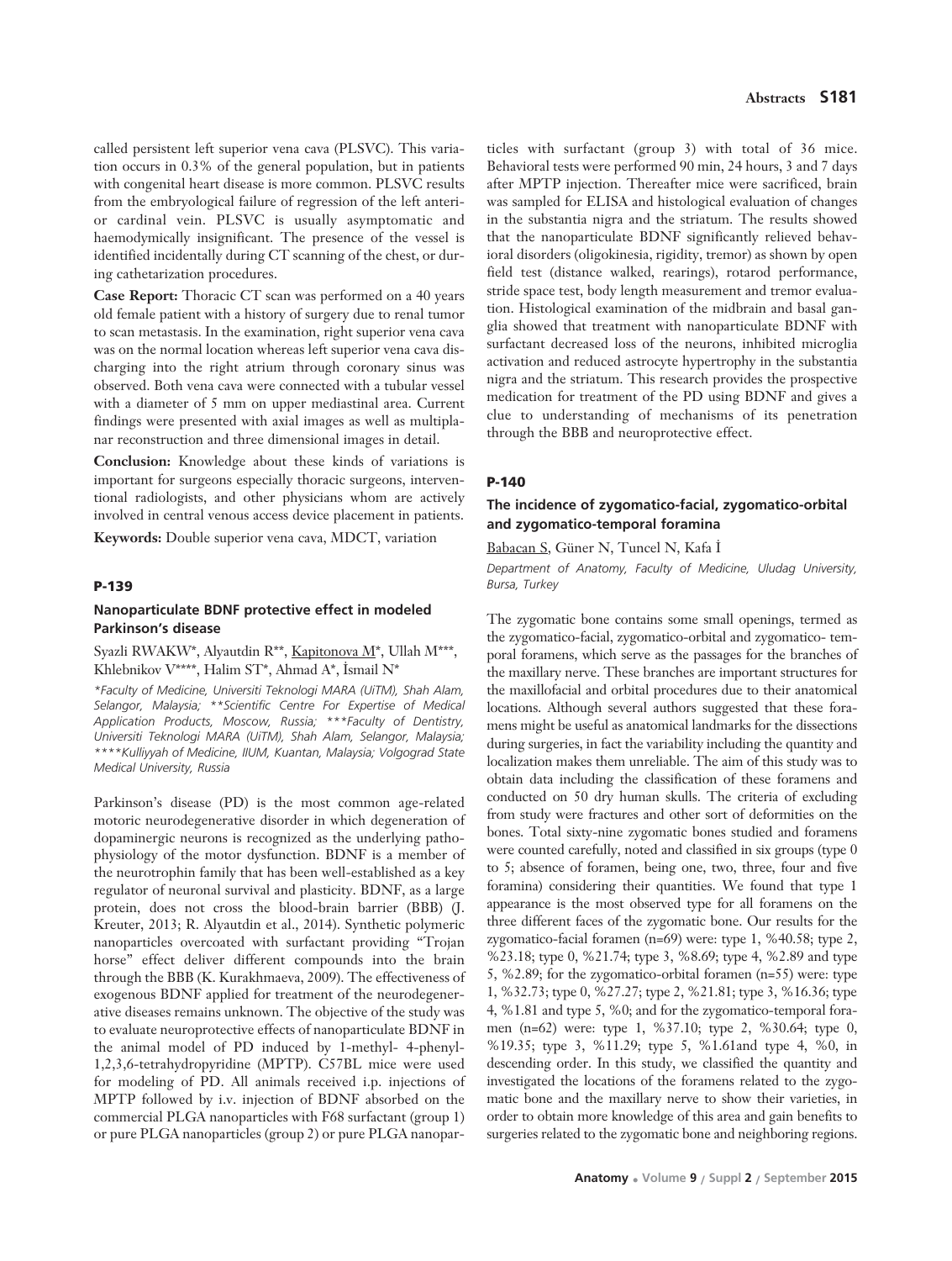called persistent left superior vena cava (PLSVC). This variation occurs in 0.3% of the general population, but in patients with congenital heart disease is more common. PLSVC results from the embryological failure of regression of the left anterior cardinal vein. PLSVC is usually asymptomatic and haemodymically insignificant. The presence of the vessel is identified incidentally during CT scanning of the chest, or during cathetarization procedures.

**Case Report:** Thoracic CT scan was performed on a 40 years old female patient with a history of surgery due to renal tumor to scan metastasis. In the examination, right superior vena cava was on the normal location whereas left superior vena cava discharging into the right atrium through coronary sinus was observed. Both vena cava were connected with a tubular vessel with a diameter of 5 mm on upper mediastinal area. Current findings were presented with axial images as well as multiplanar reconstruction and three dimensional images in detail.

**Conclusion:** Knowledge about these kinds of variations is important for surgeons especially thoracic surgeons, interventional radiologists, and other physicians whom are actively involved in central venous access device placement in patients.

**Keywords:** Double superior vena cava, MDCT, variation

## P-139

### Nanoparticulate BDNF protective effect in modeled Parkinson's disease

Syazli RWAKW*, Alyautdin R**, <u>Kapitonova M</u>*, Ullah M***, Khlebnikov V****, Halim ST*, Ahmad A*, İsmail N*

*\*Faculty of Medicine, Universiti Teknologi MARA (UiTM), Shah Alam, Selangor, Malaysia; \*\*Scientific Centre For Expertise of Medical Application Products, Moscow, Russia; \*\*\*Faculty of Dentistry, Universiti Teknologi MARA (UiTM), Shah Alam, Selangor, Malaysia; \*\*\*\*Kulliyyah of Medicine, IIUM, Kuantan, Malaysia; Volgograd State Medical University, Russia*

Parkinson's disease (PD) is the most common age-related motoric neurodegenerative disorder in which degeneration of dopaminergic neurons is recognized as the underlying pathophysiology of the motor dysfunction. BDNF is a member of the neurotrophin family that has been well-established as a key regulator of neuronal survival and plasticity. BDNF, as a large protein, does not cross the blood-brain barrier (BBB) (J. Kreuter, 2013; R. Alyautdin et al., 2014). Synthetic polymeric nanoparticles overcoated with surfactant providing "Trojan horse" effect deliver different compounds into the brain through the BBB (K. Kurakhmaeva, 2009). The effectiveness of exogenous BDNF applied for treatment of the neurodegenerative diseases remains unknown. The objective of the study was to evaluate neuroprotective effects of nanoparticulate BDNF in the animal model of PD induced by 1-methyl- 4-phenyl-1,2,3,6-tetrahydropyridine (MPTP). C57BL mice were used for modeling of PD. All animals received i.p. injections of MPTP followed by i.v. injection of BDNF absorbed on the commercial PLGA nanoparticles with F68 surfactant (group 1) or pure PLGA nanoparticles (group 2) or pure PLGA nanoparticles with surfactant (group 3) with total of 36 mice. Behavioral tests were performed 90 min, 24 hours, 3 and 7 days after MPTP injection. Thereafter mice were sacrificed, brain was sampled for ELISA and histological evaluation of changes in the substantia nigra and the striatum. The results showed that the nanoparticulate BDNF significantly relieved behavioral disorders (oligokinesia, rigidity, tremor) as shown by open field test (distance walked, rearings), rotarod performance, stride space test, body length measurement and tremor evaluation. Histological examination of the midbrain and basal ganglia showed that treatment with nanoparticulate BDNF with surfactant decreased loss of the neurons, inhibited microglia activation and reduced astrocyte hypertrophy in the substantia nigra and the striatum. This research provides the prospective medication for treatment of the PD using BDNF and gives a clue to understanding of mechanisms of its penetration through the BBB and neuroprotective effect.

## P-140

### The incidence of zygomatico-facial, zygomatico-orbital and zygomatico-temporal foramina

<u>Babacan S</u>, Güner N, Tuncel N, Kafa İ

*Department of Anatomy, Faculty of Medicine, Uludag University, Bursa, Turkey*

The zygomatic bone contains some small openings, termed as the zygomatico-facial, zygomatico-orbital and zygomatico- temporal foramens, which serve as the passages for the branches of the maxillary nerve. These branches are important structures for the maxillofacial and orbital procedures due to their anatomical locations. Although several authors suggested that these foramens might be useful as anatomical landmarks for the dissections during surgeries, in fact the variability including the quantity and localization makes them unreliable. The aim of this study was to obtain data including the classification of these foramens and conducted on 50 dry human skulls. The criteria of excluding from study were fractures and other sort of deformities on the bones. Total sixty-nine zygomatic bones studied and foramens were counted carefully, noted and classified in six groups (type 0 to 5; absence of foramen, being one, two, three, four and five foramina) considering their quantities. We found that type 1 appearance is the most observed type for all foramens on the three different faces of the zygomatic bone. Our results for the zygomatico-facial foramen (n=69) were: type 1, %40.58; type 2, %23.18; type 0, %21.74; type 3, %8.69; type 4, %2.89 and type 5, %2.89; for the zygomatico-orbital foramen (n=55) were: type 1, %32.73; type 0, %27.27; type 2, %21.81; type 3, %16.36; type 4, %1.81 and type 5, %0; and for the zygomatico-temporal foramen (n=62) were: type 1, %37.10; type 2, %30.64; type 0, %19.35; type 3, %11.29; type 5, %1.61and type 4, %0, in descending order. In this study, we classified the quantity and investigated the locations of the foramens related to the zygomatic bone and the maxillary nerve to show their varieties, in order to obtain more knowledge of this area and gain benefits to surgeries related to the zygomatic bone and neighboring regions.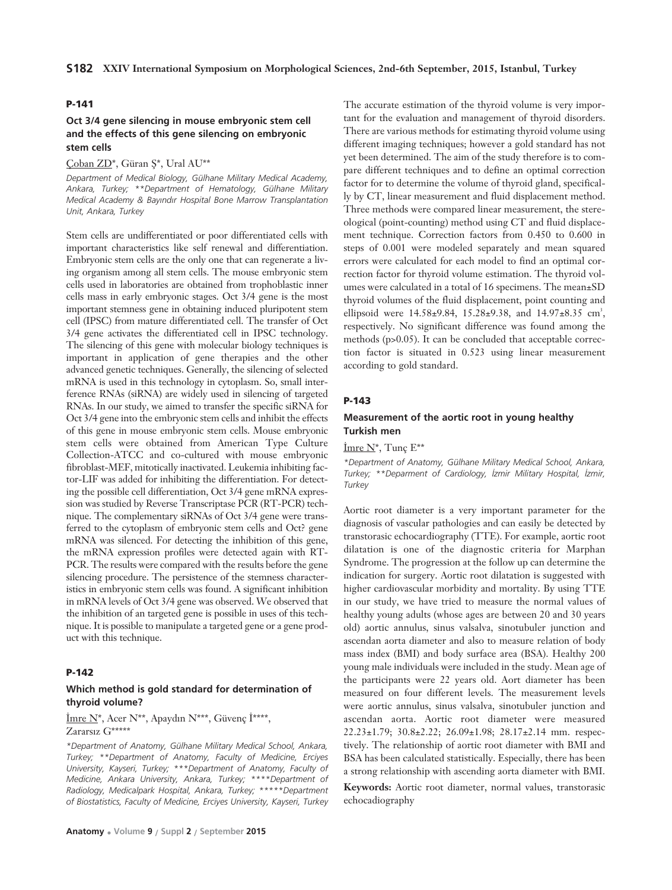### P-141

### Oct 3/4 gene silencing in mouse embryonic stem cell and the effects of this gene silencing on embryonic stem cells

Çoban ZD*, Güran Ş*, Ural AU**

*Department of Medical Biology, Gülhane Military Medical Academy, Ankara, Turkey; **Department of Hematology, Gülhane Military Medical Academy & Bayındır Hospital Bone Marrow Transplantation Unit, Ankara, Turkey*

Stem cells are undifferentiated or poor differentiated cells with important characteristics like self renewal and differentiation. Embryonic stem cells are the only one that can regenerate a living organism among all stem cells. The mouse embryonic stem cells used in laboratories are obtained from trophoblastic inner cells mass in early embryonic stages. Oct 3/4 gene is the most important stemness gene in obtaining induced pluripotent stem cell (IPSC) from mature differentiated cell. The transfer of Oct 3/4 gene activates the differentiated cell in IPSC technology. The silencing of this gene with molecular biology techniques is important in application of gene therapies and the other advanced genetic techniques. Generally, the silencing of selected mRNA is used in this technology in cytoplasm. So, small interference RNAs (siRNA) are widely used in silencing of targeted RNAs. In our study, we aimed to transfer the specific siRNA for Oct 3/4 gene into the embryonic stem cells and inhibit the effects of this gene in mouse embryonic stem cells. Mouse embryonic stem cells were obtained from American Type Culture Collection-ATCC and co-cultured with mouse embryonic fibroblast-MEF, mitotically inactivated. Leukemia inhibiting factor-LIF was added for inhibiting the differentiation. For detecting the possible cell differentiation, Oct 3/4 gene mRNA expression was studied by Reverse Transcriptase PCR (RT-PCR) technique. The complementary siRNAs of Oct 3/4 gene were transferred to the cytoplasm of embryonic stem cells and Oct? gene mRNA was silenced. For detecting the inhibition of this gene, the mRNA expression profiles were detected again with RT-PCR. The results were compared with the results before the gene silencing procedure. The persistence of the stemness characteristics in embryonic stem cells was found. A significant inhibition in mRNA levels of Oct 3/4 gene was observed. We observed that the inhibition of an targeted gene is possible in uses of this technique. It is possible to manipulate a targeted gene or a gene product with this technique.

### P-142

### Which method is gold standard for determination of thyroid volume?

İmre N*, Acer N**, Apaydın N***, Güvenç İ****, Zararsız G*****

*Department of Anatomy, Gülhane Military Medical School, Ankara, Turkey; **Department of Anatomy, Faculty of Medicine, Erciyes University, Kayseri, Turkey; ***Department of Anatomy, Faculty of Medicine, Ankara University, Ankara, Turkey; ****Department of Radiology, Medicalpark Hospital, Ankara, Turkey; *****Department of Biostatistics, Faculty of Medicine, Erciyes University, Kayseri, Turkey*

The accurate estimation of the thyroid volume is very important for the evaluation and management of thyroid disorders. There are various methods for estimating thyroid volume using different imaging techniques; however a gold standard has not yet been determined. The aim of the study therefore is to compare different techniques and to define an optimal correction factor for to determine the volume of thyroid gland, specifically by CT, linear measurement and fluid displacement method. Three methods were compared linear measurement, the stereological (point-counting) method using CT and fluid displacement technique. Correction factors from 0.450 to 0.600 in steps of 0.001 were modeled separately and mean squared errors were calculated for each model to find an optimal correction factor for thyroid volume estimation. The thyroid volumes were calculated in a total of 16 specimens. The mean±SD thyroid volumes of the fluid displacement, point counting and ellipsoid were 14.58±9.84, 15.28±9.38, and 14.97±8.35 $cm^3$, respectively. No significant difference was found among the methods ($p>0.05$). It can be concluded that acceptable correction factor is situated in 0.523 using linear measurement according to gold standard.

### P-143

### Measurement of the aortic root in young healthy Turkish men

İmre N*, Tunç E**

*Department of Anatomy, Gülhane Military Medical School, Ankara, Turkey; **Deparment of Cardiology, İzmir Military Hospital, İzmir, Turkey*

Aortic root diameter is a very important parameter for the diagnosis of vascular pathologies and can easily be detected by transtorasic echocardiography (TTE). For example, aortic root dilatation is one of the diagnostic criteria for Marphan Syndrome. The progression at the follow up can determine the indication for surgery. Aortic root dilatation is suggested with higher cardiovascular morbidity and mortality. By using TTE in our study, we have tried to measure the normal values of healthy young adults (whose ages are between 20 and 30 years old) aortic annulus, sinus valsalva, sinotubuler junction and ascendan aorta diameter and also to measure relation of body mass index (BMI) and body surface area (BSA). Healthy 200 young male individuals were included in the study. Mean age of the participants were 22 years old. Aort diameter has been measured on four different levels. The measurement levels were aortic annulus, sinus valsalva, sinotubuler junction and ascendan aorta. Aortic root diameter were measured 22.23±1.79; 30.8±2.22; 26.09±1.98; 28.17±2.14 mm. respectively. The relationship of aortic root diameter with BMI and BSA has been calculated statistically. Especially, there has been a strong relationship with ascending aorta diameter with BMI.

**Keywords:** Aortic root diameter, normal values, transtorasic echocadiography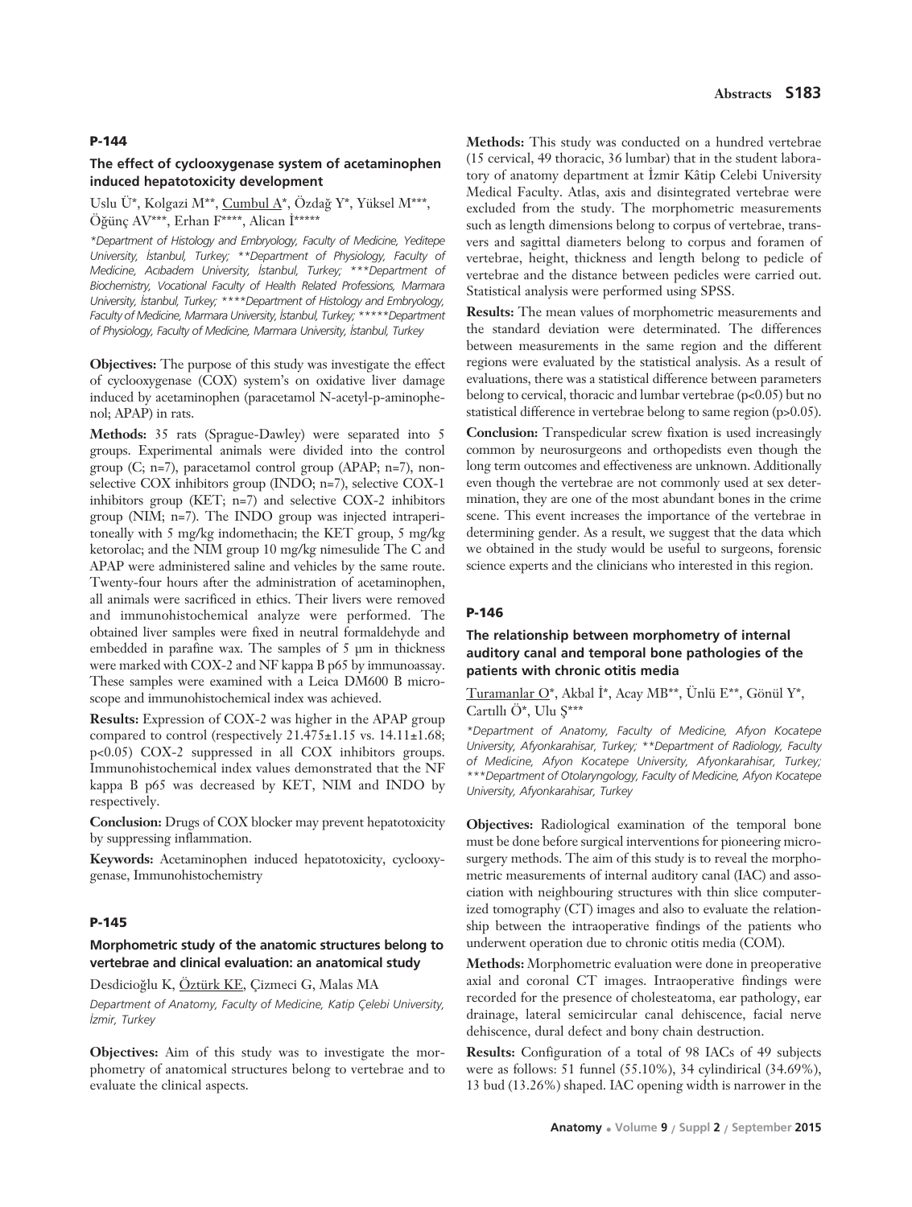### P-144

#### The effect of cyclooxygenase system of acetaminophen induced hepatotoxicity development

Uslu Ü*, Kolgazi M**, Cumbul A*, Özdağ Y*, Yüksel M***, Öğünç AV***, Erhan F****, Alican İ*****

*\*Department of Histology and Embryology, Faculty of Medicine, Yeditepe University, İstanbul, Turkey; \*\*Department of Physiology, Faculty of Medicine, Acıbadem University, İstanbul, Turkey; \*\*\*Department of Biochemistry, Vocational Faculty of Health Related Professions, Marmara University, İstanbul, Turkey; \*\*\*\*Department of Histology and Embryology, Faculty of Medicine, Marmara University, İstanbul, Turkey; \*\*\*\*\*Department of Physiology, Faculty of Medicine, Marmara University, İstanbul, Turkey*

**Objectives:** The purpose of this study was investigate the effect of cyclooxygenase (COX) system's on oxidative liver damage induced by acetaminophen (paracetamol N-acetyl-p-aminophenol; APAP) in rats.

**Methods:** 35 rats (Sprague-Dawley) were separated into 5 groups. Experimental animals were divided into the control group (C; n=7), paracetamol control group (APAP; n=7), non-selective COX inhibitors group (INDO; n=7), selective COX-1 inhibitors group (KET; n=7) and selective COX-2 inhibitors group (NIM; n=7). The INDO group was injected intraperitoneally with 5 mg/kg indomethacin; the KET group, 5 mg/kg ketorolac; and the NIM group 10 mg/kg nimesulide The C and APAP were administered saline and vehicles by the same route. Twenty-four hours after the administration of acetaminophen, all animals were sacrificed in ethics. Their livers were removed and immunohistochemical analyze were performed. The obtained liver samples were fixed in neutral formaldehyde and embedded in parafine wax. The samples of 5 μm in thickness were marked with COX-2 and NF kappa B p65 by immunoassay. These samples were examined with a Leica DM600 B microscope and immunohistochemical index was achieved.

**Results:** Expression of COX-2 was higher in the APAP group compared to control (respectively 21.475±1.15 vs. 14.11±1.68; $p<0.05$) COX-2 suppressed in all COX inhibitors groups. Immunohistochemical index values demonstrated that the NF kappa B p65 was decreased by KET, NIM and INDO by respectively.

**Conclusion:** Drugs of COX blocker may prevent hepatotoxicity by suppressing inflammation.

**Keywords:** Acetaminophen induced hepatotoxicity, cyclooxygenase, Immunohistochemistry

### P-145

#### Morphometric study of the anatomic structures belong to vertebrae and clinical evaluation: an anatomical study

Desdicioğlu K, Öztürk KE, Çizmeci G, Malas MA

*Department of Anatomy, Faculty of Medicine, Katip Çelebi University, İzmir, Turkey*

**Objectives:** Aim of this study was to investigate the morphometry of anatomical structures belong to vertebrae and to evaluate the clinical aspects.

**Methods:** This study was conducted on a hundred vertebrae (15 cervical, 49 thoracic, 36 lumbar) that in the student laboratory of anatomy department at İzmir Kâtip Celebi University Medical Faculty. Atlas, axis and disintegrated vertebrae were excluded from the study. The morphometric measurements such as length dimensions belong to corpus of vertebrae, transvers and sagittal diameters belong to corpus and foramen of vertebrae, height, thickness and length belong to pedicle of vertebrae and the distance between pedicles were carried out. Statistical analysis were performed using SPSS.

**Results:** The mean values of morphometric measurements and the standard deviation were determinated. The differences between measurements in the same region and the different regions were evaluated by the statistical analysis. As a result of evaluations, there was a statistical difference between parameters belong to cervical, thoracic and lumbar vertebrae ($p<0.05$) but no statistical difference in vertebrae belong to same region ($p>0.05$).

**Conclusion:** Transpedicular screw fixation is used increasingly common by neurosurgeons and orthopedists even though the long term outcomes and effectiveness are unknown. Additionally even though the vertebrae are not commonly used at sex determination, they are one of the most abundant bones in the crime scene. This event increases the importance of the vertebrae in determining gender. As a result, we suggest that the data which we obtained in the study would be useful to surgeons, forensic science experts and the clinicians who interested in this region.

### P-146

#### The relationship between morphometry of internal auditory canal and temporal bone pathologies of the patients with chronic otitis media

Turamanlar O*, Akbal İ*, Acay MB**, Ünlü E**, Gönül Y*, Cartıllı Ö*, Ulu Ş***

*\*Department of Anatomy, Faculty of Medicine, Afyon Kocatepe University, Afyonkarahisar, Turkey; \*\*Department of Radiology, Faculty of Medicine, Afyon Kocatepe University, Afyonkarahisar, Turkey; \*\*\*Department of Otolaryngology, Faculty of Medicine, Afyon Kocatepe University, Afyonkarahisar, Turkey*

**Objectives:** Radiological examination of the temporal bone must be done before surgical interventions for pioneering microsurgery methods. The aim of this study is to reveal the morphometric measurements of internal auditory canal (IAC) and association with neighbouring structures with thin slice computerized tomography (CT) images and also to evaluate the relationship between the intraoperative findings of the patients who underwent operation due to chronic otitis media (COM).

**Methods:** Morphometric evaluation were done in preoperative axial and coronal CT images. Intraoperative findings were recorded for the presence of cholesteatoma, ear pathology, ear drainage, lateral semicircular canal dehiscence, facial nerve dehiscence, dural defect and bony chain destruction.

**Results:** Configuration of a total of 98 IACs of 49 subjects were as follows: 51 funnel (55.10%), 34 cylindirical (34.69%), 13 bud (13.26%) shaped. IAC opening width is narrower in the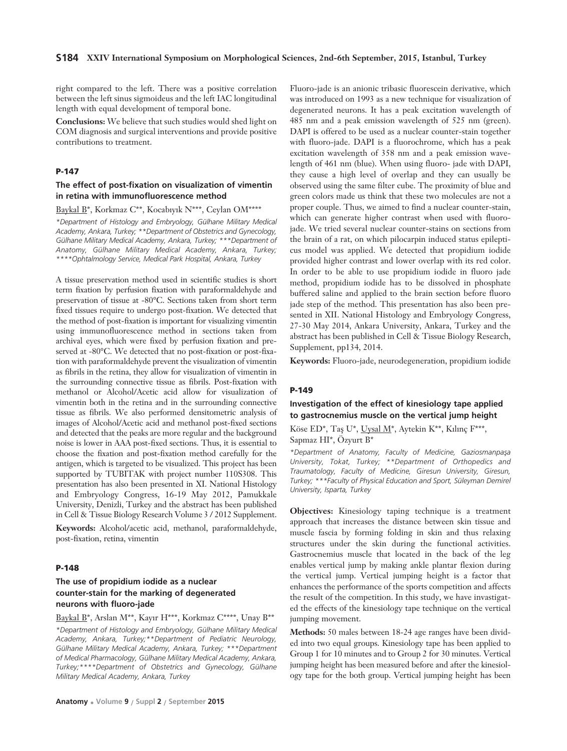right compared to the left. There was a positive correlation between the left sinus sigmoideus and the left IAC longitudinal length with equal development of temporal bone.

**Conclusions:** We believe that such studies would shed light on COM diagnosis and surgical interventions and provide positive contributions to treatment.

### P-147

### The effect of post-fixation on visualization of vimentin in retina with immunofluorescence method

Baykal B*, Korkmaz C**, Kocabıyık N***, Ceylan OM****

*\*Department of Histology and Embryology, Gülhane Military Medical Academy, Ankara, Turkey; \*\*Department of Obstetrics and Gynecology, Gülhane Military Medical Academy, Ankara, Turkey; \*\*\*Department of Anatomy, Gülhane Military Medical Academy, Ankara, Turkey; \*\*\*\*Ophtalmology Service, Medical Park Hospital, Ankara, Turkey*

A tissue preservation method used in scientific studies is short term fixation by perfusion fixation with paraformaldehyde and preservation of tissue at -80°C. Sections taken from short term fixed tissues require to undergo post-fixation. We detected that the method of post-fixation is important for visualizing vimentin using immunofluorescence method in sections taken from archival eyes, which were fixed by perfusion fixation and preserved at -80°C. We detected that no post-fixation or post-fixation with paraformaldehyde prevent the visualization of vimentin as fibrils in the retina, they allow for visualization of vimentin in the surrounding connective tissue as fibrils. Post-fixation with methanol or Alcohol/Acetic acid allow for visualization of vimentin both in the retina and in the surrounding connective tissue as fibrils. We also performed densitometric analysis of images of Alcohol/Acetic acid and methanol post-fixed sections and detected that the peaks are more regular and the background noise is lower in AAA post-fixed sections. Thus, it is essential to choose the fixation and post-fixation method carefully for the antigen, which is targeted to be visualized. This project has been supported by TUBITAK with project number 110S308. This presentation has also been presented in XI. National Histology and Embryology Congress, 16-19 May 2012, Pamukkale University, Denizli, Turkey and the abstract has been published in Cell & Tissue Biology Research Volume 3 / 2012 Supplement.

**Keywords:** Alcohol/acetic acid, methanol, paraformaldehyde, post-fixation, retina, vimentin

### P-148

### The use of propidium iodide as a nuclear counter-stain for the marking of degenerated neurons with fluoro-jade

Baykal B*, Arslan M**, Kayır H***, Korkmaz C****, Unay B**

*\*Department of Histology and Embryology, Gülhane Military Medical Academy, Ankara, Turkey;\*\*Department of Pediatric Neurology, Gülhane Military Medical Academy, Ankara, Turkey; \*\*\*Department of Medical Pharmacology, Gülhane Military Medical Academy, Ankara, Turkey;\*\*\*\*Department of Obstetrics and Gynecology, Gülhane Military Medical Academy, Ankara, Turkey*

Fluoro-jade is an anionic tribasic fluorescein derivative, which was introduced on 1993 as a new technique for visualization of degenerated neurons. It has a peak excitation wavelength of 485 nm and a peak emission wavelength of 525 nm (green). DAPI is offered to be used as a nuclear counter-stain together with fluoro-jade. DAPI is a fluorochrome, which has a peak excitation wavelength of 358 nm and a peak emission wavelength of 461 nm (blue). When using fluoro- jade with DAPI, they cause a high level of overlap and they can usually be observed using the same filter cube. The proximity of blue and green colors made us think that these two molecules are not a proper couple. Thus, we aimed to find a nuclear counter-stain, which can generate higher contrast when used with fluoro-jade. We tried several nuclear counter-stains on sections from the brain of a rat, on which pilocarpin induced status epilepticus model was applied. We detected that propidium iodide provided higher contrast and lower overlap with its red color. In order to be able to use propidium iodide in fluoro jade method, propidium iodide has to be dissolved in phosphate buffered saline and applied to the brain section before fluoro jade step of the method. This presentation has also been presented in XII. National Histology and Embryology Congress, 27-30 May 2014, Ankara University, Ankara, Turkey and the abstract has been published in Cell & Tissue Biology Research, Supplement, pp134, 2014.

**Keywords:** Fluoro-jade, neurodegeneration, propidium iodide

### P-149

### Investigation of the effect of kinesiology tape applied to gastrocnemius muscle on the vertical jump height

Köse ED*, Taş U*, Uysal M*, Aytekin K**, Kılınç F***, Sapmaz HI*, Özyurt B*

*\*Department of Anatomy, Faculty of Medicine, Gaziosmanpaşa University, Tokat, Turkey; \*\*Department of Orthopedics and Traumatology, Faculty of Medicine, Giresun University, Giresun, Turkey; \*\*\*Faculty of Physical Education and Sport, Süleyman Demirel University, Isparta, Turkey*

**Objectives:** Kinesiology taping technique is a treatment approach that increases the distance between skin tissue and muscle fascia by forming folding in skin and thus relaxing structures under the skin during the functional activities. Gastrocnemius muscle that located in the back of the leg enables vertical jump by making ankle plantar flexion during the vertical jump. Vertical jumping height is a factor that enhances the performance of the sports competition and affects the result of the competition. In this study, we have investigated the effects of the kinesiology tape technique on the vertical jumping movement.

**Methods:** 50 males between 18-24 age ranges have been divided into two equal groups. Kinesiology tape has been applied to Group 1 for 10 minutes and to Group 2 for 30 minutes. Vertical jumping height has been measured before and after the kinesiology tape for the both group. Vertical jumping height has been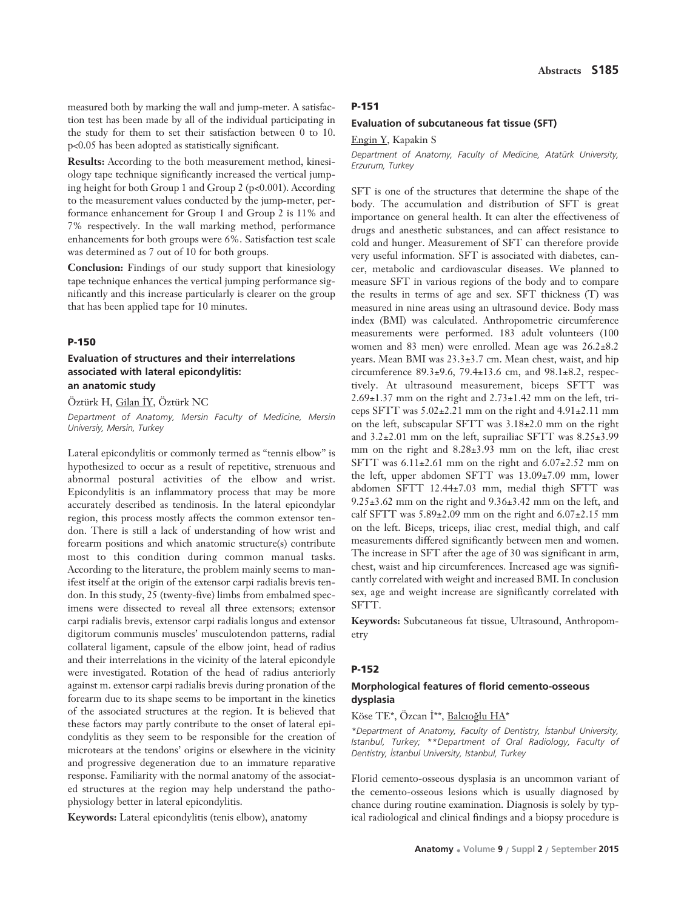measured both by marking the wall and jump-meter. A satisfaction test has been made by all of the individual participating in the study for them to set their satisfaction between 0 to 10. $p<0.05$ has been adopted as statistically significant.

**Results:** According to the both measurement method, kinesiology tape technique significantly increased the vertical jumping height for both Group 1 and Group 2 ($p<0.001$). According to the measurement values conducted by the jump-meter, performance enhancement for Group 1 and Group 2 is 11% and 7% respectively. In the wall marking method, performance enhancements for both groups were 6%. Satisfaction test scale was determined as 7 out of 10 for both groups.

**Conclusion:** Findings of our study support that kinesiology tape technique enhances the vertical jumping performance significantly and this increase particularly is clearer on the group that has been applied tape for 10 minutes.

## P-150

### Evaluation of structures and their interrelations associated with lateral epicondylitis: an anatomic study

Öztürk H, Gilan İY, Öztürk NC

*Department of Anatomy, Mersin Faculty of Medicine, Mersin Universiy, Mersin, Turkey*

Lateral epicondylitis or commonly termed as "tennis elbow" is hypothesized to occur as a result of repetitive, strenuous and abnormal postural activities of the elbow and wrist. Epicondylitis is an inflammatory process that may be more accurately described as tendinosis. In the lateral epicondylar region, this process mostly affects the common extensor tendon. There is still a lack of understanding of how wrist and forearm positions and which anatomic structure(s) contribute most to this condition during common manual tasks. According to the literature, the problem mainly seems to manifest itself at the origin of the extensor carpi radialis brevis tendon. In this study, 25 (twenty-five) limbs from embalmed specimens were dissected to reveal all three extensors; extensor carpi radialis brevis, extensor carpi radialis longus and extensor digitorum communis muscles' musculotendon patterns, radial collateral ligament, capsule of the elbow joint, head of radius and their interrelations in the vicinity of the lateral epicondyle were investigated. Rotation of the head of radius anteriorly against m. extensor carpi radialis brevis during pronation of the forearm due to its shape seems to be important in the kinetics of the associated structures at the region. It is believed that these factors may partly contribute to the onset of lateral epicondylitis as they seem to be responsible for the creation of microtears at the tendons' origins or elsewhere in the vicinity and progressive degeneration due to an immature reparative response. Familiarity with the normal anatomy of the associated structures at the region may help understand the pathophysiology better in lateral epicondylitis.

**Keywords:** Lateral epicondylitis (tenis elbow), anatomy

## P-151

### Evaluation of subcutaneous fat tissue (SFT)

Engin Y, Kapakin S

*Department of Anatomy, Faculty of Medicine, Atatürk University, Erzurum, Turkey*

SFT is one of the structures that determine the shape of the body. The accumulation and distribution of SFT is great importance on general health. It can alter the effectiveness of drugs and anesthetic substances, and can affect resistance to cold and hunger. Measurement of SFT can therefore provide very useful information. SFT is associated with diabetes, cancer, metabolic and cardiovascular diseases. We planned to measure SFT in various regions of the body and to compare the results in terms of age and sex. SFT thickness (T) was measured in nine areas using an ultrasound device. Body mass index (BMI) was calculated. Anthropometric circumference measurements were performed. 183 adult volunteers (100 women and 83 men) were enrolled. Mean age was 26.2±8.2 years. Mean BMI was 23.3±3.7 cm. Mean chest, waist, and hip circumference 89.3±9.6, 79.4±13.6 cm, and 98.1±8.2, respectively. At ultrasound measurement, biceps SFTT was 2.69±1.37 mm on the right and 2.73±1.42 mm on the left, triceps SFTT was 5.02±2.21 mm on the right and 4.91±2.11 mm on the left, subscapular SFTT was 3.18±2.0 mm on the right and 3.2±2.01 mm on the left, suprailiac SFTT was 8.25±3.99 mm on the right and 8.28±3.93 mm on the left, iliac crest SFTT was 6.11±2.61 mm on the right and 6.07±2.52 mm on the left, upper abdomen SFTT was 13.09±7.09 mm, lower abdomen SFTT 12.44±7.03 mm, medial thigh SFTT was 9.25±3.62 mm on the right and 9.36±3.42 mm on the left, and calf SFTT was 5.89±2.09 mm on the right and 6.07±2.15 mm on the left. Biceps, triceps, iliac crest, medial thigh, and calf measurements differed significantly between men and women. The increase in SFT after the age of 30 was significant in arm, chest, waist and hip circumferences. Increased age was significantly correlated with weight and increased BMI. In conclusion sex, age and weight increase are significantly correlated with SFTT.

**Keywords:** Subcutaneous fat tissue, Ultrasound, Anthropometry

## P-152

### Morphological features of florid cemento-osseous dysplasia

Köse TE*, Özcan İ**, Balcıoğlu HA*

*\*Department of Anatomy, Faculty of Dentistry, İstanbul University, Istanbul, Turkey; \*\*Department of Oral Radiology, Faculty of Dentistry, İstanbul University, Istanbul, Turkey*

Florid cemento-osseous dysplasia is an uncommon variant of the cemento-osseous lesions which is usually diagnosed by chance during routine examination. Diagnosis is solely by typical radiological and clinical findings and a biopsy procedure is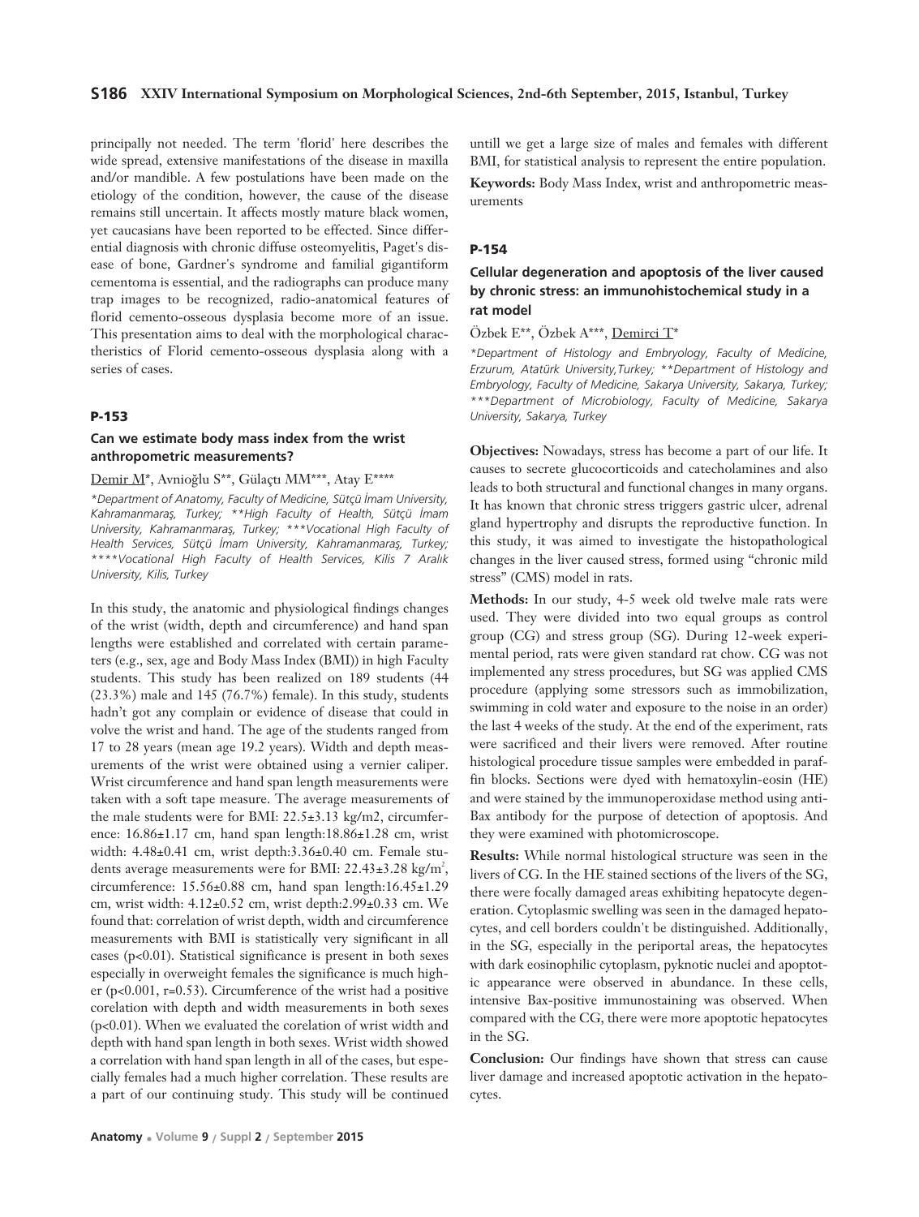principally not needed. The term 'florid' here describes the wide spread, extensive manifestations of the disease in maxilla and/or mandible. A few postulations have been made on the etiology of the condition, however, the cause of the disease remains still uncertain. It affects mostly mature black women, yet caucasians have been reported to be effected. Since differential diagnosis with chronic diffuse osteomyelitis, Paget's disease of bone, Gardner's syndrome and familial gigantiform cementoma is essential, and the radiographs can produce many trap images to be recognized, radio-anatomical features of florid cemento-osseous dysplasia become more of an issue. This presentation aims to deal with the morphological charactheristics of Florid cemento-osseous dysplasia along with a series of cases.

## P-153

### Can we estimate body mass index from the wrist anthropometric measurements?

Demir M*, Avnioğlu S**, Gülaçtı MM***, Atay E****

*Department of Anatomy, Faculty of Medicine, Sütçü İmam University, Kahramanmaraş, Turkey; **High Faculty of Health, Sütçü İmam University, Kahramanmaraş, Turkey; ***Vocational High Faculty of Health Services, Sütçü İmam University, Kahramanmaraş, Turkey; ****Vocational High Faculty of Health Services, Kilis 7 Aralık University, Kilis, Turkey*

In this study, the anatomic and physiological findings changes of the wrist (width, depth and circumference) and hand span lengths were established and correlated with certain parameters (e.g., sex, age and Body Mass Index (BMI)) in high Faculty students. This study has been realized on 189 students (44 (23.3%) male and 145 (76.7%) female). In this study, students hadn't got any complain or evidence of disease that could in volve the wrist and hand. The age of the students ranged from 17 to 28 years (mean age 19.2 years). Width and depth measurements of the wrist were obtained using a vernier caliper. Wrist circumference and hand span length measurements were taken with a soft tape measure. The average measurements of the male students were for BMI: 22.5±3.13 kg/m2, circumference: 16.86±1.17 cm, hand span length:18.86±1.28 cm, wrist width: 4.48±0.41 cm, wrist depth:3.36±0.40 cm. Female students average measurements were for BMI: 22.43±3.28 kg/$m^2$, circumference: 15.56±0.88 cm, hand span length:16.45±1.29 cm, wrist width: 4.12±0.52 cm, wrist depth:2.99±0.33 cm. We found that: correlation of wrist depth, width and circumference measurements with BMI is statistically very significant in all cases ($p<0.01$). Statistical significance is present in both sexes especially in overweight females the significance is much higher ($p<0.001$, $r=0.53$). Circumference of the wrist had a positive corelation with depth and width measurements in both sexes ($p<0.01$). When we evaluated the corelation of wrist width and depth with hand span length in both sexes. Wrist width showed a correlation with hand span length in all of the cases, but especially females had a much higher correlation. These results are a part of our continuing study. This study will be continued untill we get a large size of males and females with different BMI, for statistical analysis to represent the entire population.

**Keywords:** Body Mass Index, wrist and anthropometric measurements

## P-154

### Cellular degeneration and apoptosis of the liver caused by chronic stress: an immunohistochemical study in a rat model

Özbek E**, Özbek A***, Demirci T*

*Department of Histology and Embryology, Faculty of Medicine, Erzurum, Atatürk University,Turkey; **Department of Histology and Embryology, Faculty of Medicine, Sakarya University, Sakarya, Turkey; ***Department of Microbiology, Faculty of Medicine, Sakarya University, Sakarya, Turkey*

**Objectives:** Nowadays, stress has become a part of our life. It causes to secrete glucocorticoids and catecholamines and also leads to both structural and functional changes in many organs. It has known that chronic stress triggers gastric ulcer, adrenal gland hypertrophy and disrupts the reproductive function. In this study, it was aimed to investigate the histopathological changes in the liver caused stress, formed using "chronic mild stress" (CMS) model in rats.

**Methods:** In our study, 4-5 week old twelve male rats were used. They were divided into two equal groups as control group (CG) and stress group (SG). During 12-week experimental period, rats were given standard rat chow. CG was not implemented any stress procedures, but SG was applied CMS procedure (applying some stressors such as immobilization, swimming in cold water and exposure to the noise in an order) the last 4 weeks of the study. At the end of the experiment, rats were sacrificed and their livers were removed. After routine histological procedure tissue samples were embedded in paraffin blocks. Sections were dyed with hematoxylin-eosin (HE) and were stained by the immunoperoxidase method using anti-Bax antibody for the purpose of detection of apoptosis. And they were examined with photomicroscope.

**Results:** While normal histological structure was seen in the livers of CG. In the HE stained sections of the livers of the SG, there were focally damaged areas exhibiting hepatocyte degeneration. Cytoplasmic swelling was seen in the damaged hepatocytes, and cell borders couldn't be distinguished. Additionally, in the SG, especially in the periportal areas, the hepatocytes with dark eosinophilic cytoplasm, pyknotic nuclei and apoptotic appearance were observed in abundance. In these cells, intensive Bax-positive immunostaining was observed. When compared with the CG, there were more apoptotic hepatocytes in the SG.

**Conclusion:** Our findings have shown that stress can cause liver damage and increased apoptotic activation in the hepatocytes.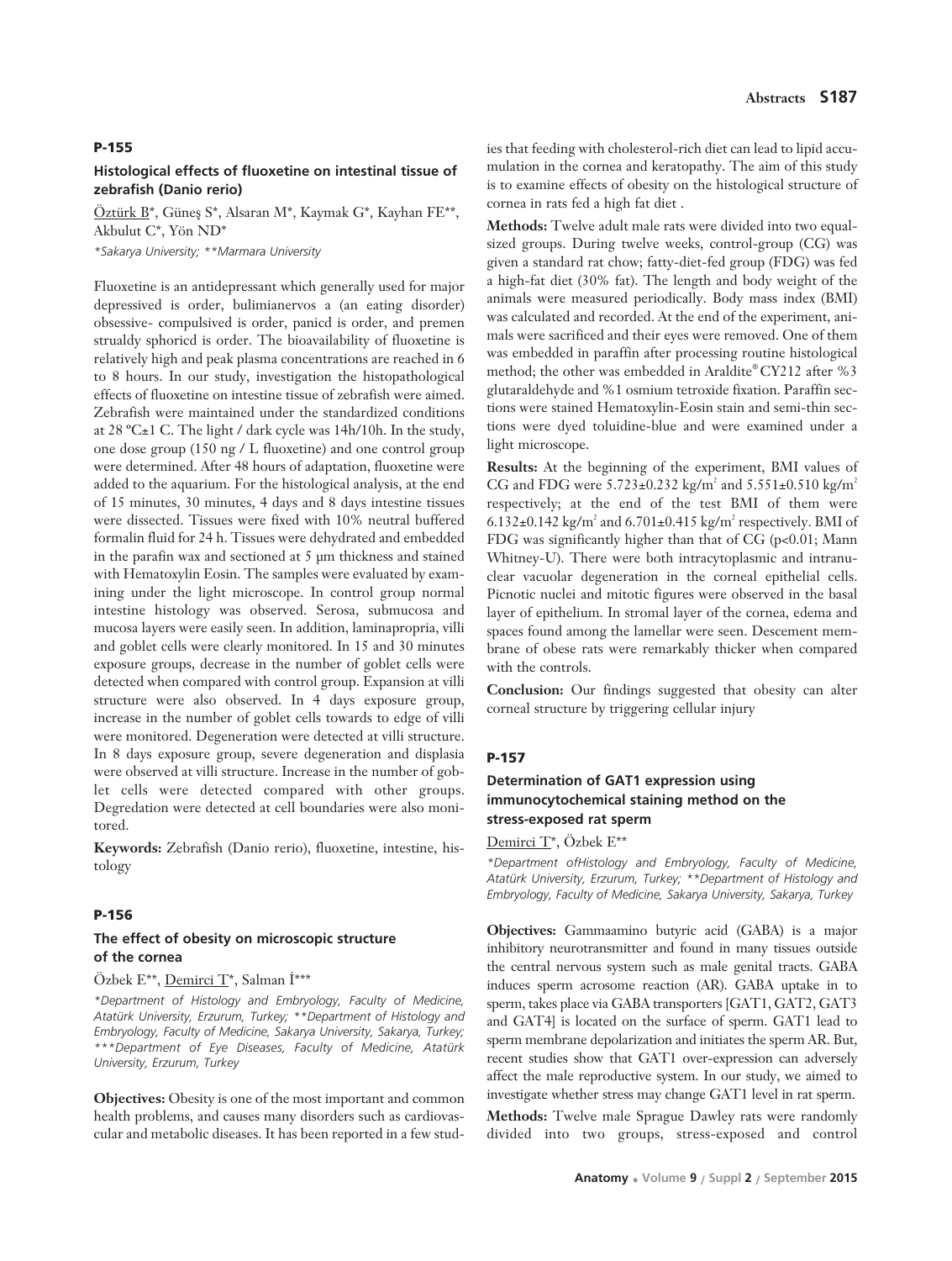## P-155

### Histological effects of fluoxetine on intestinal tissue of zebrafish (Danio rerio)

Öztürk B*, Güneş S*, Alsaran M*, Kaymak G*, Kayhan FE**, Akbulut C*, Yön ND*

*Sakarya University; **Marmara University*

Fluoxetine is an antidepressant which generally used for major depressived is order, bulimianervos a (an eating disorder) obsessive- compulsived is order, panicd is order, and premen strualdy sphoricd is order. The bioavailability of fluoxetine is relatively high and peak plasma concentrations are reached in 6 to 8 hours. In our study, investigation the histopathological effects of fluoxetine on intestine tissue of zebrafish were aimed. Zebrafish were maintained under the standardized conditions at 28 ºC±1 C. The light / dark cycle was 14h/10h. In the study, one dose group (150 ng / L fluoxetine) and one control group were determined. After 48 hours of adaptation, fluoxetine were added to the aquarium. For the histological analysis, at the end of 15 minutes, 30 minutes, 4 days and 8 days intestine tissues were dissected. Tissues were fixed with 10% neutral buffered formalin fluid for 24 h. Tissues were dehydrated and embedded in the parafin wax and sectioned at 5 µm thickness and stained with Hematoxylin Eosin. The samples were evaluated by examining under the light microscope. In control group normal intestine histology was observed. Serosa, submucosa and mucosa layers were easily seen. In addition, laminapropria, villi and goblet cells were clearly monitored. In 15 and 30 minutes exposure groups, decrease in the number of goblet cells were detected when compared with control group. Expansion at villi structure were also observed. In 4 days exposure group, increase in the number of goblet cells towards to edge of villi were monitored. Degeneration were detected at villi structure. In 8 days exposure group, severe degeneration and displasia were observed at villi structure. Increase in the number of goblet cells were detected compared with other groups. Degredation were detected at cell boundaries were also monitored.

**Keywords:** Zebrafish (Danio rerio), fluoxetine, intestine, histology

## P-156

### The effect of obesity on microscopic structure of the cornea

Özbek E**, Demirci T*, Salman İ***

*\*Department of Histology and Embryology, Faculty of Medicine, Atatürk University, Erzurum, Turkey; \*\*Department of Histology and Embryology, Faculty of Medicine, Sakarya University, Sakarya, Turkey; \*\*\*Department of Eye Diseases, Faculty of Medicine, Atatürk University, Erzurum, Turkey*

**Objectives:** Obesity is one of the most important and common health problems, and causes many disorders such as cardiovascular and metabolic diseases. It has been reported in a few studies that feeding with cholesterol-rich diet can lead to lipid accumulation in the cornea and keratopathy. The aim of this study is to examine effects of obesity on the histological structure of cornea in rats fed a high fat diet .

**Methods:** Twelve adult male rats were divided into two equal-sized groups. During twelve weeks, control-group (CG) was given a standard rat chow; fatty-diet-fed group (FDG) was fed a high-fat diet (30% fat). The length and body weight of the animals were measured periodically. Body mass index (BMI) was calculated and recorded. At the end of the experiment, animals were sacrificed and their eyes were removed. One of them was embedded in paraffin after processing routine histological method; the other was embedded in Araldite® CY212 after %3 glutaraldehyde and %1 osmium tetroxide fixation. Paraffin sections were stained Hematoxylin-Eosin stain and semi-thin sections were dyed toluidine-blue and were examined under a light microscope.

**Results:** At the beginning of the experiment, BMI values of CG and FDG were 5.723±0.232 kg/m$^2$ and 5.551±0.510 kg/m$^2$ respectively; at the end of the test BMI of them were 6.132±0.142 kg/m$^2$ and 6.701±0.415 kg/m$^2$ respectively. BMI of FDG was significantly higher than that of CG ($p<0.01$; Mann Whitney-U). There were both intracytoplasmic and intranuclear vacuolar degeneration in the corneal epithelial cells. Picnotic nuclei and mitotic figures were observed in the basal layer of epithelium. In stromal layer of the cornea, edema and spaces found among the lamellar were seen. Descement membrane of obese rats were remarkably thicker when compared with the controls.

**Conclusion:** Our findings suggested that obesity can alter corneal structure by triggering cellular injury

## P-157

### Determination of GAT1 expression using immunocytochemical staining method on the stress-exposed rat sperm

Demirci T*, Özbek E**

*\*Department ofHistology and Embryology, Faculty of Medicine, Atatürk University, Erzurum, Turkey; \*\*Department of Histology and Embryology, Faculty of Medicine, Sakarya University, Sakarya, Turkey*

**Objectives:** Gammaamino butyric acid (GABA) is a major inhibitory neurotransmitter and found in many tissues outside the central nervous system such as male genital tracts. GABA induces sperm acrosome reaction (AR). GABA uptake in to sperm, takes place via GABA transporters [GAT1, GAT2, GAT3 and GAT4] is located on the surface of sperm. GAT1 lead to sperm membrane depolarization and initiates the sperm AR. But, recent studies show that GAT1 over-expression can adversely affect the male reproductive system. In our study, we aimed to investigate whether stress may change GAT1 level in rat sperm.

**Methods:** Twelve male Sprague Dawley rats were randomly divided into two groups, stress-exposed and control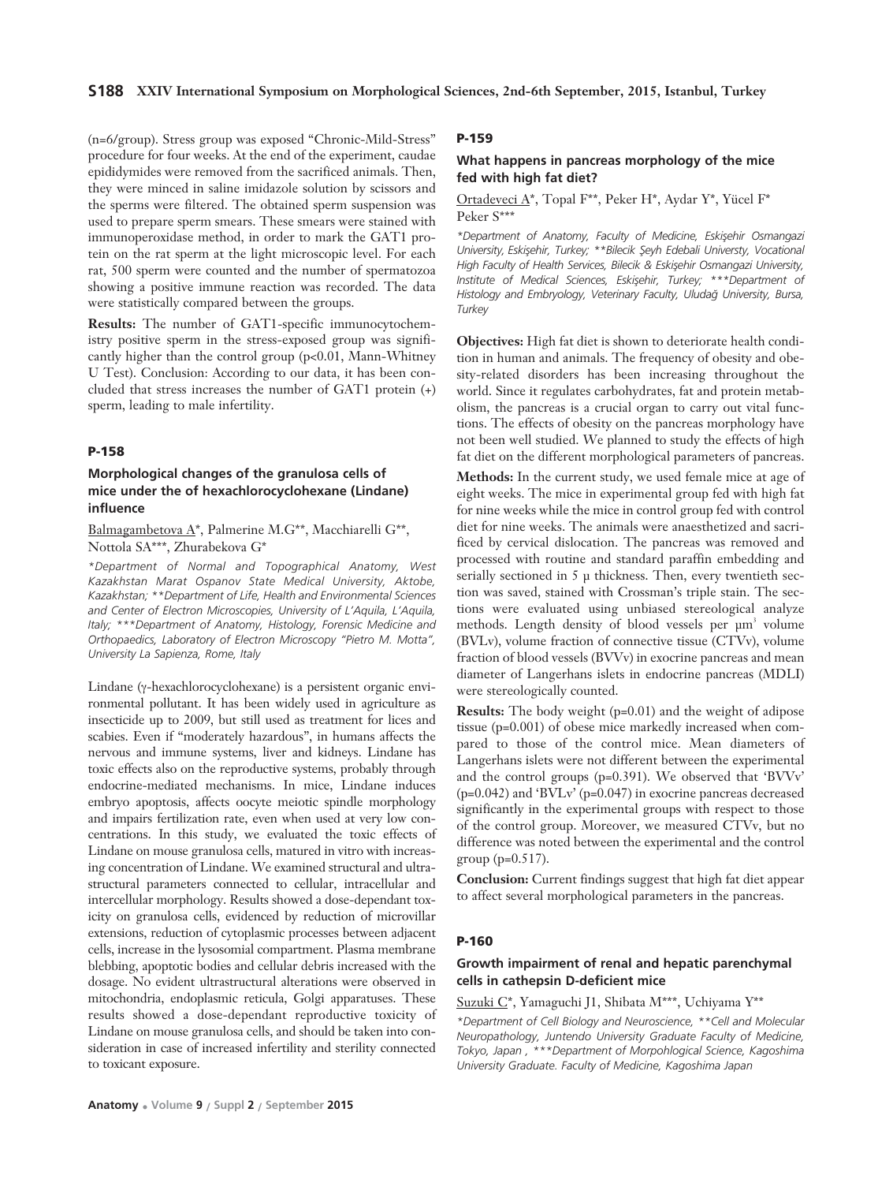(n=6/group). Stress group was exposed "Chronic-Mild-Stress" procedure for four weeks. At the end of the experiment, caudae epididymides were removed from the sacrificed animals. Then, they were minced in saline imidazole solution by scissors and the sperms were filtered. The obtained sperm suspension was used to prepare sperm smears. These smears were stained with immunoperoxidase method, in order to mark the GAT1 protein on the rat sperm at the light microscopic level. For each rat, 500 sperm were counted and the number of spermatozoa showing a positive immune reaction was recorded. The data were statistically compared between the groups.

**Results:** The number of GAT1-specific immunocytochemistry positive sperm in the stress-exposed group was significantly higher than the control group ($p<0.01$, Mann-Whitney U Test). Conclusion: According to our data, it has been concluded that stress increases the number of GAT1 protein (+) sperm, leading to male infertility.

## P-158

### Morphological changes of the granulosa cells of mice under the of hexachlorocyclohexane (Lindane) influence

Balmagambetova A*, Palmerine M.G**, Macchiarelli G**, Nottola SA***, Zhurabekova G*

*\*Department of Normal and Topographical Anatomy, West Kazakhstan Marat Ospanov State Medical University, Aktobe, Kazakhstan; \*\*Department of Life, Health and Environmental Sciences and Center of Electron Microscopies, University of L'Aquila, L'Aquila, Italy; \*\*\*Department of Anatomy, Histology, Forensic Medicine and Orthopaedics, Laboratory of Electron Microscopy "Pietro M. Motta", University La Sapienza, Rome, Italy*

Lindane (γ-hexachlorocyclohexane) is a persistent organic environmental pollutant. It has been widely used in agriculture as insecticide up to 2009, but still used as treatment for lices and scabies. Even if "moderately hazardous", in humans affects the nervous and immune systems, liver and kidneys. Lindane has toxic effects also on the reproductive systems, probably through endocrine-mediated mechanisms. In mice, Lindane induces embryo apoptosis, affects oocyte meiotic spindle morphology and impairs fertilization rate, even when used at very low concentrations. In this study, we evaluated the toxic effects of Lindane on mouse granulosa cells, matured in vitro with increasing concentration of Lindane. We examined structural and ultrastructural parameters connected to cellular, intracellular and intercellular morphology. Results showed a dose-dependant toxicity on granulosa cells, evidenced by reduction of microvillar extensions, reduction of cytoplasmic processes between adjacent cells, increase in the lysosomial compartment. Plasma membrane blebbing, apoptotic bodies and cellular debris increased with the dosage. No evident ultrastructural alterations were observed in mitochondria, endoplasmic reticula, Golgi apparatuses. These results showed a dose-dependant reproductive toxicity of Lindane on mouse granulosa cells, and should be taken into consideration in case of increased infertility and sterility connected to toxicant exposure.

## P-159

### What happens in pancreas morphology of the mice fed with high fat diet?

Ortadeveci A*, Topal F**, Peker H*, Aydar Y*, Yücel F* Peker S***

*\*Department of Anatomy, Faculty of Medicine, Eskişehir Osmangazi University, Eskişehir, Turkey; \*\*Bilecik Şeyh Edebali Universty, Vocational High Faculty of Health Services, Bilecik & Eskişehir Osmangazi University, Institute of Medical Sciences, Eskişehir, Turkey; \*\*\*Department of Histology and Embryology, Veterinary Faculty, Uludağ University, Bursa, Turkey*

**Objectives:** High fat diet is shown to deteriorate health condition in human and animals. The frequency of obesity and obesity-related disorders has been increasing throughout the world. Since it regulates carbohydrates, fat and protein metabolism, the pancreas is a crucial organ to carry out vital functions. The effects of obesity on the pancreas morphology have not been well studied. We planned to study the effects of high fat diet on the different morphological parameters of pancreas.

**Methods:** In the current study, we used female mice at age of eight weeks. The mice in experimental group fed with high fat for nine weeks while the mice in control group fed with control diet for nine weeks. The animals were anaesthetized and sacrificed by cervical dislocation. The pancreas was removed and processed with routine and standard paraffin embedding and serially sectioned in 5 µ thickness. Then, every twentieth section was saved, stained with Crossman's triple stain. The sections were evaluated using unbiased stereological analyze methods. Length density of blood vessels per $\mu m^3$ volume (BVLv), volume fraction of connective tissue (CTVv), volume fraction of blood vessels (BVVv) in exocrine pancreas and mean diameter of Langerhans islets in endocrine pancreas (MDLI) were stereologically counted.

**Results:** The body weight ($p=0.01$) and the weight of adipose tissue ($p=0.001$) of obese mice markedly increased when compared to those of the control mice. Mean diameters of Langerhans islets were not different between the experimental and the control groups ($p=0.391$). We observed that 'BVVv' ($p=0.042$) and 'BVLv' ($p=0.047$) in exocrine pancreas decreased significantly in the experimental groups with respect to those of the control group. Moreover, we measured CTVv, but no difference was noted between the experimental and the control group ($p=0.517$).

**Conclusion:** Current findings suggest that high fat diet appear to affect several morphological parameters in the pancreas.

## P-160

### Growth impairment of renal and hepatic parenchymal cells in cathepsin D-deficient mice

Suzuki C*, Yamaguchi J1, Shibata M***, Uchiyama Y**

*\*Department of Cell Biology and Neuroscience, \*\*Cell and Molecular Neuropathology, Juntendo University Graduate Faculty of Medicine, Tokyo, Japan , \*\*\*Department of Morpohlogical Science, Kagoshima University Graduate. Faculty of Medicine, Kagoshima Japan*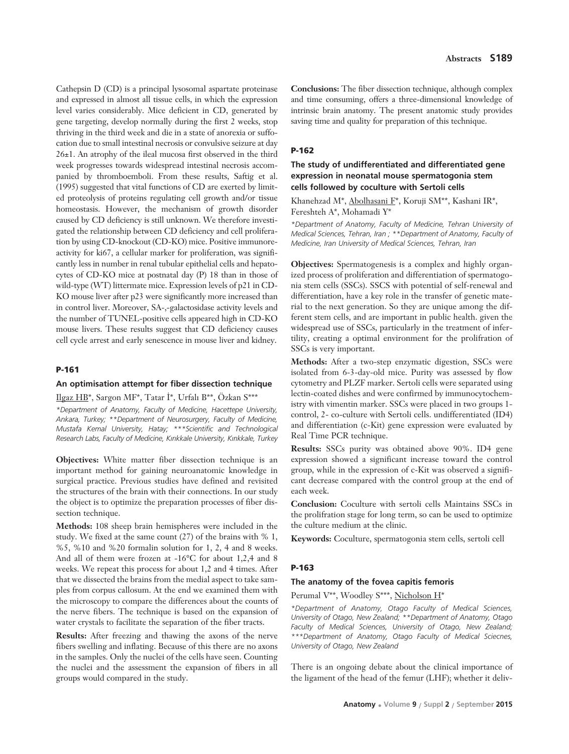Cathepsin D (CD) is a principal lysosomal aspartate proteinase and expressed in almost all tissue cells, in which the expression level varies considerably. Mice deficient in CD, generated by gene targeting, develop normally during the first 2 weeks, stop thriving in the third week and die in a state of anorexia or suffocation due to small intestinal necrosis or convulsive seizure at day 26±1. An atrophy of the ileal mucosa first observed in the third week progresses towards widespread intestinal necrosis accompanied by thromboemboli. From these results, Saftig et al. (1995) suggested that vital functions of CD are exerted by limited proteolysis of proteins regulating cell growth and/or tissue homeostasis. However, the mechanism of growth disorder caused by CD deficiency is still unknown. We therefore investigated the relationship between CD deficiency and cell proliferation by using CD-knockout (CD-KO) mice. Positive immunoreactivity for ki67, a cellular marker for proliferation, was significantly less in number in renal tubular epithelial cells and hepatocytes of CD-KO mice at postnatal day (P) 18 than in those of wild-type (WT) littermate mice. Expression levels of p21 in CD-KO mouse liver after p23 were significantly more increased than in control liver. Moreover, SA-,-galactosidase activity levels and the number of TUNEL-positive cells appeared high in CD-KO mouse livers. These results suggest that CD deficiency causes cell cycle arrest and early senescence in mouse liver and kidney.

## P-161

### An optimisation attempt for fiber dissection technique

Ilgaz HB*, Sargon MF*, Tatar İ*, Urfalı B**, Özkan S***

*\*Department of Anatomy, Faculty of Medicine, Hacettepe University, Ankara, Turkey; \*\*Department of Neurosurgery, Faculty of Medicine, Mustafa Kemal University, Hatay; \*\*\*Scientific and Technological Research Labs, Faculty of Medicine, Kırıkkale University, Kırıkkale, Turkey*

**Objectives:** White matter fiber dissection technique is an important method for gaining neuroanatomic knowledge in surgical practice. Previous studies have defined and revisited the structures of the brain with their connections. In our study the object is to optimize the preparation processes of fiber dissection technique.

**Methods:** 108 sheep brain hemispheres were included in the study. We fixed at the same count (27) of the brains with % 1, %5, %10 and %20 formalin solution for 1, 2, 4 and 8 weeks. And all of them were frozen at -16°C for about 1,2,4 and 8 weeks. We repeat this process for about 1,2 and 4 times. After that we dissected the brains from the medial aspect to take samples from corpus callosum. At the end we examined them with the microscopy to compare the differences about the counts of the nerve fibers. The technique is based on the expansion of water crystals to facilitate the separation of the fiber tracts.

**Results:** After freezing and thawing the axons of the nerve fibers swelling and inflating. Because of this there are no axons in the samples. Only the nuclei of the cells have seen. Counting the nuclei and the assessment the expansion of fibers in all groups would compared in the study.

**Conclusions:** The fiber dissection technique, although complex and time consuming, offers a three-dimensional knowledge of intrinsic brain anatomy. The present anatomic study provides saving time and quality for preparation of this technique.

## P-162

### The study of undifferentiated and differentiated gene expression in neonatal mouse spermatogonia stem cells followed by coculture with Sertoli cells

Khanehzad M*, Abolhasani F*, Koruji SM**, Kashani IR*, Fereshteh A*, Mohamadi Y*

*\*Department of Anatomy, Faculty of Medicine, Tehran University of Medical Sciences, Tehran, Iran ; \*\*Department of Anatomy, Faculty of Medicine, Iran University of Medical Sciences, Tehran, Iran*

**Objectives:** Spermatogenesis is a complex and highly organized process of proliferation and differentiation of spermatogonia stem cells (SSCs). SSCS with potential of self-renewal and differentiation, have a key role in the transfer of genetic material to the next generation. So they are unique among the different stem cells, and are important in public health. given the widespread use of SSCs, particularly in the treatment of infertility, creating a optimal environment for the prolifration of SSCs is very important.

**Methods:** After a two-step enzymatic digestion, SSCs were isolated from 6-3-day-old mice. Purity was assessed by flow cytometry and PLZF marker. Sertoli cells were separated using lectin-coated dishes and were confirmed by immunocytochemistry with vimentin marker. SSCs were placed in two groups 1-control, 2- co-culture with Sertoli cells. undifferentiated (ID4) and differentiation (c-Kit) gene expression were evaluated by Real Time PCR technique.

**Results:** SSCs purity was obtained above 90%. ID4 gene expression showed a significant increase toward the control group, while in the expression of c-Kit was observed a significant decrease compared with the control group at the end of each week.

**Conclusion:** Coculture with sertoli cells Maintains SSCs in the prolifration stage for long term, so can be used to optimize the culture medium at the clinic.

**Keywords:** Coculture, spermatogonia stem cells, sertoli cell

## P-163

### The anatomy of the fovea capitis femoris

Perumal V**, Woodley S***, Nicholson H*

*\*Department of Anatomy, Otago Faculty of Medical Sciences, University of Otago, New Zealand; \*\*Department of Anatomy, Otago Faculty of Medical Sciences, University of Otago, New Zealand; \*\*\*Department of Anatomy, Otago Faculty of Medical Sciecnes, University of Otago, New Zealand*

There is an ongoing debate about the clinical importance of the ligament of the head of the femur (LHF); whether it deliv-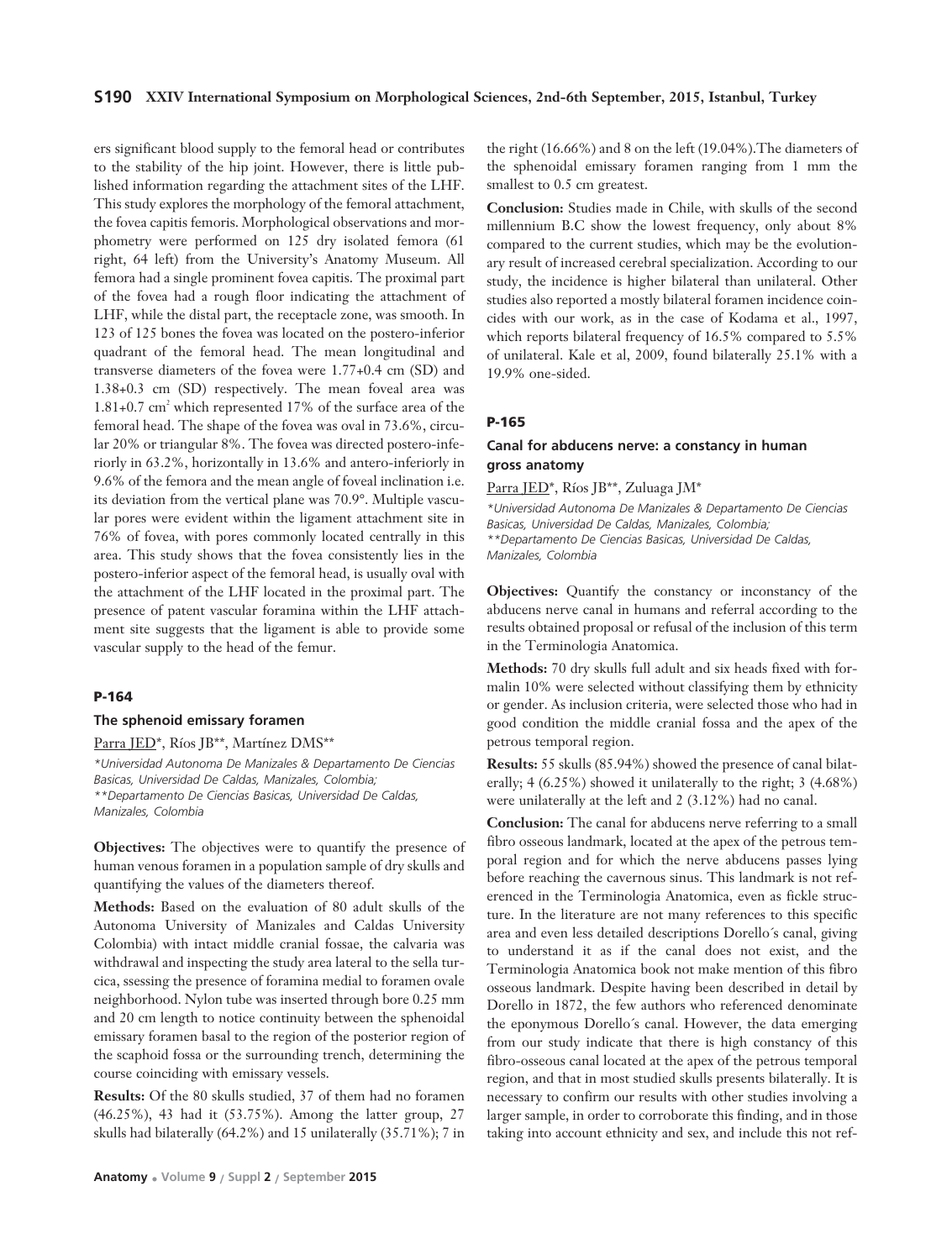ers significant blood supply to the femoral head or contributes to the stability of the hip joint. However, there is little published information regarding the attachment sites of the LHF. This study explores the morphology of the femoral attachment, the fovea capitis femoris. Morphological observations and morphometry were performed on 125 dry isolated femora (61 right, 64 left) from the University's Anatomy Museum. All femora had a single prominent fovea capitis. The proximal part of the fovea had a rough floor indicating the attachment of LHF, while the distal part, the receptacle zone, was smooth. In 123 of 125 bones the fovea was located on the postero-inferior quadrant of the femoral head. The mean longitudinal and transverse diameters of the fovea were 1.77+0.4 cm (SD) and 1.38+0.3 cm (SD) respectively. The mean foveal area was 1.81+0.7 $cm^2$ which represented 17% of the surface area of the femoral head. The shape of the fovea was oval in 73.6%, circular 20% or triangular 8%. The fovea was directed postero-inferiorly in 63.2%, horizontally in 13.6% and antero-inferiorly in 9.6% of the femora and the mean angle of foveal inclination i.e. its deviation from the vertical plane was 70.9°. Multiple vascular pores were evident within the ligament attachment site in 76% of fovea, with pores commonly located centrally in this area. This study shows that the fovea consistently lies in the postero-inferior aspect of the femoral head, is usually oval with the attachment of the LHF located in the proximal part. The presence of patent vascular foramina within the LHF attachment site suggests that the ligament is able to provide some vascular supply to the head of the femur.

### P-164

#### The sphenoid emissary foramen

Parra JED*, Ríos JB**, Martínez DMS**

*Universidad Autonoma De Manizales & Departamento De Ciencias Basicas, Universidad De Caldas, Manizales, Colombia;*
*\*\*Departamento De Ciencias Basicas, Universidad De Caldas, Manizales, Colombia*

**Objectives:** The objectives were to quantify the presence of human venous foramen in a population sample of dry skulls and quantifying the values of the diameters thereof.

**Methods:** Based on the evaluation of 80 adult skulls of the Autonoma University of Manizales and Caldas University Colombia) with intact middle cranial fossae, the calvaria was withdrawal and inspecting the study area lateral to the sella turcica, ssessing the presence of foramina medial to foramen ovale neighborhood. Nylon tube was inserted through bore 0.25 mm and 20 cm length to notice continuity between the sphenoidal emissary foramen basal to the region of the posterior region of the scaphoid fossa or the surrounding trench, determining the course coinciding with emissary vessels.

**Results:** Of the 80 skulls studied, 37 of them had no foramen (46.25%), 43 had it (53.75%). Among the latter group, 27 skulls had bilaterally (64.2%) and 15 unilaterally (35.71%); 7 in the right (16.66%) and 8 on the left (19.04%).The diameters of the sphenoidal emissary foramen ranging from 1 mm the smallest to 0.5 cm greatest.

**Conclusion:** Studies made in Chile, with skulls of the second millennium B.C show the lowest frequency, only about 8% compared to the current studies, which may be the evolutionary result of increased cerebral specialization. According to our study, the incidence is higher bilateral than unilateral. Other studies also reported a mostly bilateral foramen incidence coincides with our work, as in the case of Kodama et al., 1997, which reports bilateral frequency of 16.5% compared to 5.5% of unilateral. Kale et al, 2009, found bilaterally 25.1% with a 19.9% one-sided.

### P-165

#### Canal for abducens nerve: a constancy in human gross anatomy

Parra JED*, Ríos JB**, Zuluaga JM*

*Universidad Autonoma De Manizales & Departamento De Ciencias Basicas, Universidad De Caldas, Manizales, Colombia;*
*\*\*Departamento De Ciencias Basicas, Universidad De Caldas, Manizales, Colombia*

**Objectives:** Quantify the constancy or inconstancy of the abducens nerve canal in humans and referral according to the results obtained proposal or refusal of the inclusion of this term in the Terminologia Anatomica.

**Methods:** 70 dry skulls full adult and six heads fixed with formalin 10% were selected without classifying them by ethnicity or gender. As inclusion criteria, were selected those who had in good condition the middle cranial fossa and the apex of the petrous temporal region.

**Results:** 55 skulls (85.94%) showed the presence of canal bilaterally; 4 (6.25%) showed it unilaterally to the right; 3 (4.68%) were unilaterally at the left and 2 (3.12%) had no canal.

**Conclusion:** The canal for abducens nerve referring to a small fibro osseous landmark, located at the apex of the petrous temporal region and for which the nerve abducens passes lying before reaching the cavernous sinus. This landmark is not referenced in the Terminologia Anatomica, even as fickle structure. In the literature are not many references to this specific area and even less detailed descriptions Dorello´s canal, giving to understand it as if the canal does not exist, and the Terminologia Anatomica book not make mention of this fibro osseous landmark. Despite having been described in detail by Dorello in 1872, the few authors who referenced denominate the eponymous Dorello´s canal. However, the data emerging from our study indicate that there is high constancy of this fibro-osseous canal located at the apex of the petrous temporal region, and that in most studied skulls presents bilaterally. It is necessary to confirm our results with other studies involving a larger sample, in order to corroborate this finding, and in those taking into account ethnicity and sex, and include this not ref-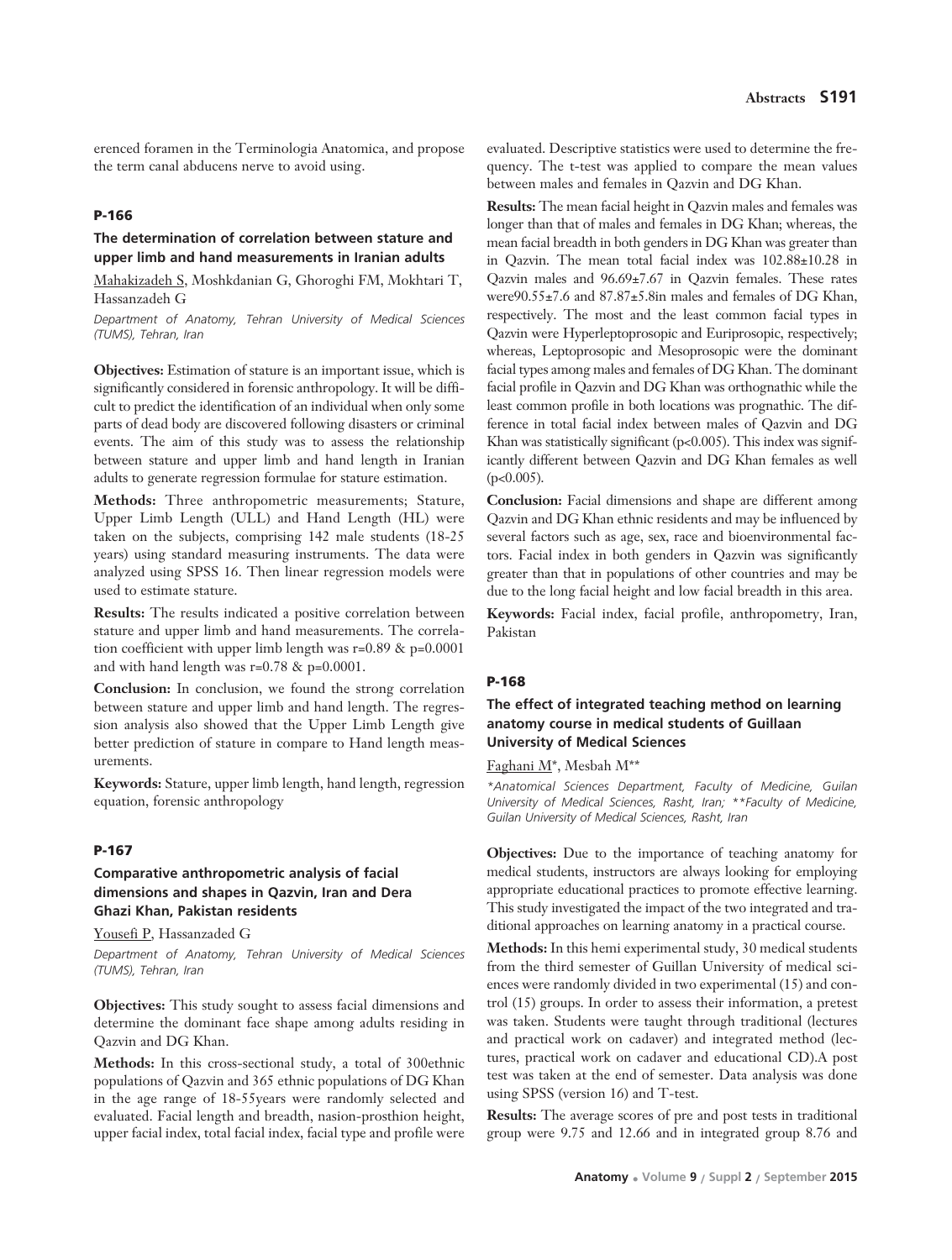erenced foramen in the Terminologia Anatomica, and propose the term canal abducens nerve to avoid using.

### P-166

#### The determination of correlation between stature and upper limb and hand measurements in Iranian adults

Mahakizadeh S, Moshkdanian G, Ghoroghi FM, Mokhtari T, Hassanzadeh G

*Department of Anatomy, Tehran University of Medical Sciences (TUMS), Tehran, Iran*

**Objectives:** Estimation of stature is an important issue, which is significantly considered in forensic anthropology. It will be difficult to predict the identification of an individual when only some parts of dead body are discovered following disasters or criminal events. The aim of this study was to assess the relationship between stature and upper limb and hand length in Iranian adults to generate regression formulae for stature estimation.

**Methods:** Three anthropometric measurements; Stature, Upper Limb Length (ULL) and Hand Length (HL) were taken on the subjects, comprising 142 male students (18-25 years) using standard measuring instruments. The data were analyzed using SPSS 16. Then linear regression models were used to estimate stature.

**Results:** The results indicated a positive correlation between stature and upper limb and hand measurements. The correlation coefficient with upper limb length was $r=0.89$ & $p=0.0001$ and with hand length was $r=0.78$ & $p=0.0001$.

**Conclusion:** In conclusion, we found the strong correlation between stature and upper limb and hand length. The regression analysis also showed that the Upper Limb Length give better prediction of stature in compare to Hand length measurements.

**Keywords:** Stature, upper limb length, hand length, regression equation, forensic anthropology

### P-167

#### Comparative anthropometric analysis of facial dimensions and shapes in Qazvin, Iran and Dera Ghazi Khan, Pakistan residents

Yousefi P, Hassanzaded G

*Department of Anatomy, Tehran University of Medical Sciences (TUMS), Tehran, Iran*

**Objectives:** This study sought to assess facial dimensions and determine the dominant face shape among adults residing in Qazvin and DG Khan.

**Methods:** In this cross-sectional study, a total of 300ethnic populations of Qazvin and 365 ethnic populations of DG Khan in the age range of 18-55years were randomly selected and evaluated. Facial length and breadth, nasion-prosthion height, upper facial index, total facial index, facial type and profile were evaluated. Descriptive statistics were used to determine the frequency. The t-test was applied to compare the mean values between males and females in Qazvin and DG Khan.

**Results:** The mean facial height in Qazvin males and females was longer than that of males and females in DG Khan; whereas, the mean facial breadth in both genders in DG Khan was greater than in Qazvin. The mean total facial index was $102.88\pm10.28$ in Qazvin males and $96.69\pm7.67$ in Qazvin females. These rates were$90.55\pm7.6$ and $87.87\pm5.8$in males and females of DG Khan, respectively. The most and the least common facial types in Qazvin were Hyperleptoprosopic and Euriprosopic, respectively; whereas, Leptoprosopic and Mesoprosopic were the dominant facial types among males and females of DG Khan. The dominant facial profile in Qazvin and DG Khan was orthognathic while the least common profile in both locations was prognathic. The difference in total facial index between males of Qazvin and DG Khan was statistically significant ($p<0.005$). This index was significantly different between Qazvin and DG Khan females as well ($p<0.005$).

**Conclusion:** Facial dimensions and shape are different among Qazvin and DG Khan ethnic residents and may be influenced by several factors such as age, sex, race and bioenvironmental factors. Facial index in both genders in Qazvin was significantly greater than that in populations of other countries and may be due to the long facial height and low facial breadth in this area.

**Keywords:** Facial index, facial profile, anthropometry, Iran, Pakistan

### P-168

#### The effect of integrated teaching method on learning anatomy course in medical students of Guillaan University of Medical Sciences

Faghani M*, Mesbah M**

*\*Anatomical Sciences Department, Faculty of Medicine, Guilan University of Medical Sciences, Rasht, Iran; \*\*Faculty of Medicine, Guilan University of Medical Sciences, Rasht, Iran*

**Objectives:** Due to the importance of teaching anatomy for medical students, instructors are always looking for employing appropriate educational practices to promote effective learning. This study investigated the impact of the two integrated and traditional approaches on learning anatomy in a practical course.

**Methods:** In this hemi experimental study, 30 medical students from the third semester of Guillan University of medical sciences were randomly divided in two experimental (15) and control (15) groups. In order to assess their information, a pretest was taken. Students were taught through traditional (lectures and practical work on cadaver) and integrated method (lectures, practical work on cadaver and educational CD).A post test was taken at the end of semester. Data analysis was done using SPSS (version 16) and T-test.

**Results:** The average scores of pre and post tests in traditional group were 9.75 and 12.66 and in integrated group 8.76 and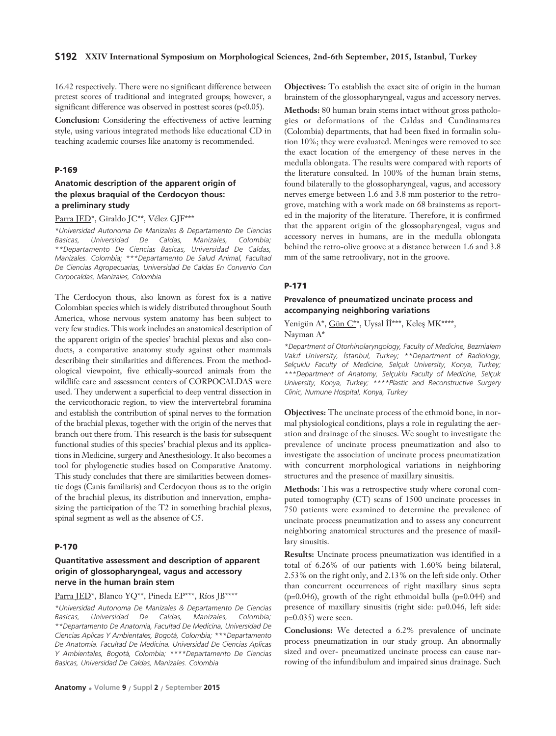16.42 respectively. There were no significant difference between pretest scores of traditional and integrated groups; however, a significant difference was observed in posttest scores (p<0.05).

**Conclusion:** Considering the effectiveness of active learning style, using various integrated methods like educational CD in teaching academic courses like anatomy is recommended.

### P-169

#### Anatomic description of the apparent origin of the plexus braquial of the Cerdocyon thous: a preliminary study

Parra JED*, Giraldo JC**, Vélez GJF***

*\*Universidad Autonoma De Manizales & Departamento De Ciencias Basicas, Universidad De Caldas, Manizales, Colombia; \*\*Departamento De Ciencias Basicas, Universidad De Caldas, Manizales. Colombia; \*\*\*Departamento De Salud Animal, Facultad De Ciencias Agropecuarias, Universidad De Caldas En Convenio Con Corpocaldas, Manizales, Colombia*

The Cerdocyon thous, also known as forest fox is a native Colombian species which is widely distributed throughout South America, whose nervous system anatomy has been subject to very few studies. This work includes an anatomical description of the apparent origin of the species' brachial plexus and also conducts, a comparative anatomy study against other mammals describing their similarities and differences. From the methodological viewpoint, five ethically-sourced animals from the wildlife care and assessment centers of CORPOCALDAS were used. They underwent a superficial to deep ventral dissection in the cervicothoracic region, to view the intervertebral foramina and establish the contribution of spinal nerves to the formation of the brachial plexus, together with the origin of the nerves that branch out there from. This research is the basis for subsequent functional studies of this species' brachial plexus and its applications in Medicine, surgery and Anesthesiology. It also becomes a tool for phylogenetic studies based on Comparative Anatomy. This study concludes that there are similarities between domestic dogs (Canis familiaris) and Cerdocyon thous as to the origin of the brachial plexus, its distribution and innervation, emphasizing the participation of the T2 in something brachial plexus, spinal segment as well as the absence of C5.

### P-170

#### Quantitative assessment and description of apparent origin of glossopharyngeal, vagus and accessory nerve in the human brain stem

Parra JED*, Blanco YQ**, Pineda EP***, Ríos JB****

*\*Universidad Autonoma De Manizales & Departamento De Ciencias Basicas, Universidad De Caldas, Manizales, Colombia; \*\*Departamento De Anatomía, Facultad De Medicina, Universidad De Ciencias Aplicas Y Ambientales, Bogotá, Colombia; \*\*\*Departamento De Anatomía. Facultad De Medicina. Universidad De Ciencias Aplicas Y Ambientales, Bogotá, Colombia; \*\*\*\*Departamento De Ciencias Basicas, Universidad De Caldas, Manizales. Colombia*

**Objectives:** To establish the exact site of origin in the human brainstem of the glossopharyngeal, vagus and accessory nerves.

**Methods:** 80 human brain stems intact without gross pathologies or deformations of the Caldas and Cundinamarca (Colombia) departments, that had been fixed in formalin solution 10%; they were evaluated. Meninges were removed to see the exact location of the emergency of these nerves in the medulla oblongata. The results were compared with reports of the literature consulted. In 100% of the human brain stems, found bilaterally to the glossopharyngeal, vagus, and accessory nerves emerge between 1.6 and 3.8 mm posterior to the retrogrove, matching with a work made on 68 brainstems as reported in the majority of the literature. Therefore, it is confirmed that the apparent origin of the glossopharyngeal, vagus and accessory nerves in humans, are in the medulla oblongata behind the retro-olive groove at a distance between 1.6 and 3.8 mm of the same retroolivary, not in the groove.

### P-171

#### Prevalence of pneumatized uncinate process and accompanying neighboring variations

Yenigün A*, Gün C**, Uysal İİ***, Keleş MK****, Nayman A*

*\*Department of Otorhinolaryngology, Faculty of Medicine, Bezmialem Vakıf University, İstanbul, Turkey; \*\*Department of Radiology, Selçuklu Faculty of Medicine, Selçuk University, Konya, Turkey; \*\*\*Department of Anatomy, Selçuklu Faculty of Medicine, Selçuk University, Konya, Turkey; \*\*\*\*Plastic and Reconstructive Surgery Clinic, Numune Hospital, Konya, Turkey*

**Objectives:** The uncinate process of the ethmoid bone, in normal physiological conditions, plays a role in regulating the aeration and drainage of the sinuses. We sought to investigate the prevalence of uncinate process pneumatization and also to investigate the association of uncinate process pneumatization with concurrent morphological variations in neighboring structures and the presence of maxillary sinusitis.

**Methods:** This was a retrospective study where coronal computed tomography (CT) scans of 1500 uncinate processes in 750 patients were examined to determine the prevalence of uncinate process pneumatization and to assess any concurrent neighboring anatomical structures and the presence of maxillary sinusitis.

**Results:** Uncinate process pneumatization was identified in a total of 6.26% of our patients with 1.60% being bilateral, 2.53% on the right only, and 2.13% on the left side only. Other than concurrent occurrences of right maxillary sinus septa (p=0.046), growth of the right ethmoidal bulla (p=0.044) and presence of maxillary sinusitis (right side: p=0.046, left side: p=0.035) were seen.

**Conclusions:** We detected a 6.2% prevalence of uncinate process pneumatization in our study group. An abnormally sized and over- pneumatized uncinate process can cause narrowing of the infundibulum and impaired sinus drainage. Such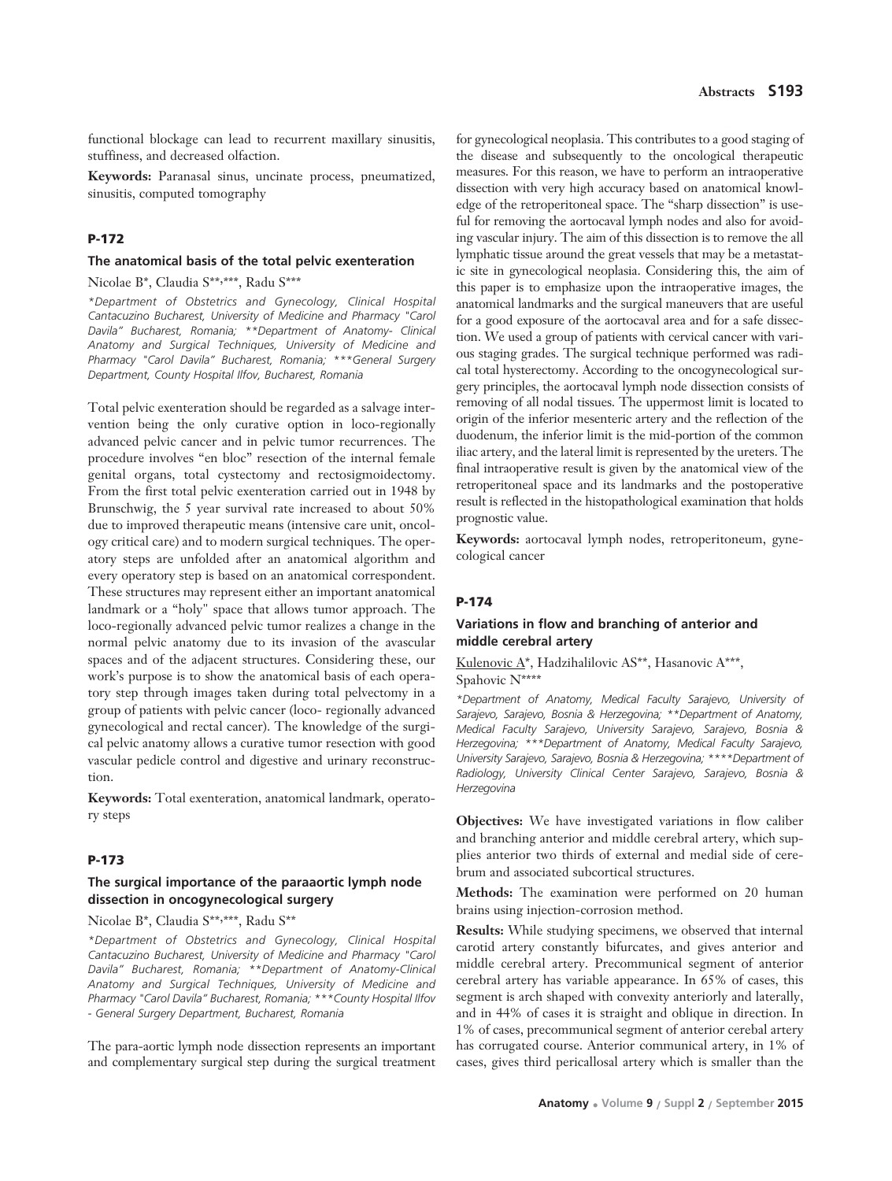functional blockage can lead to recurrent maxillary sinusitis, stuffiness, and decreased olfaction.

**Keywords:** Paranasal sinus, uncinate process, pneumatized, sinusitis, computed tomography

### P-172

#### The anatomical basis of the total pelvic exenteration

Nicolae B*, Claudia S**,***, Radu S***

*\*Department of Obstetrics and Gynecology, Clinical Hospital Cantacuzino Bucharest, University of Medicine and Pharmacy "Carol Davila" Bucharest, Romania; \*\*Department of Anatomy- Clinical Anatomy and Surgical Techniques, University of Medicine and Pharmacy "Carol Davila" Bucharest, Romania; \*\*\*General Surgery Department, County Hospital Ilfov, Bucharest, Romania*

Total pelvic exenteration should be regarded as a salvage intervention being the only curative option in loco-regionally advanced pelvic cancer and in pelvic tumor recurrences. The procedure involves "en bloc" resection of the internal female genital organs, total cystectomy and rectosigmoidectomy. From the first total pelvic exenteration carried out in 1948 by Brunschwig, the 5 year survival rate increased to about 50% due to improved therapeutic means (intensive care unit, oncology critical care) and to modern surgical techniques. The operatory steps are unfolded after an anatomical algorithm and every operatory step is based on an anatomical correspondent. These structures may represent either an important anatomical landmark or a "holy" space that allows tumor approach. The loco-regionally advanced pelvic tumor realizes a change in the normal pelvic anatomy due to its invasion of the avascular spaces and of the adjacent structures. Considering these, our work's purpose is to show the anatomical basis of each operatory step through images taken during total pelvectomy in a group of patients with pelvic cancer (loco- regionally advanced gynecological and rectal cancer). The knowledge of the surgical pelvic anatomy allows a curative tumor resection with good vascular pedicle control and digestive and urinary reconstruction.

**Keywords:** Total exenteration, anatomical landmark, operatory steps

### P-173

#### The surgical importance of the paraaortic lymph node dissection in oncogynecological surgery

Nicolae B*, Claudia S**,***, Radu S**

*\*Department of Obstetrics and Gynecology, Clinical Hospital Cantacuzino Bucharest, University of Medicine and Pharmacy "Carol Davila" Bucharest, Romania; \*\*Department of Anatomy-Clinical Anatomy and Surgical Techniques, University of Medicine and Pharmacy "Carol Davila" Bucharest, Romania; \*\*\*County Hospital Ilfov - General Surgery Department, Bucharest, Romania*

The para-aortic lymph node dissection represents an important and complementary surgical step during the surgical treatment for gynecological neoplasia. This contributes to a good staging of the disease and subsequently to the oncological therapeutic measures. For this reason, we have to perform an intraoperative dissection with very high accuracy based on anatomical knowledge of the retroperitoneal space. The "sharp dissection" is useful for removing the aortocaval lymph nodes and also for avoiding vascular injury. The aim of this dissection is to remove the all lymphatic tissue around the great vessels that may be a metastatic site in gynecological neoplasia. Considering this, the aim of this paper is to emphasize upon the intraoperative images, the anatomical landmarks and the surgical maneuvers that are useful for a good exposure of the aortocaval area and for a safe dissection. We used a group of patients with cervical cancer with various staging grades. The surgical technique performed was radical total hysterectomy. According to the oncogynecological surgery principles, the aortocaval lymph node dissection consists of removing of all nodal tissues. The uppermost limit is located to origin of the inferior mesenteric artery and the reflection of the duodenum, the inferior limit is the mid-portion of the common iliac artery, and the lateral limit is represented by the ureters. The final intraoperative result is given by the anatomical view of the retroperitoneal space and its landmarks and the postoperative result is reflected in the histopathological examination that holds prognostic value.

**Keywords:** aortocaval lymph nodes, retroperitoneum, gynecological cancer

### P-174

#### Variations in flow and branching of anterior and middle cerebral artery

<u>Kulenovic A</u>*, Hadzihalilovic AS**, Hasanovic A***, Spahovic N****

*\*Department of Anatomy, Medical Faculty Sarajevo, University of Sarajevo, Sarajevo, Bosnia & Herzegovina; \*\*Department of Anatomy, Medical Faculty Sarajevo, University Sarajevo, Sarajevo, Bosnia & Herzegovina; \*\*\*Department of Anatomy, Medical Faculty Sarajevo, University Sarajevo, Sarajevo, Bosnia & Herzegovina; \*\*\*\*Department of Radiology, University Clinical Center Sarajevo, Sarajevo, Bosnia & Herzegovina*

**Objectives:** We have investigated variations in flow caliber and branching anterior and middle cerebral artery, which supplies anterior two thirds of external and medial side of cerebrum and associated subcortical structures.

**Methods:** The examination were performed on 20 human brains using injection-corrosion method.

**Results:** While studying specimens, we observed that internal carotid artery constantly bifurcates, and gives anterior and middle cerebral artery. Precommunical segment of anterior cerebral artery has variable appearance. In 65% of cases, this segment is arch shaped with convexity anteriorly and laterally, and in 44% of cases it is straight and oblique in direction. In 1% of cases, precommunical segment of anterior cerebal artery has corrugated course. Anterior communical artery, in 1% of cases, gives third pericallosal artery which is smaller than the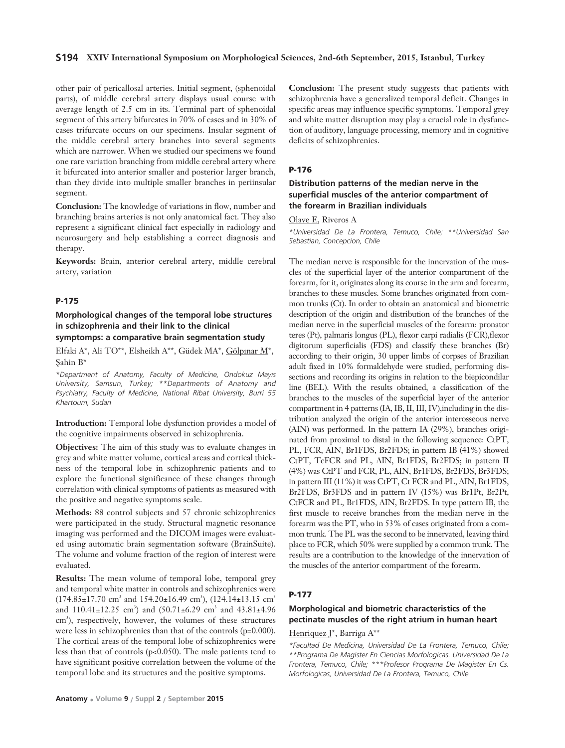other pair of pericallosal arteries. Initial segment, (sphenoidal parts), of middle cerebral artery displays usual course with average length of 2.5 cm in its. Terminal part of sphenoidal segment of this artery bifurcates in 70% of cases and in 30% of cases trifurcate occurs on our specimens. Insular segment of the middle cerebral artery branches into several segments which are narrower. When we studied our specimens we found one rare variation branching from middle cerebral artery where it bifurcated into anterior smaller and posterior larger branch, than they divide into multiple smaller branches in periinsular segment.

**Conclusion:** The knowledge of variations in flow, number and branching brains arteries is not only anatomical fact. They also represent a significant clinical fact especially in radiology and neurosurgery and help establishing a correct diagnosis and therapy.

**Keywords:** Brain, anterior cerebral artery, middle cerebral artery, variation

### P-175

### Morphological changes of the temporal lobe structures in schizophrenia and their link to the clinical symptomps: a comparative brain segmentation study

Elfaki A*, Ali TO**, Elsheikh A**, Güdek MA*, Gölpınar M*, Şahin B*

*\*Department of Anatomy, Faculty of Medicine, Ondokuz Mayıs University, Samsun, Turkey; \*\*Departments of Anatomy and Psychiatry, Faculty of Medicine, National Ribat University, Burri 55 Khartoum, Sudan*

**Introduction:** Temporal lobe dysfunction provides a model of the cognitive impairments observed in schizophrenia.

**Objectives:** The aim of this study was to evaluate changes in grey and white matter volume, cortical areas and cortical thickness of the temporal lobe in schizophrenic patients and to explore the functional significance of these changes through correlation with clinical symptoms of patients as measured with the positive and negative symptoms scale.

**Methods:** 88 control subjects and 57 chronic schizophrenics were participated in the study. Structural magnetic resonance imaging was performed and the DICOM images were evaluated using automatic brain segmentation software (BrainSuite). The volume and volume fraction of the region of interest were evaluated.

**Results:** The mean volume of temporal lobe, temporal grey and temporal white matter in controls and schizophrenics were (174.85±17.70 $cm^3$ and 154.20±16.49 $cm^3$), (124.14±13.15 $cm^3$ and 110.41±12.25 $cm^3$) and (50.71±6.29 $cm^3$ and 43.81±4.96 $cm^3$), respectively, however, the volumes of these structures were less in schizophrenics than that of the controls (p=0.000). The cortical areas of the temporal lobe of schizophrenics were less than that of controls ($p<0.050$). The male patients tend to have significant positive correlation between the volume of the temporal lobe and its structures and the positive symptoms.

**Conclusion:** The present study suggests that patients with schizophrenia have a generalized temporal deficit. Changes in specific areas may influence specific symptoms. Temporal grey and white matter disruption may play a crucial role in dysfunction of auditory, language processing, memory and in cognitive deficits of schizophrenics.

### P-176

### Distribution patterns of the median nerve in the superficial muscles of the anterior compartment of the forearm in Brazilian individuals

Olave E, Riveros A

*\*Universidad De La Frontera, Temuco, Chile; \*\*Universidad San Sebastian, Concepcion, Chile*

The median nerve is responsible for the innervation of the muscles of the superficial layer of the anterior compartment of the forearm, for it, originates along its course in the arm and forearm, branches to these muscles. Some branches originated from common trunks (Ct). In order to obtain an anatomical and biometric description of the origin and distribution of the branches of the median nerve in the superficial muscles of the forearm: pronator teres (Pt), palmaris longus (PL), flexor carpi radialis (FCR),flexor digitorum superficialis (FDS) and classify these branches (Br) according to their origin, 30 upper limbs of corpses of Brazilian adult fixed in 10% formaldehyde were studied, performing dissections and recording its origins in relation to the biepicondilar line (BEL). With the results obtained, a classification of the branches to the muscles of the superficial layer of the anterior compartment in 4 patterns (IA, IB, II, III, IV),including in the distribution analyzed the origin of the anterior interosseous nerve (AIN) was performed. In the pattern IA (29%), branches originated from proximal to distal in the following sequence: CtPT, PL, FCR, AIN, Br1FDS, Br2FDS; in pattern IB (41%) showed CtPT, TcFCR and PL, AIN, Br1FDS, Br2FDS; in pattern II (4%) was CtPT and FCR, PL, AIN, Br1FDS, Br2FDS, Br3FDS; in pattern III (11%) it was CtPT, Ct FCR and PL, AIN, Br1FDS, Br2FDS, Br3FDS and in pattern IV (15%) was Br1Pt, Br2Pt, CtFCR and PL, Br1FDS, AIN, Br2FDS. In type pattern IB, the first muscle to receive branches from the median nerve in the forearm was the PT, who in 53% of cases originated from a common trunk. The PL was the second to be innervated, leaving third place to FCR, which 50% were supplied by a common trunk. The results are a contribution to the knowledge of the innervation of the muscles of the anterior compartment of the forearm.

### P-177

### Morphological and biometric characteristics of the pectinate muscles of the right atrium in human heart

Henriquez J*, Barriga A**

*\*Facultad De Medicina, Universidad De La Frontera, Temuco, Chile; \*\*Programa De Magister En Ciencias Morfologicas. Universidad De La Frontera, Temuco, Chile; \*\*\*Profesor Programa De Magister En Cs. Morfologicas, Universidad De La Frontera, Temuco, Chile*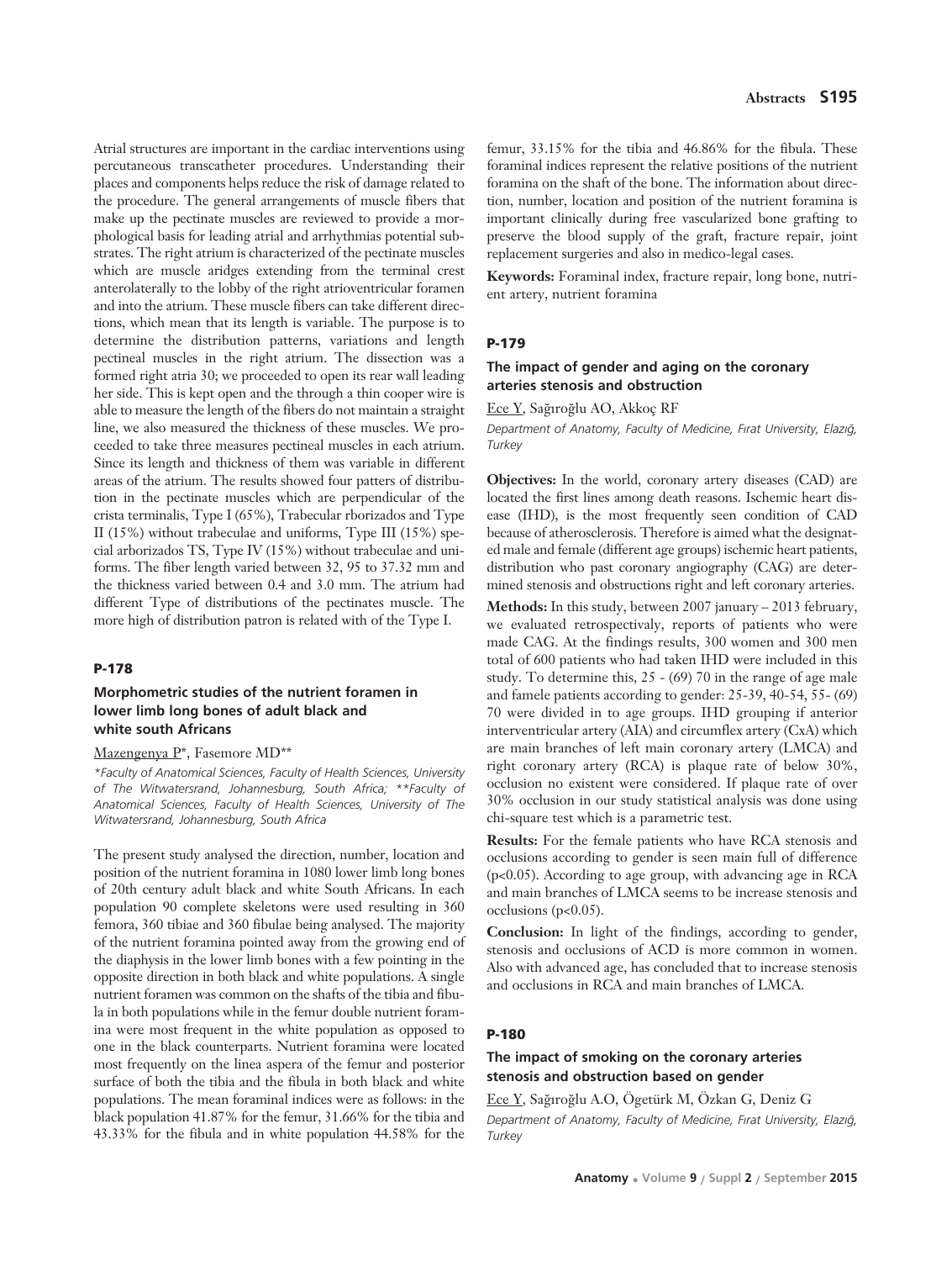Atrial structures are important in the cardiac interventions using percutaneous transcatheter procedures. Understanding their places and components helps reduce the risk of damage related to the procedure. The general arrangements of muscle fibers that make up the pectinate muscles are reviewed to provide a morphological basis for leading atrial and arrhythmias potential substrates. The right atrium is characterized of the pectinate muscles which are muscle aridges extending from the terminal crest anterolaterally to the lobby of the right atrioventricular foramen and into the atrium. These muscle fibers can take different directions, which mean that its length is variable. The purpose is to determine the distribution patterns, variations and length pectineal muscles in the right atrium. The dissection was a formed right atria 30; we proceeded to open its rear wall leading her side. This is kept open and the through a thin cooper wire is able to measure the length of the fibers do not maintain a straight line, we also measured the thickness of these muscles. We proceeded to take three measures pectineal muscles in each atrium. Since its length and thickness of them was variable in different areas of the atrium. The results showed four patters of distribution in the pectinate muscles which are perpendicular of the crista terminalis, Type I (65%), Trabecular rborizados and Type II (15%) without trabeculae and uniforms, Type III (15%) special arborizados TS, Type IV (15%) without trabeculae and uniforms. The fiber length varied between 32, 95 to 37.32 mm and the thickness varied between 0.4 and 3.0 mm. The atrium had different Type of distributions of the pectinates muscle. The more high of distribution patron is related with of the Type I.

## P-178

### Morphometric studies of the nutrient foramen in lower limb long bones of adult black and white south Africans

Mazengenya P*, Fasemore MD**

*\*Faculty of Anatomical Sciences, Faculty of Health Sciences, University of The Witwatersrand, Johannesburg, South Africa; \*\*Faculty of Anatomical Sciences, Faculty of Health Sciences, University of The Witwatersrand, Johannesburg, South Africa*

The present study analysed the direction, number, location and position of the nutrient foramina in 1080 lower limb long bones of 20th century adult black and white South Africans. In each population 90 complete skeletons were used resulting in 360 femora, 360 tibiae and 360 fibulae being analysed. The majority of the nutrient foramina pointed away from the growing end of the diaphysis in the lower limb bones with a few pointing in the opposite direction in both black and white populations. A single nutrient foramen was common on the shafts of the tibia and fibula in both populations while in the femur double nutrient foramina were most frequent in the white population as opposed to one in the black counterparts. Nutrient foramina were located most frequently on the linea aspera of the femur and posterior surface of both the tibia and the fibula in both black and white populations. The mean foraminal indices were as follows: in the black population 41.87% for the femur, 31.66% for the tibia and 43.33% for the fibula and in white population 44.58% for the femur, 33.15% for the tibia and 46.86% for the fibula. These foraminal indices represent the relative positions of the nutrient foramina on the shaft of the bone. The information about direction, number, location and position of the nutrient foramina is important clinically during free vascularized bone grafting to preserve the blood supply of the graft, fracture repair, joint replacement surgeries and also in medico-legal cases.

**Keywords:** Foraminal index, fracture repair, long bone, nutrient artery, nutrient foramina

## P-179

### The impact of gender and aging on the coronary arteries stenosis and obstruction

Ece Y, Sağıroğlu AO, Akkoç RF

*Department of Anatomy, Faculty of Medicine, Fırat University, Elazığ, Turkey*

**Objectives:** In the world, coronary artery diseases (CAD) are located the first lines among death reasons. Ischemic heart disease (IHD), is the most frequently seen condition of CAD because of atherosclerosis. Therefore is aimed what the designated male and female (different age groups) ischemic heart patients, distribution who past coronary angiography (CAG) are determined stenosis and obstructions right and left coronary arteries.

**Methods:** In this study, between 2007 january – 2013 february, we evaluated retrospectivaly, reports of patients who were made CAG. At the findings results, 300 women and 300 men total of 600 patients who had taken IHD were included in this study. To determine this, 25 - (69) 70 in the range of age male and famele patients according to gender: 25-39, 40-54, 55- (69) 70 were divided in to age groups. IHD grouping if anterior interventricular artery (AIA) and circumflex artery (CxA) which are main branches of left main coronary artery (LMCA) and right coronary artery (RCA) is plaque rate of below 30%, occlusion no existent were considered. If plaque rate of over 30% occlusion in our study statistical analysis was done using chi-square test which is a parametric test.

**Results:** For the female patients who have RCA stenosis and occlusions according to gender is seen main full of difference ($p<0.05$). According to age group, with advancing age in RCA and main branches of LMCA seems to be increase stenosis and occlusions ($p<0.05$).

**Conclusion:** In light of the findings, according to gender, stenosis and occlusions of ACD is more common in women. Also with advanced age, has concluded that to increase stenosis and occlusions in RCA and main branches of LMCA.

## P-180

### The impact of smoking on the coronary arteries stenosis and obstruction based on gender

Ece Y, Sağıroğlu A.O, Ögetürk M, Özkan G, Deniz G

*Department of Anatomy, Faculty of Medicine, Fırat University, Elazığ, Turkey*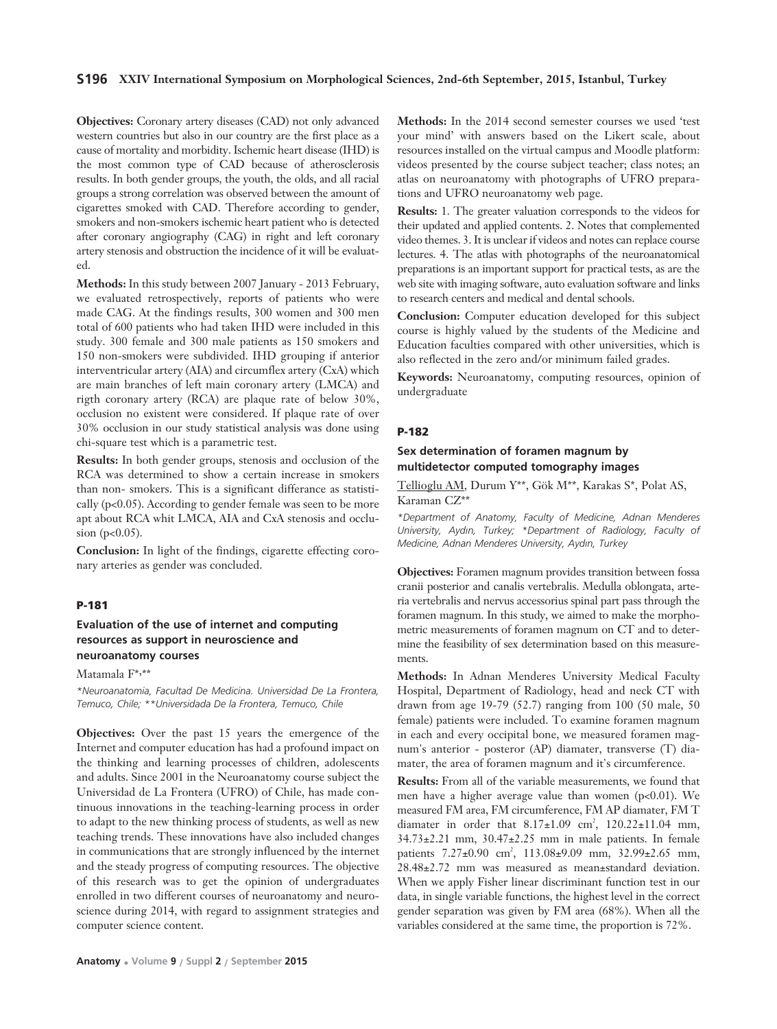**Objectives:** Coronary artery diseases (CAD) not only advanced western countries but also in our country are the first place as a cause of mortality and morbidity. Ischemic heart disease (IHD) is the most common type of CAD because of atherosclerosis results. In both gender groups, the youth, the olds, and all racial groups a strong correlation was observed between the amount of cigarettes smoked with CAD. Therefore according to gender, smokers and non-smokers ischemic heart patient who is detected after coronary angiography (CAG) in right and left coronary artery stenosis and obstruction the incidence of it will be evaluated.

**Methods:** In this study between 2007 January - 2013 February, we evaluated retrospectively, reports of patients who were made CAG. At the findings results, 300 women and 300 men total of 600 patients who had taken IHD were included in this study. 300 female and 300 male patients as 150 smokers and 150 non-smokers were subdivided. IHD grouping if anterior interventricular artery (AIA) and circumflex artery (CxA) which are main branches of left main coronary artery (LMCA) and rigth coronary artery (RCA) are plaque rate of below 30%, occlusion no existent were considered. If plaque rate of over 30% occlusion in our study statistical analysis was done using chi-square test which is a parametric test.

**Results:** In both gender groups, stenosis and occlusion of the RCA was determined to show a certain increase in smokers than non- smokers. This is a significant differance as statistically ($p<0.05$). According to gender female was seen to be more apt about RCA whit LMCA, AIA and CxA stenosis and occlusion ($p<0.05$).

**Conclusion:** In light of the findings, cigarette effecting coronary arteries as gender was concluded.

## P-181

### Evaluation of the use of internet and computing resources as support in neuroscience and neuroanatomy courses

Matamala F*,**

*\*Neuroanatomia, Facultad De Medicina. Universidad De La Frontera, Temuco, Chile; \*\*Universidada De la Frontera, Temuco, Chile*

**Objectives:** Over the past 15 years the emergence of the Internet and computer education has had a profound impact on the thinking and learning processes of children, adolescents and adults. Since 2001 in the Neuroanatomy course subject the Universidad de La Frontera (UFRO) of Chile, has made continuous innovations in the teaching-learning process in order to adapt to the new thinking process of students, as well as new teaching trends. These innovations have also included changes in communications that are strongly influenced by the internet and the steady progress of computing resources. The objective of this research was to get the opinion of undergraduates enrolled in two different courses of neuroanatomy and neuroscience during 2014, with regard to assignment strategies and computer science content.

**Methods:** In the 2014 second semester courses we used 'test your mind' with answers based on the Likert scale, about resources installed on the virtual campus and Moodle platform: videos presented by the course subject teacher; class notes; an atlas on neuroanatomy with photographs of UFRO preparations and UFRO neuroanatomy web page.

**Results:** 1. The greater valuation corresponds to the videos for their updated and applied contents. 2. Notes that complemented video themes. 3. It is unclear if videos and notes can replace course lectures. 4. The atlas with photographs of the neuroanatomical preparations is an important support for practical tests, as are the web site with imaging software, auto evaluation software and links to research centers and medical and dental schools.

**Conclusion:** Computer education developed for this subject course is highly valued by the students of the Medicine and Education faculties compared with other universities, which is also reflected in the zero and/or minimum failed grades.

**Keywords:** Neuroanatomy, computing resources, opinion of undergraduate

## P-182

### Sex determination of foramen magnum by multidetector computed tomography images

Tellioglu AM, Durum Y**, Gök M**, Karakas S*, Polat AS, Karaman CZ**

*\*Department of Anatomy, Faculty of Medicine, Adnan Menderes University, Aydın, Turkey; \*Department of Radiology, Faculty of Medicine, Adnan Menderes University, Aydın, Turkey*

**Objectives:** Foramen magnum provides transition between fossa cranii posterior and canalis vertebralis. Medulla oblongata, arteria vertebralis and nervus accessorius spinal part pass through the foramen magnum. In this study, we aimed to make the morphometric measurements of foramen magnum on CT and to determine the feasibility of sex determination based on this measurements.

**Methods:** In Adnan Menderes University Medical Faculty Hospital, Department of Radiology, head and neck CT with drawn from age 19-79 (52.7) ranging from 100 (50 male, 50 female) patients were included. To examine foramen magnum in each and every occipital bone, we measured foramen magnum's anterior - posterior (AP) diamater, transverse (T) diamater, the area of foramen magnum and it's circumference.

**Results:** From all of the variable measurements, we found that men have a higher average value than women ($p<0.01$). We measured FM area, FM circumference, FM AP diamater, FM T diamater in order that $8.17\pm1.09$ $cm^2$, $120.22\pm11.04$ mm, $34.73\pm2.21$ mm, $30.47\pm2.25$ mm in male patients. In female patients $7.27\pm0.90$ $cm^2$, $113.08\pm9.09$ mm, $32.99\pm2.65$ mm, $28.48\pm2.72$ mm was measured as mean±standard deviation. When we apply Fisher linear discriminant function test in our data, in single variable functions, the highest level in the correct gender separation was given by FM area (68%). When all the variables considered at the same time, the proportion is 72%.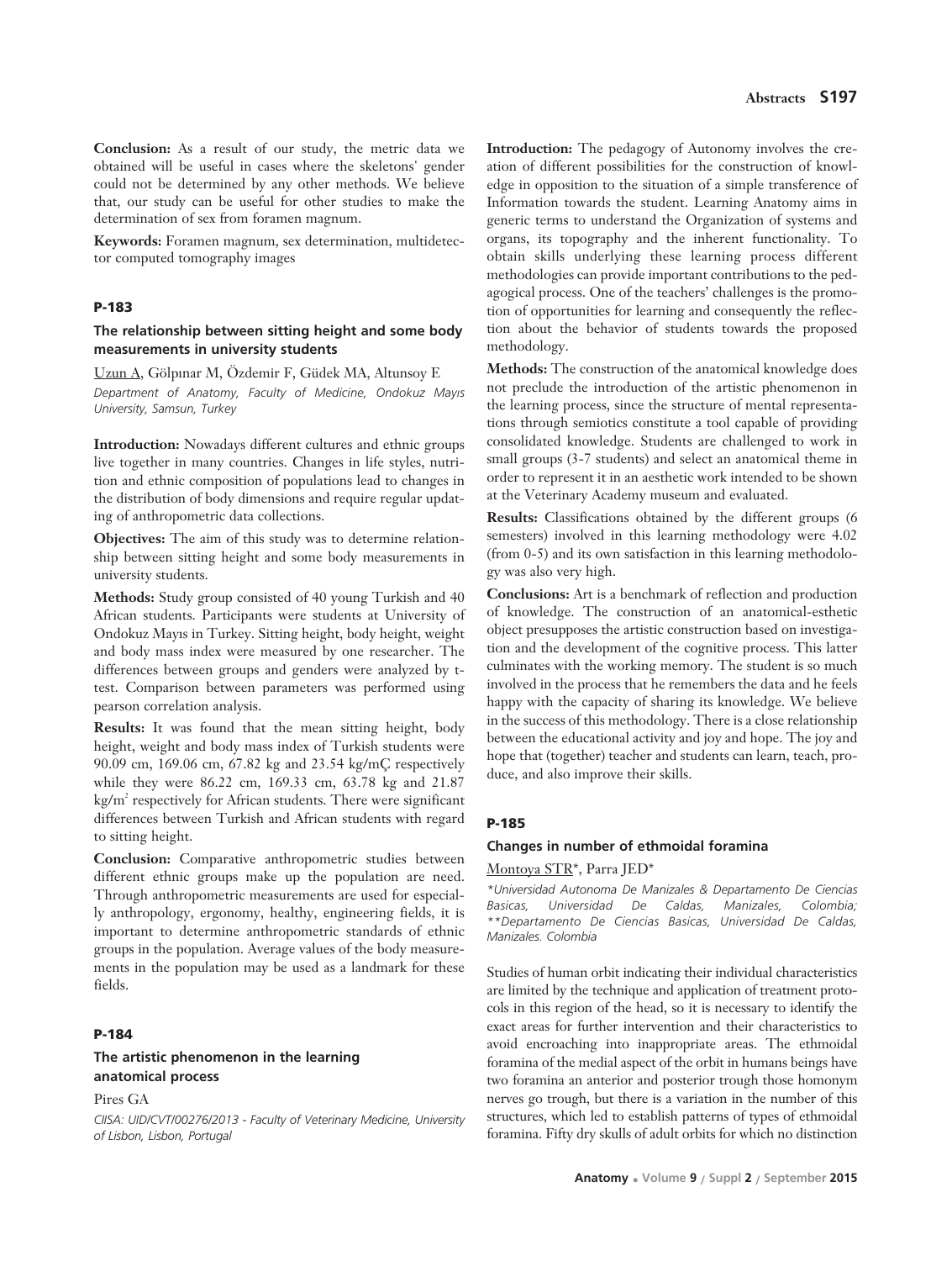**Conclusion:** As a result of our study, the metric data we obtained will be useful in cases where the skeletons' gender could not be determined by any other methods. We believe that, our study can be useful for other studies to make the determination of sex from foramen magnum.

**Keywords:** Foramen magnum, sex determination, multidetector computed tomography images

### P-183

#### The relationship between sitting height and some body measurements in university students

Uzun A, Gölpınar M, Özdemir F, Güdek MA, Altunsoy E

*Department of Anatomy, Faculty of Medicine, Ondokuz Mayıs University, Samsun, Turkey*

**Introduction:** Nowadays different cultures and ethnic groups live together in many countries. Changes in life styles, nutrition and ethnic composition of populations lead to changes in the distribution of body dimensions and require regular updating of anthropometric data collections.

**Objectives:** The aim of this study was to determine relationship between sitting height and some body measurements in university students.

**Methods:** Study group consisted of 40 young Turkish and 40 African students. Participants were students at University of Ondokuz Mayıs in Turkey. Sitting height, body height, weight and body mass index were measured by one researcher. The differences between groups and genders were analyzed by t-test. Comparison between parameters was performed using pearson correlation analysis.

**Results:** It was found that the mean sitting height, body height, weight and body mass index of Turkish students were 90.09 cm, 169.06 cm, 67.82 kg and 23.54 kg/mÇ respectively while they were 86.22 cm, 169.33 cm, 63.78 kg and 21.87 kg/m$^2$ respectively for African students. There were significant differences between Turkish and African students with regard to sitting height.

**Conclusion:** Comparative anthropometric studies between different ethnic groups make up the population are need. Through anthropometric measurements are used for especially anthropology, ergonomy, healthy, engineering fields, it is important to determine anthropometric standards of ethnic groups in the population. Average values of the body measurements in the population may be used as a landmark for these fields.

### P-184

#### The artistic phenomenon in the learning anatomical process

Pires GA

*CIISA: UID/CVT/00276/2013 - Faculty of Veterinary Medicine, University of Lisbon, Lisbon, Portugal*

**Introduction:** The pedagogy of Autonomy involves the creation of different possibilities for the construction of knowledge in opposition to the situation of a simple transference of Information towards the student. Learning Anatomy aims in generic terms to understand the Organization of systems and organs, its topography and the inherent functionality. To obtain skills underlying these learning process different methodologies can provide important contributions to the pedagogical process. One of the teachers' challenges is the promotion of opportunities for learning and consequently the reflection about the behavior of students towards the proposed methodology.

**Methods:** The construction of the anatomical knowledge does not preclude the introduction of the artistic phenomenon in the learning process, since the structure of mental representations through semiotics constitute a tool capable of providing consolidated knowledge. Students are challenged to work in small groups (3-7 students) and select an anatomical theme in order to represent it in an aesthetic work intended to be shown at the Veterinary Academy museum and evaluated.

**Results:** Classifications obtained by the different groups (6 semesters) involved in this learning methodology were 4.02 (from 0-5) and its own satisfaction in this learning methodology was also very high.

**Conclusions:** Art is a benchmark of reflection and production of knowledge. The construction of an anatomical-esthetic object presupposes the artistic construction based on investigation and the development of the cognitive process. This latter culminates with the working memory. The student is so much involved in the process that he remembers the data and he feels happy with the capacity of sharing its knowledge. We believe in the success of this methodology. There is a close relationship between the educational activity and joy and hope. The joy and hope that (together) teacher and students can learn, teach, produce, and also improve their skills.

### P-185

#### Changes in number of ethmoidal foramina

Montoya STR*, Parra JED*

*\*Universidad Autonoma De Manizales & Departamento De Ciencias Basicas, Universidad De Caldas, Manizales, Colombia; \*\*Departamento De Ciencias Basicas, Universidad De Caldas, Manizales. Colombia*

Studies of human orbit indicating their individual characteristics are limited by the technique and application of treatment protocols in this region of the head, so it is necessary to identify the exact areas for further intervention and their characteristics to avoid encroaching into inappropriate areas. The ethmoidal foramina of the medial aspect of the orbit in humans beings have two foramina an anterior and posterior trough those homonym nerves go trough, but there is a variation in the number of this structures, which led to establish patterns of types of ethmoidal foramina. Fifty dry skulls of adult orbits for which no distinction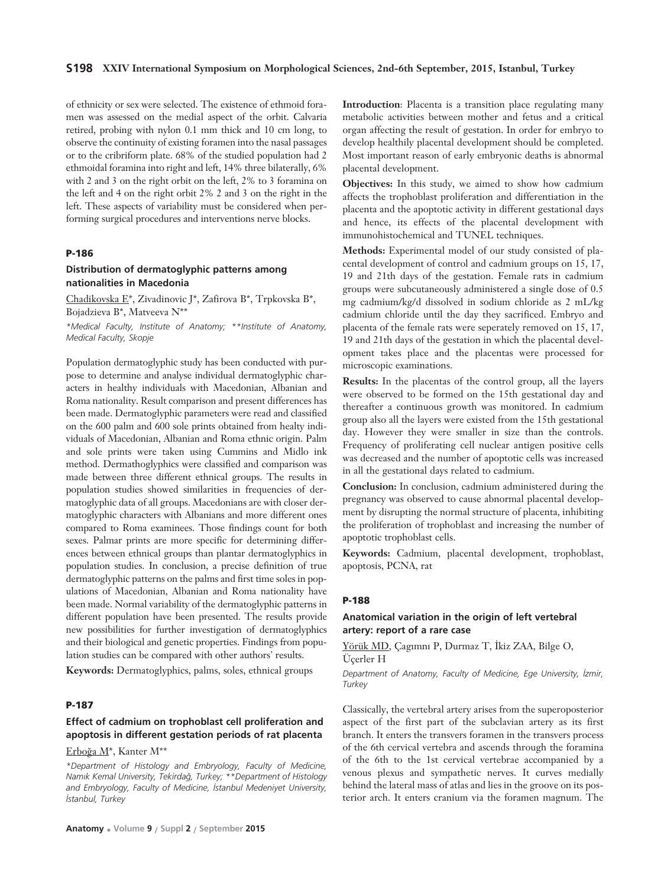of ethnicity or sex were selected. The existence of ethmoid foramen was assessed on the medial aspect of the orbit. Calvaria retired, probing with nylon 0.1 mm thick and 10 cm long, to observe the continuity of existing foramen into the nasal passages or to the cribriform plate. 68% of the studied population had 2 ethmoidal foramina into right and left, 14% three bilaterally, 6% with 2 and 3 on the right orbit on the left, 2% to 3 foramina on the left and 4 on the right orbit 2% 2 and 3 on the right in the left. These aspects of variability must be considered when performing surgical procedures and interventions nerve blocks.

#### P-186

### Distribution of dermatoglyphic patterns among nationalities in Macedonia

Chadikovska E*, Zivadinovic J*, Zafirova B*, Trpkovska B*, Bojadzieva B*, Matveeva N**

*\*Medical Faculty, Institute of Anatomy; \*\*Institute of Anatomy, Medical Faculty, Skopje*

Population dermatoglyphic study has been conducted with purpose to determine and analyse individual dermatoglyphic characters in healthy individuals with Macedonian, Albanian and Roma nationality. Result comparison and present differences has been made. Dermatoglyphic parameters were read and classified on the 600 palm and 600 sole prints obtained from healty individuals of Macedonian, Albanian and Roma ethnic origin. Palm and sole prints were taken using Cummins and Midlo ink method. Dermathoglyphics were classified and comparison was made between three different ethnical groups. The results in population studies showed similarities in frequencies of dermatoglyphic data of all groups. Macedonians are with closer dermatoglyphic characters with Albanians and more different ones compared to Roma examinees. Those findings count for both sexes. Palmar prints are more specific for determining differences between ethnical groups than plantar dermatoglyphics in population studies. In conclusion, a precise definition of true dermatoglyphic patterns on the palms and first time soles in populations of Macedonian, Albanian and Roma nationality have been made. Normal variability of the dermatoglyphic patterns in different population have been presented. The results provide new possibilities for further investigation of dermatoglyphics and their biological and genetic properties. Findings from population studies can be compared with other authors' results.

**Keywords:** Dermatoglyphics, palms, soles, ethnical groups

#### P-187

### Effect of cadmium on trophoblast cell proliferation and apoptosis in different gestation periods of rat placenta

Erboğa M*, Kanter M**

*\*Department of Histology and Embryology, Faculty of Medicine, Namık Kemal University, Tekirdağ, Turkey; \*\*Department of Histology and Embryology, Faculty of Medicine, İstanbul Medeniyet University, İstanbul, Turkey*

**Introduction**: Placenta is a transition place regulating many metabolic activities between mother and fetus and a critical organ affecting the result of gestation. In order for embryo to develop healthily placental development should be completed. Most important reason of early embryonic deaths is abnormal placental development.

**Objectives:** In this study, we aimed to show how cadmium affects the trophoblast proliferation and differentiation in the placenta and the apoptotic activity in different gestational days and hence, its effects of the placental development with immunohistochemical and TUNEL techniques.

**Methods:** Experimental model of our study consisted of placental development of control and cadmium groups on 15, 17, 19 and 21th days of the gestation. Female rats in cadmium groups were subcutaneously administered a single dose of 0.5 mg cadmium/kg/d dissolved in sodium chloride as 2 mL/kg cadmium chloride until the day they sacrificed. Embryo and placenta of the female rats were seperately removed on 15, 17, 19 and 21th days of the gestation in which the placental development takes place and the placentas were processed for microscopic examinations.

**Results:** In the placentas of the control group, all the layers were observed to be formed on the 15th gestational day and thereafter a continuous growth was monitored. In cadmium group also all the layers were existed from the 15th gestational day. However they were smaller in size than the controls. Frequency of proliferating cell nuclear antigen positive cells was decreased and the number of apoptotic cells was increased in all the gestational days related to cadmium.

**Conclusion:** In conclusion, cadmium administered during the pregnancy was observed to cause abnormal placental development by disrupting the normal structure of placenta, inhibiting the proliferation of trophoblast and increasing the number of apoptotic trophoblast cells.

**Keywords:** Cadmium, placental development, trophoblast, apoptosis, PCNA, rat

#### P-188

### Anatomical variation in the origin of left vertebral artery: report of a rare case

Yörük MD, Çagımnı P, Durmaz T, İkiz ZAA, Bilge O, Üçerler H

*Department of Anatomy, Faculty of Medicine, Ege University, İzmir, Turkey*

Classically, the vertebral artery arises from the superoposterior aspect of the first part of the subclavian artery as its first branch. It enters the transvers foramen in the transvers process of the 6th cervical vertebra and ascends through the foramina of the 6th to the 1st cervical vertebrae accompanied by a venous plexus and sympathetic nerves. It curves medially behind the lateral mass of atlas and lies in the groove on its posterior arch. It enters cranium via the foramen magnum. The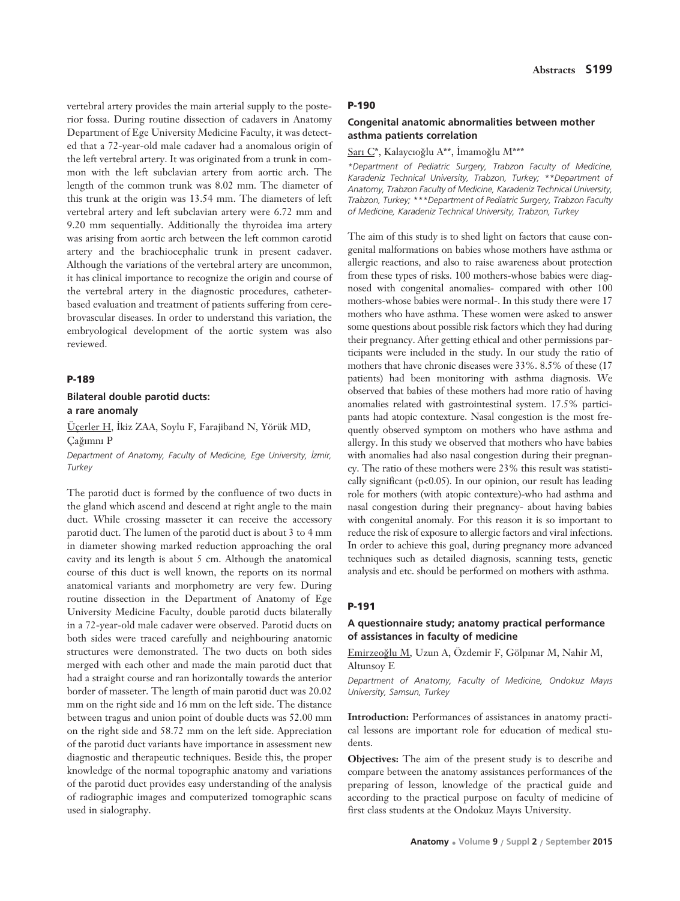vertebral artery provides the main arterial supply to the posterior fossa. During routine dissection of cadavers in Anatomy Department of Ege University Medicine Faculty, it was detected that a 72-year-old male cadaver had a anomalous origin of the left vertebral artery. It was originated from a trunk in common with the left subclavian artery from aortic arch. The length of the common trunk was 8.02 mm. The diameter of this trunk at the origin was 13.54 mm. The diameters of left vertebral artery and left subclavian artery were 6.72 mm and 9.20 mm sequentially. Additionally the thyroidea ima artery was arising from aortic arch between the left common carotid artery and the brachiocephalic trunk in present cadaver. Although the variations of the vertebral artery are uncommon, it has clinical importance to recognize the origin and course of the vertebral artery in the diagnostic procedures, catheter-based evaluation and treatment of patients suffering from cerebrovascular diseases. In order to understand this variation, the embryological development of the aortic system was also reviewed.

## P-189

### Bilateral double parotid ducts: a rare anomaly

Üçerler H, İkiz ZAA, Soylu F, Farajiband N, Yörük MD, Çağımnı P

*Department of Anatomy, Faculty of Medicine, Ege University, İzmir, Turkey*

The parotid duct is formed by the confluence of two ducts in the gland which ascend and descend at right angle to the main duct. While crossing masseter it can receive the accessory parotid duct. The lumen of the parotid duct is about 3 to 4 mm in diameter showing marked reduction approaching the oral cavity and its length is about 5 cm. Although the anatomical course of this duct is well known, the reports on its normal anatomical variants and morphometry are very few. During routine dissection in the Department of Anatomy of Ege University Medicine Faculty, double parotid ducts bilaterally in a 72-year-old male cadaver were observed. Parotid ducts on both sides were traced carefully and neighbouring anatomic structures were demonstrated. The two ducts on both sides merged with each other and made the main parotid duct that had a straight course and ran horizontally towards the anterior border of masseter. The length of main parotid duct was 20.02 mm on the right side and 16 mm on the left side. The distance between tragus and union point of double ducts was 52.00 mm on the right side and 58.72 mm on the left side. Appreciation of the parotid duct variants have importance in assessment new diagnostic and therapeutic techniques. Beside this, the proper knowledge of the normal topographic anatomy and variations of the parotid duct provides easy understanding of the analysis of radiographic images and computerized tomographic scans used in sialography.

## P-190

### Congenital anatomic abnormalities between mother asthma patients correlation

Sarı C*, Kalaycıoğlu A**, İmamoğlu M***

*\*Department of Pediatric Surgery, Trabzon Faculty of Medicine, Karadeniz Technical University, Trabzon, Turkey; \*\*Department of Anatomy, Trabzon Faculty of Medicine, Karadeniz Technical University, Trabzon, Turkey; \*\*\*Department of Pediatric Surgery, Trabzon Faculty of Medicine, Karadeniz Technical University, Trabzon, Turkey*

The aim of this study is to shed light on factors that cause congenital malformations on babies whose mothers have asthma or allergic reactions, and also to raise awareness about protection from these types of risks. 100 mothers-whose babies were diagnosed with congenital anomalies- compared with other 100 mothers-whose babies were normal-. In this study there were 17 mothers who have asthma. These women were asked to answer some questions about possible risk factors which they had during their pregnancy. After getting ethical and other permissions participants were included in the study. In our study the ratio of mothers that have chronic diseases were 33%. 8.5% of these (17 patients) had been monitoring with asthma diagnosis. We observed that babies of these mothers had more ratio of having anomalies related with gastrointestinal system. 17.5% participants had atopic contexture. Nasal congestion is the most frequently observed symptom on mothers who have asthma and allergy. In this study we observed that mothers who have babies with anomalies had also nasal congestion during their pregnancy. The ratio of these mothers were 23% this result was statistically significant ($p<0.05$). In our opinion, our result has leading role for mothers (with atopic contexture)-who had asthma and nasal congestion during their pregnancy- about having babies with congenital anomaly. For this reason it is so important to reduce the risk of exposure to allergic factors and viral infections. In order to achieve this goal, during pregnancy more advanced techniques such as detailed diagnosis, scanning tests, genetic analysis and etc. should be performed on mothers with asthma.

## P-191

### A questionnaire study; anatomy practical performance of assistances in faculty of medicine

Emirzeoğlu M, Uzun A, Özdemir F, Gölpınar M, Nahir M, Altunsoy E

*Department of Anatomy, Faculty of Medicine, Ondokuz Mayıs University, Samsun, Turkey*

**Introduction:** Performances of assistances in anatomy practical lessons are important role for education of medical students.

**Objectives:** The aim of the present study is to describe and compare between the anatomy assistances performances of the preparing of lesson, knowledge of the practical guide and according to the practical purpose on faculty of medicine of first class students at the Ondokuz Mayıs University.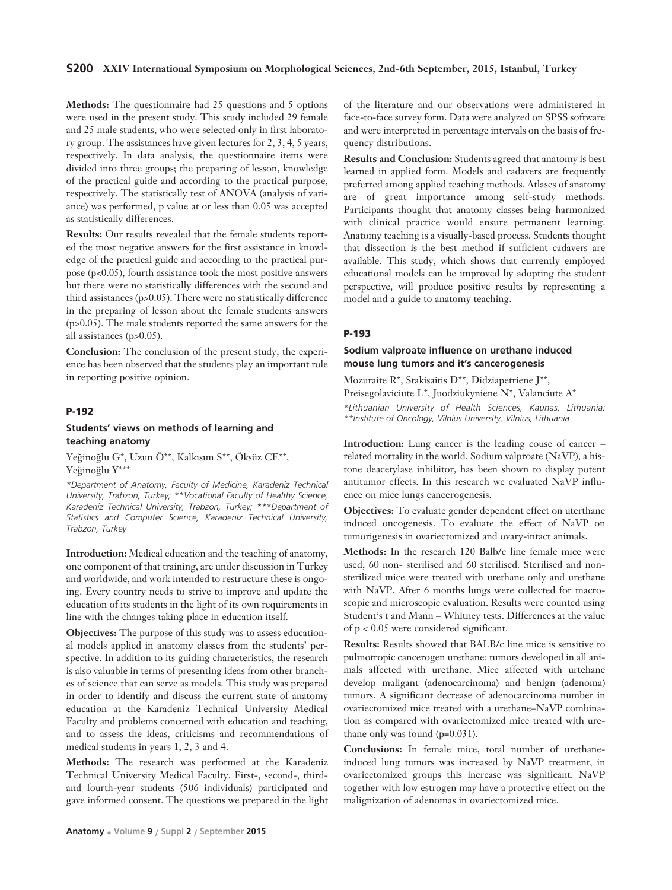**Methods:** The questionnaire had 25 questions and 5 options were used in the present study. This study included 29 female and 25 male students, who were selected only in first laboratory group. The assistances have given lectures for 2, 3, 4, 5 years, respectively. In data analysis, the questionnaire items were divided into three groups; the preparing of lesson, knowledge of the practical guide and according to the practical purpose, respectively. The statistically test of ANOVA (analysis of variance) was performed, p value at or less than 0.05 was accepted as statistically differences.

**Results:** Our results revealed that the female students reported the most negative answers for the first assistance in knowledge of the practical guide and according to the practical purpose ($p<0.05$), fourth assistance took the most positive answers but there were no statistically differences with the second and third assistances ($p>0.05$). There were no statistically difference in the preparing of lesson about the female students answers ($p>0.05$). The male students reported the same answers for the all assistances ($p>0.05$).

**Conclusion:** The conclusion of the present study, the experience has been observed that the students play an important role in reporting positive opinion.

## P-192

### Students' views on methods of learning and teaching anatomy

Yeğinoğlu G*, Uzun Ö**, Kalkısım S**, Öksüz CE**, Yeğinoğlu Y***

*\*Department of Anatomy, Faculty of Medicine, Karadeniz Technical University, Trabzon, Turkey; \*\*Vocational Faculty of Healthy Science, Karadeniz Technical University, Trabzon, Turkey; \*\*\*Department of Statistics and Computer Science, Karadeniz Technical University, Trabzon, Turkey*

**Introduction:** Medical education and the teaching of anatomy, one component of that training, are under discussion in Turkey and worldwide, and work intended to restructure these is ongoing. Every country needs to strive to improve and update the education of its students in the light of its own requirements in line with the changes taking place in education itself.

**Objectives:** The purpose of this study was to assess educational models applied in anatomy classes from the students' perspective. In addition to its guiding characteristics, the research is also valuable in terms of presenting ideas from other branches of science that can serve as models. This study was prepared in order to identify and discuss the current state of anatomy education at the Karadeniz Technical University Medical Faculty and problems concerned with education and teaching, and to assess the ideas, criticisms and recommendations of medical students in years 1, 2, 3 and 4.

**Methods:** The research was performed at the Karadeniz Technical University Medical Faculty. First-, second-, third- and fourth-year students (506 individuals) participated and gave informed consent. The questions we prepared in the light of the literature and our observations were administered in face-to-face survey form. Data were analyzed on SPSS software and were interpreted in percentage intervals on the basis of frequency distributions.

**Results and Conclusion:** Students agreed that anatomy is best learned in applied form. Models and cadavers are frequently preferred among applied teaching methods. Atlases of anatomy are of great importance among self-study methods. Participants thought that anatomy classes being harmonized with clinical practice would ensure permanent learning. Anatomy teaching is a visually-based process. Students thought that dissection is the best method if sufficient cadavers are available. This study, which shows that currently employed educational models can be improved by adopting the student perspective, will produce positive results by representing a model and a guide to anatomy teaching.

## P-193

### Sodium valproate influence on urethane induced mouse lung tumors and it's cancerogenesis

Mozuraite R*, Stakisaitis D**, Didziapetriene J**, Preisegolaviciute L*, Juodziukyniene N*, Valanciute A*

*\*Lithuanian University of Health Sciences, Kaunas, Lithuania; \*\*Institute of Oncology, Vilnius University, Vilnius, Lithuania*

**Introduction:** Lung cancer is the leading couse of cancer – related mortality in the world. Sodium valproate (NaVP), a histone deacetylase inhibitor, has been shown to display potent antitumor effects. In this research we evaluated NaVP influence on mice lungs cancerogenesis.

**Objectives:** To evaluate gender dependent effect on uterthane induced oncogenesis. To evaluate the effect of NaVP on tumorigenesis in ovariectomized and ovary-intact animals.

**Methods:** In the research 120 Balb/c line female mice were used, 60 non- sterilised and 60 sterilised. Sterilised and non-sterilized mice were treated with urethane only and urethane with NaVP. After 6 months lungs were collected for macroscopic and microscopic evaluation. Results were counted using Student's t and Mann – Whitney tests. Differences at the value of $p < 0.05$ were considered significant.

**Results:** Results showed that BALB/c line mice is sensitive to pulmotropic cancerogen urethane: tumors developed in all animals affected with urethane. Mice affected with urtehane develop maligant (adenocarcinoma) and benign (adenoma) tumors. A significant decrease of adenocarcinoma number in ovariectomized mice treated with a urethane–NaVP combination as compared with ovariectomized mice treated with urethane only was found ($p=0.031$).

**Conclusions:** In female mice, total number of urethane-induced lung tumors was increased by NaVP treatment, in ovariectomized groups this increase was significant. NaVP together with low estrogen may have a protective effect on the malignization of adenomas in ovariectomized mice.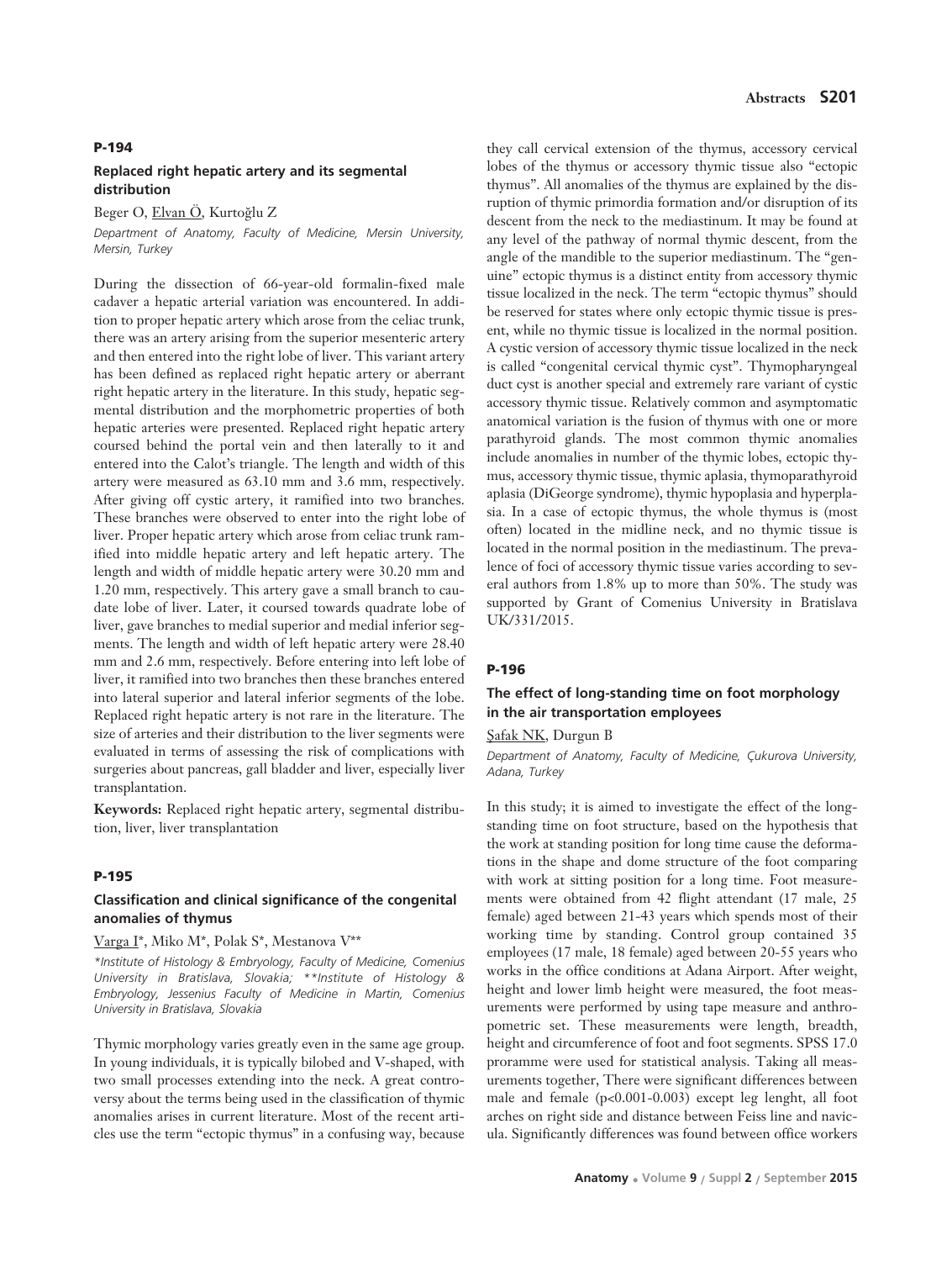### P-194

#### Replaced right hepatic artery and its segmental distribution

Beger O, Elvan Ö, Kurtoğlu Z

*Department of Anatomy, Faculty of Medicine, Mersin University, Mersin, Turkey*

During the dissection of 66-year-old formalin-fixed male cadaver a hepatic arterial variation was encountered. In addition to proper hepatic artery which arose from the celiac trunk, there was an artery arising from the superior mesenteric artery and then entered into the right lobe of liver. This variant artery has been defined as replaced right hepatic artery or aberrant right hepatic artery in the literature. In this study, hepatic segmental distribution and the morphometric properties of both hepatic arteries were presented. Replaced right hepatic artery coursed behind the portal vein and then laterally to it and entered into the Calot's triangle. The length and width of this artery were measured as 63.10 mm and 3.6 mm, respectively. After giving off cystic artery, it ramified into two branches. These branches were observed to enter into the right lobe of liver. Proper hepatic artery which arose from celiac trunk ramified into middle hepatic artery and left hepatic artery. The length and width of middle hepatic artery were 30.20 mm and 1.20 mm, respectively. This artery gave a small branch to caudate lobe of liver. Later, it coursed towards quadrate lobe of liver, gave branches to medial superior and medial inferior segments. The length and width of left hepatic artery were 28.40 mm and 2.6 mm, respectively. Before entering into left lobe of liver, it ramified into two branches then these branches entered into lateral superior and lateral inferior segments of the lobe. Replaced right hepatic artery is not rare in the literature. The size of arteries and their distribution to the liver segments were evaluated in terms of assessing the risk of complications with surgeries about pancreas, gall bladder and liver, especially liver transplantation.

**Keywords:** Replaced right hepatic artery, segmental distribution, liver, liver transplantation

### P-195

#### Classification and clinical significance of the congenital anomalies of thymus

Varga I*, Miko M*, Polak S*, Mestanova V**

*\*Institute of Histology & Embryology, Faculty of Medicine, Comenius University in Bratislava, Slovakia; \*\*Institute of Histology & Embryology, Jessenius Faculty of Medicine in Martin, Comenius University in Bratislava, Slovakia*

Thymic morphology varies greatly even in the same age group. In young individuals, it is typically bilobed and V-shaped, with two small processes extending into the neck. A great controversy about the terms being used in the classification of thymic anomalies arises in current literature. Most of the recent articles use the term "ectopic thymus" in a confusing way, because they call cervical extension of the thymus, accessory cervical lobes of the thymus or accessory thymic tissue also "ectopic thymus". All anomalies of the thymus are explained by the disruption of thymic primordia formation and/or disruption of its descent from the neck to the mediastinum. It may be found at any level of the pathway of normal thymic descent, from the angle of the mandible to the superior mediastinum. The "genuine" ectopic thymus is a distinct entity from accessory thymic tissue localized in the neck. The term "ectopic thymus" should be reserved for states where only ectopic thymic tissue is present, while no thymic tissue is localized in the normal position. A cystic version of accessory thymic tissue localized in the neck is called "congenital cervical thymic cyst". Thymopharyngeal duct cyst is another special and extremely rare variant of cystic accessory thymic tissue. Relatively common and asymptomatic anatomical variation is the fusion of thymus with one or more parathyroid glands. The most common thymic anomalies include anomalies in number of the thymic lobes, ectopic thymus, accessory thymic tissue, thymic aplasia, thymoparathyroid aplasia (DiGeorge syndrome), thymic hypoplasia and hyperplasia. In a case of ectopic thymus, the whole thymus is (most often) located in the midline neck, and no thymic tissue is located in the normal position in the mediastinum. The prevalence of foci of accessory thymic tissue varies according to several authors from 1.8% up to more than 50%. The study was supported by Grant of Comenius University in Bratislava UK/331/2015.

### P-196

#### The effect of long-standing time on foot morphology in the air transportation employees

Şafak NK, Durgun B

*Department of Anatomy, Faculty of Medicine, Çukurova University, Adana, Turkey*

In this study; it is aimed to investigate the effect of the long-standing time on foot structure, based on the hypothesis that the work at standing position for long time cause the deformations in the shape and dome structure of the foot comparing with work at sitting position for a long time. Foot measurements were obtained from 42 flight attendant (17 male, 25 female) aged between 21-43 years which spends most of their working time by standing. Control group contained 35 employees (17 male, 18 female) aged between 20-55 years who works in the office conditions at Adana Airport. After weight, height and lower limb height were measured, the foot measurements were performed by using tape measure and anthropometric set. These measurements were length, breadth, height and circumference of foot and foot segments. SPSS 17.0 proramme were used for statistical analysis. Taking all measurements together, There were significant differences between male and female ($p<0.001$-$0.003$) except leg lenght, all foot arches on right side and distance between Feiss line and navicula. Significantly differences was found between office workers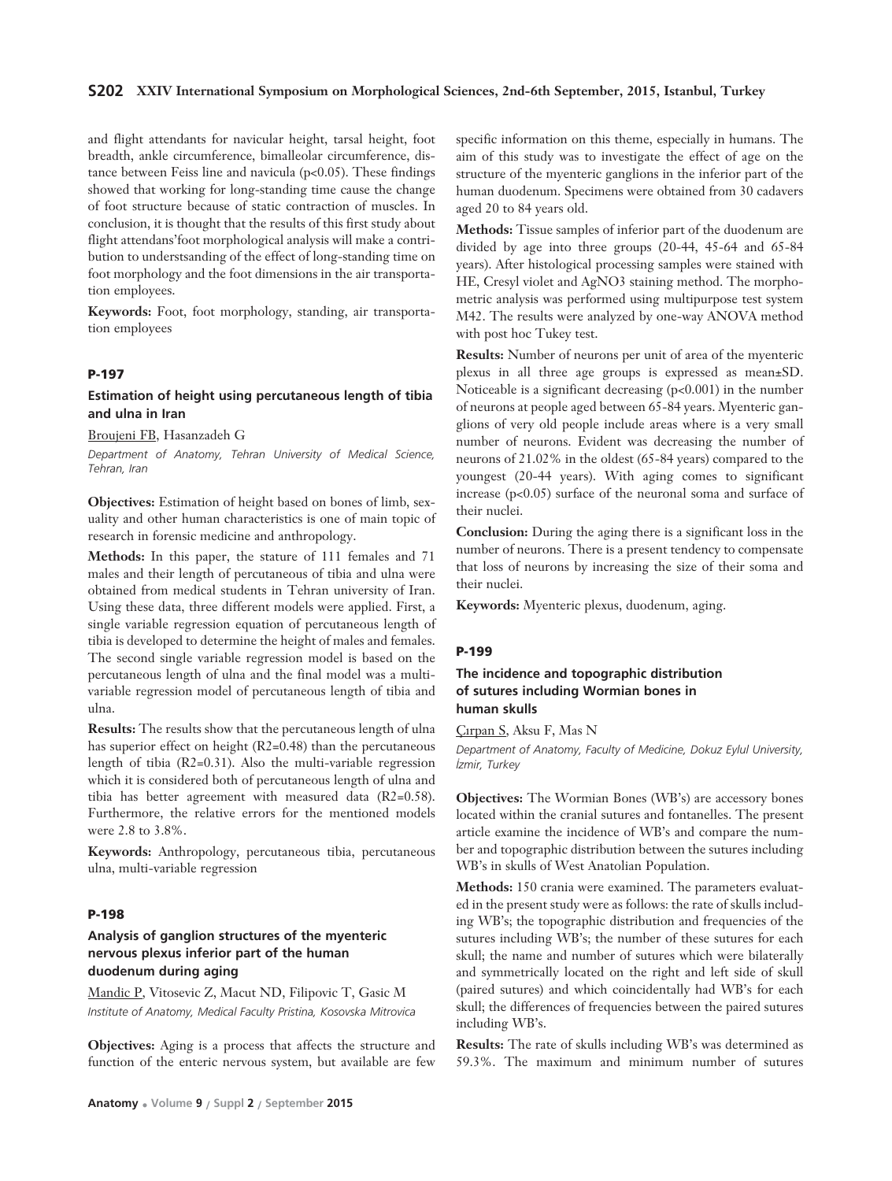and flight attendants for navicular height, tarsal height, foot breadth, ankle circumference, bimalleolar circumference, distance between Feiss line and navicula ($p<0.05$). These findings showed that working for long-standing time cause the change of foot structure because of static contraction of muscles. In conclusion, it is thought that the results of this first study about flight attendans'foot morphological analysis will make a contribution to understsanding of the effect of long-standing time on foot morphology and the foot dimensions in the air transportation employees.

**Keywords:** Foot, foot morphology, standing, air transportation employees

### P-197

### Estimation of height using percutaneous length of tibia and ulna in Iran

Broujeni FB, Hasanzadeh G

*Department of Anatomy, Tehran University of Medical Science, Tehran, Iran*

**Objectives:** Estimation of height based on bones of limb, sexuality and other human characteristics is one of main topic of research in forensic medicine and anthropology.

**Methods:** In this paper, the stature of 111 females and 71 males and their length of percutaneous of tibia and ulna were obtained from medical students in Tehran university of Iran. Using these data, three different models were applied. First, a single variable regression equation of percutaneous length of tibia is developed to determine the height of males and females. The second single variable regression model is based on the percutaneous length of ulna and the final model was a multi-variable regression model of percutaneous length of tibia and ulna.

**Results:** The results show that the percutaneous length of ulna has superior effect on height ($R^2=0.48$) than the percutaneous length of tibia ($R^2=0.31$). Also the multi-variable regression which it is considered both of percutaneous length of ulna and tibia has better agreement with measured data ($R^2=0.58$). Furthermore, the relative errors for the mentioned models were 2.8 to 3.8%.

**Keywords:** Anthropology, percutaneous tibia, percutaneous ulna, multi-variable regression

### P-198

### Analysis of ganglion structures of the myenteric nervous plexus inferior part of the human duodenum during aging

Mandic P, Vitosevic Z, Macut ND, Filipovic T, Gasic M

*Institute of Anatomy, Medical Faculty Pristina, Kosovska Mitrovica*

**Objectives:** Aging is a process that affects the structure and function of the enteric nervous system, but available are few specific information on this theme, especially in humans. The aim of this study was to investigate the effect of age on the structure of the myenteric ganglions in the inferior part of the human duodenum. Specimens were obtained from 30 cadavers aged 20 to 84 years old.

**Methods:** Tissue samples of inferior part of the duodenum are divided by age into three groups (20-44, 45-64 and 65-84 years). After histological processing samples were stained with HE, Cresyl violet and $AgNO_3$ staining method. The morphometric analysis was performed using multipurpose test system M42. The results were analyzed by one-way ANOVA method with post hoc Tukey test.

**Results:** Number of neurons per unit of area of the myenteric plexus in all three age groups is expressed as mean±SD. Noticeable is a significant decreasing ($p<0.001$) in the number of neurons at people aged between 65-84 years. Myenteric ganglions of very old people include areas where is a very small number of neurons. Evident was decreasing the number of neurons of 21.02% in the oldest (65-84 years) compared to the youngest (20-44 years). With aging comes to significant increase ($p<0.05$) surface of the neuronal soma and surface of their nuclei.

**Conclusion:** During the aging there is a significant loss in the number of neurons. There is a present tendency to compensate that loss of neurons by increasing the size of their soma and their nuclei.

**Keywords:** Myenteric plexus, duodenum, aging.

### P-199

### The incidence and topographic distribution of sutures including Wormian bones in human skulls

Çırpan S, Aksu F, Mas N

*Department of Anatomy, Faculty of Medicine, Dokuz Eylul University, İzmir, Turkey*

**Objectives:** The Wormian Bones (WB's) are accessory bones located within the cranial sutures and fontanelles. The present article examine the incidence of WB's and compare the number and topographic distribution between the sutures including WB's in skulls of West Anatolian Population.

**Methods:** 150 crania were examined. The parameters evaluated in the present study were as follows: the rate of skulls including WB's; the topographic distribution and frequencies of the sutures including WB's; the number of these sutures for each skull; the name and number of sutures which were bilaterally and symmetrically located on the right and left side of skull (paired sutures) and which coincidentally had WB's for each skull; the differences of frequencies between the paired sutures including WB's.

**Results:** The rate of skulls including WB's was determined as 59.3%. The maximum and minimum number of sutures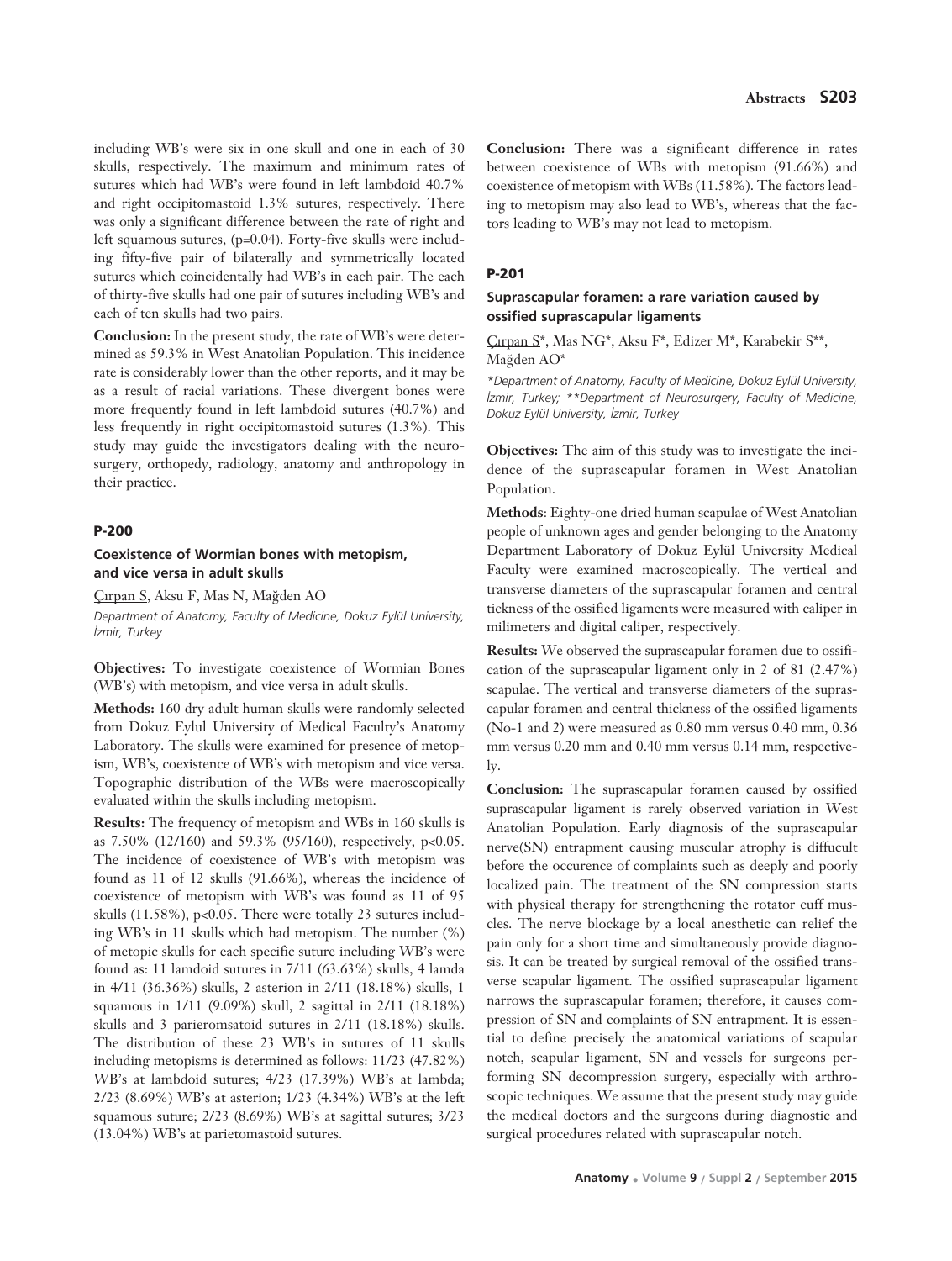including WB's were six in one skull and one in each of 30 skulls, respectively. The maximum and minimum rates of sutures which had WB's were found in left lambdoid 40.7% and right occipitomastoid 1.3% sutures, respectively. There was only a significant difference between the rate of right and left squamous sutures, (p=0.04). Forty-five skulls were including fifty-five pair of bilaterally and symmetrically located sutures which coincidentally had WB's in each pair. The each of thirty-five skulls had one pair of sutures including WB's and each of ten skulls had two pairs.

**Conclusion:** In the present study, the rate of WB's were determined as 59.3% in West Anatolian Population. This incidence rate is considerably lower than the other reports, and it may be as a result of racial variations. These divergent bones were more frequently found in left lambdoid sutures (40.7%) and less frequently in right occipitomastoid sutures (1.3%). This study may guide the investigators dealing with the neurosurgery, orthopedy, radiology, anatomy and anthropology in their practice.

## P-200

### Coexistence of Wormian bones with metopism, and vice versa in adult skulls

Çırpan S, Aksu F, Mas N, Mağden AO

*Department of Anatomy, Faculty of Medicine, Dokuz Eylül University, İzmir, Turkey*

**Objectives:** To investigate coexistence of Wormian Bones (WB's) with metopism, and vice versa in adult skulls.

**Methods:** 160 dry adult human skulls were randomly selected from Dokuz Eylul University of Medical Faculty's Anatomy Laboratory. The skulls were examined for presence of metopism, WB's, coexistence of WB's with metopism and vice versa. Topographic distribution of the WBs were macroscopically evaluated within the skulls including metopism.

**Results:** The frequency of metopism and WBs in 160 skulls is as 7.50% (12/160) and 59.3% (95/160), respectively, p<0.05. The incidence of coexistence of WB's with metopism was found as 11 of 12 skulls (91.66%), whereas the incidence of coexistence of metopism with WB's was found as 11 of 95 skulls (11.58%), p<0.05. There were totally 23 sutures including WB's in 11 skulls which had metopism. The number (%) of metopic skulls for each specific suture including WB's were found as: 11 lamdoid sutures in 7/11 (63.63%) skulls, 4 lamda in 4/11 (36.36%) skulls, 2 asterion in 2/11 (18.18%) skulls, 1 squamous in 1/11 (9.09%) skull, 2 sagittal in 2/11 (18.18%) skulls and 3 parieromsatoid sutures in 2/11 (18.18%) skulls. The distribution of these 23 WB's in sutures of 11 skulls including metopisms is determined as follows: 11/23 (47.82%) WB's at lambdoid sutures; 4/23 (17.39%) WB's at lambda; 2/23 (8.69%) WB's at asterion; 1/23 (4.34%) WB's at the left squamous suture; 2/23 (8.69%) WB's at sagittal sutures; 3/23 (13.04%) WB's at parietomastoid sutures.

**Conclusion:** There was a significant difference in rates between coexistence of WBs with metopism (91.66%) and coexistence of metopism with WBs (11.58%). The factors leading to metopism may also lead to WB's, whereas that the factors leading to WB's may not lead to metopism.

## P-201

### Suprascapular foramen: a rare variation caused by ossified suprascapular ligaments

Çırpan S*, Mas NG*, Aksu F*, Edizer M*, Karabekir S**, Mağden AO*

*\*Department of Anatomy, Faculty of Medicine, Dokuz Eylül University, İzmir, Turkey; \*\*Department of Neurosurgery, Faculty of Medicine, Dokuz Eylül University, İzmir, Turkey*

**Objectives:** The aim of this study was to investigate the incidence of the suprascapular foramen in West Anatolian Population.

**Methods**: Eighty-one dried human scapulae of West Anatolian people of unknown ages and gender belonging to the Anatomy Department Laboratory of Dokuz Eylül University Medical Faculty were examined macroscopically. The vertical and transverse diameters of the suprascapular foramen and central tickness of the ossified ligaments were measured with caliper in milimeters and digital caliper, respectively.

**Results:** We observed the suprascapular foramen due to ossification of the suprascapular ligament only in 2 of 81 (2.47%) scapulae. The vertical and transverse diameters of the suprascapular foramen and central thickness of the ossified ligaments (No-1 and 2) were measured as 0.80 mm versus 0.40 mm, 0.36 mm versus 0.20 mm and 0.40 mm versus 0.14 mm, respectively.

**Conclusion:** The suprascapular foramen caused by ossified suprascapular ligament is rarely observed variation in West Anatolian Population. Early diagnosis of the suprascapular nerve(SN) entrapment causing muscular atrophy is diffucult before the occurence of complaints such as deeply and poorly localized pain. The treatment of the SN compression starts with physical therapy for strengthening the rotator cuff muscles. The nerve blockage by a local anesthetic can relief the pain only for a short time and simultaneously provide diagnosis. It can be treated by surgical removal of the ossified transverse scapular ligament. The ossified suprascapular ligament narrows the suprascapular foramen; therefore, it causes compression of SN and complaints of SN entrapment. It is essential to define precisely the anatomical variations of scapular notch, scapular ligament, SN and vessels for surgeons performing SN decompression surgery, especially with arthroscopic techniques. We assume that the present study may guide the medical doctors and the surgeons during diagnostic and surgical procedures related with suprascapular notch.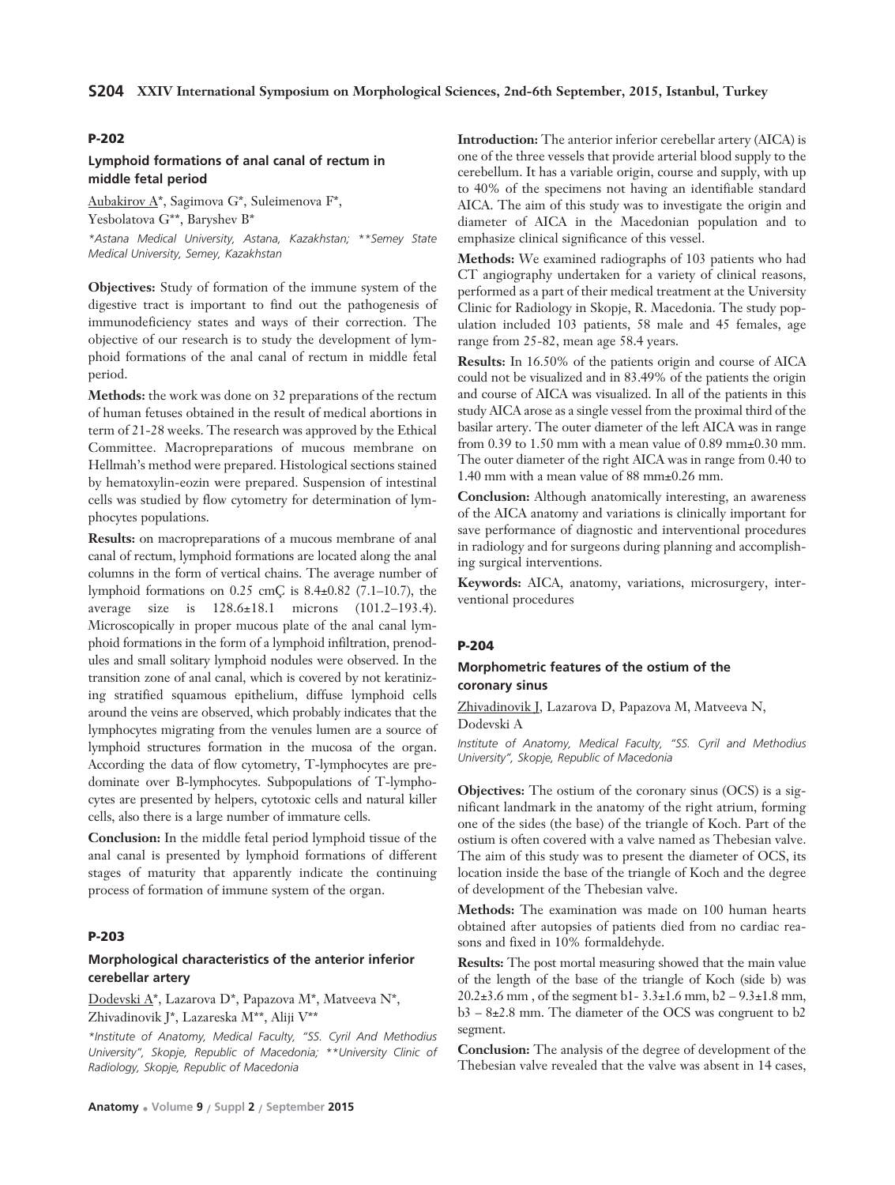### P-202

#### Lymphoid formations of anal canal of rectum in middle fetal period

Aubakirov A*, Sagimova G*, Suleimenova F*, Yesbolatova G**, Baryshev B*

*\*Astana Medical University, Astana, Kazakhstan; \*\*Semey State Medical University, Semey, Kazakhstan*

**Objectives:** Study of formation of the immune system of the digestive tract is important to find out the pathogenesis of immunodeficiency states and ways of their correction. The objective of our research is to study the development of lymphoid formations of the anal canal of rectum in middle fetal period.

**Methods:** the work was done on 32 preparations of the rectum of human fetuses obtained in the result of medical abortions in term of 21-28 weeks. The research was approved by the Ethical Committee. Macropreparations of mucous membrane on Hellmah's method were prepared. Histological sections stained by hematoxylin-eozin were prepared. Suspension of intestinal cells was studied by flow cytometry for determination of lymphocytes populations.

**Results:** on macropreparations of a mucous membrane of anal canal of rectum, lymphoid formations are located along the anal columns in the form of vertical chains. The average number of lymphoid formations on 0.25 cmÇ is 8.4±0.82 (7.1–10.7), the average size is 128.6±18.1 microns (101.2–193.4). Microscopically in proper mucous plate of the anal canal lymphoid formations in the form of a lymphoid infiltration, prenodules and small solitary lymphoid nodules were observed. In the transition zone of anal canal, which is covered by not keratinizing stratified squamous epithelium, diffuse lymphoid cells around the veins are observed, which probably indicates that the lymphocytes migrating from the venules lumen are a source of lymphoid structures formation in the mucosa of the organ. According the data of flow cytometry, T-lymphocytes are predominate over B-lymphocytes. Subpopulations of T-lymphocytes are presented by helpers, cytotoxic cells and natural killer cells, also there is a large number of immature cells.

**Conclusion:** In the middle fetal period lymphoid tissue of the anal canal is presented by lymphoid formations of different stages of maturity that apparently indicate the continuing process of formation of immune system of the organ.

### P-203

#### Morphological characteristics of the anterior inferior cerebellar artery

Dodevski A*, Lazarova D*, Papazova M*, Matveeva N*, Zhivadinovik J*, Lazareska M**, Aliji V**

*\*Institute of Anatomy, Medical Faculty, "SS. Cyril And Methodius University", Skopje, Republic of Macedonia; \*\*University Clinic of Radiology, Skopje, Republic of Macedonia*

**Introduction:** The anterior inferior cerebellar artery (AICA) is one of the three vessels that provide arterial blood supply to the cerebellum. It has a variable origin, course and supply, with up to 40% of the specimens not having an identifiable standard AICA. The aim of this study was to investigate the origin and diameter of AICA in the Macedonian population and to emphasize clinical significance of this vessel.

**Methods:** We examined radiographs of 103 patients who had CT angiography undertaken for a variety of clinical reasons, performed as a part of their medical treatment at the University Clinic for Radiology in Skopje, R. Macedonia. The study population included 103 patients, 58 male and 45 females, age range from 25-82, mean age 58.4 years.

**Results:** In 16.50% of the patients origin and course of AICA could not be visualized and in 83.49% of the patients the origin and course of AICA was visualized. In all of the patients in this study AICA arose as a single vessel from the proximal third of the basilar artery. The outer diameter of the left AICA was in range from 0.39 to 1.50 mm with a mean value of 0.89 mm±0.30 mm. The outer diameter of the right AICA was in range from 0.40 to 1.40 mm with a mean value of 88 mm±0.26 mm.

**Conclusion:** Although anatomically interesting, an awareness of the AICA anatomy and variations is clinically important for save performance of diagnostic and interventional procedures in radiology and for surgeons during planning and accomplishing surgical interventions.

**Keywords:** AICA, anatomy, variations, microsurgery, interventional procedures

### P-204

#### Morphometric features of the ostium of the coronary sinus

Zhivadinovik J, Lazarova D, Papazova M, Matveeva N, Dodevski A

*Institute of Anatomy, Medical Faculty, "SS. Cyril and Methodius University", Skopje, Republic of Macedonia*

**Objectives:** The ostium of the coronary sinus (OCS) is a significant landmark in the anatomy of the right atrium, forming one of the sides (the base) of the triangle of Koch. Part of the ostium is often covered with a valve named as Thebesian valve. The aim of this study was to present the diameter of OCS, its location inside the base of the triangle of Koch and the degree of development of the Thebesian valve.

**Methods:** The examination was made on 100 human hearts obtained after autopsies of patients died from no cardiac reasons and fixed in 10% formaldehyde.

**Results:** The post mortal measuring showed that the main value of the length of the base of the triangle of Koch (side b) was 20.2±3.6 mm , of the segment b1- 3.3±1.6 mm, b2 – 9.3±1.8 mm, b3 – 8±2.8 mm. The diameter of the OCS was congruent to b2 segment.

**Conclusion:** The analysis of the degree of development of the Thebesian valve revealed that the valve was absent in 14 cases,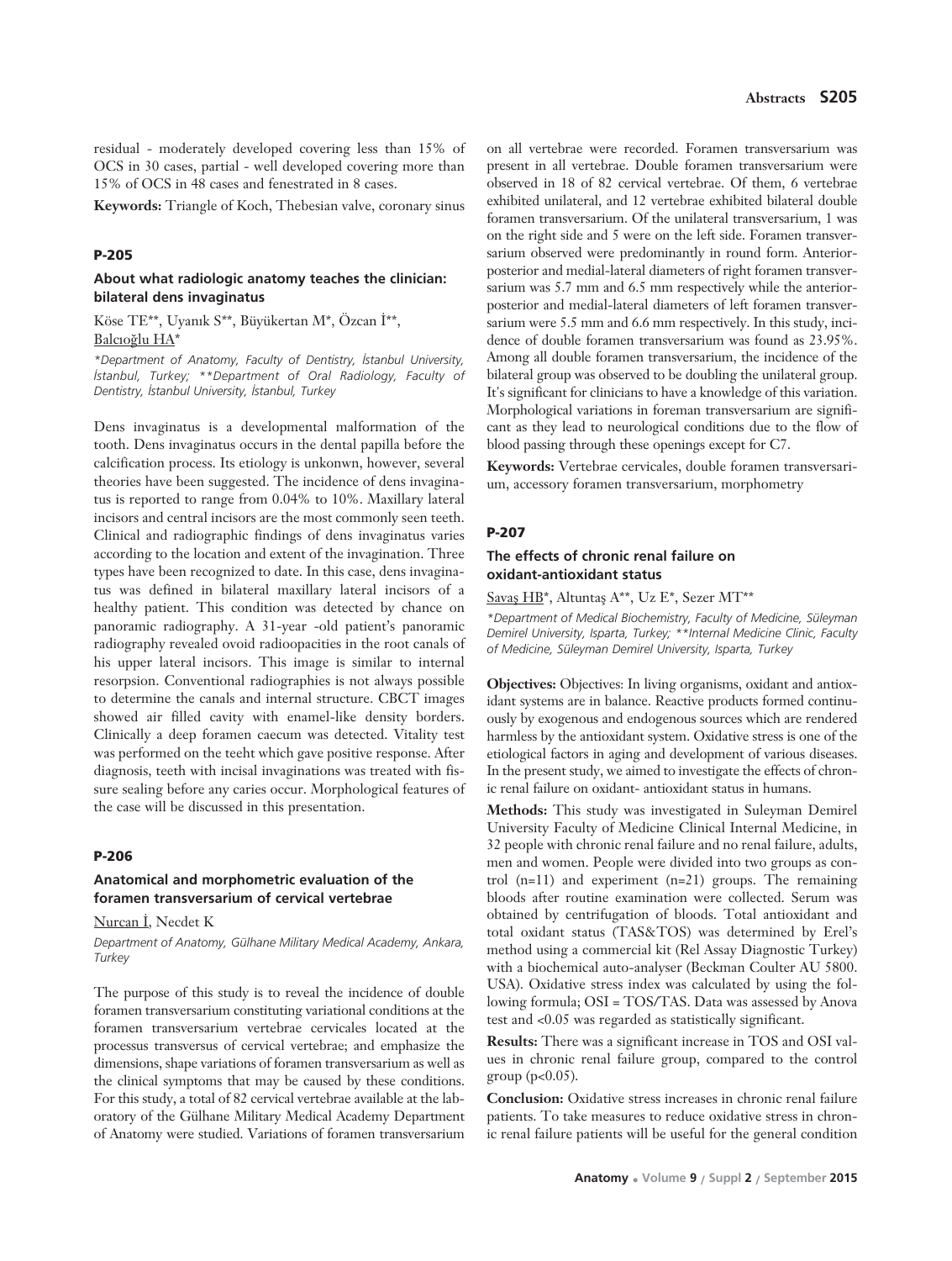residual - moderately developed covering less than 15% of OCS in 30 cases, partial - well developed covering more than 15% of OCS in 48 cases and fenestrated in 8 cases.

**Keywords:** Triangle of Koch, Thebesian valve, coronary sinus

#### P-205

### About what radiologic anatomy teaches the clinician: bilateral dens invaginatus

Köse TE**, Uyanık S**, Büyükertan M*, Özcan İ**, Balcıoğlu HA*

*\*Department of Anatomy, Faculty of Dentistry, İstanbul University, İstanbul, Turkey; \*\*Department of Oral Radiology, Faculty of Dentistry, İstanbul University, İstanbul, Turkey*

Dens invaginatus is a developmental malformation of the tooth. Dens invaginatus occurs in the dental papilla before the calcification process. Its etiology is unkonwn, however, several theories have been suggested. The incidence of dens invaginatus is reported to range from 0.04% to 10%. Maxillary lateral incisors and central incisors are the most commonly seen teeth. Clinical and radiographic findings of dens invaginatus varies according to the location and extent of the invagination. Three types have been recognized to date. In this case, dens invaginatus was defined in bilateral maxillary lateral incisors of a healthy patient. This condition was detected by chance on panoramic radiography. A 31-year -old patient's panoramic radiography revealed ovoid radioopacities in the root canals of his upper lateral incisors. This image is similar to internal resorpsion. Conventional radiographies is not always possible to determine the canals and internal structure. CBCT images showed air filled cavity with enamel-like density borders. Clinically a deep foramen caecum was detected. Vitality test was performed on the teeht which gave positive response. After diagnosis, teeth with incisal invaginations was treated with fissure sealing before any caries occur. Morphological features of the case will be discussed in this presentation.

#### P-206

### Anatomical and morphometric evaluation of the foramen transversarium of cervical vertebrae

Nurcan İ, Necdet K

*Department of Anatomy, Gülhane Military Medical Academy, Ankara, Turkey*

The purpose of this study is to reveal the incidence of double foramen transversarium constituting variational conditions at the foramen transversarium vertebrae cervicales located at the processus transversus of cervical vertebrae; and emphasize the dimensions, shape variations of foramen transversarium as well as the clinical symptoms that may be caused by these conditions. For this study, a total of 82 cervical vertebrae available at the laboratory of the Gülhane Military Medical Academy Department of Anatomy were studied. Variations of foramen transversarium on all vertebrae were recorded. Foramen transversarium was present in all vertebrae. Double foramen transversarium were observed in 18 of 82 cervical vertebrae. Of them, 6 vertebrae exhibited unilateral, and 12 vertebrae exhibited bilateral double foramen transversarium. Of the unilateral transversarium, 1 was on the right side and 5 were on the left side. Foramen transversarium observed were predominantly in round form. Anterior-posterior and medial-lateral diameters of right foramen transversarium was 5.7 mm and 6.5 mm respectively while the anterior-posterior and medial-lateral diameters of left foramen transversarium were 5.5 mm and 6.6 mm respectively. In this study, incidence of double foramen transversarium was found as 23.95%. Among all double foramen transversarium, the incidence of the bilateral group was observed to be doubling the unilateral group. It's significant for clinicians to have a knowledge of this variation. Morphological variations in foreman transversarium are significant as they lead to neurological conditions due to the flow of blood passing through these openings except for C7.

**Keywords:** Vertebrae cervicales, double foramen transversarium, accessory foramen transversarium, morphometry

#### P-207

### The effects of chronic renal failure on oxidant-antioxidant status

Savaş HB*, Altuntaş A**, Uz E*, Sezer MT**

*\*Department of Medical Biochemistry, Faculty of Medicine, Süleyman Demirel University, Isparta, Turkey; \*\*Internal Medicine Clinic, Faculty of Medicine, Süleyman Demirel University, Isparta, Turkey*

**Objectives:** Objectives: In living organisms, oxidant and antioxidant systems are in balance. Reactive products formed continuously by exogenous and endogenous sources which are rendered harmless by the antioxidant system. Oxidative stress is one of the etiological factors in aging and development of various diseases. In the present study, we aimed to investigate the effects of chronic renal failure on oxidant- antioxidant status in humans.

**Methods:** This study was investigated in Suleyman Demirel University Faculty of Medicine Clinical Internal Medicine, in 32 people with chronic renal failure and no renal failure, adults, men and women. People were divided into two groups as control (n=11) and experiment (n=21) groups. The remaining bloods after routine examination were collected. Serum was obtained by centrifugation of bloods. Total antioxidant and total oxidant status (TAS&TOS) was determined by Erel's method using a commercial kit (Rel Assay Diagnostic Turkey) with a biochemical auto-analyser (Beckman Coulter AU 5800. USA). Oxidative stress index was calculated by using the following formula; OSI = TOS/TAS. Data was assessed by Anova test and <0.05 was regarded as statistically significant.

**Results:** There was a significant increase in TOS and OSI values in chronic renal failure group, compared to the control group ($p<0.05$).

**Conclusion:** Oxidative stress increases in chronic renal failure patients. To take measures to reduce oxidative stress in chronic renal failure patients will be useful for the general condition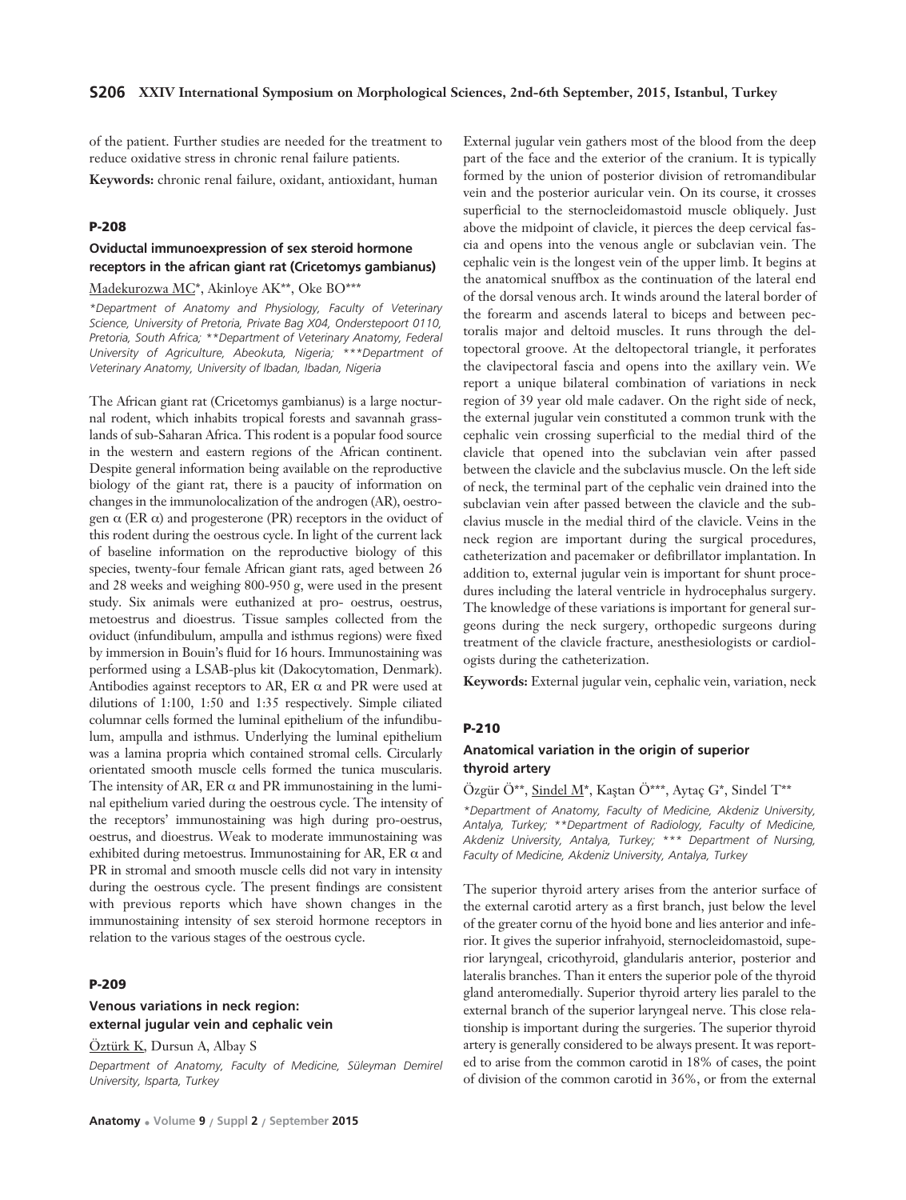of the patient. Further studies are needed for the treatment to reduce oxidative stress in chronic renal failure patients.

**Keywords:** chronic renal failure, oxidant, antioxidant, human

#### P-208

### Oviductal immunoexpression of sex steroid hormone receptors in the african giant rat (Cricetomys gambianus)

Madekurozwa MC*, Akinloye AK**, Oke BO***

*\*Department of Anatomy and Physiology, Faculty of Veterinary Science, University of Pretoria, Private Bag X04, Onderstepoort 0110, Pretoria, South Africa; \*\*Department of Veterinary Anatomy, Federal University of Agriculture, Abeokuta, Nigeria; \*\*\*Department of Veterinary Anatomy, University of Ibadan, Ibadan, Nigeria*

The African giant rat (Cricetomys gambianus) is a large nocturnal rodent, which inhabits tropical forests and savannah grasslands of sub-Saharan Africa. This rodent is a popular food source in the western and eastern regions of the African continent. Despite general information being available on the reproductive biology of the giant rat, there is a paucity of information on changes in the immunolocalization of the androgen (AR), oestrogen α (ER α) and progesterone (PR) receptors in the oviduct of this rodent during the oestrous cycle. In light of the current lack of baseline information on the reproductive biology of this species, twenty-four female African giant rats, aged between 26 and 28 weeks and weighing 800-950 g, were used in the present study. Six animals were euthanized at pro- oestrus, oestrus, metoestrus and dioestrus. Tissue samples collected from the oviduct (infundibulum, ampulla and isthmus regions) were fixed by immersion in Bouin's fluid for 16 hours. Immunostaining was performed using a LSAB-plus kit (Dakocytomation, Denmark). Antibodies against receptors to AR, ER α and PR were used at dilutions of 1:100, 1:50 and 1:35 respectively. Simple ciliated columnar cells formed the luminal epithelium of the infundibulum, ampulla and isthmus. Underlying the luminal epithelium was a lamina propria which contained stromal cells. Circularly orientated smooth muscle cells formed the tunica muscularis. The intensity of AR, ER α and PR immunostaining in the luminal epithelium varied during the oestrous cycle. The intensity of the receptors' immunostaining was high during pro-oestrus, oestrus, and dioestrus. Weak to moderate immunostaining was exhibited during metoestrus. Immunostaining for AR, ER α and PR in stromal and smooth muscle cells did not vary in intensity during the oestrous cycle. The present findings are consistent with previous reports which have shown changes in the immunostaining intensity of sex steroid hormone receptors in relation to the various stages of the oestrous cycle.

#### P-209

### Venous variations in neck region: external jugular vein and cephalic vein

Öztürk K, Dursun A, Albay S

*Department of Anatomy, Faculty of Medicine, Süleyman Demirel University, Isparta, Turkey*

External jugular vein gathers most of the blood from the deep part of the face and the exterior of the cranium. It is typically formed by the union of posterior division of retromandibular vein and the posterior auricular vein. On its course, it crosses superficial to the sternocleidomastoid muscle obliquely. Just above the midpoint of clavicle, it pierces the deep cervical fascia and opens into the venous angle or subclavian vein. The cephalic vein is the longest vein of the upper limb. It begins at the anatomical snuffbox as the continuation of the lateral end of the dorsal venous arch. It winds around the lateral border of the forearm and ascends lateral to biceps and between pectoralis major and deltoid muscles. It runs through the deltopectoral groove. At the deltopectoral triangle, it perforates the clavipectoral fascia and opens into the axillary vein. We report a unique bilateral combination of variations in neck region of 39 year old male cadaver. On the right side of neck, the external jugular vein constituted a common trunk with the cephalic vein crossing superficial to the medial third of the clavicle that opened into the subclavian vein after passed between the clavicle and the subclavius muscle. On the left side of neck, the terminal part of the cephalic vein drained into the subclavian vein after passed between the clavicle and the subclavius muscle in the medial third of the clavicle. Veins in the neck region are important during the surgical procedures, catheterization and pacemaker or defibrillator implantation. In addition to, external jugular vein is important for shunt procedures including the lateral ventricle in hydrocephalus surgery. The knowledge of these variations is important for general surgeons during the neck surgery, orthopedic surgeons during treatment of the clavicle fracture, anesthesiologists or cardiologists during the catheterization.

**Keywords:** External jugular vein, cephalic vein, variation, neck

#### P-210

### Anatomical variation in the origin of superior thyroid artery

Özgür Ö**, Sindel M*, Kaştan Ö***, Aytaç G*, Sindel T**

*\*Department of Anatomy, Faculty of Medicine, Akdeniz University, Antalya, Turkey; \*\*Department of Radiology, Faculty of Medicine, Akdeniz University, Antalya, Turkey; \*\*\* Department of Nursing, Faculty of Medicine, Akdeniz University, Antalya, Turkey*

The superior thyroid artery arises from the anterior surface of the external carotid artery as a first branch, just below the level of the greater cornu of the hyoid bone and lies anterior and inferior. It gives the superior infrahyoid, sternocleidomastoid, superior laryngeal, cricothyroid, glandularis anterior, posterior and lateralis branches. Than it enters the superior pole of the thyroid gland anteromedially. Superior thyroid artery lies paralel to the external branch of the superior laryngeal nerve. This close relationship is important during the surgeries. The superior thyroid artery is generally considered to be always present. It was reported to arise from the common carotid in 18% of cases, the point of division of the common carotid in 36%, or from the external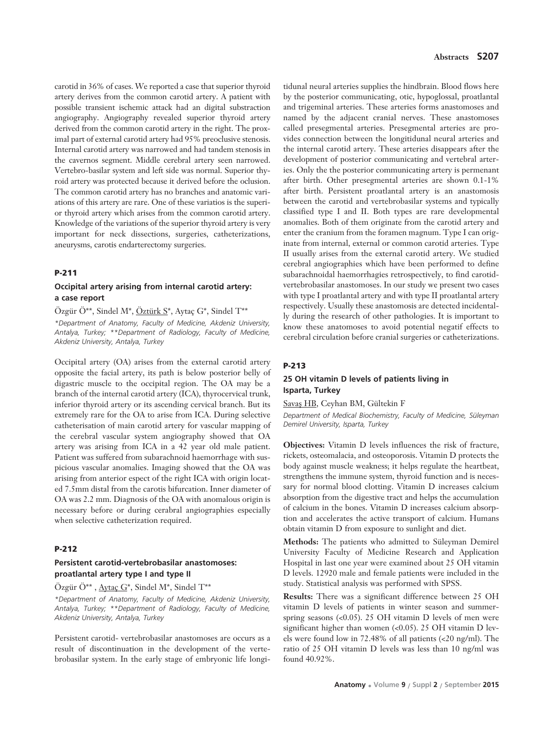carotid in 36% of cases. We reported a case that superior thyroid artery derives from the common carotid artery. A patient with possible transient ischemic attack had an digital substraction angiography. Angiography revealed superior thyroid artery derived from the common carotid artery in the right. The proximal part of external carotid artery had 95% preoclusive stenosis. Internal carotid artery was narrowed and had tandem stenosis in the cavernos segment. Middle cerebral artery seen narrowed. Vertebro-basilar system and left side was normal. Superior thyroid artery was protected because it derived before the oclusion. The common carotid artery has no branches and anatomic variations of this artery are rare. One of these variatios is the superior thyroid artery which arises from the common carotid artery. Knowledge of the variations of the superior thyroid artery is very important for neck dissections, surgeries, catheterizations, aneurysms, carotis endarterectomy surgeries.

## P-211

### Occipital artery arising from internal carotid artery: a case report

Özgür Ö**, Sindel M*, Öztürk S*, Aytaç G*, Sindel T**

*\*Department of Anatomy, Faculty of Medicine, Akdeniz University, Antalya, Turkey; \*\*Department of Radiology, Faculty of Medicine, Akdeniz University, Antalya, Turkey*

Occipital artery (OA) arises from the external carotid artery opposite the facial artery, its path is below posterior belly of digastric muscle to the occipital region. The OA may be a branch of the internal carotid artery (ICA), thyrocervical trunk, inferior thyroid artery or its ascending cervical branch. But its extremely rare for the OA to arise from ICA. During selective catheterisation of main carotid artery for vascular mapping of the cerebral vascular system angiography showed that OA artery was arising from ICA in a 42 year old male patient. Patient was suffered from subarachnoid haemorrhage with suspicious vascular anomalies. Imaging showed that the OA was arising from anterior espect of the right ICA with origin located 7.5mm distal from the carotis bifurcation. Inner diameter of OA was 2.2 mm. Diagnosis of the OA with anomalous origin is necessary before or during cerabral angiographies especially when selective catheterization required.

## P-212

### Persistent carotid-vertebrobasilar anastomoses: proatlantal artery type I and type II

Özgür Ö** , Aytaç G*, Sindel M*, Sindel T**

*\*Department of Anatomy, Faculty of Medicine, Akdeniz University, Antalya, Turkey; \*\*Department of Radiology, Faculty of Medicine, Akdeniz University, Antalya, Turkey*

Persistent carotid- vertebrobasilar anastomoses are occurs as a result of discontinuation in the development of the vertebrobasilar system. In the early stage of embryonic life longitidunal neural arteries supplies the hindbrain. Blood flows here by the posterior communicating, otic, hypoglossal, proatlantal and trigeminal arteries. These arteries forms anastomoses and named by the adjacent cranial nerves. These anastomoses called presegmental arteries. Presegmental arteries are provides connection between the longitidunal neural arteries and the internal carotid artery. These arteries disappears after the development of posterior communicating and vertebral arteries. Only the the posterior communicating artery is permenant after birth. Other presegmental arteries are shown 0.1-1% after birth. Persistent proatlantal artery is an anastomosis between the carotid and vertebrobasilar systems and typically classified type I and II. Both types are rare developmental anomalies. Both of them originate from the carotid artery and enter the cranium from the foramen magnum. Type I can originate from internal, external or common carotid arteries. Type II usually arises from the external carotid artery. We studied cerebral angiographies which have been performed to define subarachnoidal haemorrhagies retrospectively, to find carotid-vertebrobasilar anastomoses. In our study we present two cases with type I proatlantal artery and with type II proatlantal artery respectively. Usually these anastomosis are detected incidentally during the research of other pathologies. It is important to know these anatomoses to avoid potential negatif effects to cerebral circulation before cranial surgeries or catheterizations.

## P-213

### 25 OH vitamin D levels of patients living in Isparta, Turkey

Savaş HB, Ceyhan BM, Gültekin F

*Department of Medical Biochemistry, Faculty of Medicine, Süleyman Demirel University, Isparta, Turkey*

**Objectives:** Vitamin D levels influences the risk of fracture, rickets, osteomalacia, and osteoporosis. Vitamin D protects the body against muscle weakness; it helps regulate the heartbeat, strengthens the immune system, thyroid function and is necessary for normal blood clotting. Vitamin D increases calcium absorption from the digestive tract and helps the accumulation of calcium in the bones. Vitamin D increases calcium absorption and accelerates the active transport of calcium. Humans obtain vitamin D from exposure to sunlight and diet.

**Methods:** The patients who admitted to Süleyman Demirel University Faculty of Medicine Research and Application Hospital in last one year were examined about 25 OH vitamin D levels. 12920 male and female patients were included in the study. Statistical analysis was performed with SPSS.

**Results:** There was a significant difference between 25 OH vitamin D levels of patients in winter season and summer-spring seasons (<0.05). 25 OH vitamin D levels of men were significant higher than women (<0.05). 25 OH vitamin D levels were found low in 72.48% of all patients (<20 ng/ml). The ratio of 25 OH vitamin D levels was less than 10 ng/ml was found 40.92%.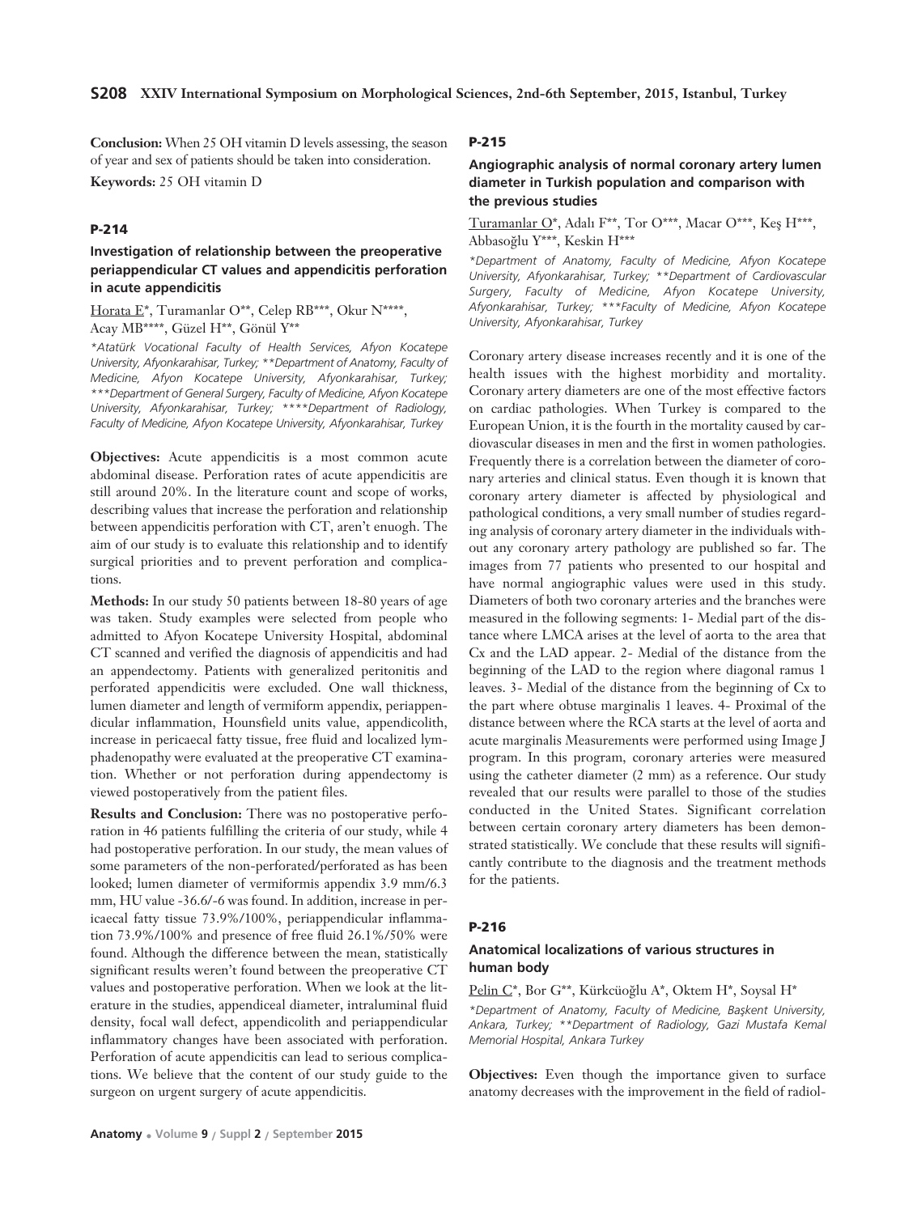**Conclusion:** When 25 OH vitamin D levels assessing, the season of year and sex of patients should be taken into consideration.

**Keywords:** 25 OH vitamin D

## P-214

### Investigation of relationship between the preoperative periappendicular CT values and appendicitis perforation in acute appendicitis

Horata E*, Turamanlar O**, Celep RB***, Okur N****, Acay MB****, Güzel H**, Gönül Y**

*\*Atatürk Vocational Faculty of Health Services, Afyon Kocatepe University, Afyonkarahisar, Turkey; \*\*Department of Anatomy, Faculty of Medicine, Afyon Kocatepe University, Afyonkarahisar, Turkey; \*\*\*Department of General Surgery, Faculty of Medicine, Afyon Kocatepe University, Afyonkarahisar, Turkey; \*\*\*\*Department of Radiology, Faculty of Medicine, Afyon Kocatepe University, Afyonkarahisar, Turkey*

**Objectives:** Acute appendicitis is a most common acute abdominal disease. Perforation rates of acute appendicitis are still around 20%. In the literature count and scope of works, describing values that increase the perforation and relationship between appendicitis perforation with CT, aren't enuogh. The aim of our study is to evaluate this relationship and to identify surgical priorities and to prevent perforation and complications.

**Methods:** In our study 50 patients between 18-80 years of age was taken. Study examples were selected from people who admitted to Afyon Kocatepe University Hospital, abdominal CT scanned and verified the diagnosis of appendicitis and had an appendectomy. Patients with generalized peritonitis and perforated appendicitis were excluded. One wall thickness, lumen diameter and length of vermiform appendix, periappendicular inflammation, Hounsfield units value, appendicolith, increase in pericaecal fatty tissue, free fluid and localized lymphadenopathy were evaluated at the preoperative CT examination. Whether or not perforation during appendectomy is viewed postoperatively from the patient files.

**Results and Conclusion:** There was no postoperative perforation in 46 patients fulfilling the criteria of our study, while 4 had postoperative perforation. In our study, the mean values of some parameters of the non-perforated/perforated as has been looked; lumen diameter of vermiformis appendix 3.9 mm/6.3 mm, HU value -36.6/-6 was found. In addition, increase in pericaecal fatty tissue 73.9%/100%, periappendicular inflammation 73.9%/100% and presence of free fluid 26.1%/50% were found. Although the difference between the mean, statistically significant results weren't found between the preoperative CT values and postoperative perforation. When we look at the literature in the studies, appendiceal diameter, intraluminal fluid density, focal wall defect, appendicolith and periappendicular inflammatory changes have been associated with perforation. Perforation of acute appendicitis can lead to serious complications. We believe that the content of our study guide to the surgeon on urgent surgery of acute appendicitis.

## P-215

### Angiographic analysis of normal coronary artery lumen diameter in Turkish population and comparison with the previous studies

Turamanlar O*, Adalı F**, Tor O***, Macar O***, Keş H***, Abbasoğlu Y***, Keskin H***

*\*Department of Anatomy, Faculty of Medicine, Afyon Kocatepe University, Afyonkarahisar, Turkey; \*\*Department of Cardiovascular Surgery, Faculty of Medicine, Afyon Kocatepe University, Afyonkarahisar, Turkey; \*\*\*Faculty of Medicine, Afyon Kocatepe University, Afyonkarahisar, Turkey*

Coronary artery disease increases recently and it is one of the health issues with the highest morbidity and mortality. Coronary artery diameters are one of the most effective factors on cardiac pathologies. When Turkey is compared to the European Union, it is the fourth in the mortality caused by cardiovascular diseases in men and the first in women pathologies. Frequently there is a correlation between the diameter of coronary arteries and clinical status. Even though it is known that coronary artery diameter is affected by physiological and pathological conditions, a very small number of studies regarding analysis of coronary artery diameter in the individuals without any coronary artery pathology are published so far. The images from 77 patients who presented to our hospital and have normal angiographic values were used in this study. Diameters of both two coronary arteries and the branches were measured in the following segments: 1- Medial part of the distance where LMCA arises at the level of aorta to the area that Cx and the LAD appear. 2- Medial of the distance from the beginning of the LAD to the region where diagonal ramus 1 leaves. 3- Medial of the distance from the beginning of Cx to the part where obtuse marginalis 1 leaves. 4- Proximal of the distance between where the RCA starts at the level of aorta and acute marginalis Measurements were performed using Image J program. In this program, coronary arteries were measured using the catheter diameter (2 mm) as a reference. Our study revealed that our results were parallel to those of the studies conducted in the United States. Significant correlation between certain coronary artery diameters has been demonstrated statistically. We conclude that these results will significantly contribute to the diagnosis and the treatment methods for the patients.

## P-216

### Anatomical localizations of various structures in human body

Pelin C*, Bor G**, Kürkcüoğlu A*, Oktem H*, Soysal H*

*\*Department of Anatomy, Faculty of Medicine, Başkent University, Ankara, Turkey; \*\*Department of Radiology, Gazi Mustafa Kemal Memorial Hospital, Ankara Turkey*

**Objectives:** Even though the importance given to surface anatomy decreases with the improvement in the field of radiol-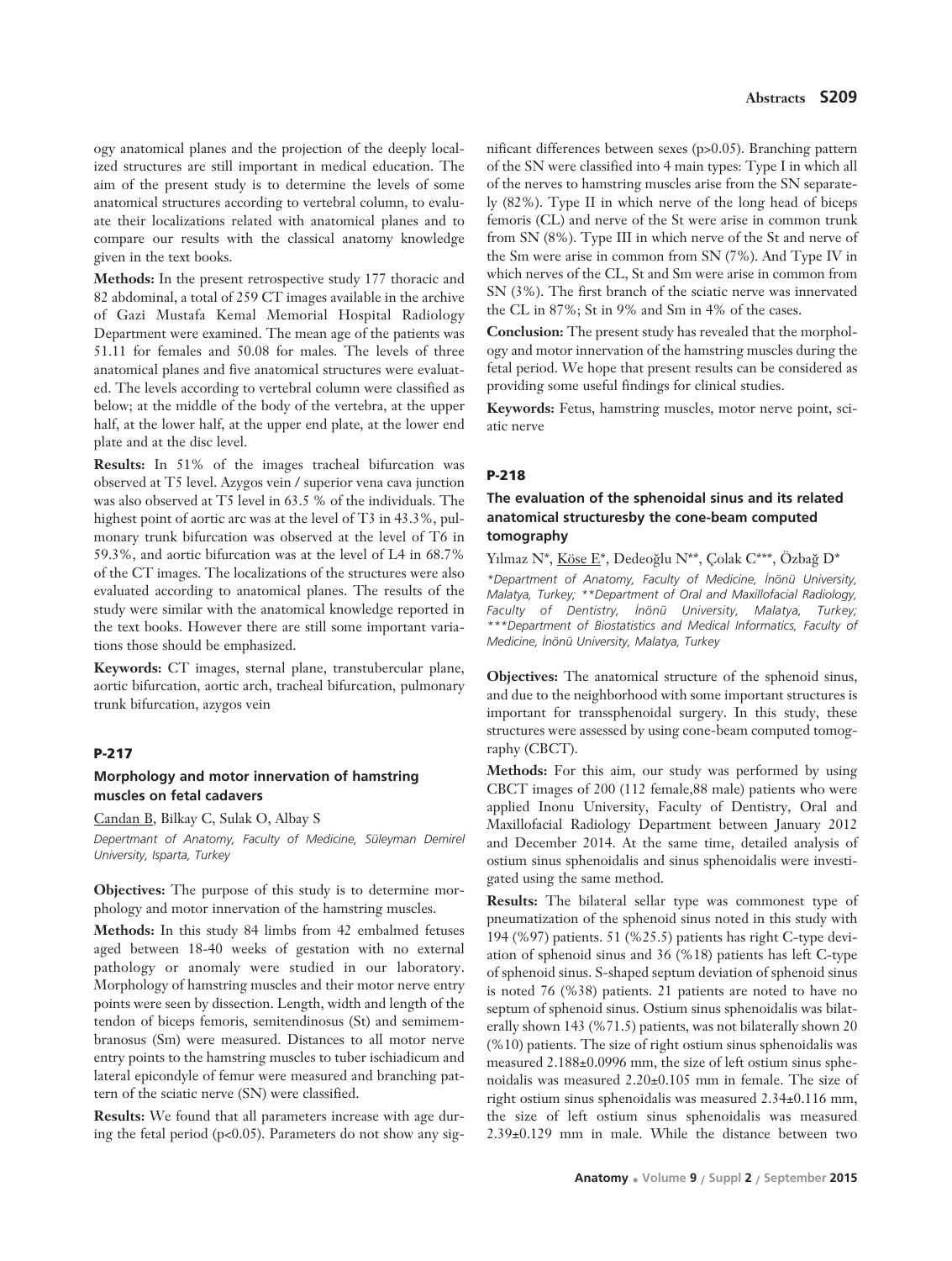ogy anatomical planes and the projection of the deeply localized structures are still important in medical education. The aim of the present study is to determine the levels of some anatomical structures according to vertebral column, to evaluate their localizations related with anatomical planes and to compare our results with the classical anatomy knowledge given in the text books.

**Methods:** In the present retrospective study 177 thoracic and 82 abdominal, a total of 259 CT images available in the archive of Gazi Mustafa Kemal Memorial Hospital Radiology Department were examined. The mean age of the patients was 51.11 for females and 50.08 for males. The levels of three anatomical planes and five anatomical structures were evaluated. The levels according to vertebral column were classified as below; at the middle of the body of the vertebra, at the upper half, at the lower half, at the upper end plate, at the lower end plate and at the disc level.

**Results:** In 51% of the images tracheal bifurcation was observed at T5 level. Azygos vein / superior vena cava junction was also observed at T5 level in 63.5 % of the individuals. The highest point of aortic arc was at the level of T3 in 43.3%, pulmonary trunk bifurcation was observed at the level of T6 in 59.3%, and aortic bifurcation was at the level of L4 in 68.7% of the CT images. The localizations of the structures were also evaluated according to anatomical planes. The results of the study were similar with the anatomical knowledge reported in the text books. However there are still some important variations those should be emphasized.

**Keywords:** CT images, sternal plane, transtubercular plane, aortic bifurcation, aortic arch, tracheal bifurcation, pulmonary trunk bifurcation, azygos vein

## P-217

### Morphology and motor innervation of hamstring muscles on fetal cadavers

Candan B, Bilkay C, Sulak O, Albay S

*Depertmant of Anatomy, Faculty of Medicine, Süleyman Demirel University, Isparta, Turkey*

**Objectives:** The purpose of this study is to determine morphology and motor innervation of the hamstring muscles.

**Methods:** In this study 84 limbs from 42 embalmed fetuses aged between 18-40 weeks of gestation with no external pathology or anomaly were studied in our laboratory. Morphology of hamstring muscles and their motor nerve entry points were seen by dissection. Length, width and length of the tendon of biceps femoris, semitendinosus (St) and semimembranosus (Sm) were measured. Distances to all motor nerve entry points to the hamstring muscles to tuber ischiadicum and lateral epicondyle of femur were measured and branching pattern of the sciatic nerve (SN) were classified.

**Results:** We found that all parameters increase with age during the fetal period ($p<0.05$). Parameters do not show any significant differences between sexes ($p>0.05$). Branching pattern of the SN were classified into 4 main types: Type I in which all of the nerves to hamstring muscles arise from the SN separately (82%). Type II in which nerve of the long head of biceps femoris (CL) and nerve of the St were arise in common trunk from SN (8%). Type III in which nerve of the St and nerve of the Sm were arise in common from SN (7%). And Type IV in which nerves of the CL, St and Sm were arise in common from SN (3%). The first branch of the sciatic nerve was innervated the CL in 87%; St in 9% and Sm in 4% of the cases.

**Conclusion:** The present study has revealed that the morphology and motor innervation of the hamstring muscles during the fetal period. We hope that present results can be considered as providing some useful findings for clinical studies.

**Keywords:** Fetus, hamstring muscles, motor nerve point, sciatic nerve

## P-218

### The evaluation of the sphenoidal sinus and its related anatomical structuresby the cone-beam computed tomography

Yılmaz N*, Köse E*, Dedeoğlu N**, Çolak C***, Özbağ D*

*\*Department of Anatomy, Faculty of Medicine, İnönü University, Malatya, Turkey; \*\*Department of Oral and Maxillofacial Radiology, Faculty of Dentistry, İnönü University, Malatya, Turkey; \*\*\*Department of Biostatistics and Medical Informatics, Faculty of Medicine, İnönü University, Malatya, Turkey*

**Objectives:** The anatomical structure of the sphenoid sinus, and due to the neighborhood with some important structures is important for transsphenoidal surgery. In this study, these structures were assessed by using cone-beam computed tomography (CBCT).

**Methods:** For this aim, our study was performed by using CBCT images of 200 (112 female,88 male) patients who were applied Inonu University, Faculty of Dentistry, Oral and Maxillofacial Radiology Department between January 2012 and December 2014. At the same time, detailed analysis of ostium sinus sphenoidalis and sinus sphenoidalis were investigated using the same method.

**Results:** The bilateral sellar type was commonest type of pneumatization of the sphenoid sinus noted in this study with 194 (%97) patients. 51 (%25.5) patients has right C-type deviation of sphenoid sinus and 36 (%18) patients has left C-type of sphenoid sinus. S-shaped septum deviation of sphenoid sinus is noted 76 (%38) patients. 21 patients are noted to have no septum of sphenoid sinus. Ostium sinus sphenoidalis was bilaterally shown 143 (%71.5) patients, was not bilaterally shown 20 (%10) patients. The size of right ostium sinus sphenoidalis was measured 2.188±0.0996 mm, the size of left ostium sinus sphenoidalis was measured 2.20±0.105 mm in female. The size of right ostium sinus sphenoidalis was measured 2.34±0.116 mm, the size of left ostium sinus sphenoidalis was measured 2.39±0.129 mm in male. While the distance between two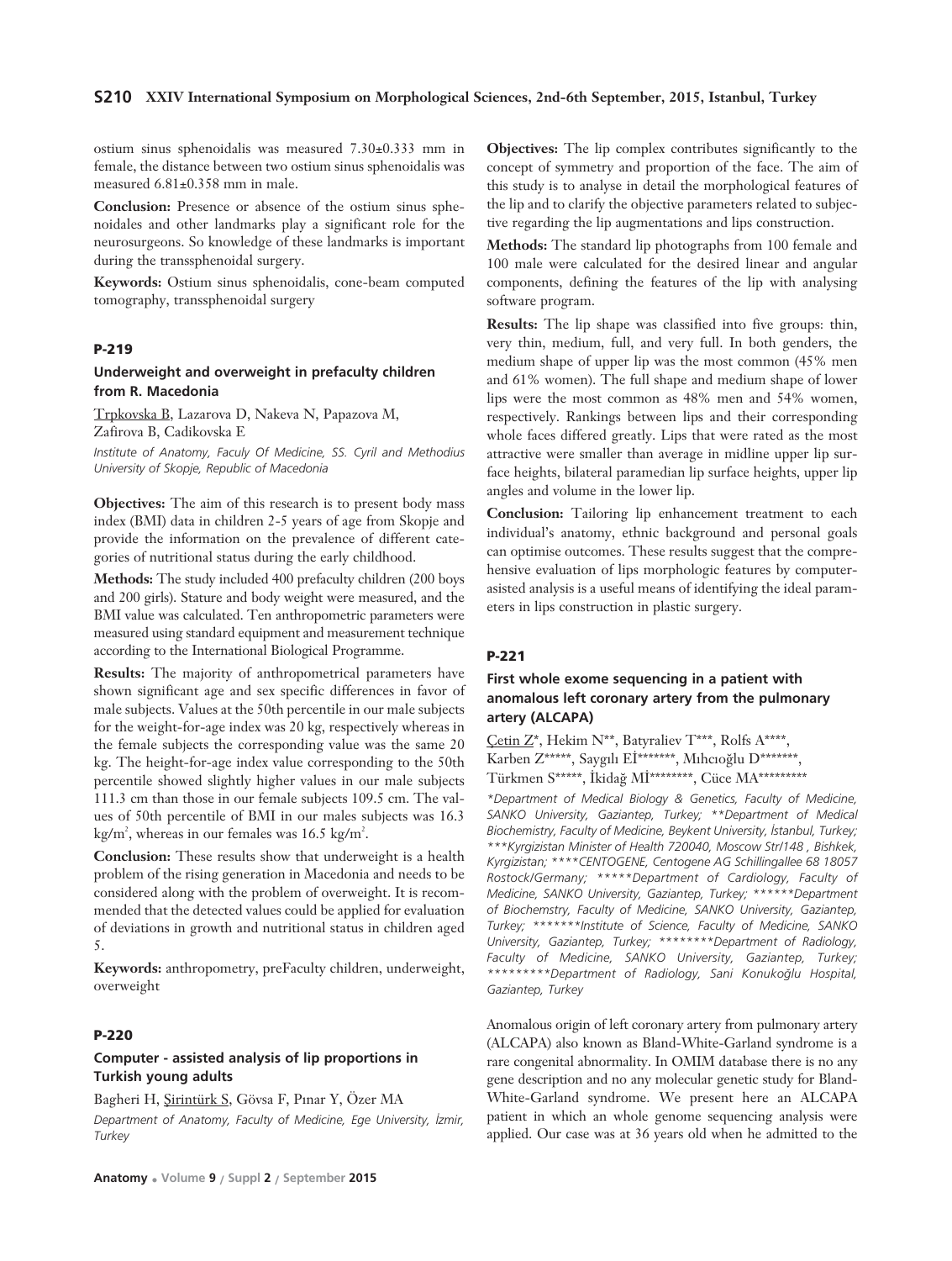ostium sinus sphenoidalis was measured 7.30±0.333 mm in female, the distance between two ostium sinus sphenoidalis was measured 6.81±0.358 mm in male.

**Conclusion:** Presence or absence of the ostium sinus sphenoidales and other landmarks play a significant role for the neurosurgeons. So knowledge of these landmarks is important during the transsphenoidal surgery.

**Keywords:** Ostium sinus sphenoidalis, cone-beam computed tomography, transsphenoidal surgery

### P-219

### Underweight and overweight in prefaculty children from R. Macedonia

Trpkovska B, Lazarova D, Nakeva N, Papazova M, Zafirova B, Cadikovska E

*Institute of Anatomy, Faculy Of Medicine, SS. Cyril and Methodius University of Skopje, Republic of Macedonia*

**Objectives:** The aim of this research is to present body mass index (BMI) data in children 2-5 years of age from Skopje and provide the information on the prevalence of different categories of nutritional status during the early childhood.

**Methods:** The study included 400 prefaculty children (200 boys and 200 girls). Stature and body weight were measured, and the BMI value was calculated. Ten anthropometric parameters were measured using standard equipment and measurement technique according to the International Biological Programme.

**Results:** The majority of anthropometrical parameters have shown significant age and sex specific differences in favor of male subjects. Values at the 50th percentile in our male subjects for the weight-for-age index was 20 kg, respectively whereas in the female subjects the corresponding value was the same 20 kg. The height-for-age index value corresponding to the 50th percentile showed slightly higher values in our male subjects 111.3 cm than those in our female subjects 109.5 cm. The values of 50th percentile of BMI in our males subjects was 16.3 $kg/m^2$, whereas in our females was 16.5 $kg/m^2$.

**Conclusion:** These results show that underweight is a health problem of the rising generation in Macedonia and needs to be considered along with the problem of overweight. It is recommended that the detected values could be applied for evaluation of deviations in growth and nutritional status in children aged 5.

**Keywords:** anthropometry, preFaculty children, underweight, overweight

### P-220

### Computer - assisted analysis of lip proportions in Turkish young adults

Bagheri H, Şirintürk S, Gövsa F, Pınar Y, Özer MA

*Department of Anatomy, Faculty of Medicine, Ege University, İzmir, Turkey*

**Objectives:** The lip complex contributes significantly to the concept of symmetry and proportion of the face. The aim of this study is to analyse in detail the morphological features of the lip and to clarify the objective parameters related to subjective regarding the lip augmentations and lips construction.

**Methods:** The standard lip photographs from 100 female and 100 male were calculated for the desired linear and angular components, defining the features of the lip with analysing software program.

**Results:** The lip shape was classified into five groups: thin, very thin, medium, full, and very full. In both genders, the medium shape of upper lip was the most common (45% men and 61% women). The full shape and medium shape of lower lips were the most common as 48% men and 54% women, respectively. Rankings between lips and their corresponding whole faces differed greatly. Lips that were rated as the most attractive were smaller than average in midline upper lip surface heights, bilateral paramedian lip surface heights, upper lip angles and volume in the lower lip.

**Conclusion:** Tailoring lip enhancement treatment to each individual's anatomy, ethnic background and personal goals can optimise outcomes. These results suggest that the comprehensive evaluation of lips morphologic features by computer-asisted analysis is a useful means of identifying the ideal parameters in lips construction in plastic surgery.

### P-221

### First whole exome sequencing in a patient with anomalous left coronary artery from the pulmonary artery (ALCAPA)

Çetin Z*, Hekim N**, Batyraliev T***, Rolfs A****, Karben Z*****, Saygılı Eİ*******, Mıhcıoğlu D*******, Türkmen S*****, İkidağ Mİ********, Cüce MA*********

*\*Department of Medical Biology & Genetics, Faculty of Medicine, SANKO University, Gaziantep, Turkey; \*\*Department of Medical Biochemistry, Faculty of Medicine, Beykent University, İstanbul, Turkey; \*\*\*Kyrgizistan Minister of Health 720040, Moscow Str/148 , Bishkek, Kyrgizistan; \*\*\*\*CENTOGENE, Centogene AG Schillingallee 68 18057 Rostock/Germany; \*\*\*\*\*Department of Cardiology, Faculty of Medicine, SANKO University, Gaziantep, Turkey; \*\*\*\*\*\*Department of Biochemstry, Faculty of Medicine, SANKO University, Gaziantep, Turkey; \*\*\*\*\*\*\*Institute of Science, Faculty of Medicine, SANKO University, Gaziantep, Turkey; \*\*\*\*\*\*\*\*Department of Radiology, Faculty of Medicine, SANKO University, Gaziantep, Turkey; \*\*\*\*\*\*\*\*\*Department of Radiology, Sani Konukoğlu Hospital, Gaziantep, Turkey*

Anomalous origin of left coronary artery from pulmonary artery (ALCAPA) also known as Bland-White-Garland syndrome is a rare congenital abnormality. In OMIM database there is no any gene description and no any molecular genetic study for Bland-White-Garland syndrome. We present here an ALCAPA patient in which an whole genome sequencing analysis were applied. Our case was at 36 years old when he admitted to the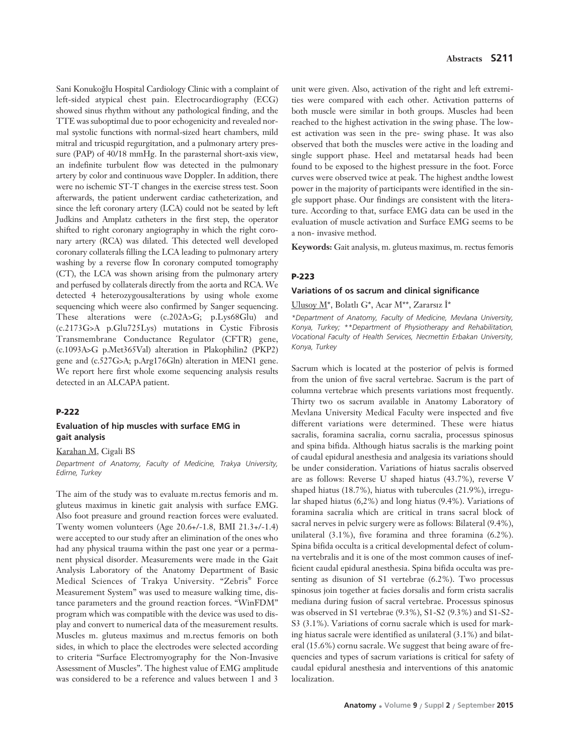Sani Konukoğlu Hospital Cardiology Clinic with a complaint of left-sided atypical chest pain. Electrocardiography (ECG) showed sinus rhythm without any pathological finding, and the TTE was suboptimal due to poor echogenicity and revealed normal systolic functions with normal-sized heart chambers, mild mitral and tricuspid regurgitation, and a pulmonary artery pressure (PAP) of 40/18 mmHg. In the parasternal short-axis view, an indefinite turbulent flow was detected in the pulmonary artery by color and continuous wave Doppler. In addition, there were no ischemic ST-T changes in the exercise stress test. Soon afterwards, the patient underwent cardiac catheterization, and since the left coronary artery (LCA) could not be seated by left Judkins and Amplatz catheters in the first step, the operator shifted to right coronary angiography in which the right coronary artery (RCA) was dilated. This detected well developed coronary collaterals filling the LCA leading to pulmonary artery washing by a reverse flow In coronary computed tomography (CT), the LCA was shown arising from the pulmonary artery and perfused by collaterals directly from the aorta and RCA. We detected 4 heterozygousalterations by using whole exome sequencing which weere also confirmed by Sanger sequencing. These alterations were (c.202A>G; p.Lys68Glu) and (c.2173G>A p.Glu725Lys) mutations in Cystic Fibrosis Transmembrane Conductance Regulator (CFTR) gene, (c.1093A>G p.Met365Val) alteration in Plakophilin2 (PKP2) gene and (c.527G>A; p.Arg176Gln) alteration in MEN1 gene. We report here first whole exome sequencing analysis results detected in an ALCAPA patient.

## P-222

### Evaluation of hip muscles with surface EMG in gait analysis

Karahan M, Cigali BS

*Department of Anatomy, Faculty of Medicine, Trakya University, Edirne, Turkey*

The aim of the study was to evaluate m.rectus femoris and m. gluteus maximus in kinetic gait analysis with surface EMG. Also foot preasure and ground reaction forces were evaluated. Twenty women volunteers (Age 20.6+/-1.8, BMI 21.3+/-1.4) were accepted to our study after an elimination of the ones who had any physical trauma within the past one year or a permanent physical disorder. Measurements were made in the Gait Analysis Laboratory of the Anatomy Department of Basic Medical Sciences of Trakya University. "Zebris® Force Measurement System" was used to measure walking time, distance parameters and the ground reaction forces. "WinFDM" program which was compatible with the device was used to display and convert to numerical data of the measurement results. Muscles m. gluteus maximus and m.rectus femoris on both sides, in which to place the electrodes were selected according to criteria "Surface Electromyography for the Non-Invasive Assessment of Muscles". The highest value of EMG amplitude was considered to be a reference and values between 1 and 3 unit were given. Also, activation of the right and left extremities were compared with each other. Activation patterns of both muscle were similar in both groups. Muscles had been reached to the highest activation in the swing phase. The lowest activation was seen in the pre- swing phase. It was also observed that both the muscles were active in the loading and single support phase. Heel and metatarsal heads had been found to be exposed to the highest pressure in the foot. Force curves were observed twice at peak. The highest andthe lowest power in the majority of participants were identified in the single support phase. Our findings are consistent with the literature. According to that, surface EMG data can be used in the evaluation of muscle activation and Surface EMG seems to be a non- invasive method.

**Keywords:** Gait analysis, m. gluteus maximus, m. rectus femoris

## P-223

### Variations of os sacrum and clinical significance

Ulusoy M*, Bolatlı G*, Acar M**, Zararsız İ*

*\*Department of Anatomy, Faculty of Medicine, Mevlana University, Konya, Turkey; \*\*Department of Physiotherapy and Rehabilitation, Vocational Faculty of Health Services, Necmettin Erbakan University, Konya, Turkey*

Sacrum which is located at the posterior of pelvis is formed from the union of five sacral vertebrae. Sacrum is the part of columna vertebrae which presents variations most frequently. Thirty two os sacrum available in Anatomy Laboratory of Mevlana University Medical Faculty were inspected and five different variations were determined. These were hiatus sacralis, foramina sacralia, cornu sacralia, processus spinosus and spina bifida. Although hiatus sacralis is the marking point of caudal epidural anesthesia and analgesia its variations should be under consideration. Variations of hiatus sacralis observed are as follows: Reverse U shaped hiatus (43.7%), reverse V shaped hiatus (18.7%), hiatus with tubercules (21.9%), irregular shaped hiatus (6,2%) and long hiatus (9.4%). Variations of foramina sacralia which are critical in trans sacral block of sacral nerves in pelvic surgery were as follows: Bilateral (9.4%), unilateral (3.1%), five foramina and three foramina (6.2%). Spina bifida occulta is a critical developmental defect of columna vertebralis and it is one of the most common causes of inefficient caudal epidural anesthesia. Spina bifida occulta was presenting as disunion of S1 vertebrae (6.2%). Two processus spinosus join together at facies dorsalis and form crista sacralis mediana during fusion of sacral vertebrae. Processus spinosus was observed in S1 vertebrae (9.3%), S1-S2 (9.3%) and S1-S2-S3 (3.1%). Variations of cornu sacrale which is used for marking hiatus sacrale were identified as unilateral (3.1%) and bilateral (15.6%) cornu sacrale. We suggest that being aware of frequencies and types of sacrum variations is critical for safety of caudal epidural anesthesia and interventions of this anatomic localization.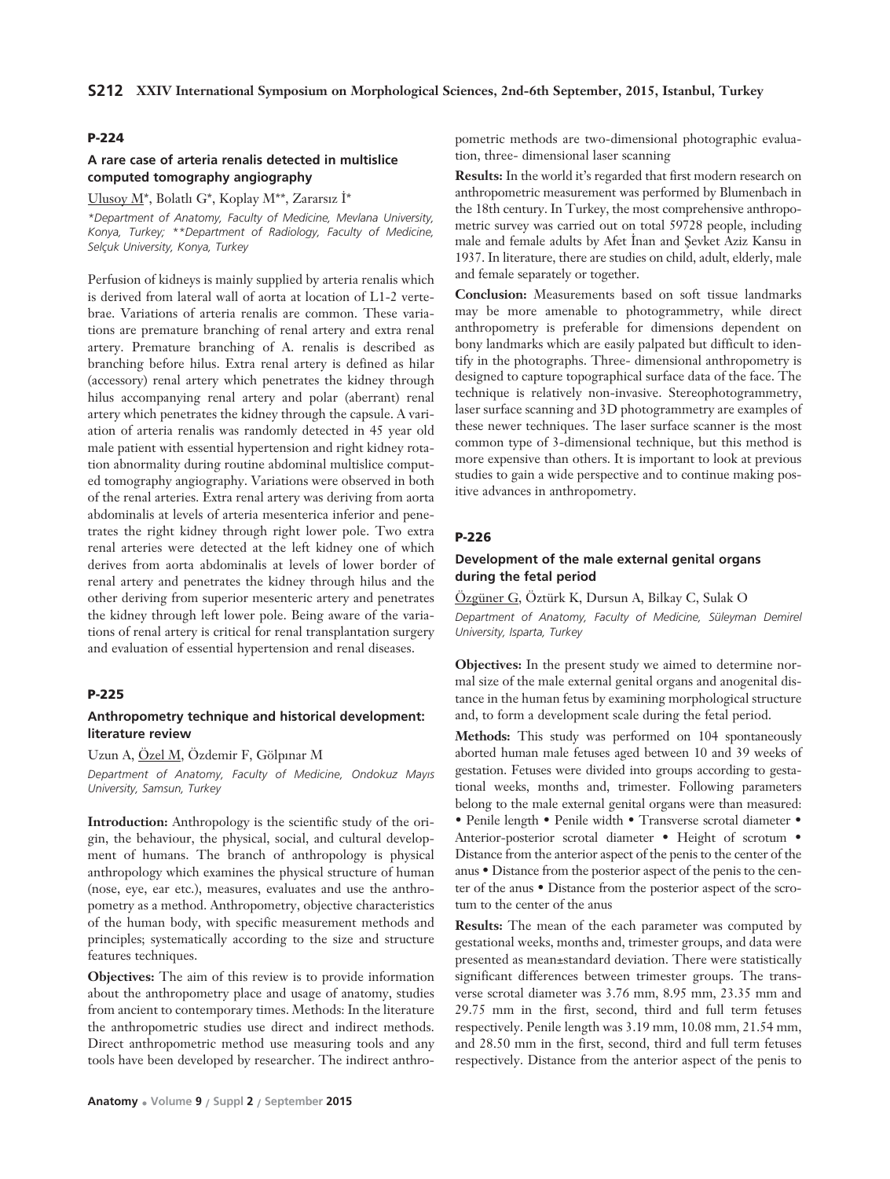### P-224

#### A rare case of arteria renalis detected in multislice computed tomography angiography

Ulusoy M*, Bolatlı G*, Koplay M**, Zararsız İ*

*Department of Anatomy, Faculty of Medicine, Mevlana University, Konya, Turkey; **Department of Radiology, Faculty of Medicine, Selçuk University, Konya, Turkey*

Perfusion of kidneys is mainly supplied by arteria renalis which is derived from lateral wall of aorta at location of L1-2 vertebrae. Variations of arteria renalis are common. These variations are premature branching of renal artery and extra renal artery. Premature branching of A. renalis is described as branching before hilus. Extra renal artery is defined as hilar (accessory) renal artery which penetrates the kidney through hilus accompanying renal artery and polar (aberrant) renal artery which penetrates the kidney through the capsule. A variation of arteria renalis was randomly detected in 45 year old male patient with essential hypertension and right kidney rotation abnormality during routine abdominal multislice computed tomography angiography. Variations were observed in both of the renal arteries. Extra renal artery was deriving from aorta abdominalis at levels of arteria mesenterica inferior and penetrates the right kidney through right lower pole. Two extra renal arteries were detected at the left kidney one of which derives from aorta abdominalis at levels of lower border of renal artery and penetrates the kidney through hilus and the other deriving from superior mesenteric artery and penetrates the kidney through left lower pole. Being aware of the variations of renal artery is critical for renal transplantation surgery and evaluation of essential hypertension and renal diseases.

### P-225

#### Anthropometry technique and historical development: literature review

Uzun A, Özel M, Özdemir F, Gölpınar M

*Department of Anatomy, Faculty of Medicine, Ondokuz Mayıs University, Samsun, Turkey*

**Introduction:** Anthropology is the scientific study of the origin, the behaviour, the physical, social, and cultural development of humans. The branch of anthropology is physical anthropology which examines the physical structure of human (nose, eye, ear etc.), measures, evaluates and use the anthropometry as a method. Anthropometry, objective characteristics of the human body, with specific measurement methods and principles; systematically according to the size and structure features techniques.

**Objectives:** The aim of this review is to provide information about the anthropometry place and usage of anatomy, studies from ancient to contemporary times. Methods: In the literature the anthropometric studies use direct and indirect methods. Direct anthropometric method use measuring tools and any tools have been developed by researcher. The indirect anthropometric methods are two-dimensional photographic evaluation, three- dimensional laser scanning

**Results:** In the world it's regarded that first modern research on anthropometric measurement was performed by Blumenbach in the 18th century. In Turkey, the most comprehensive anthropometric survey was carried out on total 59728 people, including male and female adults by Afet İnan and Şevket Aziz Kansu in 1937. In literature, there are studies on child, adult, elderly, male and female separately or together.

**Conclusion:** Measurements based on soft tissue landmarks may be more amenable to photogrammetry, while direct anthropometry is preferable for dimensions dependent on bony landmarks which are easily palpated but difficult to identify in the photographs. Three- dimensional anthropometry is designed to capture topographical surface data of the face. The technique is relatively non-invasive. Stereophotogrammetry, laser surface scanning and 3D photogrammetry are examples of these newer techniques. The laser surface scanner is the most common type of 3-dimensional technique, but this method is more expensive than others. It is important to look at previous studies to gain a wide perspective and to continue making positive advances in anthropometry.

### P-226

#### Development of the male external genital organs during the fetal period

Özgüner G, Öztürk K, Dursun A, Bilkay C, Sulak O

*Department of Anatomy, Faculty of Medicine, Süleyman Demirel University, Isparta, Turkey*

**Objectives:** In the present study we aimed to determine normal size of the male external genital organs and anogenital distance in the human fetus by examining morphological structure and, to form a development scale during the fetal period.

**Methods:** This study was performed on 104 spontaneously aborted human male fetuses aged between 10 and 39 weeks of gestation. Fetuses were divided into groups according to gestational weeks, months and, trimester. Following parameters belong to the male external genital organs were than measured: • Penile length • Penile width • Transverse scrotal diameter • Anterior-posterior scrotal diameter • Height of scrotum • Distance from the anterior aspect of the penis to the center of the anus • Distance from the posterior aspect of the penis to the center of the anus • Distance from the posterior aspect of the scrotum to the center of the anus

**Results:** The mean of the each parameter was computed by gestational weeks, months and, trimester groups, and data were presented as mean±standard deviation. There were statistically significant differences between trimester groups. The transverse scrotal diameter was 3.76 mm, 8.95 mm, 23.35 mm and 29.75 mm in the first, second, third and full term fetuses respectively. Penile length was 3.19 mm, 10.08 mm, 21.54 mm, and 28.50 mm in the first, second, third and full term fetuses respectively. Distance from the anterior aspect of the penis to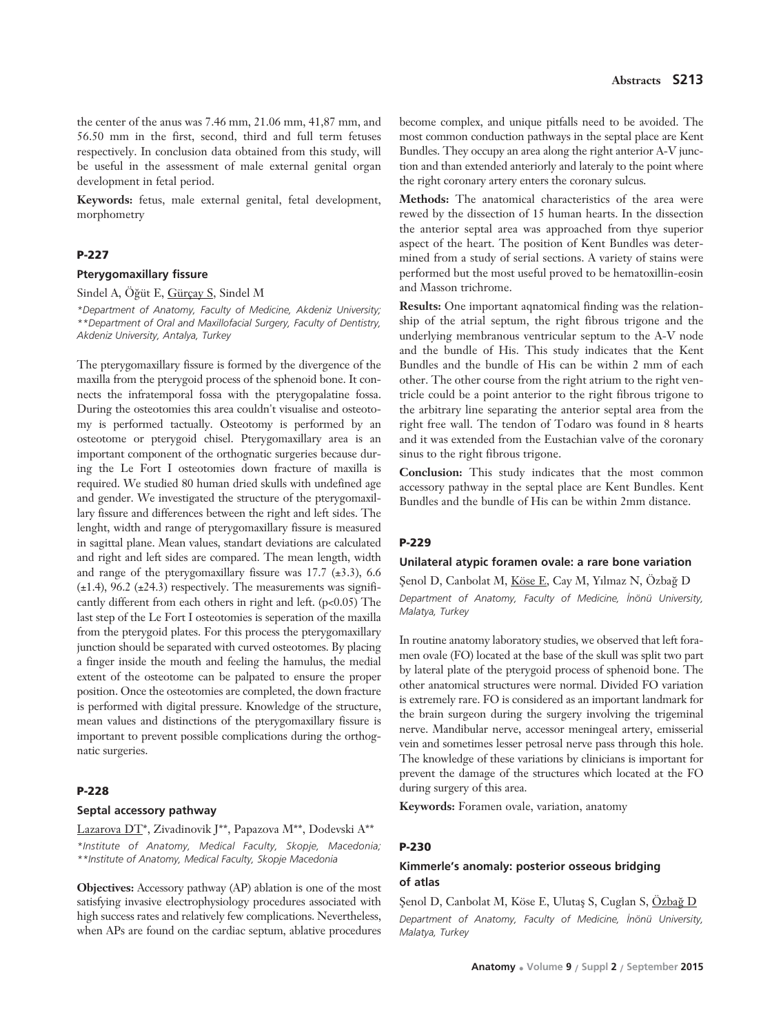the center of the anus was 7.46 mm, 21.06 mm, 41,87 mm, and 56.50 mm in the first, second, third and full term fetuses respectively. In conclusion data obtained from this study, will be useful in the assessment of male external genital organ development in fetal period.

**Keywords:** fetus, male external genital, fetal development, morphometry

## P-227

### Pterygomaxillary fissure

Sindel A, Öğüt E, Gürçay S, Sindel M

*\*Department of Anatomy, Faculty of Medicine, Akdeniz University; \*\*Department of Oral and Maxillofacial Surgery, Faculty of Dentistry, Akdeniz University, Antalya, Turkey*

The pterygomaxillary fissure is formed by the divergence of the maxilla from the pterygoid process of the sphenoid bone. It connects the infratemporal fossa with the pterygopalatine fossa. During the osteotomies this area couldn't visualise and osteotomy is performed tactually. Osteotomy is performed by an osteotome or pterygoid chisel. Pterygomaxillary area is an important component of the orthognatic surgeries because during the Le Fort I osteotomies down fracture of maxilla is required. We studied 80 human dried skulls with undefined age and gender. We investigated the structure of the pterygomaxillary fissure and differences between the right and left sides. The lenght, width and range of pterygomaxillary fissure is measured in sagittal plane. Mean values, standart deviations are calculated and right and left sides are compared. The mean length, width and range of the pterygomaxillary fissure was 17.7 (±3.3), 6.6 (±1.4), 96.2 (±24.3) respectively. The measurements was significantly different from each others in right and left. ($p<0.05$) The last step of the Le Fort I osteotomies is seperation of the maxilla from the pterygoid plates. For this process the pterygomaxillary junction should be separated with curved osteotomes. By placing a finger inside the mouth and feeling the hamulus, the medial extent of the osteotome can be palpated to ensure the proper position. Once the osteotomies are completed, the down fracture is performed with digital pressure. Knowledge of the structure, mean values and distinctions of the pterygomaxillary fissure is important to prevent possible complications during the orthognatic surgeries.

## P-228

### Septal accessory pathway

Lazarova DT\*, Zivadinovik J\*\*, Papazova M\*\*, Dodevski A\*\*

*\*Institute of Anatomy, Medical Faculty, Skopje, Macedonia; \*\*Institute of Anatomy, Medical Faculty, Skopje Macedonia*

**Objectives:** Accessory pathway (AP) ablation is one of the most satisfying invasive electrophysiology procedures associated with high success rates and relatively few complications. Nevertheless, when APs are found on the cardiac septum, ablative procedures become complex, and unique pitfalls need to be avoided. The most common conduction pathways in the septal place are Kent Bundles. They occupy an area along the right anterior A-V junction and than extended anteriorly and lateraly to the point where the right coronary artery enters the coronary sulcus.

**Methods:** The anatomical characteristics of the area were rewed by the dissection of 15 human hearts. In the dissection the anterior septal area was approached from thye superior aspect of the heart. The position of Kent Bundles was determined from a study of serial sections. A variety of stains were performed but the most useful proved to be hematoxillin-eosin and Masson trichrome.

**Results:** One important aqnatomical finding was the relationship of the atrial septum, the right fibrous trigone and the underlying membranous ventricular septum to the A-V node and the bundle of His. This study indicates that the Kent Bundles and the bundle of His can be within 2 mm of each other. The other course from the right atrium to the right ventricle could be a point anterior to the right fibrous trigone to the arbitrary line separating the anterior septal area from the right free wall. The tendon of Todaro was found in 8 hearts and it was extended from the Eustachian valve of the coronary sinus to the right fibrous trigone.

**Conclusion:** This study indicates that the most common accessory pathway in the septal place are Kent Bundles. Kent Bundles and the bundle of His can be within 2mm distance.

## P-229

### Unilateral atypic foramen ovale: a rare bone variation

Şenol D, Canbolat M, Köse E, Cay M, Yılmaz N, Özbağ D

*Department of Anatomy, Faculty of Medicine, İnönü University, Malatya, Turkey*

In routine anatomy laboratory studies, we observed that left foramen ovale (FO) located at the base of the skull was split two part by lateral plate of the pterygoid process of sphenoid bone. The other anatomical structures were normal. Divided FO variation is extremely rare. FO is considered as an important landmark for the brain surgeon during the surgery involving the trigeminal nerve. Mandibular nerve, accessor meningeal artery, emisserial vein and sometimes lesser petrosal nerve pass through this hole. The knowledge of these variations by clinicians is important for prevent the damage of the structures which located at the FO during surgery of this area.

**Keywords:** Foramen ovale, variation, anatomy

## P-230

### Kimmerle's anomaly: posterior osseous bridging of atlas

Şenol D, Canbolat M, Köse E, Ulutaş S, Cuglan S, Özbağ D

*Department of Anatomy, Faculty of Medicine, İnönü University, Malatya, Turkey*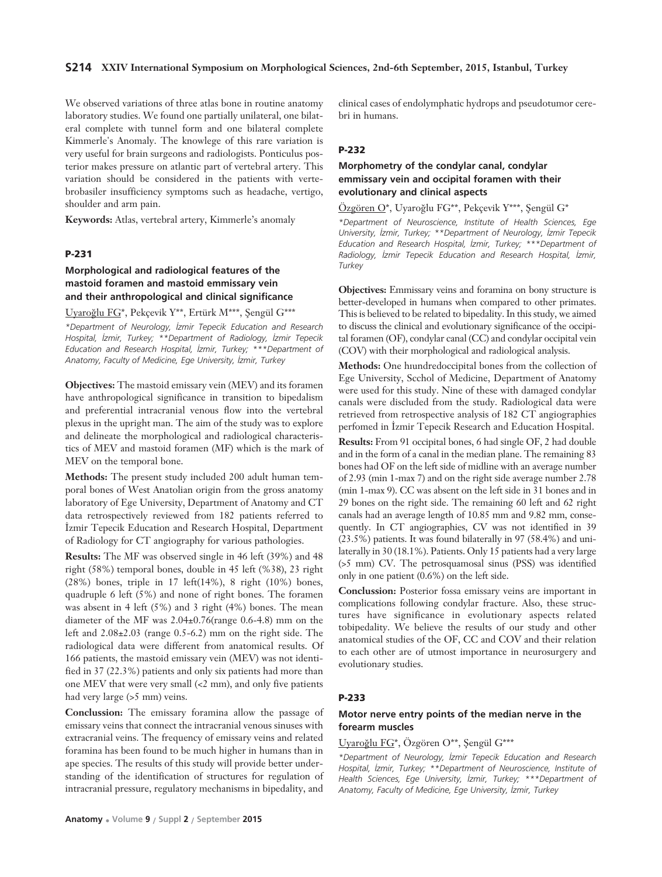We observed variations of three atlas bone in routine anatomy laboratory studies. We found one partially unilateral, one bilateral complete with tunnel form and one bilateral complete Kimmerle's Anomaly. The knowlege of this rare variation is very useful for brain surgeons and radiologists. Ponticulus posterior makes pressure on atlantic part of vertebral artery. This variation should be considered in the patients with vertebrobasiler insufficiency symptoms such as headache, vertigo, shoulder and arm pain.

**Keywords:** Atlas, vertebral artery, Kimmerle's anomaly

## P-231

### Morphological and radiological features of the mastoid foramen and mastoid emmissary vein and their anthropological and clinical significance

Uyaroğlu FG*, Pekçevik Y**, Ertürk M***, Şengül G***

*\*Department of Neurology, İzmir Tepecik Education and Research Hospital, İzmir, Turkey; \*\*Department of Radiology, İzmir Tepecik Education and Research Hospital, İzmir, Turkey; \*\*\*Department of Anatomy, Faculty of Medicine, Ege University, İzmir, Turkey*

**Objectives:** The mastoid emissary vein (MEV) and its foramen have anthropological significance in transition to bipedalism and preferential intracranial venous flow into the vertebral plexus in the upright man. The aim of the study was to explore and delineate the morphological and radiological characteristics of MEV and mastoid foramen (MF) which is the mark of MEV on the temporal bone.

**Methods:** The present study included 200 adult human temporal bones of West Anatolian origin from the gross anatomy laboratory of Ege University, Department of Anatomy and CT data retrospectively reviewed from 182 patients referred to İzmir Tepecik Education and Research Hospital, Department of Radiology for CT angiography for various pathologies.

**Results:** The MF was observed single in 46 left (39%) and 48 right (58%) temporal bones, double in 45 left (%38), 23 right (28%) bones, triple in 17 left(14%), 8 right (10%) bones, quadruple 6 left (5%) and none of right bones. The foramen was absent in 4 left (5%) and 3 right (4%) bones. The mean diameter of the MF was 2.04±0.76(range 0.6-4.8) mm on the left and 2.08±2.03 (range 0.5-6.2) mm on the right side. The radiological data were different from anatomical results. Of 166 patients, the mastoid emissary vein (MEV) was not identified in 37 (22.3%) patients and only six patients had more than one MEV that were very small (<2 mm), and only five patients had very large (>5 mm) veins.

**Conclussion:** The emissary foramina allow the passage of emissary veins that connect the intracranial venous sinuses with extracranial veins. The frequency of emissary veins and related foramina has been found to be much higher in humans than in ape species. The results of this study will provide better understanding of the identification of structures for regulation of intracranial pressure, regulatory mechanisms in bipedality, and clinical cases of endolymphatic hydrops and pseudotumor cerebri in humans.

## P-232

### Morphometry of the condylar canal, condylar emmissary vein and occipital foramen with their evolutionary and clinical aspects

Özgören O*, Uyaroğlu FG**, Pekçevik Y***, Şengül G*

*\*Department of Neuroscience, Institute of Health Sciences, Ege University, İzmir, Turkey; \*\*Department of Neurology, İzmir Tepecik Education and Research Hospital, İzmir, Turkey; \*\*\*Department of Radiology, İzmir Tepecik Education and Research Hospital, İzmir, Turkey*

**Objectives:** Emmissary veins and foramina on bony structure is better-developed in humans when compared to other primates. This is believed to be related to bipedality. In this study, we aimed to discuss the clinical and evolutionary significance of the occipital foramen (OF), condylar canal (CC) and condylar occipital vein (COV) with their morphological and radiological analysis.

**Methods:** One hundredoccipital bones from the collection of Ege University, Scchol of Medicine, Department of Anatomy were used for this study. Nine of these with damaged condylar canals were discluded from the study. Radiological data were retrieved from retrospective analysis of 182 CT angiographies perfomed in İzmir Tepecik Research and Education Hospital.

**Results:** From 91 occipital bones, 6 had single OF, 2 had double and in the form of a canal in the median plane. The remaining 83 bones had OF on the left side of midline with an average number of 2.93 (min 1-max 7) and on the right side average number 2.78 (min 1-max 9). CC was absent on the left side in 31 bones and in 29 bones on the right side. The remaining 60 left and 62 right canals had an average length of 10.85 mm and 9.82 mm, consequently. In CT angiographies, CV was not identified in 39 (23.5%) patients. It was found bilaterally in 97 (58.4%) and unilaterally in 30 (18.1%). Patients. Only 15 patients had a very large (>5 mm) CV. The petrosquamosal sinus (PSS) was identified only in one patient (0.6%) on the left side.

**Conclussion:** Posterior fossa emissary veins are important in complications following condylar fracture. Also, these structures have significance in evolutionary aspects related tobipedality. We believe the results of our study and other anatomical studies of the OF, CC and COV and their relation to each other are of utmost importance in neurosurgery and evolutionary studies.

## P-233

### Motor nerve entry points of the median nerve in the forearm muscles

Uyaroğlu FG*, Özgören O**, Şengül G***

*\*Department of Neurology, İzmir Tepecik Education and Research Hospital, İzmir, Turkey; \*\*Department of Neuroscience, Institute of Health Sciences, Ege University, İzmir, Turkey; \*\*\*Department of Anatomy, Faculty of Medicine, Ege University, İzmir, Turkey*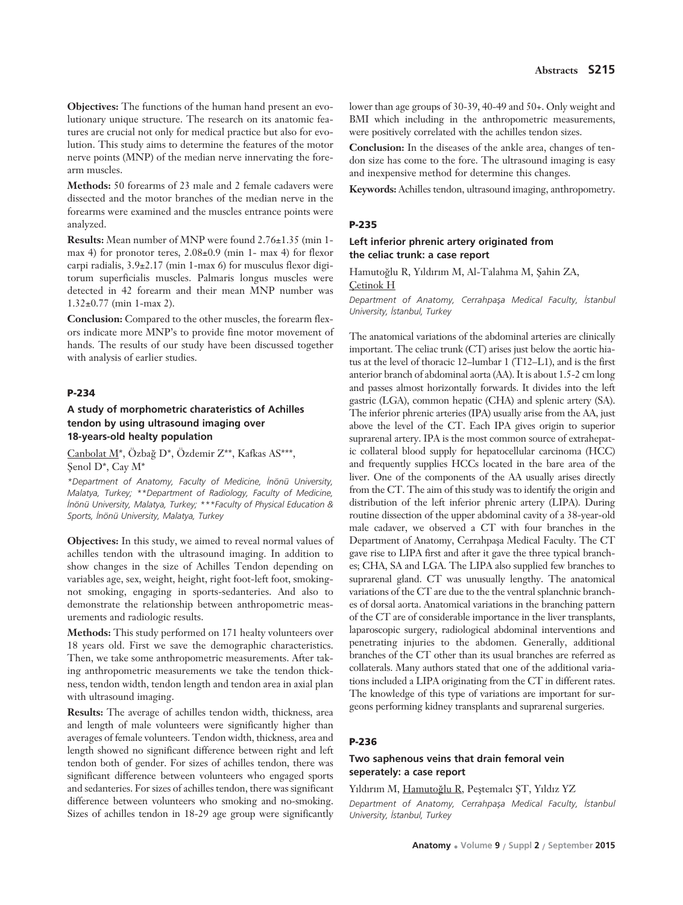**Objectives:** The functions of the human hand present an evolutionary unique structure. The research on its anatomic features are crucial not only for medical practice but also for evolution. This study aims to determine the features of the motor nerve points (MNP) of the median nerve innervating the forearm muscles.

**Methods:** 50 forearms of 23 male and 2 female cadavers were dissected and the motor branches of the median nerve in the forearms were examined and the muscles entrance points were analyzed.

**Results:** Mean number of MNP were found 2.76±1.35 (min 1-max 4) for pronotor teres, 2.08±0.9 (min 1- max 4) for flexor carpi radialis, 3.9±2.17 (min 1-max 6) for musculus flexor digitorum superficialis muscles. Palmaris longus muscles were detected in 42 forearm and their mean MNP number was 1.32±0.77 (min 1-max 2).

**Conclusion:** Compared to the other muscles, the forearm flexors indicate more MNP's to provide fine motor movement of hands. The results of our study have been discussed together with analysis of earlier studies.

## P-234

### A study of morphometric charateristics of Achilles tendon by using ultrasound imaging over 18-years-old healty population

Canbolat M*, Özbağ D*, Özdemir Z**, Kafkas AS***, Şenol D*, Cay M*

*\*Department of Anatomy, Faculty of Medicine, İnönü University, Malatya, Turkey; \*\*Department of Radiology, Faculty of Medicine, İnönü University, Malatya, Turkey; \*\*\*Faculty of Physical Education & Sports, İnönü University, Malatya, Turkey*

**Objectives:** In this study, we aimed to reveal normal values of achilles tendon with the ultrasound imaging. In addition to show changes in the size of Achilles Tendon depending on variables age, sex, weight, height, right foot-left foot, smoking-not smoking, engaging in sports-sedanteries. And also to demonstrate the relationship between anthropometric measurements and radiologic results.

**Methods:** This study performed on 171 healty volunteers over 18 years old. First we save the demographic characteristics. Then, we take some anthropometric measurements. After taking anthropometric measurements we take the tendon thickness, tendon width, tendon length and tendon area in axial plan with ultrasound imaging.

**Results:** The average of achilles tendon width, thickness, area and length of male volunteers were significantly higher than averages of female volunteers. Tendon width, thickness, area and length showed no significant difference between right and left tendon both of gender. For sizes of achilles tendon, there was significant difference between volunteers who engaged sports and sedanteries. For sizes of achilles tendon, there was significant difference between volunteers who smoking and no-smoking. Sizes of achilles tendon in 18-29 age group were significantly lower than age groups of 30-39, 40-49 and 50+. Only weight and BMI which including in the anthropometric measurements, were positively correlated with the achilles tendon sizes.

**Conclusion:** In the diseases of the ankle area, changes of tendon size has come to the fore. The ultrasound imaging is easy and inexpensive method for determine this changes.

**Keywords:** Achilles tendon, ultrasound imaging, anthropometry.

## P-235

### Left inferior phrenic artery originated from the celiac trunk: a case report

Hamutoğlu R, Yıldırım M, Al-Talahma M, Şahin ZA, Çetinok H

*Department of Anatomy, Cerrahpaşa Medical Faculty, İstanbul University, İstanbul, Turkey*

The anatomical variations of the abdominal arteries are clinically important. The celiac trunk (CT) arises just below the aortic hiatus at the level of thoracic 12–lumbar 1 (T12–L1), and is the first anterior branch of abdominal aorta (AA). It is about 1.5-2 cm long and passes almost horizontally forwards. It divides into the left gastric (LGA), common hepatic (CHA) and splenic artery (SA). The inferior phrenic arteries (IPA) usually arise from the AA, just above the level of the CT. Each IPA gives origin to superior suprarenal artery. IPA is the most common source of extrahepatic collateral blood supply for hepatocellular carcinoma (HCC) and frequently supplies HCCs located in the bare area of the liver. One of the components of the AA usually arises directly from the CT. The aim of this study was to identify the origin and distribution of the left inferior phrenic artery (LIPA). During routine dissection of the upper abdominal cavity of a 38-year-old male cadaver, we observed a CT with four branches in the Department of Anatomy, Cerrahpaşa Medical Faculty. The CT gave rise to LIPA first and after it gave the three typical branches; CHA, SA and LGA. The LIPA also supplied few branches to suprarenal gland. CT was unusually lengthy. The anatomical variations of the CT are due to the the ventral splanchnic branches of dorsal aorta. Anatomical variations in the branching pattern of the CT are of considerable importance in the liver transplants, laparoscopic surgery, radiological abdominal interventions and penetrating injuries to the abdomen. Generally, additional branches of the CT other than its usual branches are referred as collaterals. Many authors stated that one of the additional variations included a LIPA originating from the CT in different rates. The knowledge of this type of variations are important for surgeons performing kidney transplants and suprarenal surgeries.

## P-236

### Two saphenous veins that drain femoral vein seperately: a case report

Yıldırım M, Hamutoğlu R, Peştemalcı ŞT, Yıldız YZ

*Department of Anatomy, Cerrahpaşa Medical Faculty, İstanbul University, İstanbul, Turkey*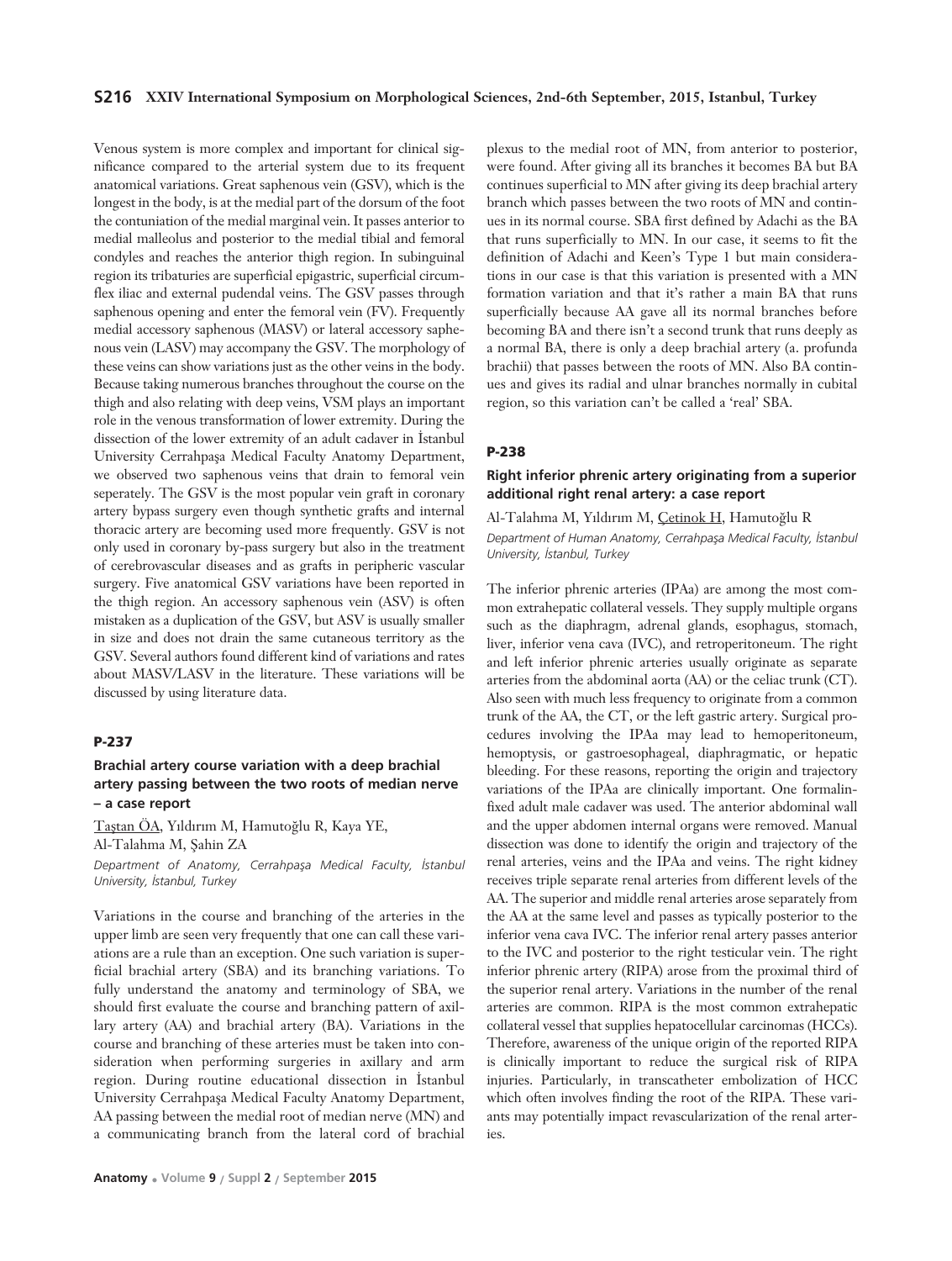Venous system is more complex and important for clinical significance compared to the arterial system due to its frequent anatomical variations. Great saphenous vein (GSV), which is the longest in the body, is at the medial part of the dorsum of the foot the contuniation of the medial marginal vein. It passes anterior to medial malleolus and posterior to the medial tibial and femoral condyles and reaches the anterior thigh region. In subinguinal region its tribaturies are superficial epigastric, superficial circumflex iliac and external pudendal veins. The GSV passes through saphenous opening and enter the femoral vein (FV). Frequently medial accessory saphenous (MASV) or lateral accessory saphenous vein (LASV) may accompany the GSV. The morphology of these veins can show variations just as the other veins in the body. Because taking numerous branches throughout the course on the thigh and also relating with deep veins, VSM plays an important role in the venous transformation of lower extremity. During the dissection of the lower extremity of an adult cadaver in İstanbul University Cerrahpaşa Medical Faculty Anatomy Department, we observed two saphenous veins that drain to femoral vein seperately. The GSV is the most popular vein graft in coronary artery bypass surgery even though synthetic grafts and internal thoracic artery are becoming used more frequently. GSV is not only used in coronary by-pass surgery but also in the treatment of cerebrovascular diseases and as grafts in peripheric vascular surgery. Five anatomical GSV variations have been reported in the thigh region. An accessory saphenous vein (ASV) is often mistaken as a duplication of the GSV, but ASV is usually smaller in size and does not drain the same cutaneous territory as the GSV. Several authors found different kind of variations and rates about MASV/LASV in the literature. These variations will be discussed by using literature data.

## P-237

### Brachial artery course variation with a deep brachial artery passing between the two roots of median nerve – a case report

Taştan ÖA, Yıldırım M, Hamutoğlu R, Kaya YE, Al-Talahma M, Şahin ZA

*Department of Anatomy, Cerrahpaşa Medical Faculty, İstanbul University, İstanbul, Turkey*

Variations in the course and branching of the arteries in the upper limb are seen very frequently that one can call these variations are a rule than an exception. One such variation is superficial brachial artery (SBA) and its branching variations. To fully understand the anatomy and terminology of SBA, we should first evaluate the course and branching pattern of axillary artery (AA) and brachial artery (BA). Variations in the course and branching of these arteries must be taken into consideration when performing surgeries in axillary and arm region. During routine educational dissection in İstanbul University Cerrahpaşa Medical Faculty Anatomy Department, AA passing between the medial root of median nerve (MN) and a communicating branch from the lateral cord of brachial plexus to the medial root of MN, from anterior to posterior, were found. After giving all its branches it becomes BA but BA continues superficial to MN after giving its deep brachial artery branch which passes between the two roots of MN and continues in its normal course. SBA first defined by Adachi as the BA that runs superficially to MN. In our case, it seems to fit the definition of Adachi and Keen's Type 1 but main considerations in our case is that this variation is presented with a MN formation variation and that it's rather a main BA that runs superficially because AA gave all its normal branches before becoming BA and there isn't a second trunk that runs deeply as a normal BA, there is only a deep brachial artery (a. profunda brachii) that passes between the roots of MN. Also BA continues and gives its radial and ulnar branches normally in cubital region, so this variation can't be called a 'real' SBA.

## P-238

### Right inferior phrenic artery originating from a superior additional right renal artery: a case report

Al-Talahma M, Yıldırım M, Çetinok H, Hamutoğlu R

*Department of Human Anatomy, Cerrahpaşa Medical Faculty, İstanbul University, İstanbul, Turkey*

The inferior phrenic arteries (IPAa) are among the most common extrahepatic collateral vessels. They supply multiple organs such as the diaphragm, adrenal glands, esophagus, stomach, liver, inferior vena cava (IVC), and retroperitoneum. The right and left inferior phrenic arteries usually originate as separate arteries from the abdominal aorta (AA) or the celiac trunk (CT). Also seen with much less frequency to originate from a common trunk of the AA, the CT, or the left gastric artery. Surgical procedures involving the IPAa may lead to hemoperitoneum, hemoptysis, or gastroesophageal, diaphragmatic, or hepatic bleeding. For these reasons, reporting the origin and trajectory variations of the IPAa are clinically important. One formalin-fixed adult male cadaver was used. The anterior abdominal wall and the upper abdomen internal organs were removed. Manual dissection was done to identify the origin and trajectory of the renal arteries, veins and the IPAa and veins. The right kidney receives triple separate renal arteries from different levels of the AA. The superior and middle renal arteries arose separately from the AA at the same level and passes as typically posterior to the inferior vena cava IVC. The inferior renal artery passes anterior to the IVC and posterior to the right testicular vein. The right inferior phrenic artery (RIPA) arose from the proximal third of the superior renal artery. Variations in the number of the renal arteries are common. RIPA is the most common extrahepatic collateral vessel that supplies hepatocellular carcinomas (HCCs). Therefore, awareness of the unique origin of the reported RIPA is clinically important to reduce the surgical risk of RIPA injuries. Particularly, in transcatheter embolization of HCC which often involves finding the root of the RIPA. These variants may potentially impact revascularization of the renal arteries.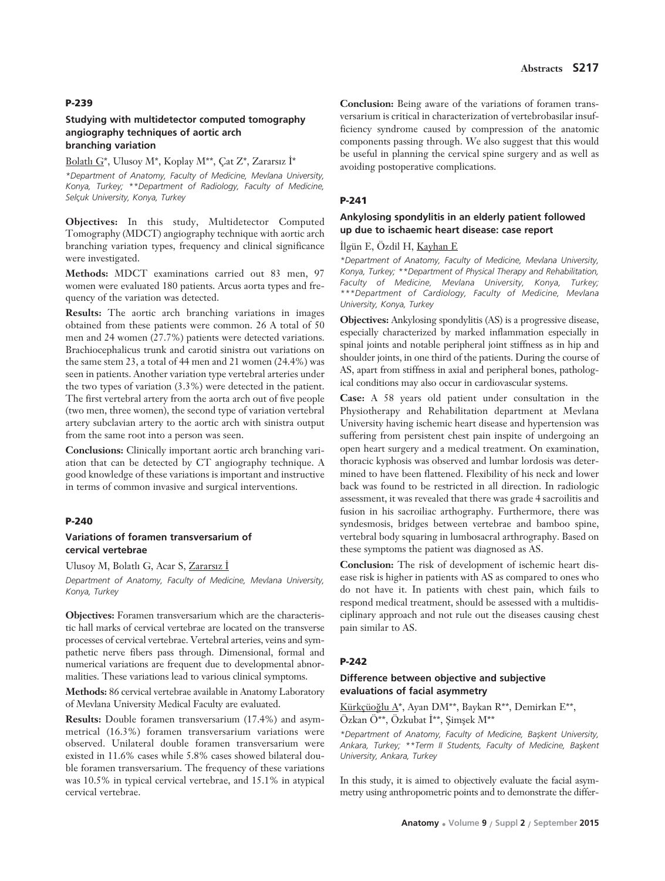## P-239

### Studying with multidetector computed tomography angiography techniques of aortic arch branching variation

Bolatlı G*, Ulusoy M*, Koplay M**, Çat Z*, Zararsız İ*

*\*Department of Anatomy, Faculty of Medicine, Mevlana University, Konya, Turkey; \*\*Department of Radiology, Faculty of Medicine, Selçuk University, Konya, Turkey*

**Objectives:** In this study, Multidetector Computed Tomography (MDCT) angiography technique with aortic arch branching variation types, frequency and clinical significance were investigated.

**Methods:** MDCT examinations carried out 83 men, 97 women were evaluated 180 patients. Arcus aorta types and frequency of the variation was detected.

**Results:** The aortic arch branching variations in images obtained from these patients were common. 26 A total of 50 men and 24 women (27.7%) patients were detected variations. Brachiocephalicus trunk and carotid sinistra out variations on the same stem 23, a total of 44 men and 21 women (24.4%) was seen in patients. Another variation type vertebral arteries under the two types of variation (3.3%) were detected in the patient. The first vertebral artery from the aorta arch out of five people (two men, three women), the second type of variation vertebral artery subclavian artery to the aortic arch with sinistra output from the same root into a person was seen.

**Conclusions:** Clinically important aortic arch branching variation that can be detected by CT angiography technique. A good knowledge of these variations is important and instructive in terms of common invasive and surgical interventions.

## P-240

### Variations of foramen transversarium of cervical vertebrae

Ulusoy M, Bolatlı G, Acar S, Zararsız İ

*Department of Anatomy, Faculty of Medicine, Mevlana University, Konya, Turkey*

**Objectives:** Foramen transversarium which are the characteristic hall marks of cervical vertebrae are located on the transverse processes of cervical vertebrae. Vertebral arteries, veins and sympathetic nerve fibers pass through. Dimensional, formal and numerical variations are frequent due to developmental abnormalities. These variations lead to various clinical symptoms.

**Methods:** 86 cervical vertebrae available in Anatomy Laboratory of Mevlana University Medical Faculty are evaluated.

**Results:** Double foramen transversarium (17.4%) and asymmetrical (16.3%) foramen transversarium variations were observed. Unilateral double foramen transversarium were existed in 11.6% cases while 5.8% cases showed bilateral double foramen transversarium. The frequency of these variations was 10.5% in typical cervical vertebrae, and 15.1% in atypical cervical vertebrae.

**Conclusion:** Being aware of the variations of foramen transversarium is critical in characterization of vertebrobasilar insufficiency syndrome caused by compression of the anatomic components passing through. We also suggest that this would be useful in planning the cervical spine surgery and as well as avoiding postoperative complications.

## P-241

### Ankylosing spondylitis in an elderly patient followed up due to ischaemic heart disease: case report

İlgün E, Özdil H, Kayhan E

*\*Department of Anatomy, Faculty of Medicine, Mevlana University, Konya, Turkey; \*\*Department of Physical Therapy and Rehabilitation, Faculty of Medicine, Mevlana University, Konya, Turkey; \*\*\*Department of Cardiology, Faculty of Medicine, Mevlana University, Konya, Turkey*

**Objectives:** Ankylosing spondylitis (AS) is a progressive disease, especially characterized by marked inflammation especially in spinal joints and notable peripheral joint stiffness as in hip and shoulder joints, in one third of the patients. During the course of AS, apart from stiffness in axial and peripheral bones, pathological conditions may also occur in cardiovascular systems.

**Case:** A 58 years old patient under consultation in the Physiotherapy and Rehabilitation department at Mevlana University having ischemic heart disease and hypertension was suffering from persistent chest pain inspite of undergoing an open heart surgery and a medical treatment. On examination, thoracic kyphosis was observed and lumbar lordosis was determined to have been flattened. Flexibility of his neck and lower back was found to be restricted in all direction. In radiologic assessment, it was revealed that there was grade 4 sacroilitis and fusion in his sacroiliac arthography. Furthermore, there was syndesmosis, bridges between vertebrae and bamboo spine, vertebral body squaring in lumbosacral arthrography. Based on these symptoms the patient was diagnosed as AS.

**Conclusion:** The risk of development of ischemic heart disease risk is higher in patients with AS as compared to ones who do not have it. In patients with chest pain, which fails to respond medical treatment, should be assessed with a multidisciplinary approach and not rule out the diseases causing chest pain similar to AS.

## P-242

### Difference between objective and subjective evaluations of facial asymmetry

Kürkçüoğlu A*, Ayan DM**, Baykan R**, Demirkan E**, Özkan Ö**, Özkubat İ**, Şimşek M**

*\*Department of Anatomy, Faculty of Medicine, Başkent University, Ankara, Turkey; \*\*Term II Students, Faculty of Medicine, Başkent University, Ankara, Turkey*

In this study, it is aimed to objectively evaluate the facial asymmetry using anthropometric points and to demonstrate the differ-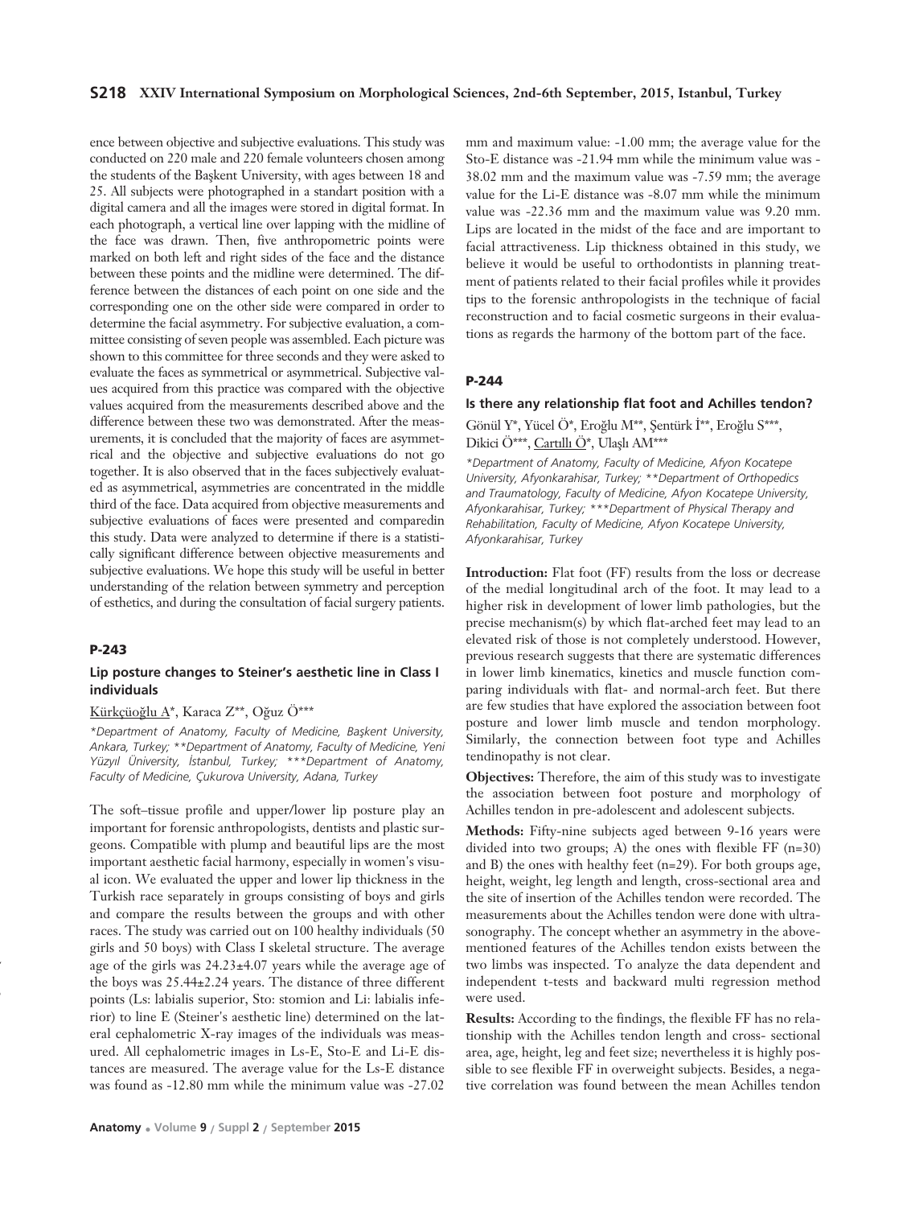ence between objective and subjective evaluations. This study was conducted on 220 male and 220 female volunteers chosen among the students of the Başkent University, with ages between 18 and 25. All subjects were photographed in a standart position with a digital camera and all the images were stored in digital format. In each photograph, a vertical line over lapping with the midline of the face was drawn. Then, five anthropometric points were marked on both left and right sides of the face and the distance between these points and the midline were determined. The difference between the distances of each point on one side and the corresponding one on the other side were compared in order to determine the facial asymmetry. For subjective evaluation, a committee consisting of seven people was assembled. Each picture was shown to this committee for three seconds and they were asked to evaluate the faces as symmetrical or asymmetrical. Subjective values acquired from this practice was compared with the objective values acquired from the measurements described above and the difference between these two was demonstrated. After the measurements, it is concluded that the majority of faces are asymmetrical and the objective and subjective evaluations do not go together. It is also observed that in the faces subjectively evaluated as asymmetrical, asymmetries are concentrated in the middle third of the face. Data acquired from objective measurements and subjective evaluations of faces were presented and comparedin this study. Data were analyzed to determine if there is a statistically significant difference between objective measurements and subjective evaluations. We hope this study will be useful in better understanding of the relation between symmetry and perception of esthetics, and during the consultation of facial surgery patients.

## P-243

### Lip posture changes to Steiner's aesthetic line in Class I individuals

Kürkçüoğlu A*, Karaca Z**, Oğuz Ö***

*\*Department of Anatomy, Faculty of Medicine, Başkent University, Ankara, Turkey; \*\*Department of Anatomy, Faculty of Medicine, Yeni Yüzyıl Üniversity, İstanbul, Turkey; \*\*\*Department of Anatomy, Faculty of Medicine, Çukurova University, Adana, Turkey*

The soft–tissue profile and upper/lower lip posture play an important for forensic anthropologists, dentists and plastic surgeons. Compatible with plump and beautiful lips are the most important aesthetic facial harmony, especially in women's visual icon. We evaluated the upper and lower lip thickness in the Turkish race separately in groups consisting of boys and girls and compare the results between the groups and with other races. The study was carried out on 100 healthy individuals (50 girls and 50 boys) with Class I skeletal structure. The average age of the girls was 24.23±4.07 years while the average age of the boys was 25.44±2.24 years. The distance of three different points (Ls: labialis superior, Sto: stomion and Li: labialis inferior) to line E (Steiner's aesthetic line) determined on the lateral cephalometric X-ray images of the individuals was measured. All cephalometric images in Ls-E, Sto-E and Li-E distances are measured. The average value for the Ls-E distance was found as -12.80 mm while the minimum value was -27.02 mm and maximum value: -1.00 mm; the average value for the Sto-E distance was -21.94 mm while the minimum value was -38.02 mm and the maximum value was -7.59 mm; the average value for the Li-E distance was -8.07 mm while the minimum value was -22.36 mm and the maximum value was 9.20 mm. Lips are located in the midst of the face and are important to facial attractiveness. Lip thickness obtained in this study, we believe it would be useful to orthodontists in planning treatment of patients related to their facial profiles while it provides tips to the forensic anthropologists in the technique of facial reconstruction and to facial cosmetic surgeons in their evaluations as regards the harmony of the bottom part of the face.

## P-244

### Is there any relationship flat foot and Achilles tendon?

Gönül Y*, Yücel Ö*, Eroğlu M**, Şentürk İ**, Eroğlu S***, Dikici Ö***, Cartıllı Ö*, Ulaşlı AM***

*\*Department of Anatomy, Faculty of Medicine, Afyon Kocatepe University, Afyonkarahisar, Turkey; \*\*Department of Orthopedics and Traumatology, Faculty of Medicine, Afyon Kocatepe University, Afyonkarahisar, Turkey; \*\*\*Department of Physical Therapy and Rehabilitation, Faculty of Medicine, Afyon Kocatepe University, Afyonkarahisar, Turkey*

**Introduction:** Flat foot (FF) results from the loss or decrease of the medial longitudinal arch of the foot. It may lead to a higher risk in development of lower limb pathologies, but the precise mechanism(s) by which flat-arched feet may lead to an elevated risk of those is not completely understood. However, previous research suggests that there are systematic differences in lower limb kinematics, kinetics and muscle function comparing individuals with flat- and normal-arch feet. But there are few studies that have explored the association between foot posture and lower limb muscle and tendon morphology. Similarly, the connection between foot type and Achilles tendinopathy is not clear.

**Objectives:** Therefore, the aim of this study was to investigate the association between foot posture and morphology of Achilles tendon in pre-adolescent and adolescent subjects.

**Methods:** Fifty-nine subjects aged between 9-16 years were divided into two groups; A) the ones with flexible FF (n=30) and B) the ones with healthy feet (n=29). For both groups age, height, weight, leg length and length, cross-sectional area and the site of insertion of the Achilles tendon were recorded. The measurements about the Achilles tendon were done with ultrasonography. The concept whether an asymmetry in the abovementioned features of the Achilles tendon exists between the two limbs was inspected. To analyze the data dependent and independent t-tests and backward multi regression method were used.

**Results:** According to the findings, the flexible FF has no relationship with the Achilles tendon length and cross- sectional area, age, height, leg and feet size; nevertheless it is highly possible to see flexible FF in overweight subjects. Besides, a negative correlation was found between the mean Achilles tendon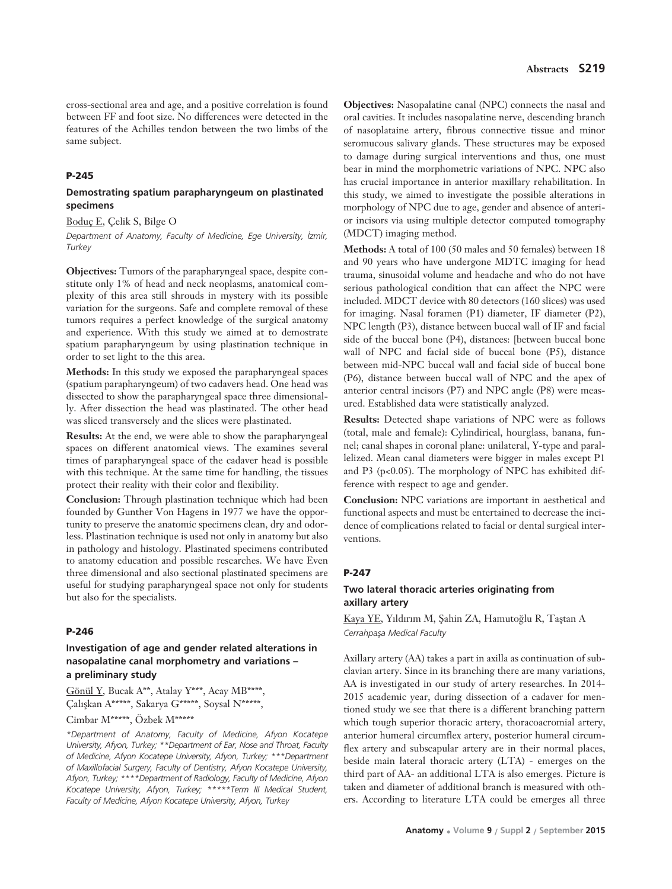cross-sectional area and age, and a positive correlation is found between FF and foot size. No differences were detected in the features of the Achilles tendon between the two limbs of the same subject.

### P-245

#### Demostrating spatium parapharyngeum on plastinated specimens

Boduç E, Çelik S, Bilge O

*Department of Anatomy, Faculty of Medicine, Ege University, İzmir, Turkey*

**Objectives:** Tumors of the parapharyngeal space, despite constitute only 1% of head and neck neoplasms, anatomical complexity of this area still shrouds in mystery with its possible variation for the surgeons. Safe and complete removal of these tumors requires a perfect knowledge of the surgical anatomy and experience. With this study we aimed at to demostrate spatium parapharyngeum by using plastination technique in order to set light to the this area.

**Methods:** In this study we exposed the parapharyngeal spaces (spatium parapharyngeum) of two cadavers head. One head was dissected to show the parapharyngeal space three dimensionally. After dissection the head was plastinated. The other head was sliced transversely and the slices were plastinated.

**Results:** At the end, we were able to show the parapharyngeal spaces on different anatomical views. The examines several times of parapharyngeal space of the cadaver head is possible with this technique. At the same time for handling, the tissues protect their reality with their color and flexibility.

**Conclusion:** Through plastination technique which had been founded by Gunther Von Hagens in 1977 we have the opportunity to preserve the anatomic specimens clean, dry and odorless. Plastination technique is used not only in anatomy but also in pathology and histology. Plastinated specimens contributed to anatomy education and possible researches. We have Even three dimensional and also sectional plastinated specimens are useful for studying parapharyngeal space not only for students but also for the specialists.

### P-246

#### Investigation of age and gender related alterations in nasopalatine canal morphometry and variations – a preliminary study

Gönül Y, Bucak A**, Atalay Y***, Acay MB****, Çalışkan A*****, Sakarya G*****, Soysal N*****, Cimbar M*****, Özbek M*****

*\*Department of Anatomy, Faculty of Medicine, Afyon Kocatepe University, Afyon, Turkey; \*\*Department of Ear, Nose and Throat, Faculty of Medicine, Afyon Kocatepe University, Afyon, Turkey; \*\*\*Department of Maxillofacial Surgery, Faculty of Dentistry, Afyon Kocatepe University, Afyon, Turkey; \*\*\*\*Department of Radiology, Faculty of Medicine, Afyon Kocatepe University, Afyon, Turkey; \*\*\*\*\*Term III Medical Student, Faculty of Medicine, Afyon Kocatepe University, Afyon, Turkey*

**Objectives:** Nasopalatine canal (NPC) connects the nasal and oral cavities. It includes nasopalatine nerve, descending branch of nasoplataine artery, fibrous connective tissue and minor seromucous salivary glands. These structures may be exposed to damage during surgical interventions and thus, one must bear in mind the morphometric variations of NPC. NPC also has crucial importance in anterior maxillary rehabilitation. In this study, we aimed to investigate the possible alterations in morphology of NPC due to age, gender and absence of anterior incisors via using multiple detector computed tomography (MDCT) imaging method.

**Methods:** A total of 100 (50 males and 50 females) between 18 and 90 years who have undergone MDTC imaging for head trauma, sinusoidal volume and headache and who do not have serious pathological condition that can affect the NPC were included. MDCT device with 80 detectors (160 slices) was used for imaging. Nasal foramen (P1) diameter, IF diameter (P2), NPC length (P3), distance between buccal wall of IF and facial side of the buccal bone (P4), distances: [between buccal bone wall of NPC and facial side of buccal bone (P5), distance between mid-NPC buccal wall and facial side of buccal bone (P6), distance between buccal wall of NPC and the apex of anterior central incisors (P7) and NPC angle (P8) were measured. Established data were statistically analyzed.

**Results:** Detected shape variations of NPC were as follows (total, male and female): Cylindirical, hourglass, banana, funnel; canal shapes in coronal plane: unilateral, Y-type and parallelized. Mean canal diameters were bigger in males except P1 and P3 ($p<0.05$). The morphology of NPC has exhibited difference with respect to age and gender.

**Conclusion:** NPC variations are important in aesthetical and functional aspects and must be entertained to decrease the incidence of complications related to facial or dental surgical interventions.

### P-247

#### Two lateral thoracic arteries originating from axillary artery

Kaya YE, Yıldırım M, Şahin ZA, Hamutoğlu R, Taştan A

*Cerrahpaşa Medical Faculty*

Axillary artery (AA) takes a part in axilla as continuation of subclavian artery. Since in its branching there are many variations, AA is investigated in our study of artery researches. In 2014-2015 academic year, during dissection of a cadaver for mentioned study we see that there is a different branching pattern which tough superior thoracic artery, thoracoacromial artery, anterior humeral circumflex artery, posterior humeral circumflex artery and subscapular artery are in their normal places, beside main lateral thoracic artery (LTA) - emerges on the third part of AA- an additional LTA is also emerges. Picture is taken and diameter of additional branch is measured with others. According to literature LTA could be emerges all three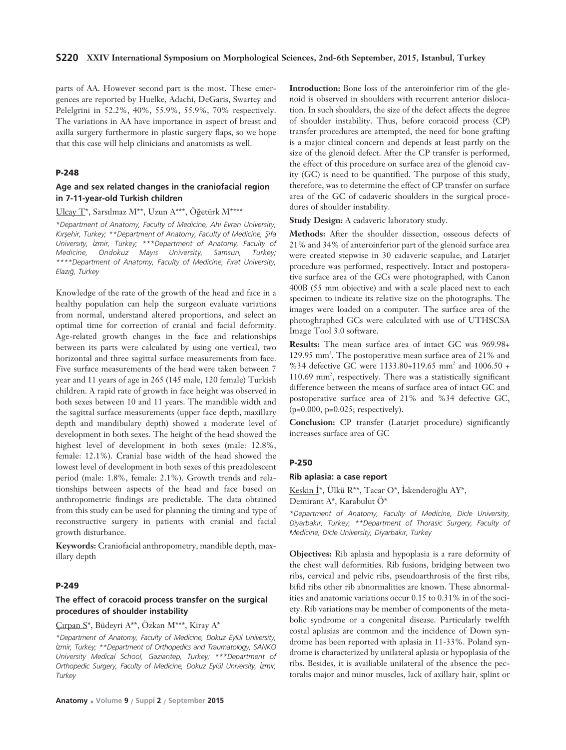parts of AA. However second part is the most. These emergences are reported by Huelke, Adachi, DeGaris, Swartey and Pelelgrini in 52.2%, 40%, 55.9%, 55.9%, 70% respectively. The variations in AA have importance in aspect of breast and axilla surgery furthermore in plastic surgery flaps, so we hope that this case will help clinicians and anatomists as well.

## P-248

### Age and sex related changes in the craniofacial region in 7-11-year-old Turkish children

Ulcay T*, Sarsılmaz M**, Uzun A***, Öğetürk M****

*\*Department of Anatomy, Faculty of Medicine, Ahi Evran University, Kırşehir, Turkey; \*\*Department of Anatomy, Faculty of Medicine, Şifa University, İzmir, Turkey; \*\*\*Department of Anatomy, Faculty of Medicine, Ondokuz Mayıs University, Samsun, Turkey; \*\*\*\*Department of Anatomy, Faculty of Medicine, Fırat University, Elazığ, Turkey*

Knowledge of the rate of the growth of the head and face in a healthy population can help the surgeon evaluate variations from normal, understand altered proportions, and select an optimal time for correction of cranial and facial deformity. Age-related growth changes in the face and relationships between its parts were calculated by using one vertical, two horizontal and three sagittal surface measurements from face. Five surface measurements of the head were taken between 7 year and 11 years of age in 265 (145 male, 120 female) Turkish children. A rapid rate of growth in face height was observed in both sexes between 10 and 11 years. The mandible width and the sagittal surface measurements (upper face depth, maxillary depth and mandibulary depth) showed a moderate level of development in both sexes. The height of the head showed the highest level of development in both sexes (male: 12.8%, female: 12.1%). Cranial base width of the head showed the lowest level of development in both sexes of this preadolescent period (male: 1.8%, female: 2.1%). Growth trends and relationships between aspects of the head and face based on anthropometric findings are predictable. The data obtained from this study can be used for planning the timing and type of reconstructive surgery in patients with cranial and facial growth disturbance.

**Keywords:** Craniofacial anthropometry, mandible depth, maxillary depth

## P-249

### The effect of coracoid process transfer on the surgical procedures of shoulder instability

Çırpan S*, Büdeyri A**, Özkan M***, Kiray A*

*\*Department of Anatomy, Faculty of Medicine, Dokuz Eylül University, İzmir, Turkey; \*\*Department of Orthopedics and Traumatology, SANKO University Medical School, Gaziantep, Turkey; \*\*\*Department of Orthopedic Surgery, Faculty of Medicine, Dokuz Eylül University, İzmir, Turkey*

**Introduction:** Bone loss of the anteroinferior rim of the glenoid is observed in shoulders with recurrent anterior dislocation. In such shoulders, the size of the defect affects the degree of shoulder instability. Thus, before coracoid process (CP) transfer procedures are attempted, the need for bone grafting is a major clinical concern and depends at least partly on the size of the glenoid defect. After the CP transfer is performed, the effect of this procedure on surface area of the glenoid cavity (GC) is need to be quantified. The purpose of this study, therefore, was to determine the effect of CP transfer on surface area of the GC of cadaveric shoulders in the surgical procedures of shoulder instability.

**Study Design:** A cadaveric laboratory study.

**Methods:** After the shoulder dissection, osseous defects of 21% and 34% of anteroinferior part of the glenoid surface area were created stepwise in 30 cadaveric scapulae, and Latarjet procedure was performed, respectively. Intact and postoperative surface area of the GCs were photographed, with Canon 400B (55 mm objective) and with a scale placed next to each specimen to indicate its relative size on the photographs. The images were loaded on a computer. The surface area of the photoghraphed GCs were calculated with use of UTHSCSA Image Tool 3.0 software.

**Results:** The mean surface area of intact GC was 969.98+ 129.95 mm$^2$. The postoperative mean surface area of 21% and %34 defective GC were 1133.80+119.65 mm$^2$ and 1006.50 + 110.69 mm$^2$, respectively. There was a statistically significant difference between the means of surface area of intact GC and postoperative surface area of 21% and %34 defective GC, (p=0.000, p=0.025; respectively).

**Conclusion:** CP transfer (Latarjet procedure) significantly increases surface area of GC

## P-250

### Rib aplasia: a case report

Keskin İ*, Ülkü R**, Tacar O*, İskenderoğlu AY*, Demirant A*, Karabulut Ö*

*\*Department of Anatomy, Faculty of Medicine, Dicle University, Diyarbakır, Turkey; \*\*Department of Thorasic Surgery, Faculty of Medicine, Dicle University, Diyarbakır, Turkey*

**Objectives:** Rib aplasia and hypoplasia is a rare deformity of the chest wall deformities. Rib fusions, bridging between two ribs, cervical and pelvic ribs, pseudoarthrosis of the first ribs, bifid ribs other rib abnormalities are known. These abnormalities and anatomic variations occur 0.15 to 0.31% in of the society. Rib variations may be member of components of the metabolic syndrome or a congenital disease. Particularly twelfth costal aplasias are common and the incidence of Down syndrome has been reported with aplasia in 11-33%. Poland syndrome is characterized by unilateral aplasia or hypoplasia of the ribs. Besides, it is availiable unilateral of the absence the pectoralis major and minor muscles, lack of axillary hair, splint or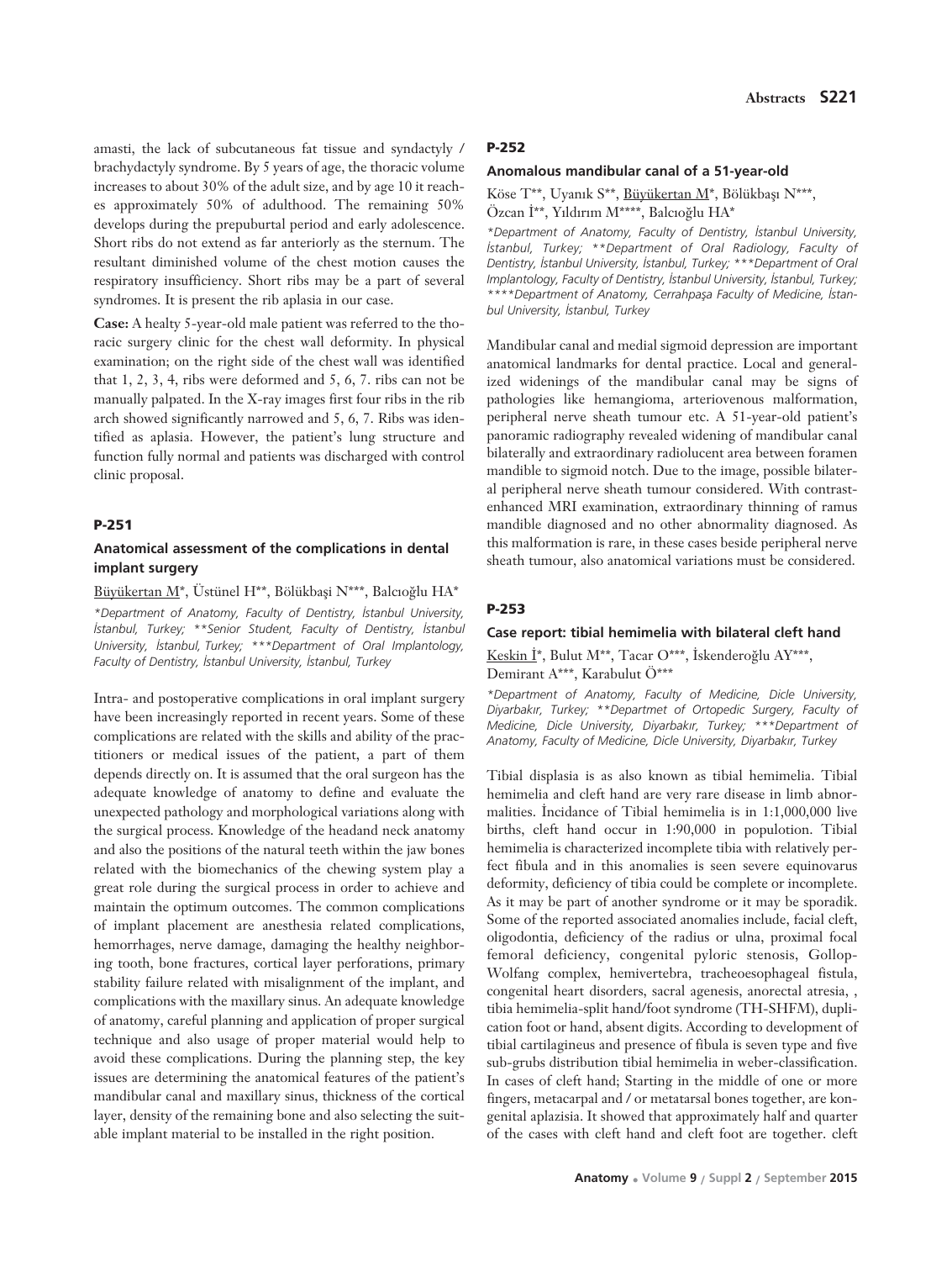amasti, the lack of subcutaneous fat tissue and syndactyly / brachydactyly syndrome. By 5 years of age, the thoracic volume increases to about 30% of the adult size, and by age 10 it reaches approximately 50% of adulthood. The remaining 50% develops during the prepuburtal period and early adolescence. Short ribs do not extend as far anteriorly as the sternum. The resultant diminished volume of the chest motion causes the respiratory insufficiency. Short ribs may be a part of several syndromes. It is present the rib aplasia in our case.

**Case:** A healty 5-year-old male patient was referred to the thoracic surgery clinic for the chest wall deformity. In physical examination; on the right side of the chest wall was identified that 1, 2, 3, 4, ribs were deformed and 5, 6, 7. ribs can not be manually palpated. In the X-ray images first four ribs in the rib arch showed significantly narrowed and 5, 6, 7. Ribs was identified as aplasia. However, the patient's lung structure and function fully normal and patients was discharged with control clinic proposal.

## P-251

### Anatomical assessment of the complications in dental implant surgery

Büyükertan M*, Üstünel H**, Bölükbaşi N***, Balcıoğlu HA*

*\*Department of Anatomy, Faculty of Dentistry, İstanbul University, İstanbul, Turkey; \*\*Senior Student, Faculty of Dentistry, İstanbul University, İstanbul, Turkey; \*\*\*Department of Oral Implantology, Faculty of Dentistry, İstanbul University, İstanbul, Turkey*

Intra- and postoperative complications in oral implant surgery have been increasingly reported in recent years. Some of these complications are related with the skills and ability of the practitioners or medical issues of the patient, a part of them depends directly on. It is assumed that the oral surgeon has the adequate knowledge of anatomy to define and evaluate the unexpected pathology and morphological variations along with the surgical process. Knowledge of the headand neck anatomy and also the positions of the natural teeth within the jaw bones related with the biomechanics of the chewing system play a great role during the surgical process in order to achieve and maintain the optimum outcomes. The common complications of implant placement are anesthesia related complications, hemorrhages, nerve damage, damaging the healthy neighboring tooth, bone fractures, cortical layer perforations, primary stability failure related with misalignment of the implant, and complications with the maxillary sinus. An adequate knowledge of anatomy, careful planning and application of proper surgical technique and also usage of proper material would help to avoid these complications. During the planning step, the key issues are determining the anatomical features of the patient's mandibular canal and maxillary sinus, thickness of the cortical layer, density of the remaining bone and also selecting the suitable implant material to be installed in the right position.

## P-252

### Anomalous mandibular canal of a 51-year-old

Köse T**, Uyanık S**, Büyükertan M*, Bölükbaşı N***, Özcan İ**, Yıldırım M****, Balcıoğlu HA*

*\*Department of Anatomy, Faculty of Dentistry, İstanbul University, İstanbul, Turkey; \*\*Department of Oral Radiology, Faculty of Dentistry, İstanbul University, İstanbul, Turkey; \*\*\*Department of Oral Implantology, Faculty of Dentistry, İstanbul University, İstanbul, Turkey; \*\*\*\*Department of Anatomy, Cerrahpaşa Faculty of Medicine, İstanbul University, İstanbul, Turkey*

Mandibular canal and medial sigmoid depression are important anatomical landmarks for dental practice. Local and generalized widenings of the mandibular canal may be signs of pathologies like hemangioma, arteriovenous malformation, peripheral nerve sheath tumour etc. A 51-year-old patient's panoramic radiography revealed widening of mandibular canal bilaterally and extraordinary radiolucent area between foramen mandible to sigmoid notch. Due to the image, possible bilateral peripheral nerve sheath tumour considered. With contrast-enhanced MRI examination, extraordinary thinning of ramus mandible diagnosed and no other abnormality diagnosed. As this malformation is rare, in these cases beside peripheral nerve sheath tumour, also anatomical variations must be considered.

## P-253

### Case report: tibial hemimelia with bilateral cleft hand

Keskin İ*, Bulut M**, Tacar O***, İskenderoğlu AY***, Demirant A***, Karabulut Ö***

*\*Department of Anatomy, Faculty of Medicine, Dicle University, Diyarbakır, Turkey; \*\*Departmet of Ortopedic Surgery, Faculty of Medicine, Dicle University, Diyarbakır, Turkey; \*\*\*Department of Anatomy, Faculty of Medicine, Dicle University, Diyarbakır, Turkey*

Tibial displasia is as also known as tibial hemimelia. Tibial hemimelia and cleft hand are very rare disease in limb abnormalities. İncidance of Tibial hemimelia is in 1:1,000,000 live births, cleft hand occur in 1:90,000 in populotion. Tibial hemimelia is characterized incomplete tibia with relatively perfect fibula and in this anomalies is seen severe equinovarus deformity, deficiency of tibia could be complete or incomplete. As it may be part of another syndrome or it may be sporadik. Some of the reported associated anomalies include, facial cleft, oligodontia, deficiency of the radius or ulna, proximal focal femoral deficiency, congenital pyloric stenosis, Gollop-Wolfang complex, hemivertebra, tracheoesophageal fistula, congenital heart disorders, sacral agenesis, anorectal atresia, , tibia hemimelia-split hand/foot syndrome (TH-SHFM), duplication foot or hand, absent digits. According to development of tibial cartilagineus and presence of fibula is seven type and five sub-grubs distribution tibial hemimelia in weber-classification. In cases of cleft hand; Starting in the middle of one or more fingers, metacarpal and / or metatarsal bones together, are kongenital aplazisia. It showed that approximately half and quarter of the cases with cleft hand and cleft foot are together. cleft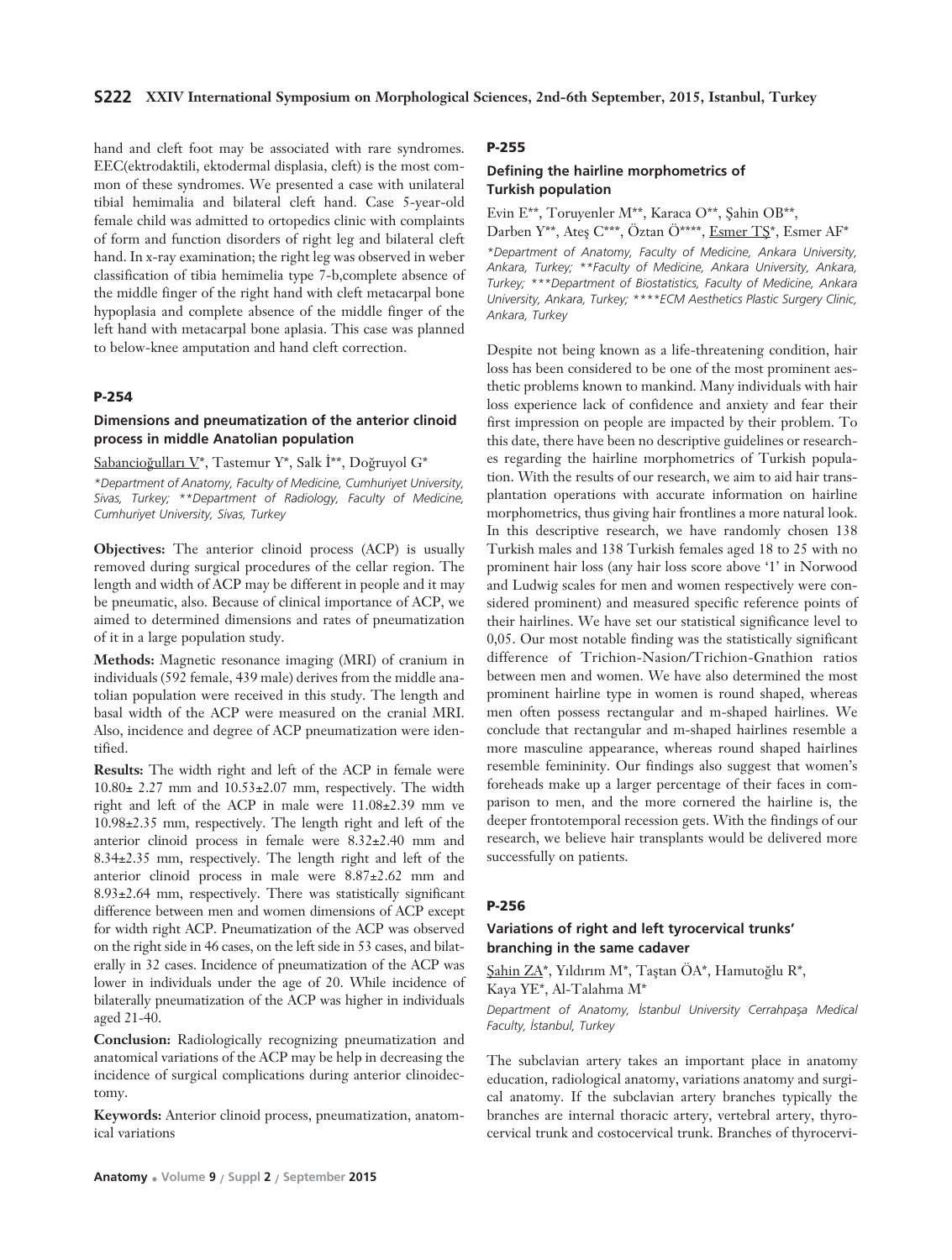hand and cleft foot may be associated with rare syndromes. EEC(ektrodaktili, ektodermal displasia, cleft) is the most common of these syndromes. We presented a case with unilateral tibial hemimalia and bilateral cleft hand. Case 5-year-old female child was admitted to ortopedics clinic with complaints of form and function disorders of right leg and bilateral cleft hand. In x-ray examination; the right leg was observed in weber classification of tibia hemimelia type 7-b,complete absence of the middle finger of the right hand with cleft metacarpal bone hypoplasia and complete absence of the middle finger of the left hand with metacarpal bone aplasia. This case was planned to below-knee amputation and hand cleft correction.

### P-254

### Dimensions and pneumatization of the anterior clinoid process in middle Anatolian population

Sabancioğulları V*, Tastemur Y*, Salk İ**, Doğruyol G*

*\*Department of Anatomy, Faculty of Medicine, Cumhuriyet University, Sivas, Turkey; \*\*Department of Radiology, Faculty of Medicine, Cumhuriyet University, Sivas, Turkey*

**Objectives:** The anterior clinoid process (ACP) is usually removed during surgical procedures of the cellar region. The length and width of ACP may be different in people and it may be pneumatic, also. Because of clinical importance of ACP, we aimed to determined dimensions and rates of pneumatization of it in a large population study.

**Methods:** Magnetic resonance imaging (MRI) of cranium in individuals (592 female, 439 male) derives from the middle anatolian population were received in this study. The length and basal width of the ACP were measured on the cranial MRI. Also, incidence and degree of ACP pneumatization were identified.

**Results:** The width right and left of the ACP in female were 10.80± 2.27 mm and 10.53±2.07 mm, respectively. The width right and left of the ACP in male were 11.08±2.39 mm ve 10.98±2.35 mm, respectively. The length right and left of the anterior clinoid process in female were 8.32±2.40 mm and 8.34±2.35 mm, respectively. The length right and left of the anterior clinoid process in male were 8.87±2.62 mm and 8.93±2.64 mm, respectively. There was statistically significant difference between men and women dimensions of ACP except for width right ACP. Pneumatization of the ACP was observed on the right side in 46 cases, on the left side in 53 cases, and bilaterally in 32 cases. Incidence of pneumatization of the ACP was lower in individuals under the age of 20. While incidence of bilaterally pneumatization of the ACP was higher in individuals aged 21-40.

**Conclusion:** Radiologically recognizing pneumatization and anatomical variations of the ACP may be help in decreasing the incidence of surgical complications during anterior clinoidectomy.

**Keywords:** Anterior clinoid process, pneumatization, anatomical variations

### P-255

### Defining the hairline morphometrics of Turkish population

Evin E**, Toruyenler M**, Karaca O**, Şahin OB**, Darben Y**, Ateş C***, Öztan Ö****, Esmer TŞ*, Esmer AF*

*\*Department of Anatomy, Faculty of Medicine, Ankara University, Ankara, Turkey; \*\*Faculty of Medicine, Ankara University, Ankara, Turkey; \*\*\*Department of Biostatistics, Faculty of Medicine, Ankara University, Ankara, Turkey; \*\*\*\*ECM Aesthetics Plastic Surgery Clinic, Ankara, Turkey*

Despite not being known as a life-threatening condition, hair loss has been considered to be one of the most prominent aesthetic problems known to mankind. Many individuals with hair loss experience lack of confidence and anxiety and fear their first impression on people are impacted by their problem. To this date, there have been no descriptive guidelines or researches regarding the hairline morphometrics of Turkish population. With the results of our research, we aim to aid hair transplantation operations with accurate information on hairline morphometrics, thus giving hair frontlines a more natural look. In this descriptive research, we have randomly chosen 138 Turkish males and 138 Turkish females aged 18 to 25 with no prominent hair loss (any hair loss score above '1' in Norwood and Ludwig scales for men and women respectively were considered prominent) and measured specific reference points of their hairlines. We have set our statistical significance level to 0,05. Our most notable finding was the statistically significant difference of Trichion-Nasion/Trichion-Gnathion ratios between men and women. We have also determined the most prominent hairline type in women is round shaped, whereas men often possess rectangular and m-shaped hairlines. We conclude that rectangular and m-shaped hairlines resemble a more masculine appearance, whereas round shaped hairlines resemble femininity. Our findings also suggest that women's foreheads make up a larger percentage of their faces in comparison to men, and the more cornered the hairline is, the deeper frontotemporal recession gets. With the findings of our research, we believe hair transplants would be delivered more successfully on patients.

### P-256

### Variations of right and left tyrocervical trunks' branching in the same cadaver

Şahin ZA*, Yıldırım M*, Taştan ÖA*, Hamutoğlu R*, Kaya YE*, Al-Talahma M*

*Department of Anatomy, İstanbul University Cerrahpaşa Medical Faculty, İstanbul, Turkey*

The subclavian artery takes an important place in anatomy education, radiological anatomy, variations anatomy and surgical anatomy. If the subclavian artery branches typically the branches are internal thoracic artery, vertebral artery, thyrocervical trunk and costocervical trunk. Branches of thyrocervi-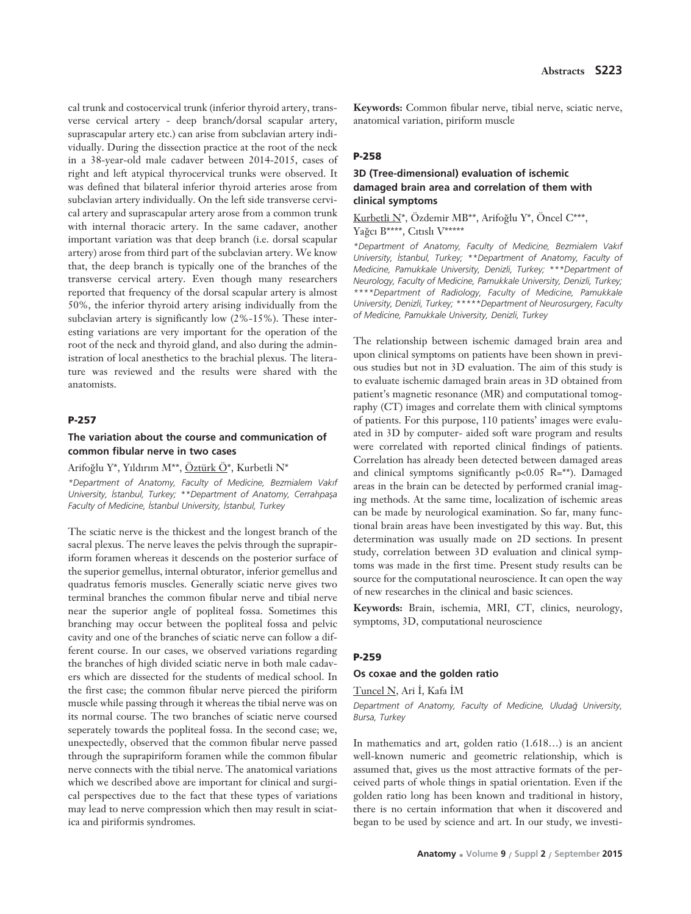cal trunk and costocervical trunk (inferior thyroid artery, transverse cervical artery - deep branch/dorsal scapular artery, suprascapular artery etc.) can arise from subclavian artery individually. During the dissection practice at the root of the neck in a 38-year-old male cadaver between 2014-2015, cases of right and left atypical thyrocervical trunks were observed. It was defined that bilateral inferior thyroid arteries arose from subclavian artery individually. On the left side transverse cervical artery and suprascapular artery arose from a common trunk with internal thoracic artery. In the same cadaver, another important variation was that deep branch (i.e. dorsal scapular artery) arose from third part of the subclavian artery. We know that, the deep branch is typically one of the branches of the transverse cervical artery. Even though many researchers reported that frequency of the dorsal scapular artery is almost 50%, the inferior thyroid artery arising individually from the subclavian artery is significantly low (2%-15%). These interesting variations are very important for the operation of the root of the neck and thyroid gland, and also during the administration of local anesthetics to the brachial plexus. The literature was reviewed and the results were shared with the anatomists.

### P-257

### The variation about the course and communication of common fibular nerve in two cases

Arifoğlu Y*, Yıldırım M**, Öztürk Ö*, Kurbetli N*

*\*Department of Anatomy, Faculty of Medicine, Bezmialem Vakıf University, İstanbul, Turkey; \*\*Department of Anatomy, Cerrahpaşa Faculty of Medicine, İstanbul University, İstanbul, Turkey*

The sciatic nerve is the thickest and the longest branch of the sacral plexus. The nerve leaves the pelvis through the suprapiriform foramen whereas it descends on the posterior surface of the superior gemellus, internal obturator, inferior gemellus and quadratus femoris muscles. Generally sciatic nerve gives two terminal branches the common fibular nerve and tibial nerve near the superior angle of popliteal fossa. Sometimes this branching may occur between the popliteal fossa and pelvic cavity and one of the branches of sciatic nerve can follow a different course. In our cases, we observed variations regarding the branches of high divided sciatic nerve in both male cadavers which are dissected for the students of medical school. In the first case; the common fibular nerve pierced the piriform muscle while passing through it whereas the tibial nerve was on its normal course. The two branches of sciatic nerve coursed seperately towards the popliteal fossa. In the second case; we, unexpectedly, observed that the common fibular nerve passed through the suprapiriform foramen while the common fibular nerve connects with the tibial nerve. The anatomical variations which we described above are important for clinical and surgical perspectives due to the fact that these types of variations may lead to nerve compression which then may result in sciatica and piriformis syndromes.

**Keywords:** Common fibular nerve, tibial nerve, sciatic nerve, anatomical variation, piriform muscle

### P-258

### 3D (Tree-dimensional) evaluation of ischemic damaged brain area and correlation of them with clinical symptoms

Kurbetli N*, Özdemir MB**, Arifoğlu Y*, Öncel C***, Yağcı B****, Cıtıslı V*****

*\*Department of Anatomy, Faculty of Medicine, Bezmialem Vakıf University, İstanbul, Turkey; \*\*Department of Anatomy, Faculty of Medicine, Pamukkale University, Denizli, Turkey; \*\*\*Department of Neurology, Faculty of Medicine, Pamukkale University, Denizli, Turkey; \*\*\*\*Department of Radiology, Faculty of Medicine, Pamukkale University, Denizli, Turkey; \*\*\*\*\*Department of Neurosurgery, Faculty of Medicine, Pamukkale University, Denizli, Turkey*

The relationship between ischemic damaged brain area and upon clinical symptoms on patients have been shown in previous studies but not in 3D evaluation. The aim of this study is to evaluate ischemic damaged brain areas in 3D obtained from patient's magnetic resonance (MR) and computational tomography (CT) images and correlate them with clinical symptoms of patients. For this purpose, 110 patients' images were evaluated in 3D by computer- aided soft ware program and results were correlated with reported clinical findings of patients. Correlation has already been detected between damaged areas and clinical symptoms significantly $p<0.05$ R=**). Damaged areas in the brain can be detected by performed cranial imaging methods. At the same time, localization of ischemic areas can be made by neurological examination. So far, many functional brain areas have been investigated by this way. But, this determination was usually made on 2D sections. In present study, correlation between 3D evaluation and clinical symptoms was made in the first time. Present study results can be source for the computational neuroscience. It can open the way of new researches in the clinical and basic sciences.

**Keywords:** Brain, ischemia, MRI, CT, clinics, neurology, symptoms, 3D, computational neuroscience

### P-259

### Os coxae and the golden ratio

Tuncel N, Ari İ, Kafa İM

*Department of Anatomy, Faculty of Medicine, Uludağ University, Bursa, Turkey*

In mathematics and art, golden ratio (1.618…) is an ancient well-known numeric and geometric relationship, which is assumed that, gives us the most attractive formats of the perceived parts of whole things in spatial orientation. Even if the golden ratio long has been known and traditional in history, there is no certain information that when it discovered and began to be used by science and art. In our study, we investi-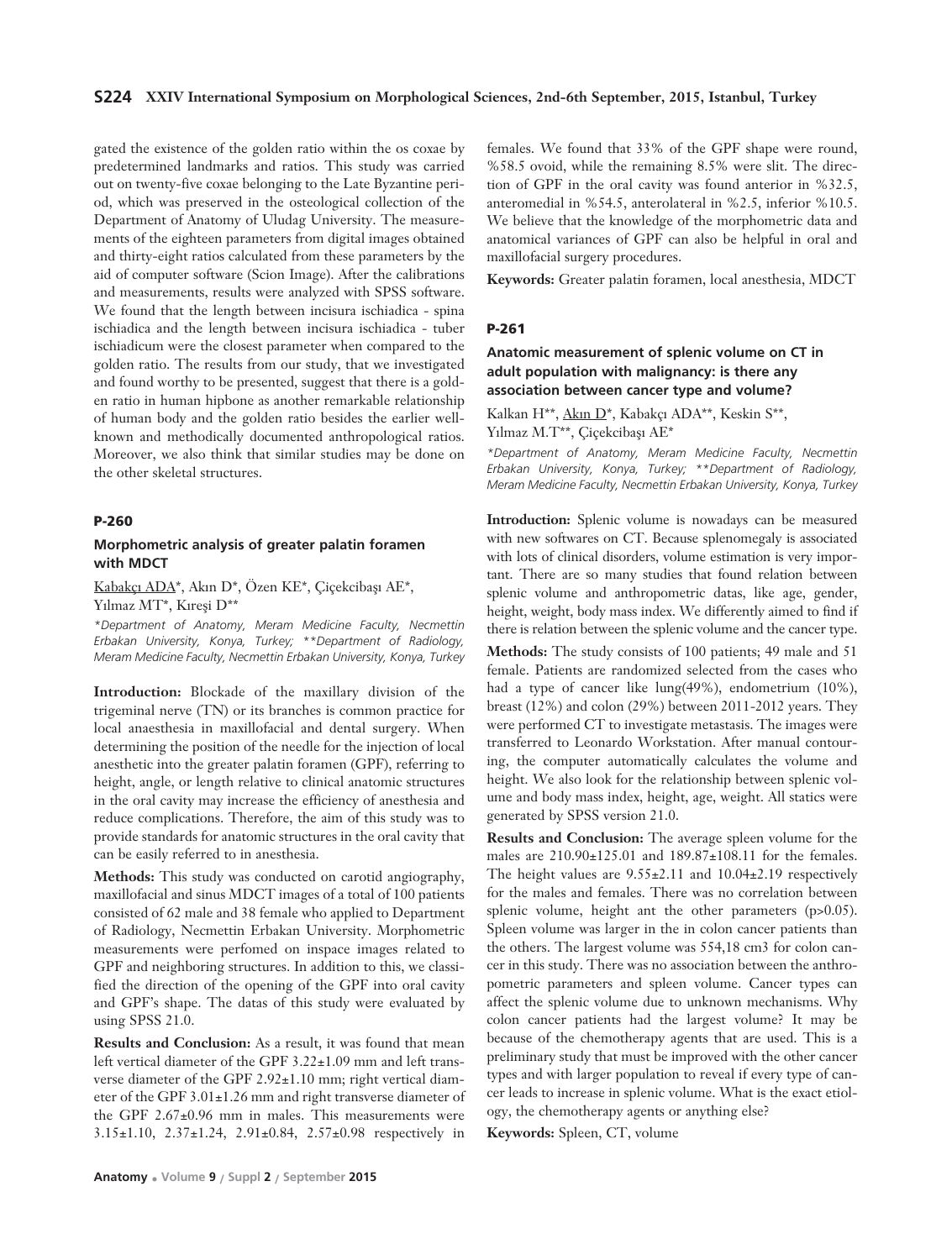gated the existence of the golden ratio within the os coxae by predetermined landmarks and ratios. This study was carried out on twenty-five coxae belonging to the Late Byzantine period, which was preserved in the osteological collection of the Department of Anatomy of Uludag University. The measurements of the eighteen parameters from digital images obtained and thirty-eight ratios calculated from these parameters by the aid of computer software (Scion Image). After the calibrations and measurements, results were analyzed with SPSS software. We found that the length between incisura ischiadica - spina ischiadica and the length between incisura ischiadica - tuber ischiadicum were the closest parameter when compared to the golden ratio. The results from our study, that we investigated and found worthy to be presented, suggest that there is a golden ratio in human hipbone as another remarkable relationship of human body and the golden ratio besides the earlier well-known and methodically documented anthropological ratios. Moreover, we also think that similar studies may be done on the other skeletal structures.

### P-260

#### Morphometric analysis of greater palatin foramen with MDCT

Kabakçı ADA*, Akın D*, Özen KE*, Çiçekcibaşı AE*, Yılmaz MT*, Kıreşi D**

*Department of Anatomy, Meram Medicine Faculty, Necmettin Erbakan University, Konya, Turkey; **Department of Radiology, Meram Medicine Faculty, Necmettin Erbakan University, Konya, Turkey*

**Introduction:** Blockade of the maxillary division of the trigeminal nerve (TN) or its branches is common practice for local anaesthesia in maxillofacial and dental surgery. When determining the position of the needle for the injection of local anesthetic into the greater palatin foramen (GPF), referring to height, angle, or length relative to clinical anatomic structures in the oral cavity may increase the efficiency of anesthesia and reduce complications. Therefore, the aim of this study was to provide standards for anatomic structures in the oral cavity that can be easily referred to in anesthesia.

**Methods:** This study was conducted on carotid angiography, maxillofacial and sinus MDCT images of a total of 100 patients consisted of 62 male and 38 female who applied to Department of Radiology, Necmettin Erbakan University. Morphometric measurements were perfomed on inspace images related to GPF and neighboring structures. In addition to this, we classified the direction of the opening of the GPF into oral cavity and GPF's shape. The datas of this study were evaluated by using SPSS 21.0.

**Results and Conclusion:** As a result, it was found that mean left vertical diameter of the GPF 3.22±1.09 mm and left transverse diameter of the GPF 2.92±1.10 mm; right vertical diameter of the GPF 3.01±1.26 mm and right transverse diameter of the GPF 2.67±0.96 mm in males. This measurements were 3.15±1.10, 2.37±1.24, 2.91±0.84, 2.57±0.98 respectively in females. We found that 33% of the GPF shape were round, %58.5 ovoid, while the remaining 8.5% were slit. The direction of GPF in the oral cavity was found anterior in %32.5, anteromedial in %54.5, anterolateral in %2.5, inferior %10.5. We believe that the knowledge of the morphometric data and anatomical variances of GPF can also be helpful in oral and maxillofacial surgery procedures.

**Keywords:** Greater palatin foramen, local anesthesia, MDCT

### P-261

#### Anatomic measurement of splenic volume on CT in adult population with malignancy: is there any association between cancer type and volume?

Kalkan H**, Akın D*, Kabakçı ADA**, Keskin S**, Yılmaz M.T**, Çiçekcibaşı AE*

*Department of Anatomy, Meram Medicine Faculty, Necmettin Erbakan University, Konya, Turkey; **Department of Radiology, Meram Medicine Faculty, Necmettin Erbakan University, Konya, Turkey*

**Introduction:** Splenic volume is nowadays can be measured with new softwares on CT. Because splenomegaly is associated with lots of clinical disorders, volume estimation is very important. There are so many studies that found relation between splenic volume and anthropometric datas, like age, gender, height, weight, body mass index. We differently aimed to find if there is relation between the splenic volume and the cancer type.

**Methods:** The study consists of 100 patients; 49 male and 51 female. Patients are randomized selected from the cases who had a type of cancer like lung(49%), endometrium (10%), breast (12%) and colon (29%) between 2011-2012 years. They were performed CT to investigate metastasis. The images were transferred to Leonardo Workstation. After manual contouring, the computer automatically calculates the volume and height. We also look for the relationship between splenic volume and body mass index, height, age, weight. All statics were generated by SPSS version 21.0.

**Results and Conclusion:** The average spleen volume for the males are 210.90±125.01 and 189.87±108.11 for the females. The height values are 9.55±2.11 and 10.04±2.19 respectively for the males and females. There was no correlation between splenic volume, height ant the other parameters ($p>0.05$). Spleen volume was larger in the in colon cancer patients than the others. The largest volume was 554,18 cm3 for colon cancer in this study. There was no association between the anthropometric parameters and spleen volume. Cancer types can affect the splenic volume due to unknown mechanisms. Why colon cancer patients had the largest volume? It may be because of the chemotherapy agents that are used. This is a preliminary study that must be improved with the other cancer types and with larger population to reveal if every type of cancer leads to increase in splenic volume. What is the exact etiology, the chemotherapy agents or anything else?

**Keywords:** Spleen, CT, volume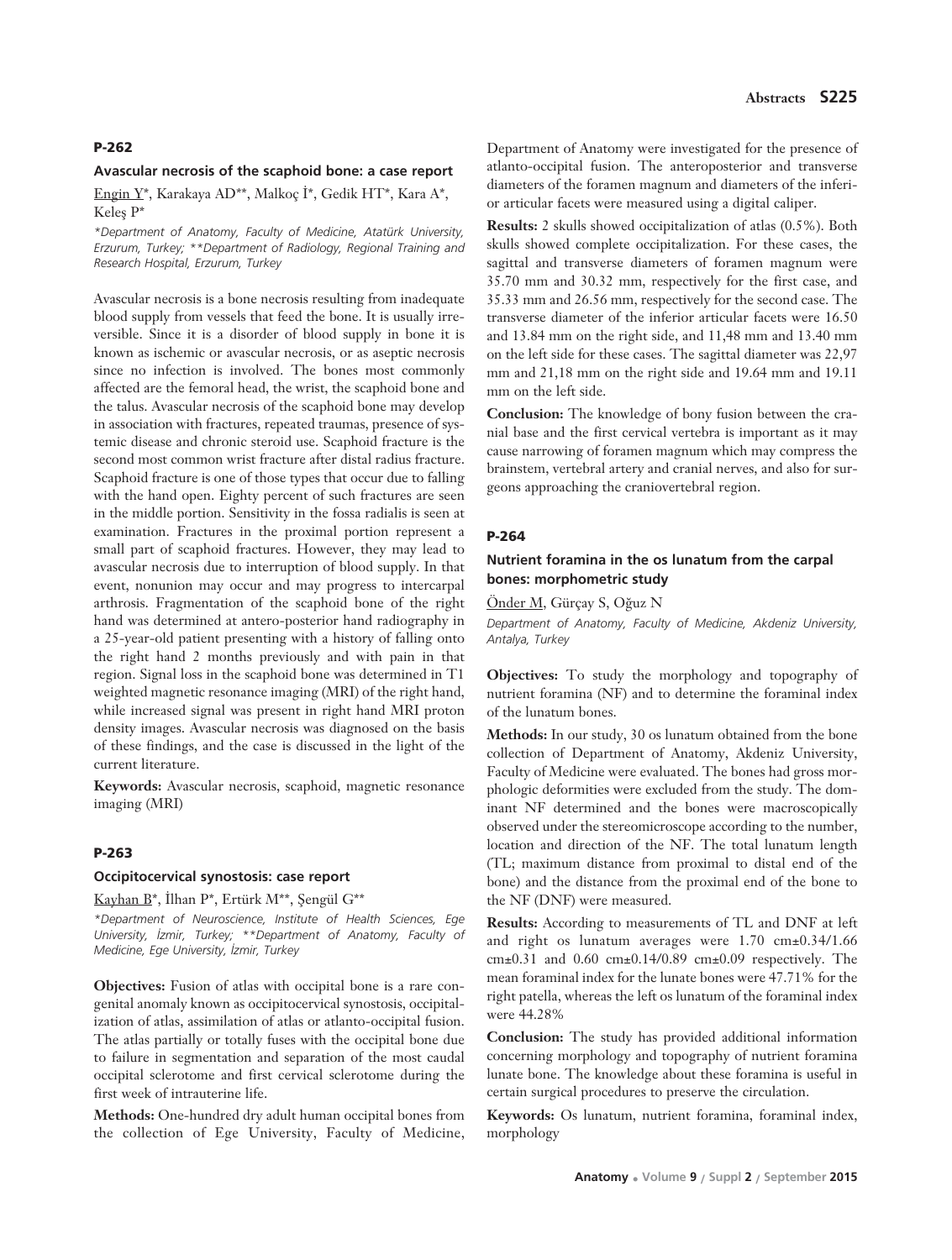## P-262

### Avascular necrosis of the scaphoid bone: a case report

Engin Y*, Karakaya AD**, Malkoç İ*, Gedik HT*, Kara A*, Keleş P*

*Department of Anatomy, Faculty of Medicine, Atatürk University, Erzurum, Turkey; **Department of Radiology, Regional Training and Research Hospital, Erzurum, Turkey*

Avascular necrosis is a bone necrosis resulting from inadequate blood supply from vessels that feed the bone. It is usually irreversible. Since it is a disorder of blood supply in bone it is known as ischemic or avascular necrosis, or as aseptic necrosis since no infection is involved. The bones most commonly affected are the femoral head, the wrist, the scaphoid bone and the talus. Avascular necrosis of the scaphoid bone may develop in association with fractures, repeated traumas, presence of systemic disease and chronic steroid use. Scaphoid fracture is the second most common wrist fracture after distal radius fracture. Scaphoid fracture is one of those types that occur due to falling with the hand open. Eighty percent of such fractures are seen in the middle portion. Sensitivity in the fossa radialis is seen at examination. Fractures in the proximal portion represent a small part of scaphoid fractures. However, they may lead to avascular necrosis due to interruption of blood supply. In that event, nonunion may occur and may progress to intercarpal arthrosis. Fragmentation of the scaphoid bone of the right hand was determined at antero-posterior hand radiography in a 25-year-old patient presenting with a history of falling onto the right hand 2 months previously and with pain in that region. Signal loss in the scaphoid bone was determined in T1 weighted magnetic resonance imaging (MRI) of the right hand, while increased signal was present in right hand MRI proton density images. Avascular necrosis was diagnosed on the basis of these findings, and the case is discussed in the light of the current literature.

**Keywords:** Avascular necrosis, scaphoid, magnetic resonance imaging (MRI)

## P-263

### Occipitocervical synostosis: case report

Kayhan B*, İlhan P*, Ertürk M**, Şengül G**

*Department of Neuroscience, Institute of Health Sciences, Ege University, İzmir, Turkey; **Department of Anatomy, Faculty of Medicine, Ege University, İzmir, Turkey*

**Objectives:** Fusion of atlas with occipital bone is a rare congenital anomaly known as occipitocervical synostosis, occipitalization of atlas, assimilation of atlas or atlanto-occipital fusion. The atlas partially or totally fuses with the occipital bone due to failure in segmentation and separation of the most caudal occipital sclerotome and first cervical sclerotome during the first week of intrauterine life.

**Methods:** One-hundred dry adult human occipital bones from the collection of Ege University, Faculty of Medicine, Department of Anatomy were investigated for the presence of atlanto-occipital fusion. The anteroposterior and transverse diameters of the foramen magnum and diameters of the inferior articular facets were measured using a digital caliper.

**Results:** 2 skulls showed occipitalization of atlas (0.5%). Both skulls showed complete occipitalization. For these cases, the sagittal and transverse diameters of foramen magnum were 35.70 mm and 30.32 mm, respectively for the first case, and 35.33 mm and 26.56 mm, respectively for the second case. The transverse diameter of the inferior articular facets were 16.50 and 13.84 mm on the right side, and 11,48 mm and 13.40 mm on the left side for these cases. The sagittal diameter was 22,97 mm and 21,18 mm on the right side and 19.64 mm and 19.11 mm on the left side.

**Conclusion:** The knowledge of bony fusion between the cranial base and the first cervical vertebra is important as it may cause narrowing of foramen magnum which may compress the brainstem, vertebral artery and cranial nerves, and also for surgeons approaching the craniovertebral region.

## P-264

### Nutrient foramina in the os lunatum from the carpal bones: morphometric study

Önder M, Gürçay S, Oğuz N

*Department of Anatomy, Faculty of Medicine, Akdeniz University, Antalya, Turkey*

**Objectives:** To study the morphology and topography of nutrient foramina (NF) and to determine the foraminal index of the lunatum bones.

**Methods:** In our study, 30 os lunatum obtained from the bone collection of Department of Anatomy, Akdeniz University, Faculty of Medicine were evaluated. The bones had gross morphologic deformities were excluded from the study. The dominant NF determined and the bones were macroscopically observed under the stereomicroscope according to the number, location and direction of the NF. The total lunatum length (TL; maximum distance from proximal to distal end of the bone) and the distance from the proximal end of the bone to the NF (DNF) were measured.

**Results:** According to measurements of TL and DNF at left and right os lunatum averages were 1.70 cm±0.34/1.66 cm±0.31 and 0.60 cm±0.14/0.89 cm±0.09 respectively. The mean foraminal index for the lunate bones were 47.71% for the right patella, whereas the left os lunatum of the foraminal index were 44.28%

**Conclusion:** The study has provided additional information concerning morphology and topography of nutrient foramina lunate bone. The knowledge about these foramina is useful in certain surgical procedures to preserve the circulation.

**Keywords:** Os lunatum, nutrient foramina, foraminal index, morphology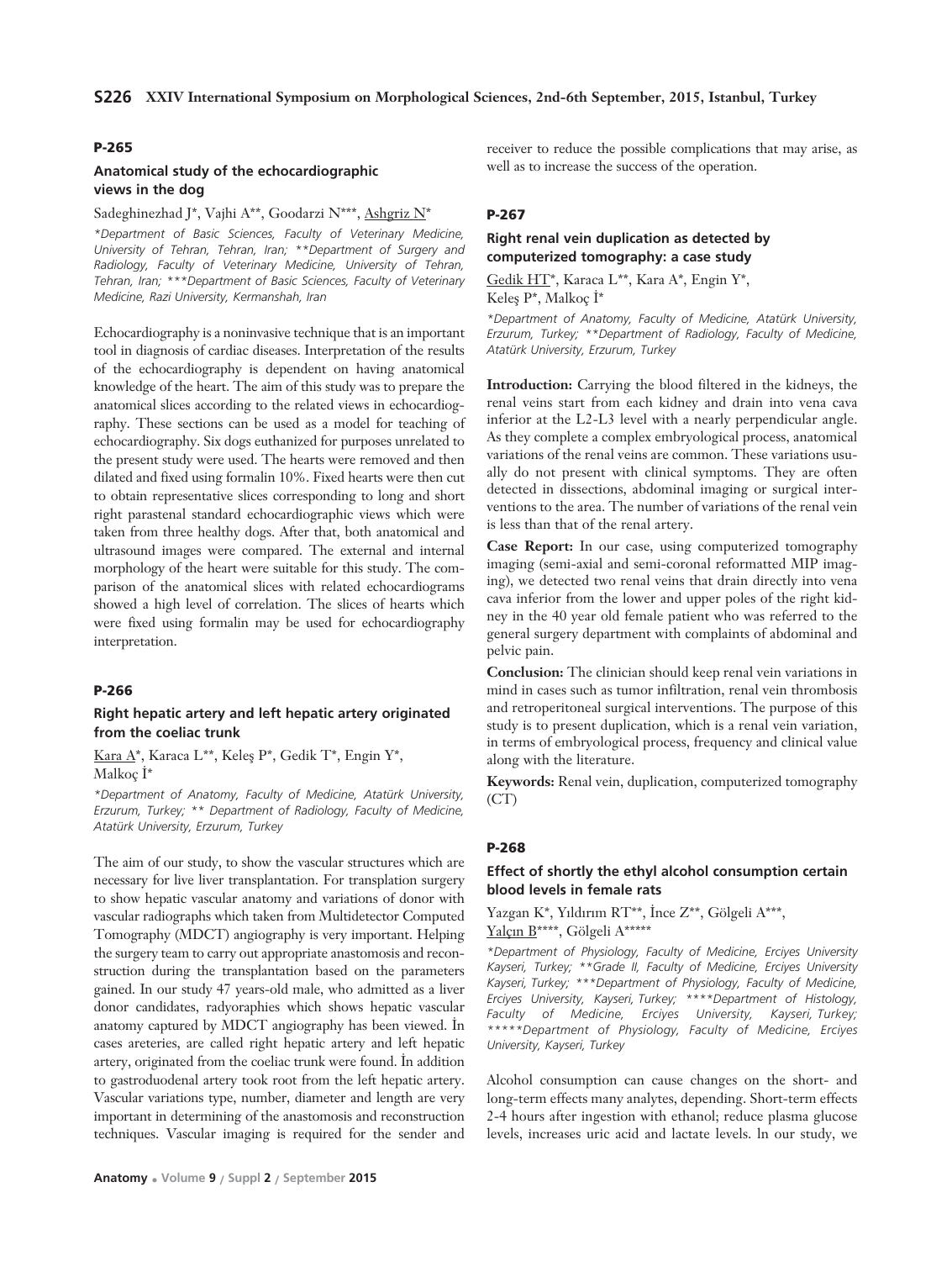### P-265

#### Anatomical study of the echocardiographic views in the dog

Sadeghinezhad J*, Vajhi A**, Goodarzi N***, Ashgriz N*

*\*Department of Basic Sciences, Faculty of Veterinary Medicine, University of Tehran, Tehran, Iran; \*\*Department of Surgery and Radiology, Faculty of Veterinary Medicine, University of Tehran, Tehran, Iran; \*\*\*Department of Basic Sciences, Faculty of Veterinary Medicine, Razi University, Kermanshah, Iran*

Echocardiography is a noninvasive technique that is an important tool in diagnosis of cardiac diseases. Interpretation of the results of the echocardiography is dependent on having anatomical knowledge of the heart. The aim of this study was to prepare the anatomical slices according to the related views in echocardiography. These sections can be used as a model for teaching of echocardiography. Six dogs euthanized for purposes unrelated to the present study were used. The hearts were removed and then dilated and fixed using formalin 10%. Fixed hearts were then cut to obtain representative slices corresponding to long and short right parastenal standard echocardiographic views which were taken from three healthy dogs. After that, both anatomical and ultrasound images were compared. The external and internal morphology of the heart were suitable for this study. The comparison of the anatomical slices with related echocardiograms showed a high level of correlation. The slices of hearts which were fixed using formalin may be used for echocardiography interpretation.

### P-266

#### Right hepatic artery and left hepatic artery originated from the coeliac trunk

Kara A*, Karaca L**, Keleş P*, Gedik T*, Engin Y*, Malkoç İ*

*\*Department of Anatomy, Faculty of Medicine, Atatürk University, Erzurum, Turkey; \*\* Department of Radiology, Faculty of Medicine, Atatürk University, Erzurum, Turkey*

The aim of our study, to show the vascular structures which are necessary for live liver transplantation. For transplation surgery to show hepatic vascular anatomy and variations of donor with vascular radiographs which taken from Multidetector Computed Tomography (MDCT) angiography is very important. Helping the surgery team to carry out appropriate anastomosis and reconstruction during the transplantation based on the parameters gained. In our study 47 years-old male, who admitted as a liver donor candidates, radyoraphies which shows hepatic vascular anatomy captured by MDCT angiography has been viewed. İn cases areteries, are called right hepatic artery and left hepatic artery, originated from the coeliac trunk were found. İn addition to gastroduodenal artery took root from the left hepatic artery. Vascular variations type, number, diameter and length are very important in determining of the anastomosis and reconstruction techniques. Vascular imaging is required for the sender and receiver to reduce the possible complications that may arise, as well as to increase the success of the operation.

### P-267

#### Right renal vein duplication as detected by computerized tomography: a case study

Gedik HT*, Karaca L**, Kara A*, Engin Y*, Keleş P*, Malkoç İ*

*\*Department of Anatomy, Faculty of Medicine, Atatürk University, Erzurum, Turkey; \*\*Department of Radiology, Faculty of Medicine, Atatürk University, Erzurum, Turkey*

**Introduction:** Carrying the blood filtered in the kidneys, the renal veins start from each kidney and drain into vena cava inferior at the L2-L3 level with a nearly perpendicular angle. As they complete a complex embryological process, anatomical variations of the renal veins are common. These variations usually do not present with clinical symptoms. They are often detected in dissections, abdominal imaging or surgical interventions to the area. The number of variations of the renal vein is less than that of the renal artery.

**Case Report:** In our case, using computerized tomography imaging (semi-axial and semi-coronal reformatted MIP imaging), we detected two renal veins that drain directly into vena cava inferior from the lower and upper poles of the right kidney in the 40 year old female patient who was referred to the general surgery department with complaints of abdominal and pelvic pain.

**Conclusion:** The clinician should keep renal vein variations in mind in cases such as tumor infiltration, renal vein thrombosis and retroperitoneal surgical interventions. The purpose of this study is to present duplication, which is a renal vein variation, in terms of embryological process, frequency and clinical value along with the literature.

**Keywords:** Renal vein, duplication, computerized tomography (CT)

### P-268

#### Effect of shortly the ethyl alcohol consumption certain blood levels in female rats

Yazgan K*, Yıldırım RT**, İnce Z**, Gölgeli A***, Yalçın B****, Gölgeli A*****

*\*Department of Physiology, Faculty of Medicine, Erciyes University Kayseri, Turkey; \*\*Grade II, Faculty of Medicine, Erciyes University Kayseri, Turkey; \*\*\*Department of Physiology, Faculty of Medicine, Erciyes University, Kayseri, Turkey; \*\*\*\*Department of Histology, Faculty of Medicine, Erciyes University, Kayseri, Turkey; \*\*\*\*\*Department of Physiology, Faculty of Medicine, Erciyes University, Kayseri, Turkey*

Alcohol consumption can cause changes on the short- and long-term effects many analytes, depending. Short-term effects 2-4 hours after ingestion with ethanol; reduce plasma glucose levels, increases uric acid and lactate levels. ln our study, we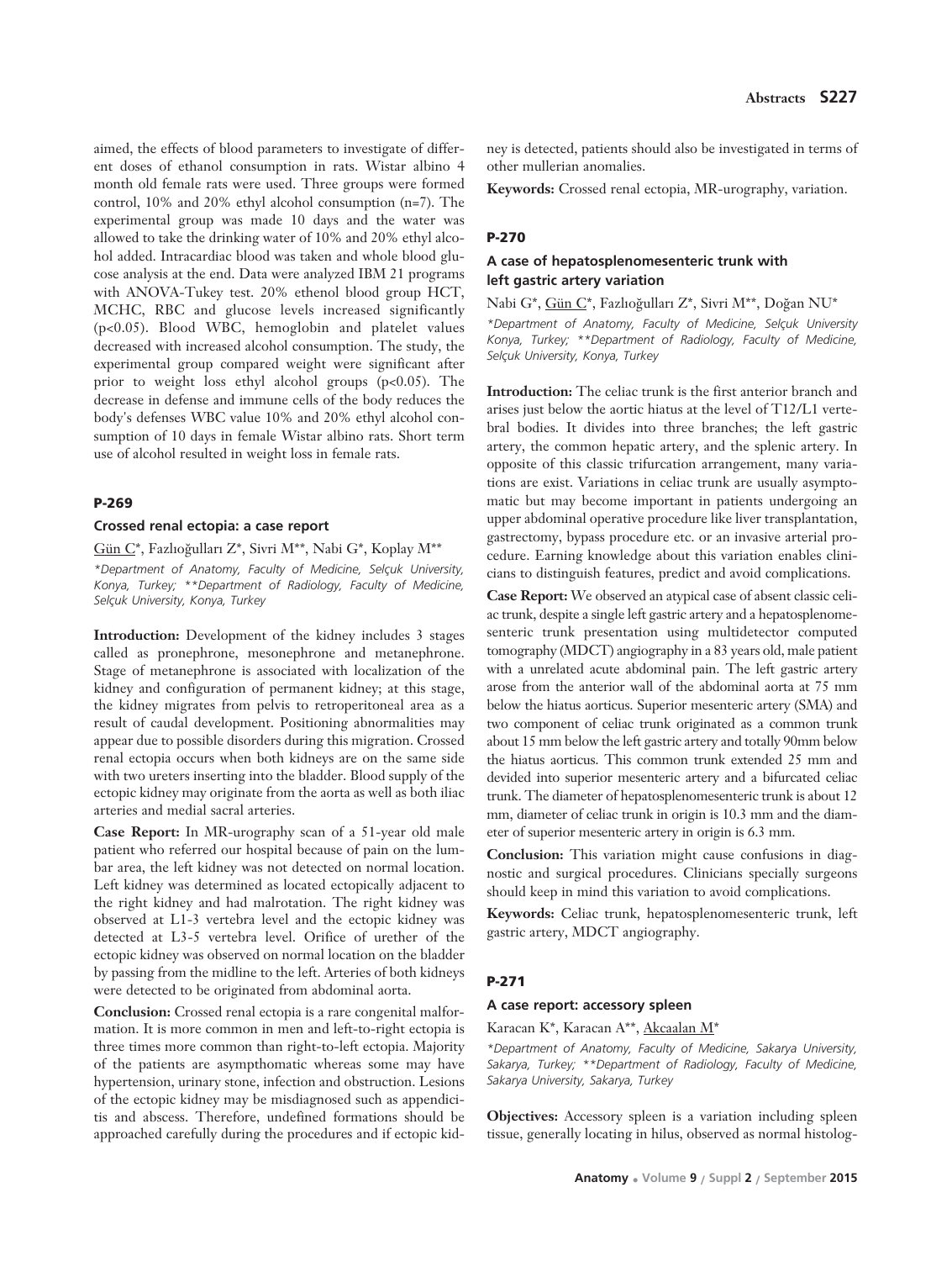aimed, the effects of blood parameters to investigate of different doses of ethanol consumption in rats. Wistar albino 4 month old female rats were used. Three groups were formed control, 10% and 20% ethyl alcohol consumption (n=7). The experimental group was made 10 days and the water was allowed to take the drinking water of 10% and 20% ethyl alcohol added. Intracardiac blood was taken and whole blood glucose analysis at the end. Data were analyzed IBM 21 programs with ANOVA-Tukey test. 20% ethenol blood group HCT, MCHC, RBC and glucose levels increased significantly ($p<0.05$). Blood WBC, hemoglobin and platelet values decreased with increased alcohol consumption. The study, the experimental group compared weight were significant after prior to weight loss ethyl alcohol groups ($p<0.05$). The decrease in defense and immune cells of the body reduces the body's defenses WBC value 10% and 20% ethyl alcohol consumption of 10 days in female Wistar albino rats. Short term use of alcohol resulted in weight loss in female rats.

## P-269

### Crossed renal ectopia: a case report

Gün C*, Fazlıoğulları Z*, Sivri M**, Nabi G*, Koplay M**

*\*Department of Anatomy, Faculty of Medicine, Selçuk University, Konya, Turkey; \*\*Department of Radiology, Faculty of Medicine, Selçuk University, Konya, Turkey*

**Introduction:** Development of the kidney includes 3 stages called as pronephrone, mesonephrone and metanephrone. Stage of metanephrone is associated with localization of the kidney and configuration of permanent kidney; at this stage, the kidney migrates from pelvis to retroperitoneal area as a result of caudal development. Positioning abnormalities may appear due to possible disorders during this migration. Crossed renal ectopia occurs when both kidneys are on the same side with two ureters inserting into the bladder. Blood supply of the ectopic kidney may originate from the aorta as well as both iliac arteries and medial sacral arteries.

**Case Report:** In MR-urography scan of a 51-year old male patient who referred our hospital because of pain on the lumbar area, the left kidney was not detected on normal location. Left kidney was determined as located ectopically adjacent to the right kidney and had malrotation. The right kidney was observed at L1-3 vertebra level and the ectopic kidney was detected at L3-5 vertebra level. Orifice of urether of the ectopic kidney was observed on normal location on the bladder by passing from the midline to the left. Arteries of both kidneys were detected to be originated from abdominal aorta.

**Conclusion:** Crossed renal ectopia is a rare congenital malformation. It is more common in men and left-to-right ectopia is three times more common than right-to-left ectopia. Majority of the patients are asympthomatic whereas some may have hypertension, urinary stone, infection and obstruction. Lesions of the ectopic kidney may be misdiagnosed such as appendicitis and abscess. Therefore, undefined formations should be approached carefully during the procedures and if ectopic kidney is detected, patients should also be investigated in terms of other mullerian anomalies.

**Keywords:** Crossed renal ectopia, MR-urography, variation.

## P-270

### A case of hepatosplenomesenteric trunk with left gastric artery variation

Nabi G*, Gün C*, Fazlıoğulları Z*, Sivri M**, Doğan NU*

*\*Department of Anatomy, Faculty of Medicine, Selçuk University Konya, Turkey; \*\*Department of Radiology, Faculty of Medicine, Selçuk University, Konya, Turkey*

**Introduction:** The celiac trunk is the first anterior branch and arises just below the aortic hiatus at the level of T12/L1 vertebral bodies. It divides into three branches; the left gastric artery, the common hepatic artery, and the splenic artery. In opposite of this classic trifurcation arrangement, many variations are exist. Variations in celiac trunk are usually asymptomatic but may become important in patients undergoing an upper abdominal operative procedure like liver transplantation, gastrectomy, bypass procedure etc. or an invasive arterial procedure. Earning knowledge about this variation enables clinicians to distinguish features, predict and avoid complications.

**Case Report:** We observed an atypical case of absent classic celiac trunk, despite a single left gastric artery and a hepatosplenomesenteric trunk presentation using multidetector computed tomography (MDCT) angiography in a 83 years old, male patient with a unrelated acute abdominal pain. The left gastric artery arose from the anterior wall of the abdominal aorta at 75 mm below the hiatus aorticus. Superior mesenteric artery (SMA) and two component of celiac trunk originated as a common trunk about 15 mm below the left gastric artery and totally 90mm below the hiatus aorticus. This common trunk extended 25 mm and devided into superior mesenteric artery and a bifurcated celiac trunk. The diameter of hepatosplenomesenteric trunk is about 12 mm, diameter of celiac trunk in origin is 10.3 mm and the diameter of superior mesenteric artery in origin is 6.3 mm.

**Conclusion:** This variation might cause confusions in diagnostic and surgical procedures. Clinicians specially surgeons should keep in mind this variation to avoid complications.

**Keywords:** Celiac trunk, hepatosplenomesenteric trunk, left gastric artery, MDCT angiography.

## P-271

### A case report: accessory spleen

Karacan K*, Karacan A**, Akcaalan M*

*\*Department of Anatomy, Faculty of Medicine, Sakarya University, Sakarya, Turkey; \*\*Department of Radiology, Faculty of Medicine, Sakarya University, Sakarya, Turkey*

**Objectives:** Accessory spleen is a variation including spleen tissue, generally locating in hilus, observed as normal histolog-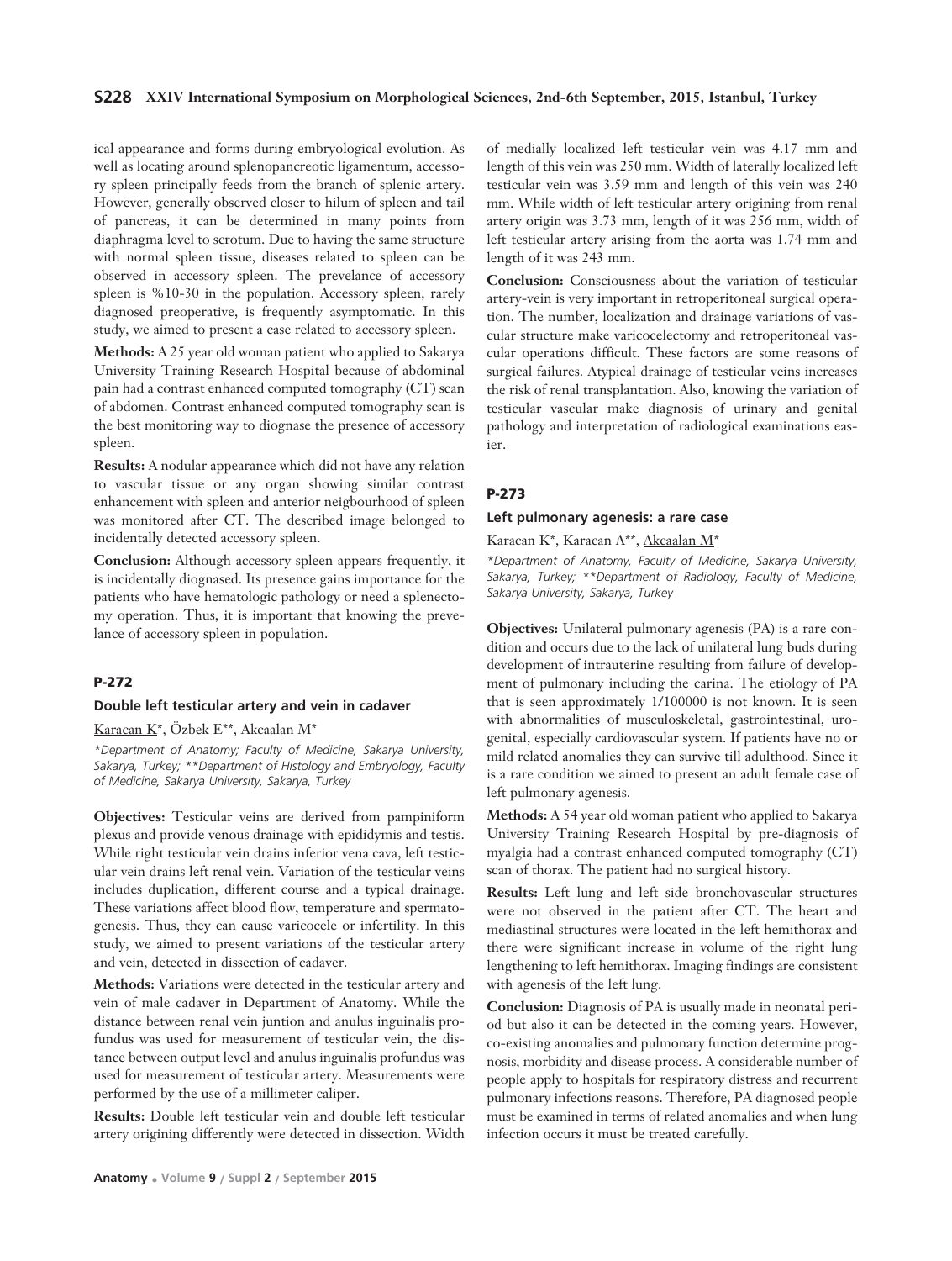ical appearance and forms during embryological evolution. As well as locating around splenopancreotic ligamentum, accessory spleen principally feeds from the branch of splenic artery. However, generally observed closer to hilum of spleen and tail of pancreas, it can be determined in many points from diaphragma level to scrotum. Due to having the same structure with normal spleen tissue, diseases related to spleen can be observed in accessory spleen. The prevelance of accessory spleen is %10-30 in the population. Accessory spleen, rarely diagnosed preoperative, is frequently asymptomatic. In this study, we aimed to present a case related to accessory spleen.

**Methods:** A 25 year old woman patient who applied to Sakarya University Training Research Hospital because of abdominal pain had a contrast enhanced computed tomography (CT) scan of abdomen. Contrast enhanced computed tomography scan is the best monitoring way to diognase the presence of accessory spleen.

**Results:** A nodular appearance which did not have any relation to vascular tissue or any organ showing similar contrast enhancement with spleen and anterior neigbourhood of spleen was monitored after CT. The described image belonged to incidentally detected accessory spleen.

**Conclusion:** Although accessory spleen appears frequently, it is incidentally diognased. Its presence gains importance for the patients who have hematologic pathology or need a splenectomy operation. Thus, it is important that knowing the prevelance of accessory spleen in population.

## P-272

### Double left testicular artery and vein in cadaver

Karacan K*, Özbek E**, Akcaalan M*

*\*Department of Anatomy; Faculty of Medicine, Sakarya University, Sakarya, Turkey; \*\*Department of Histology and Embryology, Faculty of Medicine, Sakarya University, Sakarya, Turkey*

**Objectives:** Testicular veins are derived from pampiniform plexus and provide venous drainage with epididymis and testis. While right testicular vein drains inferior vena cava, left testicular vein drains left renal vein. Variation of the testicular veins includes duplication, different course and a typical drainage. These variations affect blood flow, temperature and spermatogenesis. Thus, they can cause varicocele or infertility. In this study, we aimed to present variations of the testicular artery and vein, detected in dissection of cadaver.

**Methods:** Variations were detected in the testicular artery and vein of male cadaver in Department of Anatomy. While the distance between renal vein juntion and anulus inguinalis profundus was used for measurement of testicular vein, the distance between output level and anulus inguinalis profundus was used for measurement of testicular artery. Measurements were performed by the use of a millimeter caliper.

**Results:** Double left testicular vein and double left testicular artery origining differently were detected in dissection. Width of medially localized left testicular vein was 4.17 mm and length of this vein was 250 mm. Width of laterally localized left testicular vein was 3.59 mm and length of this vein was 240 mm. While width of left testicular artery origining from renal artery origin was 3.73 mm, length of it was 256 mm, width of left testicular artery arising from the aorta was 1.74 mm and length of it was 243 mm.

**Conclusion:** Consciousness about the variation of testicular artery-vein is very important in retroperitoneal surgical operation. The number, localization and drainage variations of vascular structure make varicocelectomy and retroperitoneal vascular operations difficult. These factors are some reasons of surgical failures. Atypical drainage of testicular veins increases the risk of renal transplantation. Also, knowing the variation of testicular vascular make diagnosis of urinary and genital pathology and interpretation of radiological examinations easier.

## P-273

### Left pulmonary agenesis: a rare case

Karacan K*, Karacan A**, Akcaalan M*

*\*Department of Anatomy, Faculty of Medicine, Sakarya University, Sakarya, Turkey; \*\*Department of Radiology, Faculty of Medicine, Sakarya University, Sakarya, Turkey*

**Objectives:** Unilateral pulmonary agenesis (PA) is a rare condition and occurs due to the lack of unilateral lung buds during development of intrauterine resulting from failure of development of pulmonary including the carina. The etiology of PA that is seen approximately 1/100000 is not known. It is seen with abnormalities of musculoskeletal, gastrointestinal, urogenital, especially cardiovascular system. If patients have no or mild related anomalies they can survive till adulthood. Since it is a rare condition we aimed to present an adult female case of left pulmonary agenesis.

**Methods:** A 54 year old woman patient who applied to Sakarya University Training Research Hospital by pre-diagnosis of myalgia had a contrast enhanced computed tomography (CT) scan of thorax. The patient had no surgical history.

**Results:** Left lung and left side bronchovascular structures were not observed in the patient after CT. The heart and mediastinal structures were located in the left hemithorax and there were significant increase in volume of the right lung lengthening to left hemithorax. Imaging findings are consistent with agenesis of the left lung.

**Conclusion:** Diagnosis of PA is usually made in neonatal period but also it can be detected in the coming years. However, co-existing anomalies and pulmonary function determine prognosis, morbidity and disease process. A considerable number of people apply to hospitals for respiratory distress and recurrent pulmonary infections reasons. Therefore, PA diagnosed people must be examined in terms of related anomalies and when lung infection occurs it must be treated carefully.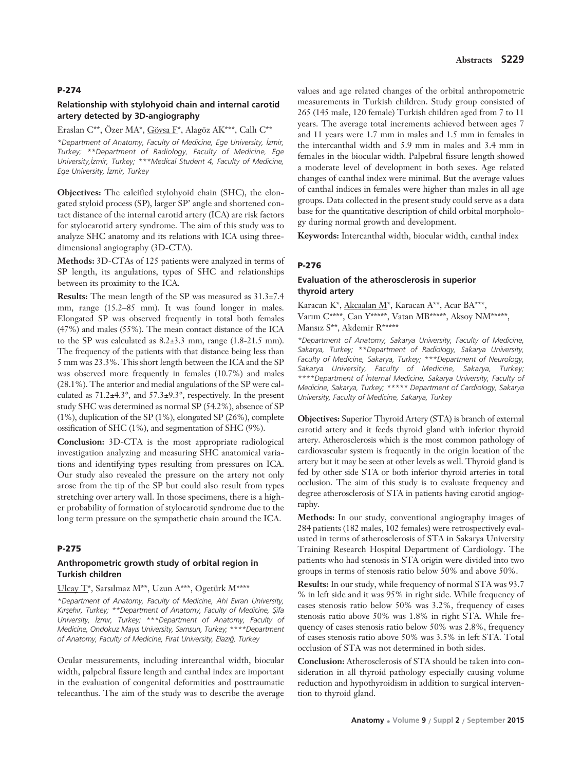## P-274

### Relationship with stylohyoid chain and internal carotid artery detected by 3D-angiography

Eraslan C**, Özer MA*, Gövsa F*, Alagöz AK***, Callı C**

*\*Department of Anatomy, Faculty of Medicine, Ege University, İzmir, Turkey; \*\*Department of Radiology, Faculty of Medicine, Ege University,İzmir, Turkey; \*\*\*Medical Student 4, Faculty of Medicine, Ege University, İzmir, Turkey*

**Objectives:** The calcified stylohyoid chain (SHC), the elongated styloid process (SP), larger SP' angle and shortened contact distance of the internal carotid artery (ICA) are risk factors for stylocarotid artery syndrome. The aim of this study was to analyze SHC anatomy and its relations with ICA using three-dimensional angiography (3D-CTA).

**Methods:** 3D-CTAs of 125 patients were analyzed in terms of SP length, its angulations, types of SHC and relationships between its proximity to the ICA.

**Results:** The mean length of the SP was measured as 31.3±7.4 mm, range (15.2–85 mm). It was found longer in males. Elongated SP was observed frequently in total both females (47%) and males (55%). The mean contact distance of the ICA to the SP was calculated as 8.2±3.3 mm, range (1.8-21.5 mm). The frequency of the patients with that distance being less than 5 mm was 23.3%. This short length between the ICA and the SP was observed more frequently in females (10.7%) and males (28.1%). The anterior and medial angulations of the SP were calculated as 71.2±4.3°, and 57.3±9.3°, respectively. In the present study SHC was determined as normal SP (54.2%), absence of SP (1%), duplication of the SP (1%), elongated SP (26%), complete ossification of SHC (1%), and segmentation of SHC (9%).

**Conclusion:** 3D-CTA is the most appropriate radiological investigation analyzing and measuring SHC anatomical variations and identifying types resulting from pressures on ICA. Our study also revealed the pressure on the artery not only arose from the tip of the SP but could also result from types stretching over artery wall. In those specimens, there is a higher probability of formation of stylocarotid syndrome due to the long term pressure on the sympathetic chain around the ICA.

## P-275

### Anthropometric growth study of orbital region in Turkish children

Ulcay T*, Sarsılmaz M**, Uzun A***, Ogetürk M****

*\*Department of Anatomy, Faculty of Medicine, Ahi Evran University, Kırşehir, Turkey; \*\*Department of Anatomy, Faculty of Medicine, Şifa University, İzmır, Turkey; \*\*\*Department of Anatomy, Faculty of Medicine, Ondokuz Mayıs University, Samsun, Turkey; \*\*\*\*Department of Anatomy, Faculty of Medicine, Fırat University, Elazığ, Turkey*

Ocular measurements, including intercanthal width, biocular width, palpebral fissure length and canthal index are important in the evaluation of congenital deformities and posttraumatic telecanthus. The aim of the study was to describe the average values and age related changes of the orbital anthropometric measurements in Turkish children. Study group consisted of 265 (145 male, 120 female) Turkish children aged from 7 to 11 years. The average total increments achieved between ages 7 and 11 years were 1.7 mm in males and 1.5 mm in females in the intercanthal width and 5.9 mm in males and 3.4 mm in females in the biocular width. Palpebral fissure length showed a moderate level of development in both sexes. Age related changes of canthal index were minimal. But the average values of canthal indices in females were higher than males in all age groups. Data collected in the present study could serve as a data base for the quantitative description of child orbital morphology during normal growth and development.

**Keywords:** Intercanthal width, biocular width, canthal index

## P-276

### Evaluation of the atherosclerosis in superior thyroid artery

Karacan K*, Akcaalan M*, Karacan A**, Acar BA***, Varım C****, Can Y*****, Vatan MB*****, Aksoy NM*****, Mansız S**, Akdemir R*****

*\*Department of Anatomy, Sakarya University, Faculty of Medicine, Sakarya, Turkey; \*\*Department of Radiology, Sakarya University, Faculty of Medicine, Sakarya, Turkey; \*\*\*Department of Neurology, Sakarya University, Faculty of Medicine, Sakarya, Turkey; \*\*\*\*Department of İnternal Medicine, Sakarya University, Faculty of Medicine, Sakarya, Turkey; \*\*\*\*\* Department of Cardiology, Sakarya University, Faculty of Medicine, Sakarya, Turkey*

**Objectives:** Superior Thyroid Artery (STA) is branch of external carotid artery and it feeds thyroid gland with inferior thyroid artery. Atherosclerosis which is the most common pathology of cardiovascular system is frequently in the origin location of the artery but it may be seen at other levels as well. Thyroid gland is fed by other side STA or both inferior thyroid arteries in total occlusion. The aim of this study is to evaluate frequency and degree atherosclerosis of STA in patients having carotid angiography.

**Methods:** In our study, conventional angiography images of 284 patients (182 males, 102 females) were retrospectively evaluated in terms of atherosclerosis of STA in Sakarya University Training Research Hospital Department of Cardiology. The patients who had stenosis in STA origin were divided into two groups in terms of stenosis ratio below 50% and above 50%.

**Results:** In our study, while frequency of normal STA was 93.7 % in left side and it was 95% in right side. While frequency of cases stenosis ratio below 50% was 3.2%, frequency of cases stenosis ratio above 50% was 1.8% in right STA. While frequency of cases stenosis ratio below 50% was 2.8%, frequency of cases stenosis ratio above 50% was 3.5% in left STA. Total occlusion of STA was not determined in both sides.

**Conclusion:** Atherosclerosis of STA should be taken into consideration in all thyroid pathology especially causing volume reduction and hypothyroidism in addition to surgical intervention to thyroid gland.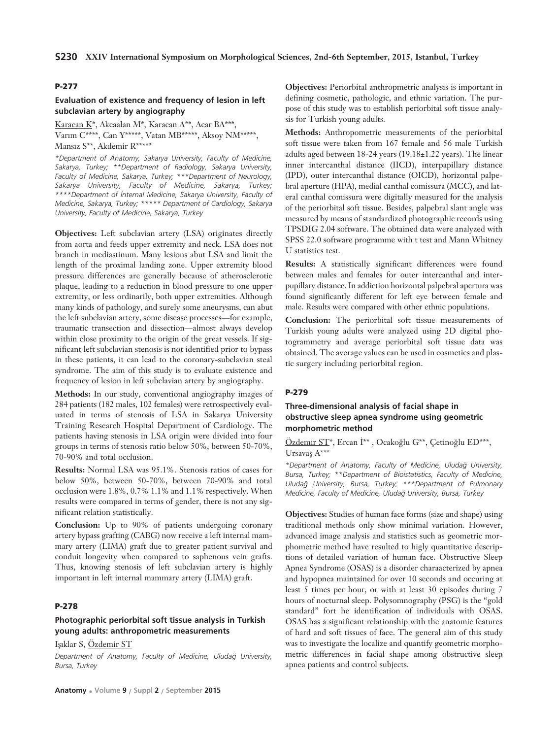### P-277

#### Evaluation of existence and frequency of lesion in left subclavian artery by angiography

Karacan K*, Akcaalan M*, Karacan A**, Acar BA***, Varım C****, Can Y*****, Vatan MB*****, Aksoy NM*****, Mansız S**, Akdemir R*****

*\*Department of Anatomy, Sakarya University, Faculty of Medicine, Sakarya, Turkey; \*\*Department of Radiology, Sakarya University, Faculty of Medicine, Sakarya, Turkey; \*\*\*Department of Neurology, Sakarya University, Faculty of Medicine, Sakarya, Turkey; \*\*\*\*Department of İnternal Medicine, Sakarya University, Faculty of Medicine, Sakarya, Turkey; \*\*\*\*\* Department of Cardiology, Sakarya University, Faculty of Medicine, Sakarya, Turkey*

**Objectives:** Left subclavian artery (LSA) originates directly from aorta and feeds upper extremity and neck. LSA does not branch in mediastinum. Many lesions abut LSA and limit the length of the proximal landing zone. Upper extremity blood pressure differences are generally because of atherosclerotic plaque, leading to a reduction in blood pressure to one upper extremity, or less ordinarily, both upper extremities. Although many kinds of pathology, and surely some aneurysms, can abut the left subclavian artery, some disease processes—for example, traumatic transection and dissection—almost always develop within close proximity to the origin of the great vessels. If significant left subclavian stenosis is not identified prior to bypass in these patients, it can lead to the coronary-subclavian steal syndrome. The aim of this study is to evaluate existence and frequency of lesion in left subclavian artery by angiography.

**Methods:** In our study, conventional angiography images of 284 patients (182 males, 102 females) were retrospectively evaluated in terms of stenosis of LSA in Sakarya University Training Research Hospital Department of Cardiology. The patients having stenosis in LSA origin were divided into four groups in terms of stenosis ratio below 50%, between 50-70%, 70-90% and total occlusion.

**Results:** Normal LSA was 95.1%. Stenosis ratios of cases for below 50%, between 50-70%, between 70-90% and total occlusion were 1.8%, 0.7% 1.1% and 1.1% respectively. When results were compared in terms of gender, there is not any significant relation statistically.

**Conclusion:** Up to 90% of patients undergoing coronary artery bypass grafting (CABG) now receive a left internal mammary artery (LIMA) graft due to greater patient survival and conduit longevity when compared to saphenous vein grafts. Thus, knowing stenosis of left subclavian artery is highly important in left internal mammary artery (LIMA) graft.

### P-278

#### Photographic periorbital soft tissue analysis in Turkish young adults: anthropometric measurements

Işıklar S, Özdemir ST

*Department of Anatomy, Faculty of Medicine, Uludağ University, Bursa, Turkey*

**Objectives:** Periorbital anthropmetric analysis is important in defining cosmetic, pathologic, and ethnic variation. The purpose of this study was to establish periorbital soft tissue analysis for Turkish young adults.

**Methods:** Anthropometric measurements of the periorbital soft tissue were taken from 167 female and 56 male Turkish adults aged between 18-24 years (19.18±1.22 years). The linear inner intercanthal distance (IICD), interpapillary distance (IPD), outer intercanthal distance (OICD), horizontal palpebral aperture (HPA), medial canthal comissura (MCC), and lateral canthal comissura were digitally measured for the analysis of the periorbital soft tissue. Besides, palpebral slant angle was measured by means of standardized photographic records using TPSDIG 2.04 software. The obtained data were analyzed with SPSS 22.0 software programme with t test and Mann Whitney U statistics test.

**Results:** A statistically significant differences were found between males and females for outer intercanthal and interpupillary distance. In addiction horizontal palpebral apertura was found significantly different for left eye between female and male. Results were compared with other ethnic populations.

**Conclusion:** The periorbital soft tissue measurements of Turkish young adults were analyzed using 2D digital photogrammetry and average periorbital soft tissue data was obtained. The average values can be used in cosmetics and plastic surgery including periorbital region.

### P-279

#### Three-dimensional analysis of facial shape in obstructive sleep apnea syndrome using geometric morphometric method

Özdemir ST*, Ercan İ** , Ocakoğlu G**, Çetinoğlu ED***, Ursavaş A***

*\*Department of Anatomy, Faculty of Medicine, Uludağ University, Bursa, Turkey; \*\*Department of Bioistatistics, Faculty of Medicine, Uludağ University, Bursa, Turkey; \*\*\*Department of Pulmonary Medicine, Faculty of Medicine, Uludağ University, Bursa, Turkey*

**Objectives:** Studies of human face forms (size and shape) using traditional methods only show minimal variation. However, advanced image analysis and statistics such as geometric morphometric method have resulted to higly quantitative descriptions of detailed variation of human face. Obstructive Sleep Apnea Syndrome (OSAS) is a disorder charaacterized by apnea and hypopnea maintained for over 10 seconds and occuring at least 5 times per hour, or with at least 30 episodes during 7 hours of nocturnal sleep. Polysomnography (PSG) is the "gold standard" fort he identification of individuals with OSAS. OSAS has a significant relationship with the anatomic features of hard and soft tissues of face. The general aim of this study was to investigate the localize and quantify geometric morphometric differences in facial shape among obstructive sleep apnea patients and control subjects.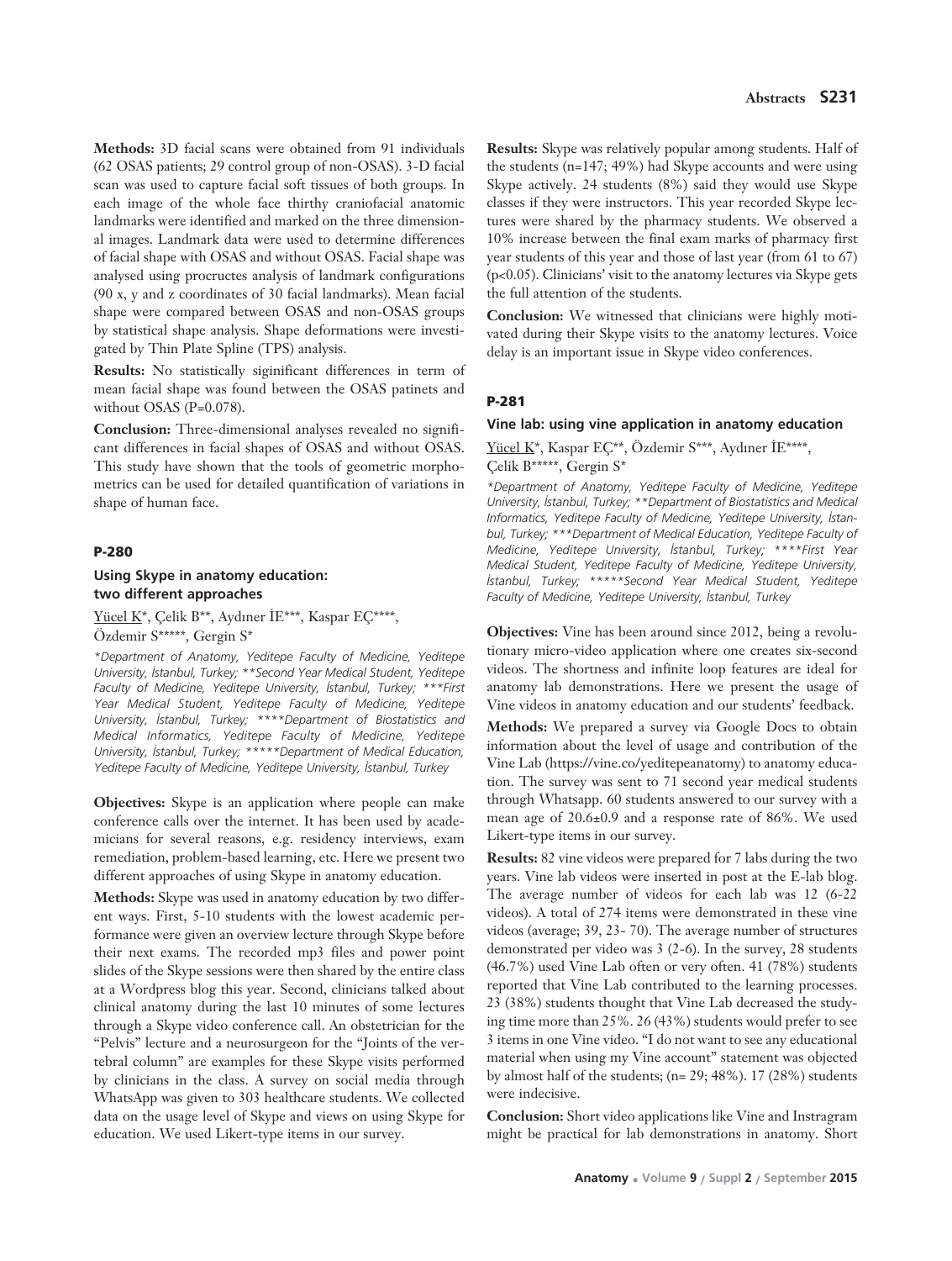**Methods:** 3D facial scans were obtained from 91 individuals (62 OSAS patients; 29 control group of non-OSAS). 3-D facial scan was used to capture facial soft tissues of both groups. In each image of the whole face thirthy craniofacial anatomic landmarks were identified and marked on the three dimensional images. Landmark data were used to determine differences of facial shape with OSAS and without OSAS. Facial shape was analysed using procructes analysis of landmark configurations (90 x, y and z coordinates of 30 facial landmarks). Mean facial shape were compared between OSAS and non-OSAS groups by statistical shape analysis. Shape deformations were investigated by Thin Plate Spline (TPS) analysis.

**Results:** No statistically siginificant differences in term of mean facial shape was found between the OSAS patinets and without OSAS (P=0.078).

**Conclusion:** Three-dimensional analyses revealed no significant differences in facial shapes of OSAS and without OSAS. This study have shown that the tools of geometric morphometrics can be used for detailed quantification of variations in shape of human face.

## P-280

### Using Skype in anatomy education: two different approaches

Yücel K*, Çelik B**, Aydıner İE***, Kaspar EÇ****, Özdemir S*****, Gergin S*

*\*Department of Anatomy, Yeditepe Faculty of Medicine, Yeditepe University, İstanbul, Turkey; \*\*Second Year Medical Student, Yeditepe Faculty of Medicine, Yeditepe University, İstanbul, Turkey; \*\*\*First Year Medical Student, Yeditepe Faculty of Medicine, Yeditepe University, İstanbul, Turkey; \*\*\*\*Department of Biostatistics and Medical Informatics, Yeditepe Faculty of Medicine, Yeditepe University, İstanbul, Turkey; \*\*\*\*\*Department of Medical Education, Yeditepe Faculty of Medicine, Yeditepe University, İstanbul, Turkey*

**Objectives:** Skype is an application where people can make conference calls over the internet. It has been used by academicians for several reasons, e.g. residency interviews, exam remediation, problem-based learning, etc. Here we present two different approaches of using Skype in anatomy education.

**Methods:** Skype was used in anatomy education by two different ways. First, 5-10 students with the lowest academic performance were given an overview lecture through Skype before their next exams. The recorded mp3 files and power point slides of the Skype sessions were then shared by the entire class at a Wordpress blog this year. Second, clinicians talked about clinical anatomy during the last 10 minutes of some lectures through a Skype video conference call. An obstetrician for the "Pelvis" lecture and a neurosurgeon for the "Joints of the vertebral column" are examples for these Skype visits performed by clinicians in the class. A survey on social media through WhatsApp was given to 303 healthcare students. We collected data on the usage level of Skype and views on using Skype for education. We used Likert-type items in our survey.

**Results:** Skype was relatively popular among students. Half of the students (n=147; 49%) had Skype accounts and were using Skype actively. 24 students (8%) said they would use Skype classes if they were instructors. This year recorded Skype lectures were shared by the pharmacy students. We observed a 10% increase between the final exam marks of pharmacy first year students of this year and those of last year (from 61 to 67) ($p<0.05$). Clinicians' visit to the anatomy lectures via Skype gets the full attention of the students.

**Conclusion:** We witnessed that clinicians were highly motivated during their Skype visits to the anatomy lectures. Voice delay is an important issue in Skype video conferences.

## P-281

### Vine lab: using vine application in anatomy education

Yücel K*, Kaspar EÇ**, Özdemir S***, Aydıner İE****, Çelik B*****, Gergin S*

*\*Department of Anatomy, Yeditepe Faculty of Medicine, Yeditepe University, İstanbul, Turkey; \*\*Department of Biostatistics and Medical Informatics, Yeditepe Faculty of Medicine, Yeditepe University, İstanbul, Turkey; \*\*\*Department of Medical Education, Yeditepe Faculty of Medicine, Yeditepe University, İstanbul, Turkey; \*\*\*\*First Year Medical Student, Yeditepe Faculty of Medicine, Yeditepe University, İstanbul, Turkey; \*\*\*\*\*Second Year Medical Student, Yeditepe Faculty of Medicine, Yeditepe University, İstanbul, Turkey*

**Objectives:** Vine has been around since 2012, being a revolutionary micro-video application where one creates six-second videos. The shortness and infinite loop features are ideal for anatomy lab demonstrations. Here we present the usage of Vine videos in anatomy education and our students' feedback.

**Methods:** We prepared a survey via Google Docs to obtain information about the level of usage and contribution of the Vine Lab (https://vine.co/yeditepeanatomy) to anatomy education. The survey was sent to 71 second year medical students through Whatsapp. 60 students answered to our survey with a mean age of 20.6±0.9 and a response rate of 86%. We used Likert-type items in our survey.

**Results:** 82 vine videos were prepared for 7 labs during the two years. Vine lab videos were inserted in post at the E-lab blog. The average number of videos for each lab was 12 (6-22 videos). A total of 274 items were demonstrated in these vine videos (average; 39, 23- 70). The average number of structures demonstrated per video was 3 (2-6). In the survey, 28 students (46.7%) used Vine Lab often or very often. 41 (78%) students reported that Vine Lab contributed to the learning processes. 23 (38%) students thought that Vine Lab decreased the studying time more than 25%. 26 (43%) students would prefer to see 3 items in one Vine video. "I do not want to see any educational material when using my Vine account" statement was objected by almost half of the students; (n= 29; 48%). 17 (28%) students were indecisive.

**Conclusion:** Short video applications like Vine and Instragram might be practical for lab demonstrations in anatomy. Short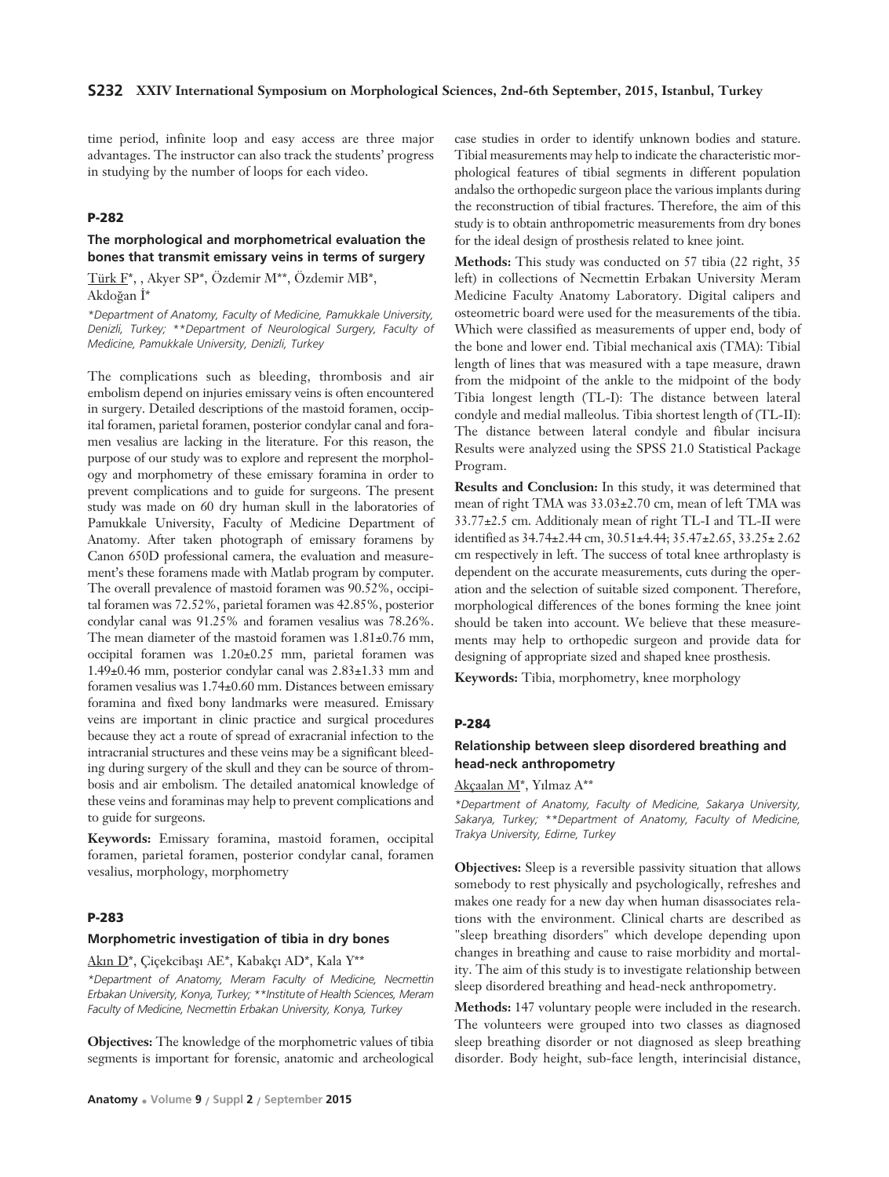time period, infinite loop and easy access are three major advantages. The instructor can also track the students' progress in studying by the number of loops for each video.

### P-282

#### The morphological and morphometrical evaluation the bones that transmit emissary veins in terms of surgery

Türk F*, , Akyer SP*, Özdemir M**, Özdemir MB*, Akdoğan İ*

*\*Department of Anatomy, Faculty of Medicine, Pamukkale University, Denizli, Turkey; \*\*Department of Neurological Surgery, Faculty of Medicine, Pamukkale University, Denizli, Turkey*

The complications such as bleeding, thrombosis and air embolism depend on injuries emissary veins is often encountered in surgery. Detailed descriptions of the mastoid foramen, occipital foramen, parietal foramen, posterior condylar canal and foramen vesalius are lacking in the literature. For this reason, the purpose of our study was to explore and represent the morphology and morphometry of these emissary foramina in order to prevent complications and to guide for surgeons. The present study was made on 60 dry human skull in the laboratories of Pamukkale University, Faculty of Medicine Department of Anatomy. After taken photograph of emissary foramens by Canon 650D professional camera, the evaluation and measurement's these foramens made with Matlab program by computer. The overall prevalence of mastoid foramen was 90.52%, occipital foramen was 72.52%, parietal foramen was 42.85%, posterior condylar canal was 91.25% and foramen vesalius was 78.26%. The mean diameter of the mastoid foramen was 1.81±0.76 mm, occipital foramen was 1.20±0.25 mm, parietal foramen was 1.49±0.46 mm, posterior condylar canal was 2.83±1.33 mm and foramen vesalius was 1.74±0.60 mm. Distances between emissary foramina and fixed bony landmarks were measured. Emissary veins are important in clinic practice and surgical procedures because they act a route of spread of exracranial infection to the intracranial structures and these veins may be a significant bleeding during surgery of the skull and they can be source of thrombosis and air embolism. The detailed anatomical knowledge of these veins and foraminas may help to prevent complications and to guide for surgeons.

**Keywords:** Emissary foramina, mastoid foramen, occipital foramen, parietal foramen, posterior condylar canal, foramen vesalius, morphology, morphometry

### P-283

#### Morphometric investigation of tibia in dry bones

Akın D*, Çiçekcibaşı AE*, Kabakçı AD*, Kala Y**

*\*Department of Anatomy, Meram Faculty of Medicine, Necmettin Erbakan University, Konya, Turkey; \*\*Institute of Health Sciences, Meram Faculty of Medicine, Necmettin Erbakan University, Konya, Turkey*

**Objectives:** The knowledge of the morphometric values of tibia segments is important for forensic, anatomic and archeological case studies in order to identify unknown bodies and stature. Tibial measurements may help to indicate the characteristic morphological features of tibial segments in different population andalso the orthopedic surgeon place the various implants during the reconstruction of tibial fractures. Therefore, the aim of this study is to obtain anthropometric measurements from dry bones for the ideal design of prosthesis related to knee joint.

**Methods:** This study was conducted on 57 tibia (22 right, 35 left) in collections of Necmettin Erbakan University Meram Medicine Faculty Anatomy Laboratory. Digital calipers and osteometric board were used for the measurements of the tibia. Which were classified as measurements of upper end, body of the bone and lower end. Tibial mechanical axis (TMA): Tibial length of lines that was measured with a tape measure, drawn from the midpoint of the ankle to the midpoint of the body Tibia longest length (TL-I): The distance between lateral condyle and medial malleolus. Tibia shortest length of (TL-II): The distance between lateral condyle and fibular incisura Results were analyzed using the SPSS 21.0 Statistical Package Program.

**Results and Conclusion:** In this study, it was determined that mean of right TMA was 33.03±2.70 cm, mean of left TMA was 33.77±2.5 cm. Additionaly mean of right TL-I and TL-II were identified as 34.74±2.44 cm, 30.51±4.44; 35.47±2.65, 33.25± 2.62 cm respectively in left. The success of total knee arthroplasty is dependent on the accurate measurements, cuts during the operation and the selection of suitable sized component. Therefore, morphological differences of the bones forming the knee joint should be taken into account. We believe that these measurements may help to orthopedic surgeon and provide data for designing of appropriate sized and shaped knee prosthesis.

**Keywords:** Tibia, morphometry, knee morphology

### P-284

#### Relationship between sleep disordered breathing and head-neck anthropometry

Akçaalan M*, Yılmaz A**

*\*Department of Anatomy, Faculty of Medicine, Sakarya University, Sakarya, Turkey; \*\*Department of Anatomy, Faculty of Medicine, Trakya University, Edirne, Turkey*

**Objectives:** Sleep is a reversible passivity situation that allows somebody to rest physically and psychologically, refreshes and makes one ready for a new day when human disassociates relations with the environment. Clinical charts are described as "sleep breathing disorders" which develope depending upon changes in breathing and cause to raise morbidity and mortality. The aim of this study is to investigate relationship between sleep disordered breathing and head-neck anthropometry.

**Methods:** 147 voluntary people were included in the research. The volunteers were grouped into two classes as diagnosed sleep breathing disorder or not diagnosed as sleep breathing disorder. Body height, sub-face length, interincisial distance,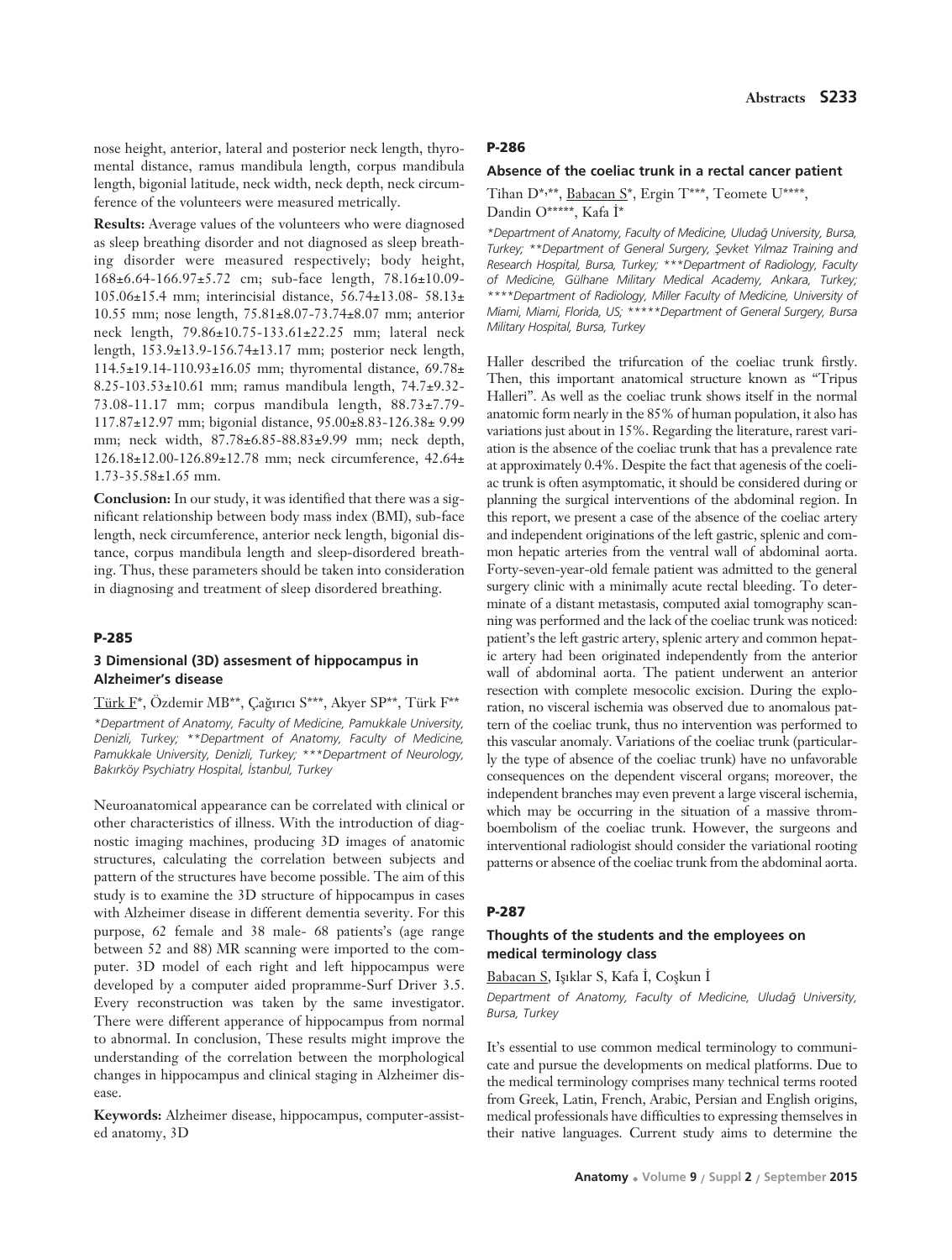nose height, anterior, lateral and posterior neck length, thyromental distance, ramus mandibula length, corpus mandibula length, bigonial latitude, neck width, neck depth, neck circumference of the volunteers were measured metrically.

**Results:** Average values of the volunteers who were diagnosed as sleep breathing disorder and not diagnosed as sleep breathing disorder were measured respectively; body height, 168±6.64-166.97±5.72 cm; sub-face length, 78.16±10.09-105.06±15.4 mm; interincisial distance, 56.74±13.08- 58.13± 10.55 mm; nose length, 75.81±8.07-73.74±8.07 mm; anterior neck length, 79.86±10.75-133.61±22.25 mm; lateral neck length, 153.9±13.9-156.74±13.17 mm; posterior neck length, 114.5±19.14-110.93±16.05 mm; thyromental distance, 69.78± 8.25-103.53±10.61 mm; ramus mandibula length, 74.7±9.32-73.08-11.17 mm; corpus mandibula length, 88.73±7.79-117.87±12.97 mm; bigonial distance, 95.00±8.83-126.38± 9.99 mm; neck width, 87.78±6.85-88.83±9.99 mm; neck depth, 126.18±12.00-126.89±12.78 mm; neck circumference, 42.64± 1.73-35.58±1.65 mm.

**Conclusion:** In our study, it was identified that there was a significant relationship between body mass index (BMI), sub-face length, neck circumference, anterior neck length, bigonial distance, corpus mandibula length and sleep-disordered breathing. Thus, these parameters should be taken into consideration in diagnosing and treatment of sleep disordered breathing.

## P-285

### 3 Dimensional (3D) assesment of hippocampus in Alzheimer's disease

Türk F*, Özdemir MB**, Çağırıcı S***, Akyer SP**, Türk F**

*\*Department of Anatomy, Faculty of Medicine, Pamukkale University, Denizli, Turkey; \*\*Department of Anatomy, Faculty of Medicine, Pamukkale University, Denizli, Turkey; \*\*\*Department of Neurology, Bakırköy Psychiatry Hospital, İstanbul, Turkey*

Neuroanatomical appearance can be correlated with clinical or other characteristics of illness. With the introduction of diagnostic imaging machines, producing 3D images of anatomic structures, calculating the correlation between subjects and pattern of the structures have become possible. The aim of this study is to examine the 3D structure of hippocampus in cases with Alzheimer disease in different dementia severity. For this purpose, 62 female and 38 male- 68 patients's (age range between 52 and 88) MR scanning were imported to the computer. 3D model of each right and left hippocampus were developed by a computer aided propramme-Surf Driver 3.5. Every reconstruction was taken by the same investigator. There were different apperance of hippocampus from normal to abnormal. In conclusion, These results might improve the understanding of the correlation between the morphological changes in hippocampus and clinical staging in Alzheimer disease.

**Keywords:** Alzheimer disease, hippocampus, computer-assisted anatomy, 3D

## P-286

### Absence of the coeliac trunk in a rectal cancer patient

Tihan D*,**, Babacan S*, Ergin T***, Teomete U****, Dandin O*****, Kafa İ*

*\*Department of Anatomy, Faculty of Medicine, Uludağ University, Bursa, Turkey; \*\*Department of General Surgery, Şevket Yılmaz Training and Research Hospital, Bursa, Turkey; \*\*\*Department of Radiology, Faculty of Medicine, Gülhane Military Medical Academy, Ankara, Turkey; \*\*\*\*Department of Radiology, Miller Faculty of Medicine, University of Miami, Miami, Florida, US; \*\*\*\*\*Department of General Surgery, Bursa Military Hospital, Bursa, Turkey*

Haller described the trifurcation of the coeliac trunk firstly. Then, this important anatomical structure known as "Tripus Halleri". As well as the coeliac trunk shows itself in the normal anatomic form nearly in the 85% of human population, it also has variations just about in 15%. Regarding the literature, rarest variation is the absence of the coeliac trunk that has a prevalence rate at approximately 0.4%. Despite the fact that agenesis of the coeliac trunk is often asymptomatic, it should be considered during or planning the surgical interventions of the abdominal region. In this report, we present a case of the absence of the coeliac artery and independent originations of the left gastric, splenic and common hepatic arteries from the ventral wall of abdominal aorta. Forty-seven-year-old female patient was admitted to the general surgery clinic with a minimally acute rectal bleeding. To determinate of a distant metastasis, computed axial tomography scanning was performed and the lack of the coeliac trunk was noticed: patient's the left gastric artery, splenic artery and common hepatic artery had been originated independently from the anterior wall of abdominal aorta. The patient underwent an anterior resection with complete mesocolic excision. During the exploration, no visceral ischemia was observed due to anomalous pattern of the coeliac trunk, thus no intervention was performed to this vascular anomaly. Variations of the coeliac trunk (particularly the type of absence of the coeliac trunk) have no unfavorable consequences on the dependent visceral organs; moreover, the independent branches may even prevent a large visceral ischemia, which may be occurring in the situation of a massive thromboembolism of the coeliac trunk. However, the surgeons and interventional radiologist should consider the variational rooting patterns or absence of the coeliac trunk from the abdominal aorta.

## P-287

### Thoughts of the students and the employees on medical terminology class

Babacan S, Işıklar S, Kafa İ, Coşkun İ

*Department of Anatomy, Faculty of Medicine, Uludağ University, Bursa, Turkey*

It's essential to use common medical terminology to communicate and pursue the developments on medical platforms. Due to the medical terminology comprises many technical terms rooted from Greek, Latin, French, Arabic, Persian and English origins, medical professionals have difficulties to expressing themselves in their native languages. Current study aims to determine the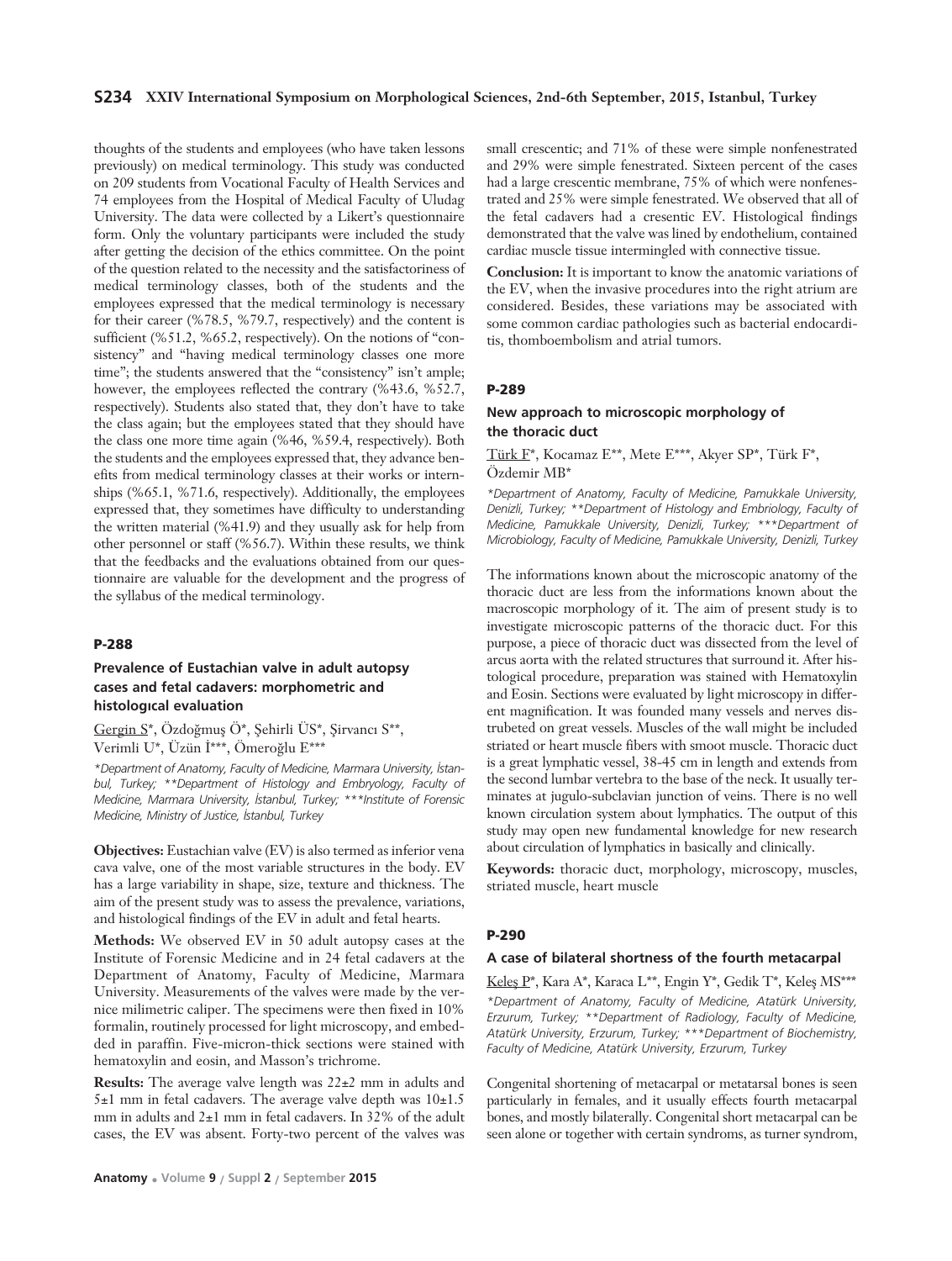thoughts of the students and employees (who have taken lessons previously) on medical terminology. This study was conducted on 209 students from Vocational Faculty of Health Services and 74 employees from the Hospital of Medical Faculty of Uludag University. The data were collected by a Likert's questionnaire form. Only the voluntary participants were included the study after getting the decision of the ethics committee. On the point of the question related to the necessity and the satisfactoriness of medical terminology classes, both of the students and the employees expressed that the medical terminology is necessary for their career (%78.5, %79.7, respectively) and the content is sufficient (%51.2, %65.2, respectively). On the notions of "consistency" and "having medical terminology classes one more time"; the students answered that the "consistency" isn't ample; however, the employees reflected the contrary (%43.6, %52.7, respectively). Students also stated that, they don't have to take the class again; but the employees stated that they should have the class one more time again (%46, %59.4, respectively). Both the students and the employees expressed that, they advance benefits from medical terminology classes at their works or internships (%65.1, %71.6, respectively). Additionally, the employees expressed that, they sometimes have difficulty to understanding the written material (%41.9) and they usually ask for help from other personnel or staff (%56.7). Within these results, we think that the feedbacks and the evaluations obtained from our questionnaire are valuable for the development and the progress of the syllabus of the medical terminology.

## P-288

### Prevalence of Eustachian valve in adult autopsy cases and fetal cadavers: morphometric and histologıcal evaluation

Gergin S*, Özdoğmuş Ö*, Şehirli ÜS*, Şirvancı S**, Verimli U*, Üzün İ***, Ömeroğlu E***

*\*Department of Anatomy, Faculty of Medicine, Marmara University, İstanbul, Turkey; \*\*Department of Histology and Embryology, Faculty of Medicine, Marmara University, İstanbul, Turkey; \*\*\*Institute of Forensic Medicine, Ministry of Justice, İstanbul, Turkey*

**Objectives:** Eustachian valve (EV) is also termed as inferior vena cava valve, one of the most variable structures in the body. EV has a large variability in shape, size, texture and thickness. The aim of the present study was to assess the prevalence, variations, and histological findings of the EV in adult and fetal hearts.

**Methods:** We observed EV in 50 adult autopsy cases at the Institute of Forensic Medicine and in 24 fetal cadavers at the Department of Anatomy, Faculty of Medicine, Marmara University. Measurements of the valves were made by the vernice milimetric caliper. The specimens were then fixed in 10% formalin, routinely processed for light microscopy, and embedded in paraffin. Five-micron-thick sections were stained with hematoxylin and eosin, and Masson's trichrome.

**Results:** The average valve length was 22±2 mm in adults and 5±1 mm in fetal cadavers. The average valve depth was 10±1.5 mm in adults and 2±1 mm in fetal cadavers. In 32% of the adult cases, the EV was absent. Forty-two percent of the valves was small crescentic; and 71% of these were simple nonfenestrated and 29% were simple fenestrated. Sixteen percent of the cases had a large crescentic membrane, 75% of which were nonfenestrated and 25% were simple fenestrated. We observed that all of the fetal cadavers had a cresentic EV. Histological findings demonstrated that the valve was lined by endothelium, contained cardiac muscle tissue intermingled with connective tissue.

**Conclusion:** It is important to know the anatomic variations of the EV, when the invasive procedures into the right atrium are considered. Besides, these variations may be associated with some common cardiac pathologies such as bacterial endocarditis, thomboembolism and atrial tumors.

## P-289

### New approach to microscopic morphology of the thoracic duct

Türk F*, Kocamaz E**, Mete E***, Akyer SP*, Türk F*, Özdemir MB*

*\*Department of Anatomy, Faculty of Medicine, Pamukkale University, Denizli, Turkey; \*\*Department of Histology and Embriology, Faculty of Medicine, Pamukkale University, Denizli, Turkey; \*\*\*Department of Microbiology, Faculty of Medicine, Pamukkale University, Denizli, Turkey*

The informations known about the microscopic anatomy of the thoracic duct are less from the informations known about the macroscopic morphology of it. The aim of present study is to investigate microscopic patterns of the thoracic duct. For this purpose, a piece of thoracic duct was dissected from the level of arcus aorta with the related structures that surround it. After histological procedure, preparation was stained with Hematoxylin and Eosin. Sections were evaluated by light microscopy in different magnification. It was founded many vessels and nerves distrubeted on great vessels. Muscles of the wall might be included striated or heart muscle fibers with smoot muscle. Thoracic duct is a great lymphatic vessel, 38-45 cm in length and extends from the second lumbar vertebra to the base of the neck. It usually terminates at jugulo-subclavian junction of veins. There is no well known circulation system about lymphatics. The output of this study may open new fundamental knowledge for new research about circulation of lymphatics in basically and clinically.

**Keywords:** thoracic duct, morphology, microscopy, muscles, striated muscle, heart muscle

## P-290

### A case of bilateral shortness of the fourth metacarpal

Keleş P*, Kara A*, Karaca L**, Engin Y*, Gedik T*, Keleş MS***

*\*Department of Anatomy, Faculty of Medicine, Atatürk University, Erzurum, Turkey; \*\*Department of Radiology, Faculty of Medicine, Atatürk University, Erzurum, Turkey; \*\*\*Department of Biochemistry, Faculty of Medicine, Atatürk University, Erzurum, Turkey*

Congenital shortening of metacarpal or metatarsal bones is seen particularly in females, and it usually effects fourth metacarpal bones, and mostly bilaterally. Congenital short metacarpal can be seen alone or together with certain syndroms, as turner syndrom,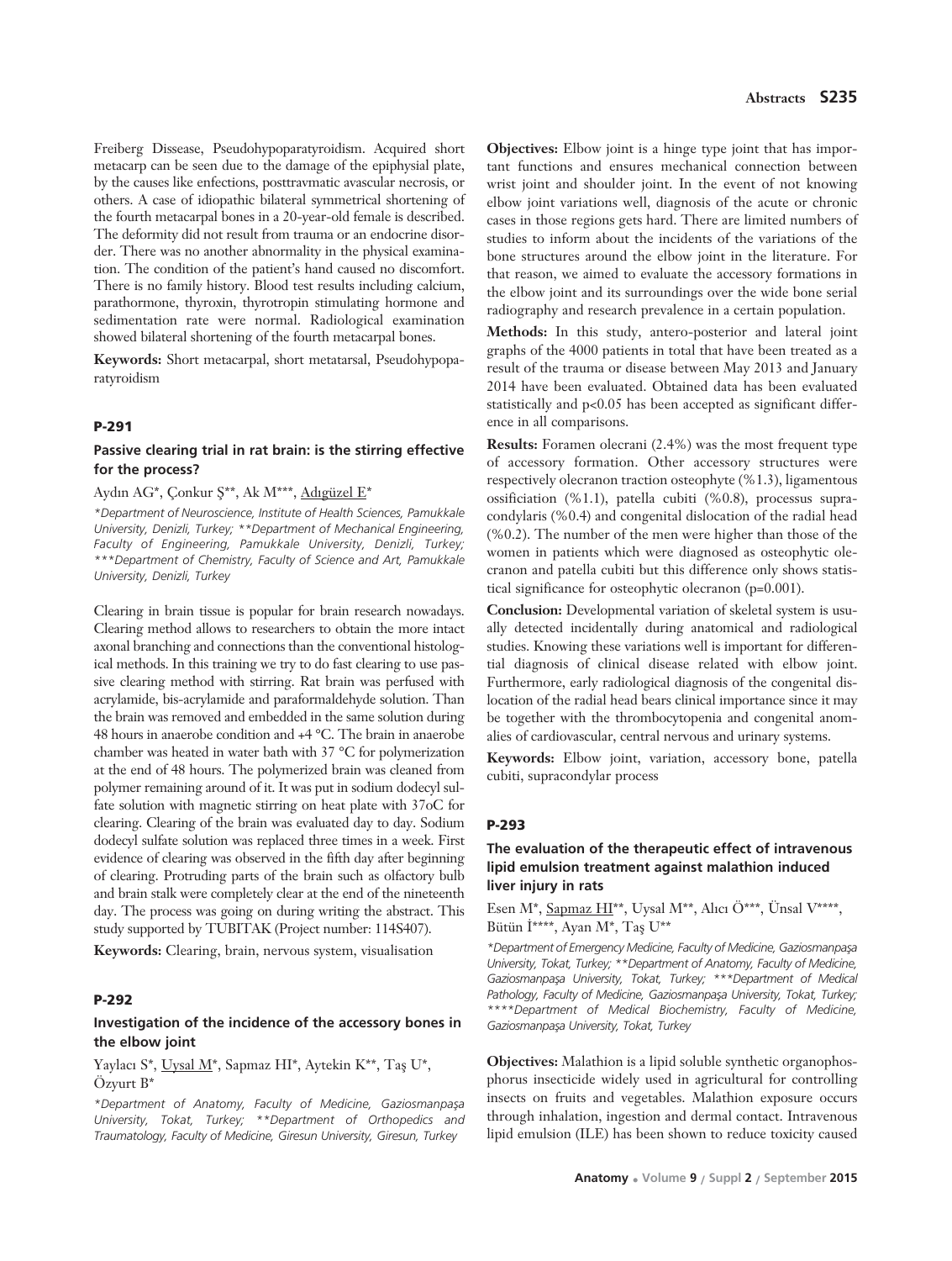Freiberg Dissease, Pseudohypoparatyroidism. Acquired short metacarp can be seen due to the damage of the epiphysial plate, by the causes like enfections, posttravmatic avascular necrosis, or others. A case of idiopathic bilateral symmetrical shortening of the fourth metacarpal bones in a 20-year-old female is described. The deformity did not result from trauma or an endocrine disorder. There was no another abnormality in the physical examination. The condition of the patient's hand caused no discomfort. There is no family history. Blood test results including calcium, parathormone, thyroxin, thyrotropin stimulating hormone and sedimentation rate were normal. Radiological examination showed bilateral shortening of the fourth metacarpal bones.

**Keywords:** Short metacarpal, short metatarsal, Pseudohypoparatyroidism

### P-291

#### Passive clearing trial in rat brain: is the stirring effective for the process?

Aydın AG*, Çonkur Ş**, Ak M***, Adıgüzel E*

*\*Department of Neuroscience, Institute of Health Sciences, Pamukkale University, Denizli, Turkey; \*\*Department of Mechanical Engineering, Faculty of Engineering, Pamukkale University, Denizli, Turkey; \*\*\*Department of Chemistry, Faculty of Science and Art, Pamukkale University, Denizli, Turkey*

Clearing in brain tissue is popular for brain research nowadays. Clearing method allows to researchers to obtain the more intact axonal branching and connections than the conventional histological methods. In this training we try to do fast clearing to use passive clearing method with stirring. Rat brain was perfused with acrylamide, bis-acrylamide and paraformaldehyde solution. Than the brain was removed and embedded in the same solution during 48 hours in anaerobe condition and +4 °C. The brain in anaerobe chamber was heated in water bath with 37 °C for polymerization at the end of 48 hours. The polymerized brain was cleaned from polymer remaining around of it. It was put in sodium dodecyl sulfate solution with magnetic stirring on heat plate with 37oC for clearing. Clearing of the brain was evaluated day to day. Sodium dodecyl sulfate solution was replaced three times in a week. First evidence of clearing was observed in the fifth day after beginning of clearing. Protruding parts of the brain such as olfactory bulb and brain stalk were completely clear at the end of the nineteenth day. The process was going on during writing the abstract. This study supported by TUBITAK (Project number: 114S407).

**Keywords:** Clearing, brain, nervous system, visualisation

### P-292

#### Investigation of the incidence of the accessory bones in the elbow joint

Yaylacı S*, Uysal M*, Sapmaz HI*, Aytekin K**, Taş U*, Özyurt B*

*\*Department of Anatomy, Faculty of Medicine, Gaziosmanpaşa University, Tokat, Turkey; \*\*Department of Orthopedics and Traumatology, Faculty of Medicine, Giresun University, Giresun, Turkey*

**Objectives:** Elbow joint is a hinge type joint that has important functions and ensures mechanical connection between wrist joint and shoulder joint. In the event of not knowing elbow joint variations well, diagnosis of the acute or chronic cases in those regions gets hard. There are limited numbers of studies to inform about the incidents of the variations of the bone structures around the elbow joint in the literature. For that reason, we aimed to evaluate the accessory formations in the elbow joint and its surroundings over the wide bone serial radiography and research prevalence in a certain population.

**Methods:** In this study, antero-posterior and lateral joint graphs of the 4000 patients in total that have been treated as a result of the trauma or disease between May 2013 and January 2014 have been evaluated. Obtained data has been evaluated statistically and $p<0.05$ has been accepted as significant difference in all comparisons.

**Results:** Foramen olecrani (2.4%) was the most frequent type of accessory formation. Other accessory structures were respectively olecranon traction osteophyte (%1.3), ligamentous ossification (%1.1), patella cubiti (%0.8), processus supracondylaris (%0.4) and congenital dislocation of the radial head (%0.2). The number of the men were higher than those of the women in patients which were diagnosed as osteophytic olecranon and patella cubiti but this difference only shows statistical significance for osteophytic olecranon ($p=0.001$).

**Conclusion:** Developmental variation of skeletal system is usually detected incidentally during anatomical and radiological studies. Knowing these variations well is important for differential diagnosis of clinical disease related with elbow joint. Furthermore, early radiological diagnosis of the congenital dislocation of the radial head bears clinical importance since it may be together with the thrombocytopenia and congenital anomalies of cardiovascular, central nervous and urinary systems.

**Keywords:** Elbow joint, variation, accessory bone, patella cubiti, supracondylar process

### P-293

#### The evaluation of the therapeutic effect of intravenous lipid emulsion treatment against malathion induced liver injury in rats

Esen M*, Sapmaz HI**, Uysal M**, Alıcı Ö***, Ünsal V****, Bütün İ****, Ayan M*, Taş U**

*\*Department of Emergency Medicine, Faculty of Medicine, Gaziosmanpaşa University, Tokat, Turkey; \*\*Department of Anatomy, Faculty of Medicine, Gaziosmanpaşa University, Tokat, Turkey; \*\*\*Department of Medical Pathology, Faculty of Medicine, Gaziosmanpaşa University, Tokat, Turkey; \*\*\*\*Department of Medical Biochemistry, Faculty of Medicine, Gaziosmanpaşa University, Tokat, Turkey*

**Objectives:** Malathion is a lipid soluble synthetic organophosphorus insecticide widely used in agricultural for controlling insects on fruits and vegetables. Malathion exposure occurs through inhalation, ingestion and dermal contact. Intravenous lipid emulsion (ILE) has been shown to reduce toxicity caused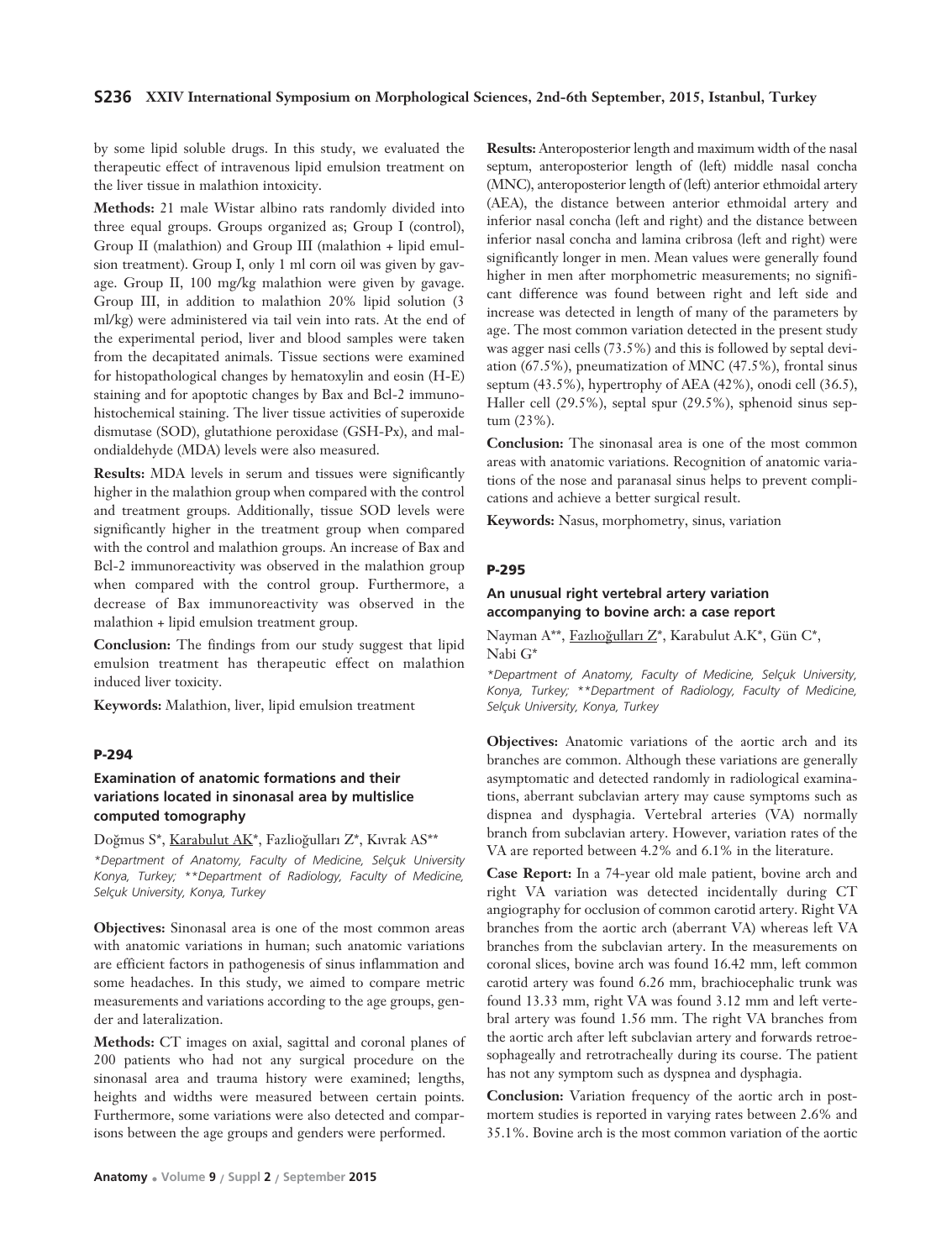by some lipid soluble drugs. In this study, we evaluated the therapeutic effect of intravenous lipid emulsion treatment on the liver tissue in malathion intoxicity.

**Methods:** 21 male Wistar albino rats randomly divided into three equal groups. Groups organized as; Group I (control), Group II (malathion) and Group III (malathion + lipid emulsion treatment). Group I, only 1 ml corn oil was given by gavage. Group II, 100 mg/kg malathion were given by gavage. Group III, in addition to malathion 20% lipid solution (3 ml/kg) were administered via tail vein into rats. At the end of the experimental period, liver and blood samples were taken from the decapitated animals. Tissue sections were examined for histopathological changes by hematoxylin and eosin (H-E) staining and for apoptotic changes by Bax and Bcl-2 immunohistochemical staining. The liver tissue activities of superoxide dismutase (SOD), glutathione peroxidase (GSH-Px), and malondialdehyde (MDA) levels were also measured.

**Results:** MDA levels in serum and tissues were significantly higher in the malathion group when compared with the control and treatment groups. Additionally, tissue SOD levels were significantly higher in the treatment group when compared with the control and malathion groups. An increase of Bax and Bcl-2 immunoreactivity was observed in the malathion group when compared with the control group. Furthermore, a decrease of Bax immunoreactivity was observed in the malathion + lipid emulsion treatment group.

**Conclusion:** The findings from our study suggest that lipid emulsion treatment has therapeutic effect on malathion induced liver toxicity.

**Keywords:** Malathion, liver, lipid emulsion treatment

### P-294

### Examination of anatomic formations and their variations located in sinonasal area by multislice computed tomography

Doğmus S*, Karabulut AK*, Fazlioğulları Z*, Kıvrak AS**

*\*Department of Anatomy, Faculty of Medicine, Selçuk University Konya, Turkey; \*\*Department of Radiology, Faculty of Medicine, Selçuk University, Konya, Turkey*

**Objectives:** Sinonasal area is one of the most common areas with anatomic variations in human; such anatomic variations are efficient factors in pathogenesis of sinus inflammation and some headaches. In this study, we aimed to compare metric measurements and variations according to the age groups, gender and lateralization.

**Methods:** CT images on axial, sagittal and coronal planes of 200 patients who had not any surgical procedure on the sinonasal area and trauma history were examined; lengths, heights and widths were measured between certain points. Furthermore, some variations were also detected and comparisons between the age groups and genders were performed.

**Results:** Anteroposterior length and maximum width of the nasal septum, anteroposterior length of (left) middle nasal concha (MNC), anteroposterior length of (left) anterior ethmoidal artery (AEA), the distance between anterior ethmoidal artery and inferior nasal concha (left and right) and the distance between inferior nasal concha and lamina cribrosa (left and right) were significantly longer in men. Mean values were generally found higher in men after morphometric measurements; no significant difference was found between right and left side and increase was detected in length of many of the parameters by age. The most common variation detected in the present study was agger nasi cells (73.5%) and this is followed by septal deviation (67.5%), pneumatization of MNC (47.5%), frontal sinus septum (43.5%), hypertrophy of AEA (42%), onodi cell (36.5), Haller cell (29.5%), septal spur (29.5%), sphenoid sinus septum (23%).

**Conclusion:** The sinonasal area is one of the most common areas with anatomic variations. Recognition of anatomic variations of the nose and paranasal sinus helps to prevent complications and achieve a better surgical result.

**Keywords:** Nasus, morphometry, sinus, variation

### P-295

### An unusual right vertebral artery variation accompanying to bovine arch: a case report

Nayman A**, Fazlıoğulları Z*, Karabulut A.K*, Gün C*, Nabi G*

*\*Department of Anatomy, Faculty of Medicine, Selçuk University, Konya, Turkey; \*\*Department of Radiology, Faculty of Medicine, Selçuk University, Konya, Turkey*

**Objectives:** Anatomic variations of the aortic arch and its branches are common. Although these variations are generally asymptomatic and detected randomly in radiological examinations, aberrant subclavian artery may cause symptoms such as dispnea and dysphagia. Vertebral arteries (VA) normally branch from subclavian artery. However, variation rates of the VA are reported between 4.2% and 6.1% in the literature.

**Case Report:** In a 74-year old male patient, bovine arch and right VA variation was detected incidentally during CT angiography for occlusion of common carotid artery. Right VA branches from the aortic arch (aberrant VA) whereas left VA branches from the subclavian artery. In the measurements on coronal slices, bovine arch was found 16.42 mm, left common carotid artery was found 6.26 mm, brachiocephalic trunk was found 13.33 mm, right VA was found 3.12 mm and left vertebral artery was found 1.56 mm. The right VA branches from the aortic arch after left subclavian artery and forwards retroesophageally and retrotracheally during its course. The patient has not any symptom such as dyspnea and dysphagia.

**Conclusion:** Variation frequency of the aortic arch in postmortem studies is reported in varying rates between 2.6% and 35.1%. Bovine arch is the most common variation of the aortic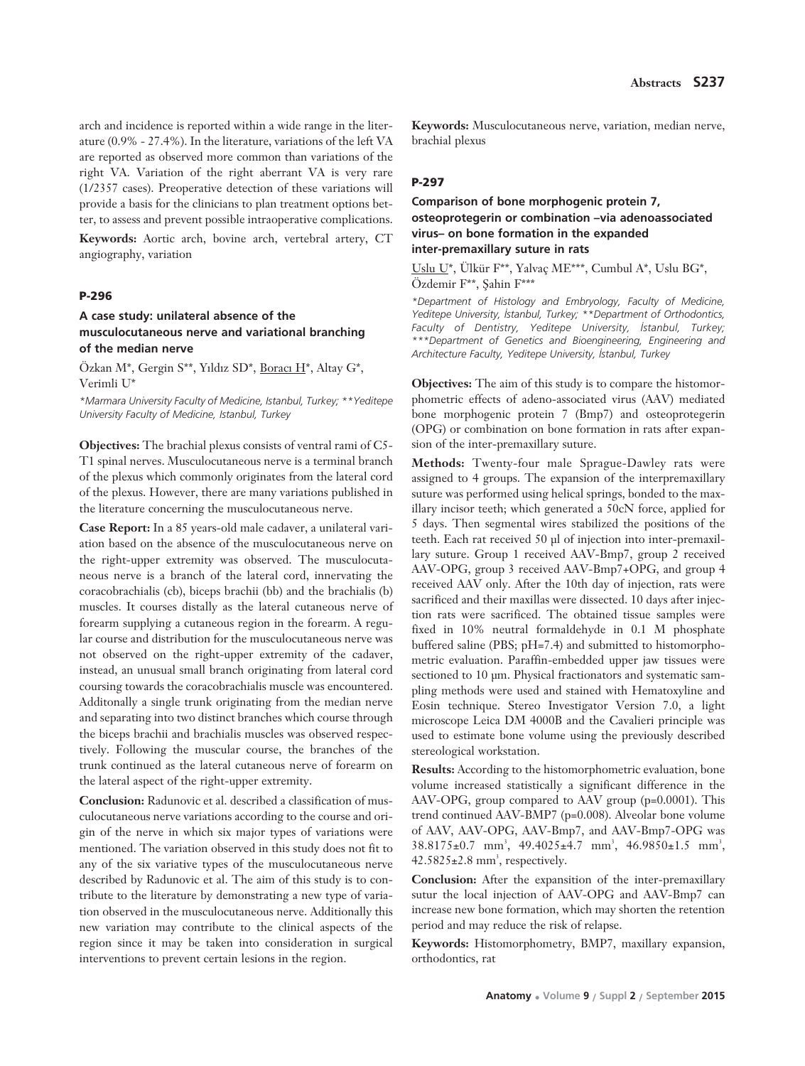arch and incidence is reported within a wide range in the literature (0.9% - 27.4%). In the literature, variations of the left VA are reported as observed more common than variations of the right VA. Variation of the right aberrant VA is very rare (1/2357 cases). Preoperative detection of these variations will provide a basis for the clinicians to plan treatment options better, to assess and prevent possible intraoperative complications.

**Keywords:** Aortic arch, bovine arch, vertebral artery, CT angiography, variation

### P-296

### A case study: unilateral absence of the musculocutaneous nerve and variational branching of the median nerve

Özkan M*, Gergin S**, Yıldız SD*, Boracı H*, Altay G*, Verimli U*

*\*Marmara University Faculty of Medicine, Istanbul, Turkey; \*\*Yeditepe University Faculty of Medicine, Istanbul, Turkey*

**Objectives:** The brachial plexus consists of ventral rami of C5-T1 spinal nerves. Musculocutaneous nerve is a terminal branch of the plexus which commonly originates from the lateral cord of the plexus. However, there are many variations published in the literature concerning the musculocutaneous nerve.

**Case Report:** In a 85 years-old male cadaver, a unilateral variation based on the absence of the musculocutaneous nerve on the right-upper extremity was observed. The musculocutaneous nerve is a branch of the lateral cord, innervating the coracobrachialis (cb), biceps brachii (bb) and the brachialis (b) muscles. It courses distally as the lateral cutaneous nerve of forearm supplying a cutaneous region in the forearm. A regular course and distribution for the musculocutaneous nerve was not observed on the right-upper extremity of the cadaver, instead, an unusual small branch originating from lateral cord coursing towards the coracobrachialis muscle was encountered. Additonally a single trunk originating from the median nerve and separating into two distinct branches which course through the biceps brachii and brachialis muscles was observed respectively. Following the muscular course, the branches of the trunk continued as the lateral cutaneous nerve of forearm on the lateral aspect of the right-upper extremity.

**Conclusion:** Radunovic et al. described a classification of musculocutaneous nerve variations according to the course and origin of the nerve in which six major types of variations were mentioned. The variation observed in this study does not fit to any of the six variative types of the musculocutaneous nerve described by Radunovic et al. The aim of this study is to contribute to the literature by demonstrating a new type of variation observed in the musculocutaneous nerve. Additionally this new variation may contribute to the clinical aspects of the region since it may be taken into consideration in surgical interventions to prevent certain lesions in the region.

**Keywords:** Musculocutaneous nerve, variation, median nerve, brachial plexus

### P-297

### Comparison of bone morphogenic protein 7, osteoprotegerin or combination –via adenoassociated virus– on bone formation in the expanded inter-premaxillary suture in rats

Uslu U*, Ülkür F**, Yalvaç ME***, Cumbul A*, Uslu BG*, Özdemir F**, Şahin F***

*\*Department of Histology and Embryology, Faculty of Medicine, Yeditepe University, İstanbul, Turkey; \*\*Department of Orthodontics, Faculty of Dentistry, Yeditepe University, İstanbul, Turkey; \*\*\*Department of Genetics and Bioengineering, Engineering and Architecture Faculty, Yeditepe University, İstanbul, Turkey*

**Objectives:** The aim of this study is to compare the histomorphometric effects of adeno-associated virus (AAV) mediated bone morphogenic protein 7 (Bmp7) and osteoprotegerin (OPG) or combination on bone formation in rats after expansion of the inter-premaxillary suture.

**Methods:** Twenty-four male Sprague-Dawley rats were assigned to 4 groups. The expansion of the interpremaxillary suture was performed using helical springs, bonded to the maxillary incisor teeth; which generated a 50cN force, applied for 5 days. Then segmental wires stabilized the positions of the teeth. Each rat received 50 µl of injection into inter-premaxillary suture. Group 1 received AAV-Bmp7, group 2 received AAV-OPG, group 3 received AAV-Bmp7+OPG, and group 4 received AAV only. After the 10th day of injection, rats were sacrificed and their maxillas were dissected. 10 days after injection rats were sacrificed. The obtained tissue samples were fixed in 10% neutral formaldehyde in 0.1 M phosphate buffered saline (PBS; pH=7.4) and submitted to histomorphometric evaluation. Paraffin-embedded upper jaw tissues were sectioned to 10 µm. Physical fractionators and systematic sampling methods were used and stained with Hematoxyline and Eosin technique. Stereo Investigator Version 7.0, a light microscope Leica DM 4000B and the Cavalieri principle was used to estimate bone volume using the previously described stereological workstation.

**Results:** According to the histomorphometric evaluation, bone volume increased statistically a significant difference in the AAV-OPG, group compared to AAV group ($p=0.0001$). This trend continued AAV-BMP7 ($p=0.008$). Alveolar bone volume of AAV, AAV-OPG, AAV-Bmp7, and AAV-Bmp7-OPG was $38.8175\pm0.7$ mm$^3$, $49.4025\pm4.7$ mm$^3$, $46.9850\pm1.5$ mm$^3$, $42.5825\pm2.8$ mm$^3$, respectively.

**Conclusion:** After the expansion of the inter-premaxillary sutur the local injection of AAV-OPG and AAV-Bmp7 can increase new bone formation, which may shorten the retention period and may reduce the risk of relapse.

**Keywords:** Histomorphometry, BMP7, maxillary expansion, orthodontics, rat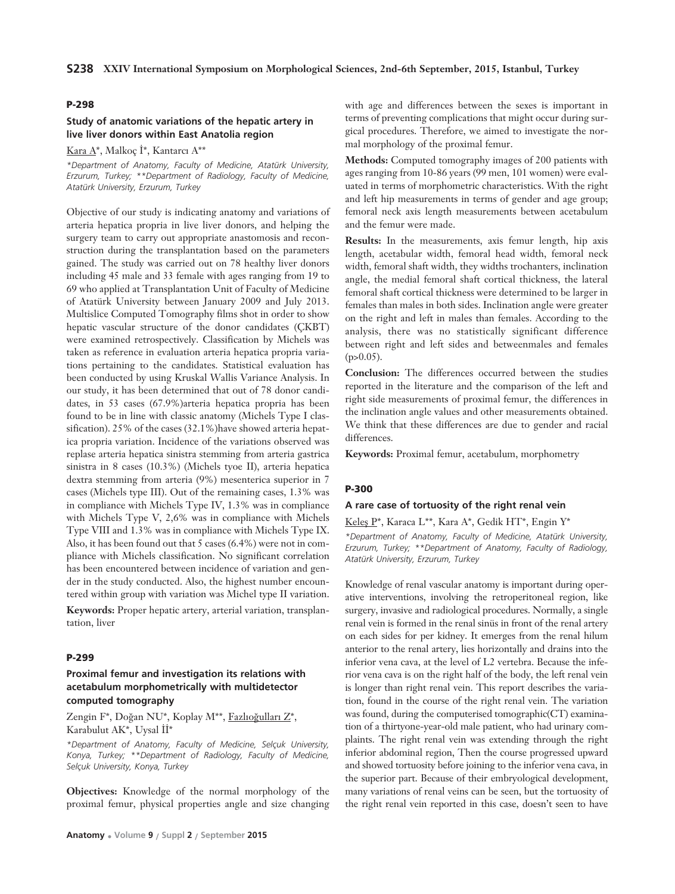## P-298

### Study of anatomic variations of the hepatic artery in live liver donors within East Anatolia region

Kara A*, Malkoç İ*, Kantarcı A**

*Department of Anatomy, Faculty of Medicine, Atatürk University, Erzurum, Turkey; **Department of Radiology, Faculty of Medicine, Atatürk University, Erzurum, Turkey*

Objective of our study is indicating anatomy and variations of arteria hepatica propria in live liver donors, and helping the surgery team to carry out appropriate anastomosis and reconstruction during the transplantation based on the parameters gained. The study was carried out on 78 healthy liver donors including 45 male and 33 female with ages ranging from 19 to 69 who applied at Transplantation Unit of Faculty of Medicine of Atatürk University between January 2009 and July 2013. Multislice Computed Tomography films shot in order to show hepatic vascular structure of the donor candidates (ÇKBT) were examined retrospectively. Classification by Michels was taken as reference in evaluation arteria hepatica propria variations pertaining to the candidates. Statistical evaluation has been conducted by using Kruskal Wallis Variance Analysis. In our study, it has been determined that out of 78 donor candidates, in 53 cases (67.9%)arteria hepatica propria has been found to be in line with classic anatomy (Michels Type I classification). 25% of the cases (32.1%)have showed arteria hepatica propria variation. Incidence of the variations observed was replase arteria hepatica sinistra stemming from arteria gastrica sinistra in 8 cases (10.3%) (Michels tyoe II), arteria hepatica dextra stemming from arteria (9%) mesenterica superior in 7 cases (Michels type III). Out of the remaining cases, 1.3% was in compliance with Michels Type IV, 1.3% was in compliance with Michels Type V, 2,6% was in compliance with Michels Type VIII and 1.3% was in compliance with Michels Type IX. Also, it has been found out that 5 cases (6.4%) were not in compliance with Michels classification. No significant correlation has been encountered between incidence of variation and gender in the study conducted. Also, the highest number encountered within group with variation was Michel type II variation.

**Keywords:** Proper hepatic artery, arterial variation, transplantation, liver

## P-299

### Proximal femur and investigation its relations with acetabulum morphometrically with multidetector computed tomography

Zengin F*, Doğan NU*, Koplay M**, Fazlıoğulları Z*, Karabulut AK*, Uysal İİ*

*Department of Anatomy, Faculty of Medicine, Selçuk University, Konya, Turkey; **Department of Radiology, Faculty of Medicine, Selçuk University, Konya, Turkey*

**Objectives:** Knowledge of the normal morphology of the proximal femur, physical properties angle and size changing with age and differences between the sexes is important in terms of preventing complications that might occur during surgical procedures. Therefore, we aimed to investigate the normal morphology of the proximal femur.

**Methods:** Computed tomography images of 200 patients with ages ranging from 10-86 years (99 men, 101 women) were evaluated in terms of morphometric characteristics. With the right and left hip measurements in terms of gender and age group; femoral neck axis length measurements between acetabulum and the femur were made.

**Results:** In the measurements, axis femur length, hip axis length, acetabular width, femoral head width, femoral neck width, femoral shaft width, they widths trochanters, inclination angle, the medial femoral shaft cortical thickness, the lateral femoral shaft cortical thickness were determined to be larger in females than males in both sides. Inclination angle were greater on the right and left in males than females. According to the analysis, there was no statistically significant difference between right and left sides and betweenmales and females ($p>0.05$).

**Conclusion:** The differences occurred between the studies reported in the literature and the comparison of the left and right side measurements of proximal femur, the differences in the inclination angle values and other measurements obtained. We think that these differences are due to gender and racial differences.

**Keywords:** Proximal femur, acetabulum, morphometry

## P-300

### A rare case of tortuosity of the right renal vein

Keleş P*, Karaca L**, Kara A*, Gedik HT*, Engin Y*

*Department of Anatomy, Faculty of Medicine, Atatürk University, Erzurum, Turkey; **Department of Anatomy, Faculty of Radiology, Atatürk University, Erzurum, Turkey*

Knowledge of renal vascular anatomy is important during operative interventions, involving the retroperitoneal region, like surgery, invasive and radiological procedures. Normally, a single renal vein is formed in the renal sinüs in front of the renal artery on each sides for per kidney. It emerges from the renal hilum anterior to the renal artery, lies horizontally and drains into the inferior vena cava, at the level of L2 vertebra. Because the inferior vena cava is on the right half of the body, the left renal vein is longer than right renal vein. This report describes the variation, found in the course of the right renal vein. The variation was found, during the computerised tomographic(CT) examination of a thirtyone-year-old male patient, who had urinary complaints. The right renal vein was extending through the right inferior abdominal region, Then the course progressed upward and showed tortuosity before joining to the inferior vena cava, in the superior part. Because of their embryological development, many variations of renal veins can be seen, but the tortuosity of the right renal vein reported in this case, doesn't seen to have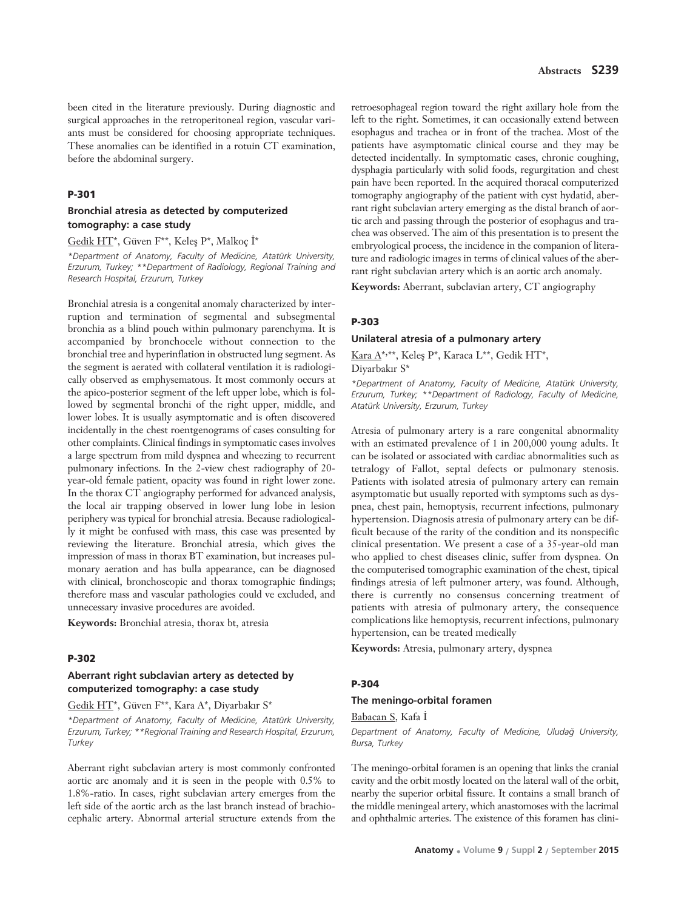been cited in the literature previously. During diagnostic and surgical approaches in the retroperitoneal region, vascular variants must be considered for choosing appropriate techniques. These anomalies can be identified in a rotuin CT examination, before the abdominal surgery.

### P-301

#### Bronchial atresia as detected by computerized tomography: a case study

Gedik HT*, Güven F**, Keleş P*, Malkoç İ*

*\*Department of Anatomy, Faculty of Medicine, Atatürk University, Erzurum, Turkey; \*\*Department of Radiology, Regional Training and Research Hospital, Erzurum, Turkey*

Bronchial atresia is a congenital anomaly characterized by interruption and termination of segmental and subsegmental bronchia as a blind pouch within pulmonary parenchyma. It is accompanied by bronchocele without connection to the bronchial tree and hyperinflation in obstructed lung segment. As the segment is aerated with collateral ventilation it is radiologically observed as emphysematous. It most commonly occurs at the apico-posterior segment of the left upper lobe, which is followed by segmental bronchi of the right upper, middle, and lower lobes. It is usually asymptomatic and is often discovered incidentally in the chest roentgenograms of cases consulting for other complaints. Clinical findings in symptomatic cases involves a large spectrum from mild dyspnea and wheezing to recurrent pulmonary infections. In the 2-view chest radiography of 20-year-old female patient, opacity was found in right lower zone. In the thorax CT angiography performed for advanced analysis, the local air trapping observed in lower lung lobe in lesion periphery was typical for bronchial atresia. Because radiologically it might be confused with mass, this case was presented by reviewing the literature. Bronchial atresia, which gives the impression of mass in thorax BT examination, but increases pulmonary aeration and has bulla appearance, can be diagnosed with clinical, bronchoscopic and thorax tomographic findings; therefore mass and vascular pathologies could ve excluded, and unnecessary invasive procedures are avoided.

**Keywords:** Bronchial atresia, thorax bt, atresia

### P-302

#### Aberrant right subclavian artery as detected by computerized tomography: a case study

Gedik HT*, Güven F**, Kara A*, Diyarbakır S*

*\*Department of Anatomy, Faculty of Medicine, Atatürk University, Erzurum, Turkey; \*\*Regional Training and Research Hospital, Erzurum, Turkey*

Aberrant right subclavian artery is most commonly confronted aortic arc anomaly and it is seen in the people with 0.5% to 1.8%-ratio. In cases, right subclavian artery emerges from the left side of the aortic arch as the last branch instead of brachiocephalic artery. Abnormal arterial structure extends from the retroesophageal region toward the right axillary hole from the left to the right. Sometimes, it can occasionally extend between esophagus and trachea or in front of the trachea. Most of the patients have asymptomatic clinical course and they may be detected incidentally. In symptomatic cases, chronic coughing, dysphagia particularly with solid foods, regurgitation and chest pain have been reported. In the acquired thoracal computerized tomography angiography of the patient with cyst hydatid, aberrant right subclavian artery emerging as the distal branch of aortic arch and passing through the posterior of esophagus and trachea was observed. The aim of this presentation is to present the embryological process, the incidence in the companion of literature and radiologic images in terms of clinical values of the aberrant right subclavian artery which is an aortic arch anomaly.

**Keywords:** Aberrant, subclavian artery, CT angiography

### P-303

#### Unilateral atresia of a pulmonary artery

Kara A*,**, Keleş P*, Karaca L**, Gedik HT*, Diyarbakır S*

*\*Department of Anatomy, Faculty of Medicine, Atatürk University, Erzurum, Turkey; \*\*Department of Radiology, Faculty of Medicine, Atatürk University, Erzurum, Turkey*

Atresia of pulmonary artery is a rare congenital abnormality with an estimated prevalence of 1 in 200,000 young adults. It can be isolated or associated with cardiac abnormalities such as tetralogy of Fallot, septal defects or pulmonary stenosis. Patients with isolated atresia of pulmonary artery can remain asymptomatic but usually reported with symptoms such as dyspnea, chest pain, hemoptysis, recurrent infections, pulmonary hypertension. Diagnosis atresia of pulmonary artery can be difficult because of the rarity of the condition and its nonspecific clinical presentation. We present a case of a 35-year-old man who applied to chest diseases clinic, suffer from dyspnea. On the computerised tomographic examination of the chest, tipical findings atresia of left pulmoner artery, was found. Although, there is currently no consensus concerning treatment of patients with atresia of pulmonary artery, the consequence complications like hemoptysis, recurrent infections, pulmonary hypertension, can be treated medically

**Keywords:** Atresia, pulmonary artery, dyspnea

### P-304

#### The meningo-orbital foramen

Babacan S, Kafa İ

*Department of Anatomy, Faculty of Medicine, Uludağ University, Bursa, Turkey*

The meningo-orbital foramen is an opening that links the cranial cavity and the orbit mostly located on the lateral wall of the orbit, nearby the superior orbital fissure. It contains a small branch of the middle meningeal artery, which anastomoses with the lacrimal and ophthalmic arteries. The existence of this foramen has clini-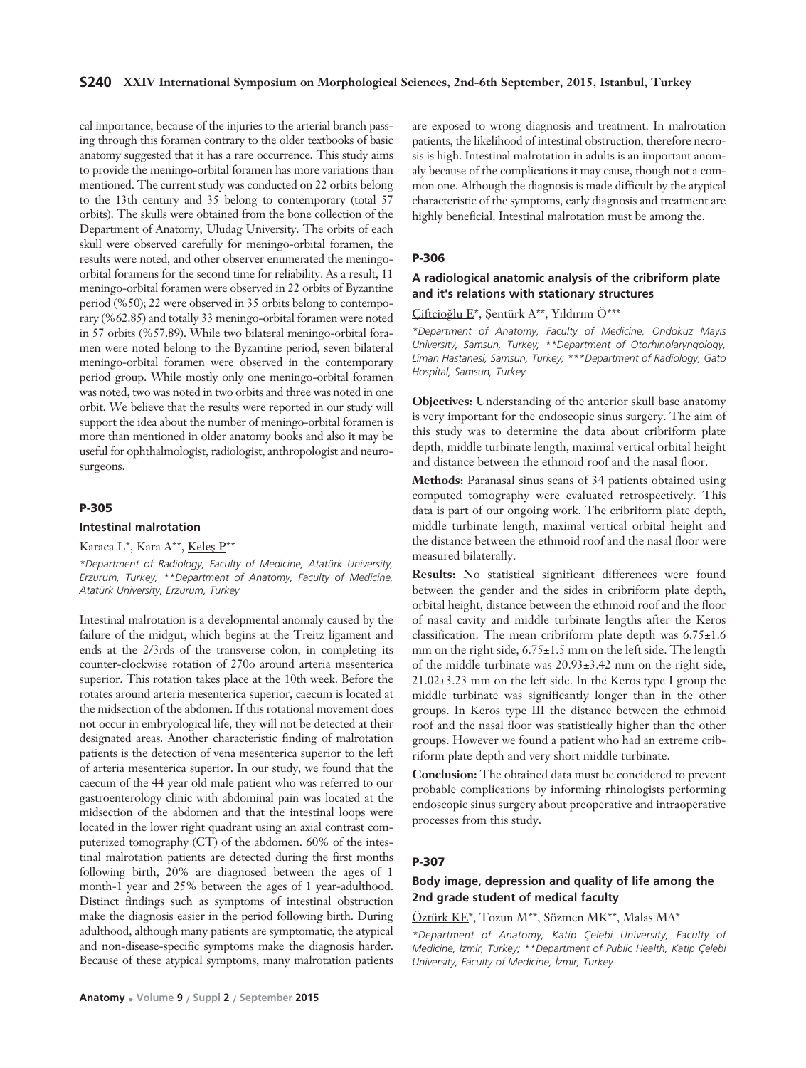cal importance, because of the injuries to the arterial branch passing through this foramen contrary to the older textbooks of basic anatomy suggested that it has a rare occurrence. This study aims to provide the meningo-orbital foramen has more variations than mentioned. The current study was conducted on 22 orbits belong to the 13th century and 35 belong to contemporary (total 57 orbits). The skulls were obtained from the bone collection of the Department of Anatomy, Uludag University. The orbits of each skull were observed carefully for meningo-orbital foramen, the results were noted, and other observer enumerated the meningo-orbital foramens for the second time for reliability. As a result, 11 meningo-orbital foramen were observed in 22 orbits of Byzantine period (%50); 22 were observed in 35 orbits belong to contemporary (%62.85) and totally 33 meningo-orbital foramen were noted in 57 orbits (%57.89). While two bilateral meningo-orbital foramen were noted belong to the Byzantine period, seven bilateral meningo-orbital foramen were observed in the contemporary period group. While mostly only one meningo-orbital foramen was noted, two was noted in two orbits and three was noted in one orbit. We believe that the results were reported in our study will support the idea about the number of meningo-orbital foramen is more than mentioned in older anatomy books and also it may be useful for ophthalmologist, radiologist, anthropologist and neurosurgeons.

## P-305

### Intestinal malrotation

Karaca L*, Kara A**, Keleş P**

*\*Department of Radiology, Faculty of Medicine, Atatürk University, Erzurum, Turkey; \*\*Department of Anatomy, Faculty of Medicine, Atatürk University, Erzurum, Turkey*

Intestinal malrotation is a developmental anomaly caused by the failure of the midgut, which begins at the Treitz ligament and ends at the 2/3rds of the transverse colon, in completing its counter-clockwise rotation of 270o around arteria mesenterica superior. This rotation takes place at the 10th week. Before the rotates around arteria mesenterica superior, caecum is located at the midsection of the abdomen. If this rotational movement does not occur in embryological life, they will not be detected at their designated areas. Another characteristic finding of malrotation patients is the detection of vena mesenterica superior to the left of arteria mesenterica superior. In our study, we found that the caecum of the 44 year old male patient who was referred to our gastroenterology clinic with abdominal pain was located at the midsection of the abdomen and that the intestinal loops were located in the lower right quadrant using an axial contrast computerized tomography (CT) of the abdomen. 60% of the intestinal malrotation patients are detected during the first months following birth, 20% are diagnosed between the ages of 1 month-1 year and 25% between the ages of 1 year-adulthood. Distinct findings such as symptoms of intestinal obstruction make the diagnosis easier in the period following birth. During adulthood, although many patients are symptomatic, the atypical and non-disease-specific symptoms make the diagnosis harder. Because of these atypical symptoms, many malrotation patients are exposed to wrong diagnosis and treatment. In malrotation patients, the likelihood of intestinal obstruction, therefore necrosis is high. Intestinal malrotation in adults is an important anomaly because of the complications it may cause, though not a common one. Although the diagnosis is made difficult by the atypical characteristic of the symptoms, early diagnosis and treatment are highly beneficial. Intestinal malrotation must be among the.

## P-306

### A radiological anatomic analysis of the cribriform plate and it's relations with stationary structures

Çiftcioğlu E*, Şentürk A**, Yıldırım Ö***

*\*Department of Anatomy, Faculty of Medicine, Ondokuz Mayıs University, Samsun, Turkey; \*\*Department of Otorhinolaryngology, Liman Hastanesi, Samsun, Turkey; \*\*\*Department of Radiology, Gato Hospital, Samsun, Turkey*

**Objectives:** Understanding of the anterior skull base anatomy is very important for the endoscopic sinus surgery. The aim of this study was to determine the data about cribriform plate depth, middle turbinate length, maximal vertical orbital height and distance between the ethmoid roof and the nasal floor.

**Methods:** Paranasal sinus scans of 34 patients obtained using computed tomography were evaluated retrospectively. This data is part of our ongoing work. The cribriform plate depth, middle turbinate length, maximal vertical orbital height and the distance between the ethmoid roof and the nasal floor were measured bilaterally.

**Results:** No statistical significant differences were found between the gender and the sides in cribriform plate depth, orbital height, distance between the ethmoid roof and the floor of nasal cavity and middle turbinate lengths after the Keros classification. The mean cribriform plate depth was 6.75±1.6 mm on the right side, 6.75±1.5 mm on the left side. The length of the middle turbinate was 20.93±3.42 mm on the right side, 21.02±3.23 mm on the left side. In the Keros type I group the middle turbinate was significantly longer than in the other groups. In Keros type III the distance between the ethmoid roof and the nasal floor was statistically higher than the other groups. However we found a patient who had an extreme cribriform plate depth and very short middle turbinate.

**Conclusion:** The obtained data must be concidered to prevent probable complications by informing rhinologists performing endoscopic sinus surgery about preoperative and intraoperative processes from this study.

## P-307

### Body image, depression and quality of life among the 2nd grade student of medical faculty

Öztürk KE*, Tozun M**, Sözmen MK**, Malas MA*

*\*Department of Anatomy, Katip Çelebi University, Faculty of Medicine, İzmir, Turkey; \*\*Department of Public Health, Katip Çelebi University, Faculty of Medicine, İzmir, Turkey*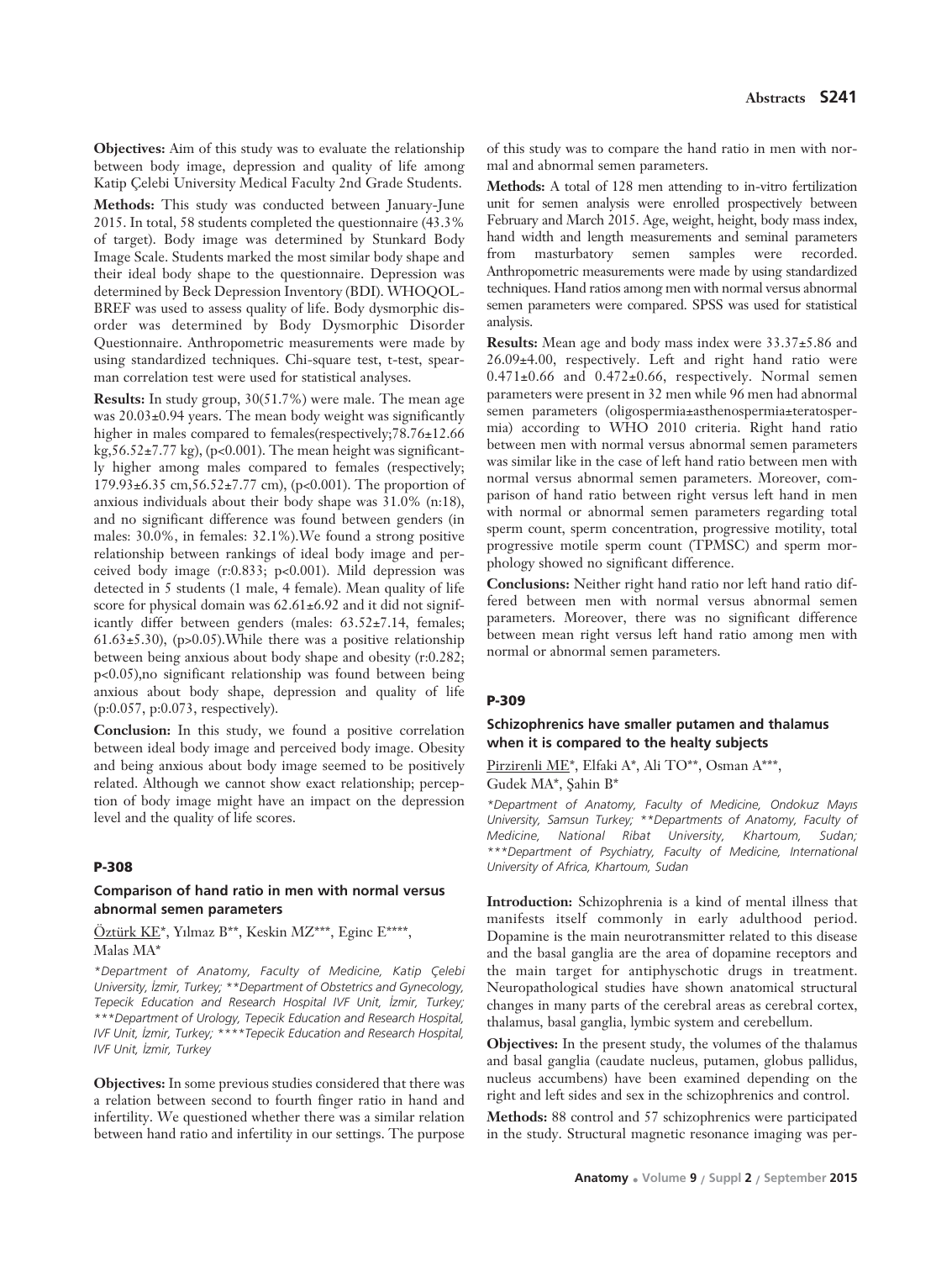**Objectives:** Aim of this study was to evaluate the relationship between body image, depression and quality of life among Katip Çelebi University Medical Faculty 2nd Grade Students.

**Methods:** This study was conducted between January-June 2015. In total, 58 students completed the questionnaire (43.3% of target). Body image was determined by Stunkard Body Image Scale. Students marked the most similar body shape and their ideal body shape to the questionnaire. Depression was determined by Beck Depression Inventory (BDI). WHOQOL-BREF was used to assess quality of life. Body dysmorphic disorder was determined by Body Dysmorphic Disorder Questionnaire. Anthropometric measurements were made by using standardized techniques. Chi-square test, t-test, spearman correlation test were used for statistical analyses.

**Results:** In study group, 30(51.7%) were male. The mean age was 20.03±0.94 years. The mean body weight was significantly higher in males compared to females(respectively;78.76±12.66 kg,56.52±7.77 kg), (p<0.001). The mean height was significantly higher among males compared to females (respectively; 179.93±6.35 cm,56.52±7.77 cm), (p<0.001). The proportion of anxious individuals about their body shape was 31.0% (n:18), and no significant difference was found between genders (in males: 30.0%, in females: 32.1%).We found a strong positive relationship between rankings of ideal body image and perceived body image (r:0.833; p<0.001). Mild depression was detected in 5 students (1 male, 4 female). Mean quality of life score for physical domain was 62.61±6.92 and it did not significantly differ between genders (males: 63.52±7.14, females; 61.63±5.30), (p>0.05).While there was a positive relationship between being anxious about body shape and obesity (r:0.282; p<0.05),no significant relationship was found between being anxious about body shape, depression and quality of life (p:0.057, p:0.073, respectively).

**Conclusion:** In this study, we found a positive correlation between ideal body image and perceived body image. Obesity and being anxious about body image seemed to be positively related. Although we cannot show exact relationship; perception of body image might have an impact on the depression level and the quality of life scores.

## P-308

### Comparison of hand ratio in men with normal versus abnormal semen parameters

Öztürk KE*, Yılmaz B**, Keskin MZ***, Eginc E****, Malas MA*

*\*Department of Anatomy, Faculty of Medicine, Katip Çelebi University, İzmir, Turkey; \*\*Department of Obstetrics and Gynecology, Tepecik Education and Research Hospital IVF Unit, İzmir, Turkey; \*\*\*Department of Urology, Tepecik Education and Research Hospital, IVF Unit, İzmir, Turkey; \*\*\*\*Tepecik Education and Research Hospital, IVF Unit, İzmir, Turkey*

**Objectives:** In some previous studies considered that there was a relation between second to fourth finger ratio in hand and infertility. We questioned whether there was a similar relation between hand ratio and infertility in our settings. The purpose of this study was to compare the hand ratio in men with normal and abnormal semen parameters.

**Methods:** A total of 128 men attending to in-vitro fertilization unit for semen analysis were enrolled prospectively between February and March 2015. Age, weight, height, body mass index, hand width and length measurements and seminal parameters from masturbatory semen samples were recorded. Anthropometric measurements were made by using standardized techniques. Hand ratios among men with normal versus abnormal semen parameters were compared. SPSS was used for statistical analysis.

**Results:** Mean age and body mass index were 33.37±5.86 and 26.09±4.00, respectively. Left and right hand ratio were 0.471±0.66 and 0.472±0.66, respectively. Normal semen parameters were present in 32 men while 96 men had abnormal semen parameters (oligospermia±asthenospermia±teratospermia) according to WHO 2010 criteria. Right hand ratio between men with normal versus abnormal semen parameters was similar like in the case of left hand ratio between men with normal versus abnormal semen parameters. Moreover, comparison of hand ratio between right versus left hand in men with normal or abnormal semen parameters regarding total sperm count, sperm concentration, progressive motility, total progressive motile sperm count (TPMSC) and sperm morphology showed no significant difference.

**Conclusions:** Neither right hand ratio nor left hand ratio differed between men with normal versus abnormal semen parameters. Moreover, there was no significant difference between mean right versus left hand ratio among men with normal or abnormal semen parameters.

## P-309

### Schizophrenics have smaller putamen and thalamus when it is compared to the healty subjects

Pirzirenli ME*, Elfaki A*, Ali TO**, Osman A***, Gudek MA*, Şahin B*

*\*Department of Anatomy, Faculty of Medicine, Ondokuz Mayıs University, Samsun Turkey; \*\*Departments of Anatomy, Faculty of Medicine, National Ribat University, Khartoum, Sudan; \*\*\*Department of Psychiatry, Faculty of Medicine, International University of Africa, Khartoum, Sudan*

**Introduction:** Schizophrenia is a kind of mental illness that manifests itself commonly in early adulthood period. Dopamine is the main neurotransmitter related to this disease and the basal ganglia are the area of dopamine receptors and the main target for antiphyschotic drugs in treatment. Neuropathological studies have shown anatomical structural changes in many parts of the cerebral areas as cerebral cortex, thalamus, basal ganglia, lymbic system and cerebellum.

**Objectives:** In the present study, the volumes of the thalamus and basal ganglia (caudate nucleus, putamen, globus pallidus, nucleus accumbens) have been examined depending on the right and left sides and sex in the schizophrenics and control.

**Methods:** 88 control and 57 schizophrenics were participated in the study. Structural magnetic resonance imaging was per-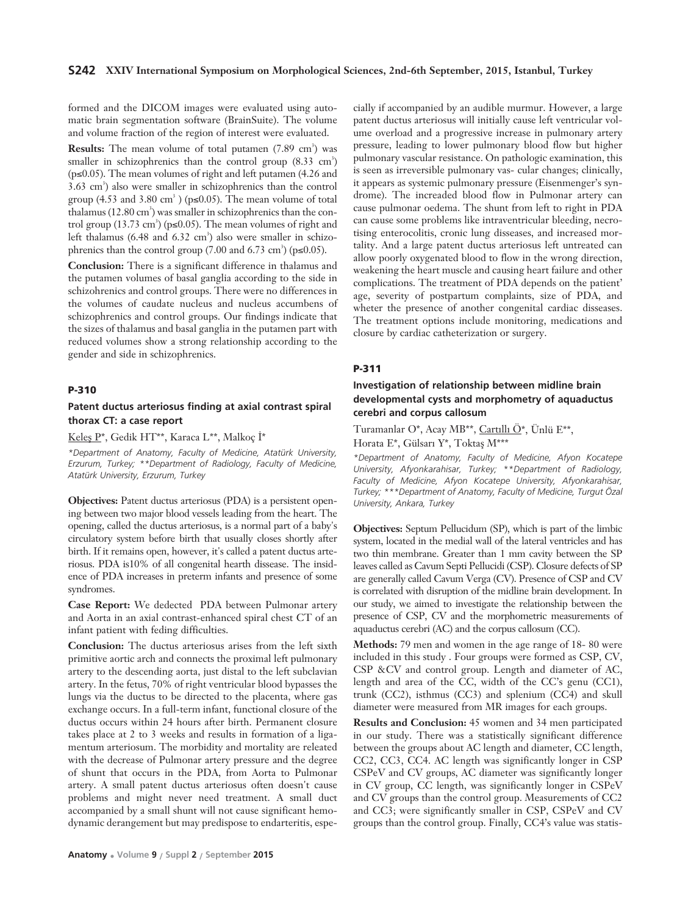formed and the DICOM images were evaluated using automatic brain segmentation software (BrainSuite). The volume and volume fraction of the region of interest were evaluated.

**Results:** The mean volume of total putamen (7.89 $cm^3$) was smaller in schizophrenics than the control group (8.33 $cm^3$) ($p \leq 0.05$). The mean volumes of right and left putamen (4.26 and 3.63 $cm^3$) also were smaller in schizophrenics than the control group (4.53 and 3.80 $cm^3$) ($p \leq 0.05$). The mean volume of total thalamus (12.80 $cm^3$) was smaller in schizophrenics than the control group (13.73 $cm^3$) ($p \leq 0.05$). The mean volumes of right and left thalamus (6.48 and 6.32 $cm^3$) also were smaller in schizophrenics than the control group (7.00 and 6.73 $cm^3$) ($p \leq 0.05$).

**Conclusion:** There is a significant difference in thalamus and the putamen volumes of basal ganglia according to the side in schizohrenics and control groups. There were no differences in the volumes of caudate nucleus and nucleus accumbens of schizophrenics and control groups. Our findings indicate that the sizes of thalamus and basal ganglia in the putamen part with reduced volumes show a strong relationship according to the gender and side in schizophrenics.

## P-310

### Patent ductus arteriosus finding at axial contrast spiral thorax CT: a case report

Keleş P*, Gedik HT**, Karaca L**, Malkoç İ*

*\*Department of Anatomy, Faculty of Medicine, Atatürk University, Erzurum, Turkey; \*\*Department of Radiology, Faculty of Medicine, Atatürk University, Erzurum, Turkey*

**Objectives:** Patent ductus arteriosus (PDA) is a persistent opening between two major blood vessels leading from the heart. The opening, called the ductus arteriosus, is a normal part of a baby's circulatory system before birth that usually closes shortly after birth. If it remains open, however, it's called a patent ductus arteriosus. PDA is10% of all congenital hearth dissease. The insidence of PDA increases in preterm infants and presence of some syndromes.

**Case Report:** We dedected PDA between Pulmonar artery and Aorta in an axial contrast-enhanced spiral chest CT of an infant patient with feding difficulties.

**Conclusion:** The ductus arteriosus arises from the left sixth primitive aortic arch and connects the proximal left pulmonary artery to the descending aorta, just distal to the left subclavian artery. In the fetus, 70% of right ventricular blood bypasses the lungs via the ductus to be directed to the placenta, where gas exchange occurs. In a full-term infant, functional closure of the ductus occurs within 24 hours after birth. Permanent closure takes place at 2 to 3 weeks and results in formation of a ligamentum arteriosum. The morbidity and mortality are releated with the decrease of Pulmonar artery pressure and the degree of shunt that occurs in the PDA, from Aorta to Pulmonar artery. A small patent ductus arteriosus often doesn't cause problems and might never need treatment. A small duct accompanied by a small shunt will not cause significant hemodynamic derangement but may predispose to endarteritis, especially if accompanied by an audible murmur. However, a large patent ductus arteriosus will initially cause left ventricular volume overload and a progressive increase in pulmonary artery pressure, leading to lower pulmonary blood flow but higher pulmonary vascular resistance. On pathologic examination, this is seen as irreversible pulmonary vas- cular changes; clinically, it appears as systemic pulmonary pressure (Eisenmenger's syndrome). The increaded blood flow in Pulmonar artery can cause pulmonar oedema. The shunt from left to right in PDA can cause some problems like intraventricular bleeding, necrotising enterocolitis, cronic lung disseases, and increased mortality. And a large patent ductus arteriosus left untreated can allow poorly oxygenated blood to flow in the wrong direction, weakening the heart muscle and causing heart failure and other complications. The treatment of PDA depends on the patient' age, severity of postpartum complaints, size of PDA, and wheter the presence of another congenital cardiac disseases. The treatment options include monitoring, medications and closure by cardiac catheterization or surgery.

## P-311

### Investigation of relationship between midline brain developmental cysts and morphometry of aquaductus cerebri and corpus callosum

Turamanlar O*, Acay MB**, Cartıllı Ö*, Ünlü E**, Horata E*, Gülsarı Y*, Toktaş M***

*\*Department of Anatomy, Faculty of Medicine, Afyon Kocatepe University, Afyonkarahisar, Turkey; \*\*Department of Radiology, Faculty of Medicine, Afyon Kocatepe University, Afyonkarahisar, Turkey; \*\*\*Department of Anatomy, Faculty of Medicine, Turgut Özal University, Ankara, Turkey*

**Objectives:** Septum Pellucidum (SP), which is part of the limbic system, located in the medial wall of the lateral ventricles and has two thin membrane. Greater than 1 mm cavity between the SP leaves called as Cavum Septi Pellucidi (CSP). Closure defects of SP are generally called Cavum Verga (CV). Presence of CSP and CV is correlated with disruption of the midline brain development. In our study, we aimed to investigate the relationship between the presence of CSP, CV and the morphometric measurements of aquaductus cerebri (AC) and the corpus callosum (CC).

**Methods:** 79 men and women in the age range of 18- 80 were included in this study . Four groups were formed as CSP, CV, CSP &CV and control group. Length and diameter of AC, length and area of the CC, width of the CC's genu (CC1), trunk (CC2), isthmus (CC3) and splenium (CC4) and skull diameter were measured from MR images for each groups.

**Results and Conclusion:** 45 women and 34 men participated in our study. There was a statistically significant difference between the groups about AC length and diameter, CC length, CC2, CC3, CC4. AC length was significantly longer in CSP CSPeV and CV groups, AC diameter was significantly longer in CV group, CC length, was significantly longer in CSPeV and CV groups than the control group. Measurements of CC2 and CC3; were significantly smaller in CSP, CSPeV and CV groups than the control group. Finally, CC4's value was statis-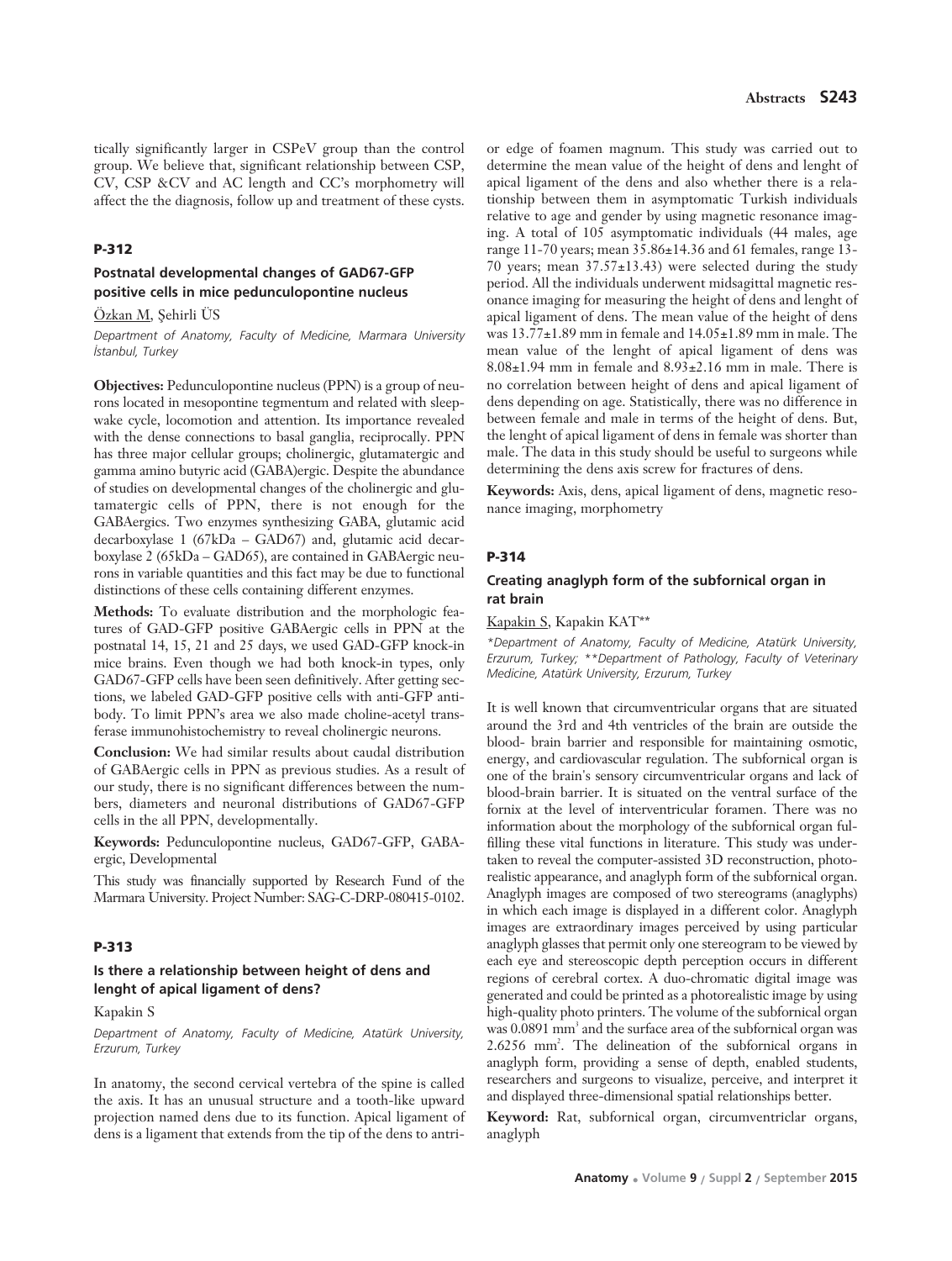tically significantly larger in CSPeV group than the control group. We believe that, significant relationship between CSP, CV, CSP &CV and AC length and CC's morphometry will affect the the diagnosis, follow up and treatment of these cysts.

### P-312

### Postnatal developmental changes of GAD67-GFP positive cells in mice pedunculopontine nucleus

Özkan M, Şehirli ÜS

*Department of Anatomy, Faculty of Medicine, Marmara University İstanbul, Turkey*

**Objectives:** Pedunculopontine nucleus (PPN) is a group of neurons located in mesopontine tegmentum and related with sleep-wake cycle, locomotion and attention. Its importance revealed with the dense connections to basal ganglia, reciprocally. PPN has three major cellular groups; cholinergic, glutamatergic and gamma amino butyric acid (GABA)ergic. Despite the abundance of studies on developmental changes of the cholinergic and glutamatergic cells of PPN, there is not enough for the GABAergics. Two enzymes synthesizing GABA, glutamic acid decarboxylase 1 (67kDa – GAD67) and, glutamic acid decarboxylase 2 (65kDa – GAD65), are contained in GABAergic neurons in variable quantities and this fact may be due to functional distinctions of these cells containing different enzymes.

**Methods:** To evaluate distribution and the morphologic features of GAD-GFP positive GABAergic cells in PPN at the postnatal 14, 15, 21 and 25 days, we used GAD-GFP knock-in mice brains. Even though we had both knock-in types, only GAD67-GFP cells have been seen definitively. After getting sections, we labeled GAD-GFP positive cells with anti-GFP antibody. To limit PPN's area we also made choline-acetyl transferase immunohistochemistry to reveal cholinergic neurons.

**Conclusion:** We had similar results about caudal distribution of GABAergic cells in PPN as previous studies. As a result of our study, there is no significant differences between the numbers, diameters and neuronal distributions of GAD67-GFP cells in the all PPN, developmentally.

**Keywords:** Pedunculopontine nucleus, GAD67-GFP, GABAergic, Developmental

This study was financially supported by Research Fund of the Marmara University. Project Number: SAG-C-DRP-080415-0102.

### P-313

### Is there a relationship between height of dens and lenght of apical ligament of dens?

Kapakin S

*Department of Anatomy, Faculty of Medicine, Atatürk University, Erzurum, Turkey*

In anatomy, the second cervical vertebra of the spine is called the axis. It has an unusual structure and a tooth-like upward projection named dens due to its function. Apical ligament of dens is a ligament that extends from the tip of the dens to antrior edge of foamen magnum. This study was carried out to determine the mean value of the height of dens and lenght of apical ligament of the dens and also whether there is a relationship between them in asymptomatic Turkish individuals relative to age and gender by using magnetic resonance imaging. A total of 105 asymptomatic individuals (44 males, age range 11-70 years; mean 35.86±14.36 and 61 females, range 13-70 years; mean 37.57±13.43) were selected during the study period. All the individuals underwent midsagittal magnetic resonance imaging for measuring the height of dens and lenght of apical ligament of dens. The mean value of the height of dens was 13.77±1.89 mm in female and 14.05±1.89 mm in male. The mean value of the lenght of apical ligament of dens was 8.08±1.94 mm in female and 8.93±2.16 mm in male. There is no correlation between height of dens and apical ligament of dens depending on age. Statistically, there was no difference in between female and male in terms of the height of dens. But, the lenght of apical ligament of dens in female was shorter than male. The data in this study should be useful to surgeons while determining the dens axis screw for fractures of dens.

**Keywords:** Axis, dens, apical ligament of dens, magnetic resonance imaging, morphometry

### P-314

### Creating anaglyph form of the subfornical organ in rat brain

Kapakin S, Kapakin KAT**

*\*Department of Anatomy, Faculty of Medicine, Atatürk University, Erzurum, Turkey; \*\*Department of Pathology, Faculty of Veterinary Medicine, Atatürk University, Erzurum, Turkey*

It is well known that circumventricular organs that are situated around the 3rd and 4th ventricles of the brain are outside the blood- brain barrier and responsible for maintaining osmotic, energy, and cardiovascular regulation. The subfornical organ is one of the brain's sensory circumventricular organs and lack of blood-brain barrier. It is situated on the ventral surface of the fornix at the level of interventricular foramen. There was no information about the morphology of the subfornical organ fulfilling these vital functions in literature. This study was undertaken to reveal the computer-assisted 3D reconstruction, photorealistic appearance, and anaglyph form of the subfornical organ. Anaglyph images are composed of two stereograms (anaglyphs) in which each image is displayed in a different color. Anaglyph images are extraordinary images perceived by using particular anaglyph glasses that permit only one stereogram to be viewed by each eye and stereoscopic depth perception occurs in different regions of cerebral cortex. A duo-chromatic digital image was generated and could be printed as a photorealistic image by using high-quality photo printers. The volume of the subfornical organ was 0.0891 $mm^3$ and the surface area of the subfornical organ was 2.6256 $mm^2$. The delineation of the subfornical organs in anaglyph form, providing a sense of depth, enabled students, researchers and surgeons to visualize, perceive, and interpret it and displayed three-dimensional spatial relationships better.

**Keyword:** Rat, subfornical organ, circumventriclar organs, anaglyph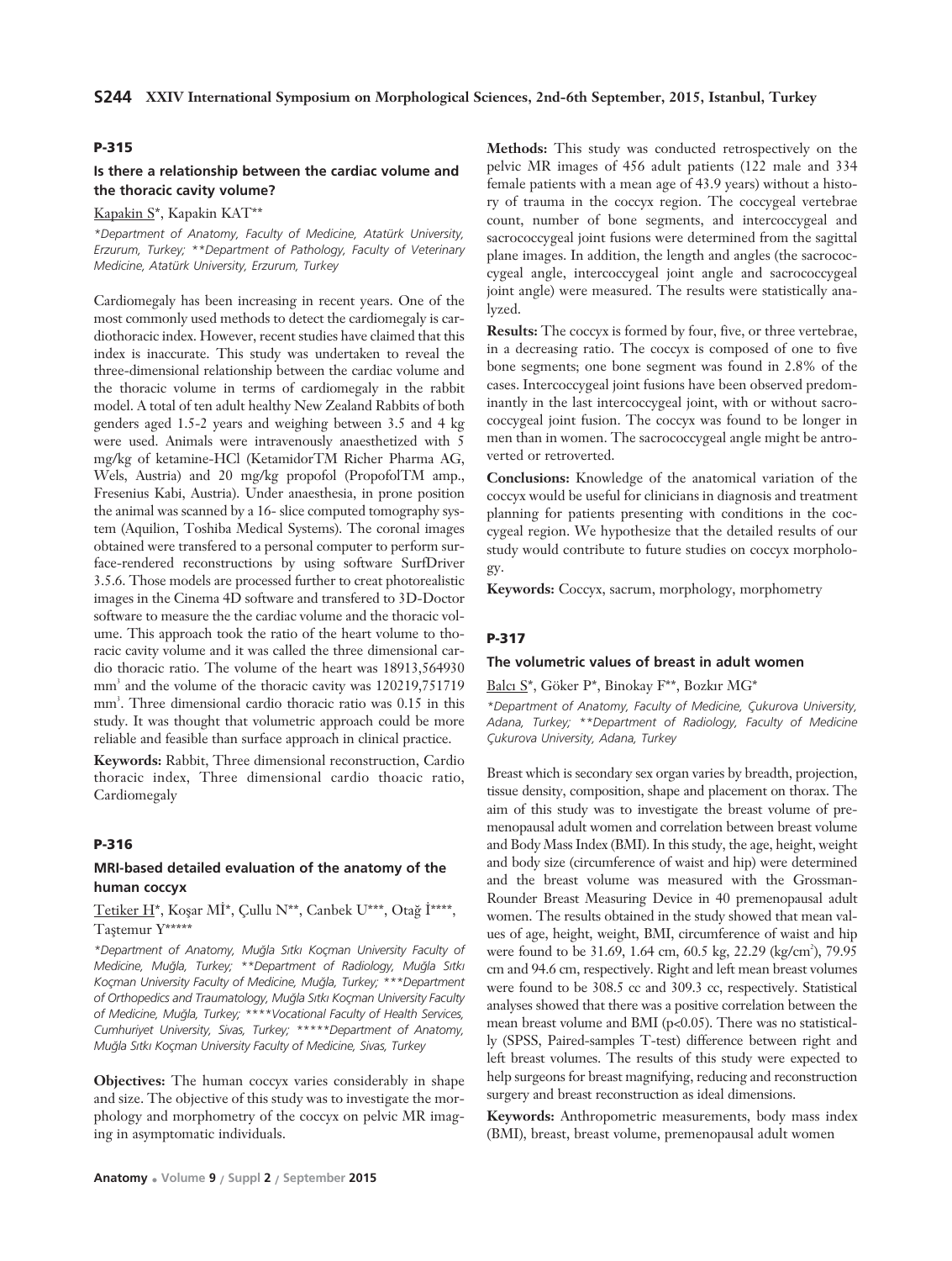## P-315

### Is there a relationship between the cardiac volume and the thoracic cavity volume?

Kapakin S*, Kapakin KAT**

*\*Department of Anatomy, Faculty of Medicine, Atatürk University, Erzurum, Turkey; \*\*Department of Pathology, Faculty of Veterinary Medicine, Atatürk University, Erzurum, Turkey*

Cardiomegaly has been increasing in recent years. One of the most commonly used methods to detect the cardiomegaly is cardiothoracic index. However, recent studies have claimed that this index is inaccurate. This study was undertaken to reveal the three-dimensional relationship between the cardiac volume and the thoracic volume in terms of cardiomegaly in the rabbit model. A total of ten adult healthy New Zealand Rabbits of both genders aged 1.5-2 years and weighing between 3.5 and 4 kg were used. Animals were intravenously anaesthetized with 5 mg/kg of ketamine-HCl (KetamidorTM Richer Pharma AG, Wels, Austria) and 20 mg/kg propofol (PropofolTM amp., Fresenius Kabi, Austria). Under anaesthesia, in prone position the animal was scanned by a 16- slice computed tomography system (Aquilion, Toshiba Medical Systems). The coronal images obtained were transfered to a personal computer to perform surface-rendered reconstructions by using software SurfDriver 3.5.6. Those models are processed further to creat photorealistic images in the Cinema 4D software and transfered to 3D-Doctor software to measure the the cardiac volume and the thoracic volume. This approach took the ratio of the heart volume to thoracic cavity volume and it was called the three dimensional cardio thoracic ratio. The volume of the heart was 18913,564930 $mm^3$ and the volume of the thoracic cavity was 120219,751719 $mm^3$. Three dimensional cardio thoracic ratio was 0.15 in this study. It was thought that volumetric approach could be more reliable and feasible than surface approach in clinical practice.

**Keywords:** Rabbit, Three dimensional reconstruction, Cardio thoracic index, Three dimensional cardio thoacic ratio, Cardiomegaly

## P-316

### MRI-based detailed evaluation of the anatomy of the human coccyx

Tetiker H*, Koşar Mİ*, Çullu N**, Canbek U***, Otağ İ****, Taştemur Y*****

*\*Department of Anatomy, Muğla Sıtkı Koçman University Faculty of Medicine, Muğla, Turkey; \*\*Department of Radiology, Muğla Sıtkı Koçman University Faculty of Medicine, Muğla, Turkey; \*\*\*Department of Orthopedics and Traumatology, Muğla Sıtkı Koçman University Faculty of Medicine, Muğla, Turkey; \*\*\*\*Vocational Faculty of Health Services, Cumhuriyet University, Sivas, Turkey; \*\*\*\*\*Department of Anatomy, Muğla Sıtkı Koçman University Faculty of Medicine, Sivas, Turkey*

**Objectives:** The human coccyx varies considerably in shape and size. The objective of this study was to investigate the morphology and morphometry of the coccyx on pelvic MR imaging in asymptomatic individuals.

**Methods:** This study was conducted retrospectively on the pelvic MR images of 456 adult patients (122 male and 334 female patients with a mean age of 43.9 years) without a history of trauma in the coccyx region. The coccygeal vertebrae count, number of bone segments, and intercoccygeal and sacrococcygeal joint fusions were determined from the sagittal plane images. In addition, the length and angles (the sacrococcygeal angle, intercoccygeal joint angle and sacrococcygeal joint angle) were measured. The results were statistically analyzed.

**Results:** The coccyx is formed by four, five, or three vertebrae, in a decreasing ratio. The coccyx is composed of one to five bone segments; one bone segment was found in 2.8% of the cases. Intercoccygeal joint fusions have been observed predominantly in the last intercoccygeal joint, with or without sacrococcygeal joint fusion. The coccyx was found to be longer in men than in women. The sacrococcygeal angle might be antroverted or retroverted.

**Conclusions:** Knowledge of the anatomical variation of the coccyx would be useful for clinicians in diagnosis and treatment planning for patients presenting with conditions in the coccygeal region. We hypothesize that the detailed results of our study would contribute to future studies on coccyx morphology.

**Keywords:** Coccyx, sacrum, morphology, morphometry

## P-317

### The volumetric values of breast in adult women

Balcı S*, Göker P*, Binokay F**, Bozkır MG*

*\*Department of Anatomy, Faculty of Medicine, Çukurova University, Adana, Turkey; \*\*Department of Radiology, Faculty of Medicine Çukurova University, Adana, Turkey*

Breast which is secondary sex organ varies by breadth, projection, tissue density, composition, shape and placement on thorax. The aim of this study was to investigate the breast volume of premenopausal adult women and correlation between breast volume and Body Mass Index (BMI). In this study, the age, height, weight and body size (circumference of waist and hip) were determined and the breast volume was measured with the Grossman-Rounder Breast Measuring Device in 40 premenopausal adult women. The results obtained in the study showed that mean values of age, height, weight, BMI, circumference of waist and hip were found to be 31.69, 1.64 cm, 60.5 kg, 22.29 (kg/$cm^2$), 79.95 cm and 94.6 cm, respectively. Right and left mean breast volumes were found to be 308.5 cc and 309.3 cc, respectively. Statistical analyses showed that there was a positive correlation between the mean breast volume and BMI ($p<0.05$). There was no statistically (SPSS, Paired-samples T-test) difference between right and left breast volumes. The results of this study were expected to help surgeons for breast magnifying, reducing and reconstruction surgery and breast reconstruction as ideal dimensions.

**Keywords:** Anthropometric measurements, body mass index (BMI), breast, breast volume, premenopausal adult women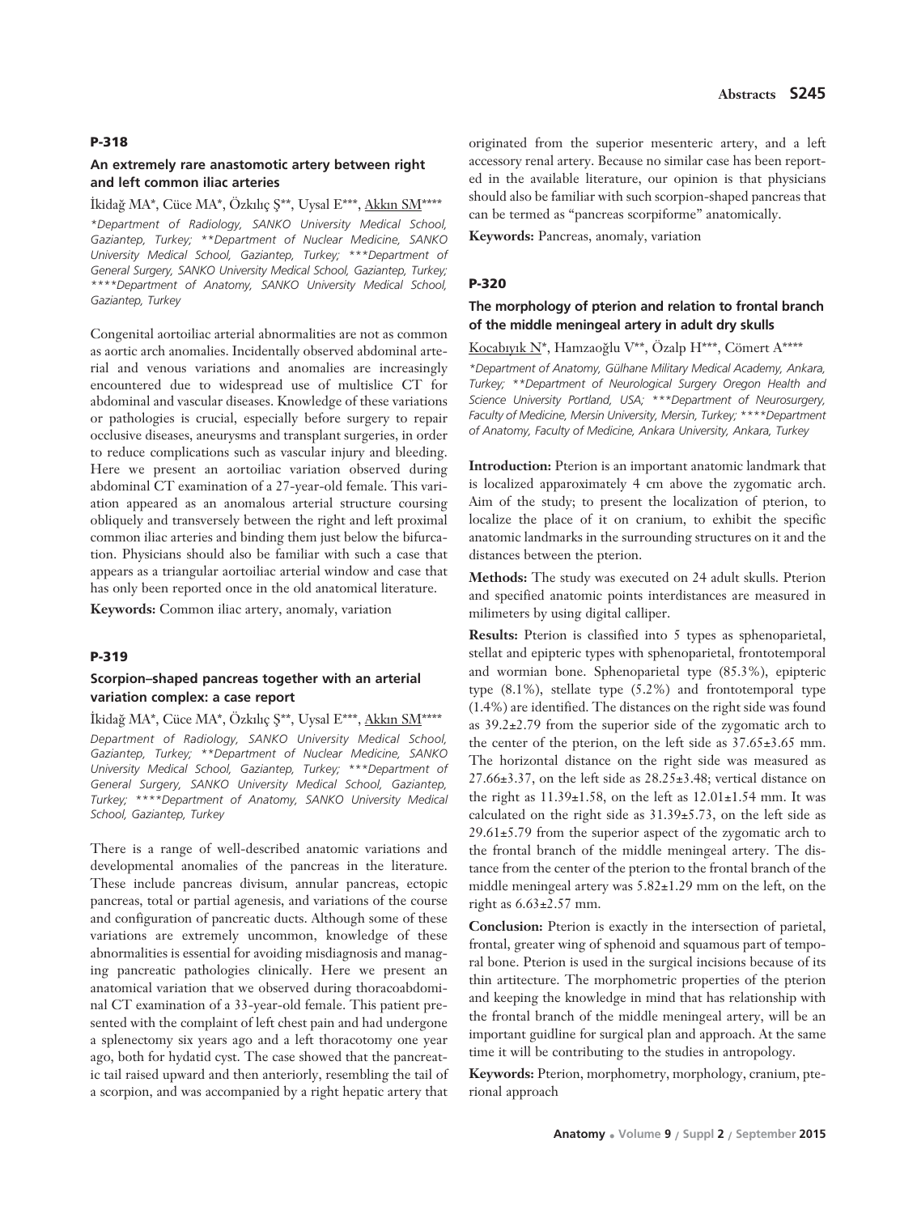### P-318

#### An extremely rare anastomotic artery between right and left common iliac arteries

İkidağ MA\*, Cüce MA\*, Özkılıç Ş\*\*, Uysal E\*\*\*, Akkın SM\*\*\*\*

*\*Department of Radiology, SANKO University Medical School, Gaziantep, Turkey; \*\*Department of Nuclear Medicine, SANKO University Medical School, Gaziantep, Turkey; \*\*\*Department of General Surgery, SANKO University Medical School, Gaziantep, Turkey; \*\*\*\*Department of Anatomy, SANKO University Medical School, Gaziantep, Turkey*

Congenital aortoiliac arterial abnormalities are not as common as aortic arch anomalies. Incidentally observed abdominal arterial and venous variations and anomalies are increasingly encountered due to widespread use of multislice CT for abdominal and vascular diseases. Knowledge of these variations or pathologies is crucial, especially before surgery to repair occlusive diseases, aneurysms and transplant surgeries, in order to reduce complications such as vascular injury and bleeding. Here we present an aortoiliac variation observed during abdominal CT examination of a 27-year-old female. This variation appeared as an anomalous arterial structure coursing obliquely and transversely between the right and left proximal common iliac arteries and binding them just below the bifurcation. Physicians should also be familiar with such a case that appears as a triangular aortoiliac arterial window and case that has only been reported once in the old anatomical literature.

**Keywords:** Common iliac artery, anomaly, variation

### P-319

#### Scorpion–shaped pancreas together with an arterial variation complex: a case report

İkidağ MA\*, Cüce MA\*, Özkılıç Ş\*\*, Uysal E\*\*\*, Akkın SM\*\*\*\*

*Department of Radiology, SANKO University Medical School, Gaziantep, Turkey; \*\*Department of Nuclear Medicine, SANKO University Medical School, Gaziantep, Turkey; \*\*\*Department of General Surgery, SANKO University Medical School, Gaziantep, Turkey; \*\*\*\*Department of Anatomy, SANKO University Medical School, Gaziantep, Turkey*

There is a range of well-described anatomic variations and developmental anomalies of the pancreas in the literature. These include pancreas divisum, annular pancreas, ectopic pancreas, total or partial agenesis, and variations of the course and configuration of pancreatic ducts. Although some of these variations are extremely uncommon, knowledge of these abnormalities is essential for avoiding misdiagnosis and managing pancreatic pathologies clinically. Here we present an anatomical variation that we observed during thoracoabdominal CT examination of a 33-year-old female. This patient presented with the complaint of left chest pain and had undergone a splenectomy six years ago and a left thoracotomy one year ago, both for hydatid cyst. The case showed that the pancreatic tail raised upward and then anteriorly, resembling the tail of a scorpion, and was accompanied by a right hepatic artery that originated from the superior mesenteric artery, and a left accessory renal artery. Because no similar case has been reported in the available literature, our opinion is that physicians should also be familiar with such scorpion-shaped pancreas that can be termed as "pancreas scorpiforme" anatomically.

**Keywords:** Pancreas, anomaly, variation

### P-320

#### The morphology of pterion and relation to frontal branch of the middle meningeal artery in adult dry skulls

Kocabıyık N\*, Hamzaoğlu V\*\*, Özalp H\*\*\*, Cömert A\*\*\*\*

*\*Department of Anatomy, Gülhane Military Medical Academy, Ankara, Turkey; \*\*Department of Neurological Surgery Oregon Health and Science University Portland, USA; \*\*\*Department of Neurosurgery, Faculty of Medicine, Mersin University, Mersin, Turkey; \*\*\*\*Department of Anatomy, Faculty of Medicine, Ankara University, Ankara, Turkey*

**Introduction:** Pterion is an important anatomic landmark that is localized apparoximately 4 cm above the zygomatic arch. Aim of the study; to present the localization of pterion, to localize the place of it on cranium, to exhibit the specific anatomic landmarks in the surrounding structures on it and the distances between the pterion.

**Methods:** The study was executed on 24 adult skulls. Pterion and specified anatomic points interdistances are measured in milimeters by using digital calliper.

**Results:** Pterion is classified into 5 types as sphenoparietal, stellat and epipteric types with sphenoparietal, frontotemporal and wormian bone. Sphenoparietal type (85.3%), epipteric type (8.1%), stellate type (5.2%) and frontotemporal type (1.4%) are identified. The distances on the right side was found as 39.2±2.79 from the superior side of the zygomatic arch to the center of the pterion, on the left side as 37.65±3.65 mm. The horizontal distance on the right side was measured as 27.66±3.37, on the left side as 28.25±3.48; vertical distance on the right as 11.39±1.58, on the left as 12.01±1.54 mm. It was calculated on the right side as 31.39±5.73, on the left side as 29.61±5.79 from the superior aspect of the zygomatic arch to the frontal branch of the middle meningeal artery. The distance from the center of the pterion to the frontal branch of the middle meningeal artery was 5.82±1.29 mm on the left, on the right as 6.63±2.57 mm.

**Conclusion:** Pterion is exactly in the intersection of parietal, frontal, greater wing of sphenoid and squamous part of temporal bone. Pterion is used in the surgical incisions because of its thin artitecture. The morphometric properties of the pterion and keeping the knowledge in mind that has relationship with the frontal branch of the middle meningeal artery, will be an important guidline for surgical plan and approach. At the same time it will be contributing to the studies in antropology.

**Keywords:** Pterion, morphometry, morphology, cranium, pterional approach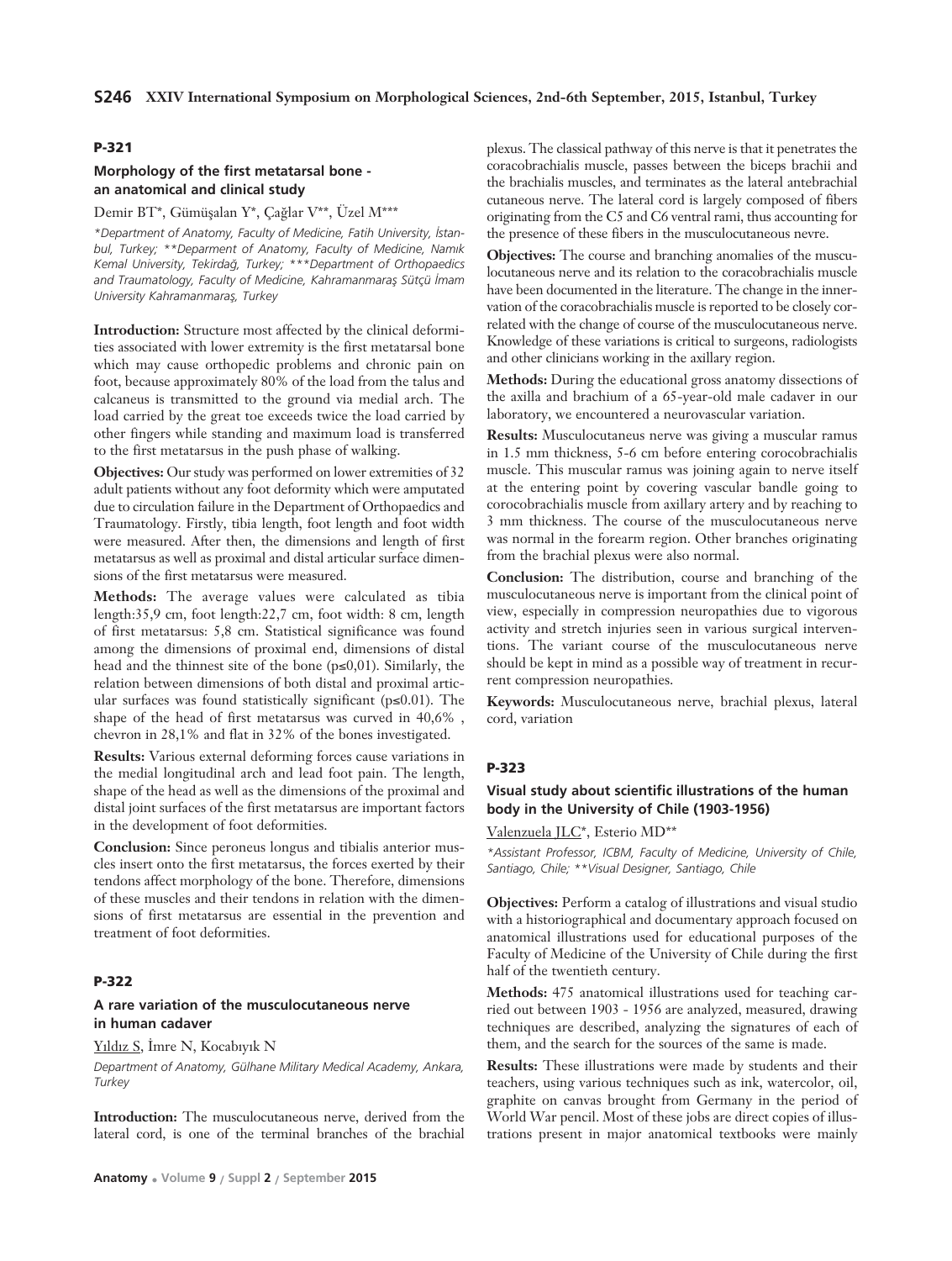## P-321

### Morphology of the first metatarsal bone - an anatomical and clinical study

Demir BT*, Gümüşalan Y*, Çağlar V**, Üzel M***

*\*Department of Anatomy, Faculty of Medicine, Fatih University, İstanbul, Turkey; \*\*Deparment of Anatomy, Faculty of Medicine, Namık Kemal University, Tekirdağ, Turkey; \*\*\*Department of Orthopaedics and Traumatology, Faculty of Medicine, Kahramanmaraş Sütçü İmam University Kahramanmaraş, Turkey*

**Introduction:** Structure most affected by the clinical deformities associated with lower extremity is the first metatarsal bone which may cause orthopedic problems and chronic pain on foot, because approximately 80% of the load from the talus and calcaneus is transmitted to the ground via medial arch. The load carried by the great toe exceeds twice the load carried by other fingers while standing and maximum load is transferred to the first metatarsus in the push phase of walking.

**Objectives:** Our study was performed on lower extremities of 32 adult patients without any foot deformity which were amputated due to circulation failure in the Department of Orthopaedics and Traumatology. Firstly, tibia length, foot length and foot width were measured. After then, the dimensions and length of first metatarsus as well as proximal and distal articular surface dimensions of the first metatarsus were measured.

**Methods:** The average values were calculated as tibia length:35,9 cm, foot length:22,7 cm, foot width: 8 cm, length of first metatarsus: 5,8 cm. Statistical significance was found among the dimensions of proximal end, dimensions of distal head and the thinnest site of the bone (p≤0,01). Similarly, the relation between dimensions of both distal and proximal articular surfaces was found statistically significant (p≤0.01). The shape of the head of first metatarsus was curved in 40,6% , chevron in 28,1% and flat in 32% of the bones investigated.

**Results:** Various external deforming forces cause variations in the medial longitudinal arch and lead foot pain. The length, shape of the head as well as the dimensions of the proximal and distal joint surfaces of the first metatarsus are important factors in the development of foot deformities.

**Conclusion:** Since peroneus longus and tibialis anterior muscles insert onto the first metatarsus, the forces exerted by their tendons affect morphology of the bone. Therefore, dimensions of these muscles and their tendons in relation with the dimensions of first metatarsus are essential in the prevention and treatment of foot deformities.

## P-322

### A rare variation of the musculocutaneous nerve in human cadaver

Yıldız S, İmre N, Kocabıyık N

*Department of Anatomy, Gülhane Military Medical Academy, Ankara, Turkey*

**Introduction:** The musculocutaneous nerve, derived from the lateral cord, is one of the terminal branches of the brachial plexus. The classical pathway of this nerve is that it penetrates the coracobrachialis muscle, passes between the biceps brachii and the brachialis muscles, and terminates as the lateral antebrachial cutaneous nerve. The lateral cord is largely composed of fibers originating from the C5 and C6 ventral rami, thus accounting for the presence of these fibers in the musculocutaneous nevre.

**Objectives:** The course and branching anomalies of the musculocutaneous nerve and its relation to the coracobrachialis muscle have been documented in the literature. The change in the innervation of the coracobrachialis muscle is reported to be closely correlated with the change of course of the musculocutaneous nerve. Knowledge of these variations is critical to surgeons, radiologists and other clinicians working in the axillary region.

**Methods:** During the educational gross anatomy dissections of the axilla and brachium of a 65-year-old male cadaver in our laboratory, we encountered a neurovascular variation.

**Results:** Musculocutaneus nerve was giving a muscular ramus in 1.5 mm thickness, 5-6 cm before entering corocobrachialis muscle. This muscular ramus was joining again to nerve itself at the entering point by covering vascular bandle going to corocobrachialis muscle from axillary artery and by reaching to 3 mm thickness. The course of the musculocutaneous nerve was normal in the forearm region. Other branches originating from the brachial plexus were also normal.

**Conclusion:** The distribution, course and branching of the musculocutaneous nerve is important from the clinical point of view, especially in compression neuropathies due to vigorous activity and stretch injuries seen in various surgical interventions. The variant course of the musculocutaneous nerve should be kept in mind as a possible way of treatment in recurrent compression neuropathies.

**Keywords:** Musculocutaneous nerve, brachial plexus, lateral cord, variation

## P-323

### Visual study about scientific illustrations of the human body in the University of Chile (1903-1956)

Valenzuela JLC*, Esterio MD**

*\*Assistant Professor, ICBM, Faculty of Medicine, University of Chile, Santiago, Chile; \*\*Visual Designer, Santiago, Chile*

**Objectives:** Perform a catalog of illustrations and visual studio with a historiographical and documentary approach focused on anatomical illustrations used for educational purposes of the Faculty of Medicine of the University of Chile during the first half of the twentieth century.

**Methods:** 475 anatomical illustrations used for teaching carried out between 1903 - 1956 are analyzed, measured, drawing techniques are described, analyzing the signatures of each of them, and the search for the sources of the same is made.

**Results:** These illustrations were made by students and their teachers, using various techniques such as ink, watercolor, oil, graphite on canvas brought from Germany in the period of World War pencil. Most of these jobs are direct copies of illustrations present in major anatomical textbooks were mainly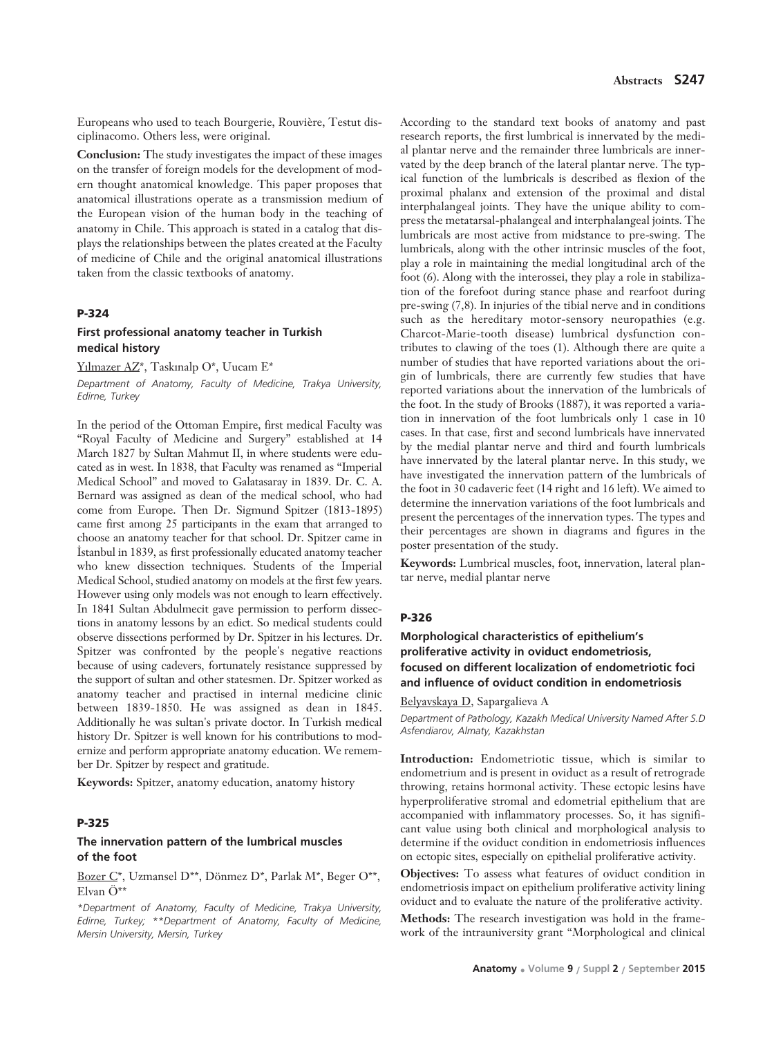Europeans who used to teach Bourgerie, Rouvière, Testut disciplinacomo. Others less, were original.

**Conclusion:** The study investigates the impact of these images on the transfer of foreign models for the development of modern thought anatomical knowledge. This paper proposes that anatomical illustrations operate as a transmission medium of the European vision of the human body in the teaching of anatomy in Chile. This approach is stated in a catalog that displays the relationships between the plates created at the Faculty of medicine of Chile and the original anatomical illustrations taken from the classic textbooks of anatomy.

## P-324

### First professional anatomy teacher in Turkish medical history

Yılmazer AZ*, Taskınalp O*, Uucam E*

*Department of Anatomy, Faculty of Medicine, Trakya University, Edirne, Turkey*

In the period of the Ottoman Empire, first medical Faculty was "Royal Faculty of Medicine and Surgery" established at 14 March 1827 by Sultan Mahmut II, in where students were educated as in west. In 1838, that Faculty was renamed as "Imperial Medical School" and moved to Galatasaray in 1839. Dr. C. A. Bernard was assigned as dean of the medical school, who had come from Europe. Then Dr. Sigmund Spitzer (1813-1895) came first among 25 participants in the exam that arranged to choose an anatomy teacher for that school. Dr. Spitzer came in İstanbul in 1839, as first professionally educated anatomy teacher who knew dissection techniques. Students of the Imperial Medical School, studied anatomy on models at the first few years. However using only models was not enough to learn effectively. In 1841 Sultan Abdulmecit gave permission to perform dissections in anatomy lessons by an edict. So medical students could observe dissections performed by Dr. Spitzer in his lectures. Dr. Spitzer was confronted by the people's negative reactions because of using cadevers, fortunately resistance suppressed by the support of sultan and other statesmen. Dr. Spitzer worked as anatomy teacher and practised in internal medicine clinic between 1839-1850. He was assigned as dean in 1845. Additionally he was sultan's private doctor. In Turkish medical history Dr. Spitzer is well known for his contributions to modernize and perform appropriate anatomy education. We remember Dr. Spitzer by respect and gratitude.

**Keywords:** Spitzer, anatomy education, anatomy history

## P-325

### The innervation pattern of the lumbrical muscles of the foot

Bozer C*, Uzmansel D**, Dönmez D*, Parlak M*, Beger O**, Elvan Ö**

*\*Department of Anatomy, Faculty of Medicine, Trakya University, Edirne, Turkey; \*\*Department of Anatomy, Faculty of Medicine, Mersin University, Mersin, Turkey*

According to the standard text books of anatomy and past research reports, the first lumbrical is innervated by the medial plantar nerve and the remainder three lumbricals are innervated by the deep branch of the lateral plantar nerve. The typical function of the lumbricals is described as flexion of the proximal phalanx and extension of the proximal and distal interphalangeal joints. They have the unique ability to compress the metatarsal-phalangeal and interphalangeal joints. The lumbricals are most active from midstance to pre-swing. The lumbricals, along with the other intrinsic muscles of the foot, play a role in maintaining the medial longitudinal arch of the foot (6). Along with the interossei, they play a role in stabilization of the forefoot during stance phase and rearfoot during pre-swing (7,8). In injuries of the tibial nerve and in conditions such as the hereditary motor-sensory neuropathies (e.g. Charcot-Marie-tooth disease) lumbrical dysfunction contributes to clawing of the toes (1). Although there are quite a number of studies that have reported variations about the origin of lumbricals, there are currently few studies that have reported variations about the innervation of the lumbricals of the foot. In the study of Brooks (1887), it was reported a variation in innervation of the foot lumbricals only 1 case in 10 cases. In that case, first and second lumbricals have innervated by the medial plantar nerve and third and fourth lumbricals have innervated by the lateral plantar nerve. In this study, we have investigated the innervation pattern of the lumbricals of the foot in 30 cadaveric feet (14 right and 16 left). We aimed to determine the innervation variations of the foot lumbricals and present the percentages of the innervation types. The types and their percentages are shown in diagrams and figures in the poster presentation of the study.

**Keywords:** Lumbrical muscles, foot, innervation, lateral plantar nerve, medial plantar nerve

## P-326

### Morphological characteristics of epithelium's proliferative activity in oviduct endometriosis, focused on different localization of endometriotic foci and influence of oviduct condition in endometriosis

Belyavskaya D, Sapargalieva A

*Department of Pathology, Kazakh Medical University Named After S.D Asfendiarov, Almaty, Kazakhstan*

**Introduction:** Endometriotic tissue, which is similar to endometrium and is present in oviduct as a result of retrograde throwing, retains hormonal activity. These ectopic lesins have hyperproliferative stromal and edometrial epithelium that are accompanied with inflammatory processes. So, it has significant value using both clinical and morphological analysis to determine if the oviduct condition in endometriosis influences on ectopic sites, especially on epithelial proliferative activity.

**Objectives:** To assess what features of oviduct condition in endometriosis impact on epithelium proliferative activity lining oviduct and to evaluate the nature of the proliferative activity.

**Methods:** The research investigation was hold in the framework of the intrauniversity grant "Morphological and clinical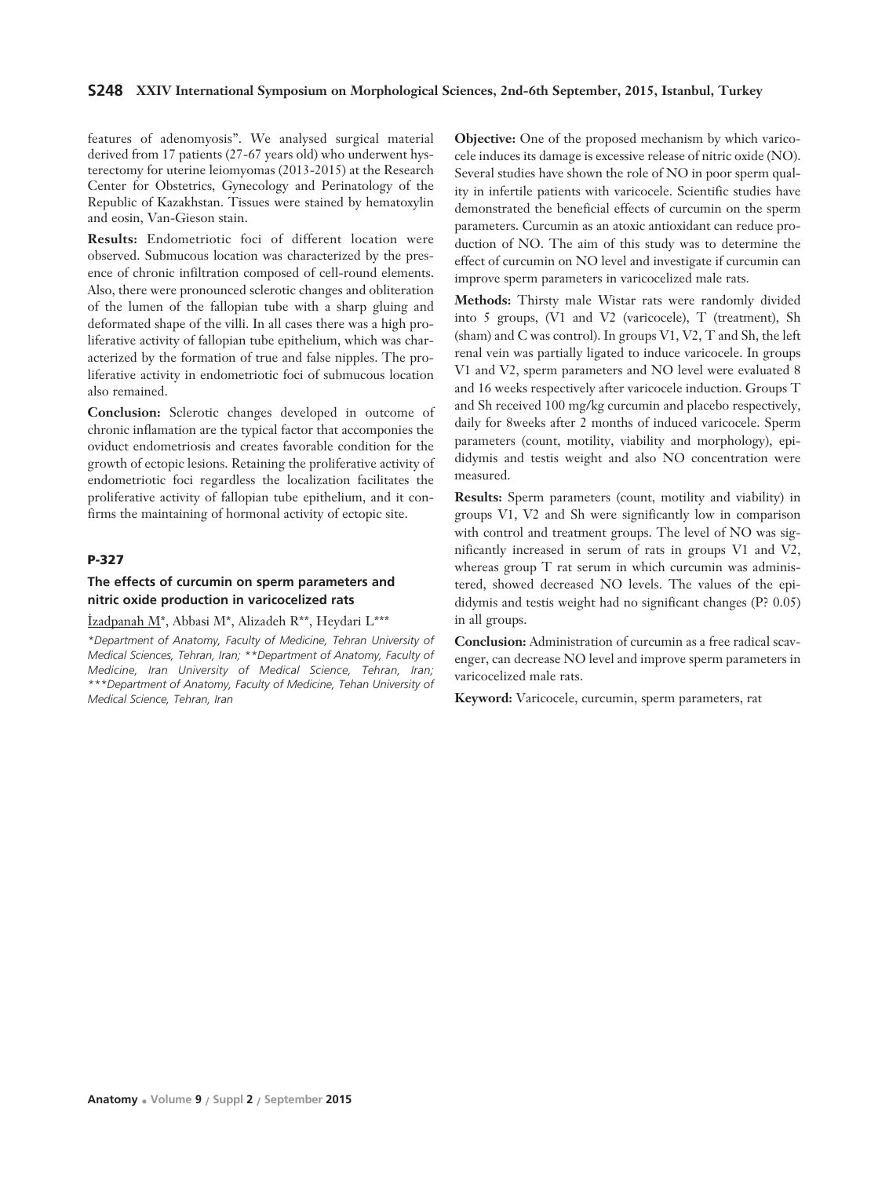features of adenomyosis". We analysed surgical material derived from 17 patients (27-67 years old) who underwent hysterectomy for uterine leiomyomas (2013-2015) at the Research Center for Obstetrics, Gynecology and Perinatology of the Republic of Kazakhstan. Tissues were stained by hematoxylin and eosin, Van-Gieson stain.

**Results:** Endometriotic foci of different location were observed. Submucous location was characterized by the presence of chronic infiltration composed of cell-round elements. Also, there were pronounced sclerotic changes and obliteration of the lumen of the fallopian tube with a sharp gluing and deformated shape of the villi. In all cases there was a high proliferative activity of fallopian tube epithelium, which was characterized by the formation of true and false nipples. The proliferative activity in endometriotic foci of submucous location also remained.

**Conclusion:** Sclerotic changes developed in outcome of chronic inflamation are the typical factor that accomponies the oviduct endometriosis and creates favorable condition for the growth of ectopic lesions. Retaining the proliferative activity of endometriotic foci regardless the localization facilitates the proliferative activity of fallopian tube epithelium, and it confirms the maintaining of hormonal activity of ectopic site.

### P-327

### The effects of curcumin on sperm parameters and nitric oxide production in varicocelized rats

İzadpanah M*, Abbasi M*, Alizadeh R**, Heydari L***

*Department of Anatomy, Faculty of Medicine, Tehran University of Medical Sciences, Tehran, Iran; **Department of Anatomy, Faculty of Medicine, Iran University of Medical Science, Tehran, Iran; ***Department of Anatomy, Faculty of Medicine, Tehan University of Medical Science, Tehran, Iran*

**Objective:** One of the proposed mechanism by which varicocele induces its damage is excessive release of nitric oxide (NO). Several studies have shown the role of NO in poor sperm quality in infertile patients with varicocele. Scientific studies have demonstrated the beneficial effects of curcumin on the sperm parameters. Curcumin as an atoxic antioxidant can reduce production of NO. The aim of this study was to determine the effect of curcumin on NO level and investigate if curcumin can improve sperm parameters in varicocelized male rats.

**Methods:** Thirsty male Wistar rats were randomly divided into 5 groups, (V1 and V2 (varicocele), T (treatment), Sh (sham) and C was control). In groups V1, V2, T and Sh, the left renal vein was partially ligated to induce varicocele. In groups V1 and V2, sperm parameters and NO level were evaluated 8 and 16 weeks respectively after varicocele induction. Groups T and Sh received 100 mg/kg curcumin and placebo respectively, daily for 8weeks after 2 months of induced varicocele. Sperm parameters (count, motility, viability and morphology), epididymis and testis weight and also NO concentration were measured.

**Results:** Sperm parameters (count, motility and viability) in groups V1, V2 and Sh were significantly low in comparison with control and treatment groups. The level of NO was significantly increased in serum of rats in groups V1 and V2, whereas group T rat serum in which curcumin was administered, showed decreased NO levels. The values of the epididymis and testis weight had no significant changes (P? 0.05) in all groups.

**Conclusion:** Administration of curcumin as a free radical scavenger, can decrease NO level and improve sperm parameters in varicocelized male rats.

**Keyword:** Varicocele, curcumin, sperm parameters, rat